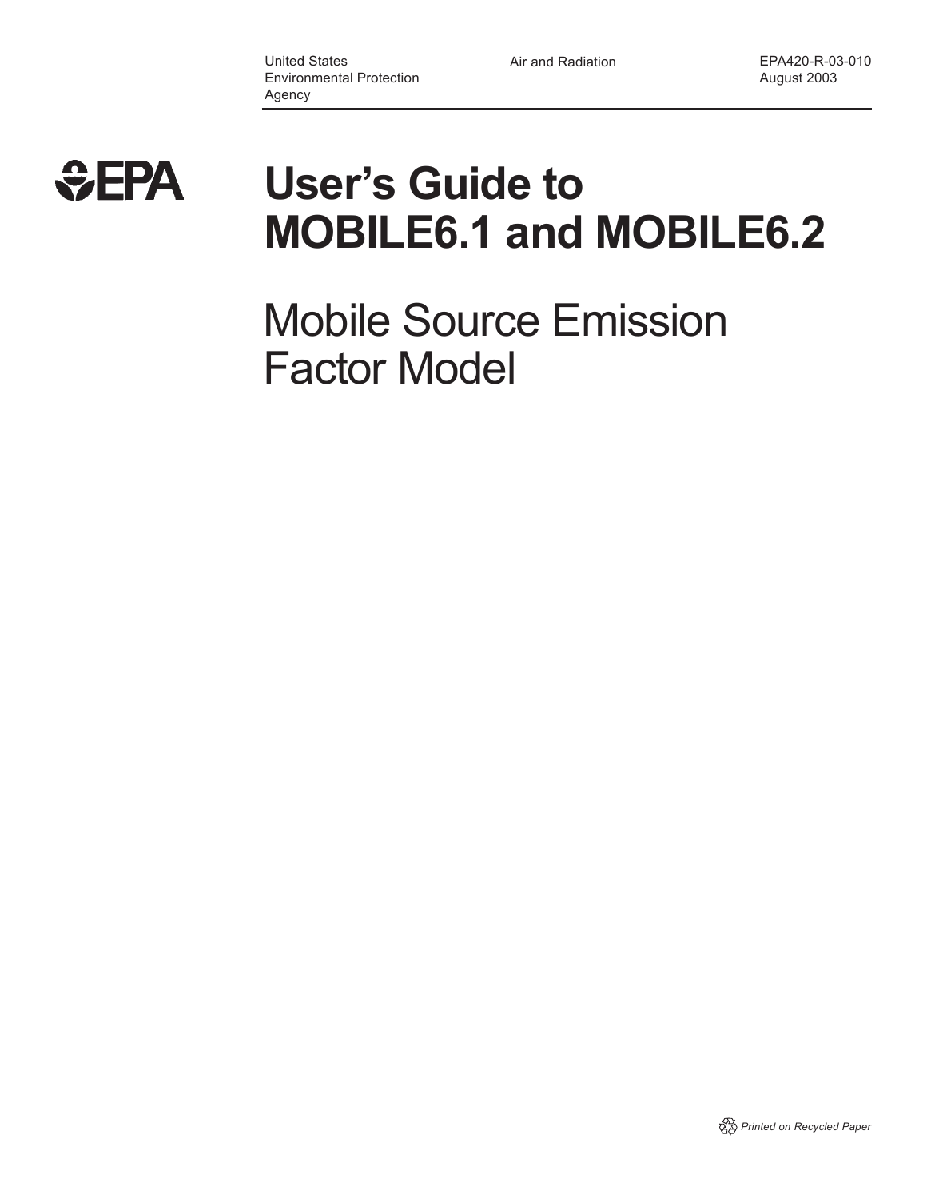United States
Environmental Protection
Agency

Air and Radiation

EPA420-R-03-010
August 2003

EPA

# User's Guide to MOBILE6.1 and MOBILE6.2

## Mobile Source Emission Factor Model

*Printed on Recycled Paper*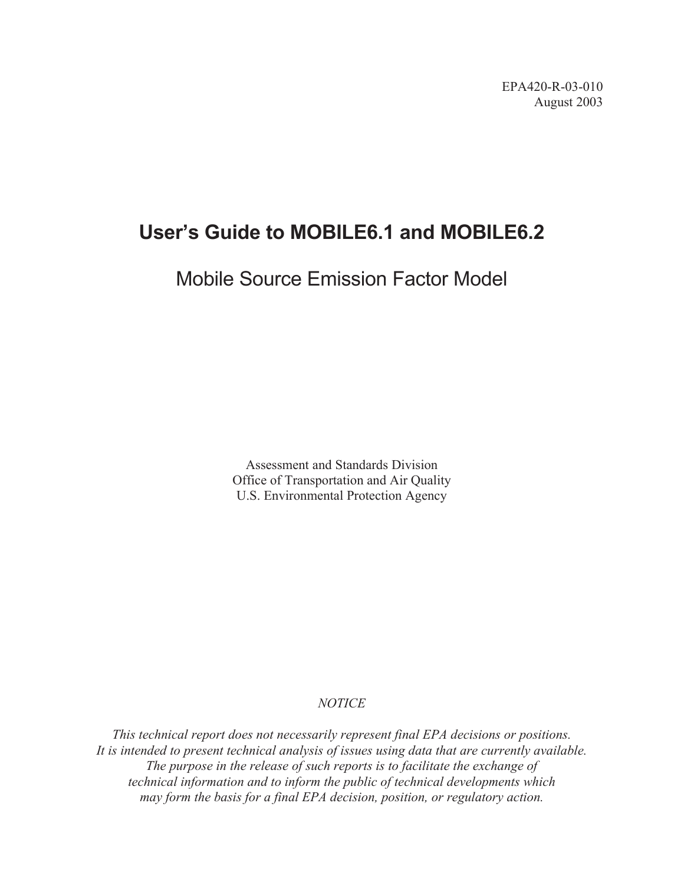EPA420-R-03-010
August 2003

# User's Guide to MOBILE6.1 and MOBILE6.2

## Mobile Source Emission Factor Model

Assessment and Standards Division
Office of Transportation and Air Quality
U.S. Environmental Protection Agency

*NOTICE*

*This technical report does not necessarily represent final EPA decisions or positions. It is intended to present technical analysis of issues using data that are currently available. The purpose in the release of such reports is to facilitate the exchange of technical information and to inform the public of technical developments which may form the basis for a final EPA decision, position, or regulatory action.*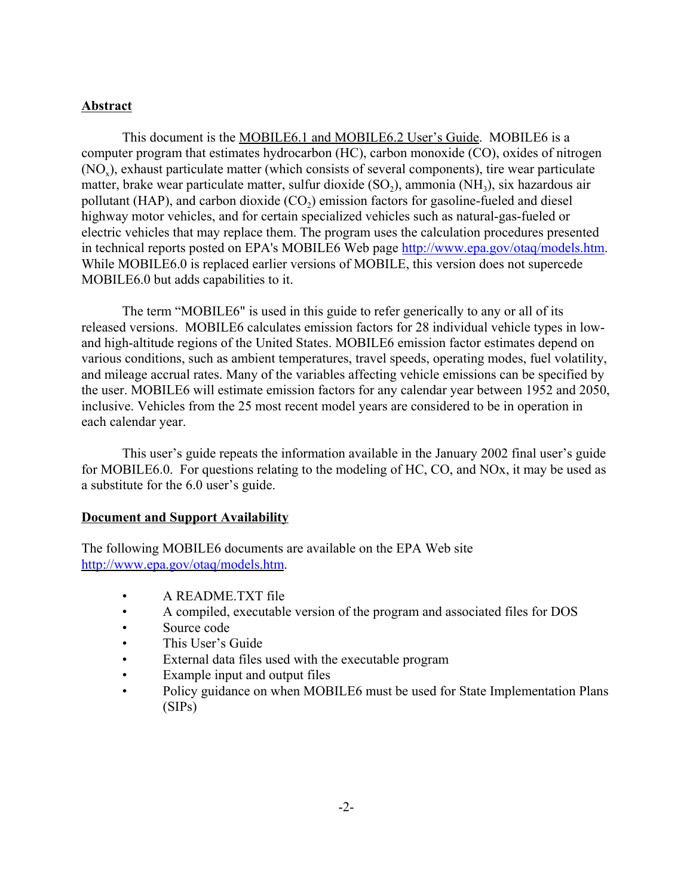**Abstract**

This document is the MOBILE6.1 and MOBILE6.2 User's Guide. MOBILE6 is a computer program that estimates hydrocarbon (HC), carbon monoxide (CO), oxides of nitrogen ($NO_x$), exhaust particulate matter (which consists of several components), tire wear particulate matter, brake wear particulate matter, sulfur dioxide ($SO_2$), ammonia ($NH_3$), six hazardous air pollutant (HAP), and carbon dioxide ($CO_2$) emission factors for gasoline-fueled and diesel highway motor vehicles, and for certain specialized vehicles such as natural-gas-fueled or electric vehicles that may replace them. The program uses the calculation procedures presented in technical reports posted on EPA's MOBILE6 Web page http://www.epa.gov/otaq/models.htm. While MOBILE6.0 is replaced earlier versions of MOBILE, this version does not supercede MOBILE6.0 but adds capabilities to it.

The term "MOBILE6" is used in this guide to refer generically to any or all of its released versions. MOBILE6 calculates emission factors for 28 individual vehicle types in low- and high-altitude regions of the United States. MOBILE6 emission factor estimates depend on various conditions, such as ambient temperatures, travel speeds, operating modes, fuel volatility, and mileage accrual rates. Many of the variables affecting vehicle emissions can be specified by the user. MOBILE6 will estimate emission factors for any calendar year between 1952 and 2050, inclusive. Vehicles from the 25 most recent model years are considered to be in operation in each calendar year.

This user's guide repeats the information available in the January 2002 final user's guide for MOBILE6.0. For questions relating to the modeling of HC, CO, and NOx, it may be used as a substitute for the 6.0 user's guide.

**Document and Support Availability**

The following MOBILE6 documents are available on the EPA Web site http://www.epa.gov/otaq/models.htm.

- A README.TXT file
- A compiled, executable version of the program and associated files for DOS
- Source code
- This User's Guide
- External data files used with the executable program
- Example input and output files
- Policy guidance on when MOBILE6 must be used for State Implementation Plans (SIPs)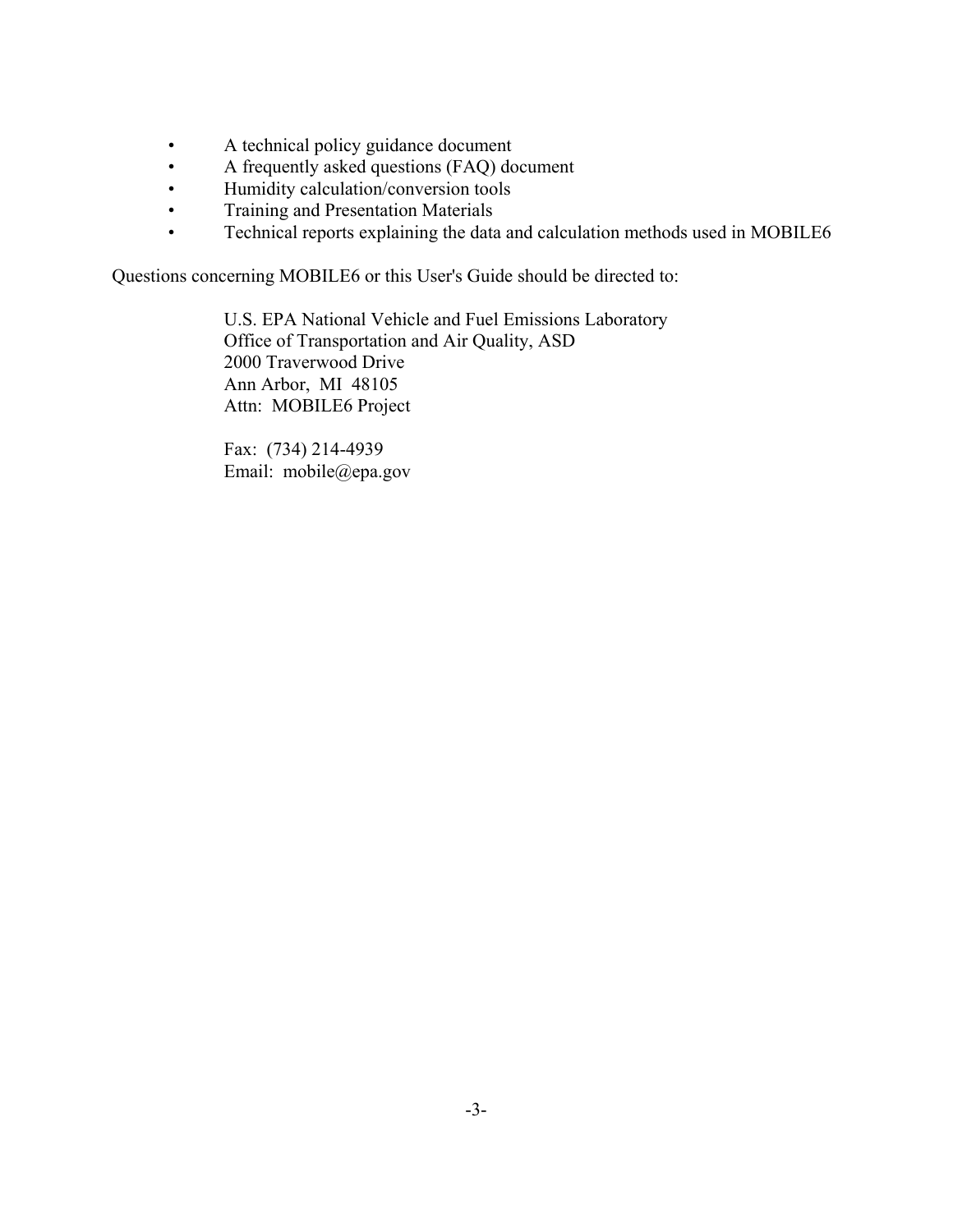- A technical policy guidance document
- A frequently asked questions (FAQ) document
- Humidity calculation/conversion tools
- Training and Presentation Materials
- Technical reports explaining the data and calculation methods used in MOBILE6

Questions concerning MOBILE6 or this User's Guide should be directed to:

> U.S. EPA National Vehicle and Fuel Emissions Laboratory  
> Office of Transportation and Air Quality, ASD  
> 2000 Traverwood Drive  
> Ann Arbor, MI 48105  
> Attn: MOBILE6 Project
>
> Fax: (734) 214-4939  
> Email: mobile@epa.gov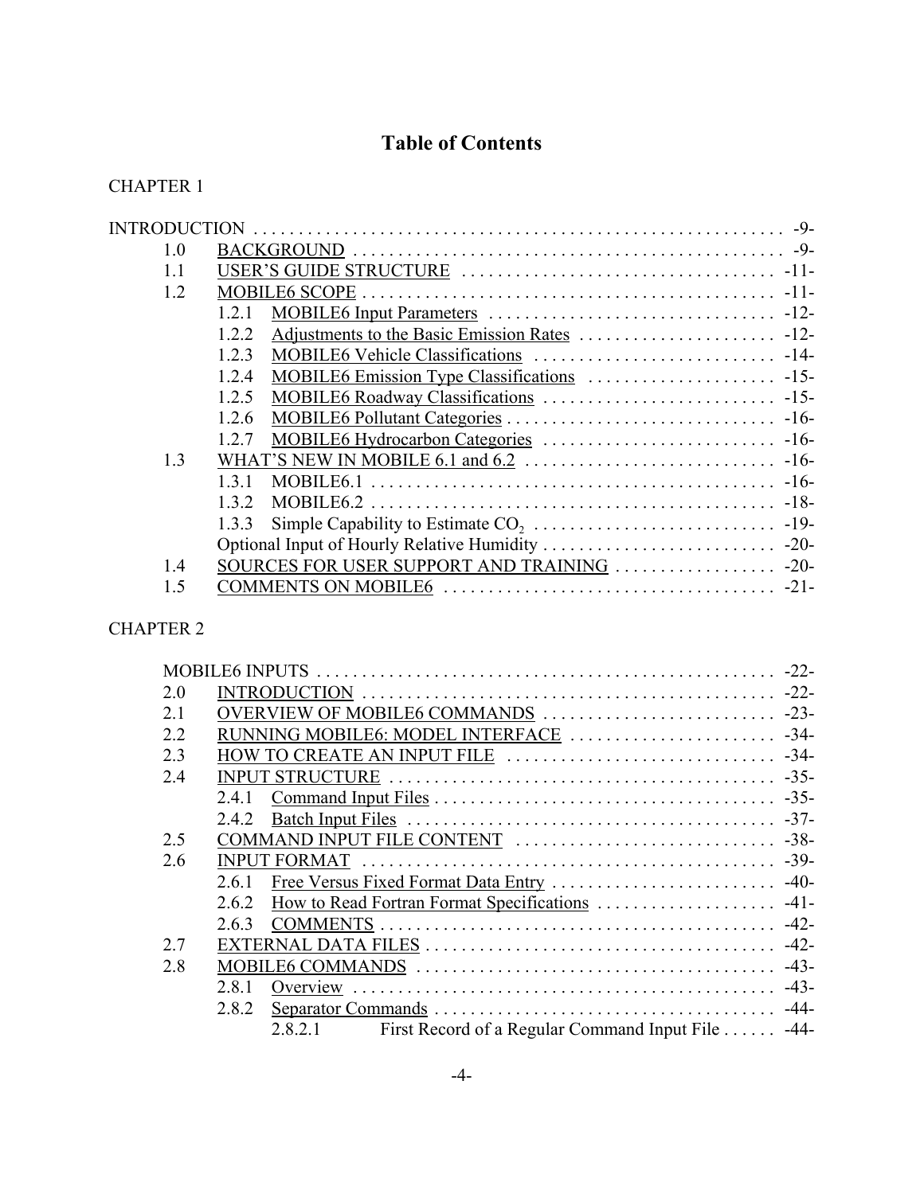# Table of Contents

CHAPTER 1

INTRODUCTION . . . . . . . . . . . . . . . . . . . . . . . . . . . . . . . . . . . . . . . . . . . . . . . . . . . . . . . . . . . -9-

- 1.0 BACKGROUND . . . . . . . . . . . . . . . . . . . . . . . . . . . . . . . . . . . . . . . . . . . . . . . -9-
- 1.1 USER'S GUIDE STRUCTURE . . . . . . . . . . . . . . . . . . . . . . . . . . . . . . . . . . -11-
- 1.2 MOBILE6 SCOPE . . . . . . . . . . . . . . . . . . . . . . . . . . . . . . . . . . . . . . . . . . . . . -11-
  - 1.2.1 MOBILE6 Input Parameters . . . . . . . . . . . . . . . . . . . . . . . . . . . . . . . -12-
  - 1.2.2 Adjustments to the Basic Emission Rates . . . . . . . . . . . . . . . . . . . . . -12-
  - 1.2.3 MOBILE6 Vehicle Classifications . . . . . . . . . . . . . . . . . . . . . . . . . . -14-
  - 1.2.4 MOBILE6 Emission Type Classifications . . . . . . . . . . . . . . . . . . . . -15-
  - 1.2.5 MOBILE6 Roadway Classifications . . . . . . . . . . . . . . . . . . . . . . . . . -15-
  - 1.2.6 MOBILE6 Pollutant Categories . . . . . . . . . . . . . . . . . . . . . . . . . . . . . -16-
  - 1.2.7 MOBILE6 Hydrocarbon Categories . . . . . . . . . . . . . . . . . . . . . . . . . -16-
- 1.3 WHAT'S NEW IN MOBILE 6.1 and 6.2 . . . . . . . . . . . . . . . . . . . . . . . . . . . -16-
  - 1.3.1 MOBILE6.1 . . . . . . . . . . . . . . . . . . . . . . . . . . . . . . . . . . . . . . . . . . . . -16-
  - 1.3.2 MOBILE6.2 . . . . . . . . . . . . . . . . . . . . . . . . . . . . . . . . . . . . . . . . . . . . -18-
  - 1.3.3 Simple Capability to Estimate $CO_2$ . . . . . . . . . . . . . . . . . . . . . . . . . . -19-
  - Optional Input of Hourly Relative Humidity . . . . . . . . . . . . . . . . . . . . . . . . . -20-
- 1.4 SOURCES FOR USER SUPPORT AND TRAINING . . . . . . . . . . . . . . . . . -20-
- 1.5 COMMENTS ON MOBILE6 . . . . . . . . . . . . . . . . . . . . . . . . . . . . . . . . . . . . -21-

CHAPTER 2

MOBILE6 INPUTS . . . . . . . . . . . . . . . . . . . . . . . . . . . . . . . . . . . . . . . . . . . . . . . . . . -22-

- 2.0 INTRODUCTION . . . . . . . . . . . . . . . . . . . . . . . . . . . . . . . . . . . . . . . . . . . . . -22-
- 2.1 OVERVIEW OF MOBILE6 COMMANDS . . . . . . . . . . . . . . . . . . . . . . . . . -23-
- 2.2 RUNNING MOBILE6: MODEL INTERFACE . . . . . . . . . . . . . . . . . . . . . . -34-
- 2.3 HOW TO CREATE AN INPUT FILE . . . . . . . . . . . . . . . . . . . . . . . . . . . . . -34-
- 2.4 INPUT STRUCTURE . . . . . . . . . . . . . . . . . . . . . . . . . . . . . . . . . . . . . . . . . . -35-
  - 2.4.1 Command Input Files . . . . . . . . . . . . . . . . . . . . . . . . . . . . . . . . . . . . . -35-
  - 2.4.2 Batch Input Files . . . . . . . . . . . . . . . . . . . . . . . . . . . . . . . . . . . . . . . . -37-
- 2.5 COMMAND INPUT FILE CONTENT . . . . . . . . . . . . . . . . . . . . . . . . . . . . -38-
- 2.6 INPUT FORMAT . . . . . . . . . . . . . . . . . . . . . . . . . . . . . . . . . . . . . . . . . . . . . -39-
  - 2.6.1 Free Versus Fixed Format Data Entry . . . . . . . . . . . . . . . . . . . . . . . . -40-
  - 2.6.2 How to Read Fortran Format Specifications . . . . . . . . . . . . . . . . . . . -41-
  - 2.6.3 COMMENTS . . . . . . . . . . . . . . . . . . . . . . . . . . . . . . . . . . . . . . . . . . . -42-
- 2.7 EXTERNAL DATA FILES . . . . . . . . . . . . . . . . . . . . . . . . . . . . . . . . . . . . . . -42-
- 2.8 MOBILE6 COMMANDS . . . . . . . . . . . . . . . . . . . . . . . . . . . . . . . . . . . . . . . -43-
  - 2.8.1 Overview . . . . . . . . . . . . . . . . . . . . . . . . . . . . . . . . . . . . . . . . . . . . . . -43-
  - 2.8.2 Separator Commands . . . . . . . . . . . . . . . . . . . . . . . . . . . . . . . . . . . . . -44-
    - 2.8.2.1 First Record of a Regular Command Input File . . . . . . -44-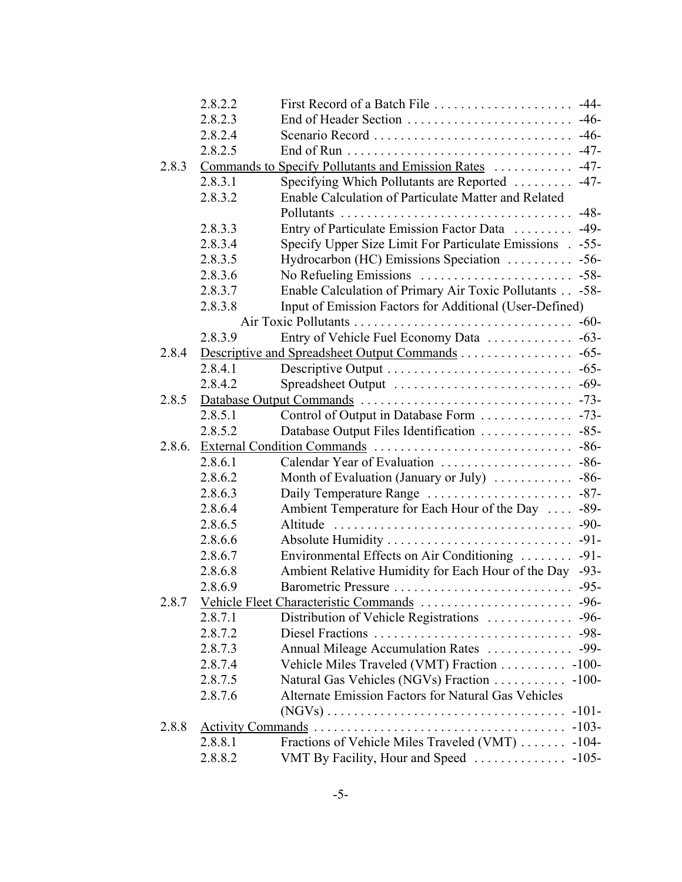- 2.8.2.2 First Record of a Batch File . . . . . . . . . . . . . . . . . . . . . -44-
- 2.8.2.3 End of Header Section . . . . . . . . . . . . . . . . . . . . . . . . . -46-
- 2.8.2.4 Scenario Record . . . . . . . . . . . . . . . . . . . . . . . . . . . . . -46-
- 2.8.2.5 End of Run . . . . . . . . . . . . . . . . . . . . . . . . . . . . . . . . . -47-

2.8.3 Commands to Specify Pollutants and Emission Rates . . . . . . . . . . . . -47-
- 2.8.3.1 Specifying Which Pollutants are Reported . . . . . . . . . -47-
- 2.8.3.2 Enable Calculation of Particulate Matter and Related Pollutants . . . . . . . . . . . . . . . . . . . . . . . . . . . . . . . . . . -48-
- 2.8.3.3 Entry of Particulate Emission Factor Data . . . . . . . . . -49-
- 2.8.3.4 Specify Upper Size Limit For Particulate Emissions . . -55-
- 2.8.3.5 Hydrocarbon (HC) Emissions Speciation . . . . . . . . . . -56-
- 2.8.3.6 No Refueling Emissions . . . . . . . . . . . . . . . . . . . . . . . -58-
- 2.8.3.7 Enable Calculation of Primary Air Toxic Pollutants . . -58-
- 2.8.3.8 Input of Emission Factors for Additional (User-Defined) Air Toxic Pollutants . . . . . . . . . . . . . . . . . . . . . . . . . . . . . . . -60-
- 2.8.3.9 Entry of Vehicle Fuel Economy Data . . . . . . . . . . . . . -63-

2.8.4 Descriptive and Spreadsheet Output Commands . . . . . . . . . . . . . . . . . -65-
- 2.8.4.1 Descriptive Output . . . . . . . . . . . . . . . . . . . . . . . . . . . . -65-
- 2.8.4.2 Spreadsheet Output . . . . . . . . . . . . . . . . . . . . . . . . . . . -69-

2.8.5 Database Output Commands . . . . . . . . . . . . . . . . . . . . . . . . . . . . . . . . -73-
- 2.8.5.1 Control of Output in Database Form . . . . . . . . . . . . . . -73-
- 2.8.5.2 Database Output Files Identification . . . . . . . . . . . . . . -85-

2.8.6. External Condition Commands . . . . . . . . . . . . . . . . . . . . . . . . . . . . . . -86-
- 2.8.6.1 Calendar Year of Evaluation . . . . . . . . . . . . . . . . . . . . -86-
- 2.8.6.2 Month of Evaluation (January or July) . . . . . . . . . . . . -86-
- 2.8.6.3 Daily Temperature Range . . . . . . . . . . . . . . . . . . . . . . -87-
- 2.8.6.4 Ambient Temperature for Each Hour of the Day . . . . -89-
- 2.8.6.5 Altitude . . . . . . . . . . . . . . . . . . . . . . . . . . . . . . . . . . . . -90-
- 2.8.6.6 Absolute Humidity . . . . . . . . . . . . . . . . . . . . . . . . . . . . -91-
- 2.8.6.7 Environmental Effects on Air Conditioning . . . . . . . . -91-
- 2.8.6.8 Ambient Relative Humidity for Each Hour of the Day -93-
- 2.8.6.9 Barometric Pressure . . . . . . . . . . . . . . . . . . . . . . . . . . . -95-

2.8.7 Vehicle Fleet Characteristic Commands . . . . . . . . . . . . . . . . . . . . . . . -96-
- 2.8.7.1 Distribution of Vehicle Registrations . . . . . . . . . . . . . -96-
- 2.8.7.2 Diesel Fractions . . . . . . . . . . . . . . . . . . . . . . . . . . . . . . -98-
- 2.8.7.3 Annual Mileage Accumulation Rates . . . . . . . . . . . . . -99-
- 2.8.7.4 Vehicle Miles Traveled (VMT) Fraction . . . . . . . . . . -100-
- 2.8.7.5 Natural Gas Vehicles (NGVs) Fraction . . . . . . . . . . . -100-
- 2.8.7.6 Alternate Emission Factors for Natural Gas Vehicles (NGVs) . . . . . . . . . . . . . . . . . . . . . . . . . . . . . . . . . . . -101-

2.8.8 Activity Commands . . . . . . . . . . . . . . . . . . . . . . . . . . . . . . . . . . . . . . -103-
- 2.8.8.1 Fractions of Vehicle Miles Traveled (VMT) . . . . . . . -104-
- 2.8.8.2 VMT By Facility, Hour and Speed . . . . . . . . . . . . . . -105-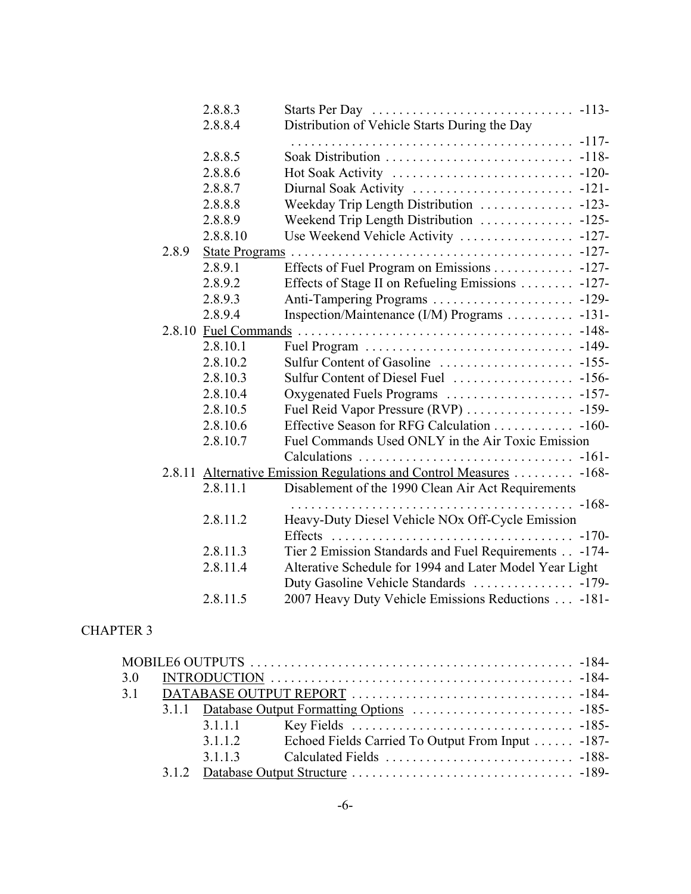| | | | |
|---|---|---|---|
| | 2.8.8.3 | Starts Per Day | -113- |
| | 2.8.8.4 | Distribution of Vehicle Starts During the Day | -117- |
| | 2.8.8.5 | Soak Distribution | -118- |
| | 2.8.8.6 | Hot Soak Activity | -120- |
| | 2.8.8.7 | Diurnal Soak Activity | -121- |
| | 2.8.8.8 | Weekday Trip Length Distribution | -123- |
| | 2.8.8.9 | Weekend Trip Length Distribution | -125- |
| | 2.8.8.10 | Use Weekend Vehicle Activity | -127- |
| 2.8.9 | State Programs | | -127- |
| | 2.8.9.1 | Effects of Fuel Program on Emissions | -127- |
| | 2.8.9.2 | Effects of Stage II on Refueling Emissions | -127- |
| | 2.8.9.3 | Anti-Tampering Programs | -129- |
| | 2.8.9.4 | Inspection/Maintenance (I/M) Programs | -131- |
| 2.8.10 | Fuel Commands | | -148- |
| | 2.8.10.1 | Fuel Program | -149- |
| | 2.8.10.2 | Sulfur Content of Gasoline | -155- |
| | 2.8.10.3 | Sulfur Content of Diesel Fuel | -156- |
| | 2.8.10.4 | Oxygenated Fuels Programs | -157- |
| | 2.8.10.5 | Fuel Reid Vapor Pressure (RVP) | -159- |
| | 2.8.10.6 | Effective Season for RFG Calculation | -160- |
| | 2.8.10.7 | Fuel Commands Used ONLY in the Air Toxic Emission Calculations | -161- |
| 2.8.11 | Alternative Emission Regulations and Control Measures | | -168- |
| | 2.8.11.1 | Disablement of the 1990 Clean Air Act Requirements | -168- |
| | 2.8.11.2 | Heavy-Duty Diesel Vehicle NOx Off-Cycle Emission Effects | -170- |
| | 2.8.11.3 | Tier 2 Emission Standards and Fuel Requirements | -174- |
| | 2.8.11.4 | Alterative Schedule for 1994 and Later Model Year Light Duty Gasoline Vehicle Standards | -179- |
| | 2.8.11.5 | 2007 Heavy Duty Vehicle Emissions Reductions | -181- |

## CHAPTER 3

| | | | |
|---|---|---|---|
| MOBILE6 OUTPUTS | | | -184- |
| 3.0 | INTRODUCTION | | -184- |
| 3.1 | DATABASE OUTPUT REPORT | | -184- |
| 3.1.1 | Database Output Formatting Options | | -185- |
| | 3.1.1.1 | Key Fields | -185- |
| | 3.1.1.2 | Echoed Fields Carried To Output From Input | -187- |
| | 3.1.1.3 | Calculated Fields | -188- |
| 3.1.2 | Database Output Structure | | -189- |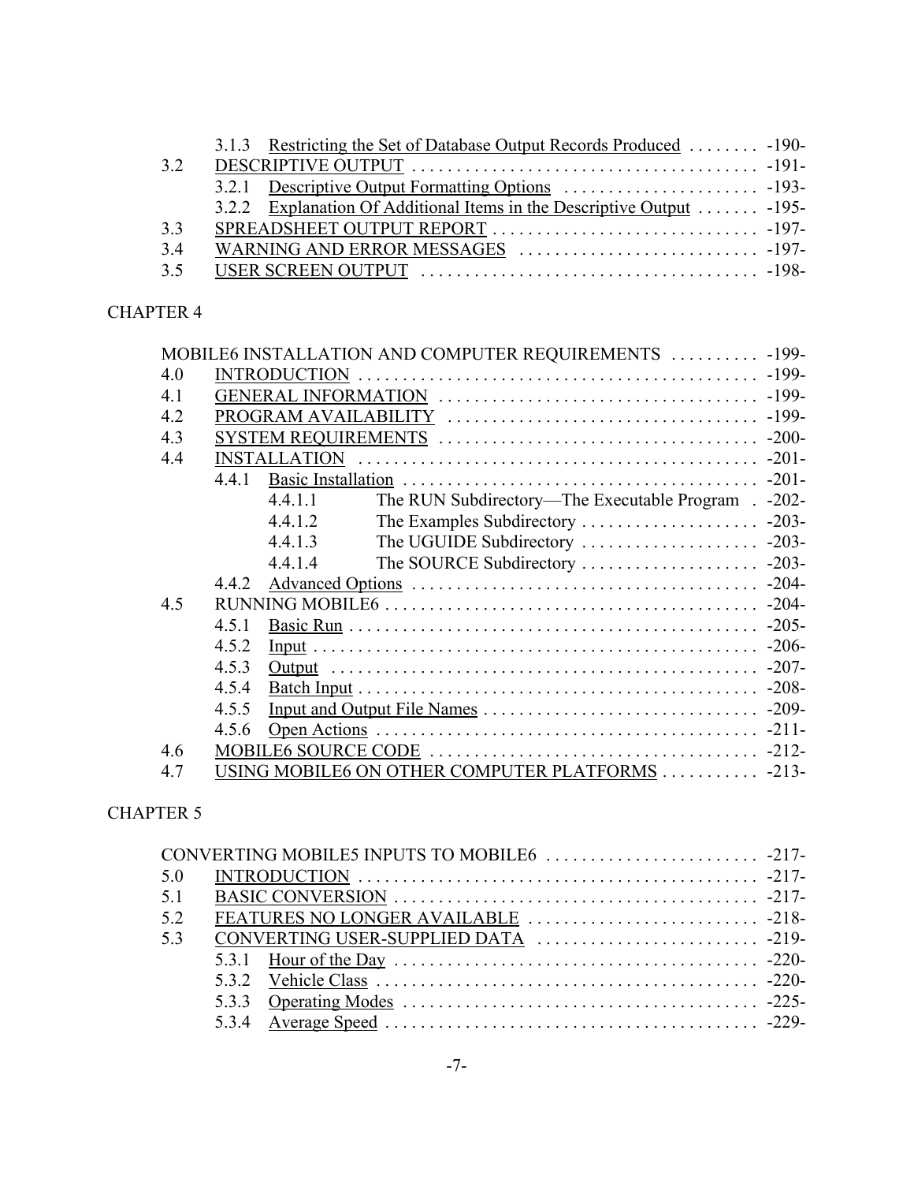3.1.3 Restricting the Set of Database Output Records Produced . . . . . . . . -190-
3.2 DESCRIPTIVE OUTPUT . . . . . . . . . . . . . . . . . . . . . . . . . . . . . . . . . . . . . . -191-
3.2.1 Descriptive Output Formatting Options . . . . . . . . . . . . . . . . . . . . . . -193-
3.2.2 Explanation Of Additional Items in the Descriptive Output . . . . . . . -195-
3.3 SPREADSHEET OUTPUT REPORT . . . . . . . . . . . . . . . . . . . . . . . . . . . . . -197-
3.4 WARNING AND ERROR MESSAGES . . . . . . . . . . . . . . . . . . . . . . . . . . . -197-
3.5 USER SCREEN OUTPUT . . . . . . . . . . . . . . . . . . . . . . . . . . . . . . . . . . . . . -198-

CHAPTER 4

MOBILE6 INSTALLATION AND COMPUTER REQUIREMENTS . . . . . . . . . . -199-
4.0 INTRODUCTION . . . . . . . . . . . . . . . . . . . . . . . . . . . . . . . . . . . . . . . . . . . . -199-
4.1 GENERAL INFORMATION . . . . . . . . . . . . . . . . . . . . . . . . . . . . . . . . . . . -199-
4.2 PROGRAM AVAILABILITY . . . . . . . . . . . . . . . . . . . . . . . . . . . . . . . . . . . -199-
4.3 SYSTEM REQUIREMENTS . . . . . . . . . . . . . . . . . . . . . . . . . . . . . . . . . . . . -200-
4.4 INSTALLATION . . . . . . . . . . . . . . . . . . . . . . . . . . . . . . . . . . . . . . . . . . . . -201-
4.4.1 Basic Installation . . . . . . . . . . . . . . . . . . . . . . . . . . . . . . . . . . . . . . . -201-
4.4.1.1 The RUN Subdirectory—The Executable Program . -202-
4.4.1.2 The Examples Subdirectory . . . . . . . . . . . . . . . . . . . . -203-
4.4.1.3 The UGUIDE Subdirectory . . . . . . . . . . . . . . . . . . . . -203-
4.4.1.4 The SOURCE Subdirectory . . . . . . . . . . . . . . . . . . . . -203-
4.4.2 Advanced Options . . . . . . . . . . . . . . . . . . . . . . . . . . . . . . . . . . . . . . . -204-
4.5 RUNNING MOBILE6 . . . . . . . . . . . . . . . . . . . . . . . . . . . . . . . . . . . . . . . . . . -204-
4.5.1 Basic Run . . . . . . . . . . . . . . . . . . . . . . . . . . . . . . . . . . . . . . . . . . . . . . -205-
4.5.2 Input . . . . . . . . . . . . . . . . . . . . . . . . . . . . . . . . . . . . . . . . . . . . . . . . . . -206-
4.5.3 Output . . . . . . . . . . . . . . . . . . . . . . . . . . . . . . . . . . . . . . . . . . . . . . . . -207-
4.5.4 Batch Input . . . . . . . . . . . . . . . . . . . . . . . . . . . . . . . . . . . . . . . . . . . . . -208-
4.5.5 Input and Output File Names . . . . . . . . . . . . . . . . . . . . . . . . . . . . . . . -209-
4.5.6 Open Actions . . . . . . . . . . . . . . . . . . . . . . . . . . . . . . . . . . . . . . . . . . . -211-
4.6 MOBILE6 SOURCE CODE . . . . . . . . . . . . . . . . . . . . . . . . . . . . . . . . . . . . . -212-
4.7 USING MOBILE6 ON OTHER COMPUTER PLATFORMS . . . . . . . . . . . -213-

CHAPTER 5

CONVERTING MOBILE5 INPUTS TO MOBILE6 . . . . . . . . . . . . . . . . . . . . . . . -217-
5.0 INTRODUCTION . . . . . . . . . . . . . . . . . . . . . . . . . . . . . . . . . . . . . . . . . . . . -217-
5.1 BASIC CONVERSION . . . . . . . . . . . . . . . . . . . . . . . . . . . . . . . . . . . . . . . . -217-
5.2 FEATURES NO LONGER AVAILABLE . . . . . . . . . . . . . . . . . . . . . . . . . -218-
5.3 CONVERTING USER-SUPPLIED DATA . . . . . . . . . . . . . . . . . . . . . . . . -219-
5.3.1 Hour of the Day . . . . . . . . . . . . . . . . . . . . . . . . . . . . . . . . . . . . . . . . -220-
5.3.2 Vehicle Class . . . . . . . . . . . . . . . . . . . . . . . . . . . . . . . . . . . . . . . . . . -220-
5.3.3 Operating Modes . . . . . . . . . . . . . . . . . . . . . . . . . . . . . . . . . . . . . . . -225-
5.3.4 Average Speed . . . . . . . . . . . . . . . . . . . . . . . . . . . . . . . . . . . . . . . . . -229-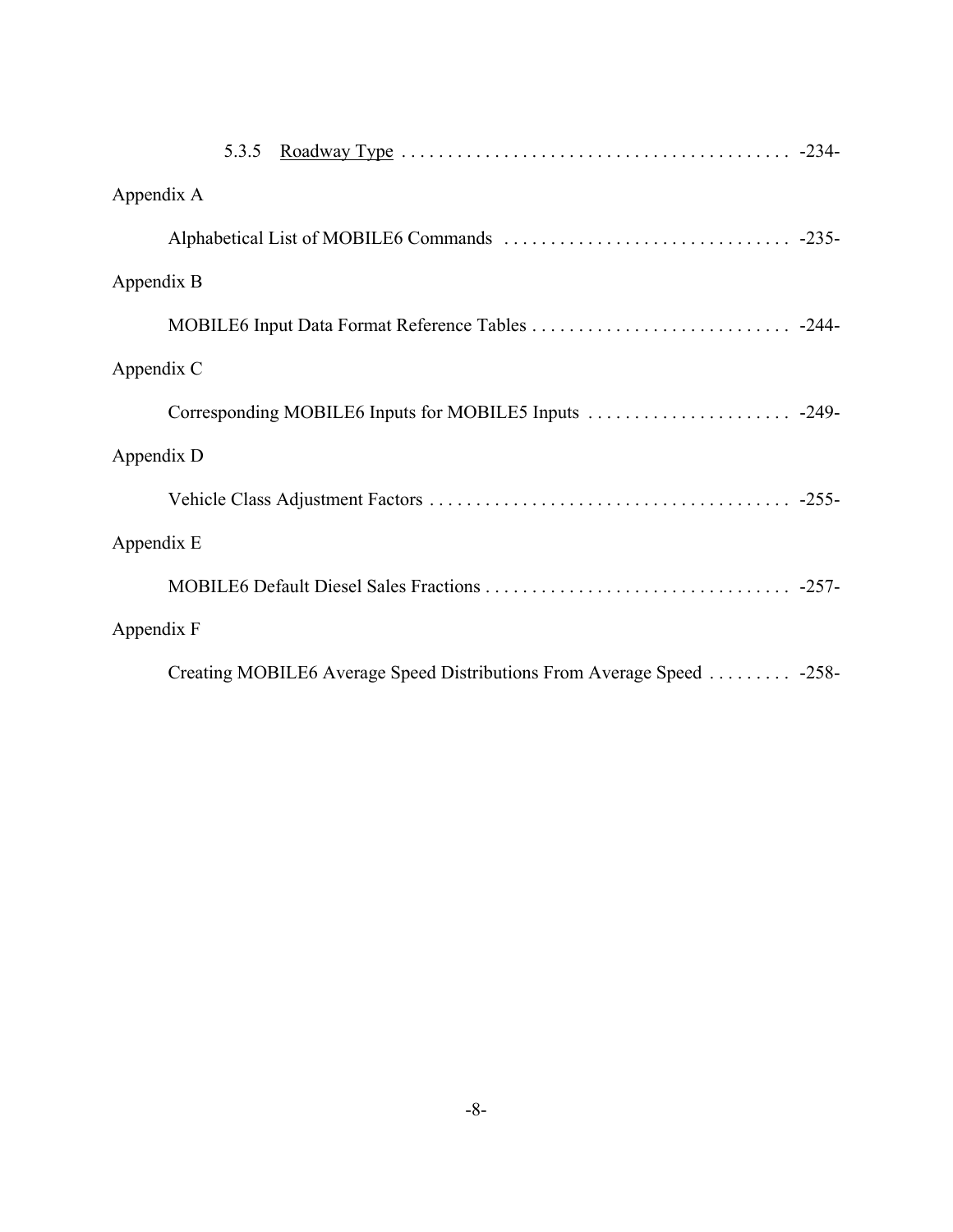5.3.5 Roadway Type . . . . . . . . . . . . . . . . . . . . . . . . . . . . . . . . . . . . . . . . . . -234-

Appendix A

Alphabetical List of MOBILE6 Commands . . . . . . . . . . . . . . . . . . . . . . . . . . . . . . . -235-

Appendix B

MOBILE6 Input Data Format Reference Tables . . . . . . . . . . . . . . . . . . . . . . . . . . . . -244-

Appendix C

Corresponding MOBILE6 Inputs for MOBILE5 Inputs . . . . . . . . . . . . . . . . . . . . . . -249-

Appendix D

Vehicle Class Adjustment Factors . . . . . . . . . . . . . . . . . . . . . . . . . . . . . . . . . . . . . . . -255-

Appendix E

MOBILE6 Default Diesel Sales Fractions . . . . . . . . . . . . . . . . . . . . . . . . . . . . . . . . . -257-

Appendix F

Creating MOBILE6 Average Speed Distributions From Average Speed . . . . . . . . . -258-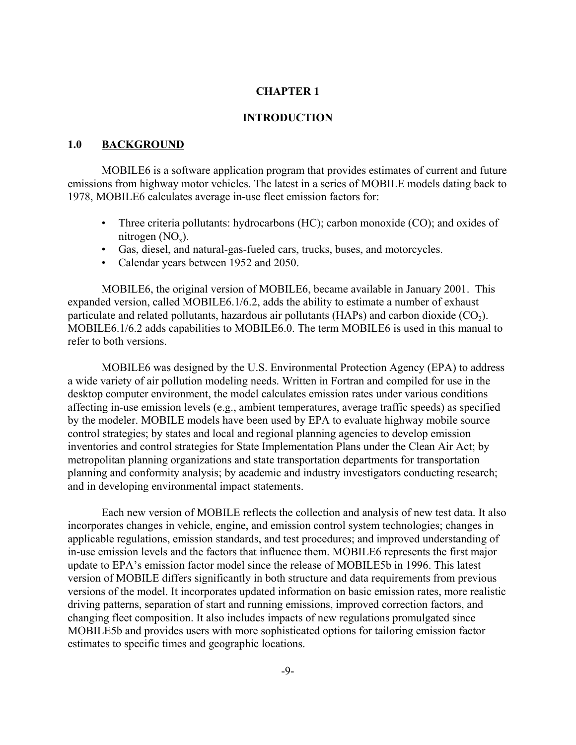# CHAPTER 1

# INTRODUCTION

## 1.0 BACKGROUND

MOBILE6 is a software application program that provides estimates of current and future emissions from highway motor vehicles. The latest in a series of MOBILE models dating back to 1978, MOBILE6 calculates average in-use fleet emission factors for:

- Three criteria pollutants: hydrocarbons (HC); carbon monoxide (CO); and oxides of nitrogen ($NO_x$).
- Gas, diesel, and natural-gas-fueled cars, trucks, buses, and motorcycles.
- Calendar years between 1952 and 2050.

MOBILE6, the original version of MOBILE6, became available in January 2001. This expanded version, called MOBILE6.1/6.2, adds the ability to estimate a number of exhaust particulate and related pollutants, hazardous air pollutants (HAPs) and carbon dioxide ($CO_2$). MOBILE6.1/6.2 adds capabilities to MOBILE6.0. The term MOBILE6 is used in this manual to refer to both versions.

MOBILE6 was designed by the U.S. Environmental Protection Agency (EPA) to address a wide variety of air pollution modeling needs. Written in Fortran and compiled for use in the desktop computer environment, the model calculates emission rates under various conditions affecting in-use emission levels (e.g., ambient temperatures, average traffic speeds) as specified by the modeler. MOBILE models have been used by EPA to evaluate highway mobile source control strategies; by states and local and regional planning agencies to develop emission inventories and control strategies for State Implementation Plans under the Clean Air Act; by metropolitan planning organizations and state transportation departments for transportation planning and conformity analysis; by academic and industry investigators conducting research; and in developing environmental impact statements.

Each new version of MOBILE reflects the collection and analysis of new test data. It also incorporates changes in vehicle, engine, and emission control system technologies; changes in applicable regulations, emission standards, and test procedures; and improved understanding of in-use emission levels and the factors that influence them. MOBILE6 represents the first major update to EPA's emission factor model since the release of MOBILE5b in 1996. This latest version of MOBILE differs significantly in both structure and data requirements from previous versions of the model. It incorporates updated information on basic emission rates, more realistic driving patterns, separation of start and running emissions, improved correction factors, and changing fleet composition. It also includes impacts of new regulations promulgated since MOBILE5b and provides users with more sophisticated options for tailoring emission factor estimates to specific times and geographic locations.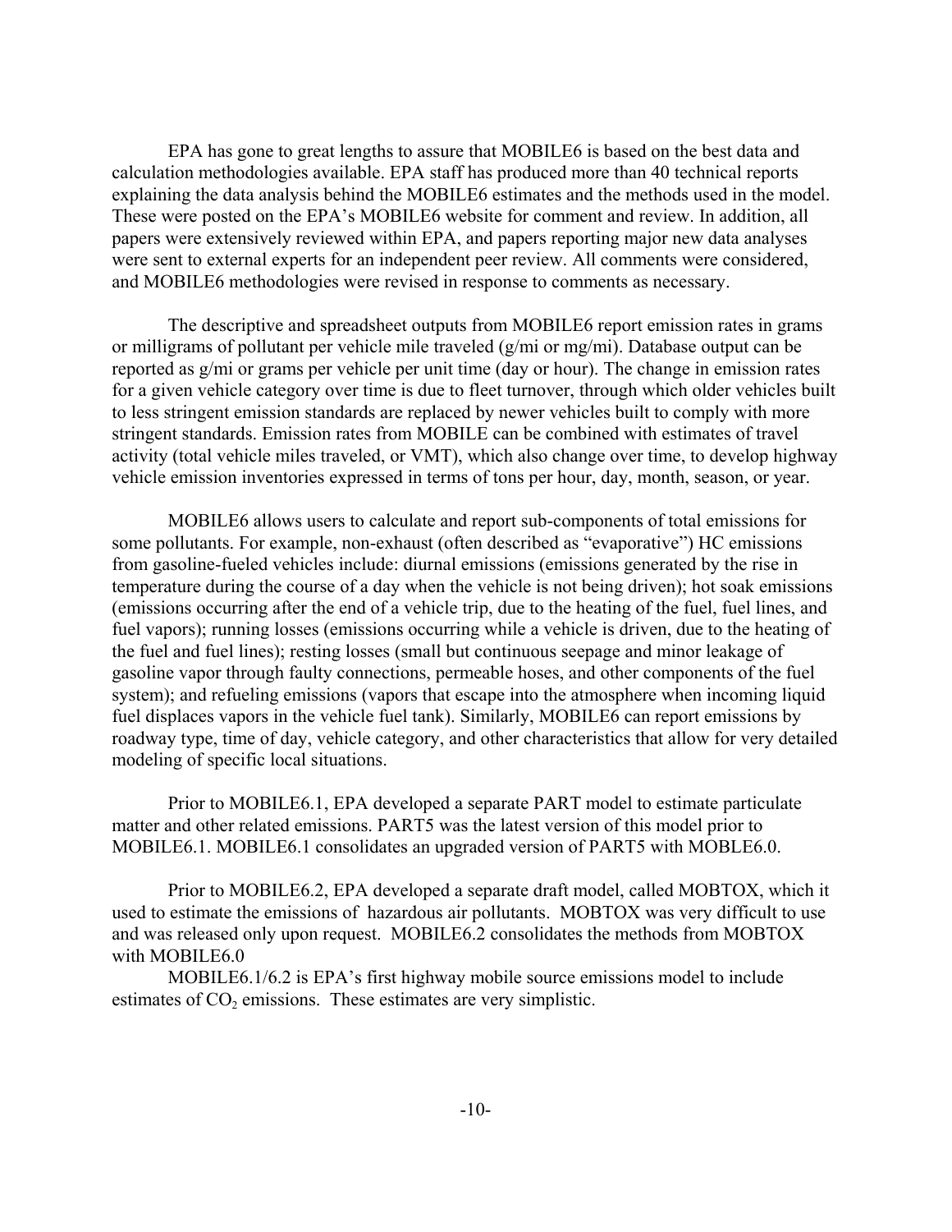EPA has gone to great lengths to assure that MOBILE6 is based on the best data and calculation methodologies available. EPA staff has produced more than 40 technical reports explaining the data analysis behind the MOBILE6 estimates and the methods used in the model. These were posted on the EPA's MOBILE6 website for comment and review. In addition, all papers were extensively reviewed within EPA, and papers reporting major new data analyses were sent to external experts for an independent peer review. All comments were considered, and MOBILE6 methodologies were revised in response to comments as necessary.

The descriptive and spreadsheet outputs from MOBILE6 report emission rates in grams or milligrams of pollutant per vehicle mile traveled (g/mi or mg/mi). Database output can be reported as g/mi or grams per vehicle per unit time (day or hour). The change in emission rates for a given vehicle category over time is due to fleet turnover, through which older vehicles built to less stringent emission standards are replaced by newer vehicles built to comply with more stringent standards. Emission rates from MOBILE can be combined with estimates of travel activity (total vehicle miles traveled, or VMT), which also change over time, to develop highway vehicle emission inventories expressed in terms of tons per hour, day, month, season, or year.

MOBILE6 allows users to calculate and report sub-components of total emissions for some pollutants. For example, non-exhaust (often described as "evaporative") HC emissions from gasoline-fueled vehicles include: diurnal emissions (emissions generated by the rise in temperature during the course of a day when the vehicle is not being driven); hot soak emissions (emissions occurring after the end of a vehicle trip, due to the heating of the fuel, fuel lines, and fuel vapors); running losses (emissions occurring while a vehicle is driven, due to the heating of the fuel and fuel lines); resting losses (small but continuous seepage and minor leakage of gasoline vapor through faulty connections, permeable hoses, and other components of the fuel system); and refueling emissions (vapors that escape into the atmosphere when incoming liquid fuel displaces vapors in the vehicle fuel tank). Similarly, MOBILE6 can report emissions by roadway type, time of day, vehicle category, and other characteristics that allow for very detailed modeling of specific local situations.

Prior to MOBILE6.1, EPA developed a separate PART model to estimate particulate matter and other related emissions. PART5 was the latest version of this model prior to MOBILE6.1. MOBILE6.1 consolidates an upgraded version of PART5 with MOBLE6.0.

Prior to MOBILE6.2, EPA developed a separate draft model, called MOBTOX, which it used to estimate the emissions of hazardous air pollutants. MOBTOX was very difficult to use and was released only upon request. MOBILE6.2 consolidates the methods from MOBTOX with MOBILE6.0

MOBILE6.1/6.2 is EPA's first highway mobile source emissions model to include estimates of $CO_2$ emissions. These estimates are very simplistic.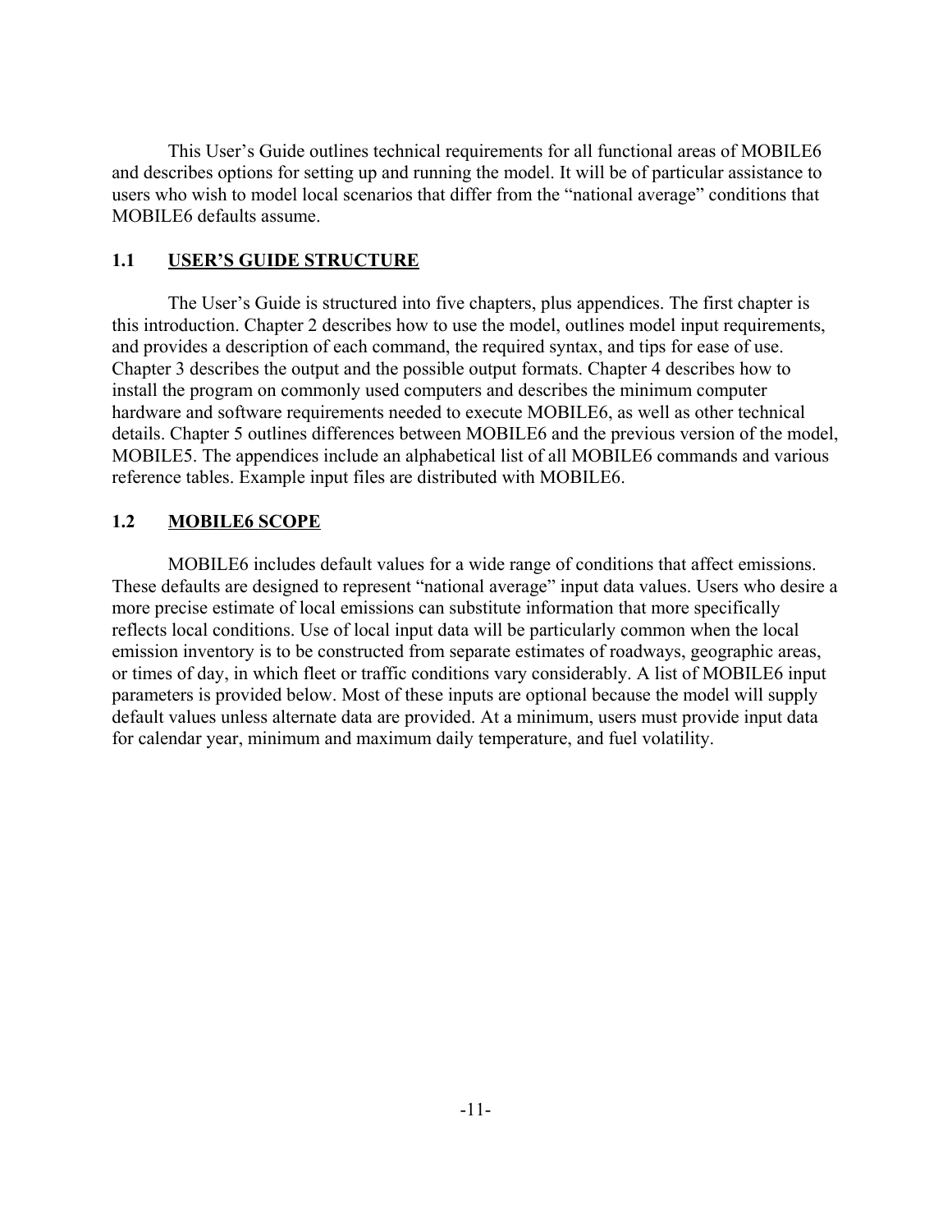This User's Guide outlines technical requirements for all functional areas of MOBILE6 and describes options for setting up and running the model. It will be of particular assistance to users who wish to model local scenarios that differ from the "national average" conditions that MOBILE6 defaults assume.

## 1.1 USER'S GUIDE STRUCTURE

The User's Guide is structured into five chapters, plus appendices. The first chapter is this introduction. Chapter 2 describes how to use the model, outlines model input requirements, and provides a description of each command, the required syntax, and tips for ease of use. Chapter 3 describes the output and the possible output formats. Chapter 4 describes how to install the program on commonly used computers and describes the minimum computer hardware and software requirements needed to execute MOBILE6, as well as other technical details. Chapter 5 outlines differences between MOBILE6 and the previous version of the model, MOBILE5. The appendices include an alphabetical list of all MOBILE6 commands and various reference tables. Example input files are distributed with MOBILE6.

## 1.2 MOBILE6 SCOPE

MOBILE6 includes default values for a wide range of conditions that affect emissions. These defaults are designed to represent "national average" input data values. Users who desire a more precise estimate of local emissions can substitute information that more specifically reflects local conditions. Use of local input data will be particularly common when the local emission inventory is to be constructed from separate estimates of roadways, geographic areas, or times of day, in which fleet or traffic conditions vary considerably. A list of MOBILE6 input parameters is provided below. Most of these inputs are optional because the model will supply default values unless alternate data are provided. At a minimum, users must provide input data for calendar year, minimum and maximum daily temperature, and fuel volatility.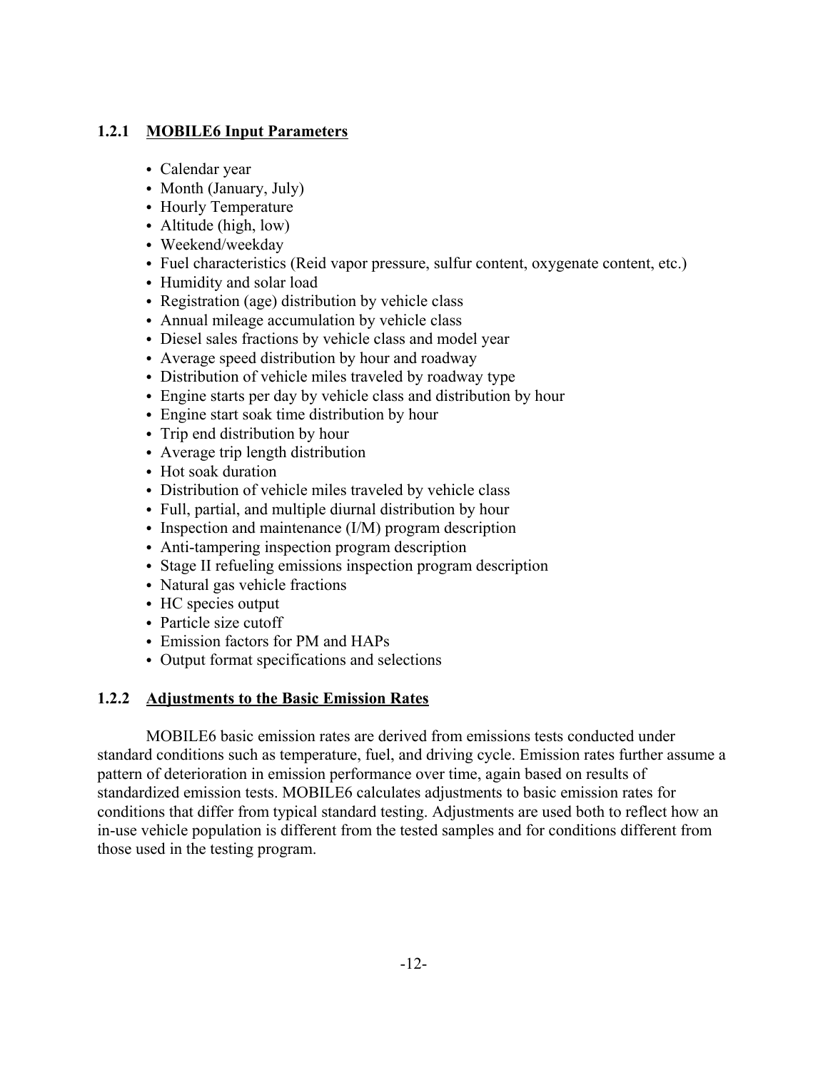### 1.2.1 MOBILE6 Input Parameters

- Calendar year
- Month (January, July)
- Hourly Temperature
- Altitude (high, low)
- Weekend/weekday
- Fuel characteristics (Reid vapor pressure, sulfur content, oxygenate content, etc.)
- Humidity and solar load
- Registration (age) distribution by vehicle class
- Annual mileage accumulation by vehicle class
- Diesel sales fractions by vehicle class and model year
- Average speed distribution by hour and roadway
- Distribution of vehicle miles traveled by roadway type
- Engine starts per day by vehicle class and distribution by hour
- Engine start soak time distribution by hour
- Trip end distribution by hour
- Average trip length distribution
- Hot soak duration
- Distribution of vehicle miles traveled by vehicle class
- Full, partial, and multiple diurnal distribution by hour
- Inspection and maintenance (I/M) program description
- Anti-tampering inspection program description
- Stage II refueling emissions inspection program description
- Natural gas vehicle fractions
- HC species output
- Particle size cutoff
- Emission factors for PM and HAPs
- Output format specifications and selections

### 1.2.2 Adjustments to the Basic Emission Rates

MOBILE6 basic emission rates are derived from emissions tests conducted under standard conditions such as temperature, fuel, and driving cycle. Emission rates further assume a pattern of deterioration in emission performance over time, again based on results of standardized emission tests. MOBILE6 calculates adjustments to basic emission rates for conditions that differ from typical standard testing. Adjustments are used both to reflect how an in-use vehicle population is different from the tested samples and for conditions different from those used in the testing program.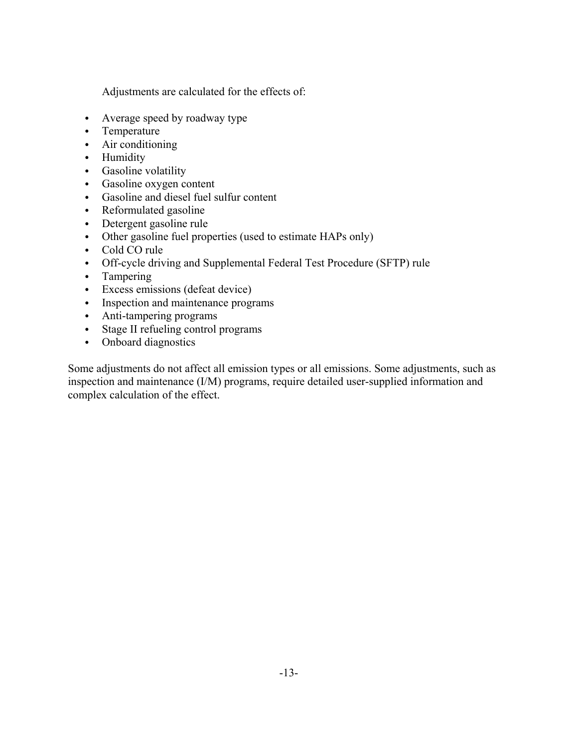Adjustments are calculated for the effects of:

- Average speed by roadway type
- Temperature
- Air conditioning
- Humidity
- Gasoline volatility
- Gasoline oxygen content
- Gasoline and diesel fuel sulfur content
- Reformulated gasoline
- Detergent gasoline rule
- Other gasoline fuel properties (used to estimate HAPs only)
- Cold CO rule
- Off-cycle driving and Supplemental Federal Test Procedure (SFTP) rule
- Tampering
- Excess emissions (defeat device)
- Inspection and maintenance programs
- Anti-tampering programs
- Stage II refueling control programs
- Onboard diagnostics

Some adjustments do not affect all emission types or all emissions. Some adjustments, such as inspection and maintenance (I/M) programs, require detailed user-supplied information and complex calculation of the effect.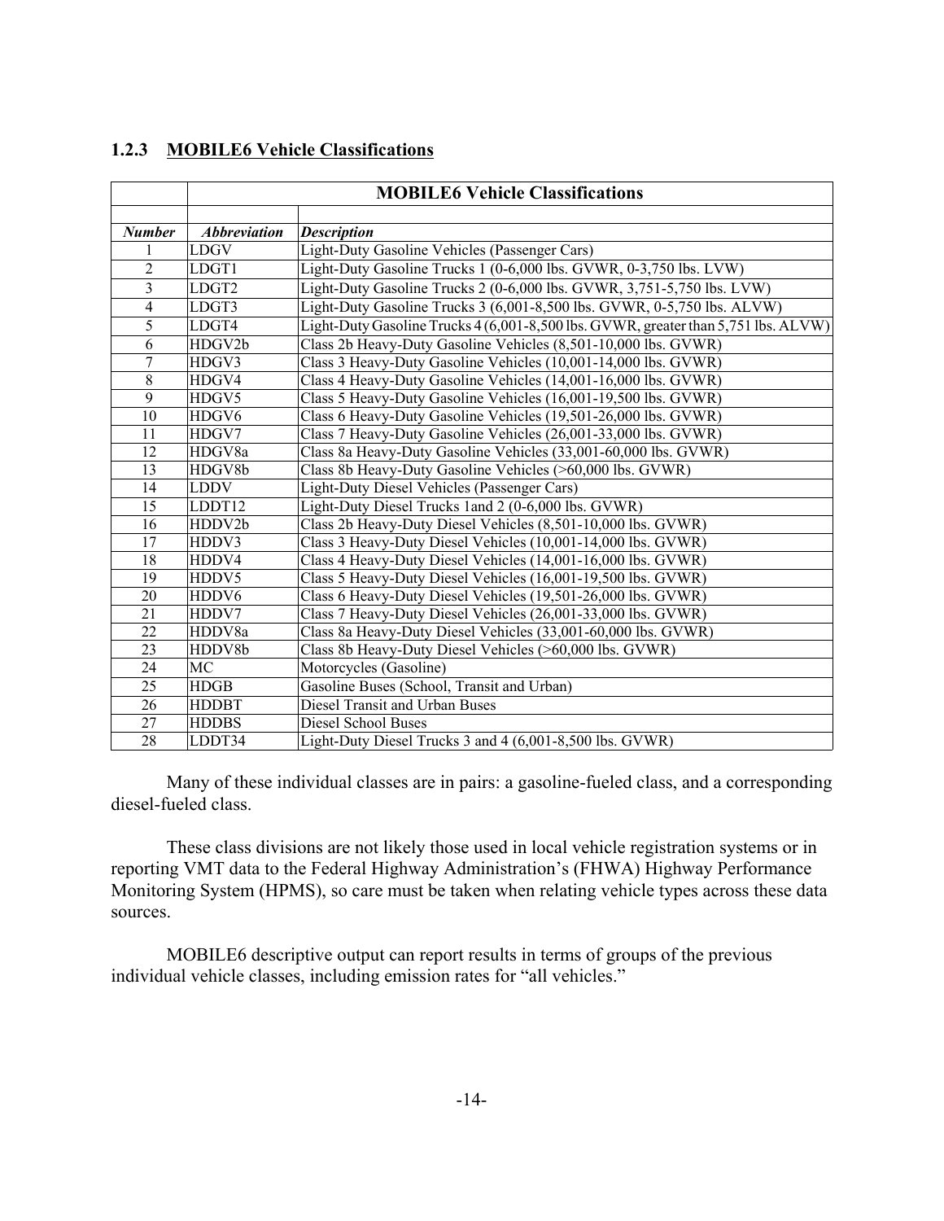### 1.2.3 MOBILE6 Vehicle Classifications

| | MOBILE6 Vehicle Classifications | |
|---|---|---|
| | | |
| ***Number*** | ***Abbreviation*** | ***Description*** |
| 1 | LDGV | Light-Duty Gasoline Vehicles (Passenger Cars) |
| 2 | LDGT1 | Light-Duty Gasoline Trucks 1 (0-6,000 lbs. GVWR, 0-3,750 lbs. LVW) |
| 3 | LDGT2 | Light-Duty Gasoline Trucks 2 (0-6,000 lbs. GVWR, 3,751-5,750 lbs. LVW) |
| 4 | LDGT3 | Light-Duty Gasoline Trucks 3 (6,001-8,500 lbs. GVWR, 0-5,750 lbs. ALVW) |
| 5 | LDGT4 | Light-Duty Gasoline Trucks 4 (6,001-8,500 lbs. GVWR, greater than 5,751 lbs. ALVW) |
| 6 | HDGV2b | Class 2b Heavy-Duty Gasoline Vehicles (8,501-10,000 lbs. GVWR) |
| 7 | HDGV3 | Class 3 Heavy-Duty Gasoline Vehicles (10,001-14,000 lbs. GVWR) |
| 8 | HDGV4 | Class 4 Heavy-Duty Gasoline Vehicles (14,001-16,000 lbs. GVWR) |
| 9 | HDGV5 | Class 5 Heavy-Duty Gasoline Vehicles (16,001-19,500 lbs. GVWR) |
| 10 | HDGV6 | Class 6 Heavy-Duty Gasoline Vehicles (19,501-26,000 lbs. GVWR) |
| 11 | HDGV7 | Class 7 Heavy-Duty Gasoline Vehicles (26,001-33,000 lbs. GVWR) |
| 12 | HDGV8a | Class 8a Heavy-Duty Gasoline Vehicles (33,001-60,000 lbs. GVWR) |
| 13 | HDGV8b | Class 8b Heavy-Duty Gasoline Vehicles (>60,000 lbs. GVWR) |
| 14 | LDDV | Light-Duty Diesel Vehicles (Passenger Cars) |
| 15 | LDDT12 | Light-Duty Diesel Trucks 1and 2 (0-6,000 lbs. GVWR) |
| 16 | HDDV2b | Class 2b Heavy-Duty Diesel Vehicles (8,501-10,000 lbs. GVWR) |
| 17 | HDDV3 | Class 3 Heavy-Duty Diesel Vehicles (10,001-14,000 lbs. GVWR) |
| 18 | HDDV4 | Class 4 Heavy-Duty Diesel Vehicles (14,001-16,000 lbs. GVWR) |
| 19 | HDDV5 | Class 5 Heavy-Duty Diesel Vehicles (16,001-19,500 lbs. GVWR) |
| 20 | HDDV6 | Class 6 Heavy-Duty Diesel Vehicles (19,501-26,000 lbs. GVWR) |
| 21 | HDDV7 | Class 7 Heavy-Duty Diesel Vehicles (26,001-33,000 lbs. GVWR) |
| 22 | HDDV8a | Class 8a Heavy-Duty Diesel Vehicles (33,001-60,000 lbs. GVWR) |
| 23 | HDDV8b | Class 8b Heavy-Duty Diesel Vehicles (>60,000 lbs. GVWR) |
| 24 | MC | Motorcycles (Gasoline) |
| 25 | HDGB | Gasoline Buses (School, Transit and Urban) |
| 26 | HDDBT | Diesel Transit and Urban Buses |
| 27 | HDDBS | Diesel School Buses |
| 28 | LDDT34 | Light-Duty Diesel Trucks 3 and 4 (6,001-8,500 lbs. GVWR) |

Many of these individual classes are in pairs: a gasoline-fueled class, and a corresponding diesel-fueled class.

These class divisions are not likely those used in local vehicle registration systems or in reporting VMT data to the Federal Highway Administration's (FHWA) Highway Performance Monitoring System (HPMS), so care must be taken when relating vehicle types across these data sources.

MOBILE6 descriptive output can report results in terms of groups of the previous individual vehicle classes, including emission rates for "all vehicles."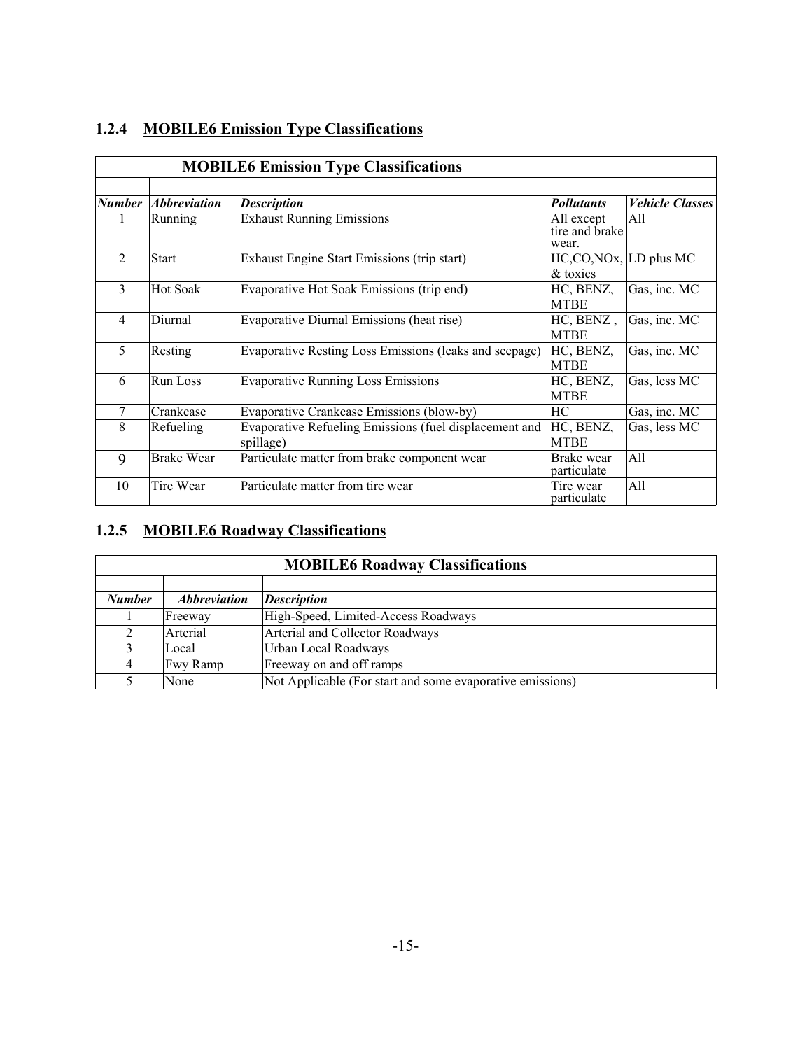### 1.2.4 MOBILE6 Emission Type Classifications

| Number | Abbreviation | Description | Pollutants | Vehicle Classes |
|---|---|---|---|---|
| 1 | Running | Exhaust Running Emissions | All except tire and brake wear. | All |
| 2 | Start | Exhaust Engine Start Emissions (trip start) | HC,CO,NOx, & toxics | LD plus MC |
| 3 | Hot Soak | Evaporative Hot Soak Emissions (trip end) | HC, BENZ, MTBE | Gas, inc. MC |
| 4 | Diurnal | Evaporative Diurnal Emissions (heat rise) | HC, BENZ , MTBE | Gas, inc. MC |
| 5 | Resting | Evaporative Resting Loss Emissions (leaks and seepage) | HC, BENZ, MTBE | Gas, inc. MC |
| 6 | Run Loss | Evaporative Running Loss Emissions | HC, BENZ, MTBE | Gas, less MC |
| 7 | Crankcase | Evaporative Crankcase Emissions (blow-by) | HC | Gas, inc. MC |
| 8 | Refueling | Evaporative Refueling Emissions (fuel displacement and spillage) | HC, BENZ, MTBE | Gas, less MC |
| 9 | Brake Wear | Particulate matter from brake component wear | Brake wear particulate | All |
| 10 | Tire Wear | Particulate matter from tire wear | Tire wear particulate | All |

### 1.2.5 MOBILE6 Roadway Classifications

| Number | Abbreviation | Description |
|---|---|---|
| 1 | Freeway | High-Speed, Limited-Access Roadways |
| 2 | Arterial | Arterial and Collector Roadways |
| 3 | Local | Urban Local Roadways |
| 4 | Fwy Ramp | Freeway on and off ramps |
| 5 | None | Not Applicable (For start and some evaporative emissions) |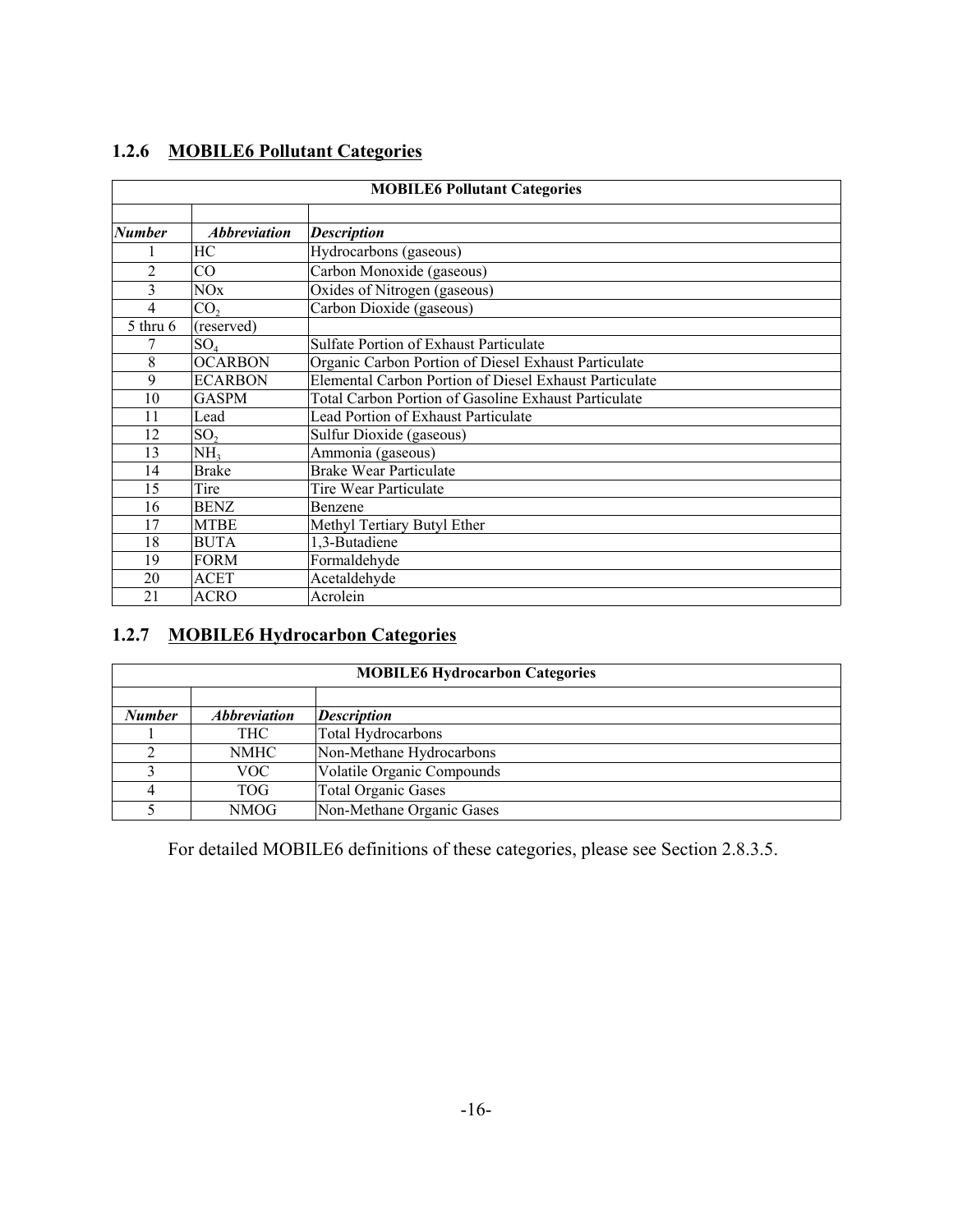### 1.2.6 MOBILE6 Pollutant Categories

| MOBILE6 Pollutant Categories | | |
|---|---|---|
| | | |
| ***Number*** | ***Abbreviation*** | ***Description*** |
| 1 | HC | Hydrocarbons (gaseous) |
| 2 | CO | Carbon Monoxide (gaseous) |
| 3 | NOx | Oxides of Nitrogen (gaseous) |
| 4 | $CO_2$ | Carbon Dioxide (gaseous) |
| 5 thru 6 | (reserved) | |
| 7 | $SO_4$ | Sulfate Portion of Exhaust Particulate |
| 8 | OCARBON | Organic Carbon Portion of Diesel Exhaust Particulate |
| 9 | ECARBON | Elemental Carbon Portion of Diesel Exhaust Particulate |
| 10 | GASPM | Total Carbon Portion of Gasoline Exhaust Particulate |
| 11 | Lead | Lead Portion of Exhaust Particulate |
| 12 | $SO_2$ | Sulfur Dioxide (gaseous) |
| 13 | $NH_3$ | Ammonia (gaseous) |
| 14 | Brake | Brake Wear Particulate |
| 15 | Tire | Tire Wear Particulate |
| 16 | BENZ | Benzene |
| 17 | MTBE | Methyl Tertiary Butyl Ether |
| 18 | BUTA | 1,3-Butadiene |
| 19 | FORM | Formaldehyde |
| 20 | ACET | Acetaldehyde |
| 21 | ACRO | Acrolein |

### 1.2.7 MOBILE6 Hydrocarbon Categories

| MOBILE6 Hydrocarbon Categories | | |
|---|---|---|
| | | |
| ***Number*** | ***Abbreviation*** | ***Description*** |
| 1 | THC | Total Hydrocarbons |
| 2 | NMHC | Non-Methane Hydrocarbons |
| 3 | VOC | Volatile Organic Compounds |
| 4 | TOG | Total Organic Gases |
| 5 | NMOG | Non-Methane Organic Gases |

For detailed MOBILE6 definitions of these categories, please see Section 2.8.3.5.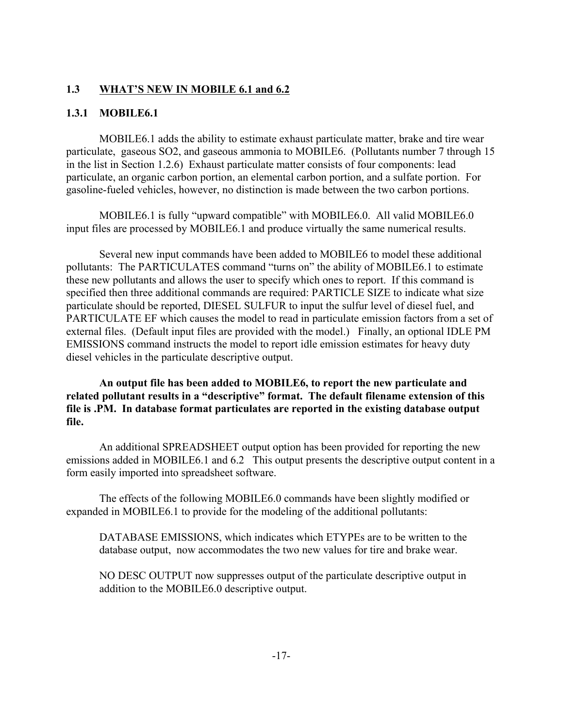## 1.3 WHAT'S NEW IN MOBILE 6.1 and 6.2

### 1.3.1 MOBILE6.1

MOBILE6.1 adds the ability to estimate exhaust particulate matter, brake and tire wear particulate, gaseous SO2, and gaseous ammonia to MOBILE6. (Pollutants number 7 through 15 in the list in Section 1.2.6) Exhaust particulate matter consists of four components: lead particulate, an organic carbon portion, an elemental carbon portion, and a sulfate portion. For gasoline-fueled vehicles, however, no distinction is made between the two carbon portions.

MOBILE6.1 is fully "upward compatible" with MOBILE6.0. All valid MOBILE6.0 input files are processed by MOBILE6.1 and produce virtually the same numerical results.

Several new input commands have been added to MOBILE6 to model these additional pollutants: The PARTICULATES command "turns on" the ability of MOBILE6.1 to estimate these new pollutants and allows the user to specify which ones to report. If this command is specified then three additional commands are required: PARTICLE SIZE to indicate what size particulate should be reported, DIESEL SULFUR to input the sulfur level of diesel fuel, and PARTICULATE EF which causes the model to read in particulate emission factors from a set of external files. (Default input files are provided with the model.) Finally, an optional IDLE PM EMISSIONS command instructs the model to report idle emission estimates for heavy duty diesel vehicles in the particulate descriptive output.

**An output file has been added to MOBILE6, to report the new particulate and related pollutant results in a "descriptive" format. The default filename extension of this file is .PM. In database format particulates are reported in the existing database output file.**

An additional SPREADSHEET output option has been provided for reporting the new emissions added in MOBILE6.1 and 6.2 This output presents the descriptive output content in a form easily imported into spreadsheet software.

The effects of the following MOBILE6.0 commands have been slightly modified or expanded in MOBILE6.1 to provide for the modeling of the additional pollutants:

> DATABASE EMISSIONS, which indicates which ETYPEs are to be written to the database output, now accommodates the two new values for tire and brake wear.
>
> NO DESC OUTPUT now suppresses output of the particulate descriptive output in addition to the MOBILE6.0 descriptive output.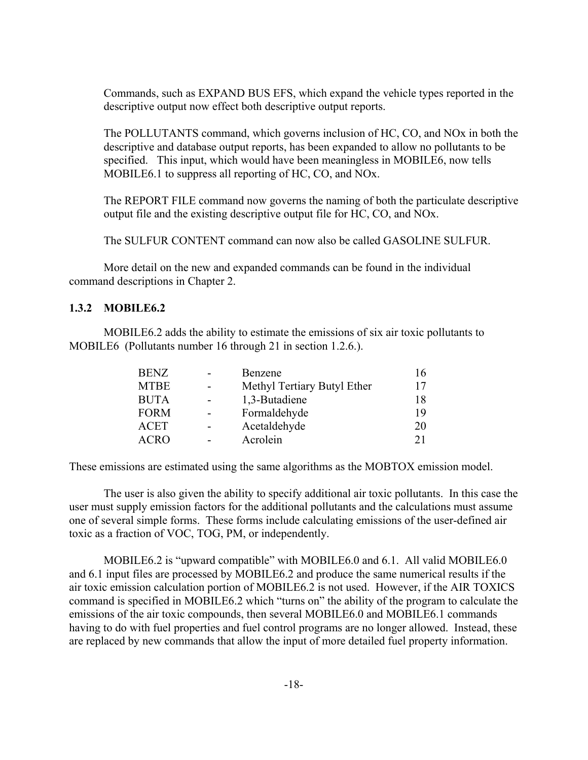Commands, such as EXPAND BUS EFS, which expand the vehicle types reported in the descriptive output now effect both descriptive output reports.

The POLLUTANTS command, which governs inclusion of HC, CO, and NOx in both the descriptive and database output reports, has been expanded to allow no pollutants to be specified. This input, which would have been meaningless in MOBILE6, now tells MOBILE6.1 to suppress all reporting of HC, CO, and NOx.

The REPORT FILE command now governs the naming of both the particulate descriptive output file and the existing descriptive output file for HC, CO, and NOx.

The SULFUR CONTENT command can now also be called GASOLINE SULFUR.

More detail on the new and expanded commands can be found in the individual command descriptions in Chapter 2.

### 1.3.2 MOBILE6.2

MOBILE6.2 adds the ability to estimate the emissions of six air toxic pollutants to MOBILE6 (Pollutants number 16 through 21 in section 1.2.6.).

| | | | |
|---|---|---|---|
| BENZ | - | Benzene | 16 |
| MTBE | - | Methyl Tertiary Butyl Ether | 17 |
| BUTA | - | 1,3-Butadiene | 18 |
| FORM | - | Formaldehyde | 19 |
| ACET | - | Acetaldehyde | 20 |
| ACRO | - | Acrolein | 21 |

These emissions are estimated using the same algorithms as the MOBTOX emission model.

The user is also given the ability to specify additional air toxic pollutants. In this case the user must supply emission factors for the additional pollutants and the calculations must assume one of several simple forms. These forms include calculating emissions of the user-defined air toxic as a fraction of VOC, TOG, PM, or independently.

MOBILE6.2 is "upward compatible" with MOBILE6.0 and 6.1. All valid MOBILE6.0 and 6.1 input files are processed by MOBILE6.2 and produce the same numerical results if the air toxic emission calculation portion of MOBILE6.2 is not used. However, if the AIR TOXICS command is specified in MOBILE6.2 which "turns on" the ability of the program to calculate the emissions of the air toxic compounds, then several MOBILE6.0 and MOBILE6.1 commands having to do with fuel properties and fuel control programs are no longer allowed. Instead, these are replaced by new commands that allow the input of more detailed fuel property information.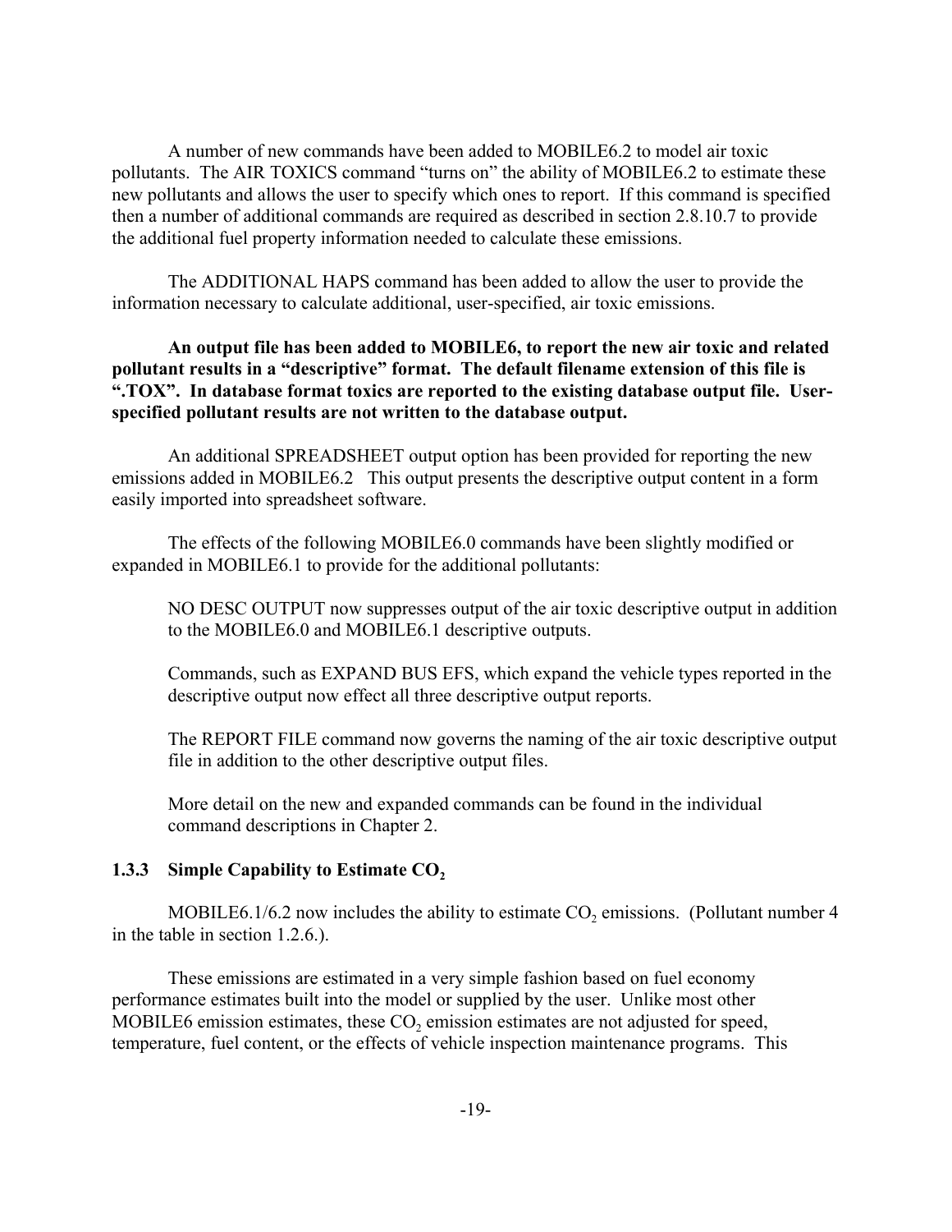A number of new commands have been added to MOBILE6.2 to model air toxic pollutants. The AIR TOXICS command "turns on" the ability of MOBILE6.2 to estimate these new pollutants and allows the user to specify which ones to report. If this command is specified then a number of additional commands are required as described in section 2.8.10.7 to provide the additional fuel property information needed to calculate these emissions.

The ADDITIONAL HAPS command has been added to allow the user to provide the information necessary to calculate additional, user-specified, air toxic emissions.

**An output file has been added to MOBILE6, to report the new air toxic and related pollutant results in a "descriptive" format. The default filename extension of this file is ".TOX". In database format toxics are reported to the existing database output file. User-specified pollutant results are not written to the database output.**

An additional SPREADSHEET output option has been provided for reporting the new emissions added in MOBILE6.2 This output presents the descriptive output content in a form easily imported into spreadsheet software.

The effects of the following MOBILE6.0 commands have been slightly modified or expanded in MOBILE6.1 to provide for the additional pollutants:

> NO DESC OUTPUT now suppresses output of the air toxic descriptive output in addition to the MOBILE6.0 and MOBILE6.1 descriptive outputs.
>
> Commands, such as EXPAND BUS EFS, which expand the vehicle types reported in the descriptive output now effect all three descriptive output reports.
>
> The REPORT FILE command now governs the naming of the air toxic descriptive output file in addition to the other descriptive output files.
>
> More detail on the new and expanded commands can be found in the individual command descriptions in Chapter 2.

### 1.3.3 Simple Capability to Estimate $CO_2$

MOBILE6.1/6.2 now includes the ability to estimate $CO_2$ emissions. (Pollutant number 4 in the table in section 1.2.6.).

These emissions are estimated in a very simple fashion based on fuel economy performance estimates built into the model or supplied by the user. Unlike most other MOBILE6 emission estimates, these $CO_2$ emission estimates are not adjusted for speed, temperature, fuel content, or the effects of vehicle inspection maintenance programs. This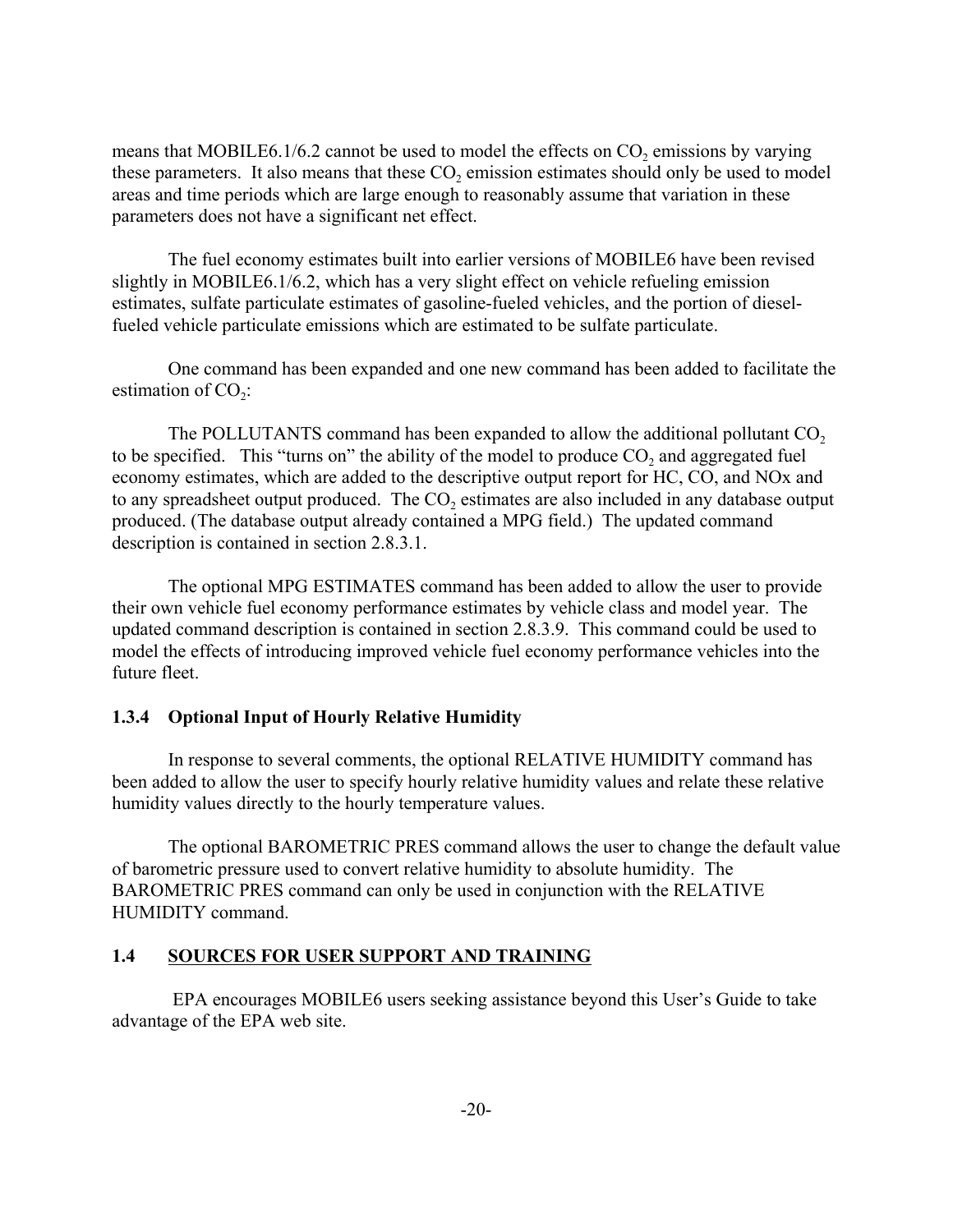means that MOBILE6.1/6.2 cannot be used to model the effects on $CO_2$ emissions by varying these parameters. It also means that these $CO_2$ emission estimates should only be used to model areas and time periods which are large enough to reasonably assume that variation in these parameters does not have a significant net effect.

The fuel economy estimates built into earlier versions of MOBILE6 have been revised slightly in MOBILE6.1/6.2, which has a very slight effect on vehicle refueling emission estimates, sulfate particulate estimates of gasoline-fueled vehicles, and the portion of diesel-fueled vehicle particulate emissions which are estimated to be sulfate particulate.

One command has been expanded and one new command has been added to facilitate the estimation of $CO_2$:

The POLLUTANTS command has been expanded to allow the additional pollutant $CO_2$ to be specified. This "turns on" the ability of the model to produce $CO_2$ and aggregated fuel economy estimates, which are added to the descriptive output report for HC, CO, and NOx and to any spreadsheet output produced. The $CO_2$ estimates are also included in any database output produced. (The database output already contained a MPG field.) The updated command description is contained in section 2.8.3.1.

The optional MPG ESTIMATES command has been added to allow the user to provide their own vehicle fuel economy performance estimates by vehicle class and model year. The updated command description is contained in section 2.8.3.9. This command could be used to model the effects of introducing improved vehicle fuel economy performance vehicles into the future fleet.

### 1.3.4 Optional Input of Hourly Relative Humidity

In response to several comments, the optional RELATIVE HUMIDITY command has been added to allow the user to specify hourly relative humidity values and relate these relative humidity values directly to the hourly temperature values.

The optional BAROMETRIC PRES command allows the user to change the default value of barometric pressure used to convert relative humidity to absolute humidity. The BAROMETRIC PRES command can only be used in conjunction with the RELATIVE HUMIDITY command.

## 1.4 SOURCES FOR USER SUPPORT AND TRAINING

EPA encourages MOBILE6 users seeking assistance beyond this User's Guide to take advantage of the EPA web site.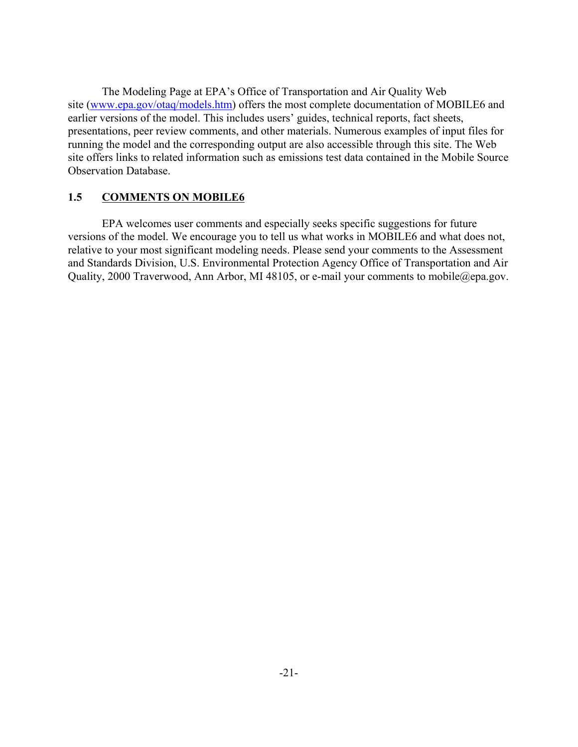The Modeling Page at EPA's Office of Transportation and Air Quality Web site ([www.epa.gov/otaq/models.htm](http://www.epa.gov/otaq/models.htm)) offers the most complete documentation of MOBILE6 and earlier versions of the model. This includes users' guides, technical reports, fact sheets, presentations, peer review comments, and other materials. Numerous examples of input files for running the model and the corresponding output are also accessible through this site. The Web site offers links to related information such as emissions test data contained in the Mobile Source Observation Database.

## 1.5 COMMENTS ON MOBILE6

EPA welcomes user comments and especially seeks specific suggestions for future versions of the model. We encourage you to tell us what works in MOBILE6 and what does not, relative to your most significant modeling needs. Please send your comments to the Assessment and Standards Division, U.S. Environmental Protection Agency Office of Transportation and Air Quality, 2000 Traverwood, Ann Arbor, MI 48105, or e-mail your comments to mobile@epa.gov.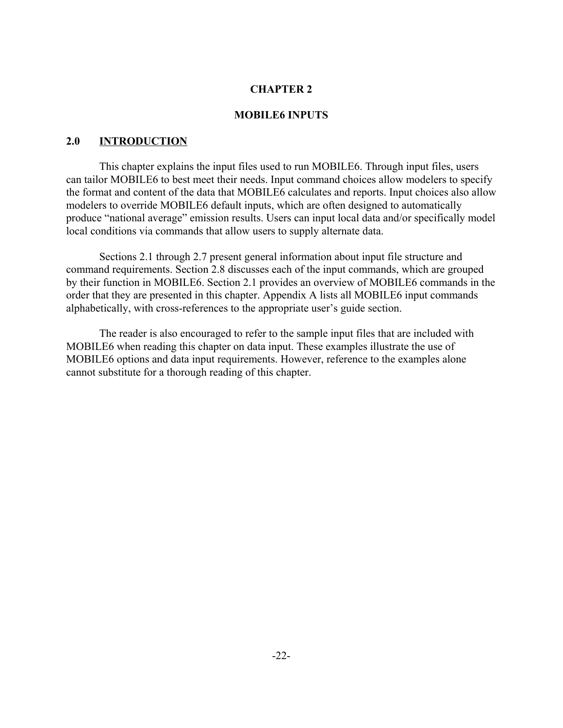# CHAPTER 2

# MOBILE6 INPUTS

## 2.0 INTRODUCTION

This chapter explains the input files used to run MOBILE6. Through input files, users can tailor MOBILE6 to best meet their needs. Input command choices allow modelers to specify the format and content of the data that MOBILE6 calculates and reports. Input choices also allow modelers to override MOBILE6 default inputs, which are often designed to automatically produce "national average" emission results. Users can input local data and/or specifically model local conditions via commands that allow users to supply alternate data.

Sections 2.1 through 2.7 present general information about input file structure and command requirements. Section 2.8 discusses each of the input commands, which are grouped by their function in MOBILE6. Section 2.1 provides an overview of MOBILE6 commands in the order that they are presented in this chapter. Appendix A lists all MOBILE6 input commands alphabetically, with cross-references to the appropriate user's guide section.

The reader is also encouraged to refer to the sample input files that are included with MOBILE6 when reading this chapter on data input. These examples illustrate the use of MOBILE6 options and data input requirements. However, reference to the examples alone cannot substitute for a thorough reading of this chapter.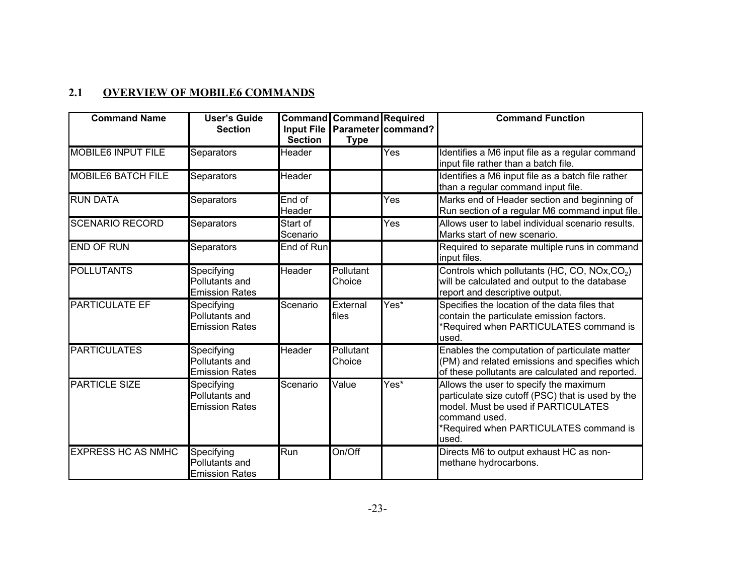## 2.1 OVERVIEW OF MOBILE6 COMMANDS

| Command Name | User's Guide Section | Command Input File Section | Command Parameter Type | Required command? | Command Function |
|---|---|---|---|---|---|
| MOBILE6 INPUT FILE | Separators | Header | | Yes | Identifies a M6 input file as a regular command input file rather than a batch file. |
| MOBILE6 BATCH FILE | Separators | Header | | | Identifies a M6 input file as a batch file rather than a regular command input file. |
| RUN DATA | Separators | End of Header | | Yes | Marks end of Header section and beginning of Run section of a regular M6 command input file. |
| SCENARIO RECORD | Separators | Start of Scenario | | Yes | Allows user to label individual scenario results. Marks start of new scenario. |
| END OF RUN | Separators | End of Run | | | Required to separate multiple runs in command input files. |
| POLLUTANTS | Specifying Pollutants and Emission Rates | Header | Pollutant Choice | | Controls which pollutants (HC, CO, NOx, $CO_2$) will be calculated and output to the database report and descriptive output. |
| PARTICULATE EF | Specifying Pollutants and Emission Rates | Scenario | External files | Yes* | Specifies the location of the data files that contain the particulate emission factors. *Required when PARTICULATES command is used. |
| PARTICULATES | Specifying Pollutants and Emission Rates | Header | Pollutant Choice | | Enables the computation of particulate matter (PM) and related emissions and specifies which of these pollutants are calculated and reported. |
| PARTICLE SIZE | Specifying Pollutants and Emission Rates | Scenario | Value | Yes* | Allows the user to specify the maximum particulate size cutoff (PSC) that is used by the model. Must be used if PARTICULATES command used. *Required when PARTICULATES command is used. |
| EXPRESS HC AS NMHC | Specifying Pollutants and Emission Rates | Run | On/Off | | Directs M6 to output exhaust HC as non-methane hydrocarbons. |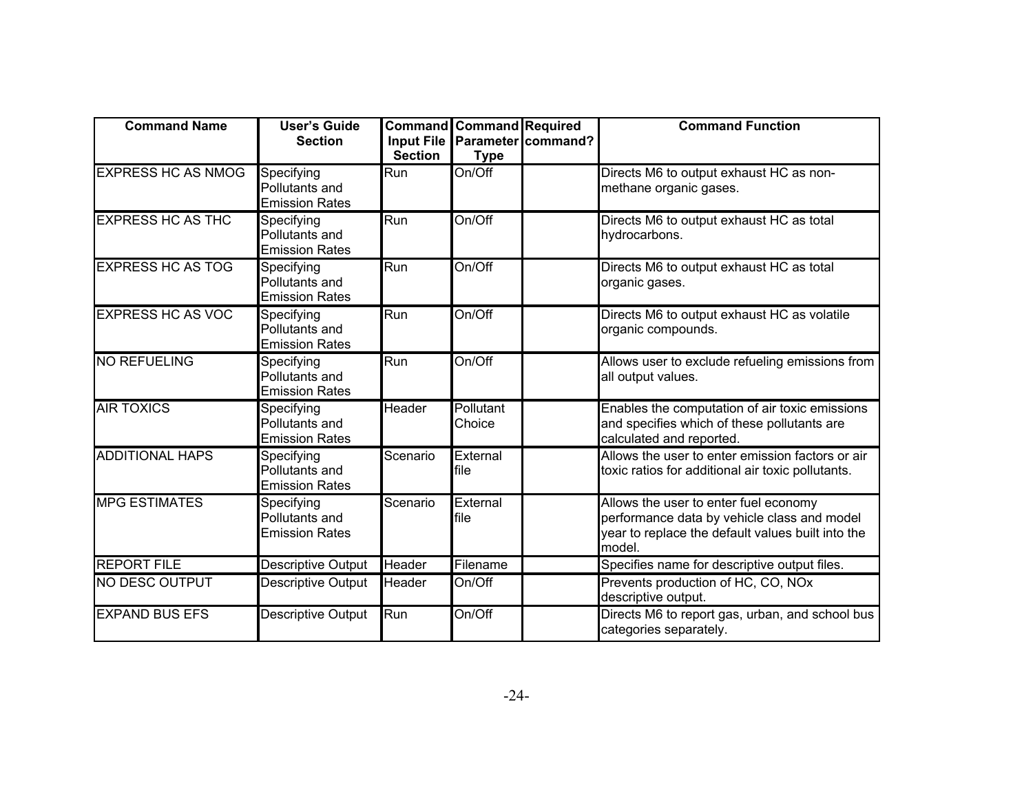| Command Name | User's Guide Section | Command Input File Section | Command Parameter Type | Required command? | Command Function |
|---|---|---|---|---|---|
| EXPRESS HC AS NMOG | Specifying Pollutants and Emission Rates | Run | On/Off | | Directs M6 to output exhaust HC as non-methane organic gases. |
| EXPRESS HC AS THC | Specifying Pollutants and Emission Rates | Run | On/Off | | Directs M6 to output exhaust HC as total hydrocarbons. |
| EXPRESS HC AS TOG | Specifying Pollutants and Emission Rates | Run | On/Off | | Directs M6 to output exhaust HC as total organic gases. |
| EXPRESS HC AS VOC | Specifying Pollutants and Emission Rates | Run | On/Off | | Directs M6 to output exhaust HC as volatile organic compounds. |
| NO REFUELING | Specifying Pollutants and Emission Rates | Run | On/Off | | Allows user to exclude refueling emissions from all output values. |
| AIR TOXICS | Specifying Pollutants and Emission Rates | Header | Pollutant Choice | | Enables the computation of air toxic emissions and specifies which of these pollutants are calculated and reported. |
| ADDITIONAL HAPS | Specifying Pollutants and Emission Rates | Scenario | External file | | Allows the user to enter emission factors or air toxic ratios for additional air toxic pollutants. |
| MPG ESTIMATES | Specifying Pollutants and Emission Rates | Scenario | External file | | Allows the user to enter fuel economy performance data by vehicle class and model year to replace the default values built into the model. |
| REPORT FILE | Descriptive Output | Header | Filename | | Specifies name for descriptive output files. |
| NO DESC OUTPUT | Descriptive Output | Header | On/Off | | Prevents production of HC, CO, NOx descriptive output. |
| EXPAND BUS EFS | Descriptive Output | Run | On/Off | | Directs M6 to report gas, urban, and school bus categories separately. |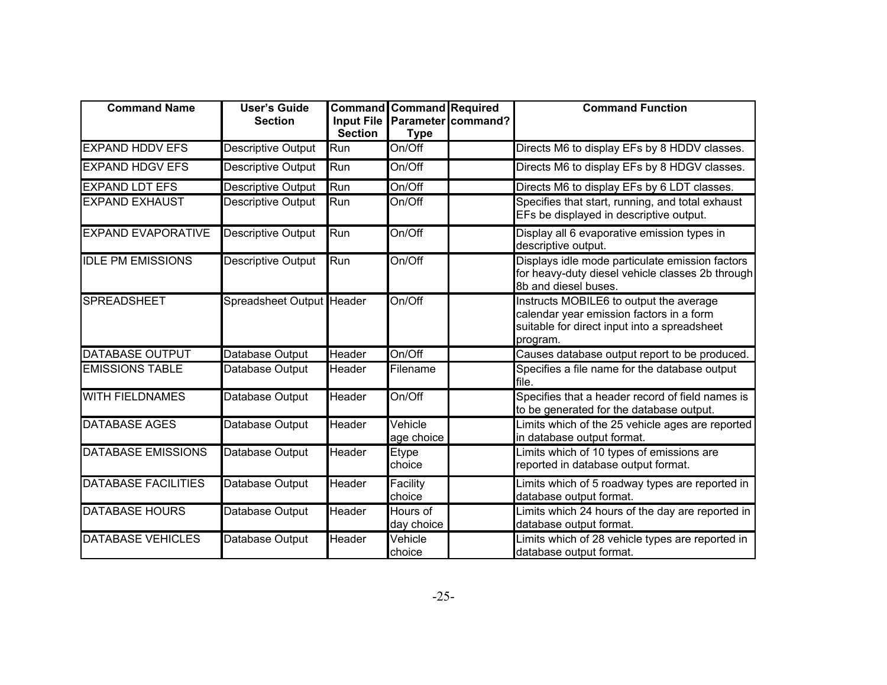| Command Name | User's Guide Section | Command Input File Section | Command Parameter Type | Required command? | Command Function |
| --- | --- | --- | --- | --- | --- |
| EXPAND HDDV EFS | Descriptive Output | Run | On/Off | | Directs M6 to display EFs by 8 HDDV classes. |
| EXPAND HDGV EFS | Descriptive Output | Run | On/Off | | Directs M6 to display EFs by 8 HDGV classes. |
| EXPAND LDT EFS | Descriptive Output | Run | On/Off | | Directs M6 to display EFs by 6 LDT classes. |
| EXPAND EXHAUST | Descriptive Output | Run | On/Off | | Specifies that start, running, and total exhaust EFs be displayed in descriptive output. |
| EXPAND EVAPORATIVE | Descriptive Output | Run | On/Off | | Display all 6 evaporative emission types in descriptive output. |
| IDLE PM EMISSIONS | Descriptive Output | Run | On/Off | | Displays idle mode particulate emission factors for heavy-duty diesel vehicle classes 2b through 8b and diesel buses. |
| SPREADSHEET | Spreadsheet Output | Header | On/Off | | Instructs MOBILE6 to output the average calendar year emission factors in a form suitable for direct input into a spreadsheet program. |
| DATABASE OUTPUT | Database Output | Header | On/Off | | Causes database output report to be produced. |
| EMISSIONS TABLE | Database Output | Header | Filename | | Specifies a file name for the database output file. |
| WITH FIELDNAMES | Database Output | Header | On/Off | | Specifies that a header record of field names is to be generated for the database output. |
| DATABASE AGES | Database Output | Header | Vehicle age choice | | Limits which of the 25 vehicle ages are reported in database output format. |
| DATABASE EMISSIONS | Database Output | Header | Etype choice | | Limits which of 10 types of emissions are reported in database output format. |
| DATABASE FACILITIES | Database Output | Header | Facility choice | | Limits which of 5 roadway types are reported in database output format. |
| DATABASE HOURS | Database Output | Header | Hours of day choice | | Limits which 24 hours of the day are reported in database output format. |
| DATABASE VEHICLES | Database Output | Header | Vehicle choice | | Limits which of 28 vehicle types are reported in database output format. |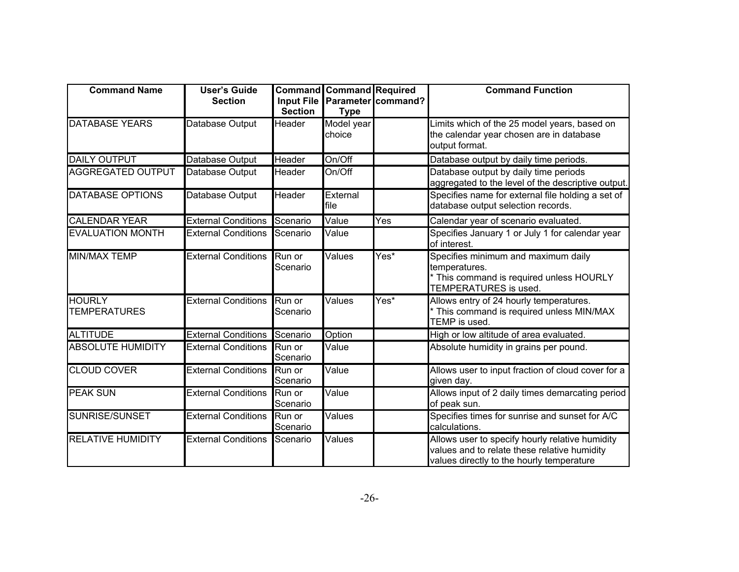| Command Name | User's Guide Section | Command Input File Section | Command Parameter Type | Required command? | Command Function |
|---|---|---|---|---|---|
| DATABASE YEARS | Database Output | Header | Model year choice | | Limits which of the 25 model years, based on the calendar year chosen are in database output format. |
| DAILY OUTPUT | Database Output | Header | On/Off | | Database output by daily time periods. |
| AGGREGATED OUTPUT | Database Output | Header | On/Off | | Database output by daily time periods aggregated to the level of the descriptive output. |
| DATABASE OPTIONS | Database Output | Header | External file | | Specifies name for external file holding a set of database output selection records. |
| CALENDAR YEAR | External Conditions | Scenario | Value | Yes | Calendar year of scenario evaluated. |
| EVALUATION MONTH | External Conditions | Scenario | Value | | Specifies January 1 or July 1 for calendar year of interest. |
| MIN/MAX TEMP | External Conditions | Run or Scenario | Values | Yes* | Specifies minimum and maximum daily temperatures.<br>* This command is required unless HOURLY TEMPERATURES is used. |
| HOURLY TEMPERATURES | External Conditions | Run or Scenario | Values | Yes* | Allows entry of 24 hourly temperatures.<br>* This command is required unless MIN/MAX TEMP is used. |
| ALTITUDE | External Conditions | Scenario | Option | | High or low altitude of area evaluated. |
| ABSOLUTE HUMIDITY | External Conditions | Run or Scenario | Value | | Absolute humidity in grains per pound. |
| CLOUD COVER | External Conditions | Run or Scenario | Value | | Allows user to input fraction of cloud cover for a given day. |
| PEAK SUN | External Conditions | Run or Scenario | Value | | Allows input of 2 daily times demarcating period of peak sun. |
| SUNRISE/SUNSET | External Conditions | Run or Scenario | Values | | Specifies times for sunrise and sunset for A/C calculations. |
| RELATIVE HUMIDITY | External Conditions | Scenario | Values | | Allows user to specify hourly relative humidity values and to relate these relative humidity values directly to the hourly temperature |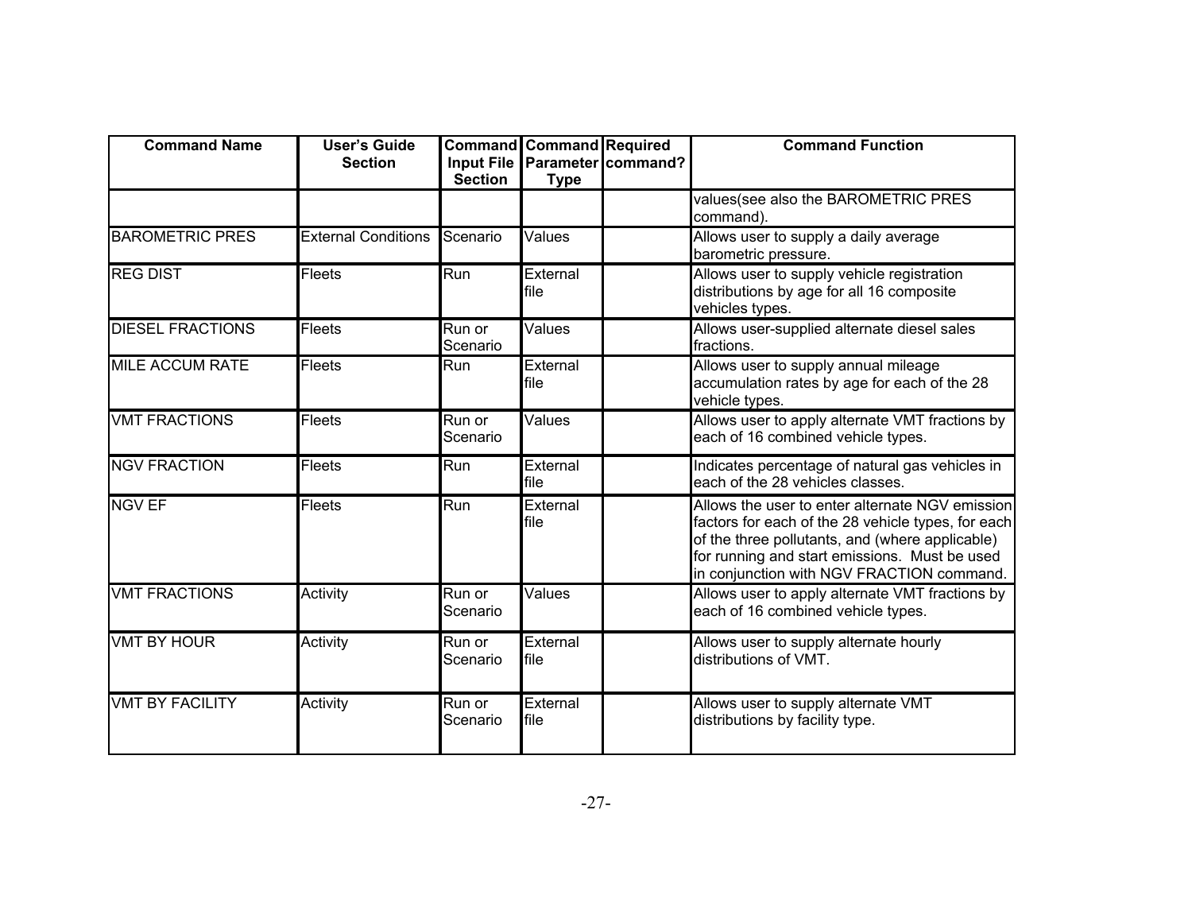| Command Name | User's Guide Section | Command Input File Section | Command Parameter Type | Required command? | Command Function |
|---|---|---|---|---|---|
| | | | | | values(see also the BAROMETRIC PRES command). |
| BAROMETRIC PRES | External Conditions | Scenario | Values | | Allows user to supply a daily average barometric pressure. |
| REG DIST | Fleets | Run | External file | | Allows user to supply vehicle registration distributions by age for all 16 composite vehicles types. |
| DIESEL FRACTIONS | Fleets | Run or Scenario | Values | | Allows user-supplied alternate diesel sales fractions. |
| MILE ACCUM RATE | Fleets | Run | External file | | Allows user to supply annual mileage accumulation rates by age for each of the 28 vehicle types. |
| VMT FRACTIONS | Fleets | Run or Scenario | Values | | Allows user to apply alternate VMT fractions by each of 16 combined vehicle types. |
| NGV FRACTION | Fleets | Run | External file | | Indicates percentage of natural gas vehicles in each of the 28 vehicles classes. |
| NGV EF | Fleets | Run | External file | | Allows the user to enter alternate NGV emission factors for each of the 28 vehicle types, for each of the three pollutants, and (where applicable) for running and start emissions. Must be used in conjunction with NGV FRACTION command. |
| VMT FRACTIONS | Activity | Run or Scenario | Values | | Allows user to apply alternate VMT fractions by each of 16 combined vehicle types. |
| VMT BY HOUR | Activity | Run or Scenario | External file | | Allows user to supply alternate hourly distributions of VMT. |
| VMT BY FACILITY | Activity | Run or Scenario | External file | | Allows user to supply alternate VMT distributions by facility type. |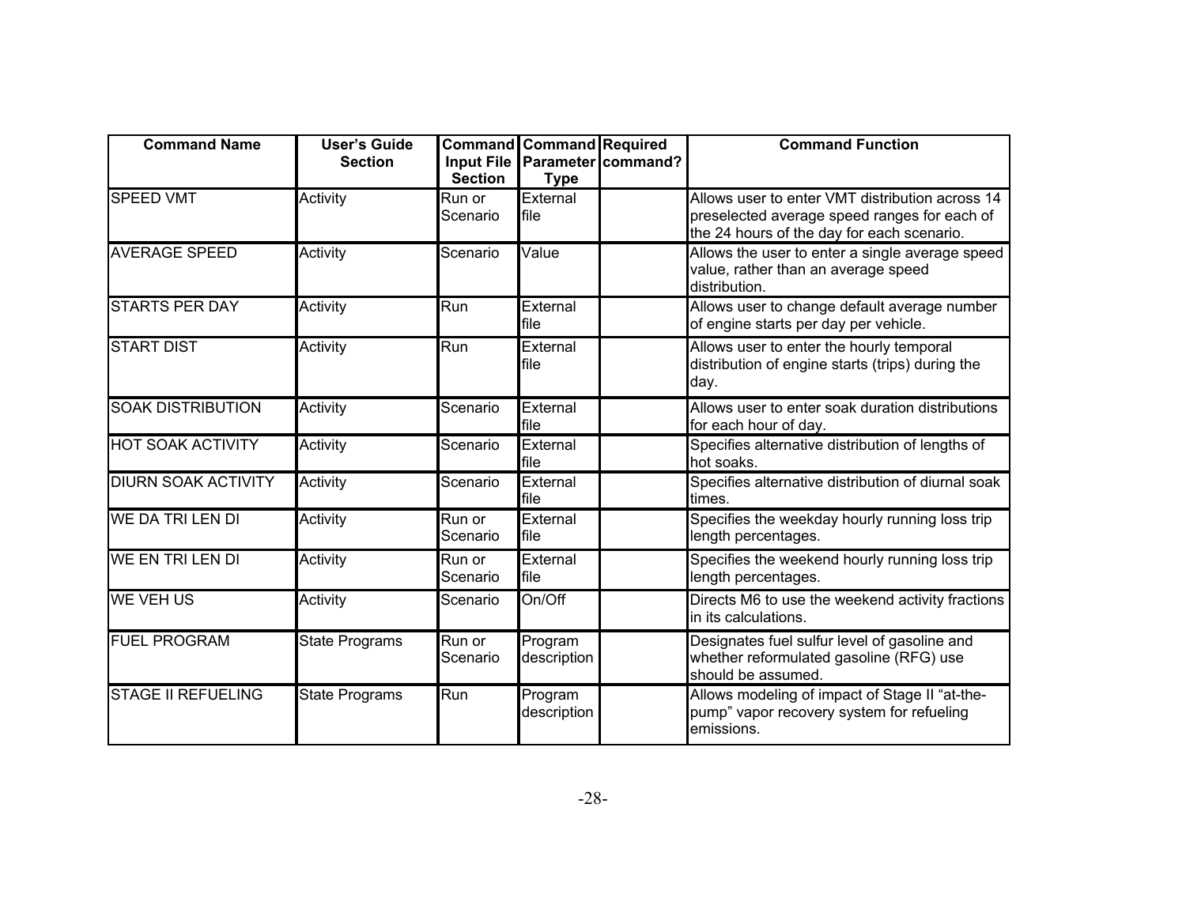| Command Name | User's Guide Section | Command Input File Section | Command Parameter Type | Required command? | Command Function |
|---|---|---|---|---|---|
| SPEED VMT | Activity | Run or Scenario | External file | | Allows user to enter VMT distribution across 14 preselected average speed ranges for each of the 24 hours of the day for each scenario. |
| AVERAGE SPEED | Activity | Scenario | Value | | Allows the user to enter a single average speed value, rather than an average speed distribution. |
| STARTS PER DAY | Activity | Run | External file | | Allows user to change default average number of engine starts per day per vehicle. |
| START DIST | Activity | Run | External file | | Allows user to enter the hourly temporal distribution of engine starts (trips) during the day. |
| SOAK DISTRIBUTION | Activity | Scenario | External file | | Allows user to enter soak duration distributions for each hour of day. |
| HOT SOAK ACTIVITY | Activity | Scenario | External file | | Specifies alternative distribution of lengths of hot soaks. |
| DIURN SOAK ACTIVITY | Activity | Scenario | External file | | Specifies alternative distribution of diurnal soak times. |
| WE DA TRI LEN DI | Activity | Run or Scenario | External file | | Specifies the weekday hourly running loss trip length percentages. |
| WE EN TRI LEN DI | Activity | Run or Scenario | External file | | Specifies the weekend hourly running loss trip length percentages. |
| WE VEH US | Activity | Scenario | On/Off | | Directs M6 to use the weekend activity fractions in its calculations. |
| FUEL PROGRAM | State Programs | Run or Scenario | Program description | | Designates fuel sulfur level of gasoline and whether reformulated gasoline (RFG) use should be assumed. |
| STAGE II REFUELING | State Programs | Run | Program description | | Allows modeling of impact of Stage II "at-the-pump" vapor recovery system for refueling emissions. |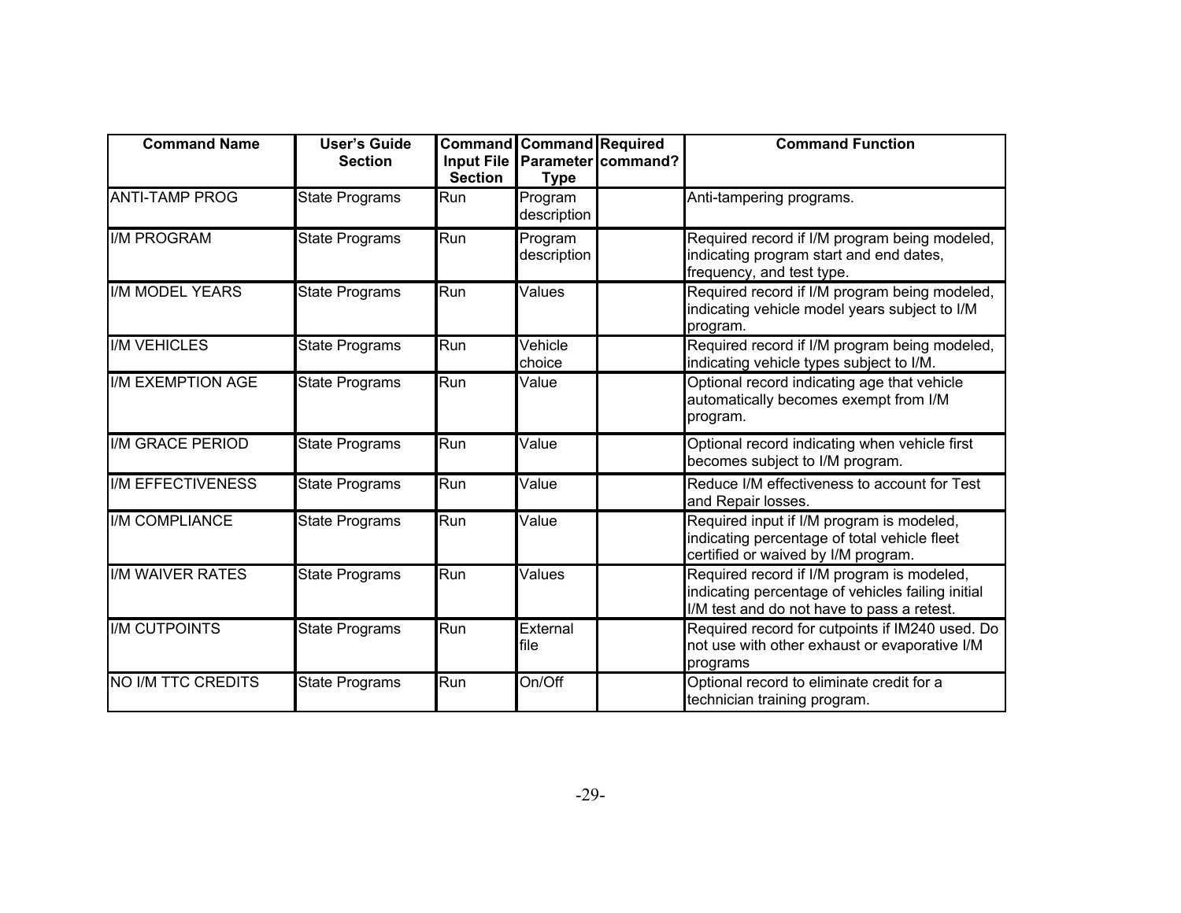| Command Name | User's Guide Section | Command Input File Section | Command Parameter Type | Required command? | Command Function |
|---|---|---|---|---|---|
| ANTI-TAMP PROG | State Programs | Run | Program description | | Anti-tampering programs. |
| I/M PROGRAM | State Programs | Run | Program description | | Required record if I/M program being modeled, indicating program start and end dates, frequency, and test type. |
| I/M MODEL YEARS | State Programs | Run | Values | | Required record if I/M program being modeled, indicating vehicle model years subject to I/M program. |
| I/M VEHICLES | State Programs | Run | Vehicle choice | | Required record if I/M program being modeled, indicating vehicle types subject to I/M. |
| I/M EXEMPTION AGE | State Programs | Run | Value | | Optional record indicating age that vehicle automatically becomes exempt from I/M program. |
| I/M GRACE PERIOD | State Programs | Run | Value | | Optional record indicating when vehicle first becomes subject to I/M program. |
| I/M EFFECTIVENESS | State Programs | Run | Value | | Reduce I/M effectiveness to account for Test and Repair losses. |
| I/M COMPLIANCE | State Programs | Run | Value | | Required input if I/M program is modeled, indicating percentage of total vehicle fleet certified or waived by I/M program. |
| I/M WAIVER RATES | State Programs | Run | Values | | Required record if I/M program is modeled, indicating percentage of vehicles failing initial I/M test and do not have to pass a retest. |
| I/M CUTPOINTS | State Programs | Run | External file | | Required record for cutpoints if IM240 used. Do not use with other exhaust or evaporative I/M programs |
| NO I/M TTC CREDITS | State Programs | Run | On/Off | | Optional record to eliminate credit for a technician training program. |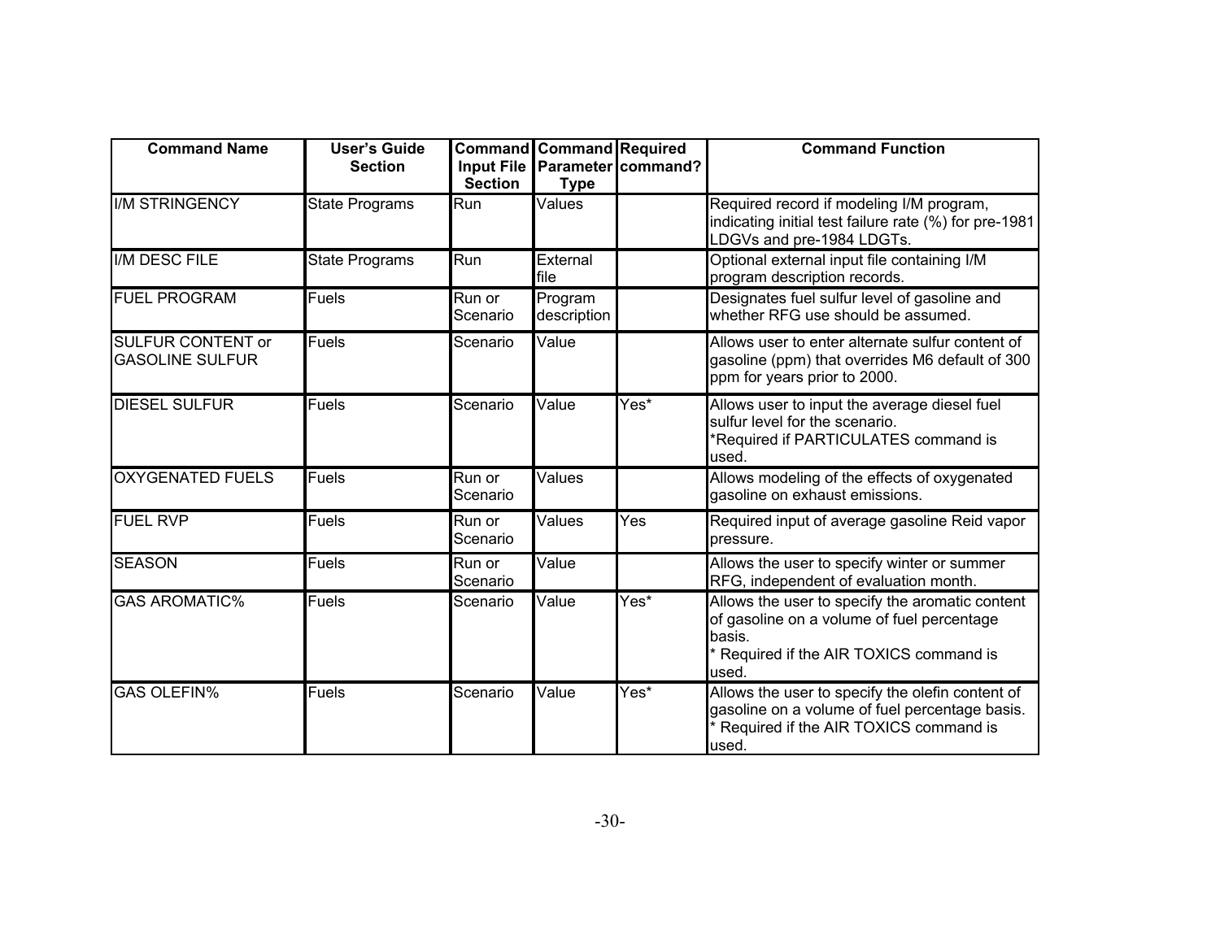| Command Name | User's Guide Section | Command Input File Section | Command Parameter Type | Required command? | Command Function |
|---|---|---|---|---|---|
| I/M STRINGENCY | State Programs | Run | Values | | Required record if modeling I/M program, indicating initial test failure rate (%) for pre-1981 LDGVs and pre-1984 LDGTs. |
| I/M DESC FILE | State Programs | Run | External file | | Optional external input file containing I/M program description records. |
| FUEL PROGRAM | Fuels | Run or Scenario | Program description | | Designates fuel sulfur level of gasoline and whether RFG use should be assumed. |
| SULFUR CONTENT or GASOLINE SULFUR | Fuels | Scenario | Value | | Allows user to enter alternate sulfur content of gasoline (ppm) that overrides M6 default of 300 ppm for years prior to 2000. |
| DIESEL SULFUR | Fuels | Scenario | Value | Yes* | Allows user to input the average diesel fuel sulfur level for the scenario. *Required if PARTICULATES command is used. |
| OXYGENATED FUELS | Fuels | Run or Scenario | Values | | Allows modeling of the effects of oxygenated gasoline on exhaust emissions. |
| FUEL RVP | Fuels | Run or Scenario | Values | Yes | Required input of average gasoline Reid vapor pressure. |
| SEASON | Fuels | Run or Scenario | Value | | Allows the user to specify winter or summer RFG, independent of evaluation month. |
| GAS AROMATIC% | Fuels | Scenario | Value | Yes* | Allows the user to specify the aromatic content of gasoline on a volume of fuel percentage basis. * Required if the AIR TOXICS command is used. |
| GAS OLEFIN% | Fuels | Scenario | Value | Yes* | Allows the user to specify the olefin content of gasoline on a volume of fuel percentage basis. * Required if the AIR TOXICS command is used. |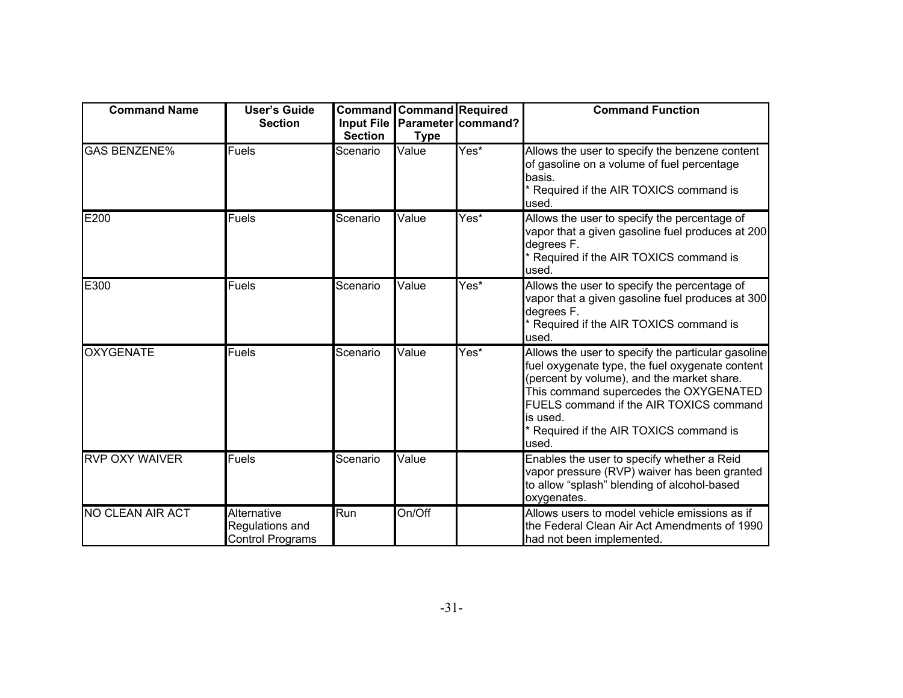| Command Name | User's Guide Section | Command Input File Section | Command Parameter Type | Required command? | Command Function |
|---|---|---|---|---|---|
| GAS BENZENE% | Fuels | Scenario | Value | Yes* | Allows the user to specify the benzene content of gasoline on a volume of fuel percentage basis.<br>* Required if the AIR TOXICS command is used. |
| E200 | Fuels | Scenario | Value | Yes* | Allows the user to specify the percentage of vapor that a given gasoline fuel produces at 200 degrees F.<br>* Required if the AIR TOXICS command is used. |
| E300 | Fuels | Scenario | Value | Yes* | Allows the user to specify the percentage of vapor that a given gasoline fuel produces at 300 degrees F.<br>* Required if the AIR TOXICS command is used. |
| OXYGENATE | Fuels | Scenario | Value | Yes* | Allows the user to specify the particular gasoline fuel oxygenate type, the fuel oxygenate content (percent by volume), and the market share. This command supercedes the OXYGENATED FUELS command if the AIR TOXICS command is used.<br>* Required if the AIR TOXICS command is used. |
| RVP OXY WAIVER | Fuels | Scenario | Value | | Enables the user to specify whether a Reid vapor pressure (RVP) waiver has been granted to allow "splash" blending of alcohol-based oxygenates. |
| NO CLEAN AIR ACT | Alternative Regulations and Control Programs | Run | On/Off | | Allows users to model vehicle emissions as if the Federal Clean Air Act Amendments of 1990 had not been implemented. |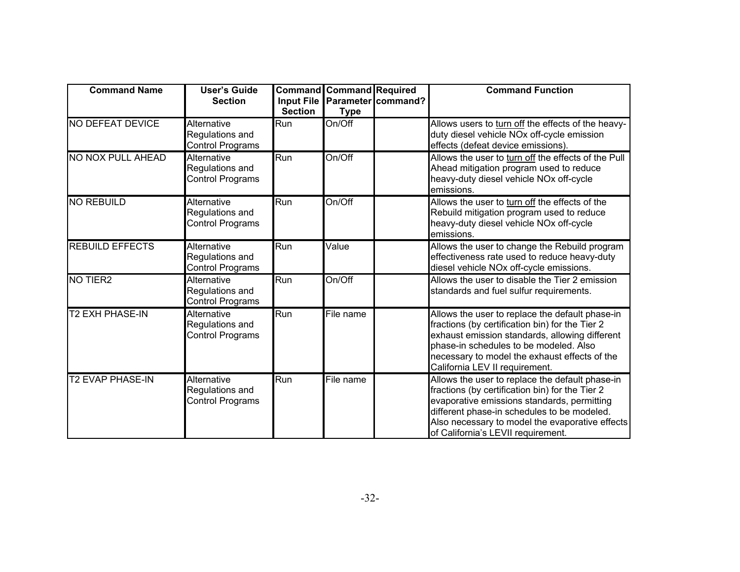| Command Name | User's Guide Section | Command Input File Section | Command Parameter Type | Required command? | Command Function |
|---|---|---|---|---|---|
| NO DEFEAT DEVICE | Alternative Regulations and Control Programs | Run | On/Off | | Allows users to <u>turn off</u> the effects of the heavy-duty diesel vehicle NOx off-cycle emission effects (defeat device emissions). |
| NO NOX PULL AHEAD | Alternative Regulations and Control Programs | Run | On/Off | | Allows the user to <u>turn off</u> the effects of the Pull Ahead mitigation program used to reduce heavy-duty diesel vehicle NOx off-cycle emissions. |
| NO REBUILD | Alternative Regulations and Control Programs | Run | On/Off | | Allows the user to <u>turn off</u> the effects of the Rebuild mitigation program used to reduce heavy-duty diesel vehicle NOx off-cycle emissions. |
| REBUILD EFFECTS | Alternative Regulations and Control Programs | Run | Value | | Allows the user to change the Rebuild program effectiveness rate used to reduce heavy-duty diesel vehicle NOx off-cycle emissions. |
| NO TIER2 | Alternative Regulations and Control Programs | Run | On/Off | | Allows the user to disable the Tier 2 emission standards and fuel sulfur requirements. |
| T2 EXH PHASE-IN | Alternative Regulations and Control Programs | Run | File name | | Allows the user to replace the default phase-in fractions (by certification bin) for the Tier 2 exhaust emission standards, allowing different phase-in schedules to be modeled. Also necessary to model the exhaust effects of the California LEV II requirement. |
| T2 EVAP PHASE-IN | Alternative Regulations and Control Programs | Run | File name | | Allows the user to replace the default phase-in fractions (by certification bin) for the Tier 2 evaporative emissions standards, permitting different phase-in schedules to be modeled. Also necessary to model the evaporative effects of California's LEVII requirement. |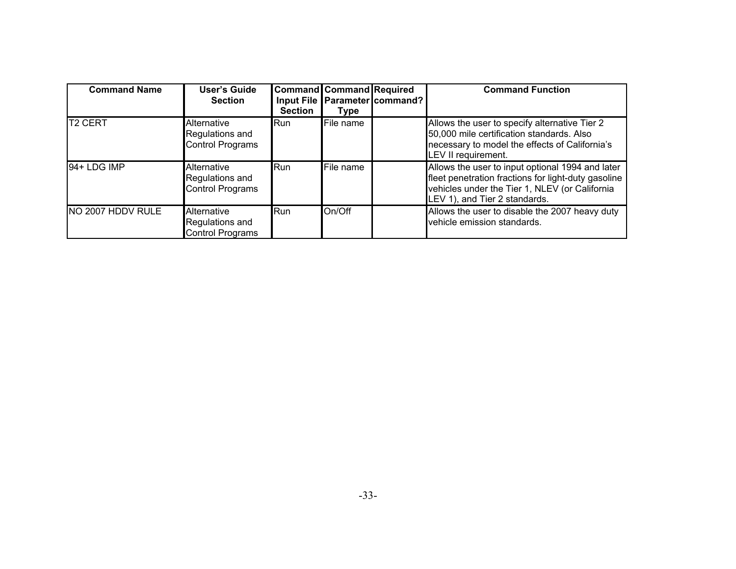| Command Name | User's Guide Section | Command Input File Section | Command Parameter Type | Required command? | Command Function |
|---|---|---|---|---|---|
| T2 CERT | Alternative Regulations and Control Programs | Run | File name | | Allows the user to specify alternative Tier 2 50,000 mile certification standards. Also necessary to model the effects of California's LEV II requirement. |
| 94+ LDG IMP | Alternative Regulations and Control Programs | Run | File name | | Allows the user to input optional 1994 and later fleet penetration fractions for light-duty gasoline vehicles under the Tier 1, NLEV (or California LEV 1), and Tier 2 standards. |
| NO 2007 HDDV RULE | Alternative Regulations and Control Programs | Run | On/Off | | Allows the user to disable the 2007 heavy duty vehicle emission standards. |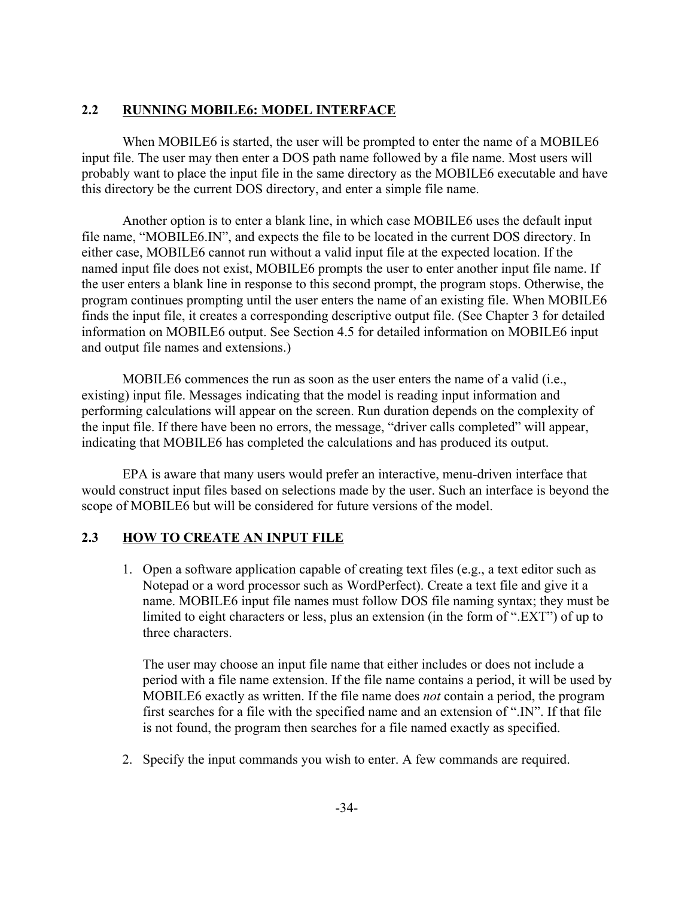## 2.2 RUNNING MOBILE6: MODEL INTERFACE

When MOBILE6 is started, the user will be prompted to enter the name of a MOBILE6 input file. The user may then enter a DOS path name followed by a file name. Most users will probably want to place the input file in the same directory as the MOBILE6 executable and have this directory be the current DOS directory, and enter a simple file name.

Another option is to enter a blank line, in which case MOBILE6 uses the default input file name, "MOBILE6.IN", and expects the file to be located in the current DOS directory. In either case, MOBILE6 cannot run without a valid input file at the expected location. If the named input file does not exist, MOBILE6 prompts the user to enter another input file name. If the user enters a blank line in response to this second prompt, the program stops. Otherwise, the program continues prompting until the user enters the name of an existing file. When MOBILE6 finds the input file, it creates a corresponding descriptive output file. (See Chapter 3 for detailed information on MOBILE6 output. See Section 4.5 for detailed information on MOBILE6 input and output file names and extensions.)

MOBILE6 commences the run as soon as the user enters the name of a valid (i.e., existing) input file. Messages indicating that the model is reading input information and performing calculations will appear on the screen. Run duration depends on the complexity of the input file. If there have been no errors, the message, "driver calls completed" will appear, indicating that MOBILE6 has completed the calculations and has produced its output.

EPA is aware that many users would prefer an interactive, menu-driven interface that would construct input files based on selections made by the user. Such an interface is beyond the scope of MOBILE6 but will be considered for future versions of the model.

## 2.3 HOW TO CREATE AN INPUT FILE

1. Open a software application capable of creating text files (e.g., a text editor such as Notepad or a word processor such as WordPerfect). Create a text file and give it a name. MOBILE6 input file names must follow DOS file naming syntax; they must be limited to eight characters or less, plus an extension (in the form of ".EXT") of up to three characters.

   The user may choose an input file name that either includes or does not include a period with a file name extension. If the file name contains a period, it will be used by MOBILE6 exactly as written. If the file name does *not* contain a period, the program first searches for a file with the specified name and an extension of ".IN". If that file is not found, the program then searches for a file named exactly as specified.

2. Specify the input commands you wish to enter. A few commands are required.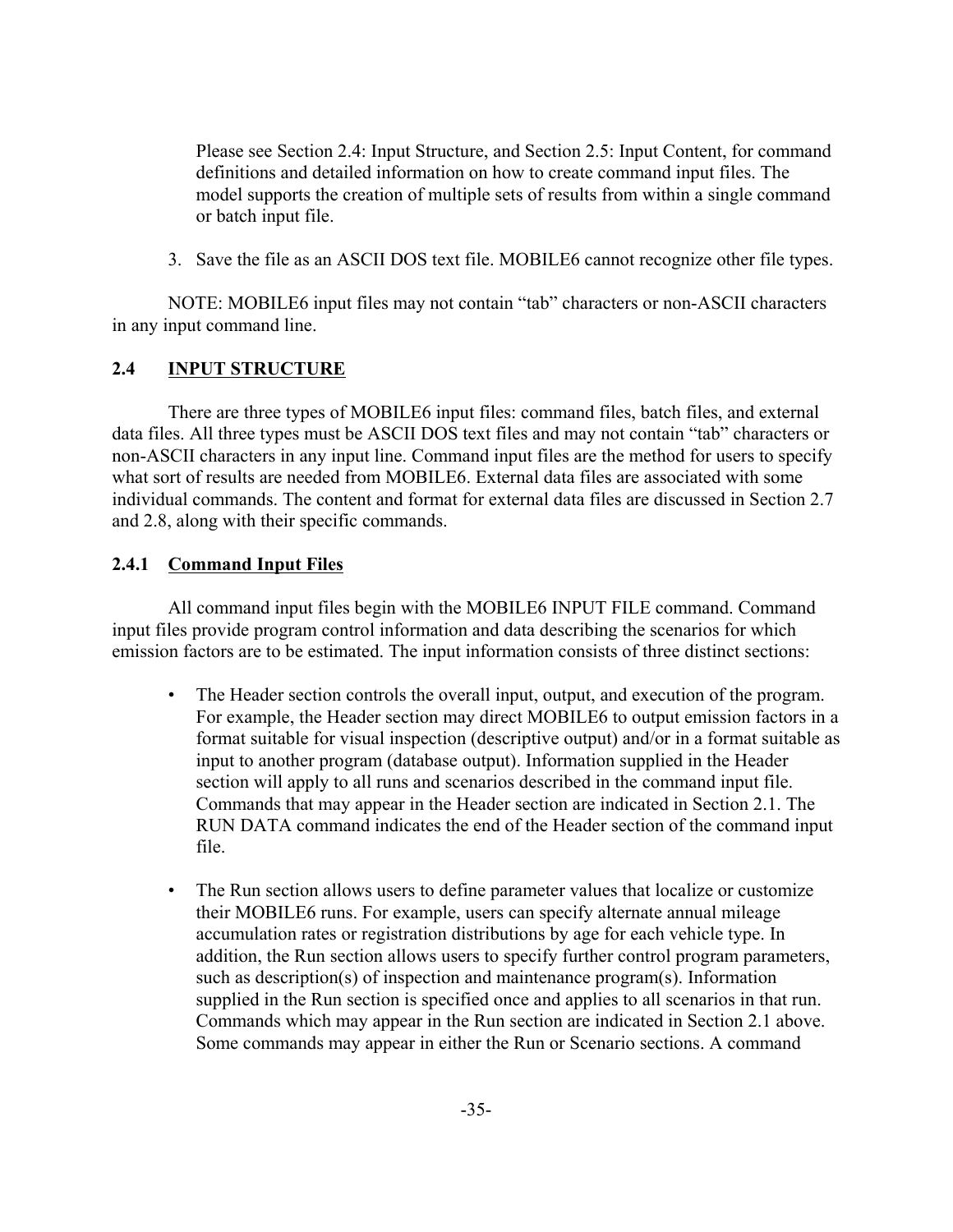Please see Section 2.4: Input Structure, and Section 2.5: Input Content, for command definitions and detailed information on how to create command input files. The model supports the creation of multiple sets of results from within a single command or batch input file.

3. Save the file as an ASCII DOS text file. MOBILE6 cannot recognize other file types.

NOTE: MOBILE6 input files may not contain “tab” characters or non-ASCII characters in any input command line.

## 2.4 INPUT STRUCTURE

There are three types of MOBILE6 input files: command files, batch files, and external data files. All three types must be ASCII DOS text files and may not contain “tab” characters or non-ASCII characters in any input line. Command input files are the method for users to specify what sort of results are needed from MOBILE6. External data files are associated with some individual commands. The content and format for external data files are discussed in Section 2.7 and 2.8, along with their specific commands.

### 2.4.1 Command Input Files

All command input files begin with the MOBILE6 INPUT FILE command. Command input files provide program control information and data describing the scenarios for which emission factors are to be estimated. The input information consists of three distinct sections:

- The Header section controls the overall input, output, and execution of the program. For example, the Header section may direct MOBILE6 to output emission factors in a format suitable for visual inspection (descriptive output) and/or in a format suitable as input to another program (database output). Information supplied in the Header section will apply to all runs and scenarios described in the command input file. Commands that may appear in the Header section are indicated in Section 2.1. The RUN DATA command indicates the end of the Header section of the command input file.

- The Run section allows users to define parameter values that localize or customize their MOBILE6 runs. For example, users can specify alternate annual mileage accumulation rates or registration distributions by age for each vehicle type. In addition, the Run section allows users to specify further control program parameters, such as description(s) of inspection and maintenance program(s). Information supplied in the Run section is specified once and applies to all scenarios in that run. Commands which may appear in the Run section are indicated in Section 2.1 above. Some commands may appear in either the Run or Scenario sections. A command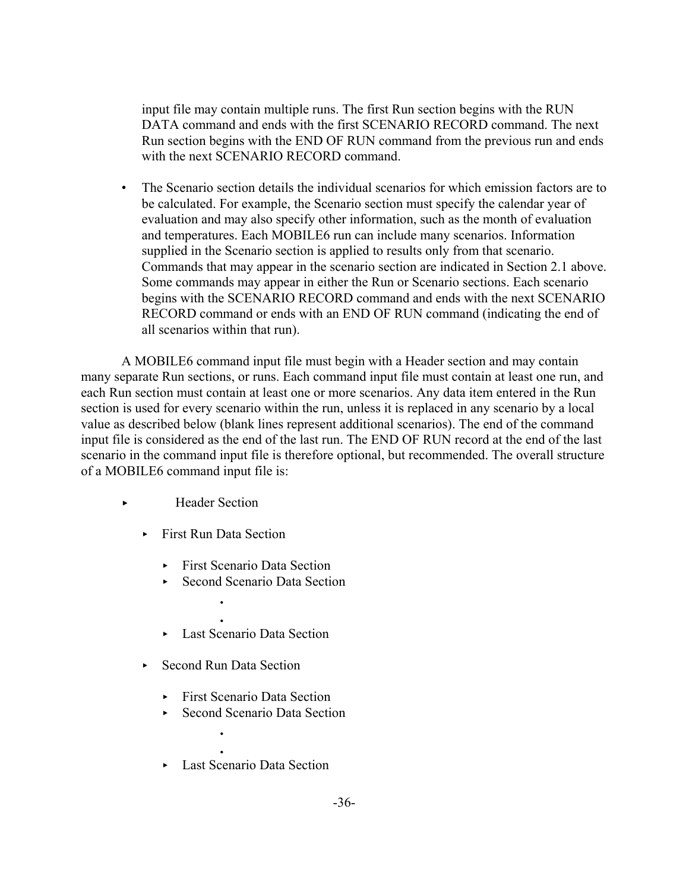input file may contain multiple runs. The first Run section begins with the RUN DATA command and ends with the first SCENARIO RECORD command. The next Run section begins with the END OF RUN command from the previous run and ends with the next SCENARIO RECORD command.

- The Scenario section details the individual scenarios for which emission factors are to be calculated. For example, the Scenario section must specify the calendar year of evaluation and may also specify other information, such as the month of evaluation and temperatures. Each MOBILE6 run can include many scenarios. Information supplied in the Scenario section is applied to results only from that scenario. Commands that may appear in the scenario section are indicated in Section 2.1 above. Some commands may appear in either the Run or Scenario sections. Each scenario begins with the SCENARIO RECORD command and ends with the next SCENARIO RECORD command or ends with an END OF RUN command (indicating the end of all scenarios within that run).

A MOBILE6 command input file must begin with a Header section and may contain many separate Run sections, or runs. Each command input file must contain at least one run, and each Run section must contain at least one or more scenarios. Any data item entered in the Run section is used for every scenario within the run, unless it is replaced in any scenario by a local value as described below (blank lines represent additional scenarios). The end of the command input file is considered as the end of the last run. The END OF RUN record at the end of the last scenario in the command input file is therefore optional, but recommended. The overall structure of a MOBILE6 command input file is:

- Header Section
  - First Run Data Section
    - First Scenario Data Section
    - Second Scenario Data Section
      - .
      - .
    - Last Scenario Data Section
  - Second Run Data Section
    - First Scenario Data Section
    - Second Scenario Data Section
      - .
      - .
    - Last Scenario Data Section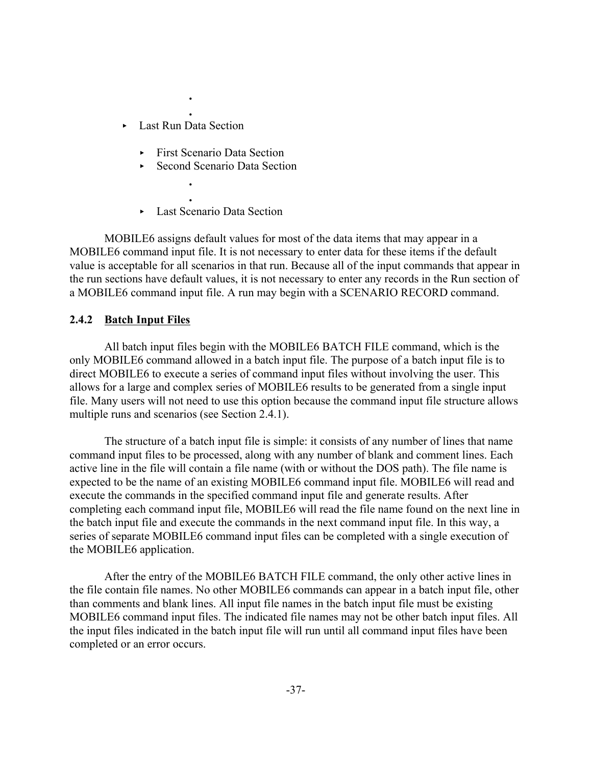.

.

- Last Run Data Section

    - First Scenario Data Section
    - Second Scenario Data Section

        .

        .

    - Last Scenario Data Section

MOBILE6 assigns default values for most of the data items that may appear in a MOBILE6 command input file. It is not necessary to enter data for these items if the default value is acceptable for all scenarios in that run. Because all of the input commands that appear in the run sections have default values, it is not necessary to enter any records in the Run section of a MOBILE6 command input file. A run may begin with a SCENARIO RECORD command.

### 2.4.2 Batch Input Files

All batch input files begin with the MOBILE6 BATCH FILE command, which is the only MOBILE6 command allowed in a batch input file. The purpose of a batch input file is to direct MOBILE6 to execute a series of command input files without involving the user. This allows for a large and complex series of MOBILE6 results to be generated from a single input file. Many users will not need to use this option because the command input file structure allows multiple runs and scenarios (see Section 2.4.1).

The structure of a batch input file is simple: it consists of any number of lines that name command input files to be processed, along with any number of blank and comment lines. Each active line in the file will contain a file name (with or without the DOS path). The file name is expected to be the name of an existing MOBILE6 command input file. MOBILE6 will read and execute the commands in the specified command input file and generate results. After completing each command input file, MOBILE6 will read the file name found on the next line in the batch input file and execute the commands in the next command input file. In this way, a series of separate MOBILE6 command input files can be completed with a single execution of the MOBILE6 application.

After the entry of the MOBILE6 BATCH FILE command, the only other active lines in the file contain file names. No other MOBILE6 commands can appear in a batch input file, other than comments and blank lines. All input file names in the batch input file must be existing MOBILE6 command input files. The indicated file names may not be other batch input files. All the input files indicated in the batch input file will run until all command input files have been completed or an error occurs.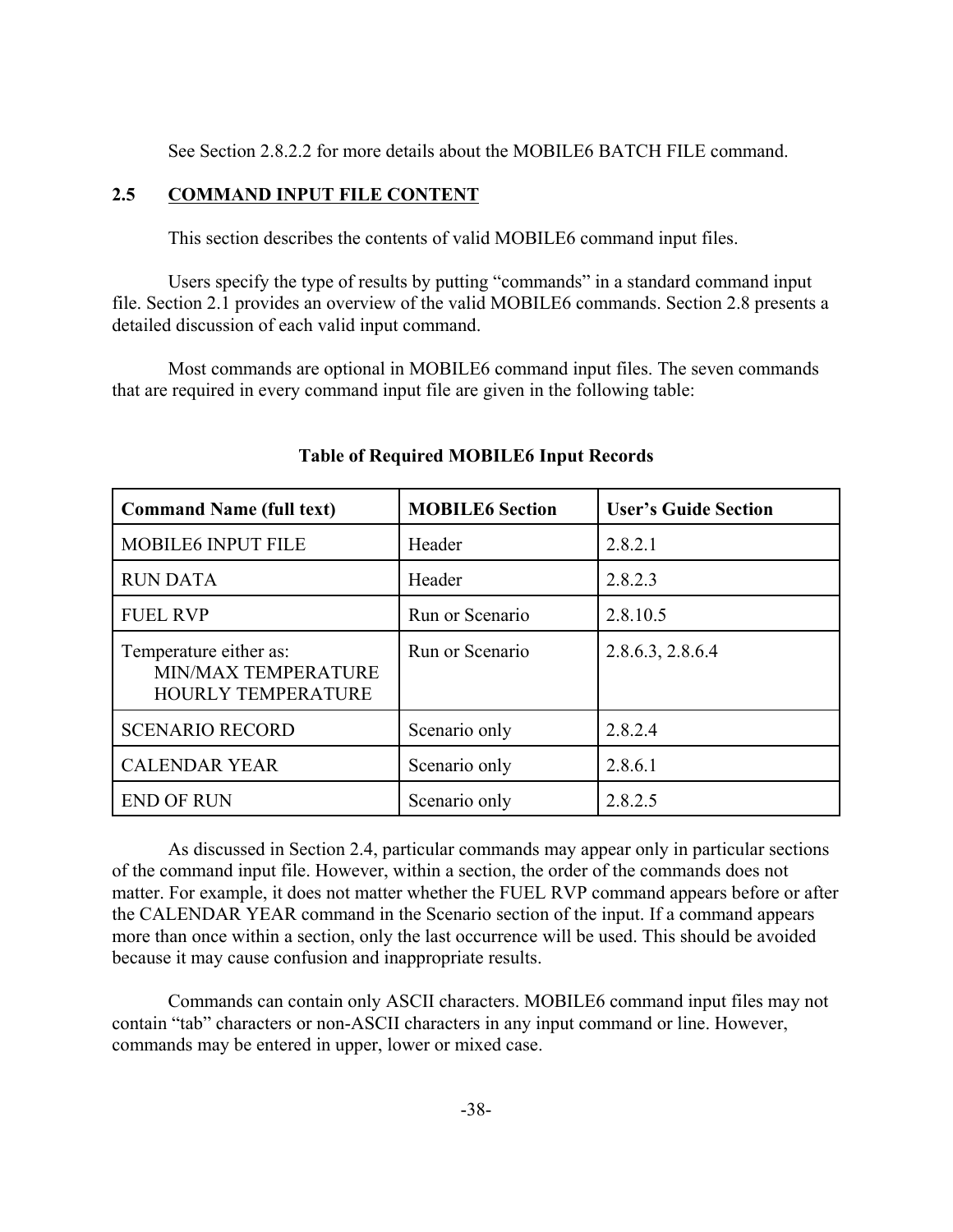See Section 2.8.2.2 for more details about the MOBILE6 BATCH FILE command.

## 2.5 COMMAND INPUT FILE CONTENT

This section describes the contents of valid MOBILE6 command input files.

Users specify the type of results by putting "commands" in a standard command input file. Section 2.1 provides an overview of the valid MOBILE6 commands. Section 2.8 presents a detailed discussion of each valid input command.

Most commands are optional in MOBILE6 command input files. The seven commands that are required in every command input file are given in the following table:

**Table of Required MOBILE6 Input Records**

| Command Name (full text) | MOBILE6 Section | User's Guide Section |
|---|---|---|
| MOBILE6 INPUT FILE | Header | 2.8.2.1 |
| RUN DATA | Header | 2.8.2.3 |
| FUEL RVP | Run or Scenario | 2.8.10.5 |
| Temperature either as: MIN/MAX TEMPERATURE HOURLY TEMPERATURE | Run or Scenario | 2.8.6.3, 2.8.6.4 |
| SCENARIO RECORD | Scenario only | 2.8.2.4 |
| CALENDAR YEAR | Scenario only | 2.8.6.1 |
| END OF RUN | Scenario only | 2.8.2.5 |

As discussed in Section 2.4, particular commands may appear only in particular sections of the command input file. However, within a section, the order of the commands does not matter. For example, it does not matter whether the FUEL RVP command appears before or after the CALENDAR YEAR command in the Scenario section of the input. If a command appears more than once within a section, only the last occurrence will be used. This should be avoided because it may cause confusion and inappropriate results.

Commands can contain only ASCII characters. MOBILE6 command input files may not contain "tab" characters or non-ASCII characters in any input command or line. However, commands may be entered in upper, lower or mixed case.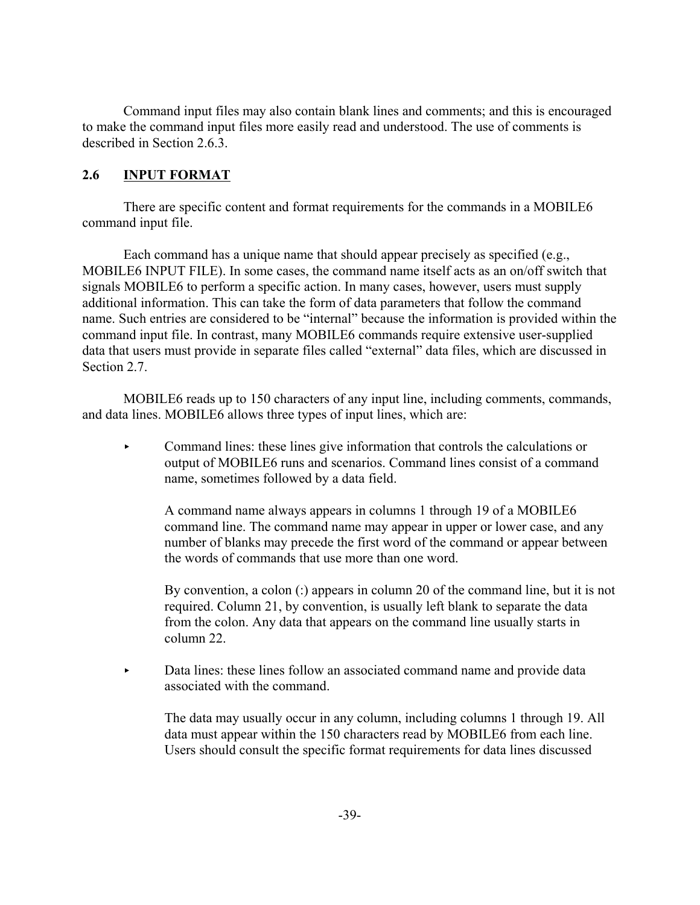Command input files may also contain blank lines and comments; and this is encouraged to make the command input files more easily read and understood. The use of comments is described in Section 2.6.3.

## 2.6 INPUT FORMAT

There are specific content and format requirements for the commands in a MOBILE6 command input file.

Each command has a unique name that should appear precisely as specified (e.g., MOBILE6 INPUT FILE). In some cases, the command name itself acts as an on/off switch that signals MOBILE6 to perform a specific action. In many cases, however, users must supply additional information. This can take the form of data parameters that follow the command name. Such entries are considered to be "internal" because the information is provided within the command input file. In contrast, many MOBILE6 commands require extensive user-supplied data that users must provide in separate files called "external" data files, which are discussed in Section 2.7.

MOBILE6 reads up to 150 characters of any input line, including comments, commands, and data lines. MOBILE6 allows three types of input lines, which are:

- Command lines: these lines give information that controls the calculations or output of MOBILE6 runs and scenarios. Command lines consist of a command name, sometimes followed by a data field.

  A command name always appears in columns 1 through 19 of a MOBILE6 command line. The command name may appear in upper or lower case, and any number of blanks may precede the first word of the command or appear between the words of commands that use more than one word.

  By convention, a colon (:) appears in column 20 of the command line, but it is not required. Column 21, by convention, is usually left blank to separate the data from the colon. Any data that appears on the command line usually starts in column 22.

- Data lines: these lines follow an associated command name and provide data associated with the command.

  The data may usually occur in any column, including columns 1 through 19. All data must appear within the 150 characters read by MOBILE6 from each line. Users should consult the specific format requirements for data lines discussed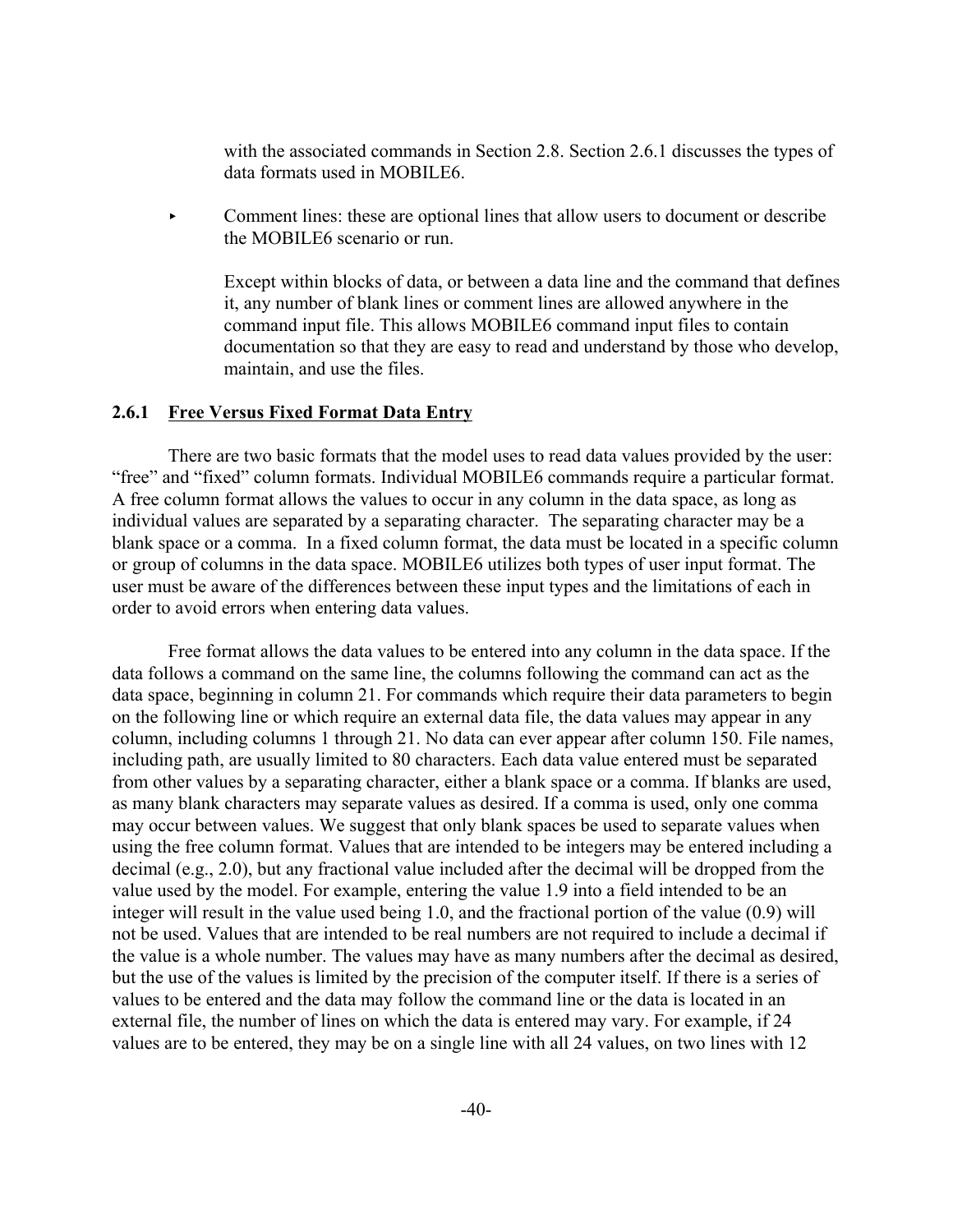with the associated commands in Section 2.8. Section 2.6.1 discusses the types of data formats used in MOBILE6.

- Comment lines: these are optional lines that allow users to document or describe the MOBILE6 scenario or run.

  Except within blocks of data, or between a data line and the command that defines it, any number of blank lines or comment lines are allowed anywhere in the command input file. This allows MOBILE6 command input files to contain documentation so that they are easy to read and understand by those who develop, maintain, and use the files.

### 2.6.1 Free Versus Fixed Format Data Entry

There are two basic formats that the model uses to read data values provided by the user: "free" and "fixed" column formats. Individual MOBILE6 commands require a particular format. A free column format allows the values to occur in any column in the data space, as long as individual values are separated by a separating character. The separating character may be a blank space or a comma. In a fixed column format, the data must be located in a specific column or group of columns in the data space. MOBILE6 utilizes both types of user input format. The user must be aware of the differences between these input types and the limitations of each in order to avoid errors when entering data values.

Free format allows the data values to be entered into any column in the data space. If the data follows a command on the same line, the columns following the command can act as the data space, beginning in column 21. For commands which require their data parameters to begin on the following line or which require an external data file, the data values may appear in any column, including columns 1 through 21. No data can ever appear after column 150. File names, including path, are usually limited to 80 characters. Each data value entered must be separated from other values by a separating character, either a blank space or a comma. If blanks are used, as many blank characters may separate values as desired. If a comma is used, only one comma may occur between values. We suggest that only blank spaces be used to separate values when using the free column format. Values that are intended to be integers may be entered including a decimal (e.g., 2.0), but any fractional value included after the decimal will be dropped from the value used by the model. For example, entering the value 1.9 into a field intended to be an integer will result in the value used being 1.0, and the fractional portion of the value (0.9) will not be used. Values that are intended to be real numbers are not required to include a decimal if the value is a whole number. The values may have as many numbers after the decimal as desired, but the use of the values is limited by the precision of the computer itself. If there is a series of values to be entered and the data may follow the command line or the data is located in an external file, the number of lines on which the data is entered may vary. For example, if 24 values are to be entered, they may be on a single line with all 24 values, on two lines with 12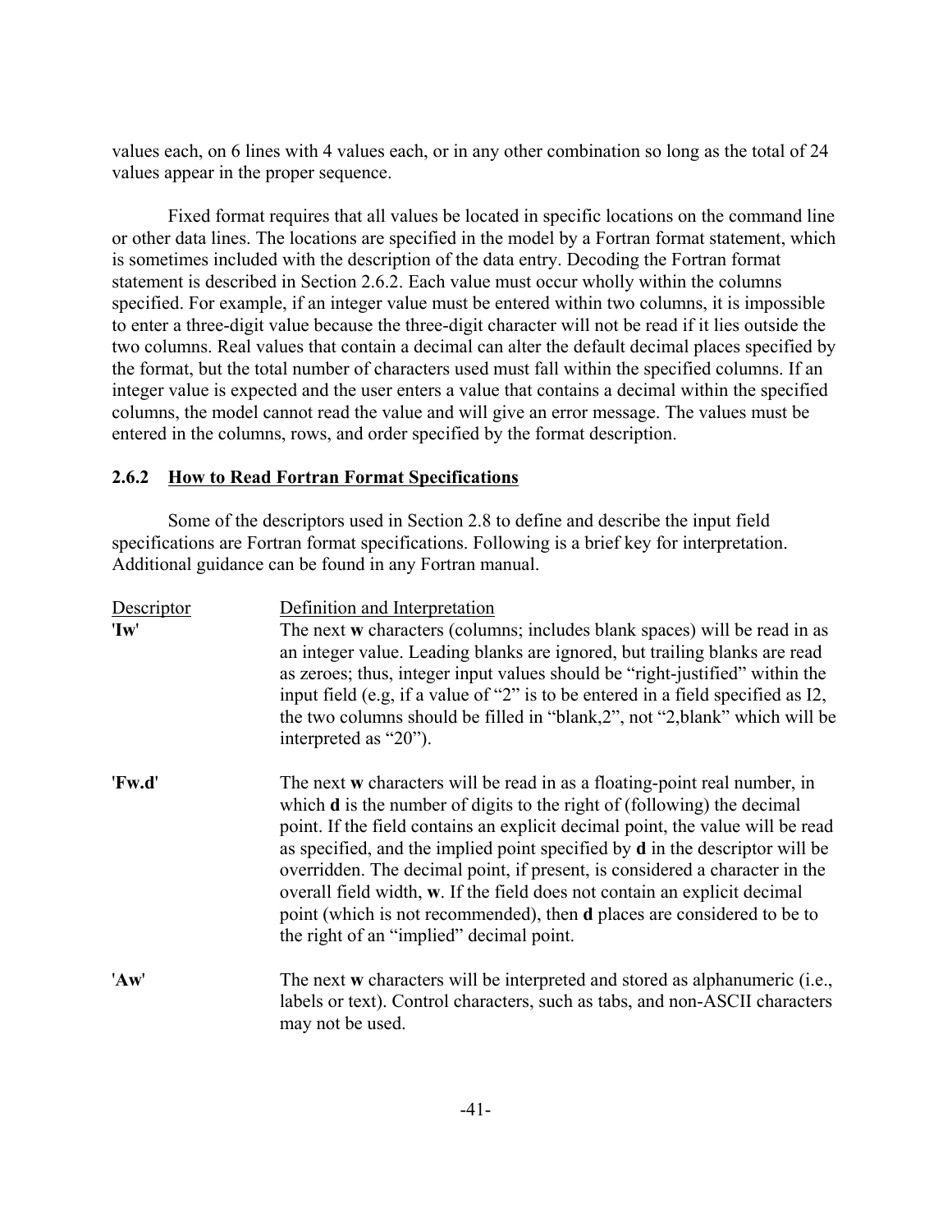values each, on 6 lines with 4 values each, or in any other combination so long as the total of 24 values appear in the proper sequence.

Fixed format requires that all values be located in specific locations on the command line or other data lines. The locations are specified in the model by a Fortran format statement, which is sometimes included with the description of the data entry. Decoding the Fortran format statement is described in Section 2.6.2. Each value must occur wholly within the columns specified. For example, if an integer value must be entered within two columns, it is impossible to enter a three-digit value because the three-digit character will not be read if it lies outside the two columns. Real values that contain a decimal can alter the default decimal places specified by the format, but the total number of characters used must fall within the specified columns. If an integer value is expected and the user enters a value that contains a decimal within the specified columns, the model cannot read the value and will give an error message. The values must be entered in the columns, rows, and order specified by the format description.

### 2.6.2 How to Read Fortran Format Specifications

Some of the descriptors used in Section 2.8 to define and describe the input field specifications are Fortran format specifications. Following is a brief key for interpretation. Additional guidance can be found in any Fortran manual.

| Descriptor | Definition and Interpretation |
|---|---|
| '**Iw**' | The next **w** characters (columns; includes blank spaces) will be read in as an integer value. Leading blanks are ignored, but trailing blanks are read as zeroes; thus, integer input values should be "right-justified" within the input field (e.g, if a value of "2" is to be entered in a field specified as I2, the two columns should be filled in "blank,2", not "2,blank" which will be interpreted as "20"). |
| '**Fw.d**' | The next **w** characters will be read in as a floating-point real number, in which **d** is the number of digits to the right of (following) the decimal point. If the field contains an explicit decimal point, the value will be read as specified, and the implied point specified by **d** in the descriptor will be overridden. The decimal point, if present, is considered a character in the overall field width, **w**. If the field does not contain an explicit decimal point (which is not recommended), then **d** places are considered to be to the right of an "implied" decimal point. |
| '**Aw**' | The next **w** characters will be interpreted and stored as alphanumeric (i.e., labels or text). Control characters, such as tabs, and non-ASCII characters may not be used. |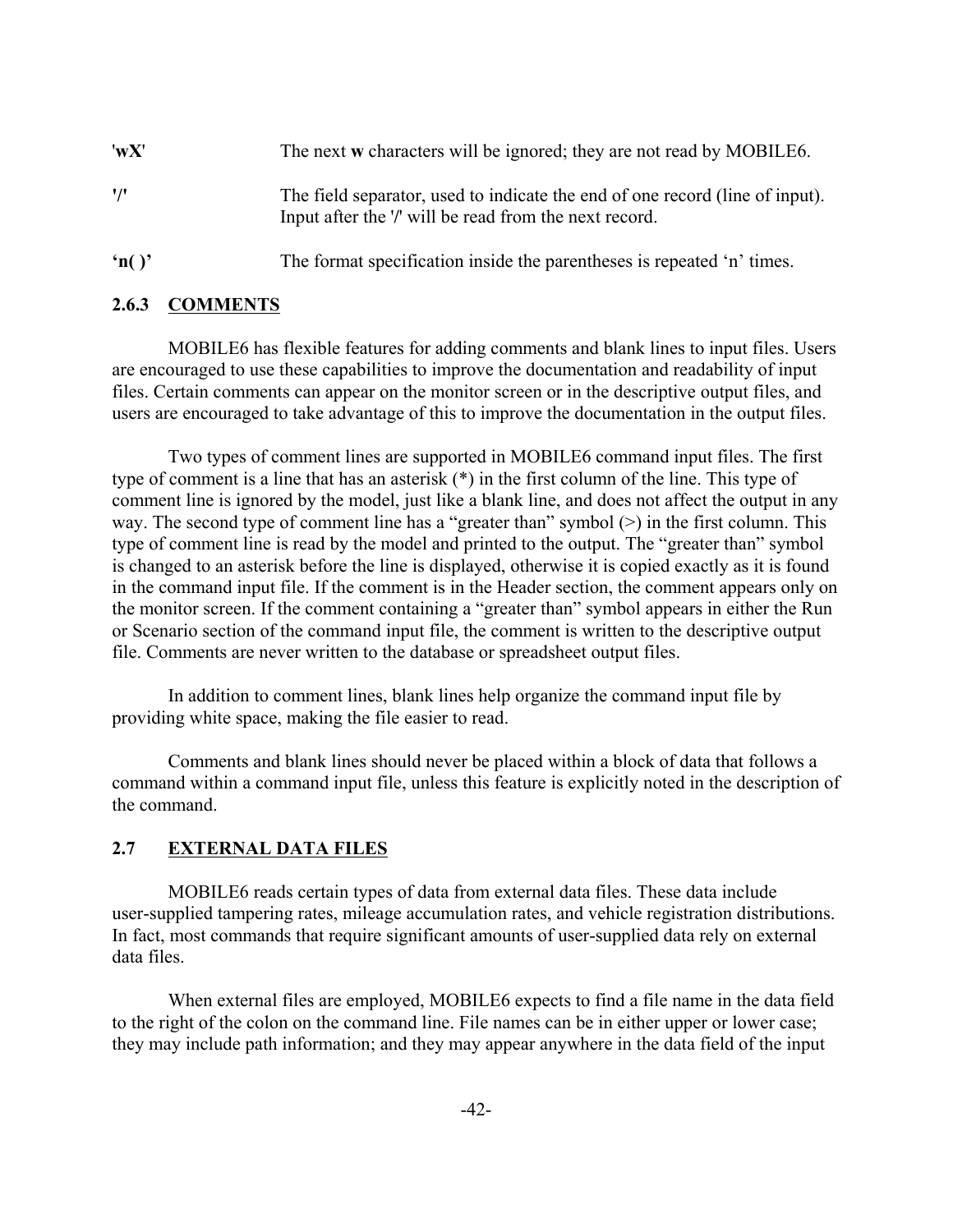| | |
|---|---|
| '**wX**' | The next **w** characters will be ignored; they are not read by MOBILE6. |
| **'/'** | The field separator, used to indicate the end of one record (line of input). Input after the '/' will be read from the next record. |
| **'n( )'** | The format specification inside the parentheses is repeated 'n' times. |

### 2.6.3 COMMENTS

MOBILE6 has flexible features for adding comments and blank lines to input files. Users are encouraged to use these capabilities to improve the documentation and readability of input files. Certain comments can appear on the monitor screen or in the descriptive output files, and users are encouraged to take advantage of this to improve the documentation in the output files.

Two types of comment lines are supported in MOBILE6 command input files. The first type of comment is a line that has an asterisk (*) in the first column of the line. This type of comment line is ignored by the model, just like a blank line, and does not affect the output in any way. The second type of comment line has a "greater than" symbol (>) in the first column. This type of comment line is read by the model and printed to the output. The "greater than" symbol is changed to an asterisk before the line is displayed, otherwise it is copied exactly as it is found in the command input file. If the comment is in the Header section, the comment appears only on the monitor screen. If the comment containing a "greater than" symbol appears in either the Run or Scenario section of the command input file, the comment is written to the descriptive output file. Comments are never written to the database or spreadsheet output files.

In addition to comment lines, blank lines help organize the command input file by providing white space, making the file easier to read.

Comments and blank lines should never be placed within a block of data that follows a command within a command input file, unless this feature is explicitly noted in the description of the command.

## 2.7 EXTERNAL DATA FILES

MOBILE6 reads certain types of data from external data files. These data include user-supplied tampering rates, mileage accumulation rates, and vehicle registration distributions. In fact, most commands that require significant amounts of user-supplied data rely on external data files.

When external files are employed, MOBILE6 expects to find a file name in the data field to the right of the colon on the command line. File names can be in either upper or lower case; they may include path information; and they may appear anywhere in the data field of the input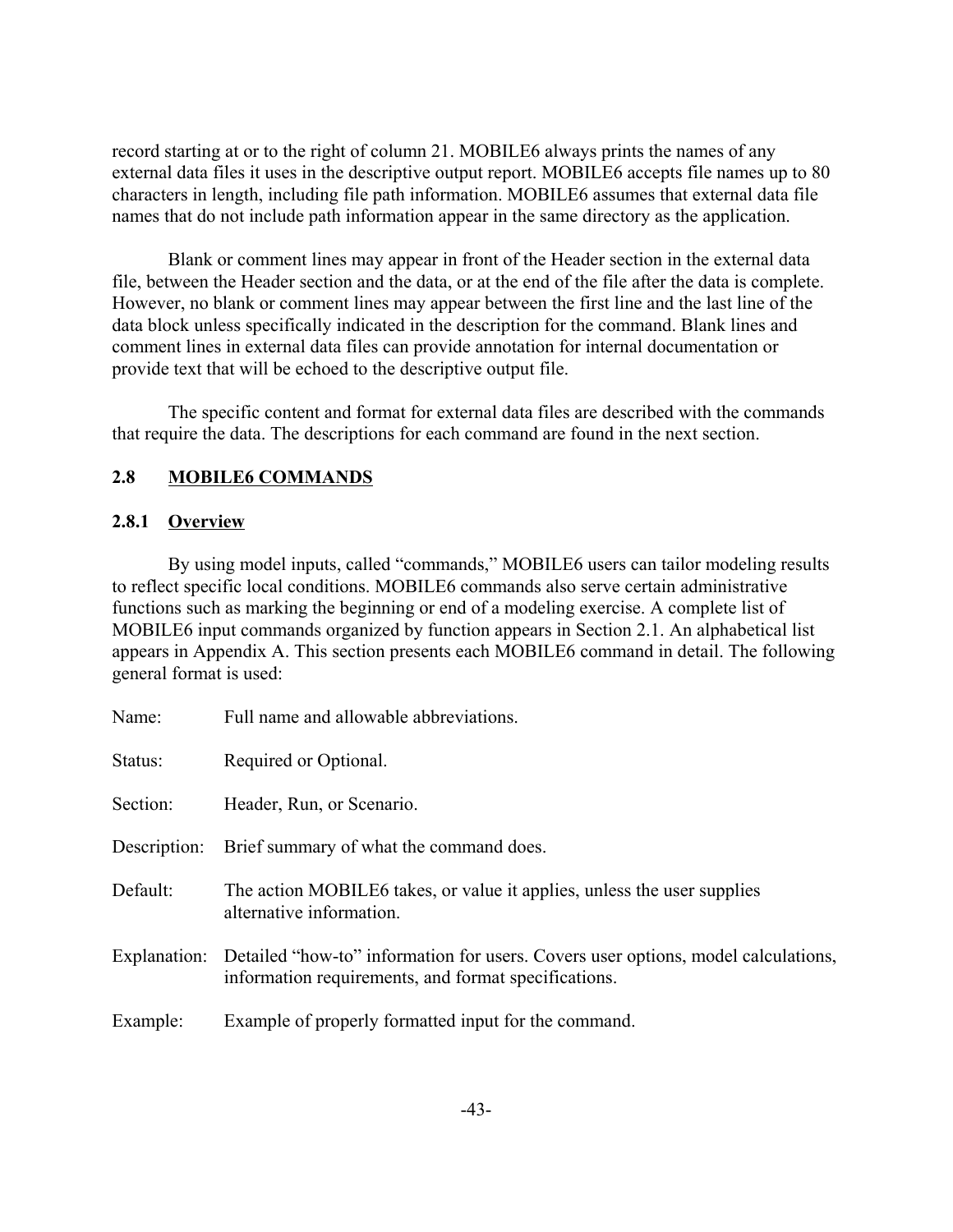record starting at or to the right of column 21. MOBILE6 always prints the names of any external data files it uses in the descriptive output report. MOBILE6 accepts file names up to 80 characters in length, including file path information. MOBILE6 assumes that external data file names that do not include path information appear in the same directory as the application.

Blank or comment lines may appear in front of the Header section in the external data file, between the Header section and the data, or at the end of the file after the data is complete. However, no blank or comment lines may appear between the first line and the last line of the data block unless specifically indicated in the description for the command. Blank lines and comment lines in external data files can provide annotation for internal documentation or provide text that will be echoed to the descriptive output file.

The specific content and format for external data files are described with the commands that require the data. The descriptions for each command are found in the next section.

## 2.8 MOBILE6 COMMANDS

### 2.8.1 Overview

By using model inputs, called "commands," MOBILE6 users can tailor modeling results to reflect specific local conditions. MOBILE6 commands also serve certain administrative functions such as marking the beginning or end of a modeling exercise. A complete list of MOBILE6 input commands organized by function appears in Section 2.1. An alphabetical list appears in Appendix A. This section presents each MOBILE6 command in detail. The following general format is used:

| | |
|---|---|
| Name: | Full name and allowable abbreviations. |
| Status: | Required or Optional. |
| Section: | Header, Run, or Scenario. |
| Description: | Brief summary of what the command does. |
| Default: | The action MOBILE6 takes, or value it applies, unless the user supplies alternative information. |
| Explanation: | Detailed "how-to" information for users. Covers user options, model calculations, information requirements, and format specifications. |
| Example: | Example of properly formatted input for the command. |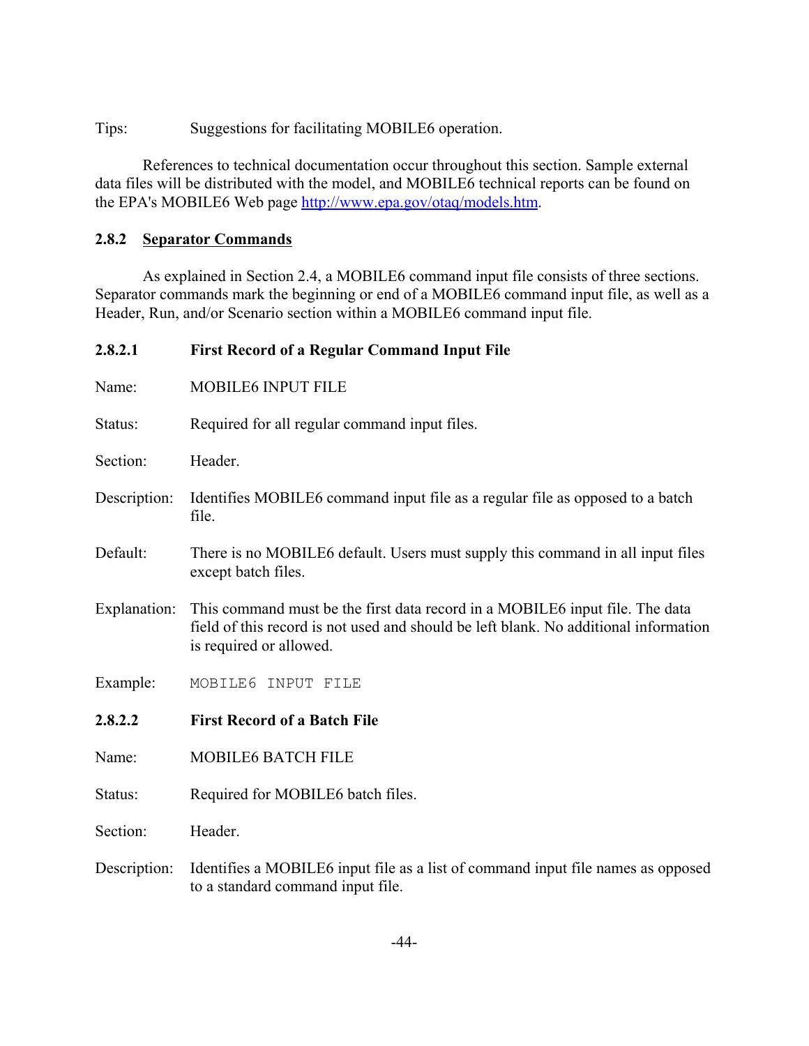Tips: Suggestions for facilitating MOBILE6 operation.

References to technical documentation occur throughout this section. Sample external data files will be distributed with the model, and MOBILE6 technical reports can be found on the EPA's MOBILE6 Web page [http://www.epa.gov/otaq/models.htm](http://www.epa.gov/otaq/models.htm).

### 2.8.2 Separator Commands

As explained in Section 2.4, a MOBILE6 command input file consists of three sections. Separator commands mark the beginning or end of a MOBILE6 command input file, as well as a Header, Run, and/or Scenario section within a MOBILE6 command input file.

#### 2.8.2.1 First Record of a Regular Command Input File

Name: MOBILE6 INPUT FILE

Status: Required for all regular command input files.

Section: Header.

Description: Identifies MOBILE6 command input file as a regular file as opposed to a batch file.

Default: There is no MOBILE6 default. Users must supply this command in all input files except batch files.

Explanation: This command must be the first data record in a MOBILE6 input file. The data field of this record is not used and should be left blank. No additional information is required or allowed.

Example:

```
MOBILE6 INPUT FILE
```

#### 2.8.2.2 First Record of a Batch File

Name: MOBILE6 BATCH FILE

Status: Required for MOBILE6 batch files.

Section: Header.

Description: Identifies a MOBILE6 input file as a list of command input file names as opposed to a standard command input file.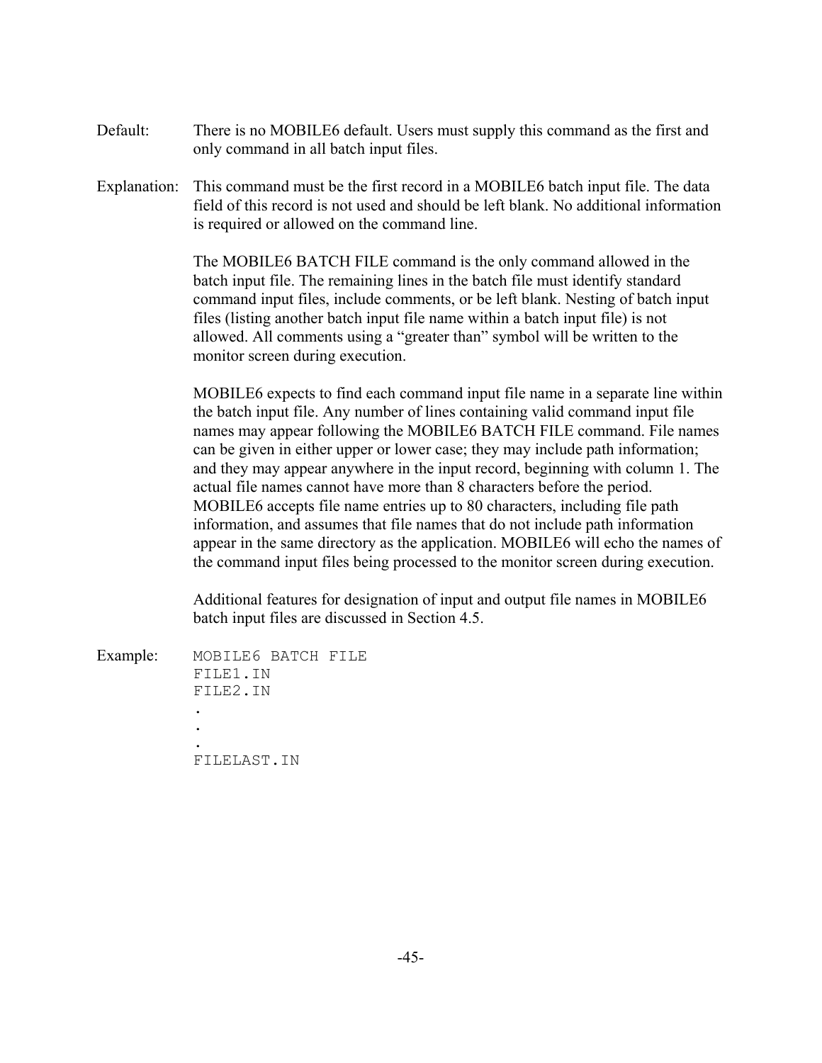Default: There is no MOBILE6 default. Users must supply this command as the first and only command in all batch input files.

Explanation: This command must be the first record in a MOBILE6 batch input file. The data field of this record is not used and should be left blank. No additional information is required or allowed on the command line.

The MOBILE6 BATCH FILE command is the only command allowed in the batch input file. The remaining lines in the batch file must identify standard command input files, include comments, or be left blank. Nesting of batch input files (listing another batch input file name within a batch input file) is not allowed. All comments using a "greater than" symbol will be written to the monitor screen during execution.

MOBILE6 expects to find each command input file name in a separate line within the batch input file. Any number of lines containing valid command input file names may appear following the MOBILE6 BATCH FILE command. File names can be given in either upper or lower case; they may include path information; and they may appear anywhere in the input record, beginning with column 1. The actual file names cannot have more than 8 characters before the period. MOBILE6 accepts file name entries up to 80 characters, including file path information, and assumes that file names that do not include path information appear in the same directory as the application. MOBILE6 will echo the names of the command input files being processed to the monitor screen during execution.

Additional features for designation of input and output file names in MOBILE6 batch input files are discussed in Section 4.5.

Example:

```
MOBILE6 BATCH FILE
FILE1.IN
FILE2.IN
.
.
.
FILELAST.IN
```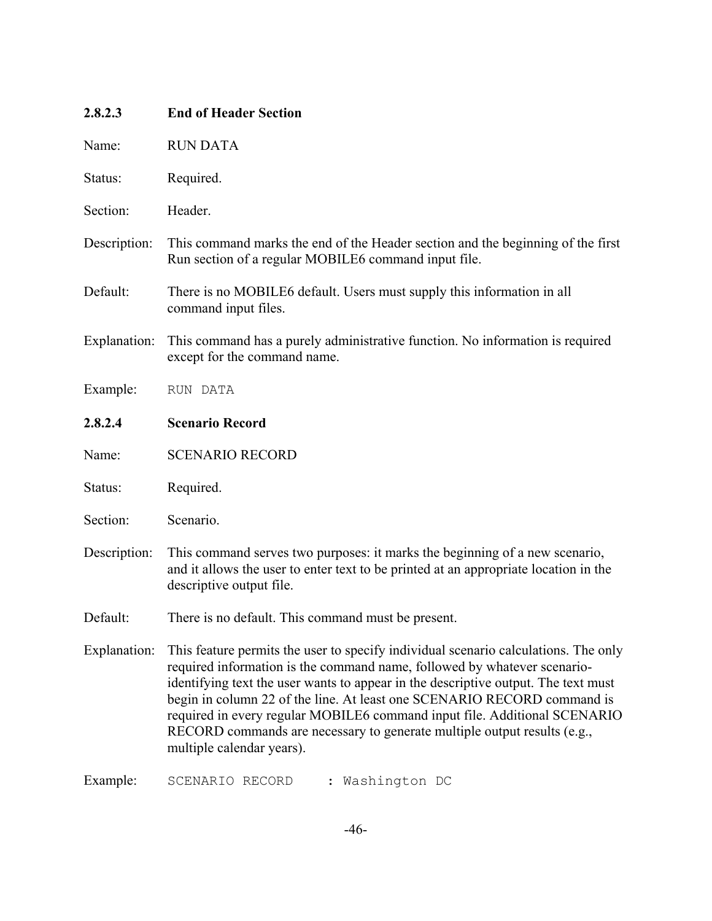#### 2.8.2.3 End of Header Section

Name: RUN DATA

Status: Required.

Section: Header.

Description: This command marks the end of the Header section and the beginning of the first Run section of a regular MOBILE6 command input file.

Default: There is no MOBILE6 default. Users must supply this information in all command input files.

Explanation: This command has a purely administrative function. No information is required except for the command name.

Example:
```
RUN DATA
```

#### 2.8.2.4 Scenario Record

Name: SCENARIO RECORD

Status: Required.

Section: Scenario.

Description: This command serves two purposes: it marks the beginning of a new scenario, and it allows the user to enter text to be printed at an appropriate location in the descriptive output file.

Default: There is no default. This command must be present.

Explanation: This feature permits the user to specify individual scenario calculations. The only required information is the command name, followed by whatever scenario-identifying text the user wants to appear in the descriptive output. The text must begin in column 22 of the line. At least one SCENARIO RECORD command is required in every regular MOBILE6 command input file. Additional SCENARIO RECORD commands are necessary to generate multiple output results (e.g., multiple calendar years).

Example:
```
SCENARIO RECORD    : Washington DC
```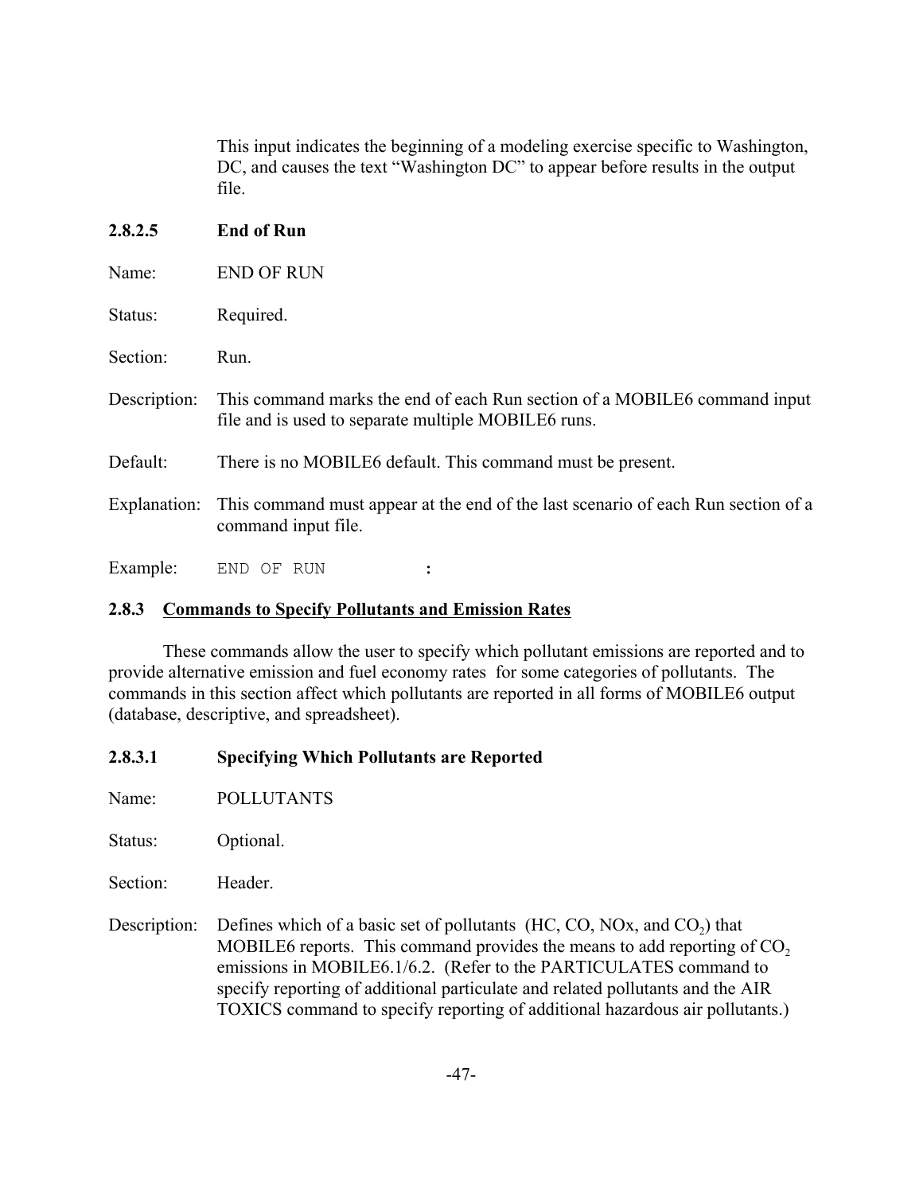This input indicates the beginning of a modeling exercise specific to Washington, DC, and causes the text “Washington DC” to appear before results in the output file.

#### 2.8.2.5 End of Run

Name: END OF RUN

Status: Required.

Section: Run.

Description: This command marks the end of each Run section of a MOBILE6 command input file and is used to separate multiple MOBILE6 runs.

Default: There is no MOBILE6 default. This command must be present.

Explanation: This command must appear at the end of the last scenario of each Run section of a command input file.

Example:
```
END OF RUN          :
```

### 2.8.3 Commands to Specify Pollutants and Emission Rates

These commands allow the user to specify which pollutant emissions are reported and to provide alternative emission and fuel economy rates for some categories of pollutants. The commands in this section affect which pollutants are reported in all forms of MOBILE6 output (database, descriptive, and spreadsheet).

#### 2.8.3.1 Specifying Which Pollutants are Reported

Name: POLLUTANTS

Status: Optional.

Section: Header.

Description: Defines which of a basic set of pollutants (HC, CO, NOx, and $CO_2$) that MOBILE6 reports. This command provides the means to add reporting of $CO_2$ emissions in MOBILE6.1/6.2. (Refer to the PARTICULATES command to specify reporting of additional particulate and related pollutants and the AIR TOXICS command to specify reporting of additional hazardous air pollutants.)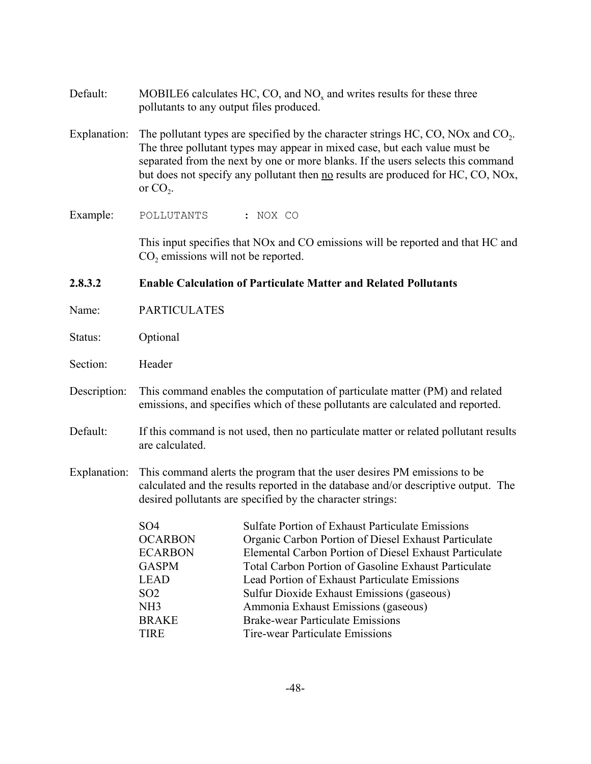Default: MOBILE6 calculates HC, CO, and $NO_x$ and writes results for these three pollutants to any output files produced.

Explanation: The pollutant types are specified by the character strings HC, CO, NOx and $CO_2$. The three pollutant types may appear in mixed case, but each value must be separated from the next by one or more blanks. If the users selects this command but does not specify any pollutant then <u>no</u> results are produced for HC, CO, NOx, or $CO_2$.

Example:

```
POLLUTANTS      : NOX CO
```

This input specifies that NOx and CO emissions will be reported and that HC and $CO_2$ emissions will not be reported.

### 2.8.3.2 Enable Calculation of Particulate Matter and Related Pollutants

Name: PARTICULATES

Status: Optional

Section: Header

Description: This command enables the computation of particulate matter (PM) and related emissions, and specifies which of these pollutants are calculated and reported.

Default: If this command is not used, then no particulate matter or related pollutant results are calculated.

Explanation: This command alerts the program that the user desires PM emissions to be calculated and the results reported in the database and/or descriptive output. The desired pollutants are specified by the character strings:

| | |
|---|---|
| SO4 | Sulfate Portion of Exhaust Particulate Emissions |
| OCARBON | Organic Carbon Portion of Diesel Exhaust Particulate |
| ECARBON | Elemental Carbon Portion of Diesel Exhaust Particulate |
| GASPM | Total Carbon Portion of Gasoline Exhaust Particulate |
| LEAD | Lead Portion of Exhaust Particulate Emissions |
| SO2 | Sulfur Dioxide Exhaust Emissions (gaseous) |
| NH3 | Ammonia Exhaust Emissions (gaseous) |
| BRAKE | Brake-wear Particulate Emissions |
| TIRE | Tire-wear Particulate Emissions |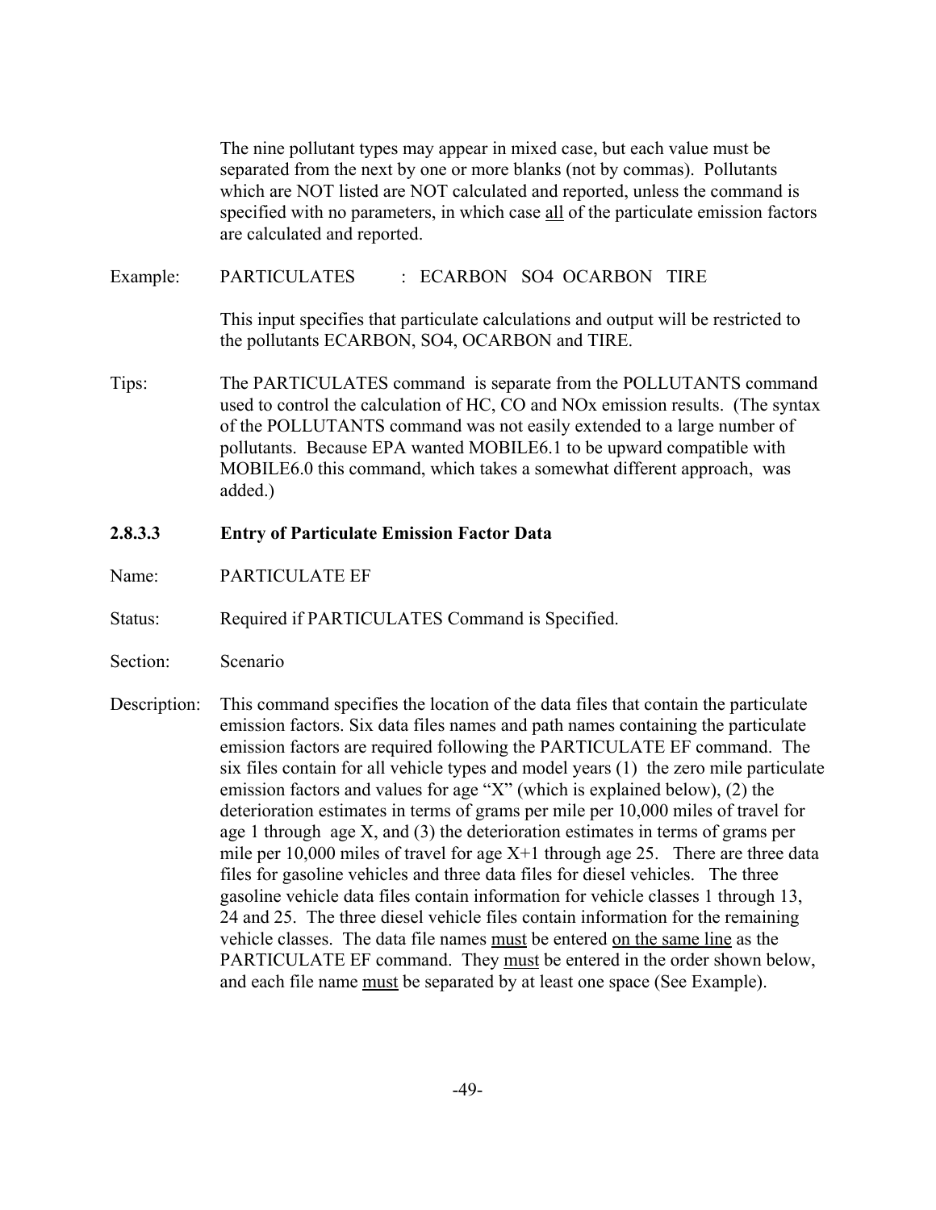The nine pollutant types may appear in mixed case, but each value must be separated from the next by one or more blanks (not by commas). Pollutants which are NOT listed are NOT calculated and reported, unless the command is specified with no parameters, in which case all of the particulate emission factors are calculated and reported.

Example: PARTICULATES : ECARBON SO4 OCARBON TIRE

This input specifies that particulate calculations and output will be restricted to the pollutants ECARBON, SO4, OCARBON and TIRE.

Tips: The PARTICULATES command is separate from the POLLUTANTS command used to control the calculation of HC, CO and NOx emission results. (The syntax of the POLLUTANTS command was not easily extended to a large number of pollutants. Because EPA wanted MOBILE6.1 to be upward compatible with MOBILE6.0 this command, which takes a somewhat different approach, was added.)

#### 2.8.3.3 Entry of Particulate Emission Factor Data

Name: PARTICULATE EF

Status: Required if PARTICULATES Command is Specified.

Section: Scenario

Description: This command specifies the location of the data files that contain the particulate emission factors. Six data files names and path names containing the particulate emission factors are required following the PARTICULATE EF command. The six files contain for all vehicle types and model years (1) the zero mile particulate emission factors and values for age "X" (which is explained below), (2) the deterioration estimates in terms of grams per mile per 10,000 miles of travel for age 1 through age X, and (3) the deterioration estimates in terms of grams per mile per 10,000 miles of travel for age X+1 through age 25. There are three data files for gasoline vehicles and three data files for diesel vehicles. The three gasoline vehicle data files contain information for vehicle classes 1 through 13, 24 and 25. The three diesel vehicle files contain information for the remaining vehicle classes. The data file names must be entered on the same line as the PARTICULATE EF command. They must be entered in the order shown below, and each file name must be separated by at least one space (See Example).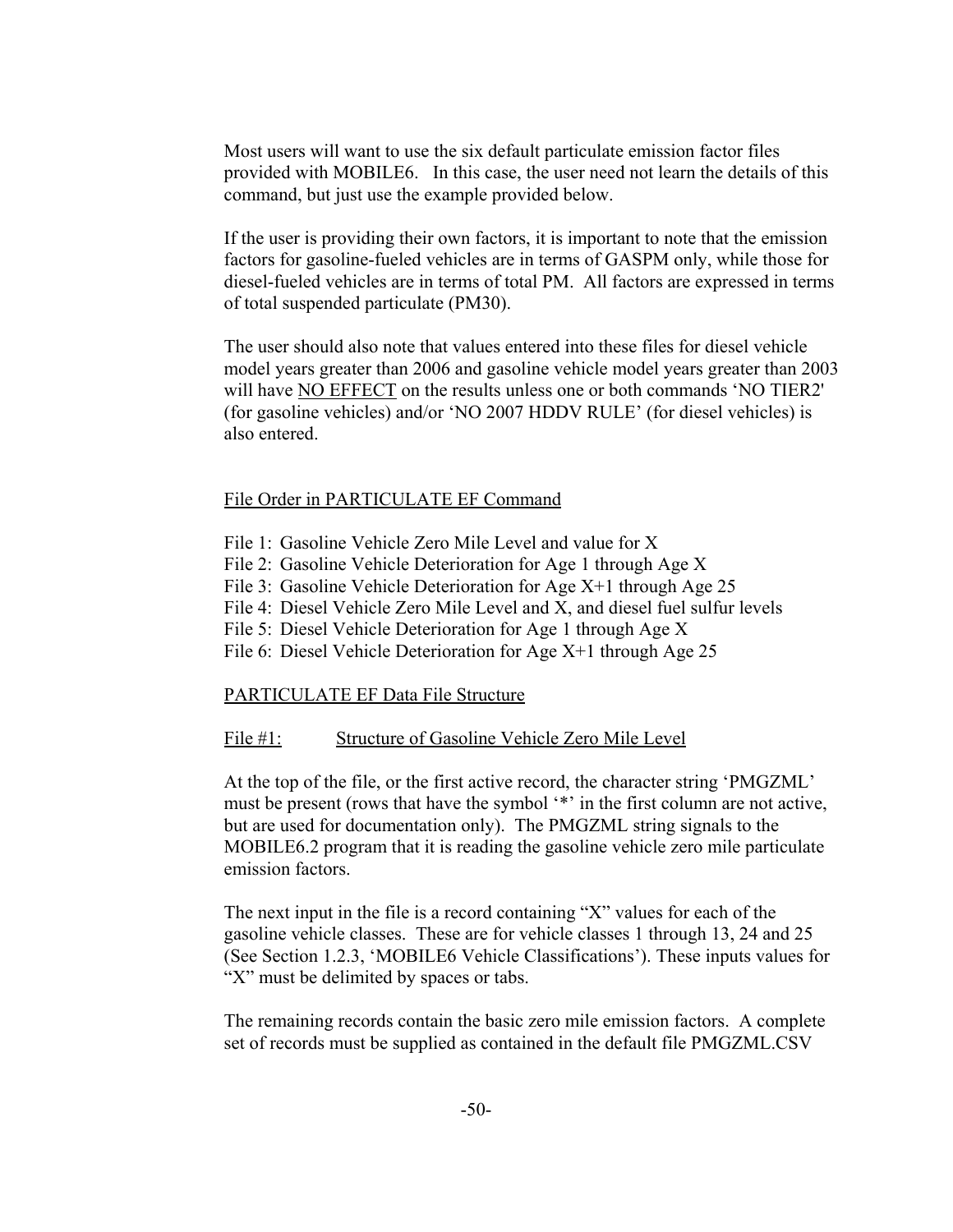Most users will want to use the six default particulate emission factor files provided with MOBILE6. In this case, the user need not learn the details of this command, but just use the example provided below.

If the user is providing their own factors, it is important to note that the emission factors for gasoline-fueled vehicles are in terms of GASPM only, while those for diesel-fueled vehicles are in terms of total PM. All factors are expressed in terms of total suspended particulate (PM30).

The user should also note that values entered into these files for diesel vehicle model years greater than 2006 and gasoline vehicle model years greater than 2003 will have <u>NO EFFECT</u> on the results unless one or both commands ‘NO TIER2' (for gasoline vehicles) and/or ‘NO 2007 HDDV RULE’ (for diesel vehicles) is also entered.

<u>File Order in PARTICULATE EF Command</u>

File 1: Gasoline Vehicle Zero Mile Level and value for X
File 2: Gasoline Vehicle Deterioration for Age 1 through Age X
File 3: Gasoline Vehicle Deterioration for Age X+1 through Age 25
File 4: Diesel Vehicle Zero Mile Level and X, and diesel fuel sulfur levels
File 5: Diesel Vehicle Deterioration for Age 1 through Age X
File 6: Diesel Vehicle Deterioration for Age X+1 through Age 25

<u>PARTICULATE EF Data File Structure</u>

<u>File #1:</u> <u>Structure of Gasoline Vehicle Zero Mile Level</u>

At the top of the file, or the first active record, the character string ‘PMGZML’ must be present (rows that have the symbol ‘*’ in the first column are not active, but are used for documentation only). The PMGZML string signals to the MOBILE6.2 program that it is reading the gasoline vehicle zero mile particulate emission factors.

The next input in the file is a record containing “X” values for each of the gasoline vehicle classes. These are for vehicle classes 1 through 13, 24 and 25 (See Section 1.2.3, ‘MOBILE6 Vehicle Classifications’). These inputs values for “X” must be delimited by spaces or tabs.

The remaining records contain the basic zero mile emission factors. A complete set of records must be supplied as contained in the default file PMGZML.CSV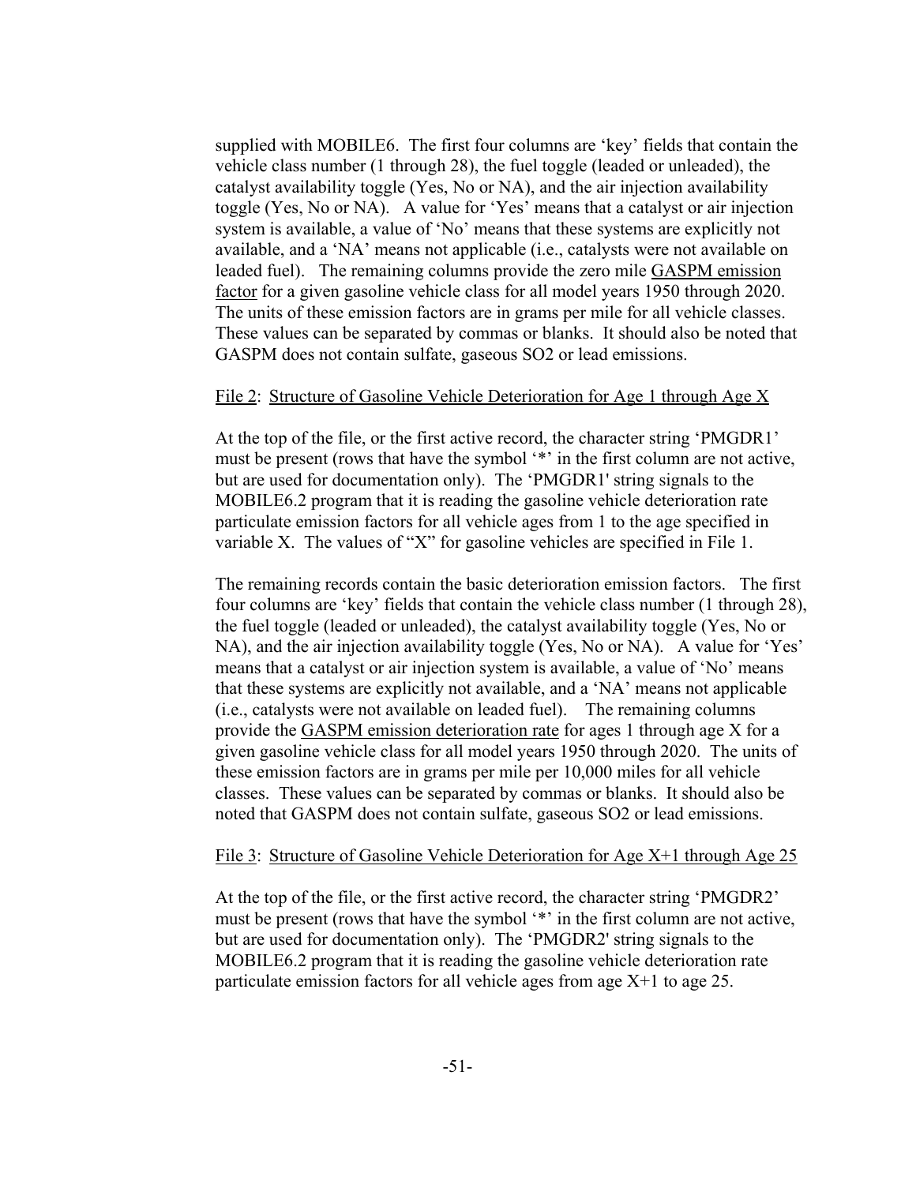supplied with MOBILE6. The first four columns are 'key' fields that contain the vehicle class number (1 through 28), the fuel toggle (leaded or unleaded), the catalyst availability toggle (Yes, No or NA), and the air injection availability toggle (Yes, No or NA). A value for 'Yes' means that a catalyst or air injection system is available, a value of 'No' means that these systems are explicitly not available, and a 'NA' means not applicable (i.e., catalysts were not available on leaded fuel). The remaining columns provide the zero mile <u>GASPM emission factor</u> for a given gasoline vehicle class for all model years 1950 through 2020. The units of these emission factors are in grams per mile for all vehicle classes. These values can be separated by commas or blanks. It should also be noted that GASPM does not contain sulfate, gaseous SO2 or lead emissions.

<u>File 2</u>: <u>Structure of Gasoline Vehicle Deterioration for Age 1 through Age X</u>

At the top of the file, or the first active record, the character string 'PMGDR1' must be present (rows that have the symbol '*' in the first column are not active, but are used for documentation only). The 'PMGDR1' string signals to the MOBILE6.2 program that it is reading the gasoline vehicle deterioration rate particulate emission factors for all vehicle ages from 1 to the age specified in variable X. The values of "X" for gasoline vehicles are specified in File 1.

The remaining records contain the basic deterioration emission factors. The first four columns are 'key' fields that contain the vehicle class number (1 through 28), the fuel toggle (leaded or unleaded), the catalyst availability toggle (Yes, No or NA), and the air injection availability toggle (Yes, No or NA). A value for 'Yes' means that a catalyst or air injection system is available, a value of 'No' means that these systems are explicitly not available, and a 'NA' means not applicable (i.e., catalysts were not available on leaded fuel). The remaining columns provide the <u>GASPM emission deterioration rate</u> for ages 1 through age X for a given gasoline vehicle class for all model years 1950 through 2020. The units of these emission factors are in grams per mile per 10,000 miles for all vehicle classes. These values can be separated by commas or blanks. It should also be noted that GASPM does not contain sulfate, gaseous SO2 or lead emissions.

<u>File 3</u>: <u>Structure of Gasoline Vehicle Deterioration for Age X+1 through Age 25</u>

At the top of the file, or the first active record, the character string 'PMGDR2' must be present (rows that have the symbol '*' in the first column are not active, but are used for documentation only). The 'PMGDR2' string signals to the MOBILE6.2 program that it is reading the gasoline vehicle deterioration rate particulate emission factors for all vehicle ages from age X+1 to age 25.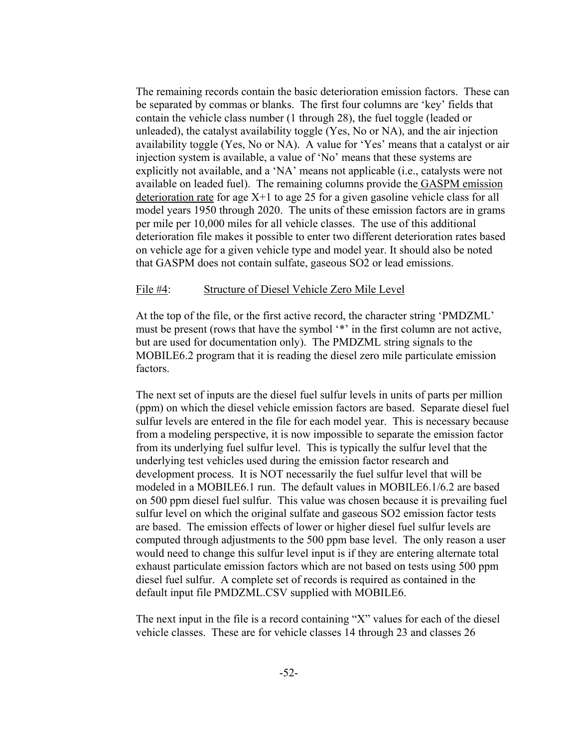The remaining records contain the basic deterioration emission factors. These can be separated by commas or blanks. The first four columns are 'key' fields that contain the vehicle class number (1 through 28), the fuel toggle (leaded or unleaded), the catalyst availability toggle (Yes, No or NA), and the air injection availability toggle (Yes, No or NA). A value for 'Yes' means that a catalyst or air injection system is available, a value of 'No' means that these systems are explicitly not available, and a 'NA' means not applicable (i.e., catalysts were not available on leaded fuel). The remaining columns provide the GASPM emission deterioration rate for age X+1 to age 25 for a given gasoline vehicle class for all model years 1950 through 2020. The units of these emission factors are in grams per mile per 10,000 miles for all vehicle classes. The use of this additional deterioration file makes it possible to enter two different deterioration rates based on vehicle age for a given vehicle type and model year. It should also be noted that GASPM does not contain sulfate, gaseous SO2 or lead emissions.

File #4: Structure of Diesel Vehicle Zero Mile Level

At the top of the file, or the first active record, the character string 'PMDZML' must be present (rows that have the symbol '*' in the first column are not active, but are used for documentation only). The PMDZML string signals to the MOBILE6.2 program that it is reading the diesel zero mile particulate emission factors.

The next set of inputs are the diesel fuel sulfur levels in units of parts per million (ppm) on which the diesel vehicle emission factors are based. Separate diesel fuel sulfur levels are entered in the file for each model year. This is necessary because from a modeling perspective, it is now impossible to separate the emission factor from its underlying fuel sulfur level. This is typically the sulfur level that the underlying test vehicles used during the emission factor research and development process. It is NOT necessarily the fuel sulfur level that will be modeled in a MOBILE6.1 run. The default values in MOBILE6.1/6.2 are based on 500 ppm diesel fuel sulfur. This value was chosen because it is prevailing fuel sulfur level on which the original sulfate and gaseous SO2 emission factor tests are based. The emission effects of lower or higher diesel fuel sulfur levels are computed through adjustments to the 500 ppm base level. The only reason a user would need to change this sulfur level input is if they are entering alternate total exhaust particulate emission factors which are not based on tests using 500 ppm diesel fuel sulfur. A complete set of records is required as contained in the default input file PMDZML.CSV supplied with MOBILE6.

The next input in the file is a record containing "X" values for each of the diesel vehicle classes. These are for vehicle classes 14 through 23 and classes 26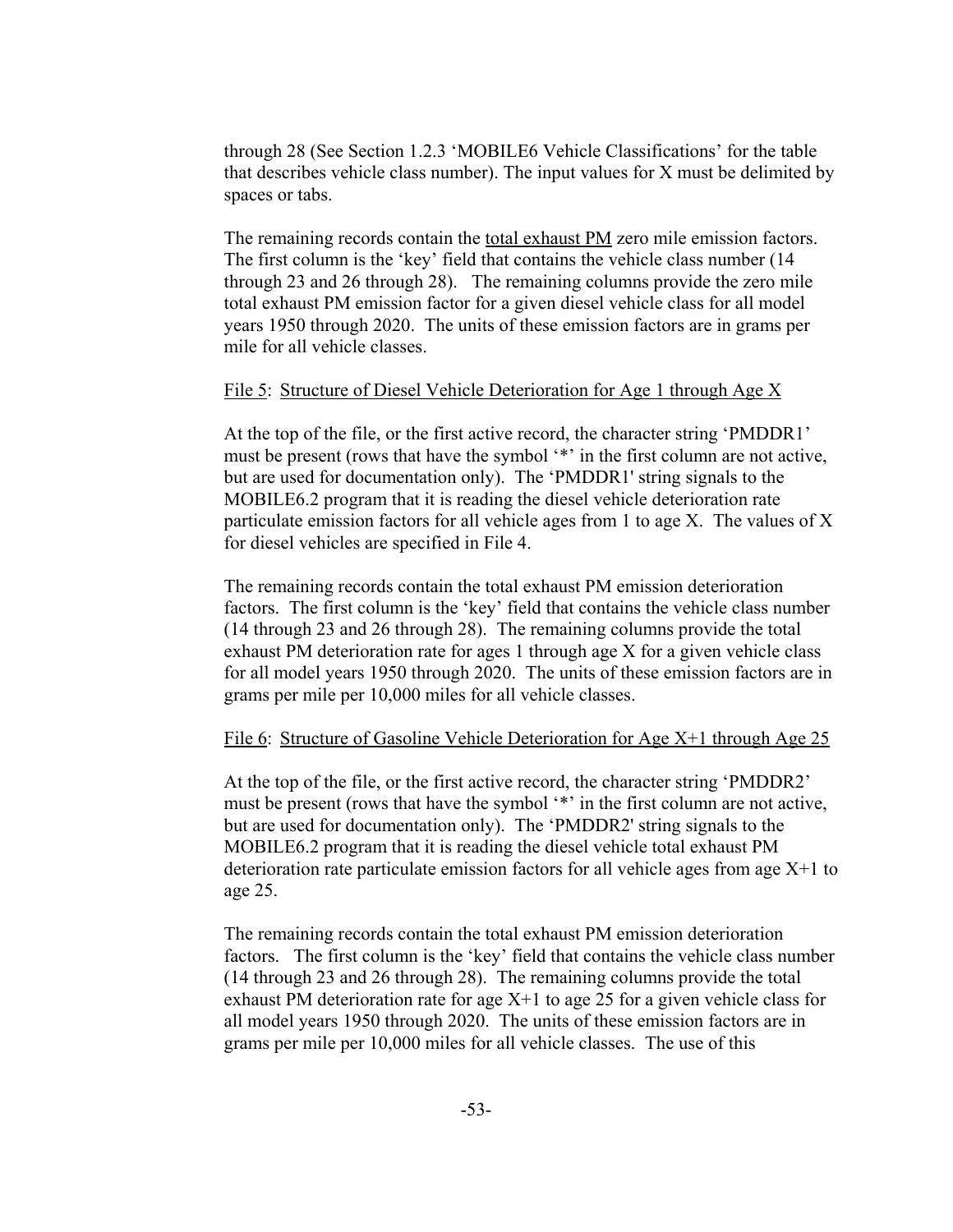through 28 (See Section 1.2.3 'MOBILE6 Vehicle Classifications' for the table that describes vehicle class number). The input values for X must be delimited by spaces or tabs.

The remaining records contain the <u>total exhaust PM</u> zero mile emission factors. The first column is the 'key' field that contains the vehicle class number (14 through 23 and 26 through 28). The remaining columns provide the zero mile total exhaust PM emission factor for a given diesel vehicle class for all model years 1950 through 2020. The units of these emission factors are in grams per mile for all vehicle classes.

<u>File 5</u>: <u>Structure of Diesel Vehicle Deterioration for Age 1 through Age X</u>

At the top of the file, or the first active record, the character string 'PMDDR1' must be present (rows that have the symbol '*' in the first column are not active, but are used for documentation only). The 'PMDDR1' string signals to the MOBILE6.2 program that it is reading the diesel vehicle deterioration rate particulate emission factors for all vehicle ages from 1 to age X. The values of X for diesel vehicles are specified in File 4.

The remaining records contain the total exhaust PM emission deterioration factors. The first column is the 'key' field that contains the vehicle class number (14 through 23 and 26 through 28). The remaining columns provide the total exhaust PM deterioration rate for ages 1 through age X for a given vehicle class for all model years 1950 through 2020. The units of these emission factors are in grams per mile per 10,000 miles for all vehicle classes.

<u>File 6</u>: <u>Structure of Gasoline Vehicle Deterioration for Age X+1 through Age 25</u>

At the top of the file, or the first active record, the character string 'PMDDR2' must be present (rows that have the symbol '*' in the first column are not active, but are used for documentation only). The 'PMDDR2' string signals to the MOBILE6.2 program that it is reading the diesel vehicle total exhaust PM deterioration rate particulate emission factors for all vehicle ages from age X+1 to age 25.

The remaining records contain the total exhaust PM emission deterioration factors. The first column is the 'key' field that contains the vehicle class number (14 through 23 and 26 through 28). The remaining columns provide the total exhaust PM deterioration rate for age X+1 to age 25 for a given vehicle class for all model years 1950 through 2020. The units of these emission factors are in grams per mile per 10,000 miles for all vehicle classes. The use of this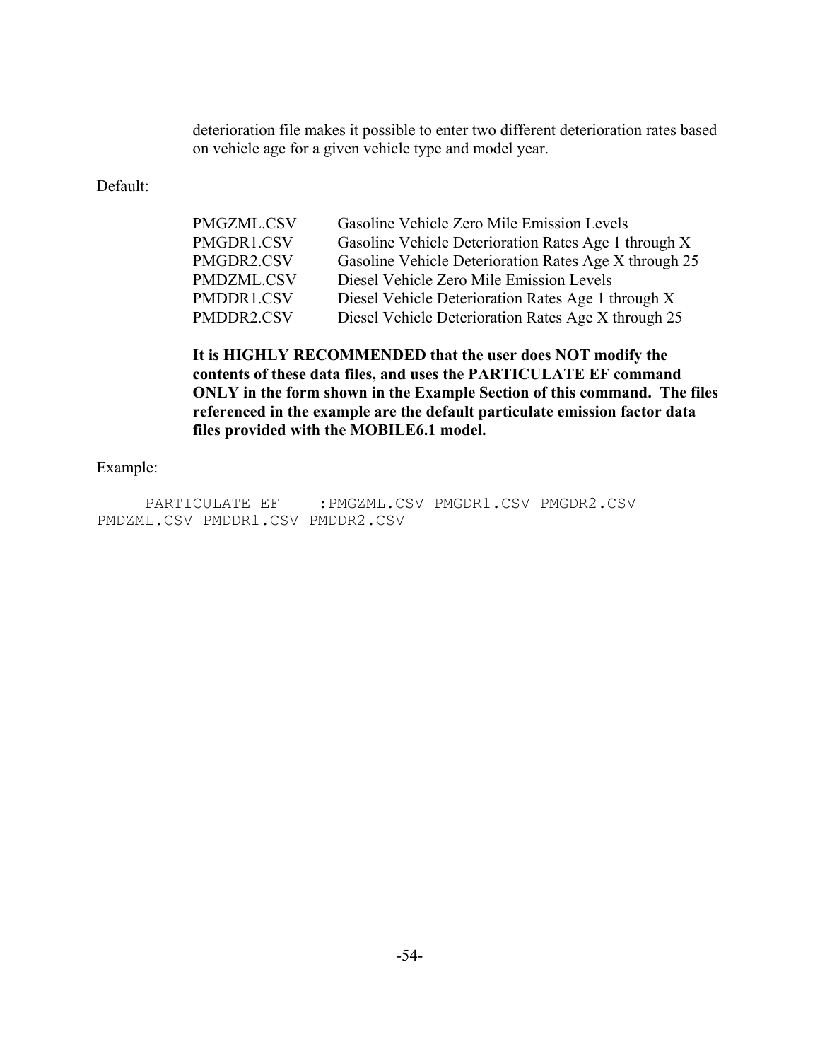deterioration file makes it possible to enter two different deterioration rates based on vehicle age for a given vehicle type and model year.

Default:

| | |
|---|---|
| PMGZML.CSV | Gasoline Vehicle Zero Mile Emission Levels |
| PMGDR1.CSV | Gasoline Vehicle Deterioration Rates Age 1 through X |
| PMGDR2.CSV | Gasoline Vehicle Deterioration Rates Age X through 25 |
| PMDZML.CSV | Diesel Vehicle Zero Mile Emission Levels |
| PMDDR1.CSV | Diesel Vehicle Deterioration Rates Age 1 through X |
| PMDDR2.CSV | Diesel Vehicle Deterioration Rates Age X through 25 |

**It is HIGHLY RECOMMENDED that the user does NOT modify the contents of these data files, and uses the PARTICULATE EF command ONLY in the form shown in the Example Section of this command. The files referenced in the example are the default particulate emission factor data files provided with the MOBILE6.1 model.**

Example:

```
     PARTICULATE EF    :PMGZML.CSV PMGDR1.CSV PMGDR2.CSV
PMDZML.CSV PMDDR1.CSV PMDDR2.CSV
```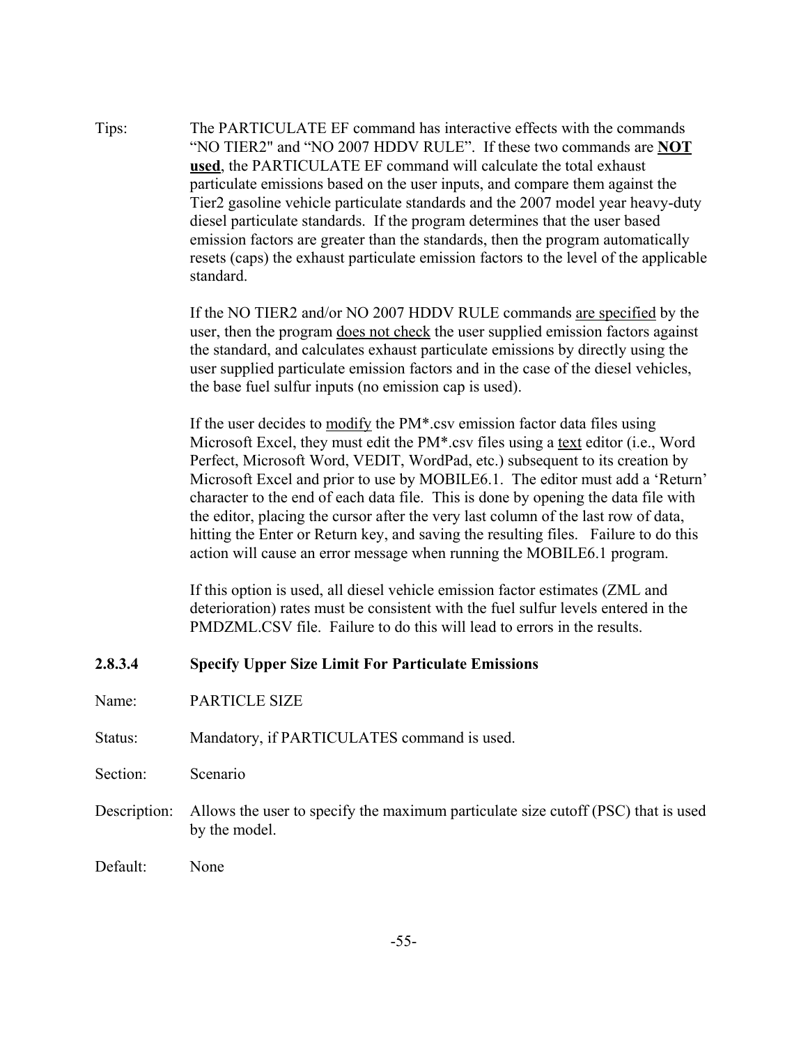Tips: The PARTICULATE EF command has interactive effects with the commands "NO TIER2" and "NO 2007 HDDV RULE". If these two commands are **NOT used**, the PARTICULATE EF command will calculate the total exhaust particulate emissions based on the user inputs, and compare them against the Tier2 gasoline vehicle particulate standards and the 2007 model year heavy-duty diesel particulate standards. If the program determines that the user based emission factors are greater than the standards, then the program automatically resets (caps) the exhaust particulate emission factors to the level of the applicable standard.

If the NO TIER2 and/or NO 2007 HDDV RULE commands are specified by the user, then the program does not check the user supplied emission factors against the standard, and calculates exhaust particulate emissions by directly using the user supplied particulate emission factors and in the case of the diesel vehicles, the base fuel sulfur inputs (no emission cap is used).

If the user decides to modify the PM*.csv emission factor data files using Microsoft Excel, they must edit the PM*.csv files using a text editor (i.e., Word Perfect, Microsoft Word, VEDIT, WordPad, etc.) subsequent to its creation by Microsoft Excel and prior to use by MOBILE6.1. The editor must add a 'Return' character to the end of each data file. This is done by opening the data file with the editor, placing the cursor after the very last column of the last row of data, hitting the Enter or Return key, and saving the resulting files. Failure to do this action will cause an error message when running the MOBILE6.1 program.

If this option is used, all diesel vehicle emission factor estimates (ZML and deterioration) rates must be consistent with the fuel sulfur levels entered in the PMDZML.CSV file. Failure to do this will lead to errors in the results.

#### 2.8.3.4 Specify Upper Size Limit For Particulate Emissions

Name: PARTICLE SIZE

Status: Mandatory, if PARTICULATES command is used.

Section: Scenario

Description: Allows the user to specify the maximum particulate size cutoff (PSC) that is used by the model.

Default: None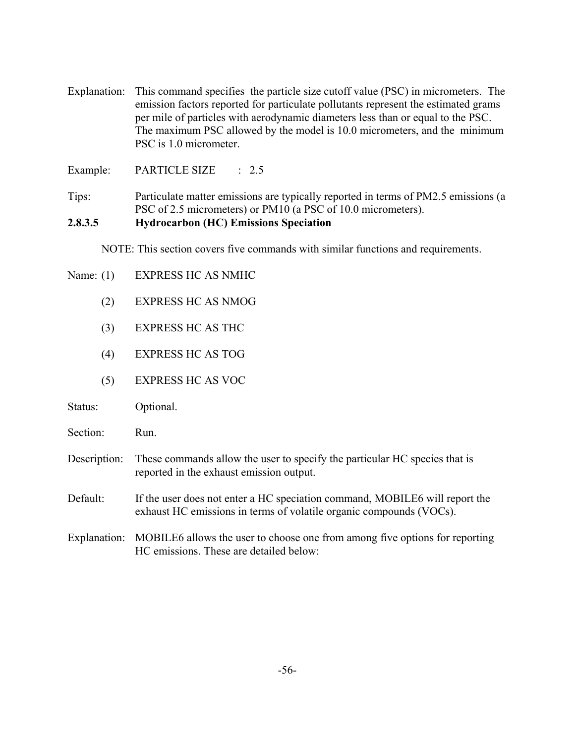Explanation: This command specifies the particle size cutoff value (PSC) in micrometers. The emission factors reported for particulate pollutants represent the estimated grams per mile of particles with aerodynamic diameters less than or equal to the PSC. The maximum PSC allowed by the model is 10.0 micrometers, and the minimum PSC is 1.0 micrometer.

Example: PARTICLE SIZE : 2.5

Tips: Particulate matter emissions are typically reported in terms of PM2.5 emissions (a PSC of 2.5 micrometers) or PM10 (a PSC of 10.0 micrometers).

#### 2.8.3.5 Hydrocarbon (HC) Emissions Speciation

NOTE: This section covers five commands with similar functions and requirements.

Name: (1) EXPRESS HC AS NMHC

(2) EXPRESS HC AS NMOG

(3) EXPRESS HC AS THC

(4) EXPRESS HC AS TOG

(5) EXPRESS HC AS VOC

Status: Optional.

Section: Run.

Description: These commands allow the user to specify the particular HC species that is reported in the exhaust emission output.

Default: If the user does not enter a HC speciation command, MOBILE6 will report the exhaust HC emissions in terms of volatile organic compounds (VOCs).

Explanation: MOBILE6 allows the user to choose one from among five options for reporting HC emissions. These are detailed below: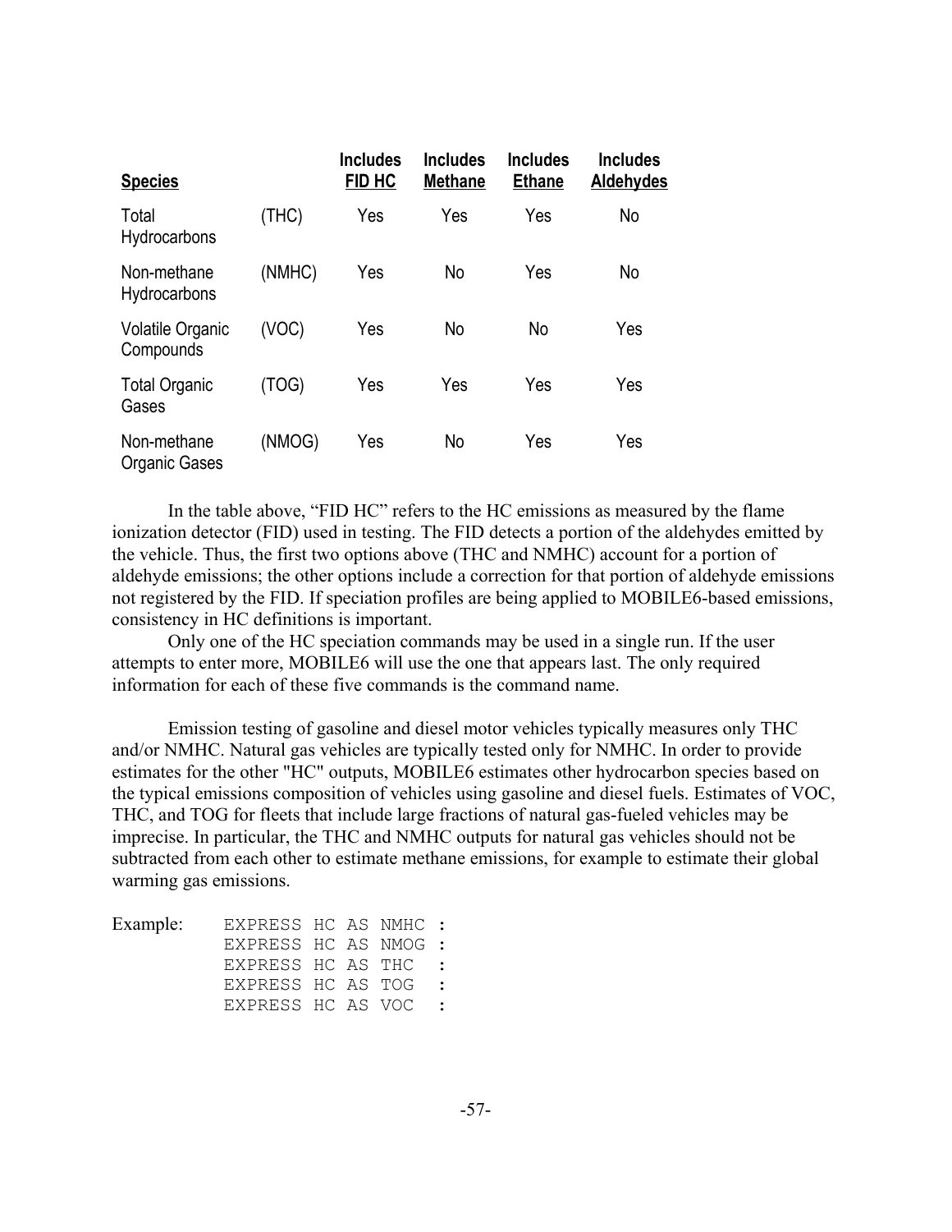| **Species** | | **Includes FID HC** | **Includes Methane** | **Includes Ethane** | **Includes Aldehydes** |
|---|---|---|---|---|---|
| Total Hydrocarbons | (THC) | Yes | Yes | Yes | No |
| Non-methane Hydrocarbons | (NMHC) | Yes | No | Yes | No |
| Volatile Organic Compounds | (VOC) | Yes | No | No | Yes |
| Total Organic Gases | (TOG) | Yes | Yes | Yes | Yes |
| Non-methane Organic Gases | (NMOG) | Yes | No | Yes | Yes |

In the table above, "FID HC" refers to the HC emissions as measured by the flame ionization detector (FID) used in testing. The FID detects a portion of the aldehydes emitted by the vehicle. Thus, the first two options above (THC and NMHC) account for a portion of aldehyde emissions; the other options include a correction for that portion of aldehyde emissions not registered by the FID. If speciation profiles are being applied to MOBILE6-based emissions, consistency in HC definitions is important.

Only one of the HC speciation commands may be used in a single run. If the user attempts to enter more, MOBILE6 will use the one that appears last. The only required information for each of these five commands is the command name.

Emission testing of gasoline and diesel motor vehicles typically measures only THC and/or NMHC. Natural gas vehicles are typically tested only for NMHC. In order to provide estimates for the other "HC" outputs, MOBILE6 estimates other hydrocarbon species based on the typical emissions composition of vehicles using gasoline and diesel fuels. Estimates of VOC, THC, and TOG for fleets that include large fractions of natural gas-fueled vehicles may be imprecise. In particular, the THC and NMHC outputs for natural gas vehicles should not be subtracted from each other to estimate methane emissions, for example to estimate their global warming gas emissions.

Example:

```
EXPRESS HC AS NMHC :
EXPRESS HC AS NMOG :
EXPRESS HC AS THC  :
EXPRESS HC AS TOG  :
EXPRESS HC AS VOC  :
```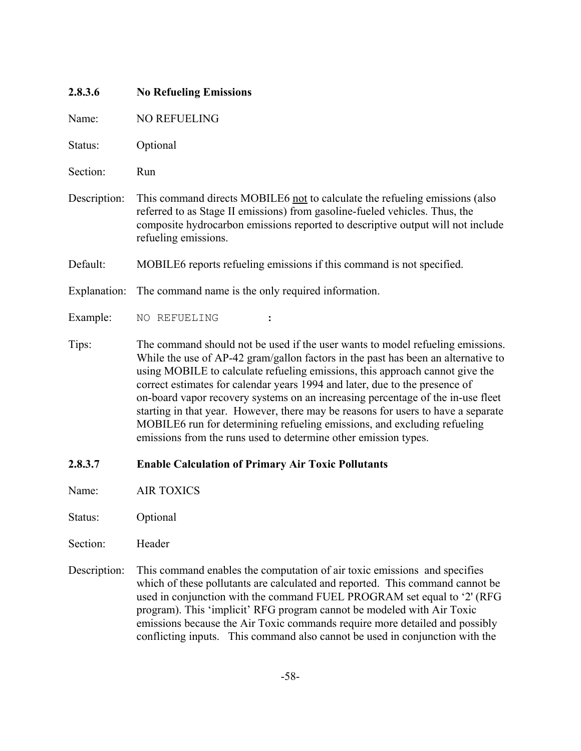#### 2.8.3.6 No Refueling Emissions

Name: NO REFUELING

Status: Optional

Section: Run

Description: This command directs MOBILE6 not to calculate the refueling emissions (also referred to as Stage II emissions) from gasoline-fueled vehicles. Thus, the composite hydrocarbon emissions reported to descriptive output will not include refueling emissions.

Default: MOBILE6 reports refueling emissions if this command is not specified.

Explanation: The command name is the only required information.

Example:

```
NO REFUELING        :
```

Tips: The command should not be used if the user wants to model refueling emissions. While the use of AP-42 gram/gallon factors in the past has been an alternative to using MOBILE to calculate refueling emissions, this approach cannot give the correct estimates for calendar years 1994 and later, due to the presence of on-board vapor recovery systems on an increasing percentage of the in-use fleet starting in that year. However, there may be reasons for users to have a separate MOBILE6 run for determining refueling emissions, and excluding refueling emissions from the runs used to determine other emission types.

#### 2.8.3.7 Enable Calculation of Primary Air Toxic Pollutants

Name: AIR TOXICS

Status: Optional

Section: Header

Description: This command enables the computation of air toxic emissions and specifies which of these pollutants are calculated and reported. This command cannot be used in conjunction with the command FUEL PROGRAM set equal to '2' (RFG program). This 'implicit' RFG program cannot be modeled with Air Toxic emissions because the Air Toxic commands require more detailed and possibly conflicting inputs. This command also cannot be used in conjunction with the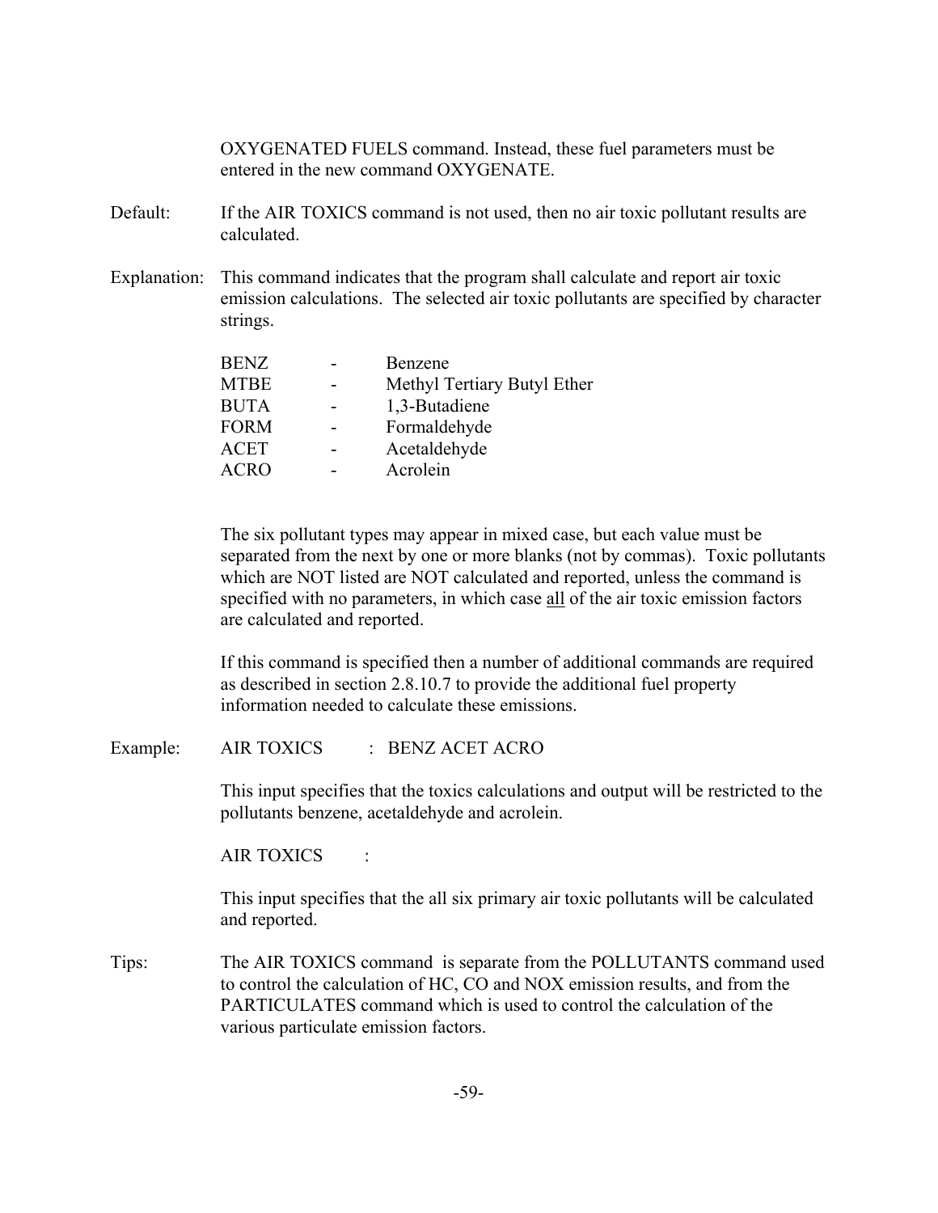OXYGENATED FUELS command. Instead, these fuel parameters must be entered in the new command OXYGENATE.

Default: If the AIR TOXICS command is not used, then no air toxic pollutant results are calculated.

Explanation: This command indicates that the program shall calculate and report air toxic emission calculations. The selected air toxic pollutants are specified by character strings.

| | | |
|---|---|---|
| BENZ | - | Benzene |
| MTBE | - | Methyl Tertiary Butyl Ether |
| BUTA | - | 1,3-Butadiene |
| FORM | - | Formaldehyde |
| ACET | - | Acetaldehyde |
| ACRO | - | Acrolein |

The six pollutant types may appear in mixed case, but each value must be separated from the next by one or more blanks (not by commas). Toxic pollutants which are NOT listed are NOT calculated and reported, unless the command is specified with no parameters, in which case all of the air toxic emission factors are calculated and reported.

If this command is specified then a number of additional commands are required as described in section 2.8.10.7 to provide the additional fuel property information needed to calculate these emissions.

Example:

```
AIR TOXICS      : BENZ ACET ACRO
```

This input specifies that the toxics calculations and output will be restricted to the pollutants benzene, acetaldehyde and acrolein.

```
AIR TOXICS      :
```

This input specifies that the all six primary air toxic pollutants will be calculated and reported.

Tips: The AIR TOXICS command is separate from the POLLUTANTS command used to control the calculation of HC, CO and NOX emission results, and from the PARTICULATES command which is used to control the calculation of the various particulate emission factors.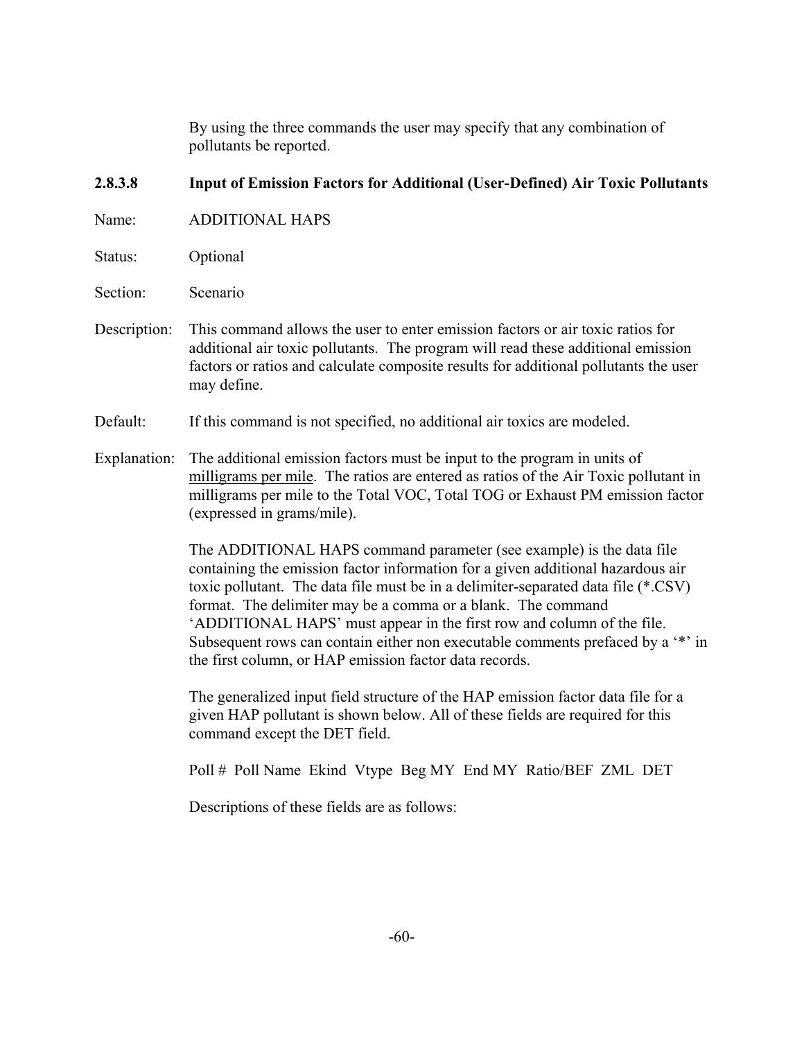By using the three commands the user may specify that any combination of pollutants be reported.

### 2.8.3.8 Input of Emission Factors for Additional (User-Defined) Air Toxic Pollutants

Name: ADDITIONAL HAPS

Status: Optional

Section: Scenario

Description: This command allows the user to enter emission factors or air toxic ratios for additional air toxic pollutants. The program will read these additional emission factors or ratios and calculate composite results for additional pollutants the user may define.

Default: If this command is not specified, no additional air toxics are modeled.

Explanation: The additional emission factors must be input to the program in units of <u>milligrams per mile</u>. The ratios are entered as ratios of the Air Toxic pollutant in milligrams per mile to the Total VOC, Total TOG or Exhaust PM emission factor (expressed in grams/mile).

The ADDITIONAL HAPS command parameter (see example) is the data file containing the emission factor information for a given additional hazardous air toxic pollutant. The data file must be in a delimiter-separated data file (*.CSV) format. The delimiter may be a comma or a blank. The command 'ADDITIONAL HAPS' must appear in the first row and column of the file. Subsequent rows can contain either non executable comments prefaced by a '*' in the first column, or HAP emission factor data records.

The generalized input field structure of the HAP emission factor data file for a given HAP pollutant is shown below. All of these fields are required for this command except the DET field.

Poll # Poll Name Ekind Vtype Beg MY End MY Ratio/BEF ZML DET

Descriptions of these fields are as follows: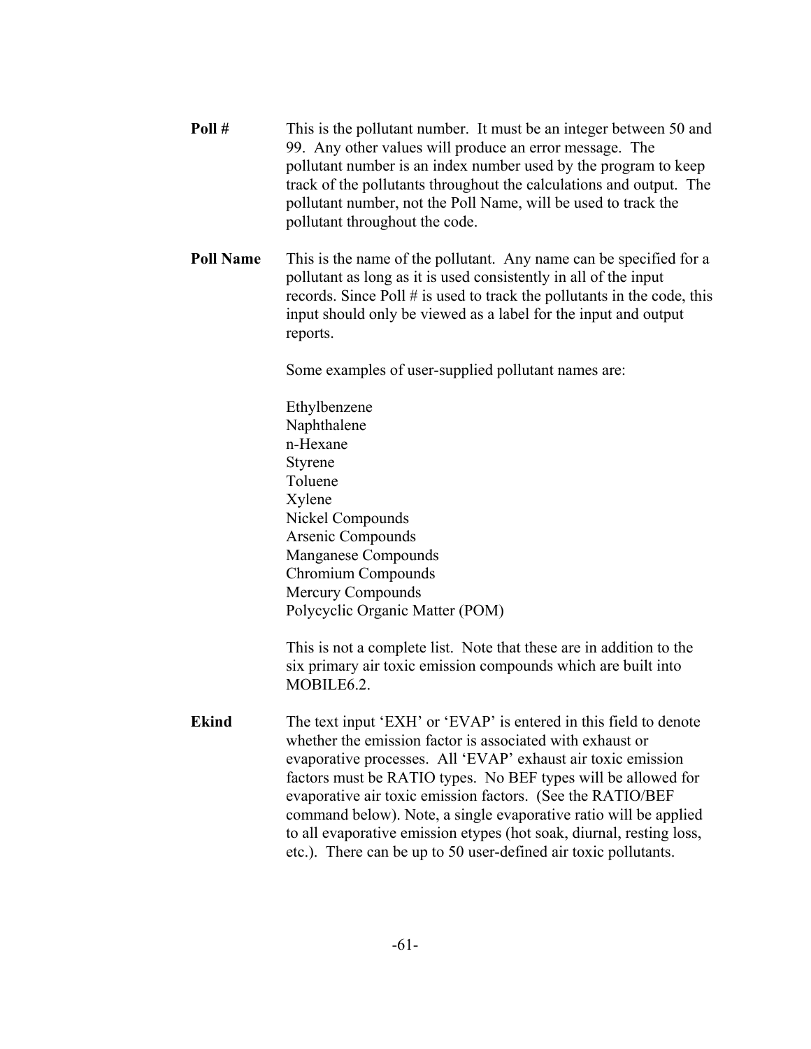**Poll #** This is the pollutant number. It must be an integer between 50 and 99. Any other values will produce an error message. The pollutant number is an index number used by the program to keep track of the pollutants throughout the calculations and output. The pollutant number, not the Poll Name, will be used to track the pollutant throughout the code.

**Poll Name** This is the name of the pollutant. Any name can be specified for a pollutant as long as it is used consistently in all of the input records. Since Poll # is used to track the pollutants in the code, this input should only be viewed as a label for the input and output reports.

Some examples of user-supplied pollutant names are:

Ethylbenzene
Naphthalene
n-Hexane
Styrene
Toluene
Xylene
Nickel Compounds
Arsenic Compounds
Manganese Compounds
Chromium Compounds
Mercury Compounds
Polycyclic Organic Matter (POM)

This is not a complete list. Note that these are in addition to the six primary air toxic emission compounds which are built into MOBILE6.2.

**Ekind** The text input 'EXH' or 'EVAP' is entered in this field to denote whether the emission factor is associated with exhaust or evaporative processes. All 'EVAP' exhaust air toxic emission factors must be RATIO types. No BEF types will be allowed for evaporative air toxic emission factors. (See the RATIO/BEF command below). Note, a single evaporative ratio will be applied to all evaporative emission etypes (hot soak, diurnal, resting loss, etc.). There can be up to 50 user-defined air toxic pollutants.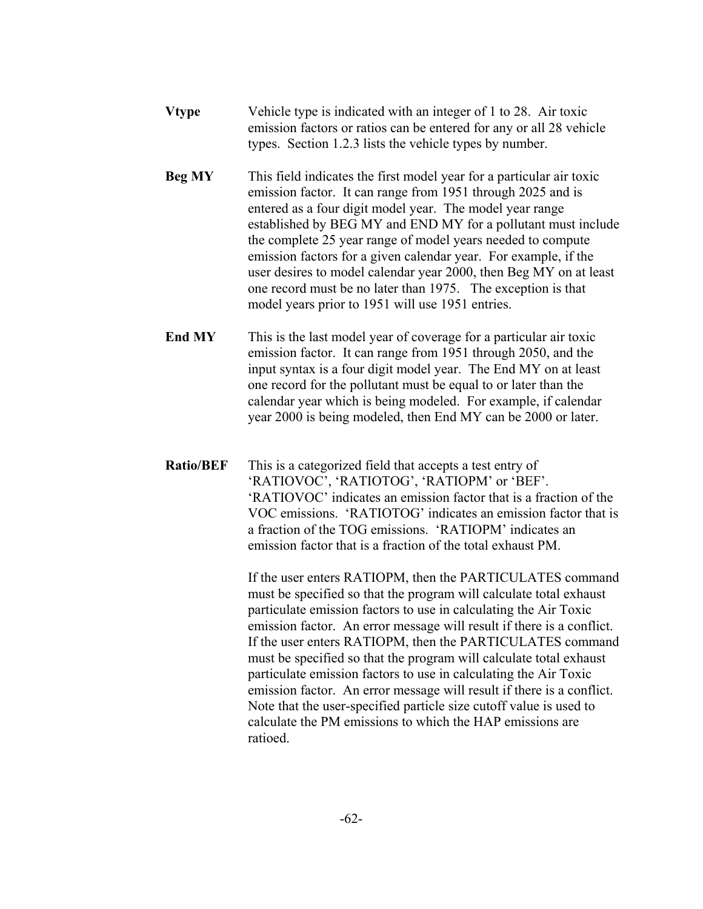**Vtype** Vehicle type is indicated with an integer of 1 to 28. Air toxic emission factors or ratios can be entered for any or all 28 vehicle types. Section 1.2.3 lists the vehicle types by number.

**Beg MY** This field indicates the first model year for a particular air toxic emission factor. It can range from 1951 through 2025 and is entered as a four digit model year. The model year range established by BEG MY and END MY for a pollutant must include the complete 25 year range of model years needed to compute emission factors for a given calendar year. For example, if the user desires to model calendar year 2000, then Beg MY on at least one record must be no later than 1975. The exception is that model years prior to 1951 will use 1951 entries.

**End MY** This is the last model year of coverage for a particular air toxic emission factor. It can range from 1951 through 2050, and the input syntax is a four digit model year. The End MY on at least one record for the pollutant must be equal to or later than the calendar year which is being modeled. For example, if calendar year 2000 is being modeled, then End MY can be 2000 or later.

**Ratio/BEF** This is a categorized field that accepts a test entry of 'RATIOVOC', 'RATIOTOG', 'RATIOPM' or 'BEF'. 'RATIOVOC' indicates an emission factor that is a fraction of the VOC emissions. 'RATIOTOG' indicates an emission factor that is a fraction of the TOG emissions. 'RATIOPM' indicates an emission factor that is a fraction of the total exhaust PM.

If the user enters RATIOPM, then the PARTICULATES command must be specified so that the program will calculate total exhaust particulate emission factors to use in calculating the Air Toxic emission factor. An error message will result if there is a conflict. If the user enters RATIOPM, then the PARTICULATES command must be specified so that the program will calculate total exhaust particulate emission factors to use in calculating the Air Toxic emission factor. An error message will result if there is a conflict. Note that the user-specified particle size cutoff value is used to calculate the PM emissions to which the HAP emissions are ratioed.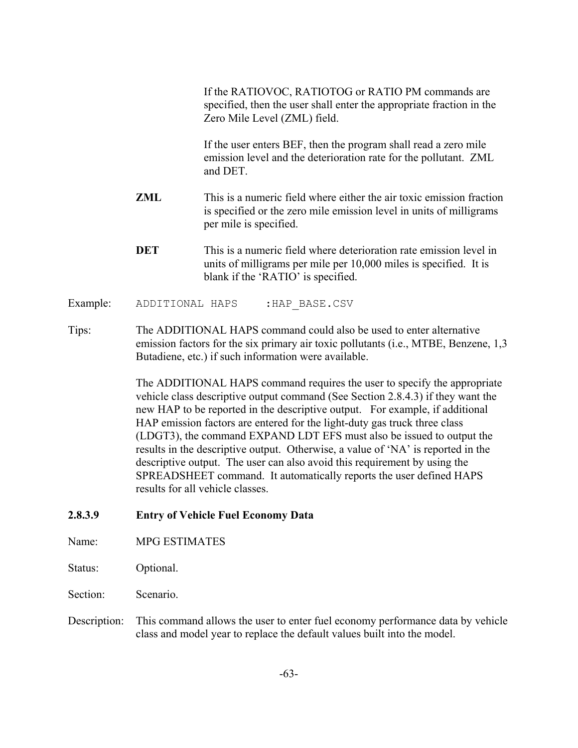If the RATIOVOC, RATIOTOG or RATIO PM commands are specified, then the user shall enter the appropriate fraction in the Zero Mile Level (ZML) field.

If the user enters BEF, then the program shall read a zero mile emission level and the deterioration rate for the pollutant. ZML and DET.

**ZML** This is a numeric field where either the air toxic emission fraction is specified or the zero mile emission level in units of milligrams per mile is specified.

**DET** This is a numeric field where deterioration rate emission level in units of milligrams per mile per 10,000 miles is specified. It is blank if the 'RATIO' is specified.

Example:

```
ADDITIONAL HAPS    :HAP_BASE.CSV
```

Tips: The ADDITIONAL HAPS command could also be used to enter alternative emission factors for the six primary air toxic pollutants (i.e., MTBE, Benzene, 1,3 Butadiene, etc.) if such information were available.

The ADDITIONAL HAPS command requires the user to specify the appropriate vehicle class descriptive output command (See Section 2.8.4.3) if they want the new HAP to be reported in the descriptive output. For example, if additional HAP emission factors are entered for the light-duty gas truck three class (LDGT3), the command EXPAND LDT EFS must also be issued to output the results in the descriptive output. Otherwise, a value of 'NA' is reported in the descriptive output. The user can also avoid this requirement by using the SPREADSHEET command. It automatically reports the user defined HAPS results for all vehicle classes.

#### 2.8.3.9 Entry of Vehicle Fuel Economy Data

Name: MPG ESTIMATES

Status: Optional.

Section: Scenario.

Description: This command allows the user to enter fuel economy performance data by vehicle class and model year to replace the default values built into the model.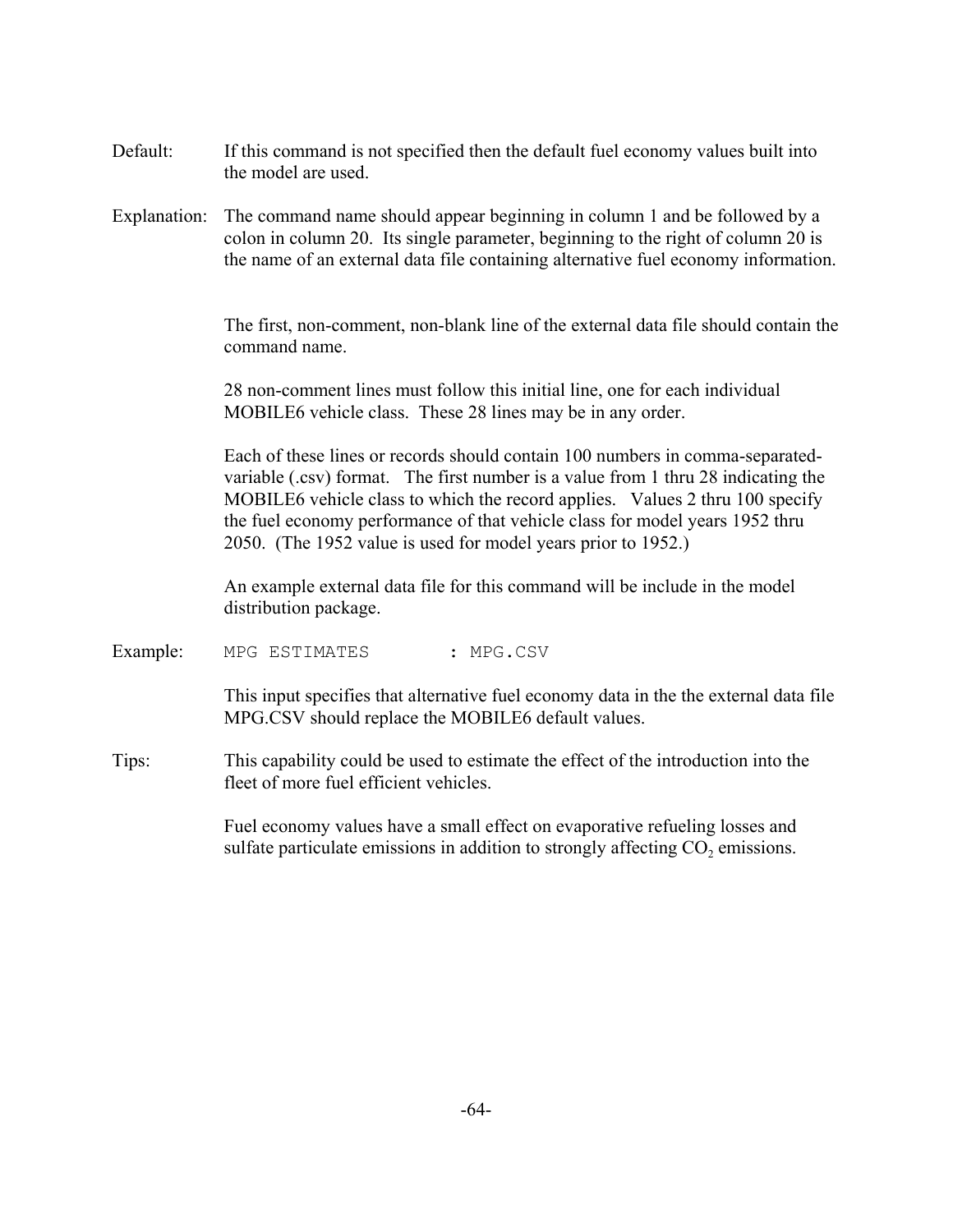Default: If this command is not specified then the default fuel economy values built into the model are used.

Explanation: The command name should appear beginning in column 1 and be followed by a colon in column 20. Its single parameter, beginning to the right of column 20 is the name of an external data file containing alternative fuel economy information.

The first, non-comment, non-blank line of the external data file should contain the command name.

28 non-comment lines must follow this initial line, one for each individual MOBILE6 vehicle class. These 28 lines may be in any order.

Each of these lines or records should contain 100 numbers in comma-separated-variable (.csv) format. The first number is a value from 1 thru 28 indicating the MOBILE6 vehicle class to which the record applies. Values 2 thru 100 specify the fuel economy performance of that vehicle class for model years 1952 thru 2050. (The 1952 value is used for model years prior to 1952.)

An example external data file for this command will be include in the model distribution package.

Example:

```
MPG ESTIMATES      : MPG.CSV
```

This input specifies that alternative fuel economy data in the the external data file MPG.CSV should replace the MOBILE6 default values.

Tips: This capability could be used to estimate the effect of the introduction into the fleet of more fuel efficient vehicles.

Fuel economy values have a small effect on evaporative refueling losses and sulfate particulate emissions in addition to strongly affecting $CO_2$ emissions.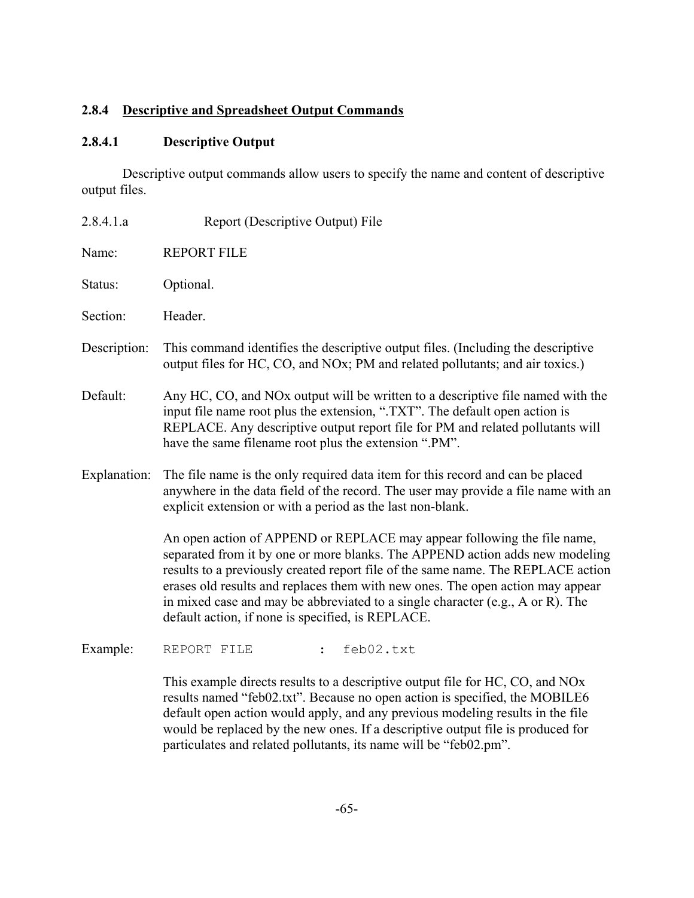### 2.8.4 Descriptive and Spreadsheet Output Commands

#### 2.8.4.1 Descriptive Output

Descriptive output commands allow users to specify the name and content of descriptive output files.

2.8.4.1.a Report (Descriptive Output) File

Name: REPORT FILE

Status: Optional.

Section: Header.

Description: This command identifies the descriptive output files. (Including the descriptive output files for HC, CO, and NOx; PM and related pollutants; and air toxics.)

Default: Any HC, CO, and NOx output will be written to a descriptive file named with the input file name root plus the extension, ".TXT". The default open action is REPLACE. Any descriptive output report file for PM and related pollutants will have the same filename root plus the extension ".PM".

Explanation: The file name is the only required data item for this record and can be placed anywhere in the data field of the record. The user may provide a file name with an explicit extension or with a period as the last non-blank.

An open action of APPEND or REPLACE may appear following the file name, separated from it by one or more blanks. The APPEND action adds new modeling results to a previously created report file of the same name. The REPLACE action erases old results and replaces them with new ones. The open action may appear in mixed case and may be abbreviated to a single character (e.g., A or R). The default action, if none is specified, is REPLACE.

Example:

```
REPORT FILE         :  feb02.txt
```

This example directs results to a descriptive output file for HC, CO, and NOx results named "feb02.txt". Because no open action is specified, the MOBILE6 default open action would apply, and any previous modeling results in the file would be replaced by the new ones. If a descriptive output file is produced for particulates and related pollutants, its name will be "feb02.pm".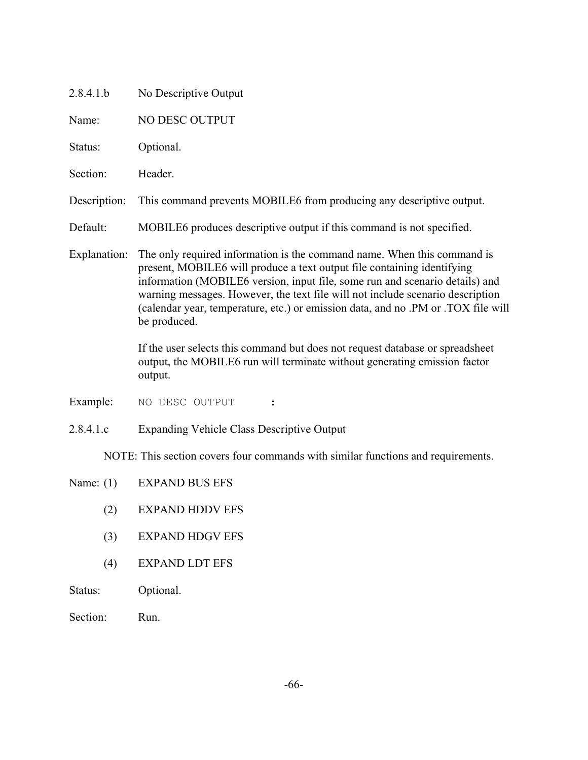2.8.4.1.b No Descriptive Output

Name: NO DESC OUTPUT

Status: Optional.

Section: Header.

Description: This command prevents MOBILE6 from producing any descriptive output.

Default: MOBILE6 produces descriptive output if this command is not specified.

Explanation: The only required information is the command name. When this command is present, MOBILE6 will produce a text output file containing identifying information (MOBILE6 version, input file, some run and scenario details) and warning messages. However, the text file will not include scenario description (calendar year, temperature, etc.) or emission data, and no .PM or .TOX file will be produced.

If the user selects this command but does not request database or spreadsheet output, the MOBILE6 run will terminate without generating emission factor output.

Example:

```
NO DESC OUTPUT      :
```

2.8.4.1.c Expanding Vehicle Class Descriptive Output

NOTE: This section covers four commands with similar functions and requirements.

Name: (1) EXPAND BUS EFS

(2) EXPAND HDDV EFS

(3) EXPAND HDGV EFS

(4) EXPAND LDT EFS

Status: Optional.

Section: Run.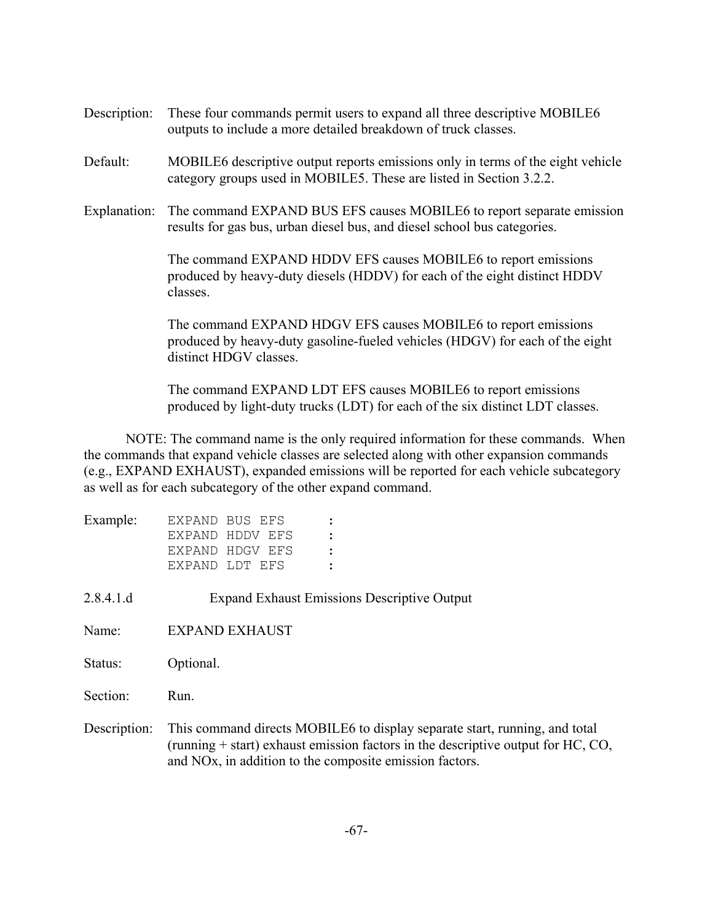Description: These four commands permit users to expand all three descriptive MOBILE6 outputs to include a more detailed breakdown of truck classes.

Default: MOBILE6 descriptive output reports emissions only in terms of the eight vehicle category groups used in MOBILE5. These are listed in Section 3.2.2.

Explanation: The command EXPAND BUS EFS causes MOBILE6 to report separate emission results for gas bus, urban diesel bus, and diesel school bus categories.

The command EXPAND HDDV EFS causes MOBILE6 to report emissions produced by heavy-duty diesels (HDDV) for each of the eight distinct HDDV classes.

The command EXPAND HDGV EFS causes MOBILE6 to report emissions produced by heavy-duty gasoline-fueled vehicles (HDGV) for each of the eight distinct HDGV classes.

The command EXPAND LDT EFS causes MOBILE6 to report emissions produced by light-duty trucks (LDT) for each of the six distinct LDT classes.

NOTE: The command name is the only required information for these commands. When the commands that expand vehicle classes are selected along with other expansion commands (e.g., EXPAND EXHAUST), expanded emissions will be reported for each vehicle subcategory as well as for each subcategory of the other expand command.

Example:

```
EXPAND BUS EFS      :
EXPAND HDDV EFS     :
EXPAND HDGV EFS     :
EXPAND LDT EFS      :
```

#### 2.8.4.1.d Expand Exhaust Emissions Descriptive Output

Name: EXPAND EXHAUST

Status: Optional.

Section: Run.

Description: This command directs MOBILE6 to display separate start, running, and total (running + start) exhaust emission factors in the descriptive output for HC, CO, and NOx, in addition to the composite emission factors.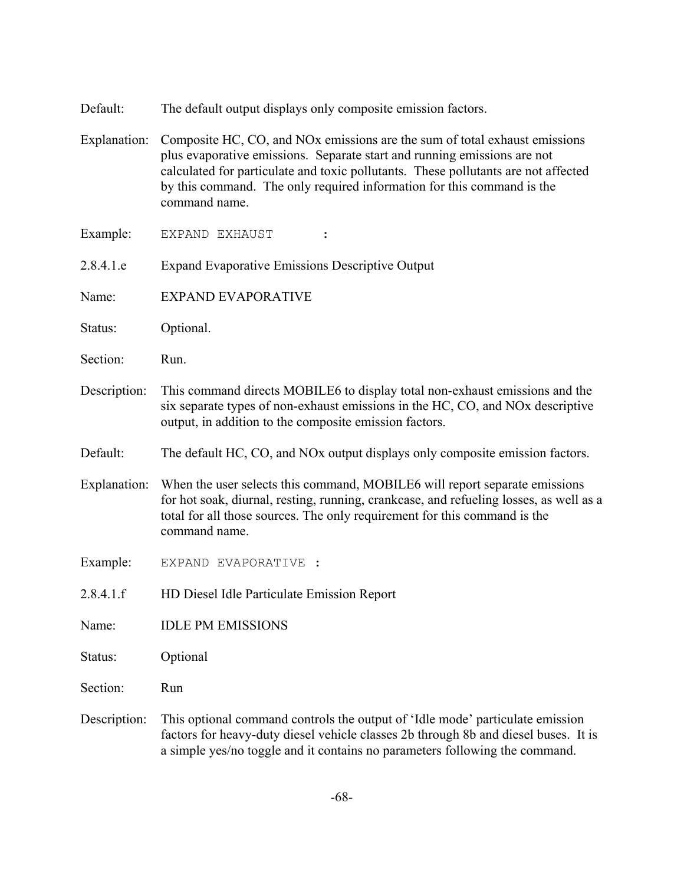Default: The default output displays only composite emission factors.

Explanation: Composite HC, CO, and NOx emissions are the sum of total exhaust emissions plus evaporative emissions. Separate start and running emissions are not calculated for particulate and toxic pollutants. These pollutants are not affected by this command. The only required information for this command is the command name.

Example:
```
EXPAND EXHAUST        :
```

2.8.4.1.e Expand Evaporative Emissions Descriptive Output

Name: EXPAND EVAPORATIVE

Status: Optional.

Section: Run.

Description: This command directs MOBILE6 to display total non-exhaust emissions and the six separate types of non-exhaust emissions in the HC, CO, and NOx descriptive output, in addition to the composite emission factors.

Default: The default HC, CO, and NOx output displays only composite emission factors.

Explanation: When the user selects this command, MOBILE6 will report separate emissions for hot soak, diurnal, resting, running, crankcase, and refueling losses, as well as a total for all those sources. The only requirement for this command is the command name.

Example:
```
EXPAND EVAPORATIVE :
```

2.8.4.1.f HD Diesel Idle Particulate Emission Report

Name: IDLE PM EMISSIONS

Status: Optional

Section: Run

Description: This optional command controls the output of 'Idle mode' particulate emission factors for heavy-duty diesel vehicle classes 2b through 8b and diesel buses. It is a simple yes/no toggle and it contains no parameters following the command.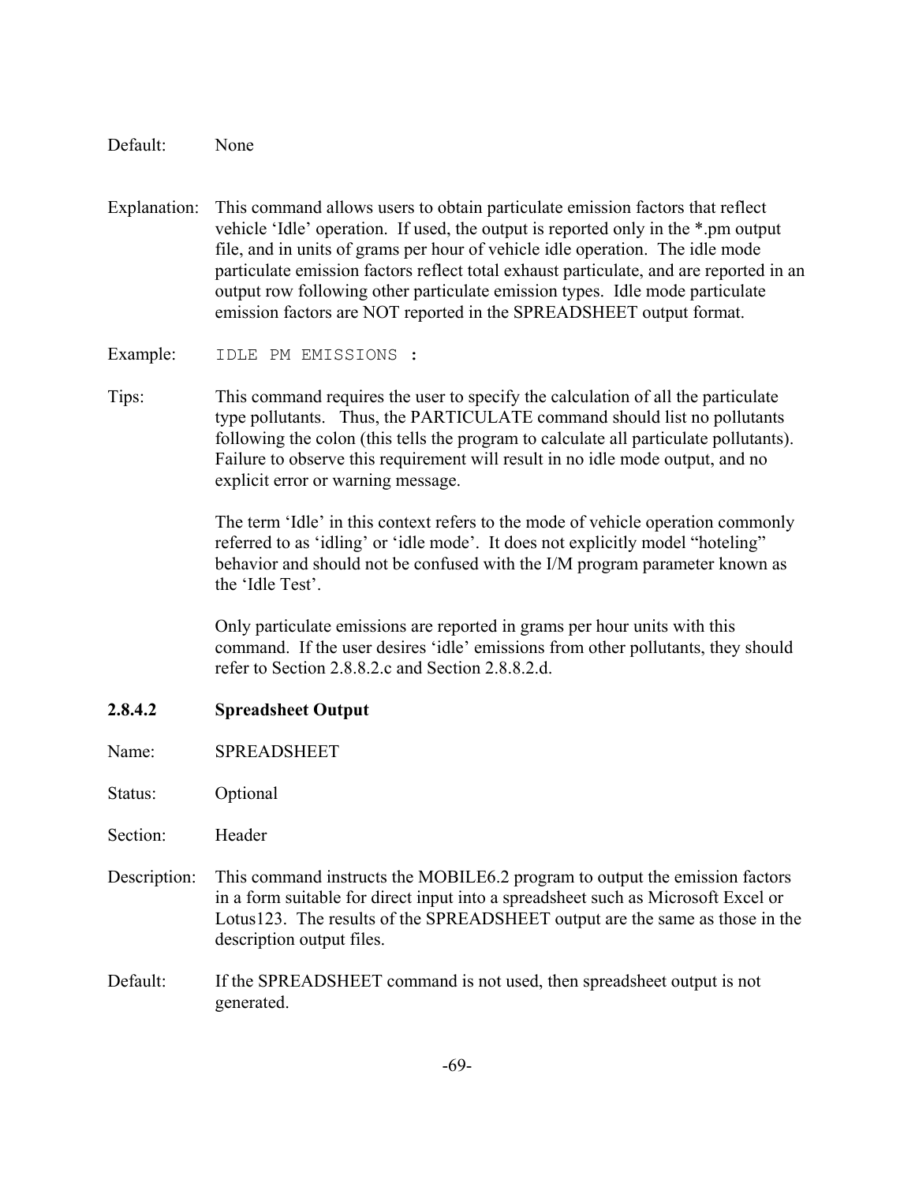Default: None

Explanation: This command allows users to obtain particulate emission factors that reflect vehicle ‘Idle’ operation. If used, the output is reported only in the *.pm output file, and in units of grams per hour of vehicle idle operation. The idle mode particulate emission factors reflect total exhaust particulate, and are reported in an output row following other particulate emission types. Idle mode particulate emission factors are NOT reported in the SPREADSHEET output format.

Example:

```
IDLE PM EMISSIONS :
```

Tips: This command requires the user to specify the calculation of all the particulate type pollutants. Thus, the PARTICULATE command should list no pollutants following the colon (this tells the program to calculate all particulate pollutants). Failure to observe this requirement will result in no idle mode output, and no explicit error or warning message.

The term ‘Idle’ in this context refers to the mode of vehicle operation commonly referred to as ‘idling’ or ‘idle mode’. It does not explicitly model “hoteling” behavior and should not be confused with the I/M program parameter known as the ‘Idle Test’.

Only particulate emissions are reported in grams per hour units with this command. If the user desires ‘idle’ emissions from other pollutants, they should refer to Section 2.8.8.2.c and Section 2.8.8.2.d.

#### 2.8.4.2 Spreadsheet Output

Name: SPREADSHEET

Status: Optional

Section: Header

Description: This command instructs the MOBILE6.2 program to output the emission factors in a form suitable for direct input into a spreadsheet such as Microsoft Excel or Lotus123. The results of the SPREADSHEET output are the same as those in the description output files.

Default: If the SPREADSHEET command is not used, then spreadsheet output is not generated.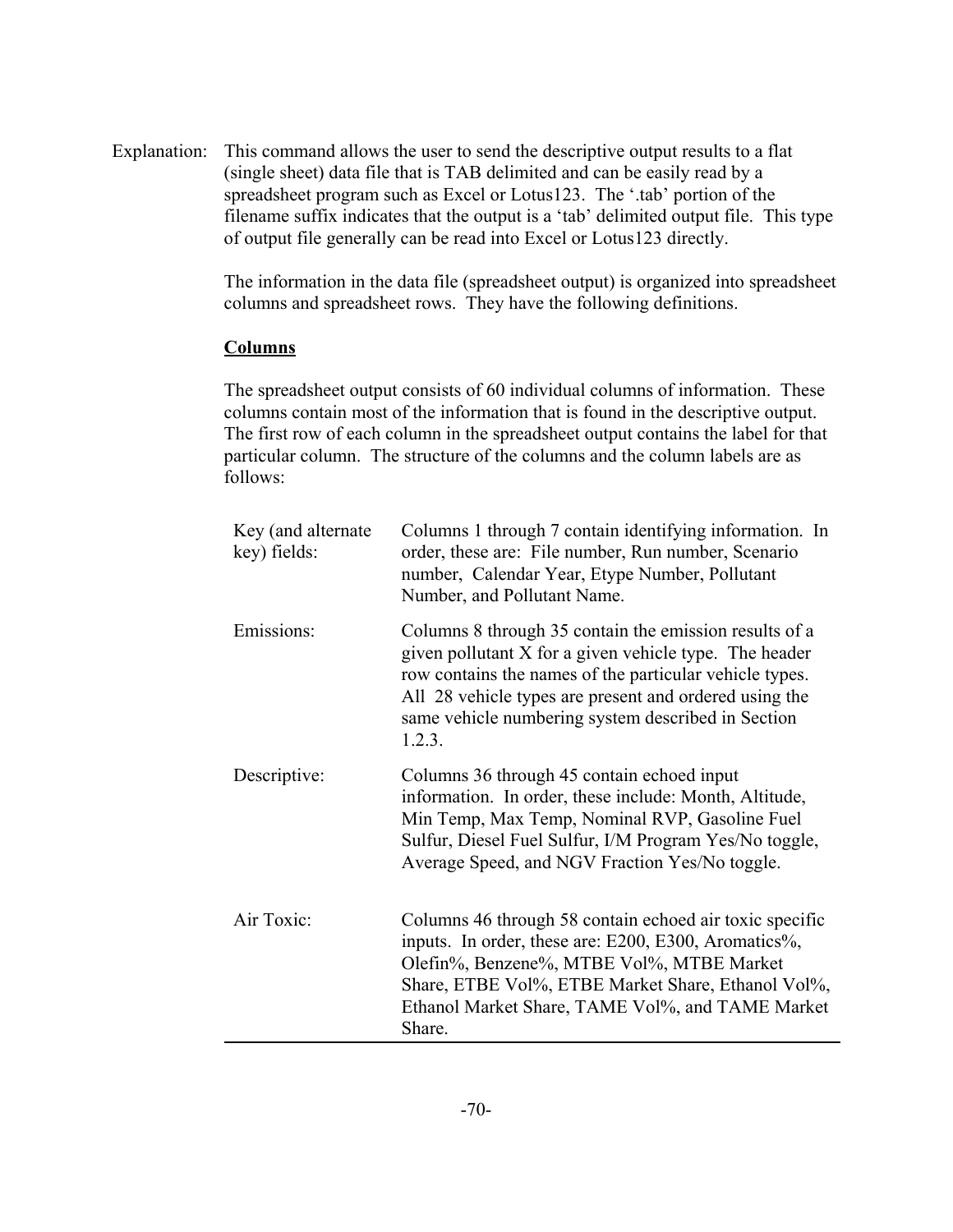Explanation: This command allows the user to send the descriptive output results to a flat (single sheet) data file that is TAB delimited and can be easily read by a spreadsheet program such as Excel or Lotus123. The '.tab' portion of the filename suffix indicates that the output is a 'tab' delimited output file. This type of output file generally can be read into Excel or Lotus123 directly.

The information in the data file (spreadsheet output) is organized into spreadsheet columns and spreadsheet rows. They have the following definitions.

**Columns**

The spreadsheet output consists of 60 individual columns of information. These columns contain most of the information that is found in the descriptive output. The first row of each column in the spreadsheet output contains the label for that particular column. The structure of the columns and the column labels are as follows:

| | |
|---|---|
| Key (and alternate key) fields: | Columns 1 through 7 contain identifying information. In order, these are: File number, Run number, Scenario number, Calendar Year, Etype Number, Pollutant Number, and Pollutant Name. |
| Emissions: | Columns 8 through 35 contain the emission results of a given pollutant X for a given vehicle type. The header row contains the names of the particular vehicle types. All 28 vehicle types are present and ordered using the same vehicle numbering system described in Section 1.2.3. |
| Descriptive: | Columns 36 through 45 contain echoed input information. In order, these include: Month, Altitude, Min Temp, Max Temp, Nominal RVP, Gasoline Fuel Sulfur, Diesel Fuel Sulfur, I/M Program Yes/No toggle, Average Speed, and NGV Fraction Yes/No toggle. |
| Air Toxic: | Columns 46 through 58 contain echoed air toxic specific inputs. In order, these are: E200, E300, Aromatics%, Olefin%, Benzene%, MTBE Vol%, MTBE Market Share, ETBE Vol%, ETBE Market Share, Ethanol Vol%, Ethanol Market Share, TAME Vol%, and TAME Market Share. |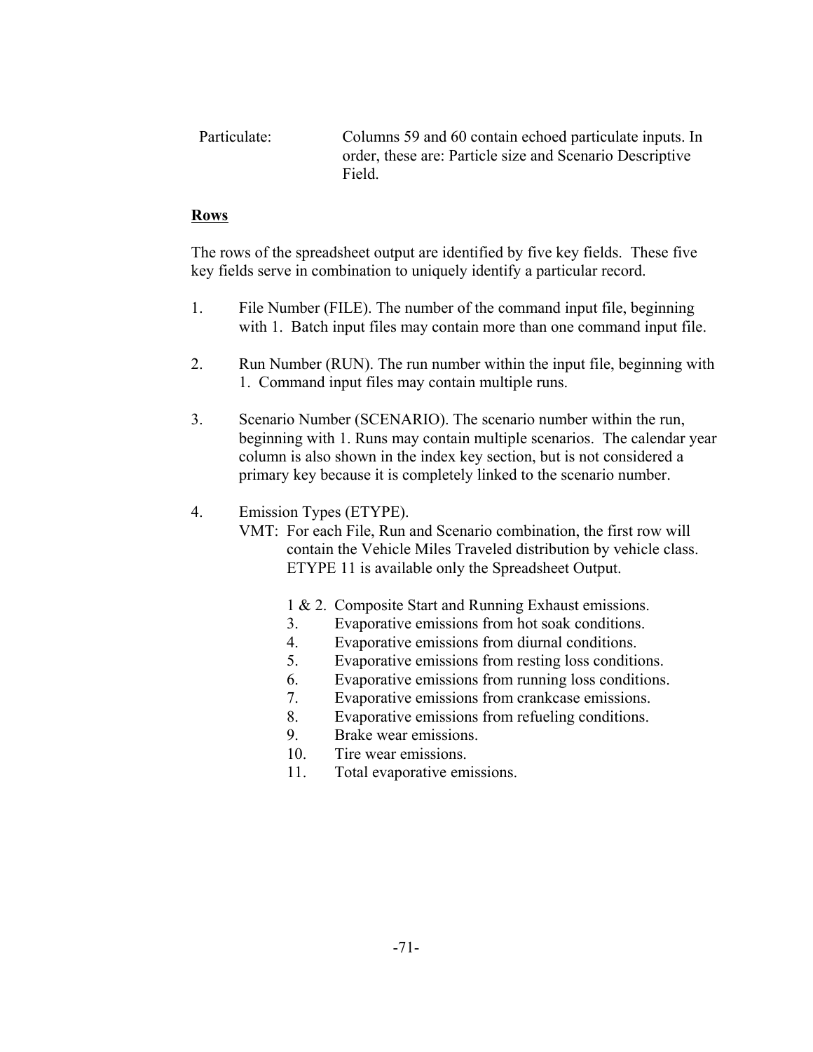Particulate: Columns 59 and 60 contain echoed particulate inputs. In order, these are: Particle size and Scenario Descriptive Field.

**Rows**

The rows of the spreadsheet output are identified by five key fields. These five key fields serve in combination to uniquely identify a particular record.

1. File Number (FILE). The number of the command input file, beginning with 1. Batch input files may contain more than one command input file.

2. Run Number (RUN). The run number within the input file, beginning with 1. Command input files may contain multiple runs.

3. Scenario Number (SCENARIO). The scenario number within the run, beginning with 1. Runs may contain multiple scenarios. The calendar year column is also shown in the index key section, but is not considered a primary key because it is completely linked to the scenario number.

4. Emission Types (ETYPE).

   VMT: For each File, Run and Scenario combination, the first row will contain the Vehicle Miles Traveled distribution by vehicle class. ETYPE 11 is available only the Spreadsheet Output.

   1 & 2. Composite Start and Running Exhaust emissions.
   3. Evaporative emissions from hot soak conditions.
   4. Evaporative emissions from diurnal conditions.
   5. Evaporative emissions from resting loss conditions.
   6. Evaporative emissions from running loss conditions.
   7. Evaporative emissions from crankcase emissions.
   8. Evaporative emissions from refueling conditions.
   9. Brake wear emissions.
   10. Tire wear emissions.
   11. Total evaporative emissions.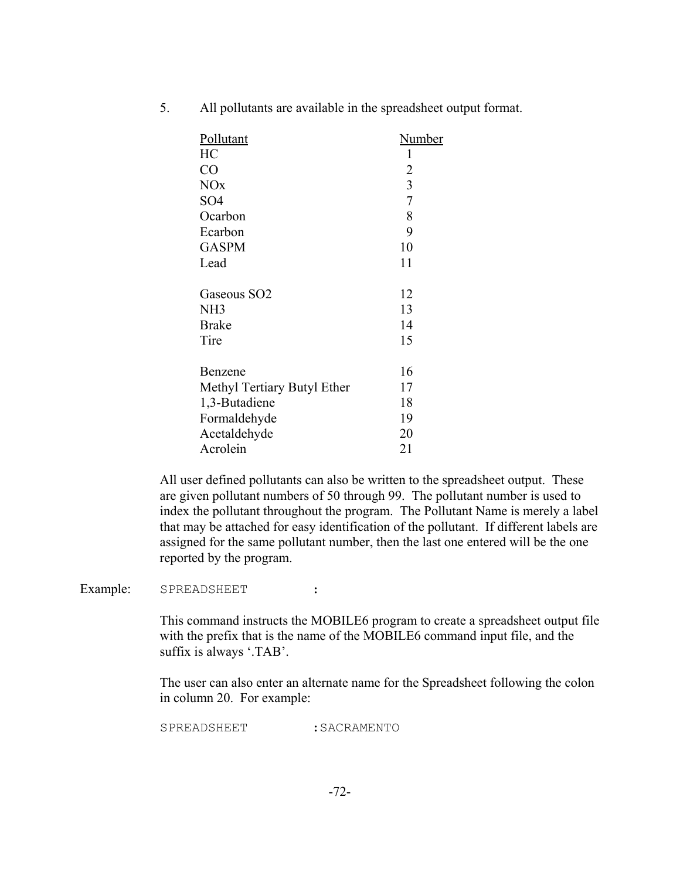5. All pollutants are available in the spreadsheet output format.

| Pollutant | Number |
|---|---|
| HC | 1 |
| CO | 2 |
| NOx | 3 |
| SO4 | 7 |
| Ocarbon | 8 |
| Ecarbon | 9 |
| GASPM | 10 |
| Lead | 11 |
| | |
| Gaseous SO2 | 12 |
| NH3 | 13 |
| Brake | 14 |
| Tire | 15 |
| | |
| Benzene | 16 |
| Methyl Tertiary Butyl Ether | 17 |
| 1,3-Butadiene | 18 |
| Formaldehyde | 19 |
| Acetaldehyde | 20 |
| Acrolein | 21 |

All user defined pollutants can also be written to the spreadsheet output. These are given pollutant numbers of 50 through 99. The pollutant number is used to index the pollutant throughout the program. The Pollutant Name is merely a label that may be attached for easy identification of the pollutant. If different labels are assigned for the same pollutant number, then the last one entered will be the one reported by the program.

Example:

```
SPREADSHEET        :
```

This command instructs the MOBILE6 program to create a spreadsheet output file with the prefix that is the name of the MOBILE6 command input file, and the suffix is always '.TAB'.

The user can also enter an alternate name for the Spreadsheet following the colon in column 20. For example:

```
SPREADSHEET        :SACRAMENTO
```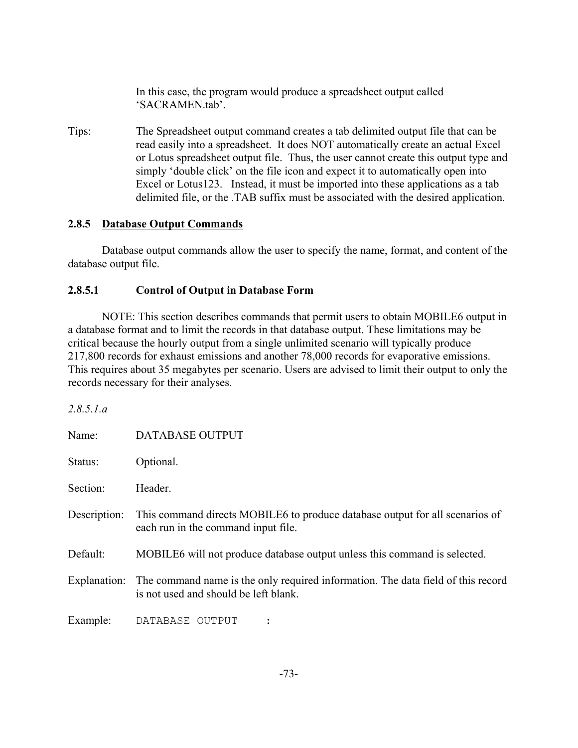In this case, the program would produce a spreadsheet output called 'SACRAMEN.tab'.

Tips: The Spreadsheet output command creates a tab delimited output file that can be read easily into a spreadsheet. It does NOT automatically create an actual Excel or Lotus spreadsheet output file. Thus, the user cannot create this output type and simply 'double click' on the file icon and expect it to automatically open into Excel or Lotus123. Instead, it must be imported into these applications as a tab delimited file, or the .TAB suffix must be associated with the desired application.

### 2.8.5 Database Output Commands

Database output commands allow the user to specify the name, format, and content of the database output file.

#### 2.8.5.1 Control of Output in Database Form

NOTE: This section describes commands that permit users to obtain MOBILE6 output in a database format and to limit the records in that database output. These limitations may be critical because the hourly output from a single unlimited scenario will typically produce 217,800 records for exhaust emissions and another 78,000 records for evaporative emissions. This requires about 35 megabytes per scenario. Users are advised to limit their output to only the records necessary for their analyses.

*2.8.5.1.a*

Name: DATABASE OUTPUT

Status: Optional.

Section: Header.

Description: This command directs MOBILE6 to produce database output for all scenarios of each run in the command input file.

Default: MOBILE6 will not produce database output unless this command is selected.

Explanation: The command name is the only required information. The data field of this record is not used and should be left blank.

Example:

```
DATABASE OUTPUT     :
```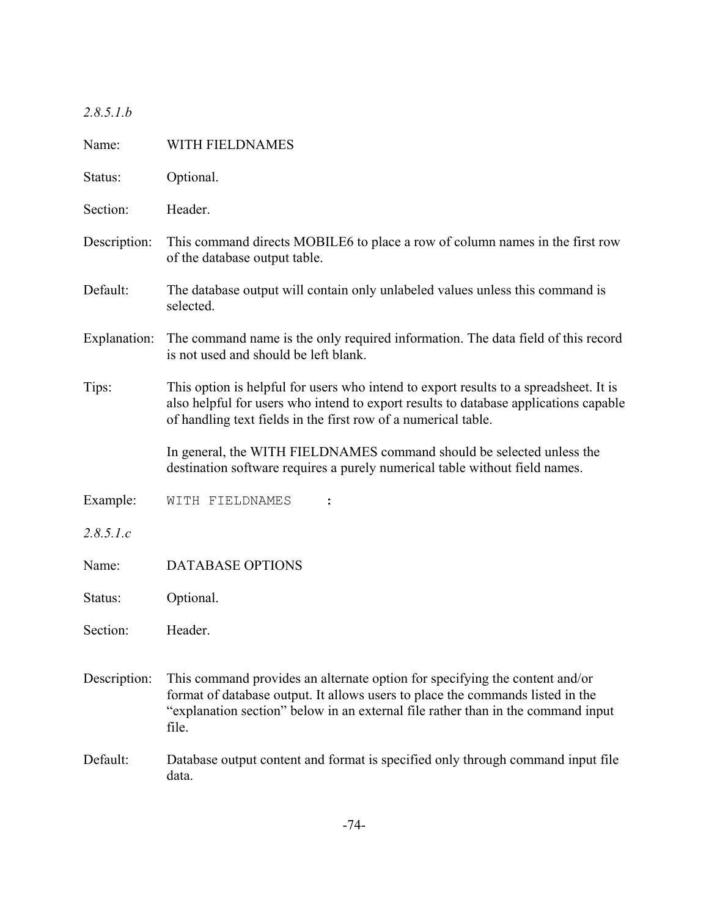*2.8.5.1.b*

Name: WITH FIELDNAMES

Status: Optional.

Section: Header.

Description: This command directs MOBILE6 to place a row of column names in the first row of the database output table.

Default: The database output will contain only unlabeled values unless this command is selected.

Explanation: The command name is the only required information. The data field of this record is not used and should be left blank.

Tips: This option is helpful for users who intend to export results to a spreadsheet. It is also helpful for users who intend to export results to database applications capable of handling text fields in the first row of a numerical table.

In general, the WITH FIELDNAMES command should be selected unless the destination software requires a purely numerical table without field names.

Example:

```
WITH FIELDNAMES    :
```

*2.8.5.1.c*

Name: DATABASE OPTIONS

Status: Optional.

Section: Header.

Description: This command provides an alternate option for specifying the content and/or format of database output. It allows users to place the commands listed in the "explanation section" below in an external file rather than in the command input file.

Default: Database output content and format is specified only through command input file data.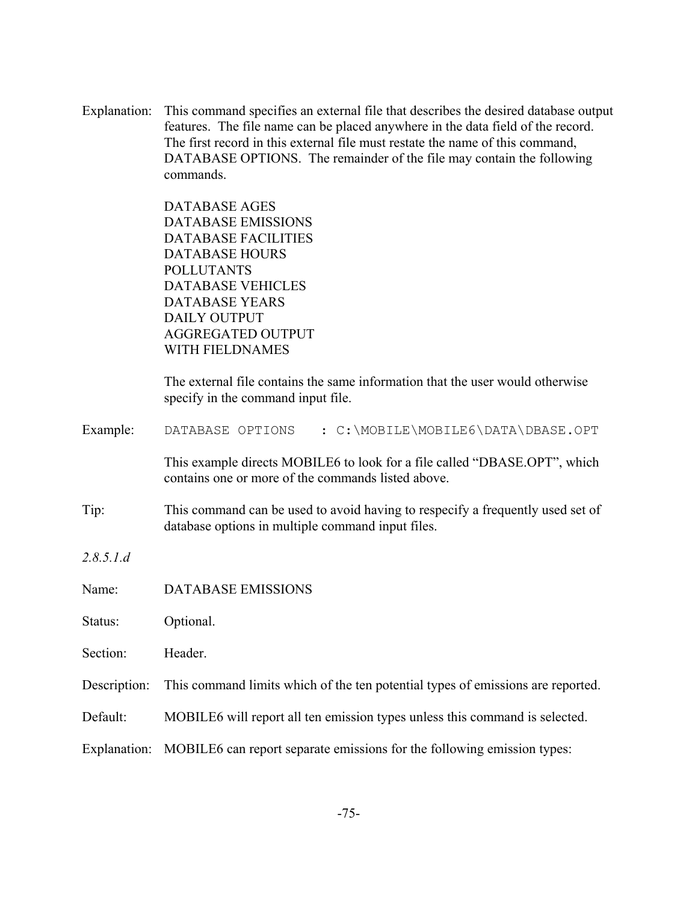Explanation: This command specifies an external file that describes the desired database output features. The file name can be placed anywhere in the data field of the record. The first record in this external file must restate the name of this command, DATABASE OPTIONS. The remainder of the file may contain the following commands.

DATABASE AGES
DATABASE EMISSIONS
DATABASE FACILITIES
DATABASE HOURS
POLLUTANTS
DATABASE VEHICLES
DATABASE YEARS
DAILY OUTPUT
AGGREGATED OUTPUT
WITH FIELDNAMES

The external file contains the same information that the user would otherwise specify in the command input file.

Example:

```
DATABASE OPTIONS    : C:\MOBILE\MOBILE6\DATA\DBASE.OPT
```

This example directs MOBILE6 to look for a file called "DBASE.OPT", which contains one or more of the commands listed above.

Tip: This command can be used to avoid having to respecify a frequently used set of database options in multiple command input files.

*2.8.5.1.d*

Name: DATABASE EMISSIONS

Status: Optional.

Section: Header.

Description: This command limits which of the ten potential types of emissions are reported.

Default: MOBILE6 will report all ten emission types unless this command is selected.

Explanation: MOBILE6 can report separate emissions for the following emission types: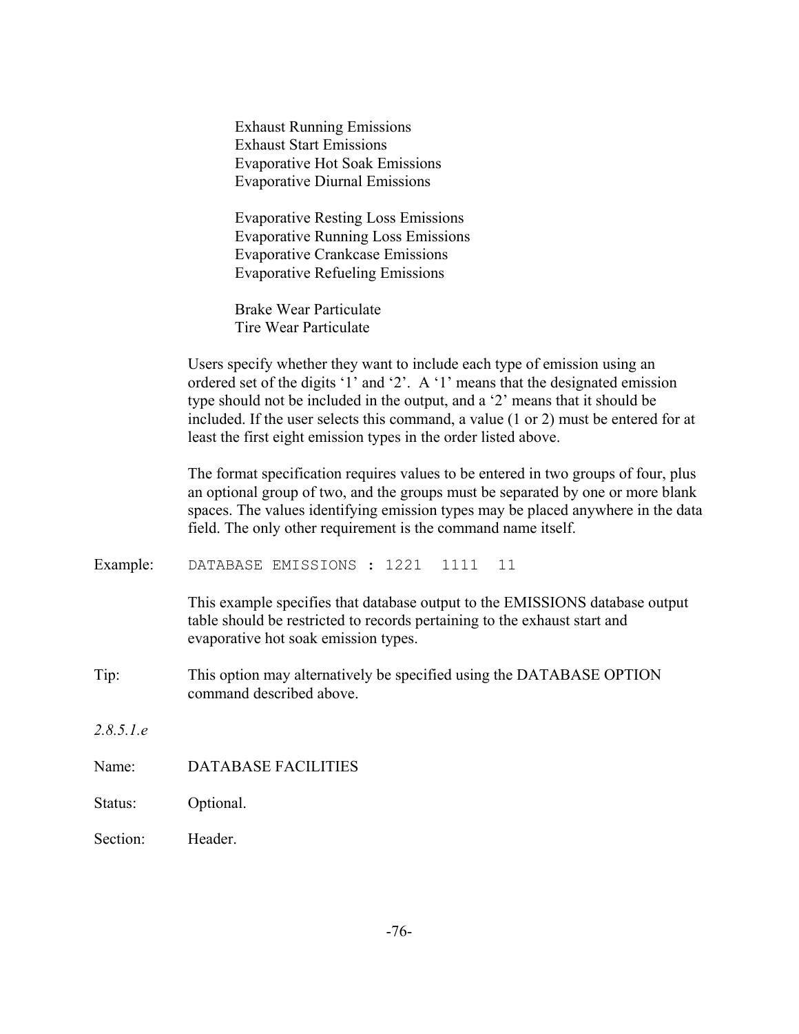Exhaust Running Emissions
Exhaust Start Emissions
Evaporative Hot Soak Emissions
Evaporative Diurnal Emissions

Evaporative Resting Loss Emissions
Evaporative Running Loss Emissions
Evaporative Crankcase Emissions
Evaporative Refueling Emissions

Brake Wear Particulate
Tire Wear Particulate

Users specify whether they want to include each type of emission using an ordered set of the digits '1' and '2'. A '1' means that the designated emission type should not be included in the output, and a '2' means that it should be included. If the user selects this command, a value (1 or 2) must be entered for at least the first eight emission types in the order listed above.

The format specification requires values to be entered in two groups of four, plus an optional group of two, and the groups must be separated by one or more blank spaces. The values identifying emission types may be placed anywhere in the data field. The only other requirement is the command name itself.

Example:

```
DATABASE EMISSIONS : 1221  1111  11
```

This example specifies that database output to the EMISSIONS database output table should be restricted to records pertaining to the exhaust start and evaporative hot soak emission types.

Tip: This option may alternatively be specified using the DATABASE OPTION command described above.

*2.8.5.1.e*

Name: DATABASE FACILITIES

Status: Optional.

Section: Header.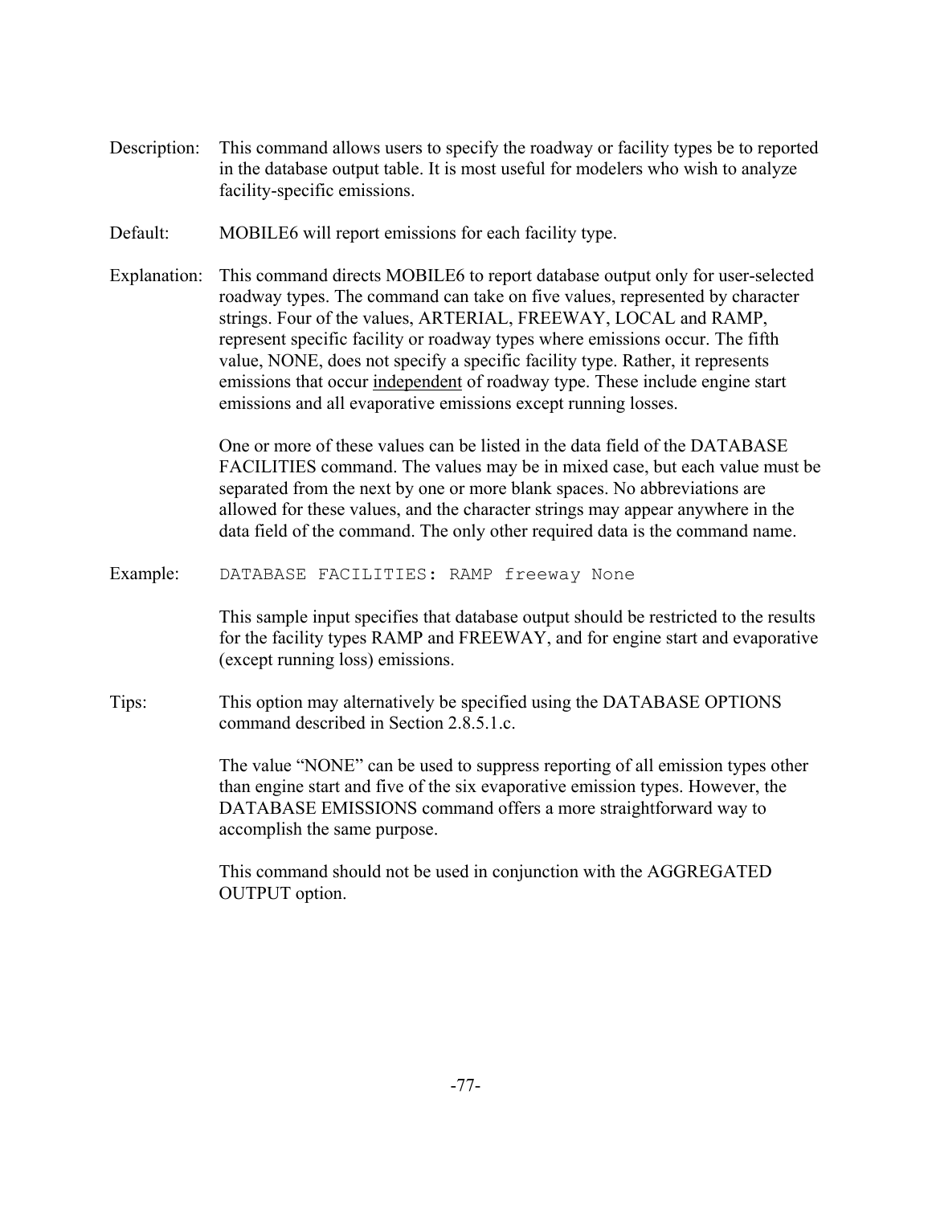Description: This command allows users to specify the roadway or facility types be to reported in the database output table. It is most useful for modelers who wish to analyze facility-specific emissions.

Default: MOBILE6 will report emissions for each facility type.

Explanation: This command directs MOBILE6 to report database output only for user-selected roadway types. The command can take on five values, represented by character strings. Four of the values, ARTERIAL, FREEWAY, LOCAL and RAMP, represent specific facility or roadway types where emissions occur. The fifth value, NONE, does not specify a specific facility type. Rather, it represents emissions that occur <u>independent</u> of roadway type. These include engine start emissions and all evaporative emissions except running losses.

One or more of these values can be listed in the data field of the DATABASE FACILITIES command. The values may be in mixed case, but each value must be separated from the next by one or more blank spaces. No abbreviations are allowed for these values, and the character strings may appear anywhere in the data field of the command. The only other required data is the command name.

Example:

```
DATABASE FACILITIES: RAMP freeway None
```

This sample input specifies that database output should be restricted to the results for the facility types RAMP and FREEWAY, and for engine start and evaporative (except running loss) emissions.

Tips: This option may alternatively be specified using the DATABASE OPTIONS command described in Section 2.8.5.1.c.

The value "NONE" can be used to suppress reporting of all emission types other than engine start and five of the six evaporative emission types. However, the DATABASE EMISSIONS command offers a more straightforward way to accomplish the same purpose.

This command should not be used in conjunction with the AGGREGATED OUTPUT option.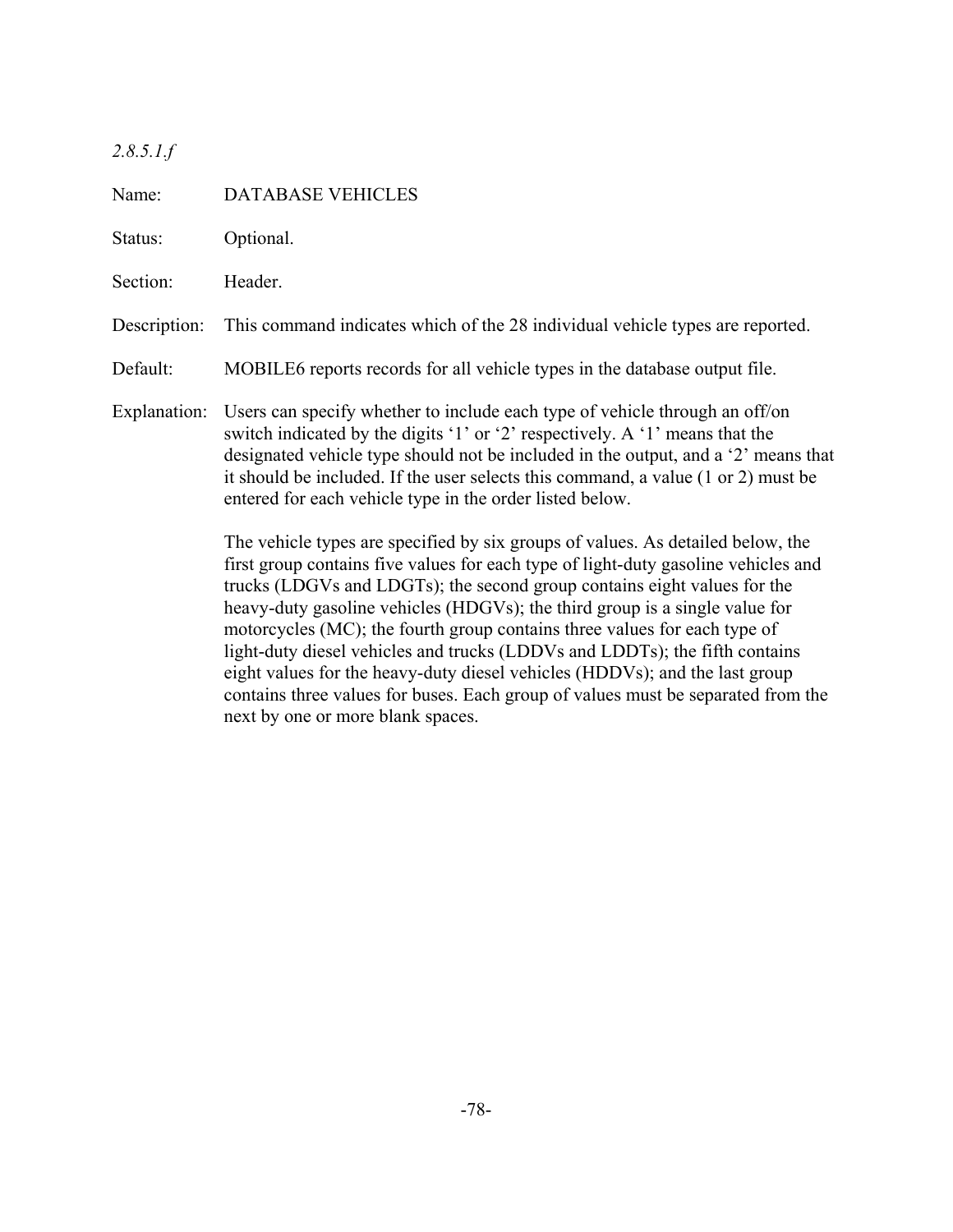*2.8.5.1.f*

Name: DATABASE VEHICLES

Status: Optional.

Section: Header.

Description: This command indicates which of the 28 individual vehicle types are reported.

Default: MOBILE6 reports records for all vehicle types in the database output file.

Explanation: Users can specify whether to include each type of vehicle through an off/on switch indicated by the digits '1' or '2' respectively. A '1' means that the designated vehicle type should not be included in the output, and a '2' means that it should be included. If the user selects this command, a value (1 or 2) must be entered for each vehicle type in the order listed below.

The vehicle types are specified by six groups of values. As detailed below, the first group contains five values for each type of light-duty gasoline vehicles and trucks (LDGVs and LDGTs); the second group contains eight values for the heavy-duty gasoline vehicles (HDGVs); the third group is a single value for motorcycles (MC); the fourth group contains three values for each type of light-duty diesel vehicles and trucks (LDDVs and LDDTs); the fifth contains eight values for the heavy-duty diesel vehicles (HDDVs); and the last group contains three values for buses. Each group of values must be separated from the next by one or more blank spaces.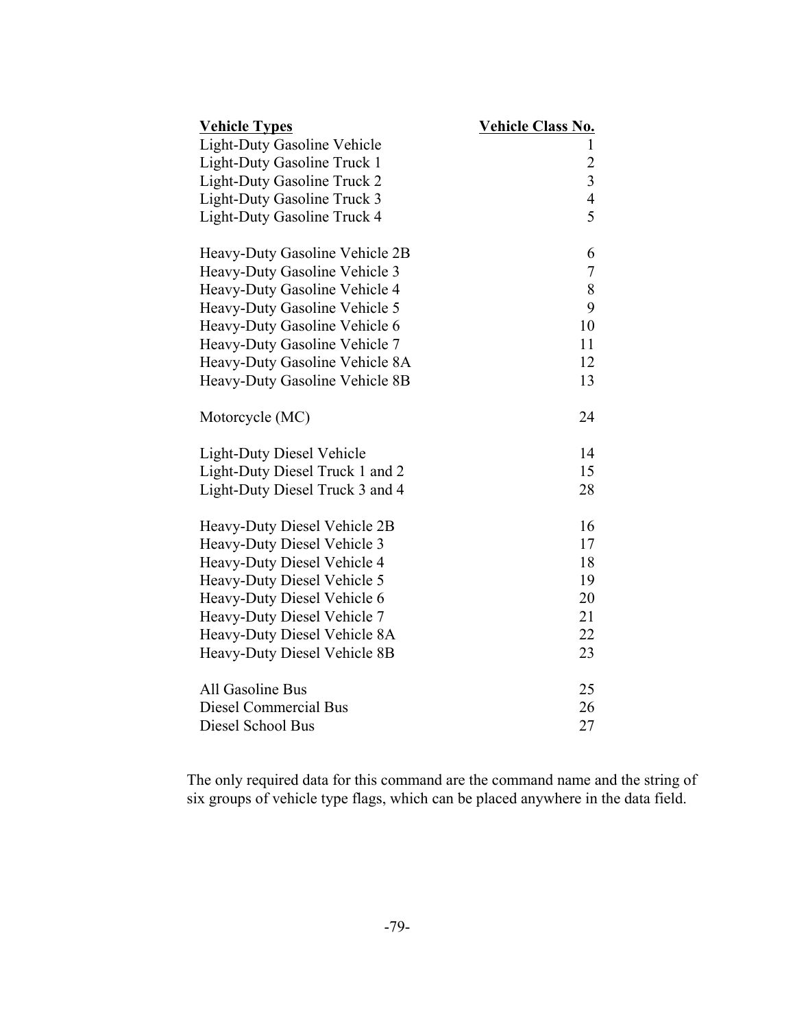| Vehicle Types | Vehicle Class No. |
|---|---|
| Light-Duty Gasoline Vehicle | 1 |
| Light-Duty Gasoline Truck 1 | 2 |
| Light-Duty Gasoline Truck 2 | 3 |
| Light-Duty Gasoline Truck 3 | 4 |
| Light-Duty Gasoline Truck 4 | 5 |
| | |
| Heavy-Duty Gasoline Vehicle 2B | 6 |
| Heavy-Duty Gasoline Vehicle 3 | 7 |
| Heavy-Duty Gasoline Vehicle 4 | 8 |
| Heavy-Duty Gasoline Vehicle 5 | 9 |
| Heavy-Duty Gasoline Vehicle 6 | 10 |
| Heavy-Duty Gasoline Vehicle 7 | 11 |
| Heavy-Duty Gasoline Vehicle 8A | 12 |
| Heavy-Duty Gasoline Vehicle 8B | 13 |
| | |
| Motorcycle (MC) | 24 |
| | |
| Light-Duty Diesel Vehicle | 14 |
| Light-Duty Diesel Truck 1 and 2 | 15 |
| Light-Duty Diesel Truck 3 and 4 | 28 |
| | |
| Heavy-Duty Diesel Vehicle 2B | 16 |
| Heavy-Duty Diesel Vehicle 3 | 17 |
| Heavy-Duty Diesel Vehicle 4 | 18 |
| Heavy-Duty Diesel Vehicle 5 | 19 |
| Heavy-Duty Diesel Vehicle 6 | 20 |
| Heavy-Duty Diesel Vehicle 7 | 21 |
| Heavy-Duty Diesel Vehicle 8A | 22 |
| Heavy-Duty Diesel Vehicle 8B | 23 |
| | |
| All Gasoline Bus | 25 |
| Diesel Commercial Bus | 26 |
| Diesel School Bus | 27 |

The only required data for this command are the command name and the string of six groups of vehicle type flags, which can be placed anywhere in the data field.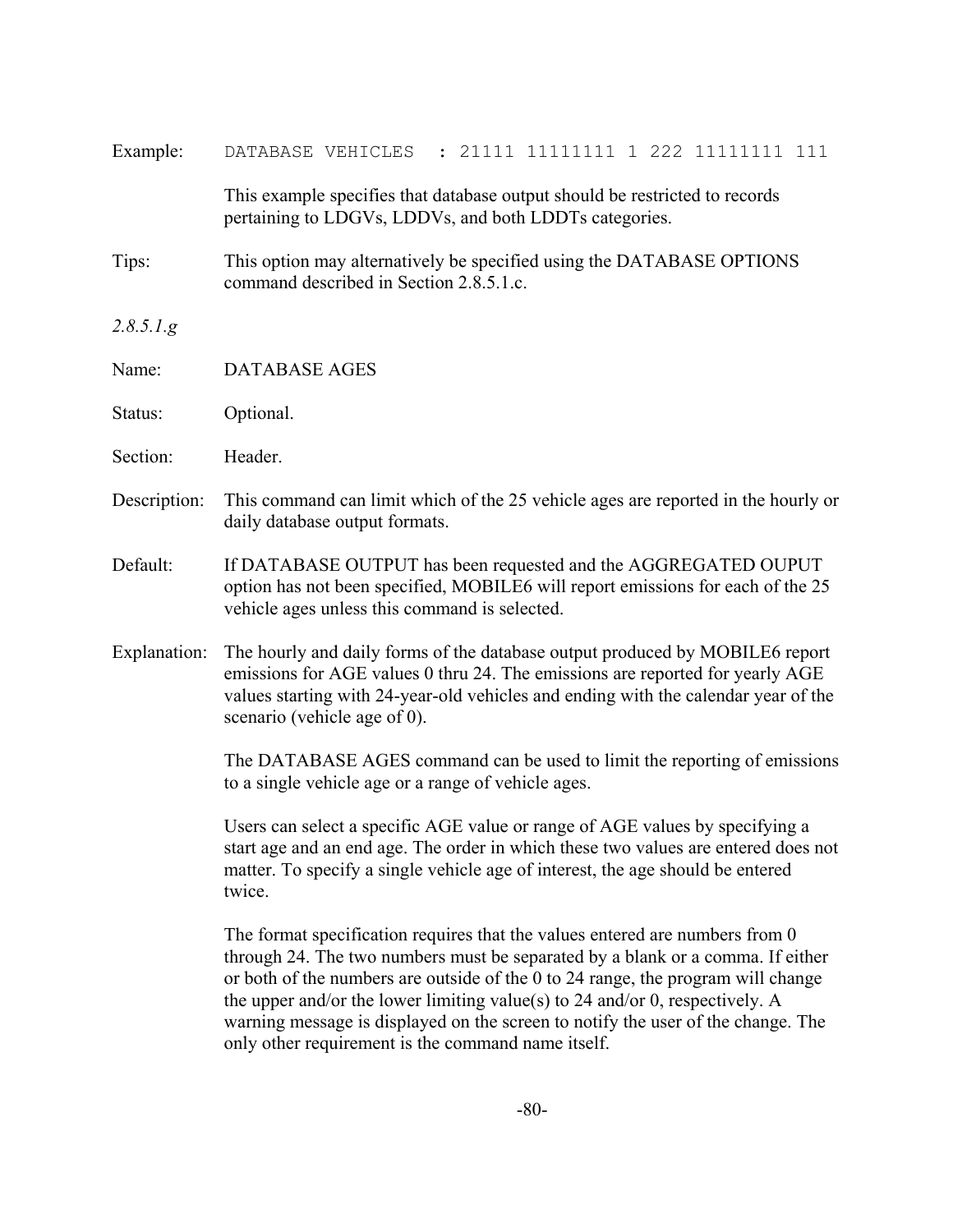Example: `DATABASE VEHICLES  : 21111 11111111 1 222 11111111 111`

This example specifies that database output should be restricted to records pertaining to LDGVs, LDDVs, and both LDDTs categories.

Tips: This option may alternatively be specified using the DATABASE OPTIONS command described in Section 2.8.5.1.c.

*2.8.5.1.g*

Name: DATABASE AGES

Status: Optional.

Section: Header.

Description: This command can limit which of the 25 vehicle ages are reported in the hourly or daily database output formats.

Default: If DATABASE OUTPUT has been requested and the AGGREGATED OUPUT option has not been specified, MOBILE6 will report emissions for each of the 25 vehicle ages unless this command is selected.

Explanation: The hourly and daily forms of the database output produced by MOBILE6 report emissions for AGE values 0 thru 24. The emissions are reported for yearly AGE values starting with 24-year-old vehicles and ending with the calendar year of the scenario (vehicle age of 0).

The DATABASE AGES command can be used to limit the reporting of emissions to a single vehicle age or a range of vehicle ages.

Users can select a specific AGE value or range of AGE values by specifying a start age and an end age. The order in which these two values are entered does not matter. To specify a single vehicle age of interest, the age should be entered twice.

The format specification requires that the values entered are numbers from 0 through 24. The two numbers must be separated by a blank or a comma. If either or both of the numbers are outside of the 0 to 24 range, the program will change the upper and/or the lower limiting value(s) to 24 and/or 0, respectively. A warning message is displayed on the screen to notify the user of the change. The only other requirement is the command name itself.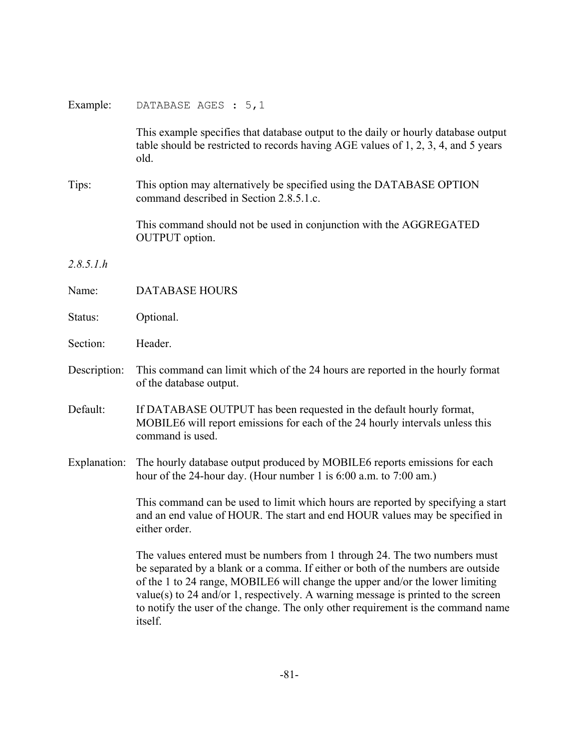Example: `DATABASE AGES : 5,1`

This example specifies that database output to the daily or hourly database output table should be restricted to records having AGE values of 1, 2, 3, 4, and 5 years old.

Tips: This option may alternatively be specified using the DATABASE OPTION command described in Section 2.8.5.1.c.

This command should not be used in conjunction with the AGGREGATED OUTPUT option.

*2.8.5.1.h*

Name: DATABASE HOURS

Status: Optional.

Section: Header.

Description: This command can limit which of the 24 hours are reported in the hourly format of the database output.

Default: If DATABASE OUTPUT has been requested in the default hourly format, MOBILE6 will report emissions for each of the 24 hourly intervals unless this command is used.

Explanation: The hourly database output produced by MOBILE6 reports emissions for each hour of the 24-hour day. (Hour number 1 is 6:00 a.m. to 7:00 am.)

This command can be used to limit which hours are reported by specifying a start and an end value of HOUR. The start and end HOUR values may be specified in either order.

The values entered must be numbers from 1 through 24. The two numbers must be separated by a blank or a comma. If either or both of the numbers are outside of the 1 to 24 range, MOBILE6 will change the upper and/or the lower limiting value(s) to 24 and/or 1, respectively. A warning message is printed to the screen to notify the user of the change. The only other requirement is the command name itself.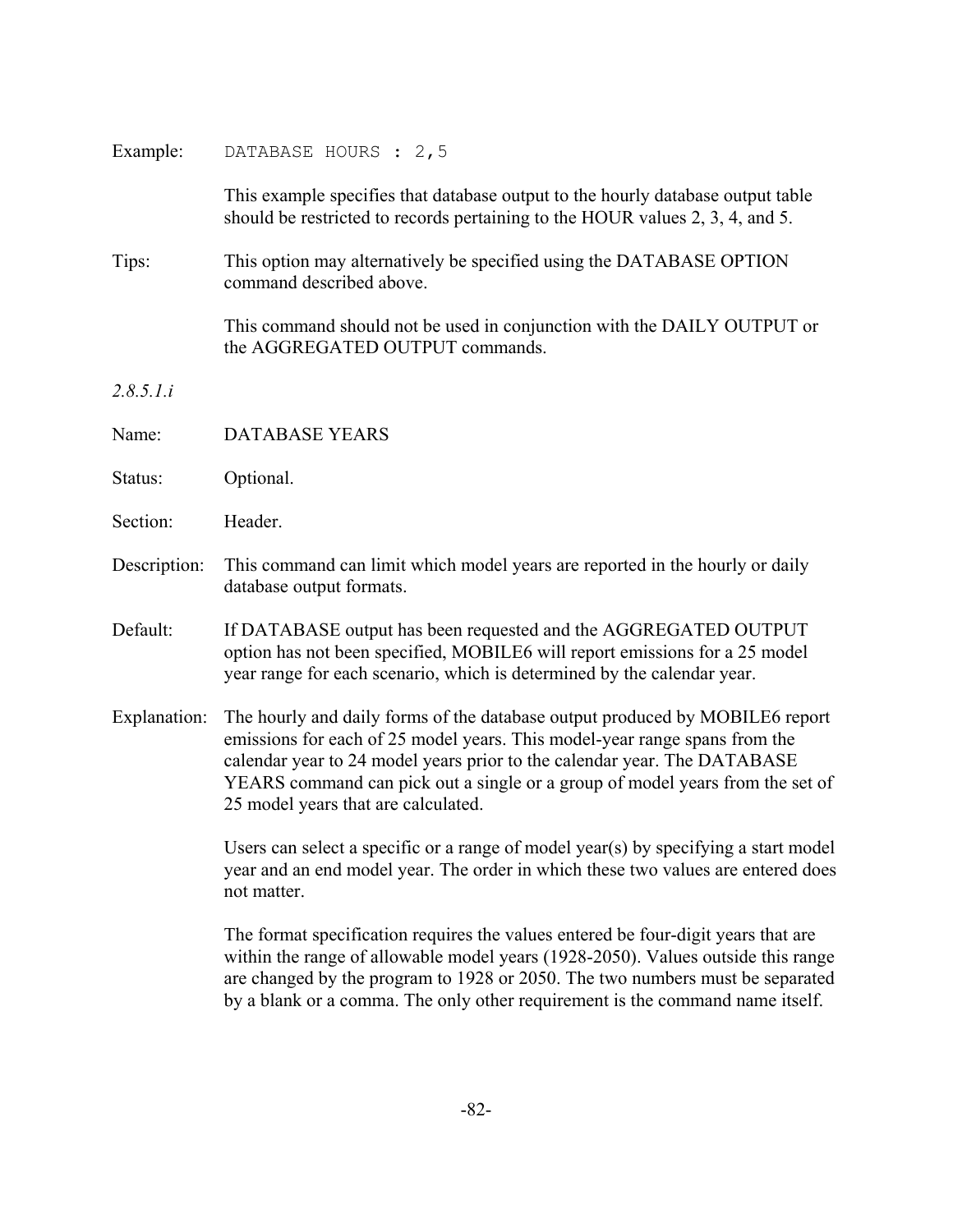Example: `DATABASE HOURS : 2,5`

This example specifies that database output to the hourly database output table should be restricted to records pertaining to the HOUR values 2, 3, 4, and 5.

Tips: This option may alternatively be specified using the DATABASE OPTION command described above.

This command should not be used in conjunction with the DAILY OUTPUT or the AGGREGATED OUTPUT commands.

*2.8.5.1.i*

Name: DATABASE YEARS

Status: Optional.

Section: Header.

Description: This command can limit which model years are reported in the hourly or daily database output formats.

Default: If DATABASE output has been requested and the AGGREGATED OUTPUT option has not been specified, MOBILE6 will report emissions for a 25 model year range for each scenario, which is determined by the calendar year.

Explanation: The hourly and daily forms of the database output produced by MOBILE6 report emissions for each of 25 model years. This model-year range spans from the calendar year to 24 model years prior to the calendar year. The DATABASE YEARS command can pick out a single or a group of model years from the set of 25 model years that are calculated.

Users can select a specific or a range of model year(s) by specifying a start model year and an end model year. The order in which these two values are entered does not matter.

The format specification requires the values entered be four-digit years that are within the range of allowable model years (1928-2050). Values outside this range are changed by the program to 1928 or 2050. The two numbers must be separated by a blank or a comma. The only other requirement is the command name itself.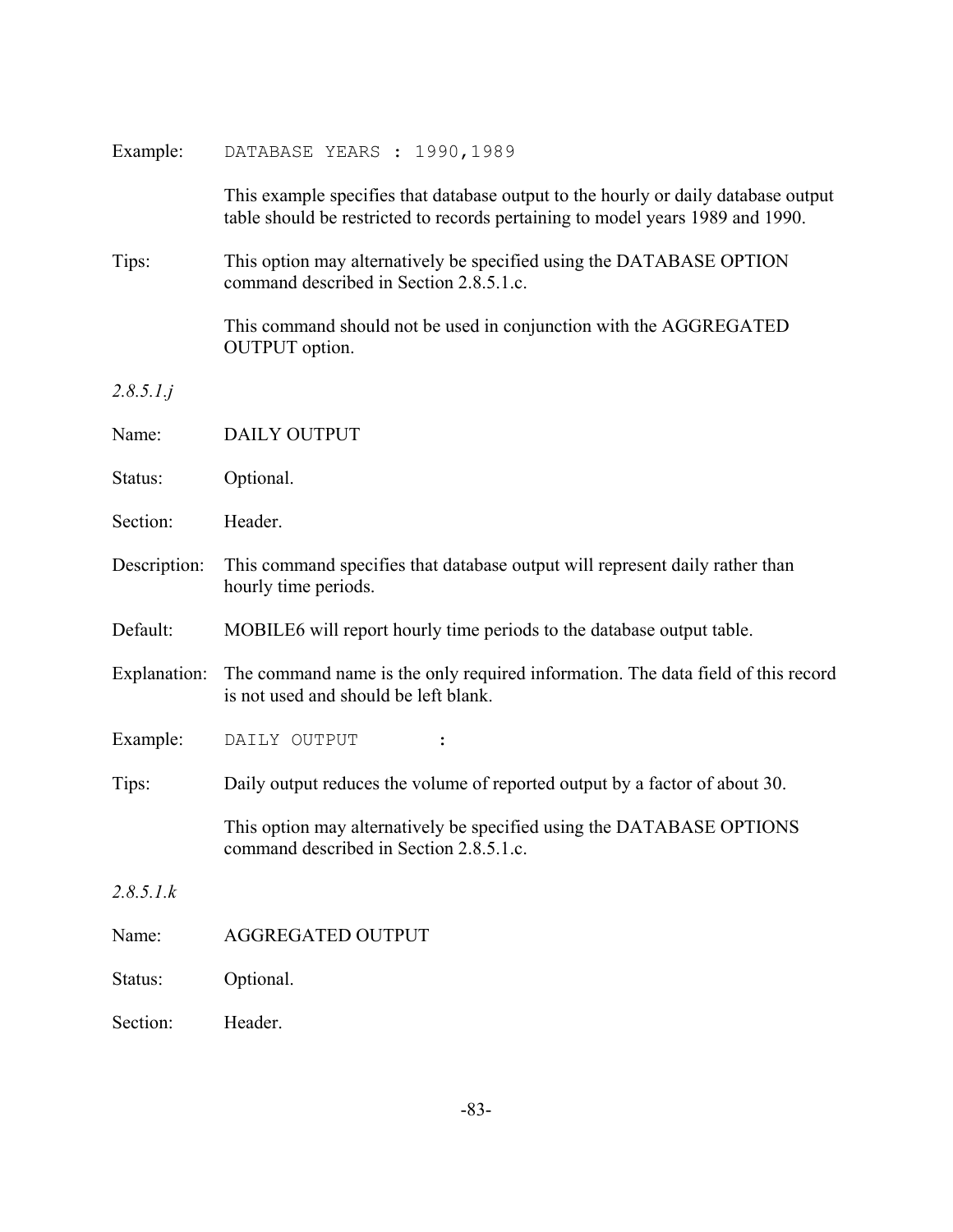Example: `DATABASE YEARS : 1990,1989`

This example specifies that database output to the hourly or daily database output table should be restricted to records pertaining to model years 1989 and 1990.

Tips: This option may alternatively be specified using the DATABASE OPTION command described in Section 2.8.5.1.c.

This command should not be used in conjunction with the AGGREGATED OUTPUT option.

*2.8.5.1.j*

Name: DAILY OUTPUT

Status: Optional.

Section: Header.

Description: This command specifies that database output will represent daily rather than hourly time periods.

Default: MOBILE6 will report hourly time periods to the database output table.

Explanation: The command name is the only required information. The data field of this record is not used and should be left blank.

Example: `DAILY OUTPUT        :`

Tips: Daily output reduces the volume of reported output by a factor of about 30.

This option may alternatively be specified using the DATABASE OPTIONS command described in Section 2.8.5.1.c.

*2.8.5.1.k*

Name: AGGREGATED OUTPUT

Status: Optional.

Section: Header.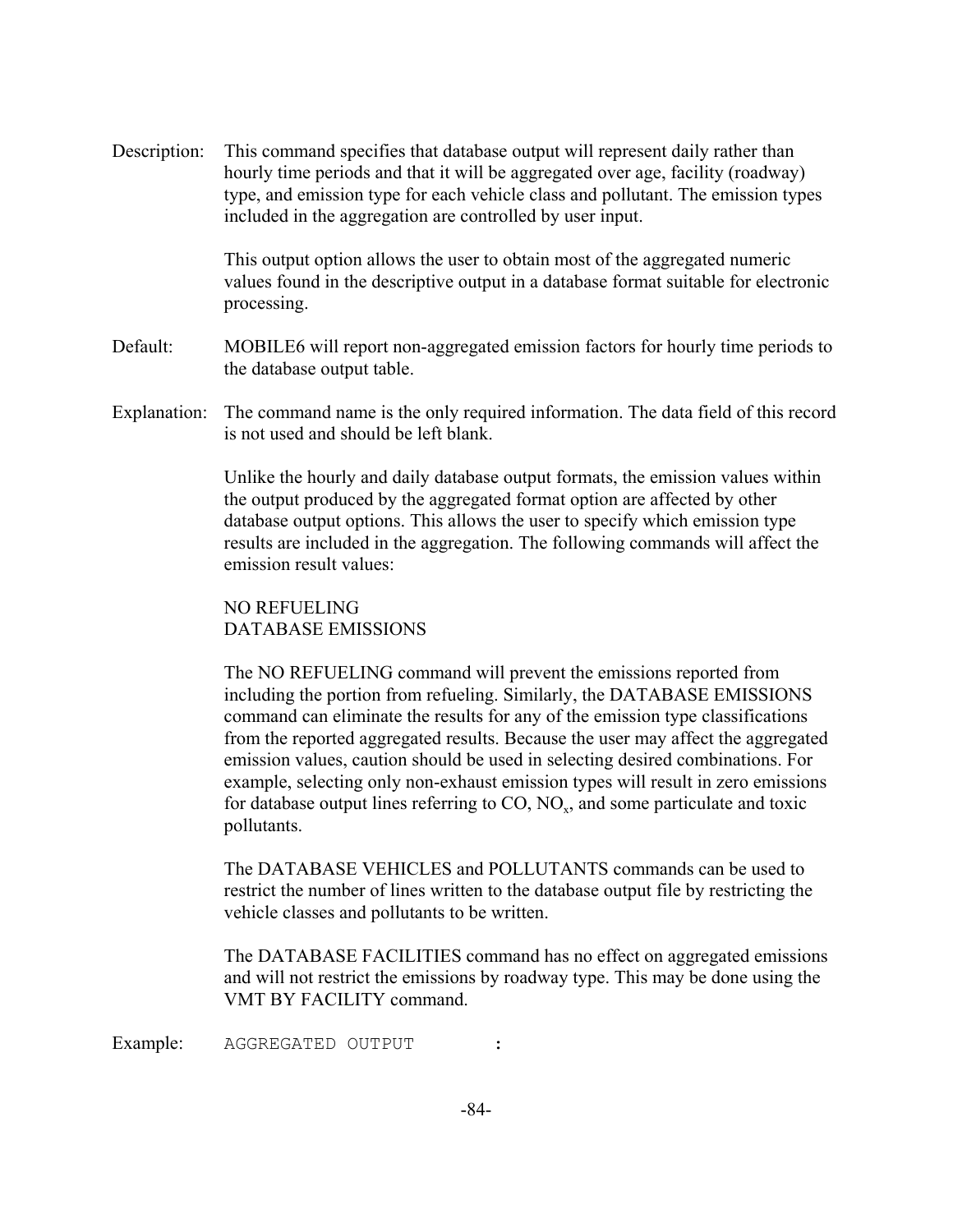Description: This command specifies that database output will represent daily rather than hourly time periods and that it will be aggregated over age, facility (roadway) type, and emission type for each vehicle class and pollutant. The emission types included in the aggregation are controlled by user input.

This output option allows the user to obtain most of the aggregated numeric values found in the descriptive output in a database format suitable for electronic processing.

Default: MOBILE6 will report non-aggregated emission factors for hourly time periods to the database output table.

Explanation: The command name is the only required information. The data field of this record is not used and should be left blank.

Unlike the hourly and daily database output formats, the emission values within the output produced by the aggregated format option are affected by other database output options. This allows the user to specify which emission type results are included in the aggregation. The following commands will affect the emission result values:

NO REFUELING
DATABASE EMISSIONS

The NO REFUELING command will prevent the emissions reported from including the portion from refueling. Similarly, the DATABASE EMISSIONS command can eliminate the results for any of the emission type classifications from the reported aggregated results. Because the user may affect the aggregated emission values, caution should be used in selecting desired combinations. For example, selecting only non-exhaust emission types will result in zero emissions for database output lines referring to CO, $NO_x$, and some particulate and toxic pollutants.

The DATABASE VEHICLES and POLLUTANTS commands can be used to restrict the number of lines written to the database output file by restricting the vehicle classes and pollutants to be written.

The DATABASE FACILITIES command has no effect on aggregated emissions and will not restrict the emissions by roadway type. This may be done using the VMT BY FACILITY command.

Example:

```
AGGREGATED OUTPUT        :
```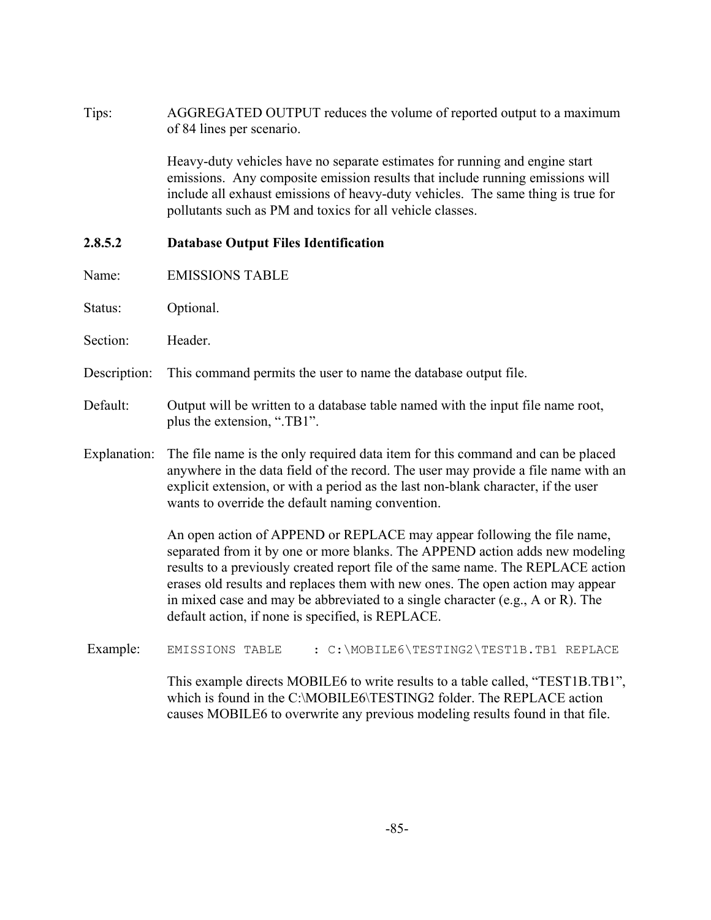Tips: AGGREGATED OUTPUT reduces the volume of reported output to a maximum of 84 lines per scenario.

Heavy-duty vehicles have no separate estimates for running and engine start emissions. Any composite emission results that include running emissions will include all exhaust emissions of heavy-duty vehicles. The same thing is true for pollutants such as PM and toxics for all vehicle classes.

#### 2.8.5.2 Database Output Files Identification

Name: EMISSIONS TABLE

Status: Optional.

Section: Header.

Description: This command permits the user to name the database output file.

Default: Output will be written to a database table named with the input file name root, plus the extension, ".TB1".

Explanation: The file name is the only required data item for this command and can be placed anywhere in the data field of the record. The user may provide a file name with an explicit extension, or with a period as the last non-blank character, if the user wants to override the default naming convention.

An open action of APPEND or REPLACE may appear following the file name, separated from it by one or more blanks. The APPEND action adds new modeling results to a previously created report file of the same name. The REPLACE action erases old results and replaces them with new ones. The open action may appear in mixed case and may be abbreviated to a single character (e.g., A or R). The default action, if none is specified, is REPLACE.

Example:

```
EMISSIONS TABLE    : C:\MOBILE6\TESTING2\TEST1B.TB1 REPLACE
```

This example directs MOBILE6 to write results to a table called, "TEST1B.TB1", which is found in the C:\MOBILE6\TESTING2 folder. The REPLACE action causes MOBILE6 to overwrite any previous modeling results found in that file.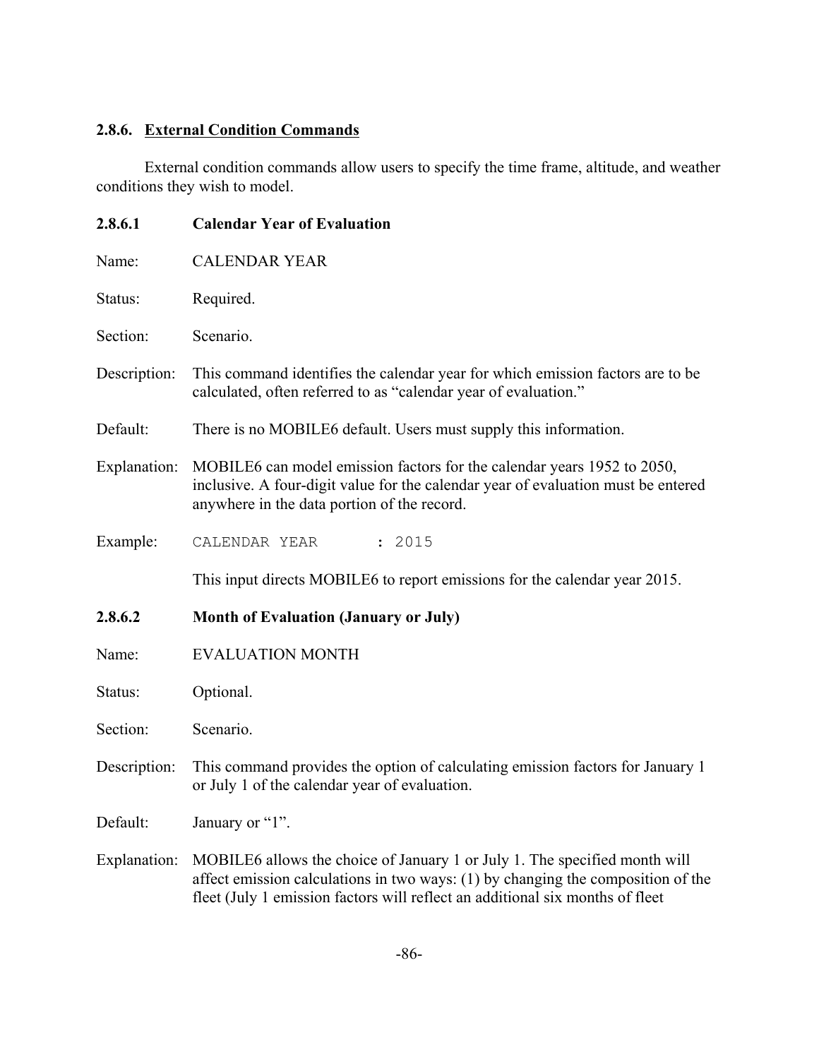### 2.8.6. External Condition Commands

External condition commands allow users to specify the time frame, altitude, and weather conditions they wish to model.

#### 2.8.6.1 Calendar Year of Evaluation

Name: CALENDAR YEAR

Status: Required.

Section: Scenario.

Description: This command identifies the calendar year for which emission factors are to be calculated, often referred to as "calendar year of evaluation."

Default: There is no MOBILE6 default. Users must supply this information.

Explanation: MOBILE6 can model emission factors for the calendar years 1952 to 2050, inclusive. A four-digit value for the calendar year of evaluation must be entered anywhere in the data portion of the record.

Example:

```
CALENDAR YEAR      : 2015
```

This input directs MOBILE6 to report emissions for the calendar year 2015.

#### 2.8.6.2 Month of Evaluation (January or July)

Name: EVALUATION MONTH

Status: Optional.

Section: Scenario.

Description: This command provides the option of calculating emission factors for January 1 or July 1 of the calendar year of evaluation.

Default: January or "1".

Explanation: MOBILE6 allows the choice of January 1 or July 1. The specified month will affect emission calculations in two ways: (1) by changing the composition of the fleet (July 1 emission factors will reflect an additional six months of fleet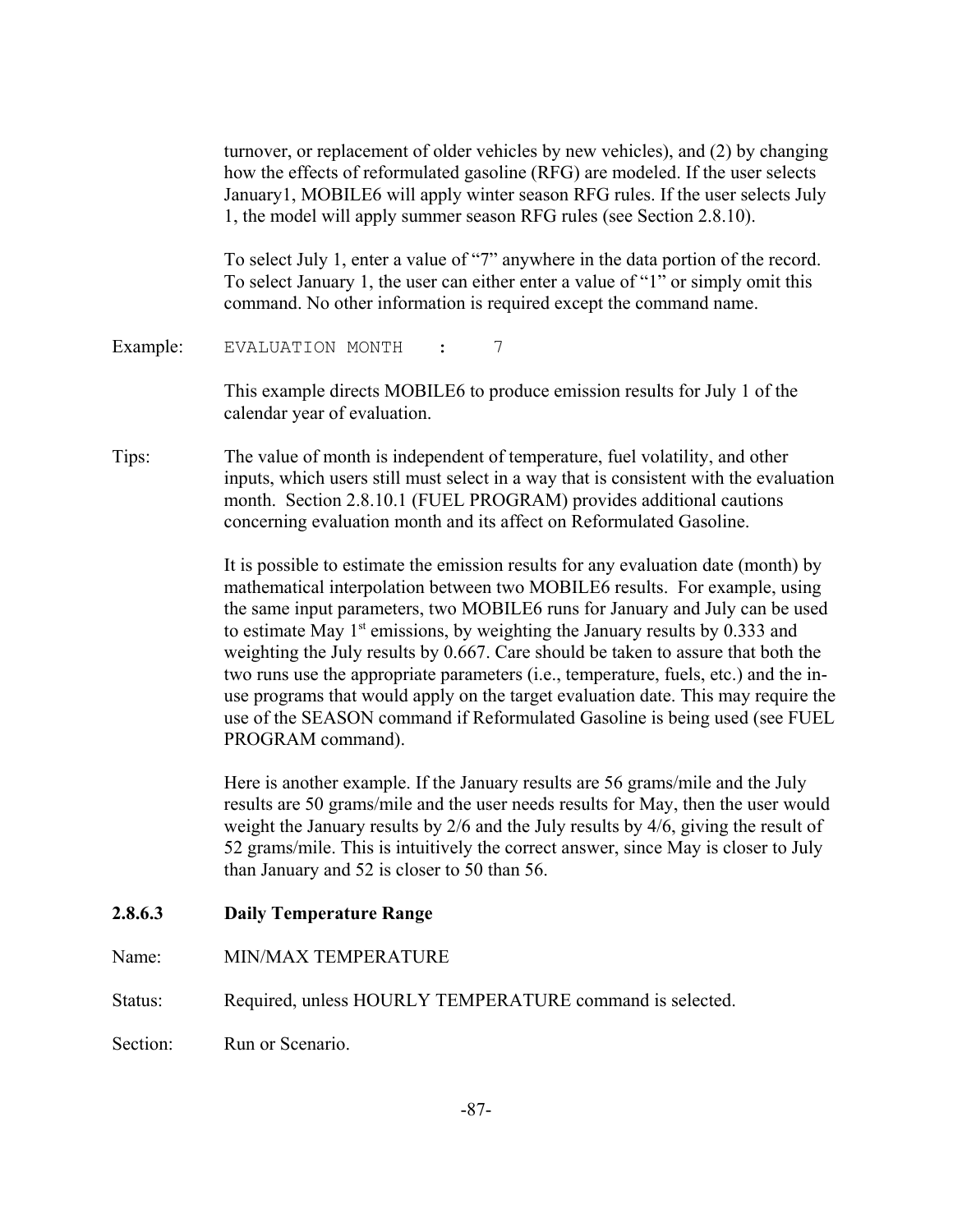turnover, or replacement of older vehicles by new vehicles), and (2) by changing how the effects of reformulated gasoline (RFG) are modeled. If the user selects January1, MOBILE6 will apply winter season RFG rules. If the user selects July 1, the model will apply summer season RFG rules (see Section 2.8.10).

To select July 1, enter a value of "7" anywhere in the data portion of the record. To select January 1, the user can either enter a value of "1" or simply omit this command. No other information is required except the command name.

Example:

```
EVALUATION MONTH    :     7
```

This example directs MOBILE6 to produce emission results for July 1 of the calendar year of evaluation.

Tips: The value of month is independent of temperature, fuel volatility, and other inputs, which users still must select in a way that is consistent with the evaluation month. Section 2.8.10.1 (FUEL PROGRAM) provides additional cautions concerning evaluation month and its affect on Reformulated Gasoline.

It is possible to estimate the emission results for any evaluation date (month) by mathematical interpolation between two MOBILE6 results. For example, using the same input parameters, two MOBILE6 runs for January and July can be used to estimate May 1st emissions, by weighting the January results by 0.333 and weighting the July results by 0.667. Care should be taken to assure that both the two runs use the appropriate parameters (i.e., temperature, fuels, etc.) and the in-use programs that would apply on the target evaluation date. This may require the use of the SEASON command if Reformulated Gasoline is being used (see FUEL PROGRAM command).

Here is another example. If the January results are 56 grams/mile and the July results are 50 grams/mile and the user needs results for May, then the user would weight the January results by 2/6 and the July results by 4/6, giving the result of 52 grams/mile. This is intuitively the correct answer, since May is closer to July than January and 52 is closer to 50 than 56.

#### 2.8.6.3 Daily Temperature Range

Name: MIN/MAX TEMPERATURE

Status: Required, unless HOURLY TEMPERATURE command is selected.

Section: Run or Scenario.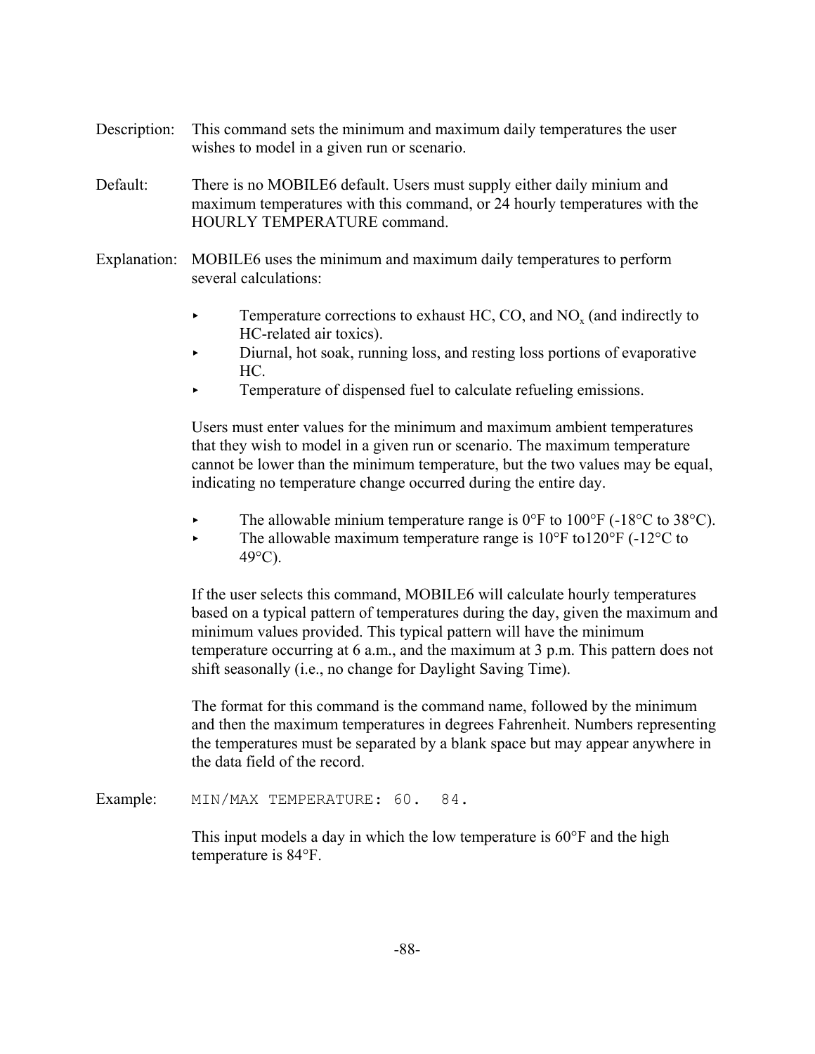Description: This command sets the minimum and maximum daily temperatures the user wishes to model in a given run or scenario.

Default: There is no MOBILE6 default. Users must supply either daily minium and maximum temperatures with this command, or 24 hourly temperatures with the HOURLY TEMPERATURE command.

Explanation: MOBILE6 uses the minimum and maximum daily temperatures to perform several calculations:

- Temperature corrections to exhaust HC, CO, and $NO_x$ (and indirectly to HC-related air toxics).
- Diurnal, hot soak, running loss, and resting loss portions of evaporative HC.
- Temperature of dispensed fuel to calculate refueling emissions.

Users must enter values for the minimum and maximum ambient temperatures that they wish to model in a given run or scenario. The maximum temperature cannot be lower than the minimum temperature, but the two values may be equal, indicating no temperature change occurred during the entire day.

- The allowable minium temperature range is 0°F to 100°F (-18°C to 38°C).
- The allowable maximum temperature range is 10°F to120°F (-12°C to 49°C).

If the user selects this command, MOBILE6 will calculate hourly temperatures based on a typical pattern of temperatures during the day, given the maximum and minimum values provided. This typical pattern will have the minimum temperature occurring at 6 a.m., and the maximum at 3 p.m. This pattern does not shift seasonally (i.e., no change for Daylight Saving Time).

The format for this command is the command name, followed by the minimum and then the maximum temperatures in degrees Fahrenheit. Numbers representing the temperatures must be separated by a blank space but may appear anywhere in the data field of the record.

Example:

```
MIN/MAX TEMPERATURE: 60.  84.
```

This input models a day in which the low temperature is 60°F and the high temperature is 84°F.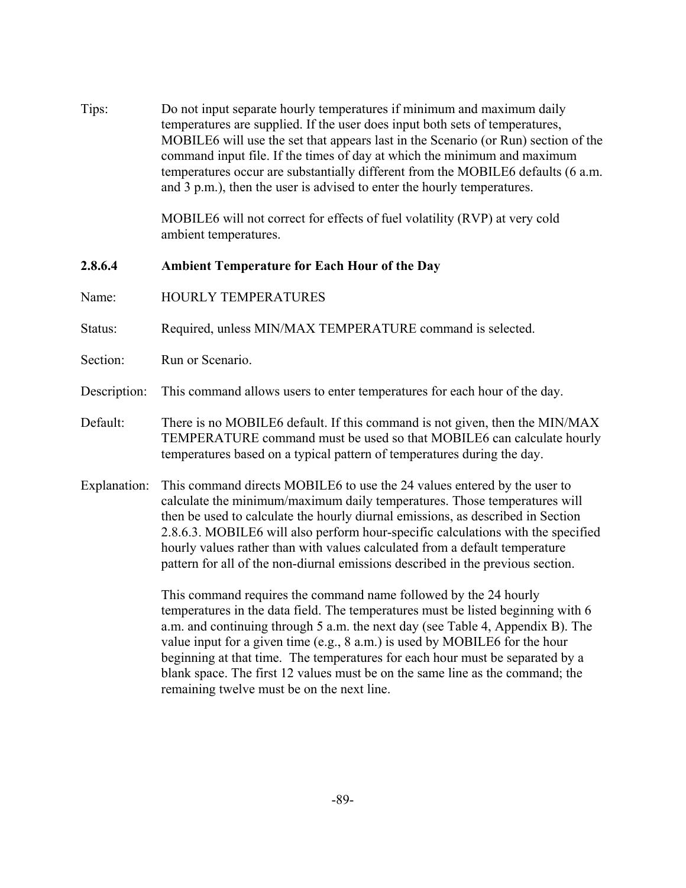Tips: Do not input separate hourly temperatures if minimum and maximum daily temperatures are supplied. If the user does input both sets of temperatures, MOBILE6 will use the set that appears last in the Scenario (or Run) section of the command input file. If the times of day at which the minimum and maximum temperatures occur are substantially different from the MOBILE6 defaults (6 a.m. and 3 p.m.), then the user is advised to enter the hourly temperatures.

MOBILE6 will not correct for effects of fuel volatility (RVP) at very cold ambient temperatures.

#### 2.8.6.4 Ambient Temperature for Each Hour of the Day

Name: HOURLY TEMPERATURES

Status: Required, unless MIN/MAX TEMPERATURE command is selected.

Section: Run or Scenario.

Description: This command allows users to enter temperatures for each hour of the day.

Default: There is no MOBILE6 default. If this command is not given, then the MIN/MAX TEMPERATURE command must be used so that MOBILE6 can calculate hourly temperatures based on a typical pattern of temperatures during the day.

Explanation: This command directs MOBILE6 to use the 24 values entered by the user to calculate the minimum/maximum daily temperatures. Those temperatures will then be used to calculate the hourly diurnal emissions, as described in Section 2.8.6.3. MOBILE6 will also perform hour-specific calculations with the specified hourly values rather than with values calculated from a default temperature pattern for all of the non-diurnal emissions described in the previous section.

This command requires the command name followed by the 24 hourly temperatures in the data field. The temperatures must be listed beginning with 6 a.m. and continuing through 5 a.m. the next day (see Table 4, Appendix B). The value input for a given time (e.g., 8 a.m.) is used by MOBILE6 for the hour beginning at that time. The temperatures for each hour must be separated by a blank space. The first 12 values must be on the same line as the command; the remaining twelve must be on the next line.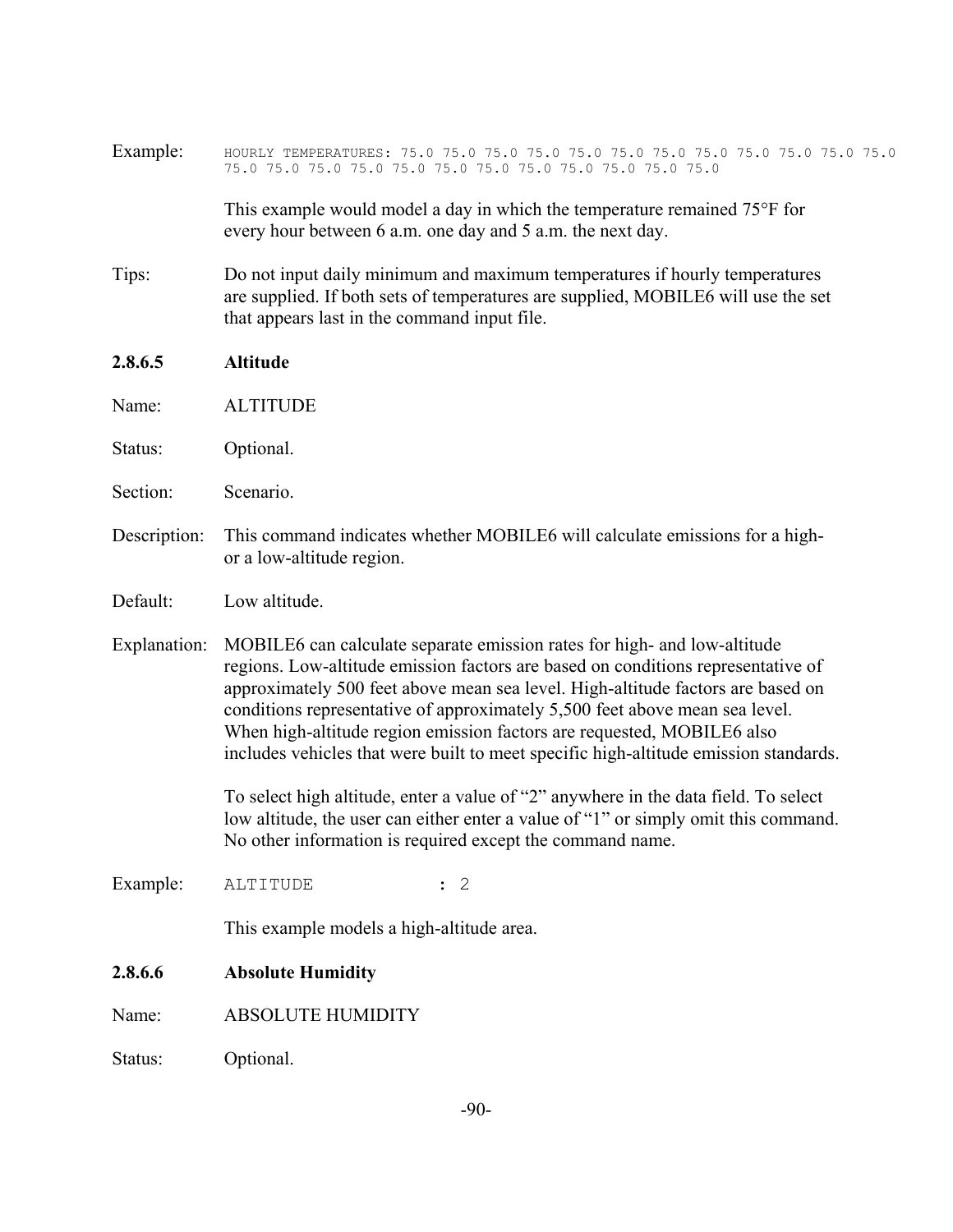Example:

```
HOURLY TEMPERATURES: 75.0 75.0 75.0 75.0 75.0 75.0 75.0 75.0 75.0 75.0 75.0 75.0
75.0 75.0 75.0 75.0 75.0 75.0 75.0 75.0 75.0 75.0 75.0 75.0
```

This example would model a day in which the temperature remained 75°F for every hour between 6 a.m. one day and 5 a.m. the next day.

Tips: Do not input daily minimum and maximum temperatures if hourly temperatures are supplied. If both sets of temperatures are supplied, MOBILE6 will use the set that appears last in the command input file.

#### 2.8.6.5 Altitude

Name: ALTITUDE

Status: Optional.

Section: Scenario.

Description: This command indicates whether MOBILE6 will calculate emissions for a high- or a low-altitude region.

Default: Low altitude.

Explanation: MOBILE6 can calculate separate emission rates for high- and low-altitude regions. Low-altitude emission factors are based on conditions representative of approximately 500 feet above mean sea level. High-altitude factors are based on conditions representative of approximately 5,500 feet above mean sea level. When high-altitude region emission factors are requested, MOBILE6 also includes vehicles that were built to meet specific high-altitude emission standards.

To select high altitude, enter a value of "2" anywhere in the data field. To select low altitude, the user can either enter a value of "1" or simply omit this command. No other information is required except the command name.

Example:

```
ALTITUDE             : 2
```

This example models a high-altitude area.

#### 2.8.6.6 Absolute Humidity

Name: ABSOLUTE HUMIDITY

Status: Optional.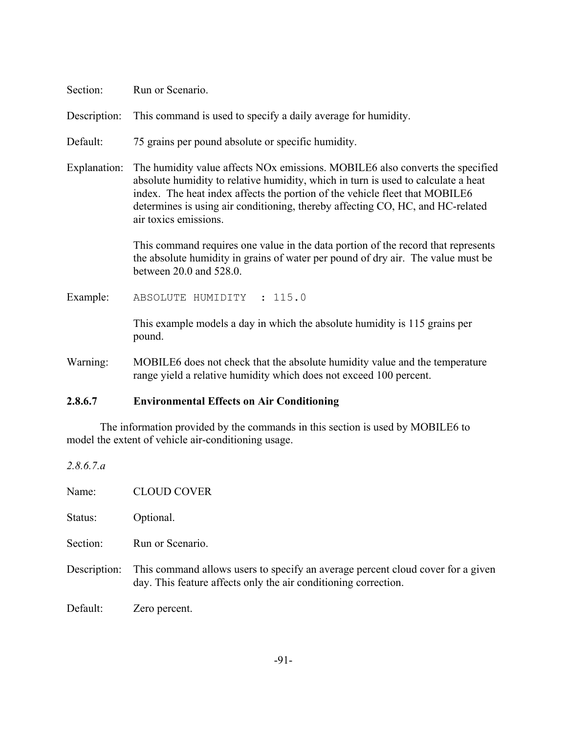Section: Run or Scenario.

Description: This command is used to specify a daily average for humidity.

Default: 75 grains per pound absolute or specific humidity.

Explanation: The humidity value affects NOx emissions. MOBILE6 also converts the specified absolute humidity to relative humidity, which in turn is used to calculate a heat index. The heat index affects the portion of the vehicle fleet that MOBILE6 determines is using air conditioning, thereby affecting CO, HC, and HC-related air toxics emissions.

This command requires one value in the data portion of the record that represents the absolute humidity in grains of water per pound of dry air. The value must be between 20.0 and 528.0.

Example:

```
ABSOLUTE HUMIDITY  : 115.0
```

This example models a day in which the absolute humidity is 115 grains per pound.

Warning: MOBILE6 does not check that the absolute humidity value and the temperature range yield a relative humidity which does not exceed 100 percent.

### 2.8.6.7 Environmental Effects on Air Conditioning

The information provided by the commands in this section is used by MOBILE6 to model the extent of vehicle air-conditioning usage.

*2.8.6.7.a*

Name: CLOUD COVER

Status: Optional.

Section: Run or Scenario.

Description: This command allows users to specify an average percent cloud cover for a given day. This feature affects only the air conditioning correction.

Default: Zero percent.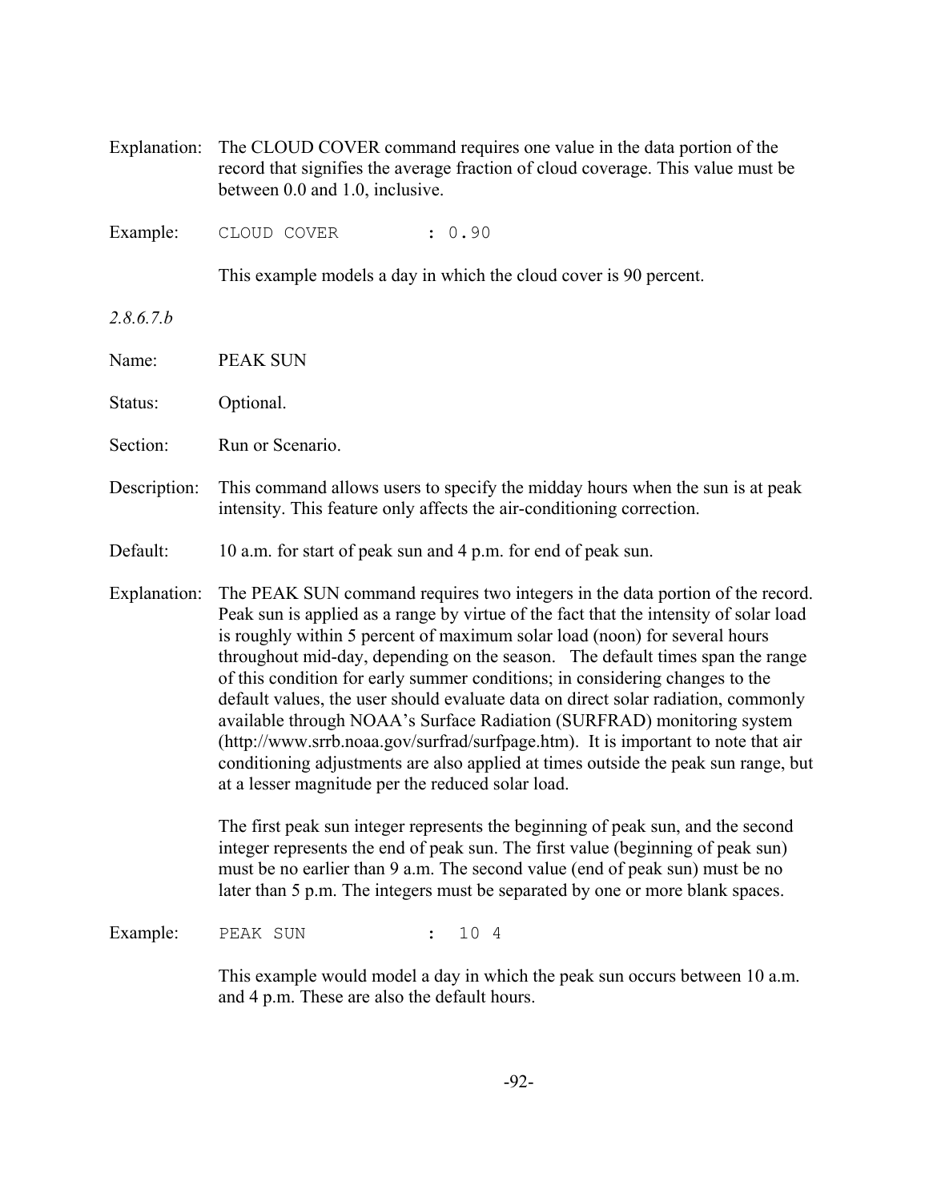Explanation: The CLOUD COVER command requires one value in the data portion of the record that signifies the average fraction of cloud coverage. This value must be between 0.0 and 1.0, inclusive.

Example:

```
CLOUD COVER          : 0.90
```

This example models a day in which the cloud cover is 90 percent.

*2.8.6.7.b*

Name: PEAK SUN

Status: Optional.

Section: Run or Scenario.

Description: This command allows users to specify the midday hours when the sun is at peak intensity. This feature only affects the air-conditioning correction.

Default: 10 a.m. for start of peak sun and 4 p.m. for end of peak sun.

Explanation: The PEAK SUN command requires two integers in the data portion of the record. Peak sun is applied as a range by virtue of the fact that the intensity of solar load is roughly within 5 percent of maximum solar load (noon) for several hours throughout mid-day, depending on the season. The default times span the range of this condition for early summer conditions; in considering changes to the default values, the user should evaluate data on direct solar radiation, commonly available through NOAA's Surface Radiation (SURFRAD) monitoring system (http://www.srrb.noaa.gov/surfrad/surfpage.htm). It is important to note that air conditioning adjustments are also applied at times outside the peak sun range, but at a lesser magnitude per the reduced solar load.

The first peak sun integer represents the beginning of peak sun, and the second integer represents the end of peak sun. The first value (beginning of peak sun) must be no earlier than 9 a.m. The second value (end of peak sun) must be no later than 5 p.m. The integers must be separated by one or more blank spaces.

Example:

```
PEAK SUN             :  10 4
```

This example would model a day in which the peak sun occurs between 10 a.m. and 4 p.m. These are also the default hours.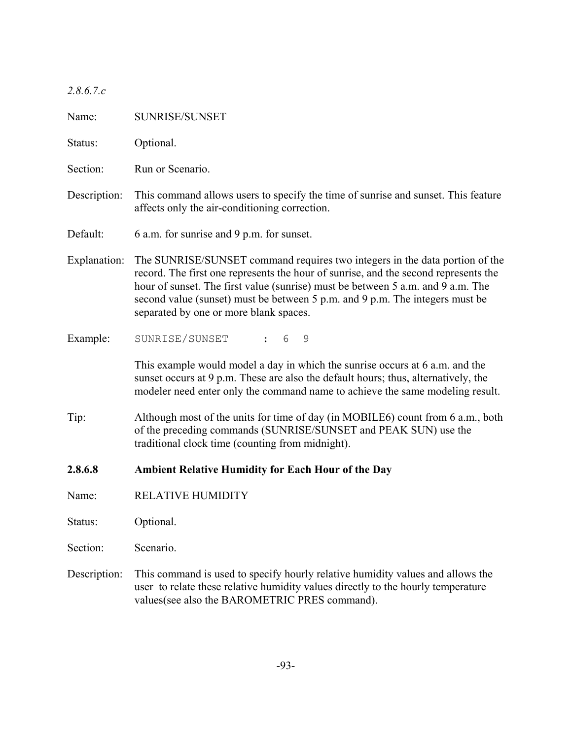*2.8.6.7.c*

Name: SUNRISE/SUNSET

Status: Optional.

Section: Run or Scenario.

Description: This command allows users to specify the time of sunrise and sunset. This feature affects only the air-conditioning correction.

Default: 6 a.m. for sunrise and 9 p.m. for sunset.

Explanation: The SUNRISE/SUNSET command requires two integers in the data portion of the record. The first one represents the hour of sunrise, and the second represents the hour of sunset. The first value (sunrise) must be between 5 a.m. and 9 a.m. The second value (sunset) must be between 5 p.m. and 9 p.m. The integers must be separated by one or more blank spaces.

Example:

```
SUNRISE/SUNSET      :  6  9
```

This example would model a day in which the sunrise occurs at 6 a.m. and the sunset occurs at 9 p.m. These are also the default hours; thus, alternatively, the modeler need enter only the command name to achieve the same modeling result.

Tip: Although most of the units for time of day (in MOBILE6) count from 6 a.m., both of the preceding commands (SUNRISE/SUNSET and PEAK SUN) use the traditional clock time (counting from midnight).

### 2.8.6.8 Ambient Relative Humidity for Each Hour of the Day

Name: RELATIVE HUMIDITY

Status: Optional.

Section: Scenario.

Description: This command is used to specify hourly relative humidity values and allows the user to relate these relative humidity values directly to the hourly temperature values(see also the BAROMETRIC PRES command).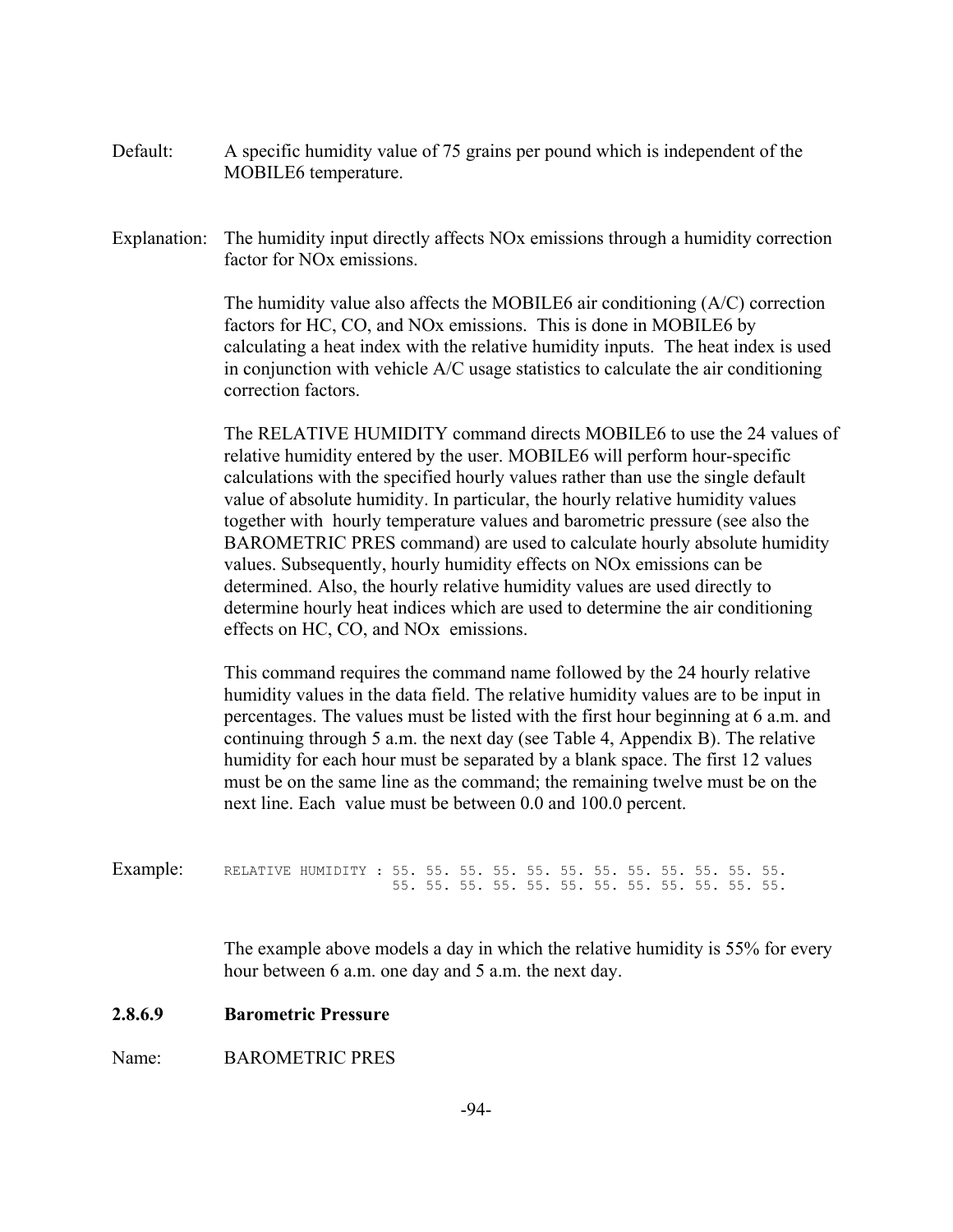Default: A specific humidity value of 75 grains per pound which is independent of the MOBILE6 temperature.

Explanation: The humidity input directly affects NOx emissions through a humidity correction factor for NOx emissions.

The humidity value also affects the MOBILE6 air conditioning (A/C) correction factors for HC, CO, and NOx emissions. This is done in MOBILE6 by calculating a heat index with the relative humidity inputs. The heat index is used in conjunction with vehicle A/C usage statistics to calculate the air conditioning correction factors.

The RELATIVE HUMIDITY command directs MOBILE6 to use the 24 values of relative humidity entered by the user. MOBILE6 will perform hour-specific calculations with the specified hourly values rather than use the single default value of absolute humidity. In particular, the hourly relative humidity values together with hourly temperature values and barometric pressure (see also the BAROMETRIC PRES command) are used to calculate hourly absolute humidity values. Subsequently, hourly humidity effects on NOx emissions can be determined. Also, the hourly relative humidity values are used directly to determine hourly heat indices which are used to determine the air conditioning effects on HC, CO, and NOx emissions.

This command requires the command name followed by the 24 hourly relative humidity values in the data field. The relative humidity values are to be input in percentages. The values must be listed with the first hour beginning at 6 a.m. and continuing through 5 a.m. the next day (see Table 4, Appendix B). The relative humidity for each hour must be separated by a blank space. The first 12 values must be on the same line as the command; the remaining twelve must be on the next line. Each value must be between 0.0 and 100.0 percent.

Example:

```
RELATIVE HUMIDITY : 55. 55. 55. 55. 55. 55. 55. 55. 55. 55. 55. 55.
                    55. 55. 55. 55. 55. 55. 55. 55. 55. 55. 55. 55.
```

The example above models a day in which the relative humidity is 55% for every hour between 6 a.m. one day and 5 a.m. the next day.

#### 2.8.6.9 Barometric Pressure

Name: BAROMETRIC PRES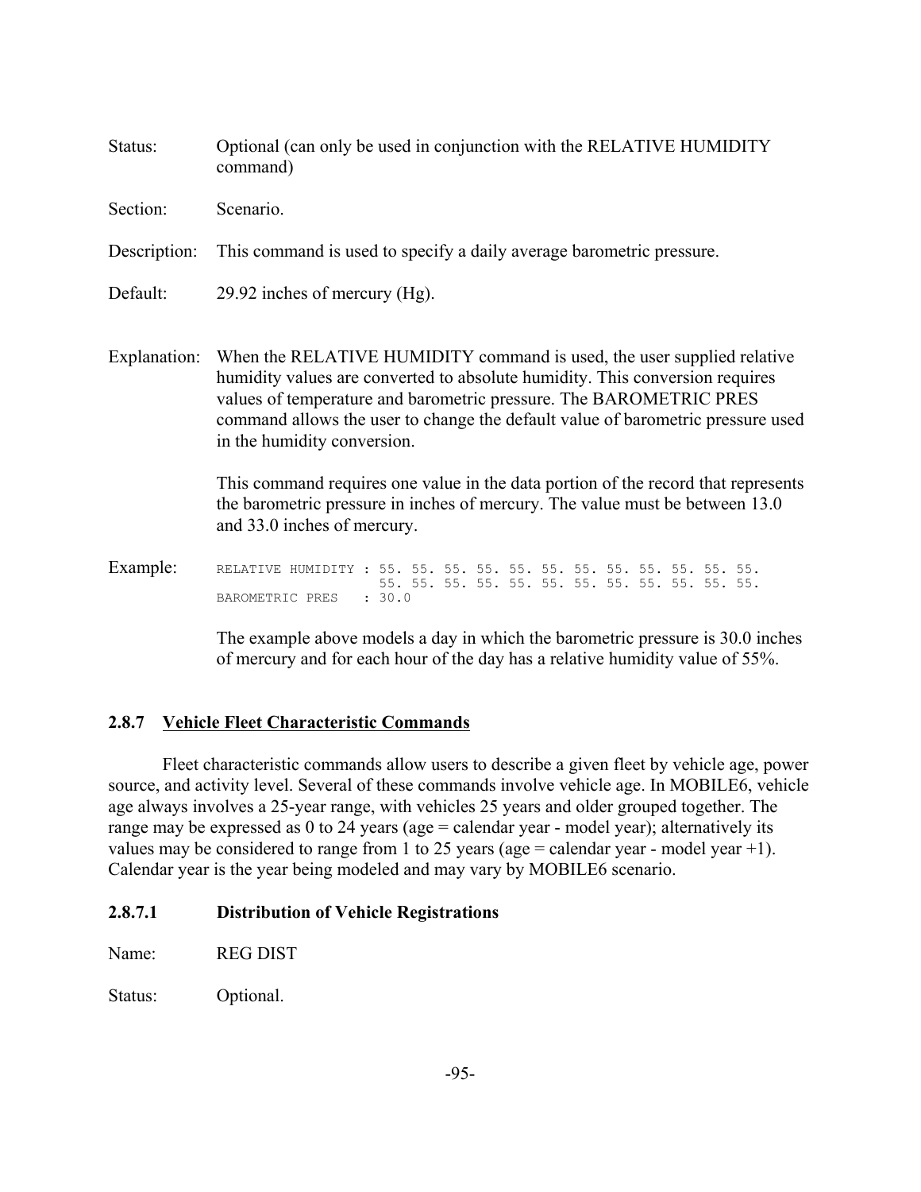Status: Optional (can only be used in conjunction with the RELATIVE HUMIDITY command)

Section: Scenario.

Description: This command is used to specify a daily average barometric pressure.

Default: 29.92 inches of mercury (Hg).

Explanation: When the RELATIVE HUMIDITY command is used, the user supplied relative humidity values are converted to absolute humidity. This conversion requires values of temperature and barometric pressure. The BAROMETRIC PRES command allows the user to change the default value of barometric pressure used in the humidity conversion.

This command requires one value in the data portion of the record that represents the barometric pressure in inches of mercury. The value must be between 13.0 and 33.0 inches of mercury.

Example:

```
RELATIVE HUMIDITY : 55. 55. 55. 55. 55. 55. 55. 55. 55. 55. 55. 55.
                    55. 55. 55. 55. 55. 55. 55. 55. 55. 55. 55. 55.
BAROMETRIC PRES   : 30.0
```

The example above models a day in which the barometric pressure is 30.0 inches of mercury and for each hour of the day has a relative humidity value of 55%.

### 2.8.7 Vehicle Fleet Characteristic Commands

Fleet characteristic commands allow users to describe a given fleet by vehicle age, power source, and activity level. Several of these commands involve vehicle age. In MOBILE6, vehicle age always involves a 25-year range, with vehicles 25 years and older grouped together. The range may be expressed as 0 to 24 years (age = calendar year - model year); alternatively its values may be considered to range from 1 to 25 years (age = calendar year - model year +1). Calendar year is the year being modeled and may vary by MOBILE6 scenario.

#### 2.8.7.1 Distribution of Vehicle Registrations

Name: REG DIST

Status: Optional.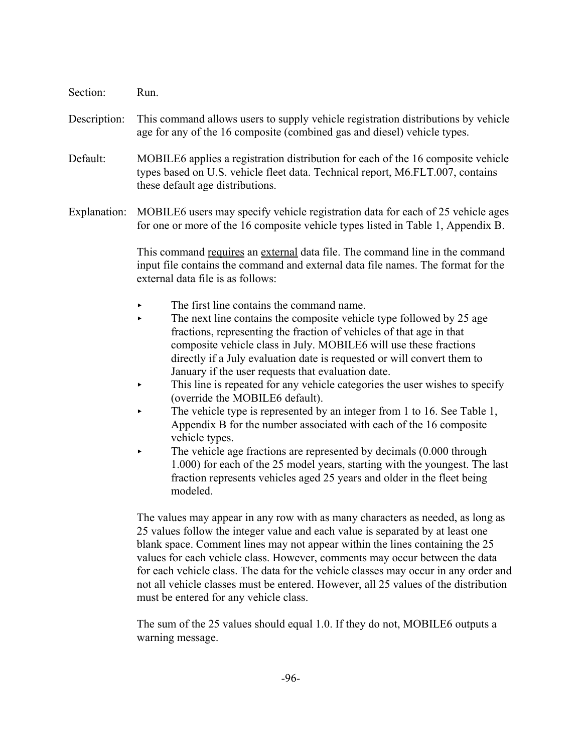Section: Run.

Description: This command allows users to supply vehicle registration distributions by vehicle age for any of the 16 composite (combined gas and diesel) vehicle types.

Default: MOBILE6 applies a registration distribution for each of the 16 composite vehicle types based on U.S. vehicle fleet data. Technical report, M6.FLT.007, contains these default age distributions.

Explanation: MOBILE6 users may specify vehicle registration data for each of 25 vehicle ages for one or more of the 16 composite vehicle types listed in Table 1, Appendix B.

This command requires an external data file. The command line in the command input file contains the command and external data file names. The format for the external data file is as follows:

- The first line contains the command name.
- The next line contains the composite vehicle type followed by 25 age fractions, representing the fraction of vehicles of that age in that composite vehicle class in July. MOBILE6 will use these fractions directly if a July evaluation date is requested or will convert them to January if the user requests that evaluation date.
- This line is repeated for any vehicle categories the user wishes to specify (override the MOBILE6 default).
- The vehicle type is represented by an integer from 1 to 16. See Table 1, Appendix B for the number associated with each of the 16 composite vehicle types.
- The vehicle age fractions are represented by decimals (0.000 through 1.000) for each of the 25 model years, starting with the youngest. The last fraction represents vehicles aged 25 years and older in the fleet being modeled.

The values may appear in any row with as many characters as needed, as long as 25 values follow the integer value and each value is separated by at least one blank space. Comment lines may not appear within the lines containing the 25 values for each vehicle class. However, comments may occur between the data for each vehicle class. The data for the vehicle classes may occur in any order and not all vehicle classes must be entered. However, all 25 values of the distribution must be entered for any vehicle class.

The sum of the 25 values should equal 1.0. If they do not, MOBILE6 outputs a warning message.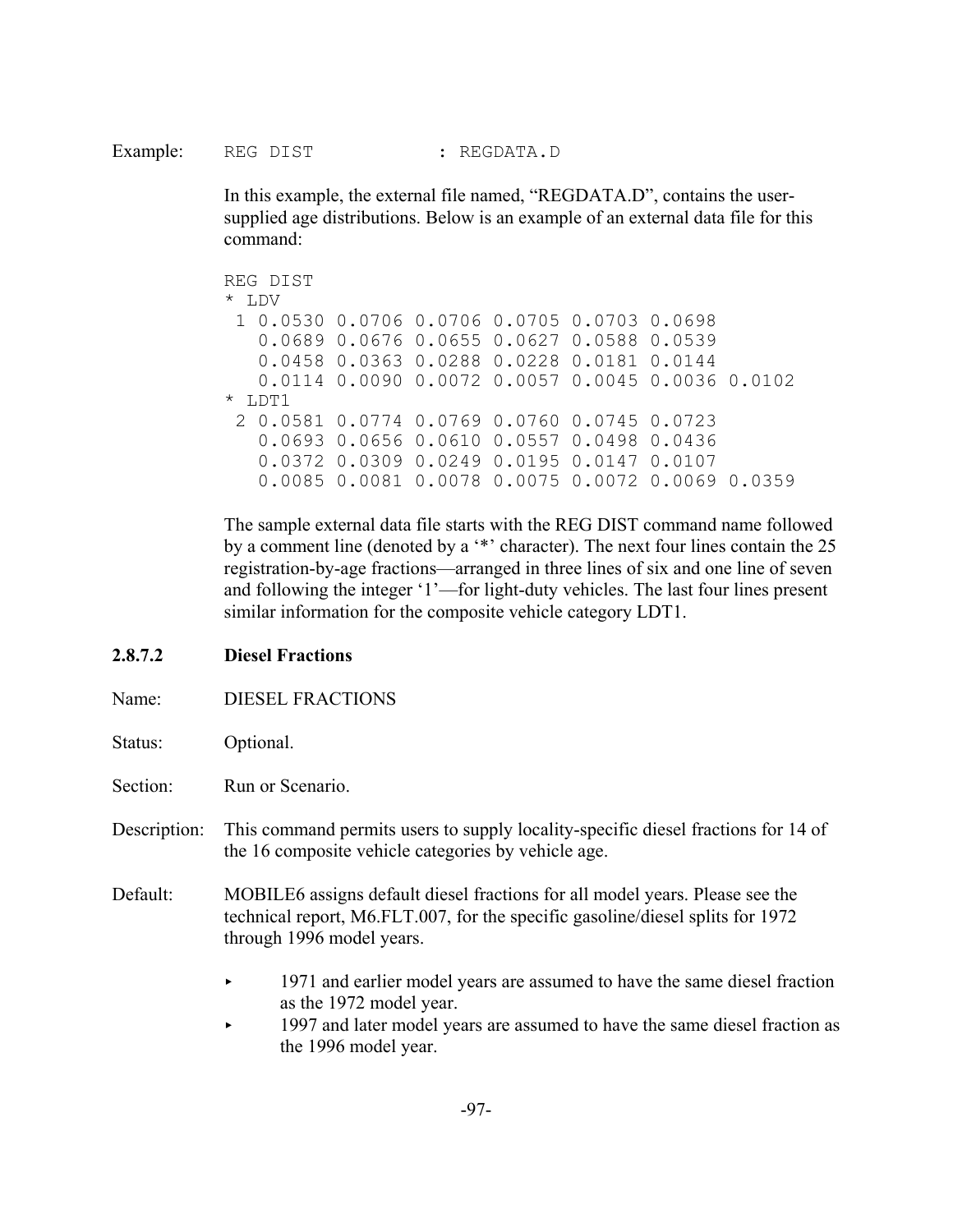Example: `REG DIST : REGDATA.D`

In this example, the external file named, "REGDATA.D", contains the user-supplied age distributions. Below is an example of an external data file for this command:

```
REG DIST
* LDV
 1 0.0530 0.0706 0.0706 0.0705 0.0703 0.0698
   0.0689 0.0676 0.0655 0.0627 0.0588 0.0539
   0.0458 0.0363 0.0288 0.0228 0.0181 0.0144
   0.0114 0.0090 0.0072 0.0057 0.0045 0.0036 0.0102
* LDT1
 2 0.0581 0.0774 0.0769 0.0760 0.0745 0.0723
   0.0693 0.0656 0.0610 0.0557 0.0498 0.0436
   0.0372 0.0309 0.0249 0.0195 0.0147 0.0107
   0.0085 0.0081 0.0078 0.0075 0.0072 0.0069 0.0359
```

The sample external data file starts with the REG DIST command name followed by a comment line (denoted by a '*' character). The next four lines contain the 25 registration-by-age fractions—arranged in three lines of six and one line of seven and following the integer '1'—for light-duty vehicles. The last four lines present similar information for the composite vehicle category LDT1.

### 2.8.7.2 Diesel Fractions

Name: DIESEL FRACTIONS

Status: Optional.

Section: Run or Scenario.

Description: This command permits users to supply locality-specific diesel fractions for 14 of the 16 composite vehicle categories by vehicle age.

Default: MOBILE6 assigns default diesel fractions for all model years. Please see the technical report, M6.FLT.007, for the specific gasoline/diesel splits for 1972 through 1996 model years.

- 1971 and earlier model years are assumed to have the same diesel fraction as the 1972 model year.
- 1997 and later model years are assumed to have the same diesel fraction as the 1996 model year.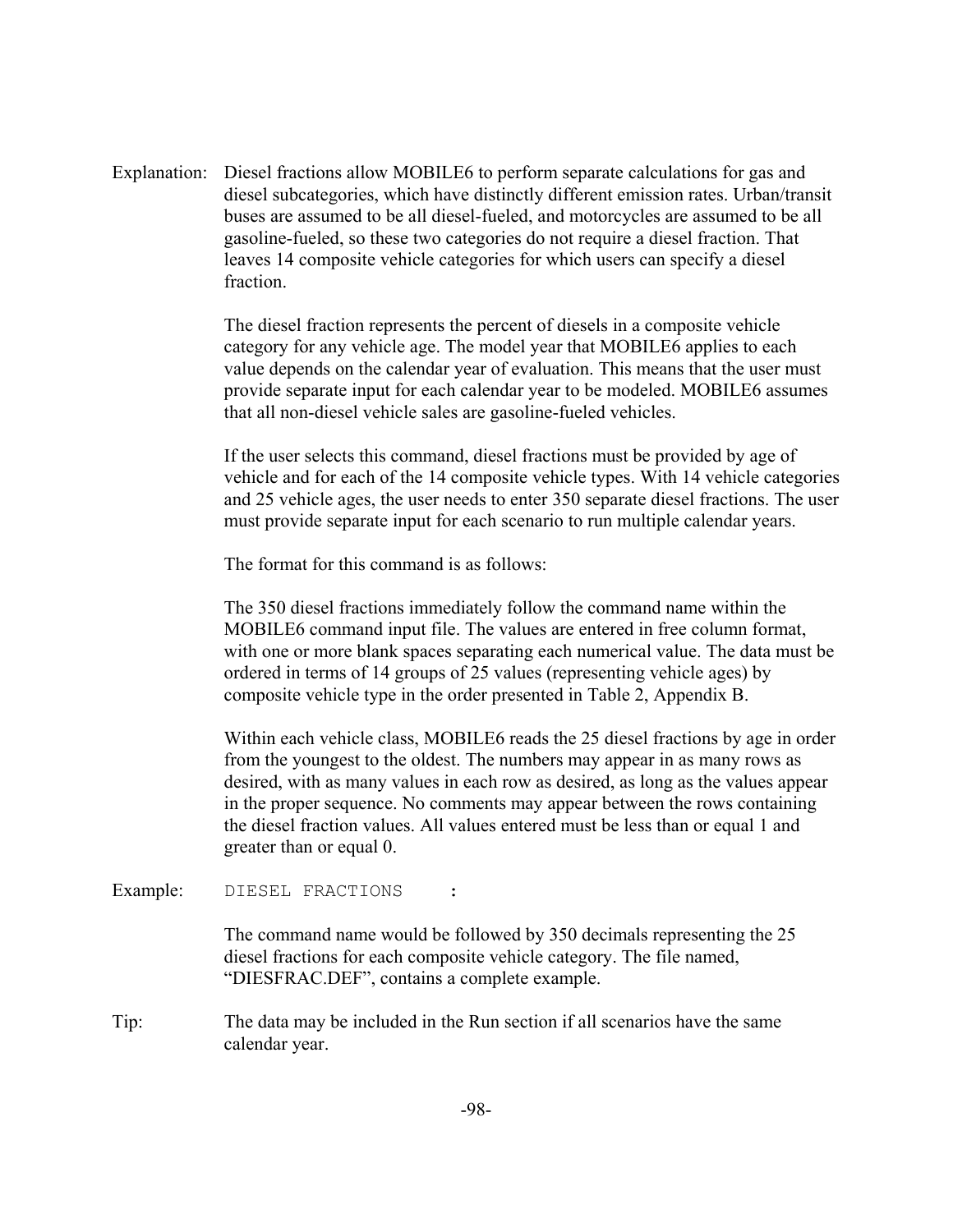Explanation: Diesel fractions allow MOBILE6 to perform separate calculations for gas and diesel subcategories, which have distinctly different emission rates. Urban/transit buses are assumed to be all diesel-fueled, and motorcycles are assumed to be all gasoline-fueled, so these two categories do not require a diesel fraction. That leaves 14 composite vehicle categories for which users can specify a diesel fraction.

The diesel fraction represents the percent of diesels in a composite vehicle category for any vehicle age. The model year that MOBILE6 applies to each value depends on the calendar year of evaluation. This means that the user must provide separate input for each calendar year to be modeled. MOBILE6 assumes that all non-diesel vehicle sales are gasoline-fueled vehicles.

If the user selects this command, diesel fractions must be provided by age of vehicle and for each of the 14 composite vehicle types. With 14 vehicle categories and 25 vehicle ages, the user needs to enter 350 separate diesel fractions. The user must provide separate input for each scenario to run multiple calendar years.

The format for this command is as follows:

The 350 diesel fractions immediately follow the command name within the MOBILE6 command input file. The values are entered in free column format, with one or more blank spaces separating each numerical value. The data must be ordered in terms of 14 groups of 25 values (representing vehicle ages) by composite vehicle type in the order presented in Table 2, Appendix B.

Within each vehicle class, MOBILE6 reads the 25 diesel fractions by age in order from the youngest to the oldest. The numbers may appear in as many rows as desired, with as many values in each row as desired, as long as the values appear in the proper sequence. No comments may appear between the rows containing the diesel fraction values. All values entered must be less than or equal 1 and greater than or equal 0.

Example:

```
DIESEL FRACTIONS    :
```

The command name would be followed by 350 decimals representing the 25 diesel fractions for each composite vehicle category. The file named, "DIESFRAC.DEF", contains a complete example.

Tip: The data may be included in the Run section if all scenarios have the same calendar year.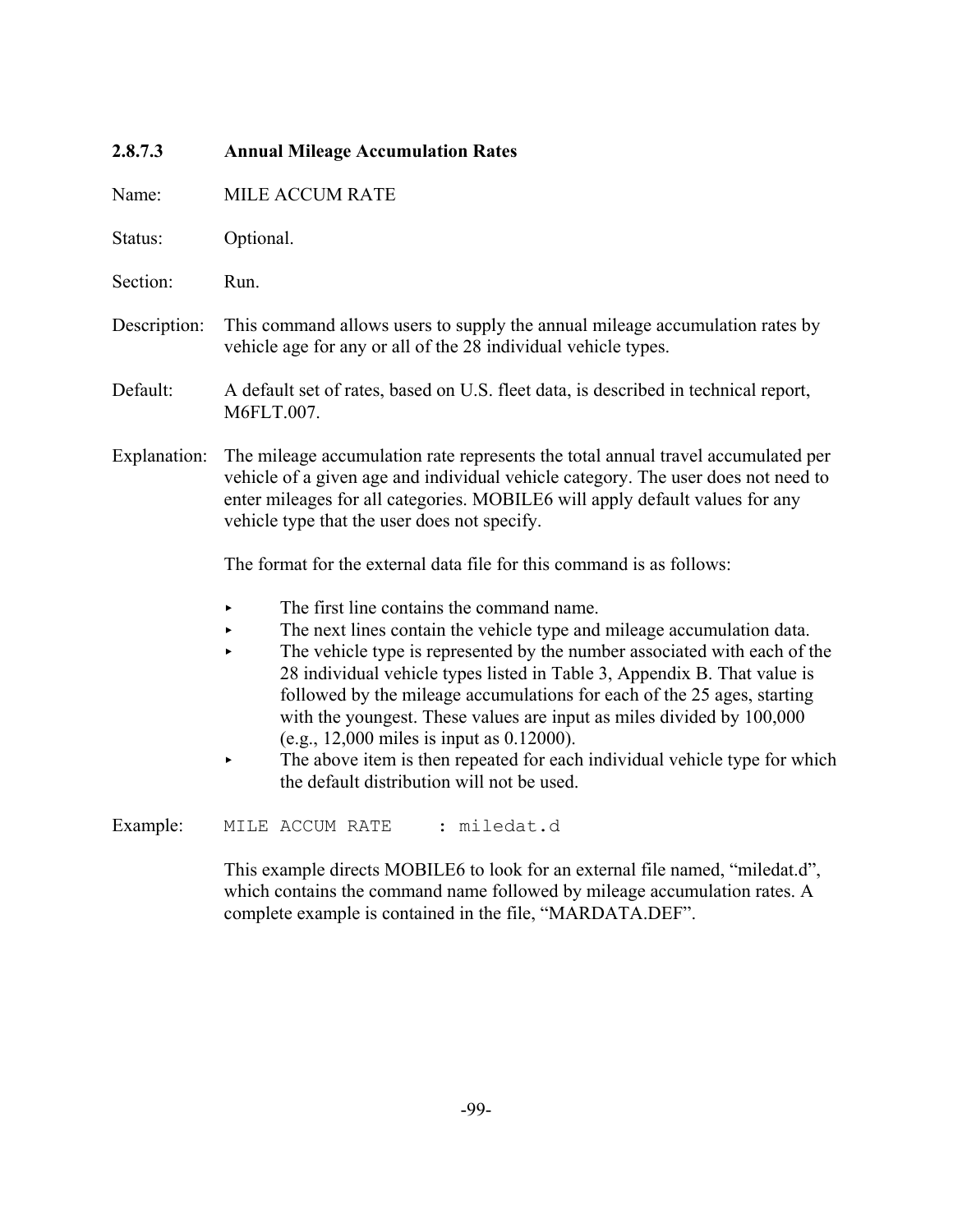### 2.8.7.3 Annual Mileage Accumulation Rates

Name: MILE ACCUM RATE

Status: Optional.

Section: Run.

Description: This command allows users to supply the annual mileage accumulation rates by vehicle age for any or all of the 28 individual vehicle types.

Default: A default set of rates, based on U.S. fleet data, is described in technical report, M6FLT.007.

Explanation: The mileage accumulation rate represents the total annual travel accumulated per vehicle of a given age and individual vehicle category. The user does not need to enter mileages for all categories. MOBILE6 will apply default values for any vehicle type that the user does not specify.

The format for the external data file for this command is as follows:

- The first line contains the command name.
- The next lines contain the vehicle type and mileage accumulation data.
- The vehicle type is represented by the number associated with each of the 28 individual vehicle types listed in Table 3, Appendix B. That value is followed by the mileage accumulations for each of the 25 ages, starting with the youngest. These values are input as miles divided by 100,000 (e.g., 12,000 miles is input as 0.12000).
- The above item is then repeated for each individual vehicle type for which the default distribution will not be used.

Example:

```
MILE ACCUM RATE     : miledat.d
```

This example directs MOBILE6 to look for an external file named, "miledat.d", which contains the command name followed by mileage accumulation rates. A complete example is contained in the file, "MARDATA.DEF".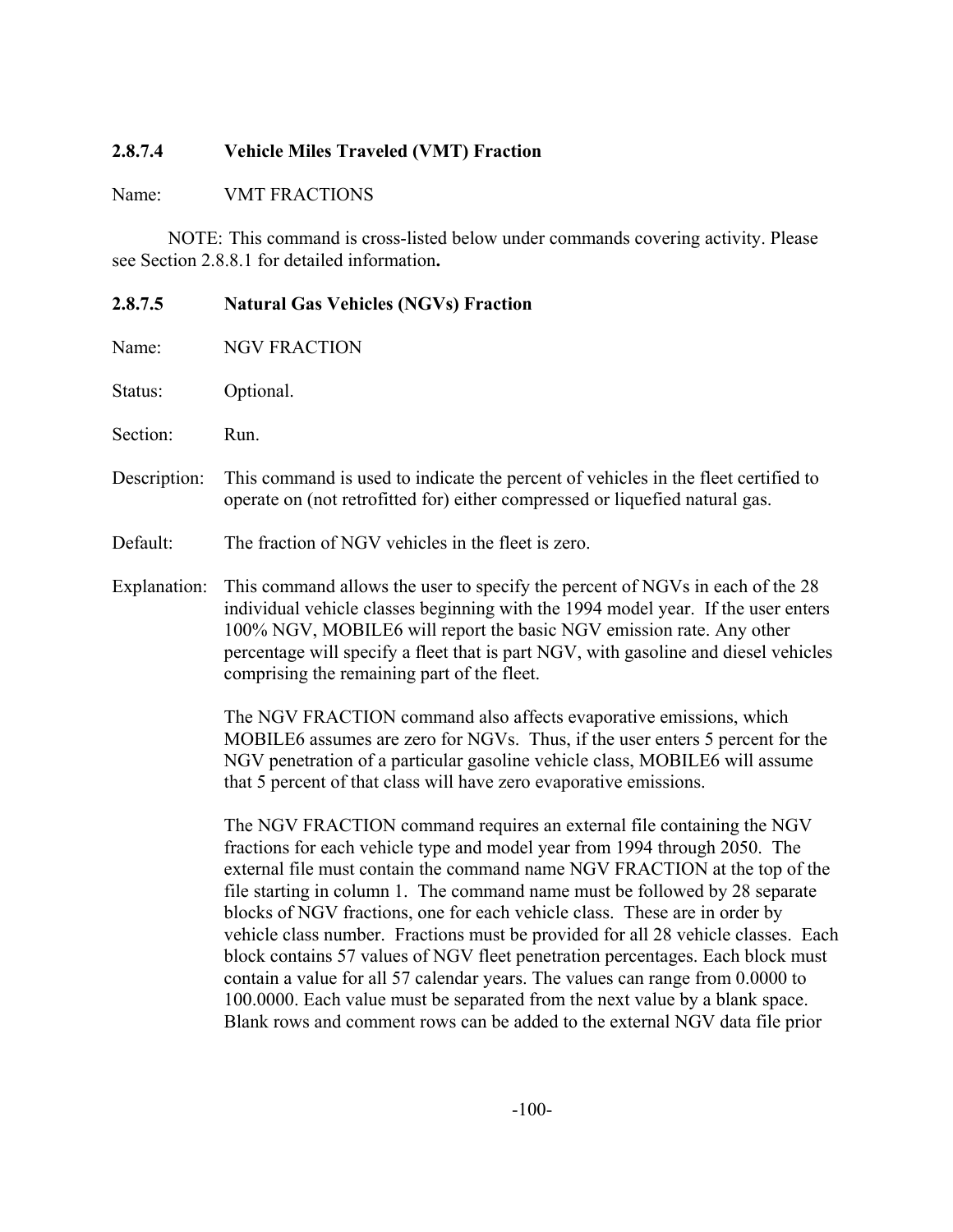### 2.8.7.4 Vehicle Miles Traveled (VMT) Fraction

Name: VMT FRACTIONS

NOTE: This command is cross-listed below under commands covering activity. Please see Section 2.8.8.1 for detailed information**.**

### 2.8.7.5 Natural Gas Vehicles (NGVs) Fraction

Name: NGV FRACTION

Status: Optional.

Section: Run.

Description: This command is used to indicate the percent of vehicles in the fleet certified to operate on (not retrofitted for) either compressed or liquefied natural gas.

Default: The fraction of NGV vehicles in the fleet is zero.

Explanation: This command allows the user to specify the percent of NGVs in each of the 28 individual vehicle classes beginning with the 1994 model year. If the user enters 100% NGV, MOBILE6 will report the basic NGV emission rate. Any other percentage will specify a fleet that is part NGV, with gasoline and diesel vehicles comprising the remaining part of the fleet.

The NGV FRACTION command also affects evaporative emissions, which MOBILE6 assumes are zero for NGVs. Thus, if the user enters 5 percent for the NGV penetration of a particular gasoline vehicle class, MOBILE6 will assume that 5 percent of that class will have zero evaporative emissions.

The NGV FRACTION command requires an external file containing the NGV fractions for each vehicle type and model year from 1994 through 2050. The external file must contain the command name NGV FRACTION at the top of the file starting in column 1. The command name must be followed by 28 separate blocks of NGV fractions, one for each vehicle class. These are in order by vehicle class number. Fractions must be provided for all 28 vehicle classes. Each block contains 57 values of NGV fleet penetration percentages. Each block must contain a value for all 57 calendar years. The values can range from 0.0000 to 100.0000. Each value must be separated from the next value by a blank space. Blank rows and comment rows can be added to the external NGV data file prior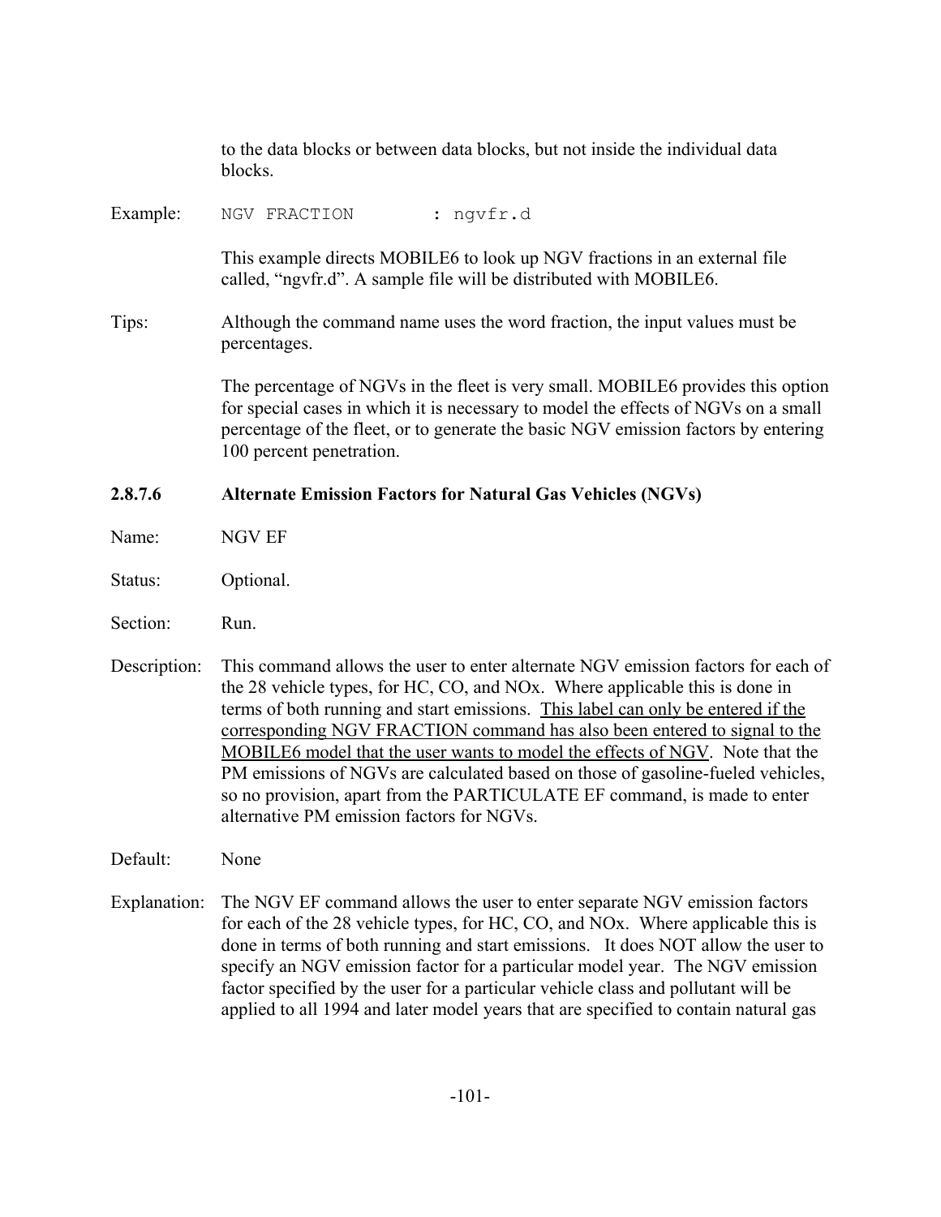to the data blocks or between data blocks, but not inside the individual data blocks.

Example:

```
NGV FRACTION        : ngvfr.d
```

This example directs MOBILE6 to look up NGV fractions in an external file called, “ngvfr.d”. A sample file will be distributed with MOBILE6.

Tips: Although the command name uses the word fraction, the input values must be percentages.

The percentage of NGVs in the fleet is very small. MOBILE6 provides this option for special cases in which it is necessary to model the effects of NGVs on a small percentage of the fleet, or to generate the basic NGV emission factors by entering 100 percent penetration.

#### 2.8.7.6 Alternate Emission Factors for Natural Gas Vehicles (NGVs)

Name: NGV EF

Status: Optional.

Section: Run.

Description: This command allows the user to enter alternate NGV emission factors for each of the 28 vehicle types, for HC, CO, and NOx. Where applicable this is done in terms of both running and start emissions. <u>This label can only be entered if the corresponding NGV FRACTION command has also been entered to signal to the MOBILE6 model that the user wants to model the effects of NGV</u>. Note that the PM emissions of NGVs are calculated based on those of gasoline-fueled vehicles, so no provision, apart from the PARTICULATE EF command, is made to enter alternative PM emission factors for NGVs.

Default: None

Explanation: The NGV EF command allows the user to enter separate NGV emission factors for each of the 28 vehicle types, for HC, CO, and NOx. Where applicable this is done in terms of both running and start emissions. It does NOT allow the user to specify an NGV emission factor for a particular model year. The NGV emission factor specified by the user for a particular vehicle class and pollutant will be applied to all 1994 and later model years that are specified to contain natural gas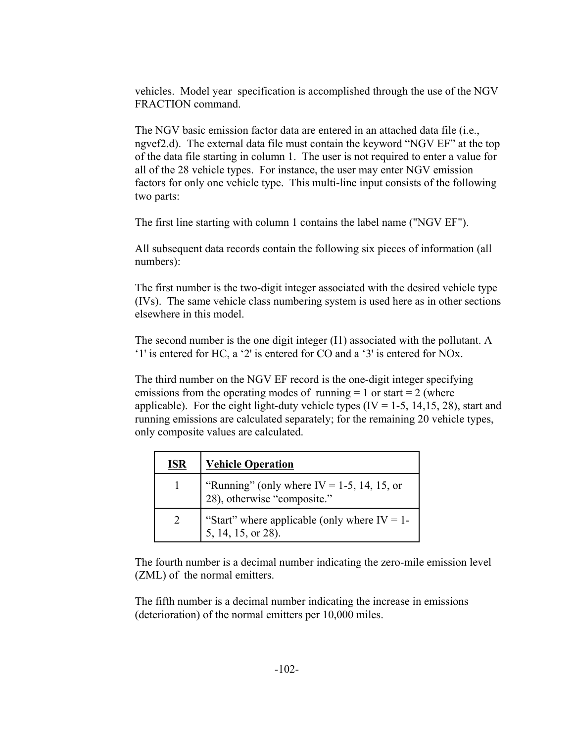vehicles. Model year specification is accomplished through the use of the NGV FRACTION command.

The NGV basic emission factor data are entered in an attached data file (i.e., ngvef2.d). The external data file must contain the keyword “NGV EF” at the top of the data file starting in column 1. The user is not required to enter a value for all of the 28 vehicle types. For instance, the user may enter NGV emission factors for only one vehicle type. This multi-line input consists of the following two parts:

The first line starting with column 1 contains the label name ("NGV EF").

All subsequent data records contain the following six pieces of information (all numbers):

The first number is the two-digit integer associated with the desired vehicle type (IVs). The same vehicle class numbering system is used here as in other sections elsewhere in this model.

The second number is the one digit integer (I1) associated with the pollutant. A ‘1' is entered for HC, a ‘2' is entered for CO and a ‘3' is entered for NOx.

The third number on the NGV EF record is the one-digit integer specifying emissions from the operating modes of running = 1 or start = 2 (where applicable). For the eight light-duty vehicle types (IV = 1-5, 14,15, 28), start and running emissions are calculated separately; for the remaining 20 vehicle types, only composite values are calculated.

| **ISR** | **Vehicle Operation** |
|---|---|
| 1 | “Running” (only where IV = 1-5, 14, 15, or 28), otherwise “composite.” |
| 2 | “Start” where applicable (only where IV = 1-5, 14, 15, or 28). |

The fourth number is a decimal number indicating the zero-mile emission level (ZML) of the normal emitters.

The fifth number is a decimal number indicating the increase in emissions (deterioration) of the normal emitters per 10,000 miles.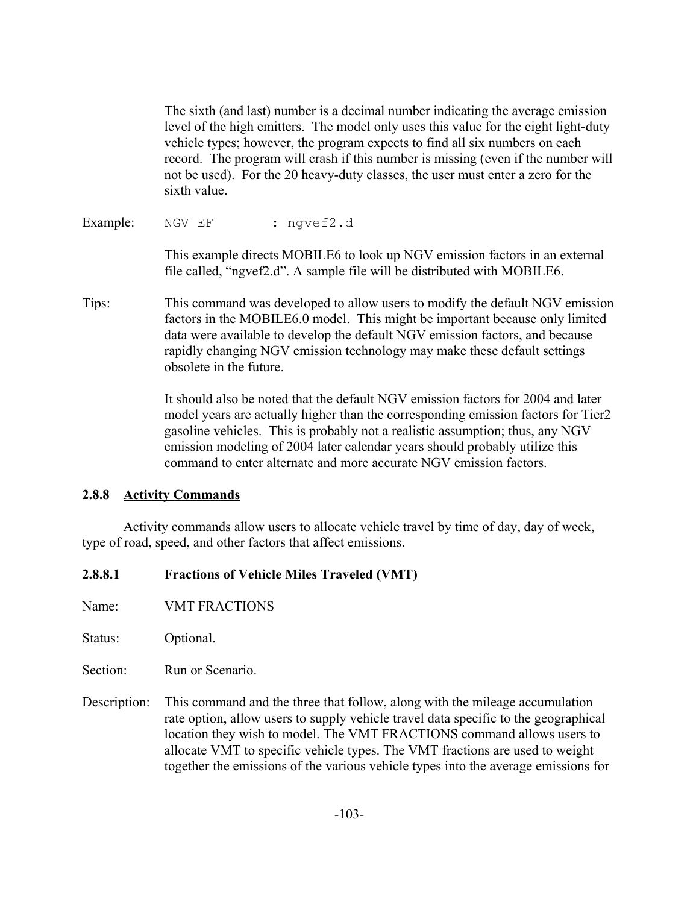The sixth (and last) number is a decimal number indicating the average emission level of the high emitters. The model only uses this value for the eight light-duty vehicle types; however, the program expects to find all six numbers on each record. The program will crash if this number is missing (even if the number will not be used). For the 20 heavy-duty classes, the user must enter a zero for the sixth value.

Example:

```
NGV EF        : ngvef2.d
```

This example directs MOBILE6 to look up NGV emission factors in an external file called, "ngvef2.d". A sample file will be distributed with MOBILE6.

Tips: This command was developed to allow users to modify the default NGV emission factors in the MOBILE6.0 model. This might be important because only limited data were available to develop the default NGV emission factors, and because rapidly changing NGV emission technology may make these default settings obsolete in the future.

It should also be noted that the default NGV emission factors for 2004 and later model years are actually higher than the corresponding emission factors for Tier2 gasoline vehicles. This is probably not a realistic assumption; thus, any NGV emission modeling of 2004 later calendar years should probably utilize this command to enter alternate and more accurate NGV emission factors.

### 2.8.8 Activity Commands

Activity commands allow users to allocate vehicle travel by time of day, day of week, type of road, speed, and other factors that affect emissions.

#### 2.8.8.1 Fractions of Vehicle Miles Traveled (VMT)

Name: VMT FRACTIONS

Status: Optional.

Section: Run or Scenario.

Description: This command and the three that follow, along with the mileage accumulation rate option, allow users to supply vehicle travel data specific to the geographical location they wish to model. The VMT FRACTIONS command allows users to allocate VMT to specific vehicle types. The VMT fractions are used to weight together the emissions of the various vehicle types into the average emissions for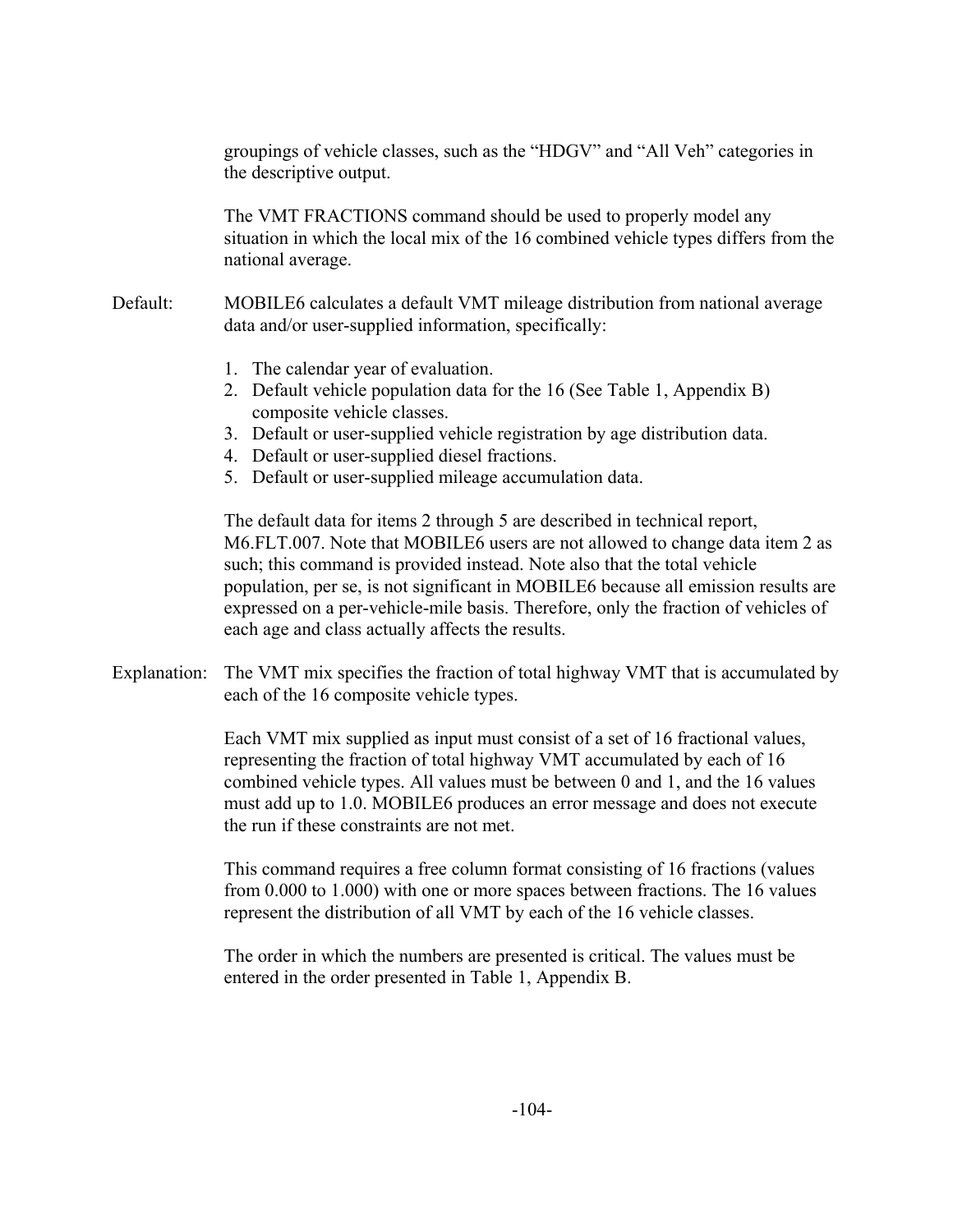groupings of vehicle classes, such as the "HDGV" and "All Veh" categories in the descriptive output.

The VMT FRACTIONS command should be used to properly model any situation in which the local mix of the 16 combined vehicle types differs from the national average.

Default: MOBILE6 calculates a default VMT mileage distribution from national average data and/or user-supplied information, specifically:

1. The calendar year of evaluation.
2. Default vehicle population data for the 16 (See Table 1, Appendix B) composite vehicle classes.
3. Default or user-supplied vehicle registration by age distribution data.
4. Default or user-supplied diesel fractions.
5. Default or user-supplied mileage accumulation data.

The default data for items 2 through 5 are described in technical report, M6.FLT.007. Note that MOBILE6 users are not allowed to change data item 2 as such; this command is provided instead. Note also that the total vehicle population, per se, is not significant in MOBILE6 because all emission results are expressed on a per-vehicle-mile basis. Therefore, only the fraction of vehicles of each age and class actually affects the results.

Explanation: The VMT mix specifies the fraction of total highway VMT that is accumulated by each of the 16 composite vehicle types.

Each VMT mix supplied as input must consist of a set of 16 fractional values, representing the fraction of total highway VMT accumulated by each of 16 combined vehicle types. All values must be between 0 and 1, and the 16 values must add up to 1.0. MOBILE6 produces an error message and does not execute the run if these constraints are not met.

This command requires a free column format consisting of 16 fractions (values from 0.000 to 1.000) with one or more spaces between fractions. The 16 values represent the distribution of all VMT by each of the 16 vehicle classes.

The order in which the numbers are presented is critical. The values must be entered in the order presented in Table 1, Appendix B.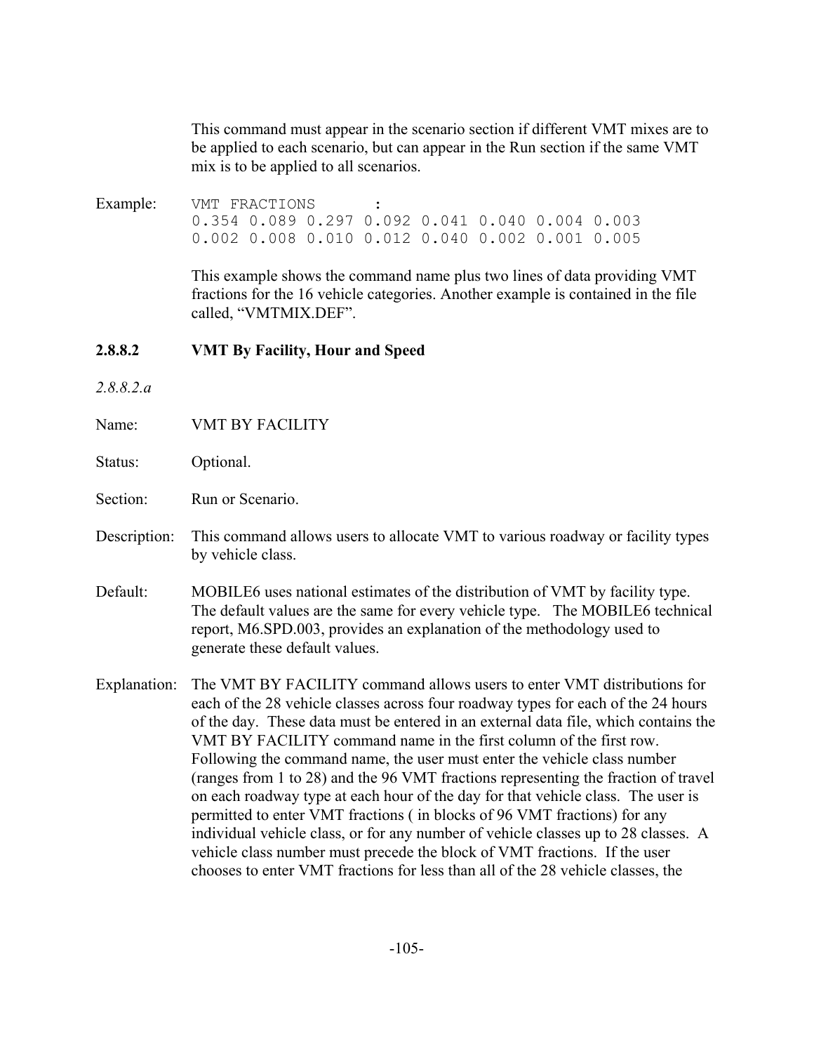This command must appear in the scenario section if different VMT mixes are to be applied to each scenario, but can appear in the Run section if the same VMT mix is to be applied to all scenarios.

Example:

```
VMT FRACTIONS       :
0.354 0.089 0.297 0.092 0.041 0.040 0.004 0.003
0.002 0.008 0.010 0.012 0.040 0.002 0.001 0.005
```

This example shows the command name plus two lines of data providing VMT fractions for the 16 vehicle categories. Another example is contained in the file called, "VMTMIX.DEF".

### 2.8.8.2 VMT By Facility, Hour and Speed

*2.8.8.2.a*

Name: VMT BY FACILITY

Status: Optional.

Section: Run or Scenario.

Description: This command allows users to allocate VMT to various roadway or facility types by vehicle class.

Default: MOBILE6 uses national estimates of the distribution of VMT by facility type. The default values are the same for every vehicle type. The MOBILE6 technical report, M6.SPD.003, provides an explanation of the methodology used to generate these default values.

Explanation: The VMT BY FACILITY command allows users to enter VMT distributions for each of the 28 vehicle classes across four roadway types for each of the 24 hours of the day. These data must be entered in an external data file, which contains the VMT BY FACILITY command name in the first column of the first row. Following the command name, the user must enter the vehicle class number (ranges from 1 to 28) and the 96 VMT fractions representing the fraction of travel on each roadway type at each hour of the day for that vehicle class. The user is permitted to enter VMT fractions ( in blocks of 96 VMT fractions) for any individual vehicle class, or for any number of vehicle classes up to 28 classes. A vehicle class number must precede the block of VMT fractions. If the user chooses to enter VMT fractions for less than all of the 28 vehicle classes, the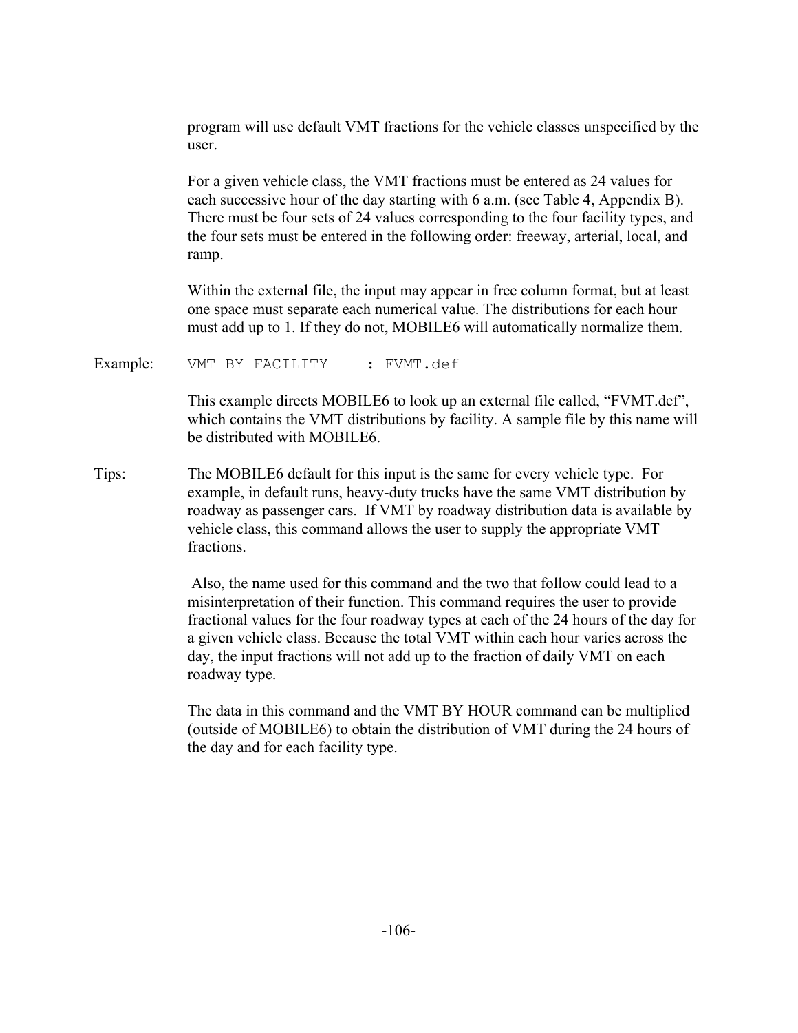program will use default VMT fractions for the vehicle classes unspecified by the user.

For a given vehicle class, the VMT fractions must be entered as 24 values for each successive hour of the day starting with 6 a.m. (see Table 4, Appendix B). There must be four sets of 24 values corresponding to the four facility types, and the four sets must be entered in the following order: freeway, arterial, local, and ramp.

Within the external file, the input may appear in free column format, but at least one space must separate each numerical value. The distributions for each hour must add up to 1. If they do not, MOBILE6 will automatically normalize them.

Example:

```
VMT BY FACILITY    : FVMT.def
```

This example directs MOBILE6 to look up an external file called, "FVMT.def", which contains the VMT distributions by facility. A sample file by this name will be distributed with MOBILE6.

Tips: The MOBILE6 default for this input is the same for every vehicle type. For example, in default runs, heavy-duty trucks have the same VMT distribution by roadway as passenger cars. If VMT by roadway distribution data is available by vehicle class, this command allows the user to supply the appropriate VMT fractions.

Also, the name used for this command and the two that follow could lead to a misinterpretation of their function. This command requires the user to provide fractional values for the four roadway types at each of the 24 hours of the day for a given vehicle class. Because the total VMT within each hour varies across the day, the input fractions will not add up to the fraction of daily VMT on each roadway type.

The data in this command and the VMT BY HOUR command can be multiplied (outside of MOBILE6) to obtain the distribution of VMT during the 24 hours of the day and for each facility type.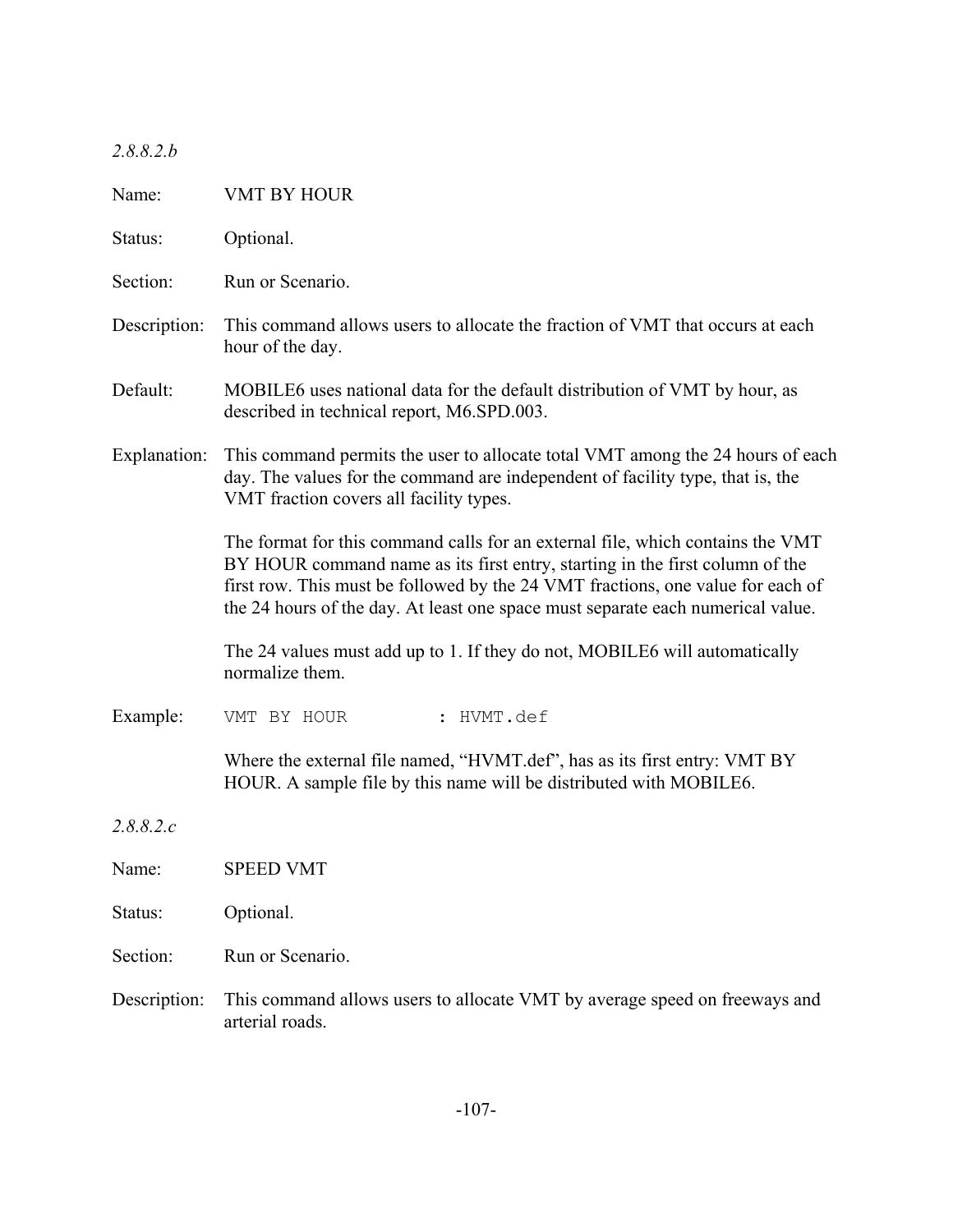*2.8.8.2.b*

Name: VMT BY HOUR

Status: Optional.

Section: Run or Scenario.

Description: This command allows users to allocate the fraction of VMT that occurs at each hour of the day.

Default: MOBILE6 uses national data for the default distribution of VMT by hour, as described in technical report, M6.SPD.003.

Explanation: This command permits the user to allocate total VMT among the 24 hours of each day. The values for the command are independent of facility type, that is, the VMT fraction covers all facility types.

The format for this command calls for an external file, which contains the VMT BY HOUR command name as its first entry, starting in the first column of the first row. This must be followed by the 24 VMT fractions, one value for each of the 24 hours of the day. At least one space must separate each numerical value.

The 24 values must add up to 1. If they do not, MOBILE6 will automatically normalize them.

Example:

```
VMT BY HOUR          : HVMT.def
```

Where the external file named, “HVMT.def”, has as its first entry: VMT BY HOUR. A sample file by this name will be distributed with MOBILE6.

*2.8.8.2.c*

Name: SPEED VMT

Status: Optional.

Section: Run or Scenario.

Description: This command allows users to allocate VMT by average speed on freeways and arterial roads.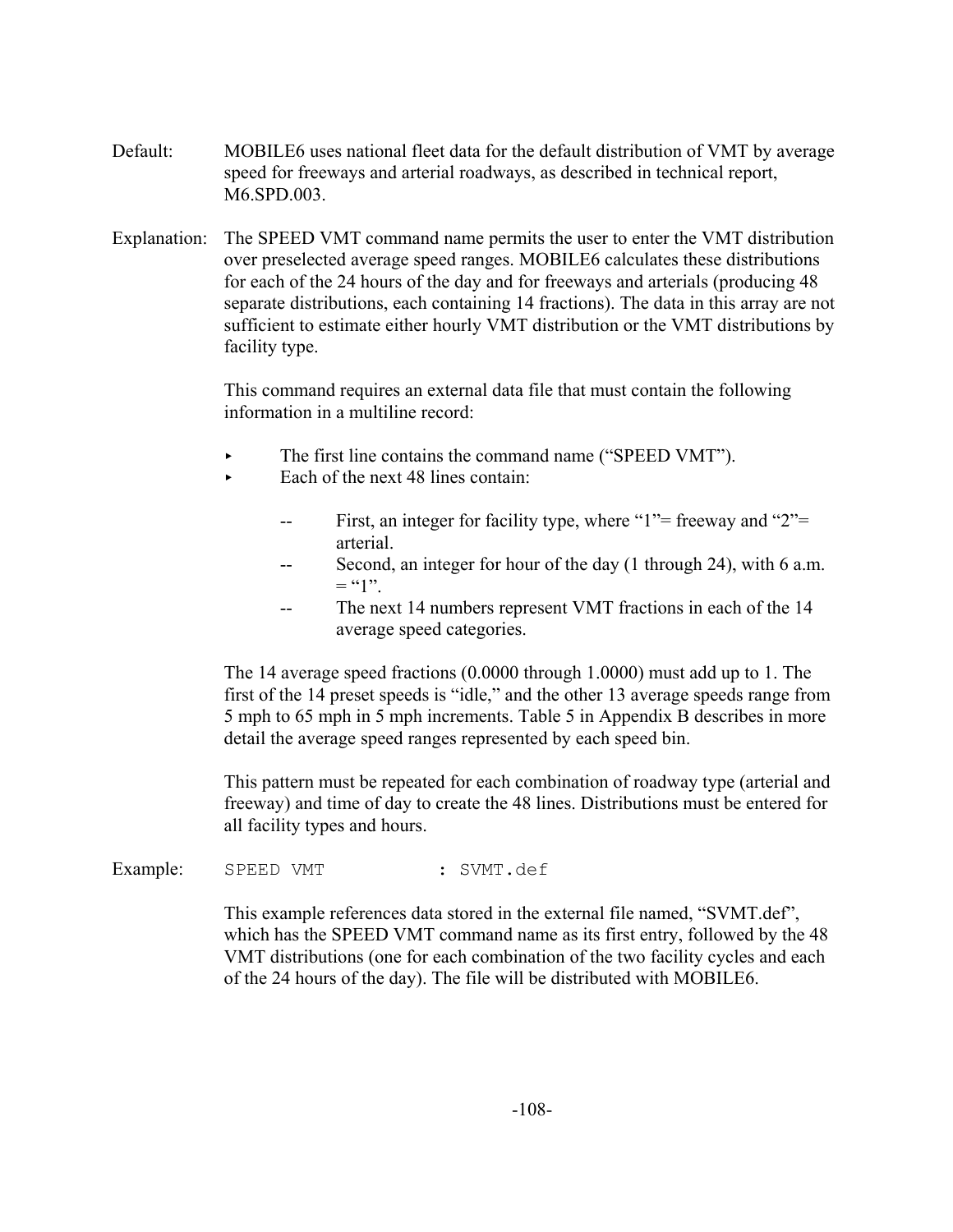Default: MOBILE6 uses national fleet data for the default distribution of VMT by average speed for freeways and arterial roadways, as described in technical report, M6.SPD.003.

Explanation: The SPEED VMT command name permits the user to enter the VMT distribution over preselected average speed ranges. MOBILE6 calculates these distributions for each of the 24 hours of the day and for freeways and arterials (producing 48 separate distributions, each containing 14 fractions). The data in this array are not sufficient to estimate either hourly VMT distribution or the VMT distributions by facility type.

This command requires an external data file that must contain the following information in a multiline record:

- The first line contains the command name (“SPEED VMT”).
- Each of the next 48 lines contain:
  - -- First, an integer for facility type, where “1”= freeway and “2”= arterial.
  - -- Second, an integer for hour of the day (1 through 24), with 6 a.m. = “1”.
  - -- The next 14 numbers represent VMT fractions in each of the 14 average speed categories.

The 14 average speed fractions (0.0000 through 1.0000) must add up to 1. The first of the 14 preset speeds is “idle,” and the other 13 average speeds range from 5 mph to 65 mph in 5 mph increments. Table 5 in Appendix B describes in more detail the average speed ranges represented by each speed bin.

This pattern must be repeated for each combination of roadway type (arterial and freeway) and time of day to create the 48 lines. Distributions must be entered for all facility types and hours.

Example:

```
SPEED VMT            : SVMT.def
```

This example references data stored in the external file named, “SVMT.def”, which has the SPEED VMT command name as its first entry, followed by the 48 VMT distributions (one for each combination of the two facility cycles and each of the 24 hours of the day). The file will be distributed with MOBILE6.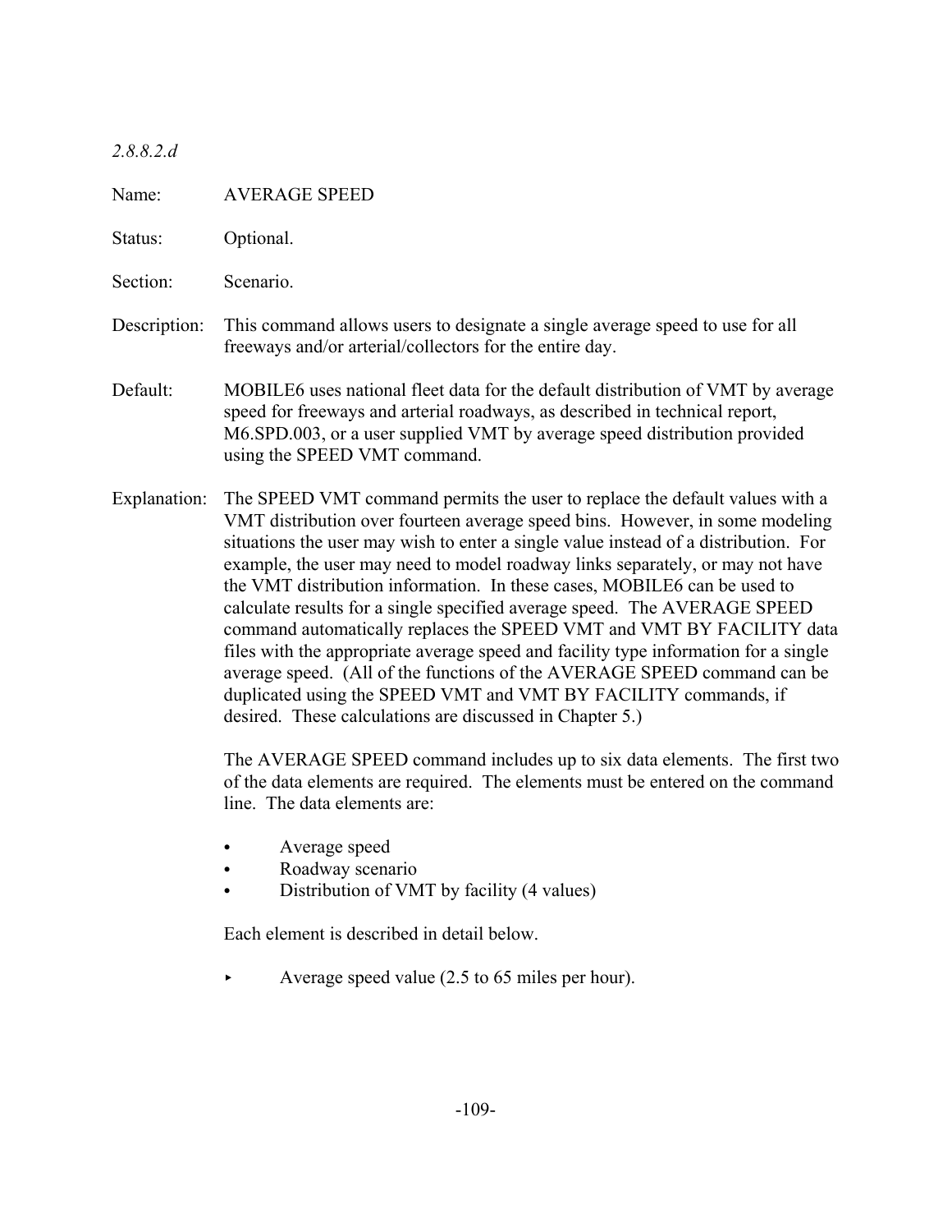*2.8.8.2.d*

Name: AVERAGE SPEED

Status: Optional.

Section: Scenario.

Description: This command allows users to designate a single average speed to use for all freeways and/or arterial/collectors for the entire day.

Default: MOBILE6 uses national fleet data for the default distribution of VMT by average speed for freeways and arterial roadways, as described in technical report, M6.SPD.003, or a user supplied VMT by average speed distribution provided using the SPEED VMT command.

Explanation: The SPEED VMT command permits the user to replace the default values with a VMT distribution over fourteen average speed bins. However, in some modeling situations the user may wish to enter a single value instead of a distribution. For example, the user may need to model roadway links separately, or may not have the VMT distribution information. In these cases, MOBILE6 can be used to calculate results for a single specified average speed. The AVERAGE SPEED command automatically replaces the SPEED VMT and VMT BY FACILITY data files with the appropriate average speed and facility type information for a single average speed. (All of the functions of the AVERAGE SPEED command can be duplicated using the SPEED VMT and VMT BY FACILITY commands, if desired. These calculations are discussed in Chapter 5.)

The AVERAGE SPEED command includes up to six data elements. The first two of the data elements are required. The elements must be entered on the command line. The data elements are:

- Average speed
- Roadway scenario
- Distribution of VMT by facility (4 values)

Each element is described in detail below.

- Average speed value (2.5 to 65 miles per hour).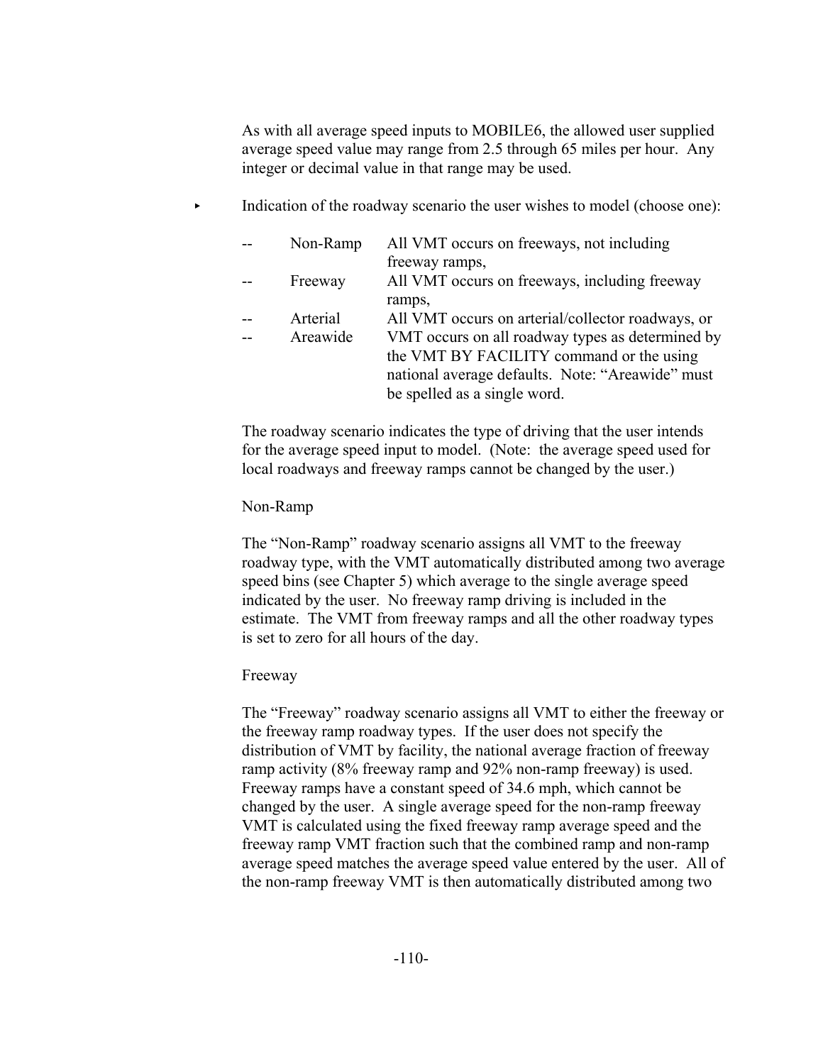As with all average speed inputs to MOBILE6, the allowed user supplied average speed value may range from 2.5 through 65 miles per hour. Any integer or decimal value in that range may be used.

- Indication of the roadway scenario the user wishes to model (choose one):

| | | |
|---|---|---|
| -- | Non-Ramp | All VMT occurs on freeways, not including freeway ramps, |
| -- | Freeway | All VMT occurs on freeways, including freeway ramps, |
| -- | Arterial | All VMT occurs on arterial/collector roadways, or |
| -- | Areawide | VMT occurs on all roadway types as determined by the VMT BY FACILITY command or the using national average defaults. Note: "Areawide" must be spelled as a single word. |

The roadway scenario indicates the type of driving that the user intends for the average speed input to model. (Note: the average speed used for local roadways and freeway ramps cannot be changed by the user.)

Non-Ramp

The "Non-Ramp" roadway scenario assigns all VMT to the freeway roadway type, with the VMT automatically distributed among two average speed bins (see Chapter 5) which average to the single average speed indicated by the user. No freeway ramp driving is included in the estimate. The VMT from freeway ramps and all the other roadway types is set to zero for all hours of the day.

Freeway

The "Freeway" roadway scenario assigns all VMT to either the freeway or the freeway ramp roadway types. If the user does not specify the distribution of VMT by facility, the national average fraction of freeway ramp activity (8% freeway ramp and 92% non-ramp freeway) is used. Freeway ramps have a constant speed of 34.6 mph, which cannot be changed by the user. A single average speed for the non-ramp freeway VMT is calculated using the fixed freeway ramp average speed and the freeway ramp VMT fraction such that the combined ramp and non-ramp average speed matches the average speed value entered by the user. All of the non-ramp freeway VMT is then automatically distributed among two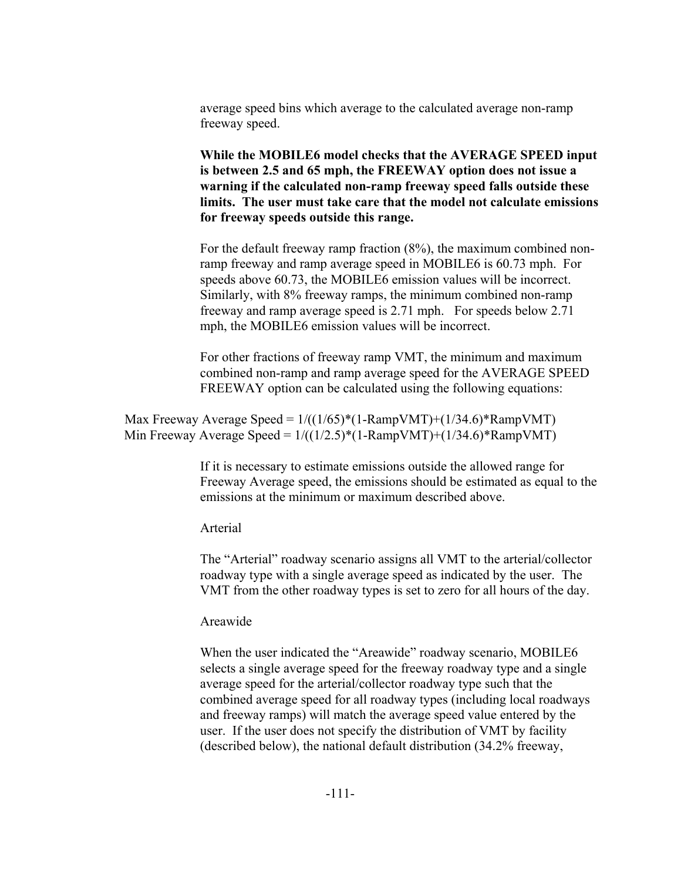average speed bins which average to the calculated average non-ramp freeway speed.

**While the MOBILE6 model checks that the AVERAGE SPEED input is between 2.5 and 65 mph, the FREEWAY option does not issue a warning if the calculated non-ramp freeway speed falls outside these limits. The user must take care that the model not calculate emissions for freeway speeds outside this range.**

For the default freeway ramp fraction (8%), the maximum combined non-ramp freeway and ramp average speed in MOBILE6 is 60.73 mph. For speeds above 60.73, the MOBILE6 emission values will be incorrect. Similarly, with 8% freeway ramps, the minimum combined non-ramp freeway and ramp average speed is 2.71 mph. For speeds below 2.71 mph, the MOBILE6 emission values will be incorrect.

For other fractions of freeway ramp VMT, the minimum and maximum combined non-ramp and ramp average speed for the AVERAGE SPEED FREEWAY option can be calculated using the following equations:

$$\text{Max Freeway Average Speed} = 1/((1/65)*(1-\text{RampVMT})+(1/34.6)*\text{RampVMT})$$

$$\text{Min Freeway Average Speed} = 1/((1/2.5)*(1-\text{RampVMT})+(1/34.6)*\text{RampVMT})$$

If it is necessary to estimate emissions outside the allowed range for Freeway Average speed, the emissions should be estimated as equal to the emissions at the minimum or maximum described above.

Arterial

The "Arterial" roadway scenario assigns all VMT to the arterial/collector roadway type with a single average speed as indicated by the user. The VMT from the other roadway types is set to zero for all hours of the day.

Areawide

When the user indicated the "Areawide" roadway scenario, MOBILE6 selects a single average speed for the freeway roadway type and a single average speed for the arterial/collector roadway type such that the combined average speed for all roadway types (including local roadways and freeway ramps) will match the average speed value entered by the user. If the user does not specify the distribution of VMT by facility (described below), the national default distribution (34.2% freeway,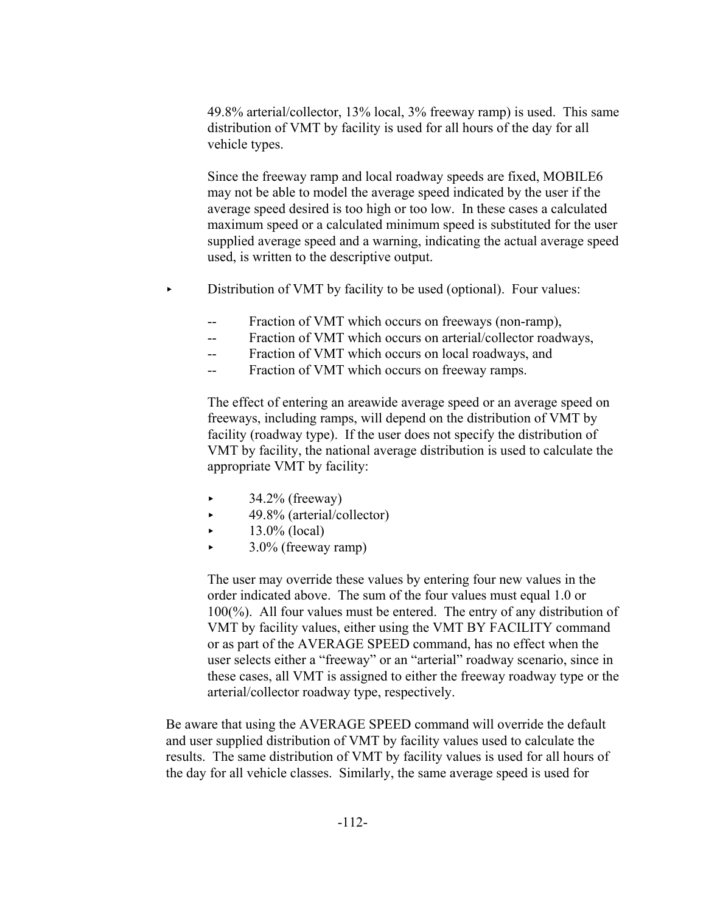49.8% arterial/collector, 13% local, 3% freeway ramp) is used. This same distribution of VMT by facility is used for all hours of the day for all vehicle types.

Since the freeway ramp and local roadway speeds are fixed, MOBILE6 may not be able to model the average speed indicated by the user if the average speed desired is too high or too low. In these cases a calculated maximum speed or a calculated minimum speed is substituted for the user supplied average speed and a warning, indicating the actual average speed used, is written to the descriptive output.

- Distribution of VMT by facility to be used (optional). Four values:

  - -- Fraction of VMT which occurs on freeways (non-ramp),
  - -- Fraction of VMT which occurs on arterial/collector roadways,
  - -- Fraction of VMT which occurs on local roadways, and
  - -- Fraction of VMT which occurs on freeway ramps.

  The effect of entering an areawide average speed or an average speed on freeways, including ramps, will depend on the distribution of VMT by facility (roadway type). If the user does not specify the distribution of VMT by facility, the national average distribution is used to calculate the appropriate VMT by facility:

  - 34.2% (freeway)
  - 49.8% (arterial/collector)
  - 13.0% (local)
  - 3.0% (freeway ramp)

  The user may override these values by entering four new values in the order indicated above. The sum of the four values must equal 1.0 or 100(%). All four values must be entered. The entry of any distribution of VMT by facility values, either using the VMT BY FACILITY command or as part of the AVERAGE SPEED command, has no effect when the user selects either a "freeway" or an "arterial" roadway scenario, since in these cases, all VMT is assigned to either the freeway roadway type or the arterial/collector roadway type, respectively.

Be aware that using the AVERAGE SPEED command will override the default and user supplied distribution of VMT by facility values used to calculate the results. The same distribution of VMT by facility values is used for all hours of the day for all vehicle classes. Similarly, the same average speed is used for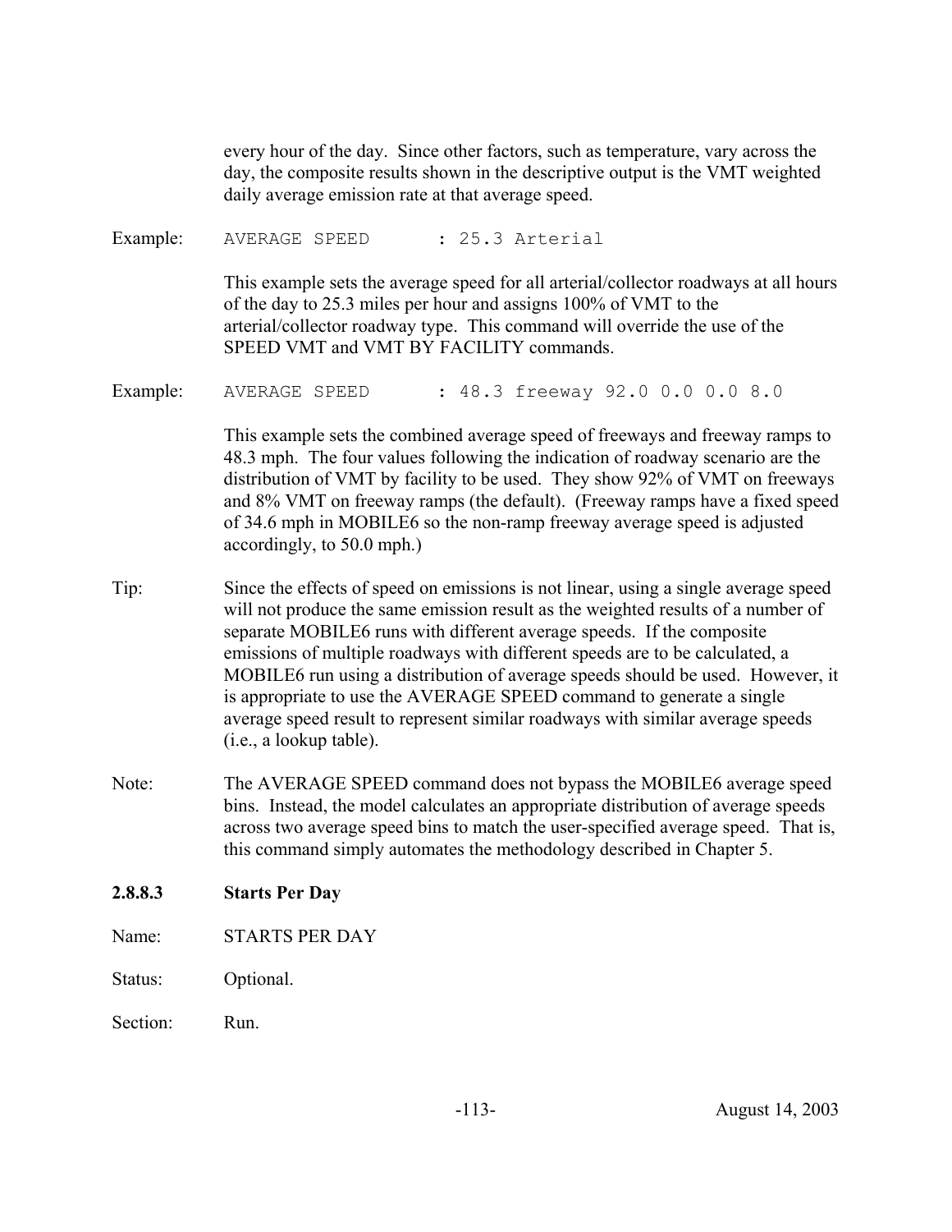every hour of the day. Since other factors, such as temperature, vary across the day, the composite results shown in the descriptive output is the VMT weighted daily average emission rate at that average speed.

Example:

```
AVERAGE SPEED       : 25.3 Arterial
```

This example sets the average speed for all arterial/collector roadways at all hours of the day to 25.3 miles per hour and assigns 100% of VMT to the arterial/collector roadway type. This command will override the use of the SPEED VMT and VMT BY FACILITY commands.

Example:

```
AVERAGE SPEED       : 48.3 freeway 92.0 0.0 0.0 8.0
```

This example sets the combined average speed of freeways and freeway ramps to 48.3 mph. The four values following the indication of roadway scenario are the distribution of VMT by facility to be used. They show 92% of VMT on freeways and 8% VMT on freeway ramps (the default). (Freeway ramps have a fixed speed of 34.6 mph in MOBILE6 so the non-ramp freeway average speed is adjusted accordingly, to 50.0 mph.)

Tip: Since the effects of speed on emissions is not linear, using a single average speed will not produce the same emission result as the weighted results of a number of separate MOBILE6 runs with different average speeds. If the composite emissions of multiple roadways with different speeds are to be calculated, a MOBILE6 run using a distribution of average speeds should be used. However, it is appropriate to use the AVERAGE SPEED command to generate a single average speed result to represent similar roadways with similar average speeds (i.e., a lookup table).

Note: The AVERAGE SPEED command does not bypass the MOBILE6 average speed bins. Instead, the model calculates an appropriate distribution of average speeds across two average speed bins to match the user-specified average speed. That is, this command simply automates the methodology described in Chapter 5.

#### 2.8.8.3 Starts Per Day

Name: STARTS PER DAY

Status: Optional.

Section: Run.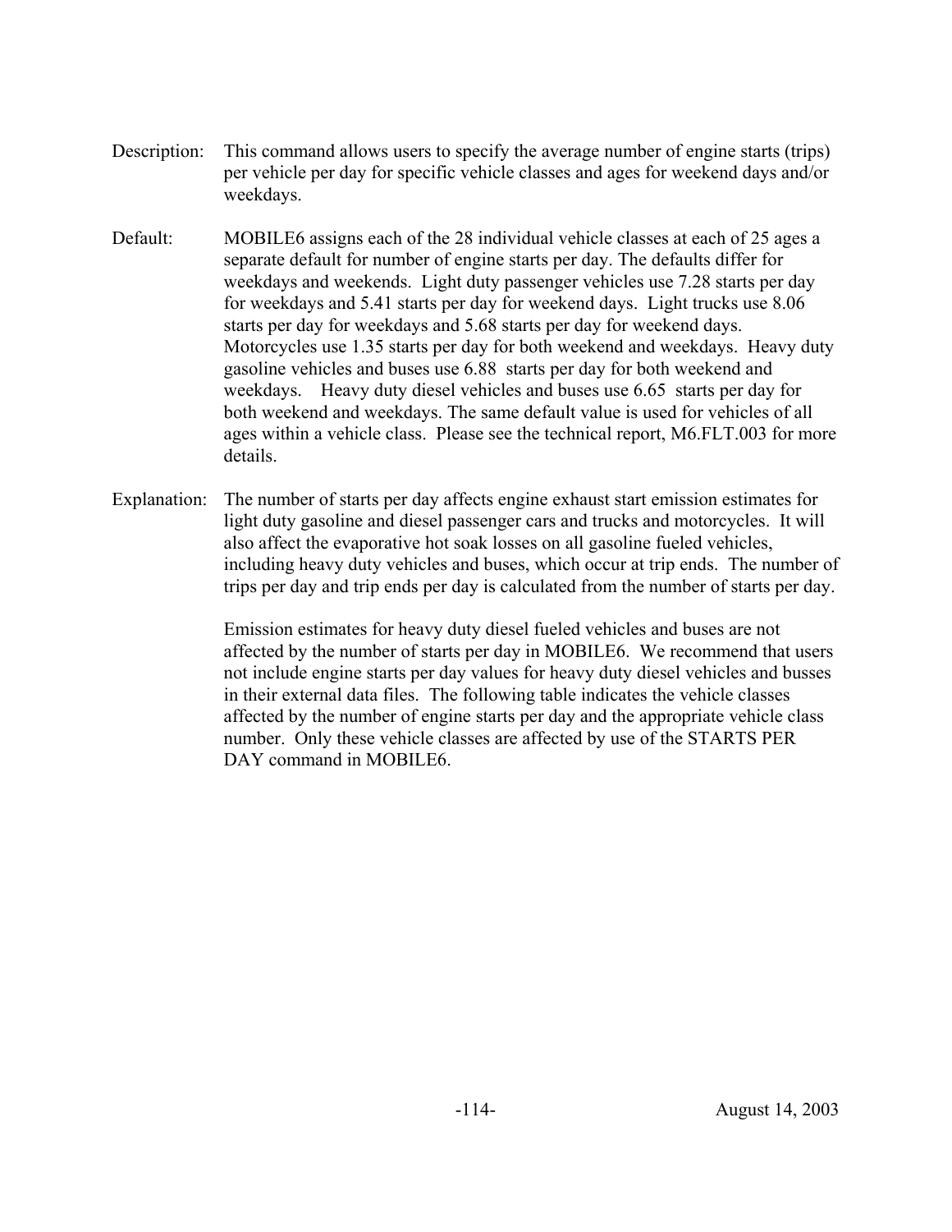Description: This command allows users to specify the average number of engine starts (trips) per vehicle per day for specific vehicle classes and ages for weekend days and/or weekdays.

Default: MOBILE6 assigns each of the 28 individual vehicle classes at each of 25 ages a separate default for number of engine starts per day. The defaults differ for weekdays and weekends. Light duty passenger vehicles use 7.28 starts per day for weekdays and 5.41 starts per day for weekend days. Light trucks use 8.06 starts per day for weekdays and 5.68 starts per day for weekend days. Motorcycles use 1.35 starts per day for both weekend and weekdays. Heavy duty gasoline vehicles and buses use 6.88 starts per day for both weekend and weekdays. Heavy duty diesel vehicles and buses use 6.65 starts per day for both weekend and weekdays. The same default value is used for vehicles of all ages within a vehicle class. Please see the technical report, M6.FLT.003 for more details.

Explanation: The number of starts per day affects engine exhaust start emission estimates for light duty gasoline and diesel passenger cars and trucks and motorcycles. It will also affect the evaporative hot soak losses on all gasoline fueled vehicles, including heavy duty vehicles and buses, which occur at trip ends. The number of trips per day and trip ends per day is calculated from the number of starts per day.

Emission estimates for heavy duty diesel fueled vehicles and buses are not affected by the number of starts per day in MOBILE6. We recommend that users not include engine starts per day values for heavy duty diesel vehicles and busses in their external data files. The following table indicates the vehicle classes affected by the number of engine starts per day and the appropriate vehicle class number. Only these vehicle classes are affected by use of the STARTS PER DAY command in MOBILE6.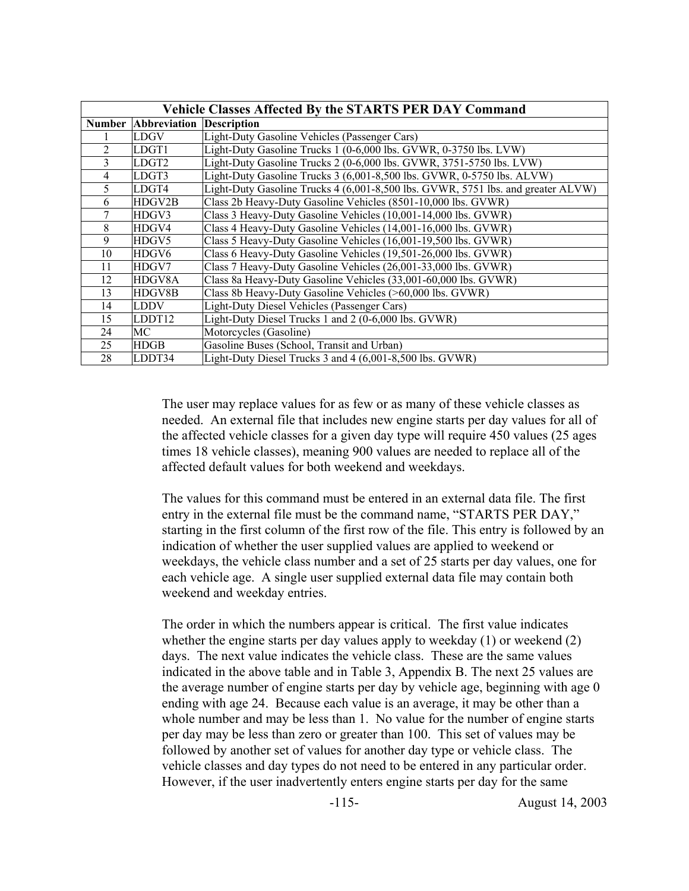| Vehicle Classes Affected By the STARTS PER DAY Command | | |
|---|---|---|
| **Number** | **Abbreviation** | **Description** |
| 1 | LDGV | Light-Duty Gasoline Vehicles (Passenger Cars) |
| 2 | LDGT1 | Light-Duty Gasoline Trucks 1 (0-6,000 lbs. GVWR, 0-3750 lbs. LVW) |
| 3 | LDGT2 | Light-Duty Gasoline Trucks 2 (0-6,000 lbs. GVWR, 3751-5750 lbs. LVW) |
| 4 | LDGT3 | Light-Duty Gasoline Trucks 3 (6,001-8,500 lbs. GVWR, 0-5750 lbs. ALVW) |
| 5 | LDGT4 | Light-Duty Gasoline Trucks 4 (6,001-8,500 lbs. GVWR, 5751 lbs. and greater ALVW) |
| 6 | HDGV2B | Class 2b Heavy-Duty Gasoline Vehicles (8501-10,000 lbs. GVWR) |
| 7 | HDGV3 | Class 3 Heavy-Duty Gasoline Vehicles (10,001-14,000 lbs. GVWR) |
| 8 | HDGV4 | Class 4 Heavy-Duty Gasoline Vehicles (14,001-16,000 lbs. GVWR) |
| 9 | HDGV5 | Class 5 Heavy-Duty Gasoline Vehicles (16,001-19,500 lbs. GVWR) |
| 10 | HDGV6 | Class 6 Heavy-Duty Gasoline Vehicles (19,501-26,000 lbs. GVWR) |
| 11 | HDGV7 | Class 7 Heavy-Duty Gasoline Vehicles (26,001-33,000 lbs. GVWR) |
| 12 | HDGV8A | Class 8a Heavy-Duty Gasoline Vehicles (33,001-60,000 lbs. GVWR) |
| 13 | HDGV8B | Class 8b Heavy-Duty Gasoline Vehicles (>60,000 lbs. GVWR) |
| 14 | LDDV | Light-Duty Diesel Vehicles (Passenger Cars) |
| 15 | LDDT12 | Light-Duty Diesel Trucks 1 and 2 (0-6,000 lbs. GVWR) |
| 24 | MC | Motorcycles (Gasoline) |
| 25 | HDGB | Gasoline Buses (School, Transit and Urban) |
| 28 | LDDT34 | Light-Duty Diesel Trucks 3 and 4 (6,001-8,500 lbs. GVWR) |

The user may replace values for as few or as many of these vehicle classes as needed. An external file that includes new engine starts per day values for all of the affected vehicle classes for a given day type will require 450 values (25 ages times 18 vehicle classes), meaning 900 values are needed to replace all of the affected default values for both weekend and weekdays.

The values for this command must be entered in an external data file. The first entry in the external file must be the command name, "STARTS PER DAY," starting in the first column of the first row of the file. This entry is followed by an indication of whether the user supplied values are applied to weekend or weekdays, the vehicle class number and a set of 25 starts per day values, one for each vehicle age. A single user supplied external data file may contain both weekend and weekday entries.

The order in which the numbers appear is critical. The first value indicates whether the engine starts per day values apply to weekday (1) or weekend (2) days. The next value indicates the vehicle class. These are the same values indicated in the above table and in Table 3, Appendix B. The next 25 values are the average number of engine starts per day by vehicle age, beginning with age 0 ending with age 24. Because each value is an average, it may be other than a whole number and may be less than 1. No value for the number of engine starts per day may be less than zero or greater than 100. This set of values may be followed by another set of values for another day type or vehicle class. The vehicle classes and day types do not need to be entered in any particular order. However, if the user inadvertently enters engine starts per day for the same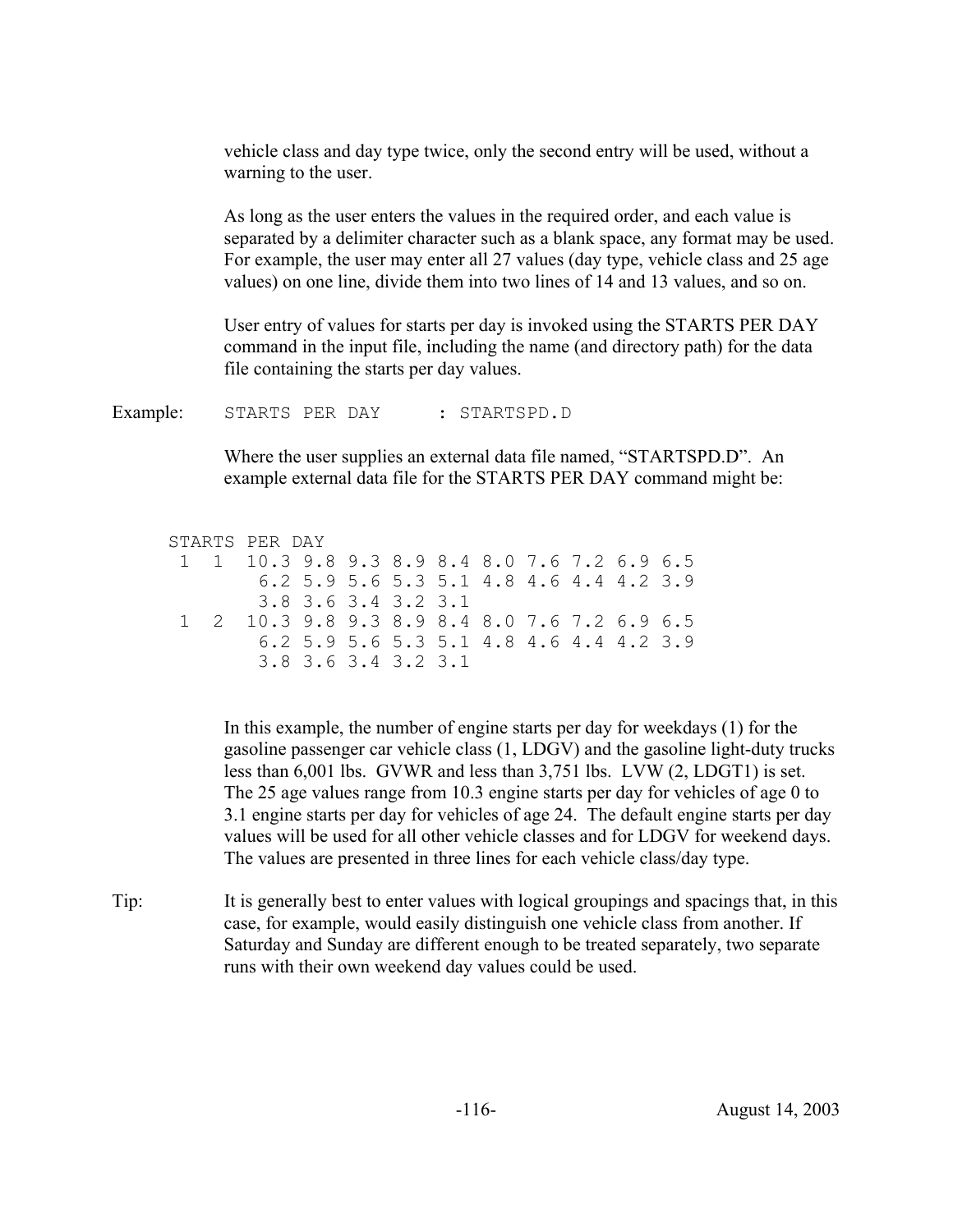vehicle class and day type twice, only the second entry will be used, without a warning to the user.

As long as the user enters the values in the required order, and each value is separated by a delimiter character such as a blank space, any format may be used. For example, the user may enter all 27 values (day type, vehicle class and 25 age values) on one line, divide them into two lines of 14 and 13 values, and so on.

User entry of values for starts per day is invoked using the STARTS PER DAY command in the input file, including the name (and directory path) for the data file containing the starts per day values.

Example: `STARTS PER DAY      : STARTSPD.D`

Where the user supplies an external data file named, "STARTSPD.D". An example external data file for the STARTS PER DAY command might be:

```
STARTS PER DAY
 1  1  10.3 9.8 9.3 8.9 8.4 8.0 7.6 7.2 6.9 6.5
        6.2 5.9 5.6 5.3 5.1 4.8 4.6 4.4 4.2 3.9
        3.8 3.6 3.4 3.2 3.1
 1  2  10.3 9.8 9.3 8.9 8.4 8.0 7.6 7.2 6.9 6.5
        6.2 5.9 5.6 5.3 5.1 4.8 4.6 4.4 4.2 3.9
        3.8 3.6 3.4 3.2 3.1
```

In this example, the number of engine starts per day for weekdays (1) for the gasoline passenger car vehicle class (1, LDGV) and the gasoline light-duty trucks less than 6,001 lbs. GVWR and less than 3,751 lbs. LVW (2, LDGT1) is set. The 25 age values range from 10.3 engine starts per day for vehicles of age 0 to 3.1 engine starts per day for vehicles of age 24. The default engine starts per day values will be used for all other vehicle classes and for LDGV for weekend days. The values are presented in three lines for each vehicle class/day type.

Tip: It is generally best to enter values with logical groupings and spacings that, in this case, for example, would easily distinguish one vehicle class from another. If Saturday and Sunday are different enough to be treated separately, two separate runs with their own weekend day values could be used.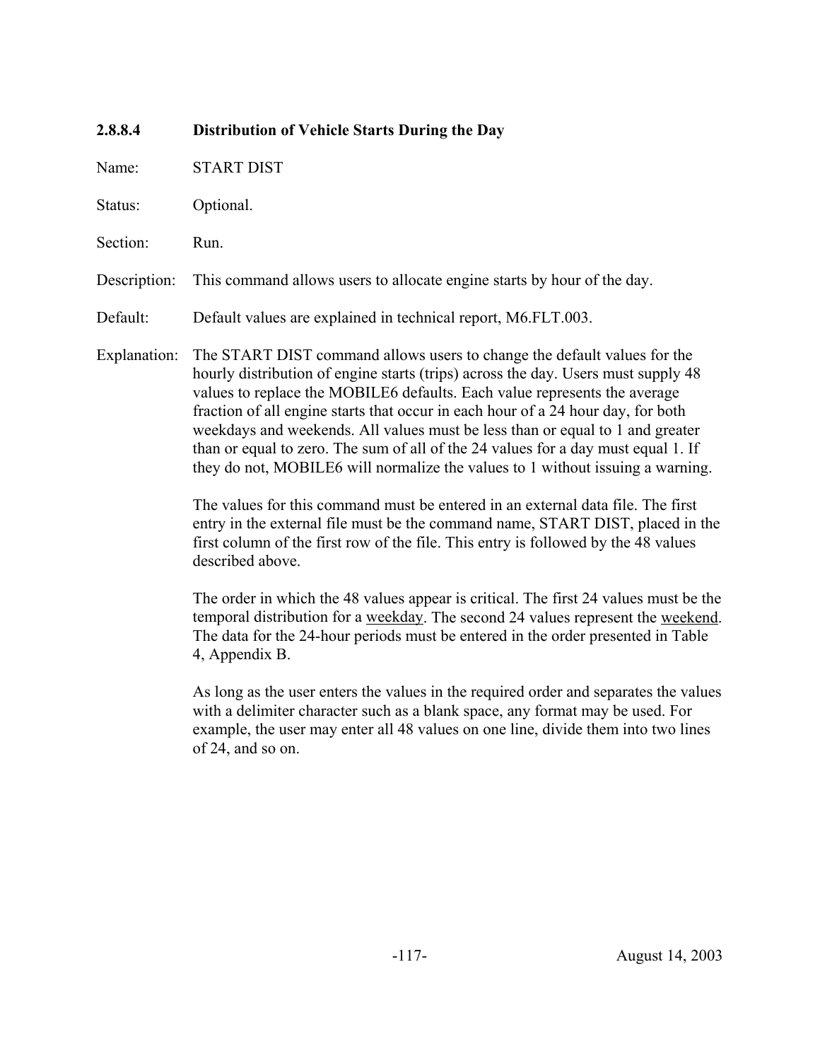#### 2.8.8.4 Distribution of Vehicle Starts During the Day

Name: START DIST

Status: Optional.

Section: Run.

Description: This command allows users to allocate engine starts by hour of the day.

Default: Default values are explained in technical report, M6.FLT.003.

Explanation: The START DIST command allows users to change the default values for the hourly distribution of engine starts (trips) across the day. Users must supply 48 values to replace the MOBILE6 defaults. Each value represents the average fraction of all engine starts that occur in each hour of a 24 hour day, for both weekdays and weekends. All values must be less than or equal to 1 and greater than or equal to zero. The sum of all of the 24 values for a day must equal 1. If they do not, MOBILE6 will normalize the values to 1 without issuing a warning.

The values for this command must be entered in an external data file. The first entry in the external file must be the command name, START DIST, placed in the first column of the first row of the file. This entry is followed by the 48 values described above.

The order in which the 48 values appear is critical. The first 24 values must be the temporal distribution for a weekday. The second 24 values represent the weekend. The data for the 24-hour periods must be entered in the order presented in Table 4, Appendix B.

As long as the user enters the values in the required order and separates the values with a delimiter character such as a blank space, any format may be used. For example, the user may enter all 48 values on one line, divide them into two lines of 24, and so on.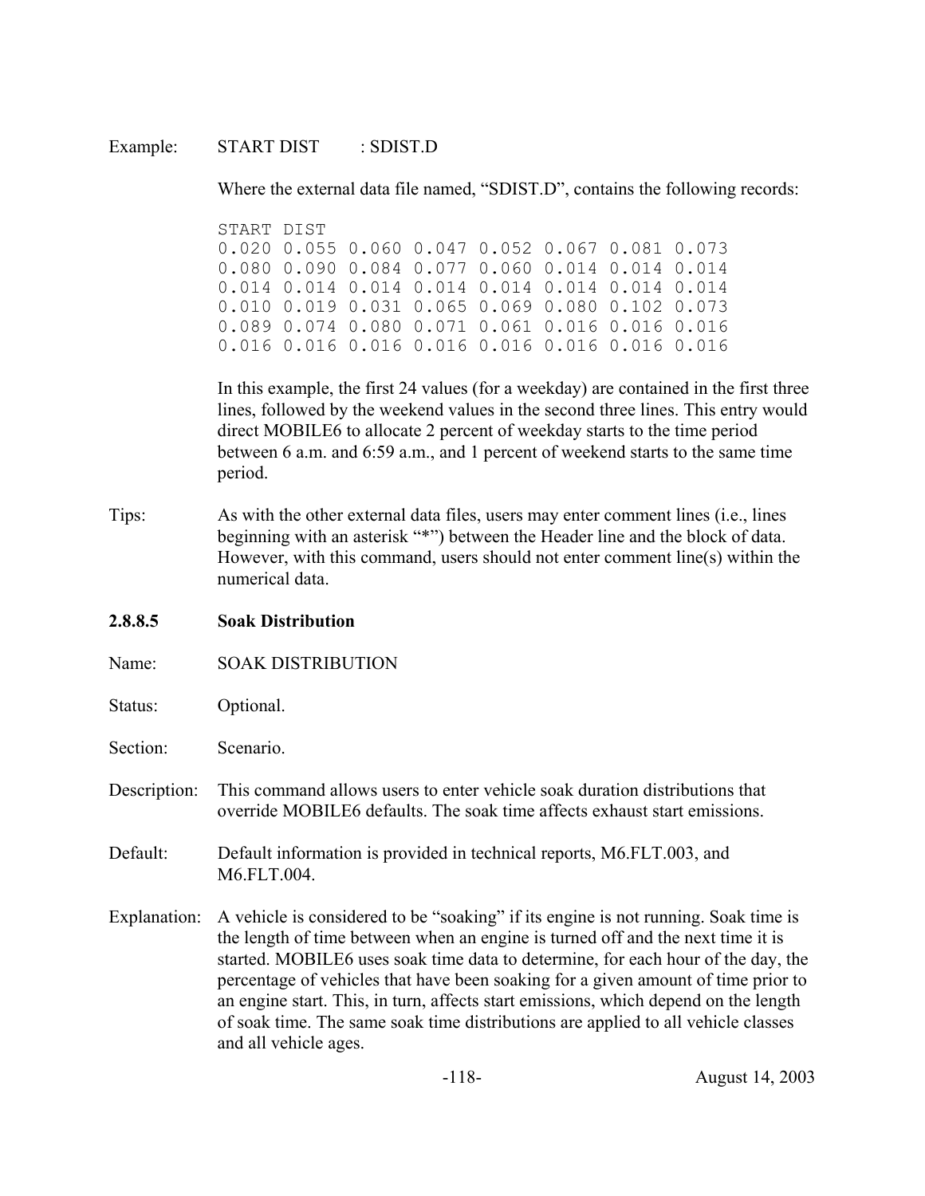Example: START DIST : SDIST.D

Where the external data file named, "SDIST.D", contains the following records:

```
START DIST
0.020 0.055 0.060 0.047 0.052 0.067 0.081 0.073
0.080 0.090 0.084 0.077 0.060 0.014 0.014 0.014
0.014 0.014 0.014 0.014 0.014 0.014 0.014 0.014
0.010 0.019 0.031 0.065 0.069 0.080 0.102 0.073
0.089 0.074 0.080 0.071 0.061 0.016 0.016 0.016
0.016 0.016 0.016 0.016 0.016 0.016 0.016 0.016
```

In this example, the first 24 values (for a weekday) are contained in the first three lines, followed by the weekend values in the second three lines. This entry would direct MOBILE6 to allocate 2 percent of weekday starts to the time period between 6 a.m. and 6:59 a.m., and 1 percent of weekend starts to the same time period.

Tips: As with the other external data files, users may enter comment lines (i.e., lines beginning with an asterisk "*") between the Header line and the block of data. However, with this command, users should not enter comment line(s) within the numerical data.

#### 2.8.8.5 Soak Distribution

Name: SOAK DISTRIBUTION

Status: Optional.

Section: Scenario.

Description: This command allows users to enter vehicle soak duration distributions that override MOBILE6 defaults. The soak time affects exhaust start emissions.

Default: Default information is provided in technical reports, M6.FLT.003, and M6.FLT.004.

Explanation: A vehicle is considered to be "soaking" if its engine is not running. Soak time is the length of time between when an engine is turned off and the next time it is started. MOBILE6 uses soak time data to determine, for each hour of the day, the percentage of vehicles that have been soaking for a given amount of time prior to an engine start. This, in turn, affects start emissions, which depend on the length of soak time. The same soak time distributions are applied to all vehicle classes and all vehicle ages.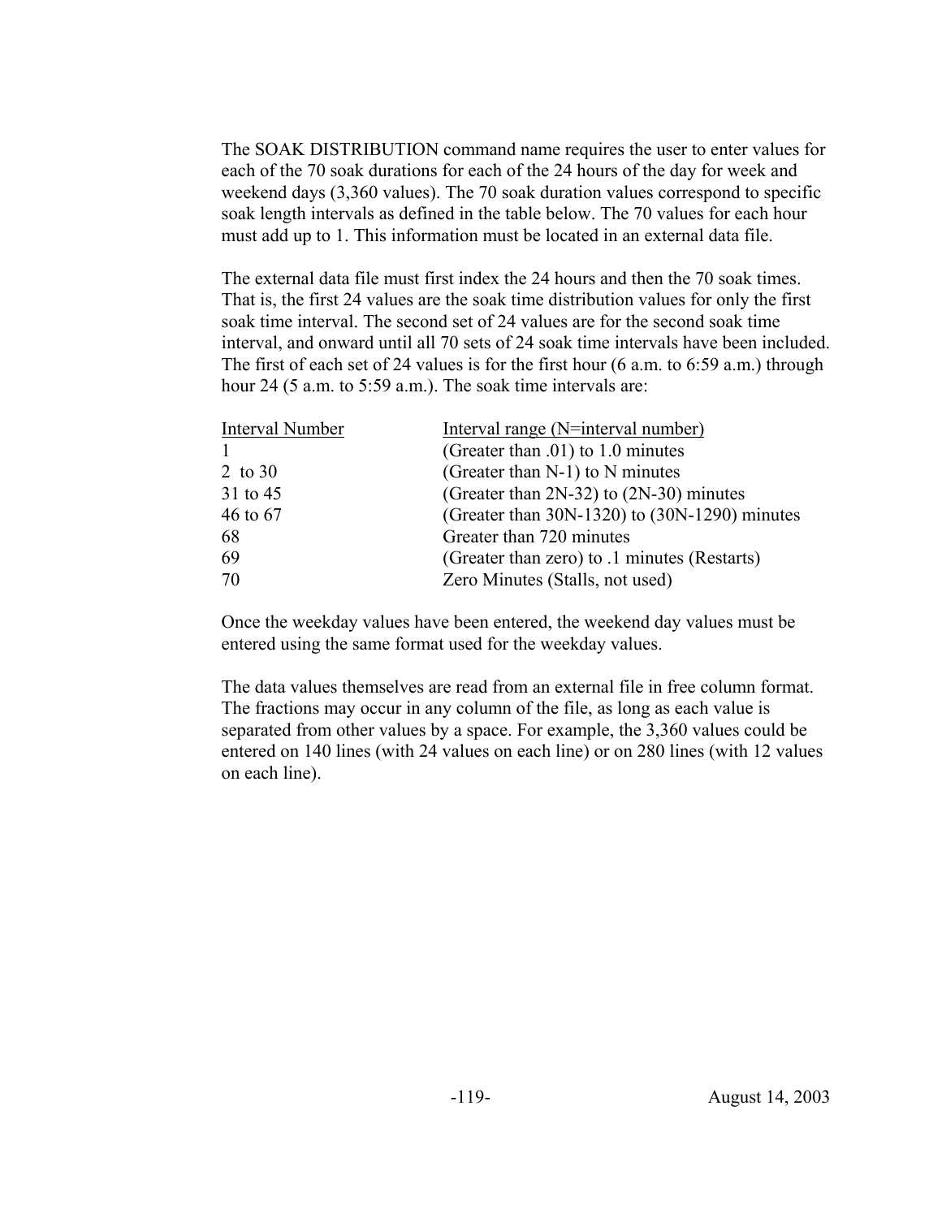The SOAK DISTRIBUTION command name requires the user to enter values for each of the 70 soak durations for each of the 24 hours of the day for week and weekend days (3,360 values). The 70 soak duration values correspond to specific soak length intervals as defined in the table below. The 70 values for each hour must add up to 1. This information must be located in an external data file.

The external data file must first index the 24 hours and then the 70 soak times. That is, the first 24 values are the soak time distribution values for only the first soak time interval. The second set of 24 values are for the second soak time interval, and onward until all 70 sets of 24 soak time intervals have been included. The first of each set of 24 values is for the first hour (6 a.m. to 6:59 a.m.) through hour 24 (5 a.m. to 5:59 a.m.). The soak time intervals are:

| Interval Number | Interval range (N=interval number) |
|---|---|
| 1 | (Greater than .01) to 1.0 minutes |
| 2 to 30 | (Greater than N-1) to N minutes |
| 31 to 45 | (Greater than 2N-32) to (2N-30) minutes |
| 46 to 67 | (Greater than 30N-1320) to (30N-1290) minutes |
| 68 | Greater than 720 minutes |
| 69 | (Greater than zero) to .1 minutes (Restarts) |
| 70 | Zero Minutes (Stalls, not used) |

Once the weekday values have been entered, the weekend day values must be entered using the same format used for the weekday values.

The data values themselves are read from an external file in free column format. The fractions may occur in any column of the file, as long as each value is separated from other values by a space. For example, the 3,360 values could be entered on 140 lines (with 24 values on each line) or on 280 lines (with 12 values on each line).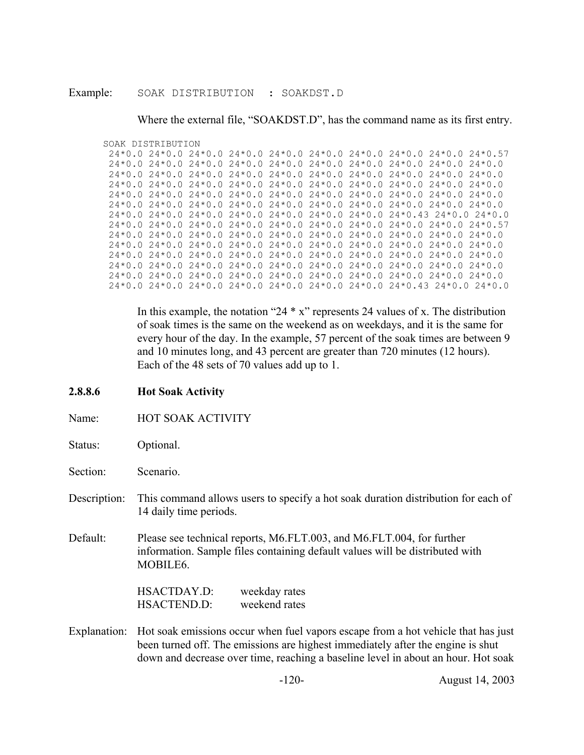Example: SOAK DISTRIBUTION : SOAKDST.D

Where the external file, “SOAKDST.D”, has the command name as its first entry.

```
SOAK DISTRIBUTION
 24*0.0 24*0.0 24*0.0 24*0.0 24*0.0 24*0.0 24*0.0 24*0.0 24*0.0 24*0.57
 24*0.0 24*0.0 24*0.0 24*0.0 24*0.0 24*0.0 24*0.0 24*0.0 24*0.0 24*0.0
 24*0.0 24*0.0 24*0.0 24*0.0 24*0.0 24*0.0 24*0.0 24*0.0 24*0.0 24*0.0
 24*0.0 24*0.0 24*0.0 24*0.0 24*0.0 24*0.0 24*0.0 24*0.0 24*0.0 24*0.0
 24*0.0 24*0.0 24*0.0 24*0.0 24*0.0 24*0.0 24*0.0 24*0.0 24*0.0 24*0.0
 24*0.0 24*0.0 24*0.0 24*0.0 24*0.0 24*0.0 24*0.0 24*0.0 24*0.0 24*0.0
 24*0.0 24*0.0 24*0.0 24*0.0 24*0.0 24*0.0 24*0.0 24*0.43 24*0.0 24*0.0
 24*0.0 24*0.0 24*0.0 24*0.0 24*0.0 24*0.0 24*0.0 24*0.0 24*0.0 24*0.57
 24*0.0 24*0.0 24*0.0 24*0.0 24*0.0 24*0.0 24*0.0 24*0.0 24*0.0 24*0.0
 24*0.0 24*0.0 24*0.0 24*0.0 24*0.0 24*0.0 24*0.0 24*0.0 24*0.0 24*0.0
 24*0.0 24*0.0 24*0.0 24*0.0 24*0.0 24*0.0 24*0.0 24*0.0 24*0.0 24*0.0
 24*0.0 24*0.0 24*0.0 24*0.0 24*0.0 24*0.0 24*0.0 24*0.0 24*0.0 24*0.0
 24*0.0 24*0.0 24*0.0 24*0.0 24*0.0 24*0.0 24*0.0 24*0.0 24*0.0 24*0.0
 24*0.0 24*0.0 24*0.0 24*0.0 24*0.0 24*0.0 24*0.0 24*0.43 24*0.0 24*0.0
```

In this example, the notation “24 * x” represents 24 values of x. The distribution of soak times is the same on the weekend as on weekdays, and it is the same for every hour of the day. In the example, 57 percent of the soak times are between 9 and 10 minutes long, and 43 percent are greater than 720 minutes (12 hours). Each of the 48 sets of 70 values add up to 1.

#### 2.8.8.6 Hot Soak Activity

Name: HOT SOAK ACTIVITY

Status: Optional.

Section: Scenario.

Description: This command allows users to specify a hot soak duration distribution for each of 14 daily time periods.

Default: Please see technical reports, M6.FLT.003, and M6.FLT.004, for further information. Sample files containing default values will be distributed with MOBILE6.

HSACTDAY.D: weekday rates
HSACTEND.D: weekend rates

Explanation: Hot soak emissions occur when fuel vapors escape from a hot vehicle that has just been turned off. The emissions are highest immediately after the engine is shut down and decrease over time, reaching a baseline level in about an hour. Hot soak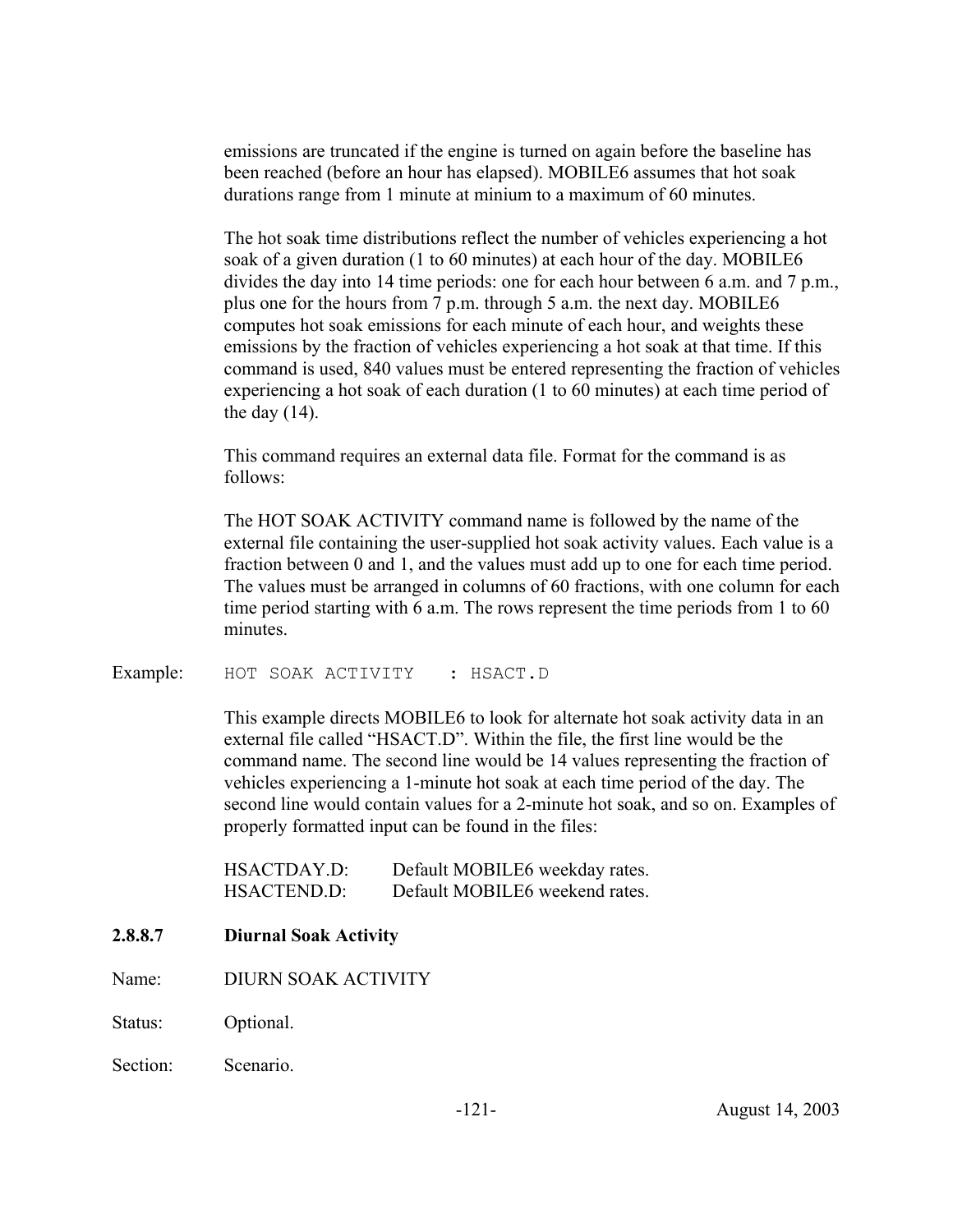emissions are truncated if the engine is turned on again before the baseline has been reached (before an hour has elapsed). MOBILE6 assumes that hot soak durations range from 1 minute at minium to a maximum of 60 minutes.

The hot soak time distributions reflect the number of vehicles experiencing a hot soak of a given duration (1 to 60 minutes) at each hour of the day. MOBILE6 divides the day into 14 time periods: one for each hour between 6 a.m. and 7 p.m., plus one for the hours from 7 p.m. through 5 a.m. the next day. MOBILE6 computes hot soak emissions for each minute of each hour, and weights these emissions by the fraction of vehicles experiencing a hot soak at that time. If this command is used, 840 values must be entered representing the fraction of vehicles experiencing a hot soak of each duration (1 to 60 minutes) at each time period of the day (14).

This command requires an external data file. Format for the command is as follows:

The HOT SOAK ACTIVITY command name is followed by the name of the external file containing the user-supplied hot soak activity values. Each value is a fraction between 0 and 1, and the values must add up to one for each time period. The values must be arranged in columns of 60 fractions, with one column for each time period starting with 6 a.m. The rows represent the time periods from 1 to 60 minutes.

Example:

```
HOT SOAK ACTIVITY   : HSACT.D
```

This example directs MOBILE6 to look for alternate hot soak activity data in an external file called "HSACT.D". Within the file, the first line would be the command name. The second line would be 14 values representing the fraction of vehicles experiencing a 1-minute hot soak at each time period of the day. The second line would contain values for a 2-minute hot soak, and so on. Examples of properly formatted input can be found in the files:

HSACTDAY.D: Default MOBILE6 weekday rates.
HSACTEND.D: Default MOBILE6 weekend rates.

#### 2.8.8.7 Diurnal Soak Activity

Name: DIURN SOAK ACTIVITY

Status: Optional.

Section: Scenario.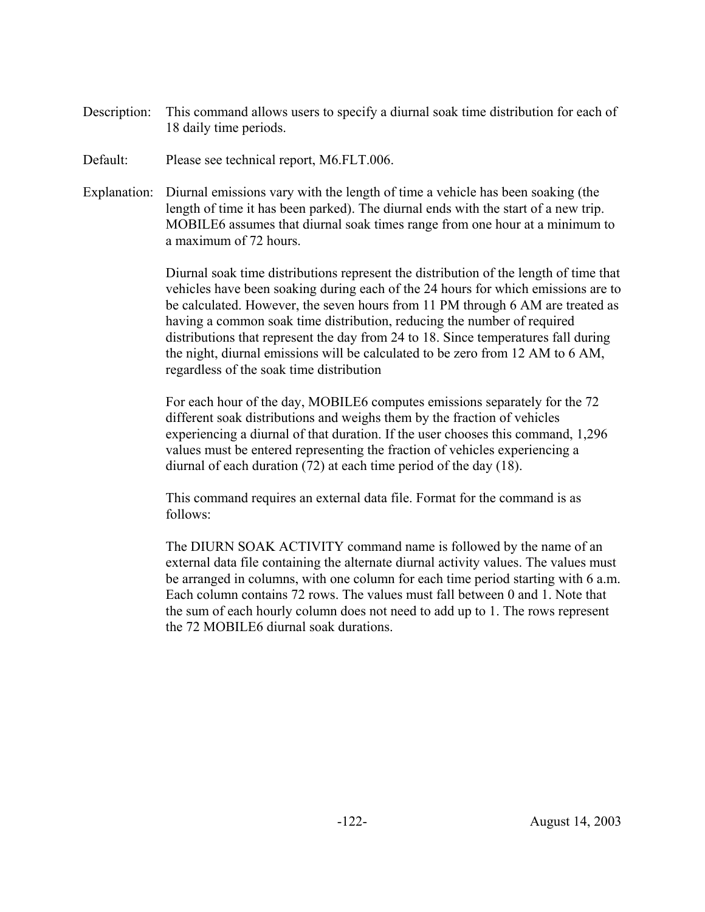Description: This command allows users to specify a diurnal soak time distribution for each of 18 daily time periods.

Default: Please see technical report, M6.FLT.006.

Explanation: Diurnal emissions vary with the length of time a vehicle has been soaking (the length of time it has been parked). The diurnal ends with the start of a new trip. MOBILE6 assumes that diurnal soak times range from one hour at a minimum to a maximum of 72 hours.

Diurnal soak time distributions represent the distribution of the length of time that vehicles have been soaking during each of the 24 hours for which emissions are to be calculated. However, the seven hours from 11 PM through 6 AM are treated as having a common soak time distribution, reducing the number of required distributions that represent the day from 24 to 18. Since temperatures fall during the night, diurnal emissions will be calculated to be zero from 12 AM to 6 AM, regardless of the soak time distribution

For each hour of the day, MOBILE6 computes emissions separately for the 72 different soak distributions and weighs them by the fraction of vehicles experiencing a diurnal of that duration. If the user chooses this command, 1,296 values must be entered representing the fraction of vehicles experiencing a diurnal of each duration (72) at each time period of the day (18).

This command requires an external data file. Format for the command is as follows:

The DIURN SOAK ACTIVITY command name is followed by the name of an external data file containing the alternate diurnal activity values. The values must be arranged in columns, with one column for each time period starting with 6 a.m. Each column contains 72 rows. The values must fall between 0 and 1. Note that the sum of each hourly column does not need to add up to 1. The rows represent the 72 MOBILE6 diurnal soak durations.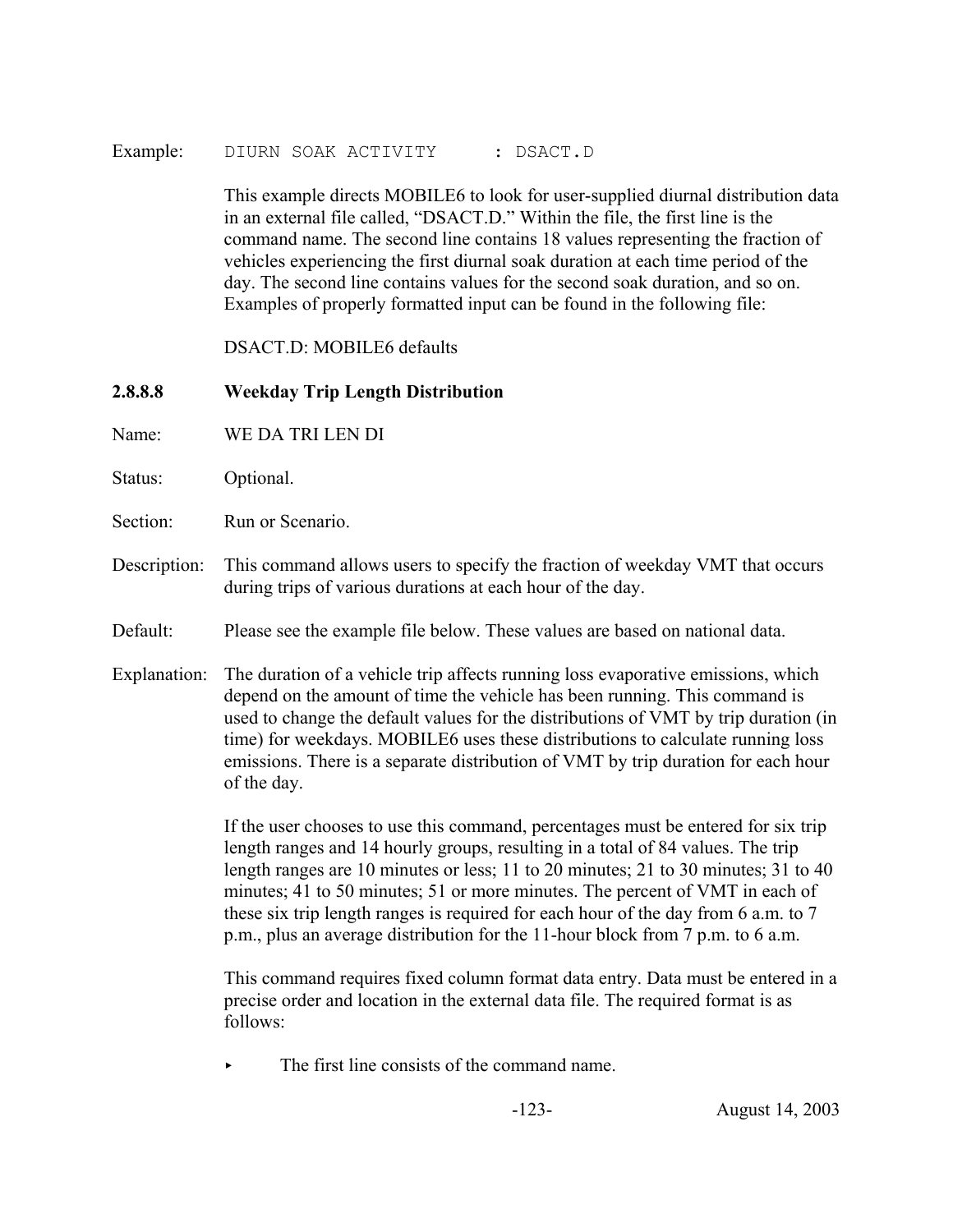Example: `DIURN SOAK ACTIVITY     : DSACT.D`

This example directs MOBILE6 to look for user-supplied diurnal distribution data in an external file called, "DSACT.D." Within the file, the first line is the command name. The second line contains 18 values representing the fraction of vehicles experiencing the first diurnal soak duration at each time period of the day. The second line contains values for the second soak duration, and so on. Examples of properly formatted input can be found in the following file:

DSACT.D: MOBILE6 defaults

### 2.8.8.8 Weekday Trip Length Distribution

Name: WE DA TRI LEN DI

Status: Optional.

Section: Run or Scenario.

Description: This command allows users to specify the fraction of weekday VMT that occurs during trips of various durations at each hour of the day.

Default: Please see the example file below. These values are based on national data.

Explanation: The duration of a vehicle trip affects running loss evaporative emissions, which depend on the amount of time the vehicle has been running. This command is used to change the default values for the distributions of VMT by trip duration (in time) for weekdays. MOBILE6 uses these distributions to calculate running loss emissions. There is a separate distribution of VMT by trip duration for each hour of the day.

If the user chooses to use this command, percentages must be entered for six trip length ranges and 14 hourly groups, resulting in a total of 84 values. The trip length ranges are 10 minutes or less; 11 to 20 minutes; 21 to 30 minutes; 31 to 40 minutes; 41 to 50 minutes; 51 or more minutes. The percent of VMT in each of these six trip length ranges is required for each hour of the day from 6 a.m. to 7 p.m., plus an average distribution for the 11-hour block from 7 p.m. to 6 a.m.

This command requires fixed column format data entry. Data must be entered in a precise order and location in the external data file. The required format is as follows:

- The first line consists of the command name.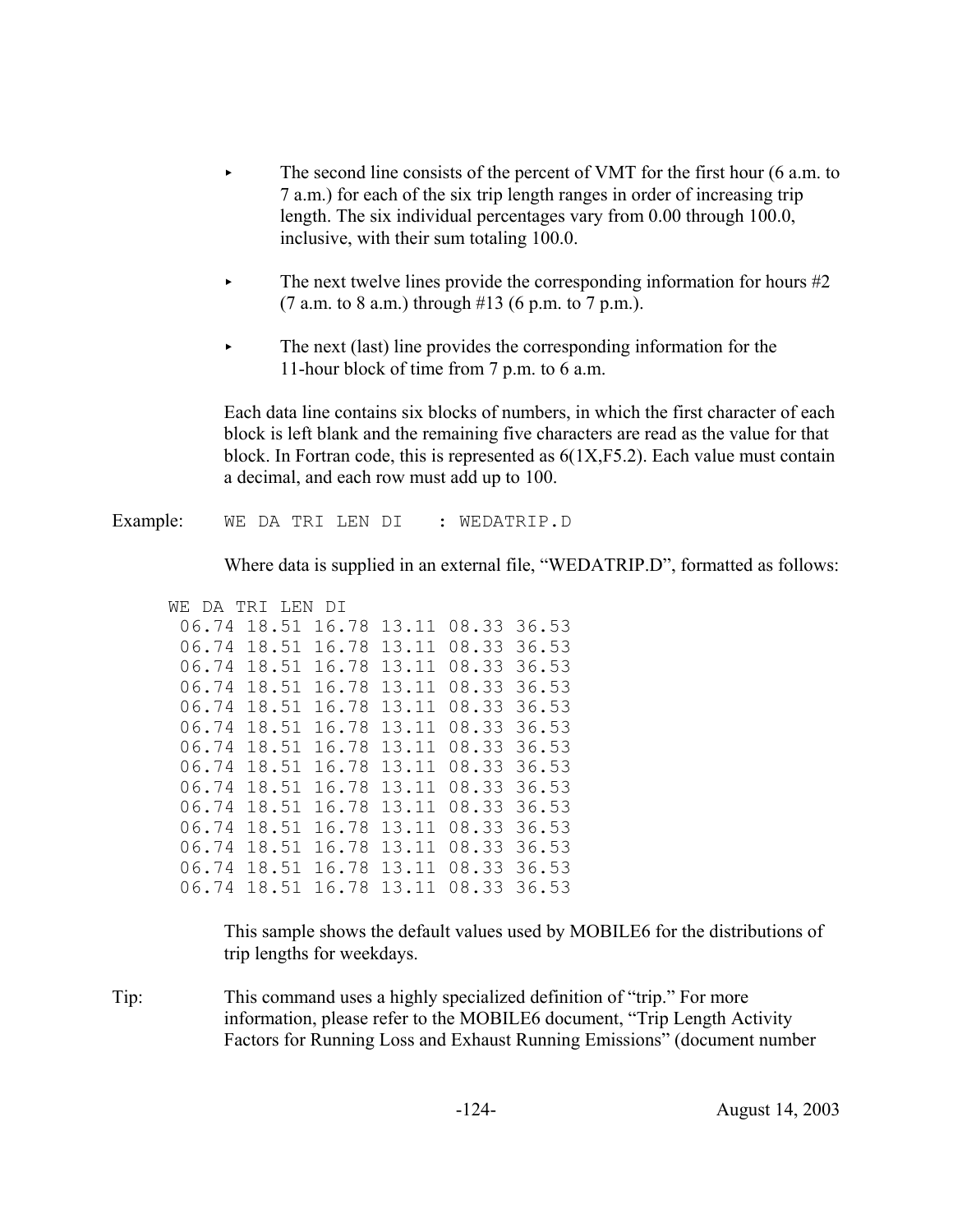- The second line consists of the percent of VMT for the first hour (6 a.m. to 7 a.m.) for each of the six trip length ranges in order of increasing trip length. The six individual percentages vary from 0.00 through 100.0, inclusive, with their sum totaling 100.0.

- The next twelve lines provide the corresponding information for hours #2 (7 a.m. to 8 a.m.) through #13 (6 p.m. to 7 p.m.).

- The next (last) line provides the corresponding information for the 11-hour block of time from 7 p.m. to 6 a.m.

Each data line contains six blocks of numbers, in which the first character of each block is left blank and the remaining five characters are read as the value for that block. In Fortran code, this is represented as 6(1X,F5.2). Each value must contain a decimal, and each row must add up to 100.

Example:
```
WE DA TRI LEN DI    : WEDATRIP.D
```

Where data is supplied in an external file, "WEDATRIP.D", formatted as follows:

```
WE DA TRI LEN DI
 06.74 18.51 16.78 13.11 08.33 36.53
 06.74 18.51 16.78 13.11 08.33 36.53
 06.74 18.51 16.78 13.11 08.33 36.53
 06.74 18.51 16.78 13.11 08.33 36.53
 06.74 18.51 16.78 13.11 08.33 36.53
 06.74 18.51 16.78 13.11 08.33 36.53
 06.74 18.51 16.78 13.11 08.33 36.53
 06.74 18.51 16.78 13.11 08.33 36.53
 06.74 18.51 16.78 13.11 08.33 36.53
 06.74 18.51 16.78 13.11 08.33 36.53
 06.74 18.51 16.78 13.11 08.33 36.53
 06.74 18.51 16.78 13.11 08.33 36.53
 06.74 18.51 16.78 13.11 08.33 36.53
 06.74 18.51 16.78 13.11 08.33 36.53
```

This sample shows the default values used by MOBILE6 for the distributions of trip lengths for weekdays.

Tip: This command uses a highly specialized definition of "trip." For more information, please refer to the MOBILE6 document, "Trip Length Activity Factors for Running Loss and Exhaust Running Emissions" (document number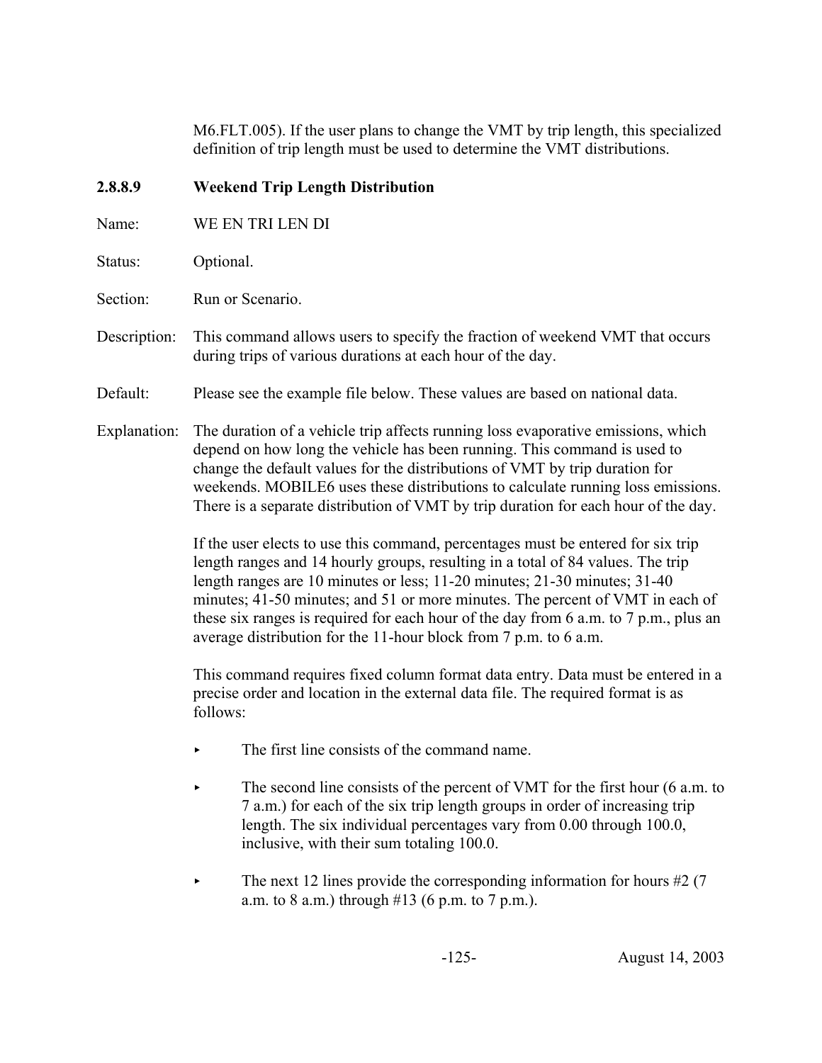M6.FLT.005). If the user plans to change the VMT by trip length, this specialized definition of trip length must be used to determine the VMT distributions.

#### 2.8.8.9 Weekend Trip Length Distribution

Name: WE EN TRI LEN DI

Status: Optional.

Section: Run or Scenario.

Description: This command allows users to specify the fraction of weekend VMT that occurs during trips of various durations at each hour of the day.

Default: Please see the example file below. These values are based on national data.

Explanation: The duration of a vehicle trip affects running loss evaporative emissions, which depend on how long the vehicle has been running. This command is used to change the default values for the distributions of VMT by trip duration for weekends. MOBILE6 uses these distributions to calculate running loss emissions. There is a separate distribution of VMT by trip duration for each hour of the day.

If the user elects to use this command, percentages must be entered for six trip length ranges and 14 hourly groups, resulting in a total of 84 values. The trip length ranges are 10 minutes or less; 11-20 minutes; 21-30 minutes; 31-40 minutes; 41-50 minutes; and 51 or more minutes. The percent of VMT in each of these six ranges is required for each hour of the day from 6 a.m. to 7 p.m., plus an average distribution for the 11-hour block from 7 p.m. to 6 a.m.

This command requires fixed column format data entry. Data must be entered in a precise order and location in the external data file. The required format is as follows:

- The first line consists of the command name.
- The second line consists of the percent of VMT for the first hour (6 a.m. to 7 a.m.) for each of the six trip length groups in order of increasing trip length. The six individual percentages vary from 0.00 through 100.0, inclusive, with their sum totaling 100.0.
- The next 12 lines provide the corresponding information for hours #2 (7 a.m. to 8 a.m.) through #13 (6 p.m. to 7 p.m.).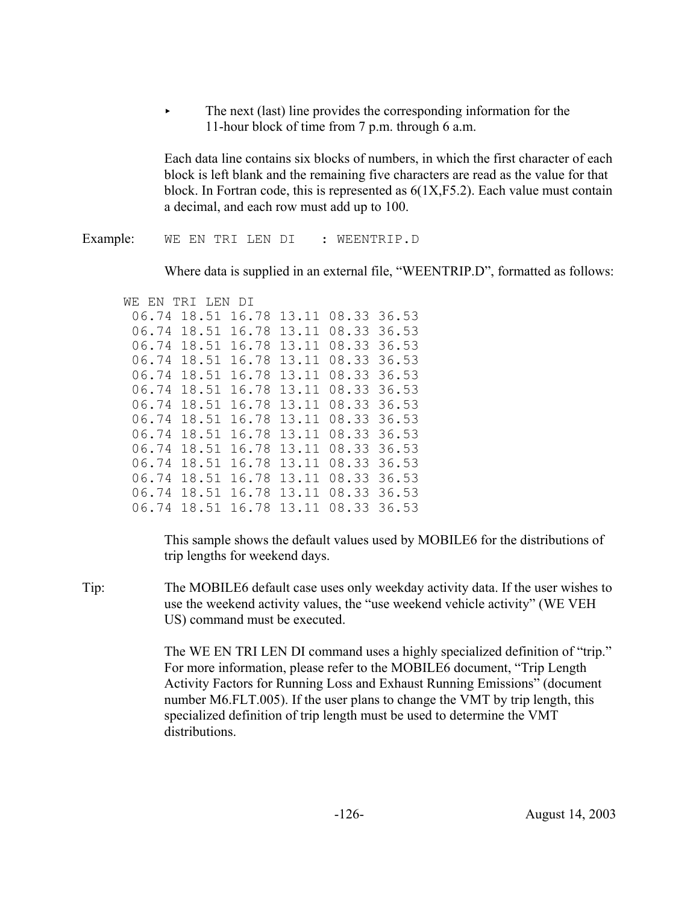- The next (last) line provides the corresponding information for the 11-hour block of time from 7 p.m. through 6 a.m.

Each data line contains six blocks of numbers, in which the first character of each block is left blank and the remaining five characters are read as the value for that block. In Fortran code, this is represented as 6(1X,F5.2). Each value must contain a decimal, and each row must add up to 100.

Example: `WE EN TRI LEN DI    : WEENTRIP.D`

Where data is supplied in an external file, "WEENTRIP.D", formatted as follows:

```
WE EN TRI LEN DI
 06.74 18.51 16.78 13.11 08.33 36.53
 06.74 18.51 16.78 13.11 08.33 36.53
 06.74 18.51 16.78 13.11 08.33 36.53
 06.74 18.51 16.78 13.11 08.33 36.53
 06.74 18.51 16.78 13.11 08.33 36.53
 06.74 18.51 16.78 13.11 08.33 36.53
 06.74 18.51 16.78 13.11 08.33 36.53
 06.74 18.51 16.78 13.11 08.33 36.53
 06.74 18.51 16.78 13.11 08.33 36.53
 06.74 18.51 16.78 13.11 08.33 36.53
 06.74 18.51 16.78 13.11 08.33 36.53
 06.74 18.51 16.78 13.11 08.33 36.53
 06.74 18.51 16.78 13.11 08.33 36.53
 06.74 18.51 16.78 13.11 08.33 36.53
```

This sample shows the default values used by MOBILE6 for the distributions of trip lengths for weekend days.

Tip: The MOBILE6 default case uses only weekday activity data. If the user wishes to use the weekend activity values, the "use weekend vehicle activity" (WE VEH US) command must be executed.

The WE EN TRI LEN DI command uses a highly specialized definition of "trip." For more information, please refer to the MOBILE6 document, "Trip Length Activity Factors for Running Loss and Exhaust Running Emissions" (document number M6.FLT.005). If the user plans to change the VMT by trip length, this specialized definition of trip length must be used to determine the VMT distributions.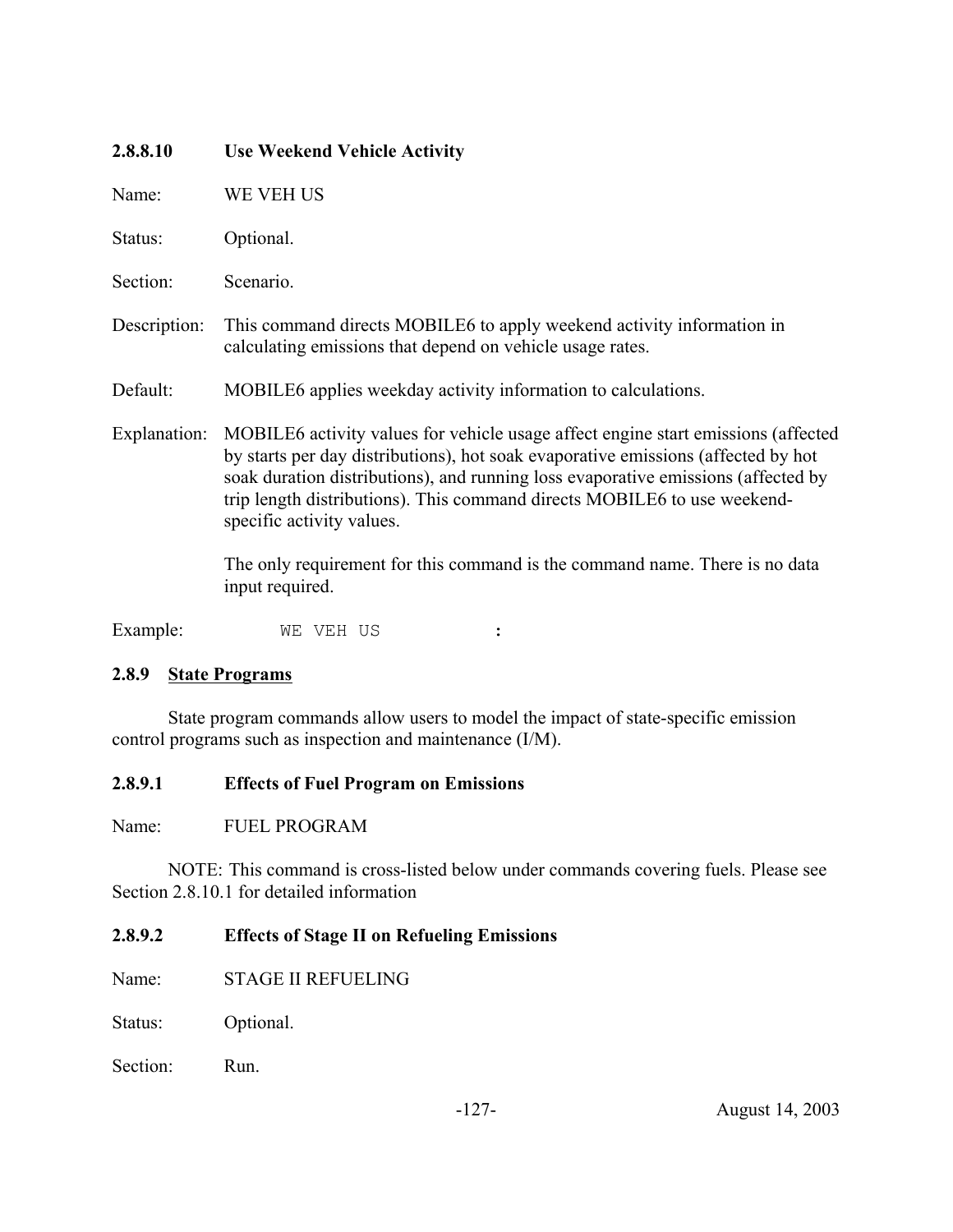#### 2.8.8.10 Use Weekend Vehicle Activity

Name: WE VEH US

Status: Optional.

Section: Scenario.

Description: This command directs MOBILE6 to apply weekend activity information in calculating emissions that depend on vehicle usage rates.

Default: MOBILE6 applies weekday activity information to calculations.

Explanation: MOBILE6 activity values for vehicle usage affect engine start emissions (affected by starts per day distributions), hot soak evaporative emissions (affected by hot soak duration distributions), and running loss evaporative emissions (affected by trip length distributions). This command directs MOBILE6 to use weekend-specific activity values.

The only requirement for this command is the command name. There is no data input required.

Example:

```
WE VEH US           :
```

### 2.8.9 State Programs

State program commands allow users to model the impact of state-specific emission control programs such as inspection and maintenance (I/M).

#### 2.8.9.1 Effects of Fuel Program on Emissions

Name: FUEL PROGRAM

NOTE: This command is cross-listed below under commands covering fuels. Please see Section 2.8.10.1 for detailed information

#### 2.8.9.2 Effects of Stage II on Refueling Emissions

Name: STAGE II REFUELING

Status: Optional.

Section: Run.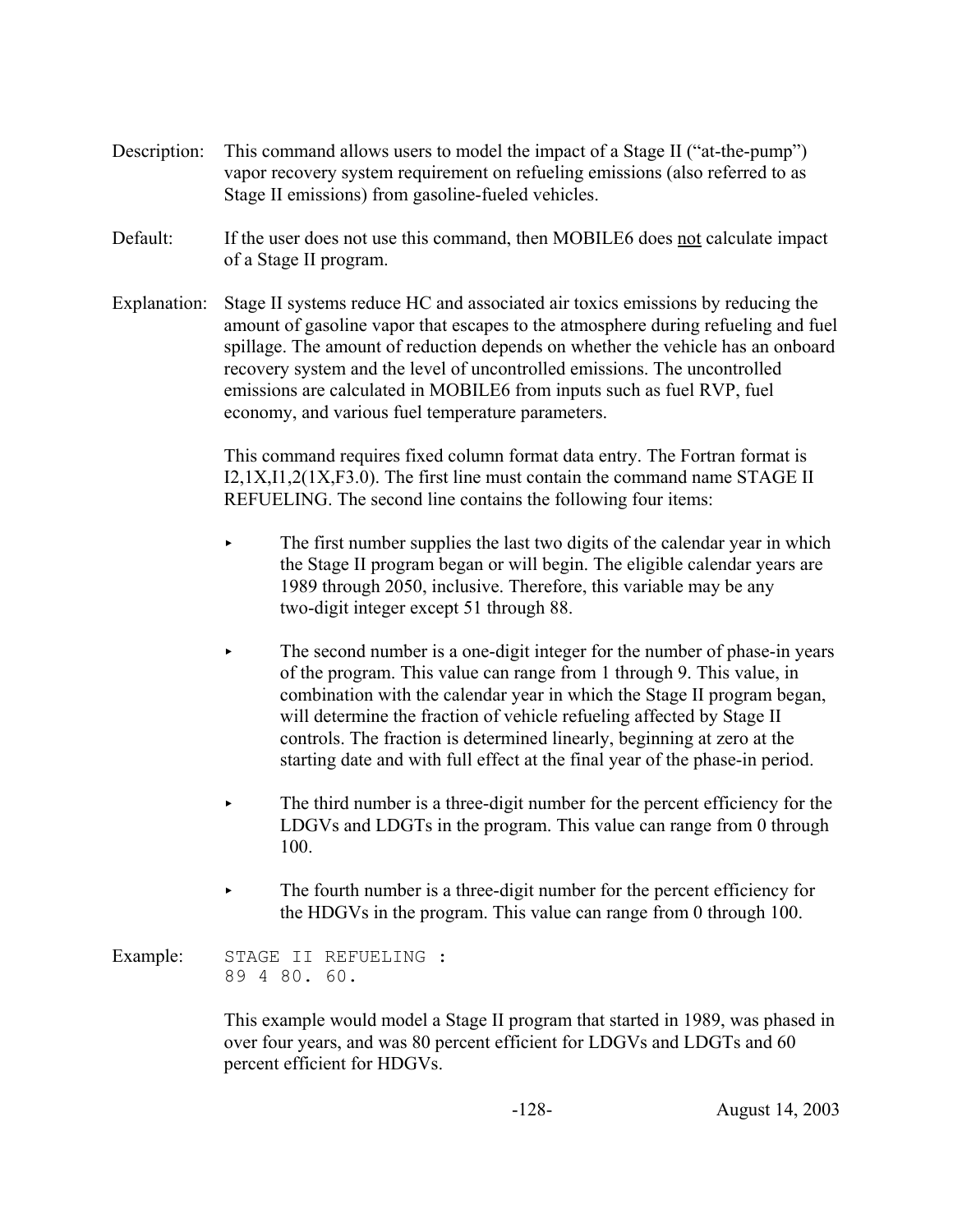Description: This command allows users to model the impact of a Stage II ("at-the-pump") vapor recovery system requirement on refueling emissions (also referred to as Stage II emissions) from gasoline-fueled vehicles.

Default: If the user does not use this command, then MOBILE6 does not calculate impact of a Stage II program.

Explanation: Stage II systems reduce HC and associated air toxics emissions by reducing the amount of gasoline vapor that escapes to the atmosphere during refueling and fuel spillage. The amount of reduction depends on whether the vehicle has an onboard recovery system and the level of uncontrolled emissions. The uncontrolled emissions are calculated in MOBILE6 from inputs such as fuel RVP, fuel economy, and various fuel temperature parameters.

This command requires fixed column format data entry. The Fortran format is I2,1X,I1,2(1X,F3.0). The first line must contain the command name STAGE II REFUELING. The second line contains the following four items:

- The first number supplies the last two digits of the calendar year in which the Stage II program began or will begin. The eligible calendar years are 1989 through 2050, inclusive. Therefore, this variable may be any two-digit integer except 51 through 88.

- The second number is a one-digit integer for the number of phase-in years of the program. This value can range from 1 through 9. This value, in combination with the calendar year in which the Stage II program began, will determine the fraction of vehicle refueling affected by Stage II controls. The fraction is determined linearly, beginning at zero at the starting date and with full effect at the final year of the phase-in period.

- The third number is a three-digit number for the percent efficiency for the LDGVs and LDGTs in the program. This value can range from 0 through 100.

- The fourth number is a three-digit number for the percent efficiency for the HDGVs in the program. This value can range from 0 through 100.

Example:

```
STAGE II REFUELING :
89 4 80. 60.
```

This example would model a Stage II program that started in 1989, was phased in over four years, and was 80 percent efficient for LDGVs and LDGTs and 60 percent efficient for HDGVs.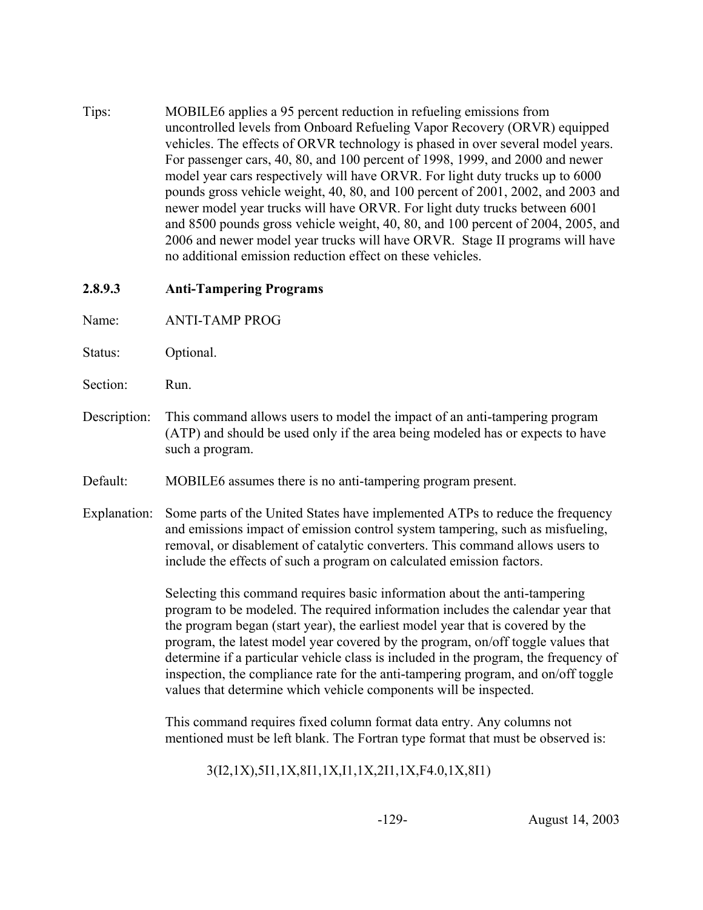Tips: MOBILE6 applies a 95 percent reduction in refueling emissions from uncontrolled levels from Onboard Refueling Vapor Recovery (ORVR) equipped vehicles. The effects of ORVR technology is phased in over several model years. For passenger cars, 40, 80, and 100 percent of 1998, 1999, and 2000 and newer model year cars respectively will have ORVR. For light duty trucks up to 6000 pounds gross vehicle weight, 40, 80, and 100 percent of 2001, 2002, and 2003 and newer model year trucks will have ORVR. For light duty trucks between 6001 and 8500 pounds gross vehicle weight, 40, 80, and 100 percent of 2004, 2005, and 2006 and newer model year trucks will have ORVR. Stage II programs will have no additional emission reduction effect on these vehicles.

### 2.8.9.3 Anti-Tampering Programs

Name: ANTI-TAMP PROG

Status: Optional.

Section: Run.

Description: This command allows users to model the impact of an anti-tampering program (ATP) and should be used only if the area being modeled has or expects to have such a program.

Default: MOBILE6 assumes there is no anti-tampering program present.

Explanation: Some parts of the United States have implemented ATPs to reduce the frequency and emissions impact of emission control system tampering, such as misfueling, removal, or disablement of catalytic converters. This command allows users to include the effects of such a program on calculated emission factors.

Selecting this command requires basic information about the anti-tampering program to be modeled. The required information includes the calendar year that the program began (start year), the earliest model year that is covered by the program, the latest model year covered by the program, on/off toggle values that determine if a particular vehicle class is included in the program, the frequency of inspection, the compliance rate for the anti-tampering program, and on/off toggle values that determine which vehicle components will be inspected.

This command requires fixed column format data entry. Any columns not mentioned must be left blank. The Fortran type format that must be observed is:

```
3(I2,1X),5I1,1X,8I1,1X,I1,1X,2I1,1X,F4.0,1X,8I1)
```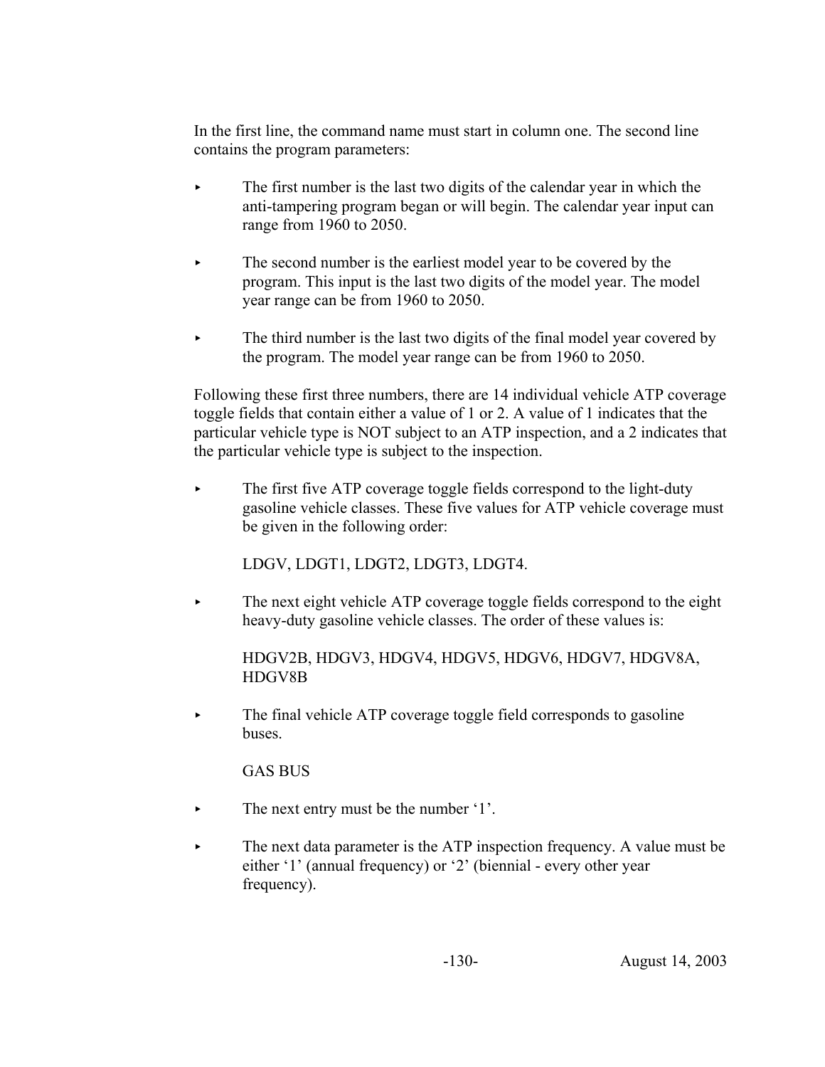In the first line, the command name must start in column one. The second line contains the program parameters:

- The first number is the last two digits of the calendar year in which the anti-tampering program began or will begin. The calendar year input can range from 1960 to 2050.

- The second number is the earliest model year to be covered by the program. This input is the last two digits of the model year. The model year range can be from 1960 to 2050.

- The third number is the last two digits of the final model year covered by the program. The model year range can be from 1960 to 2050.

Following these first three numbers, there are 14 individual vehicle ATP coverage toggle fields that contain either a value of 1 or 2. A value of 1 indicates that the particular vehicle type is NOT subject to an ATP inspection, and a 2 indicates that the particular vehicle type is subject to the inspection.

- The first five ATP coverage toggle fields correspond to the light-duty gasoline vehicle classes. These five values for ATP vehicle coverage must be given in the following order:

  LDGV, LDGT1, LDGT2, LDGT3, LDGT4.

- The next eight vehicle ATP coverage toggle fields correspond to the eight heavy-duty gasoline vehicle classes. The order of these values is:

  HDGV2B, HDGV3, HDGV4, HDGV5, HDGV6, HDGV7, HDGV8A, HDGV8B

- The final vehicle ATP coverage toggle field corresponds to gasoline buses.

  GAS BUS

- The next entry must be the number '1'.

- The next data parameter is the ATP inspection frequency. A value must be either '1' (annual frequency) or '2' (biennial - every other year frequency).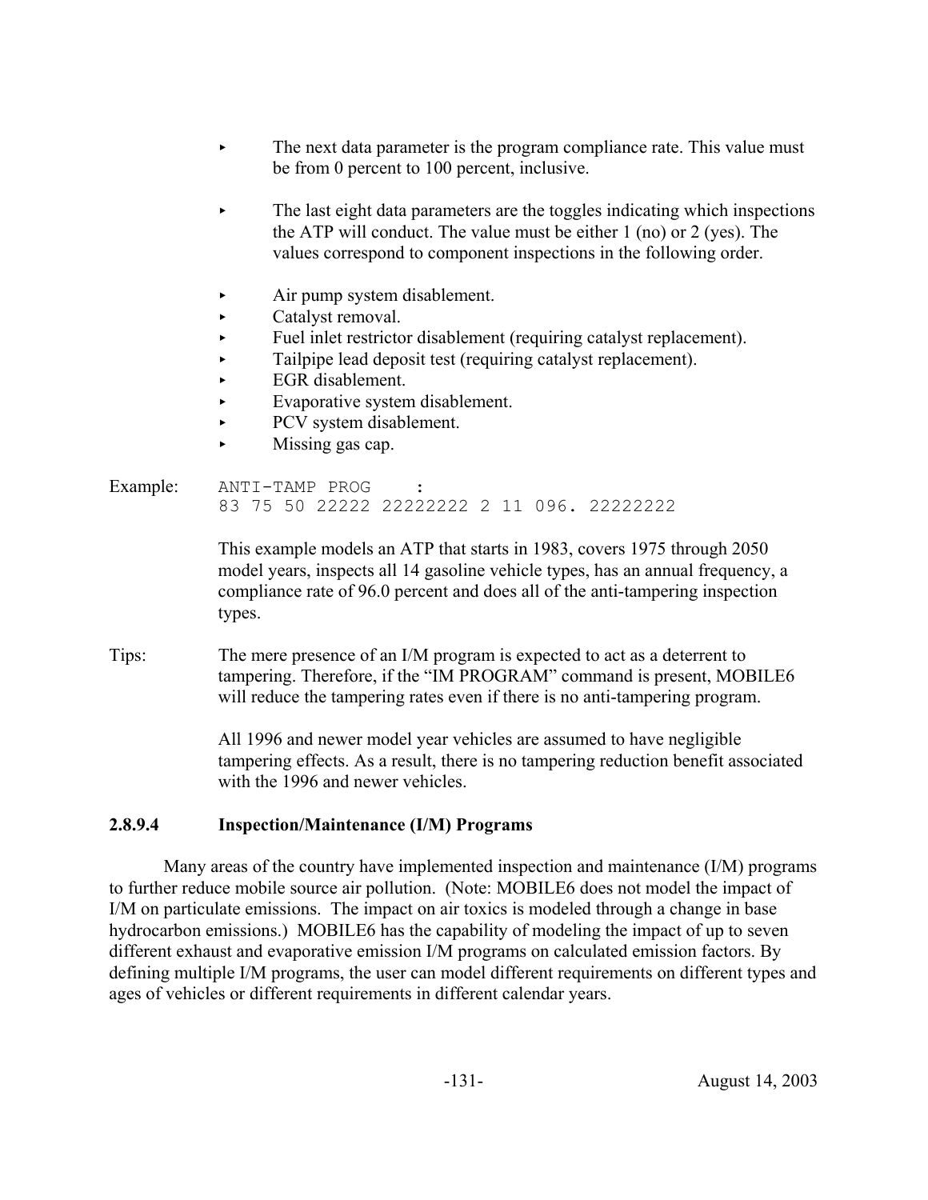- The next data parameter is the program compliance rate. This value must be from 0 percent to 100 percent, inclusive.

- The last eight data parameters are the toggles indicating which inspections the ATP will conduct. The value must be either 1 (no) or 2 (yes). The values correspond to component inspections in the following order.

- Air pump system disablement.
- Catalyst removal.
- Fuel inlet restrictor disablement (requiring catalyst replacement).
- Tailpipe lead deposit test (requiring catalyst replacement).
- EGR disablement.
- Evaporative system disablement.
- PCV system disablement.
- Missing gas cap.

Example:

```
ANTI-TAMP PROG    :
83 75 50 22222 22222222 2 11 096. 22222222
```

This example models an ATP that starts in 1983, covers 1975 through 2050 model years, inspects all 14 gasoline vehicle types, has an annual frequency, a compliance rate of 96.0 percent and does all of the anti-tampering inspection types.

Tips: The mere presence of an I/M program is expected to act as a deterrent to tampering. Therefore, if the "IM PROGRAM" command is present, MOBILE6 will reduce the tampering rates even if there is no anti-tampering program.

All 1996 and newer model year vehicles are assumed to have negligible tampering effects. As a result, there is no tampering reduction benefit associated with the 1996 and newer vehicles.

### 2.8.9.4 Inspection/Maintenance (I/M) Programs

Many areas of the country have implemented inspection and maintenance (I/M) programs to further reduce mobile source air pollution. (Note: MOBILE6 does not model the impact of I/M on particulate emissions. The impact on air toxics is modeled through a change in base hydrocarbon emissions.) MOBILE6 has the capability of modeling the impact of up to seven different exhaust and evaporative emission I/M programs on calculated emission factors. By defining multiple I/M programs, the user can model different requirements on different types and ages of vehicles or different requirements in different calendar years.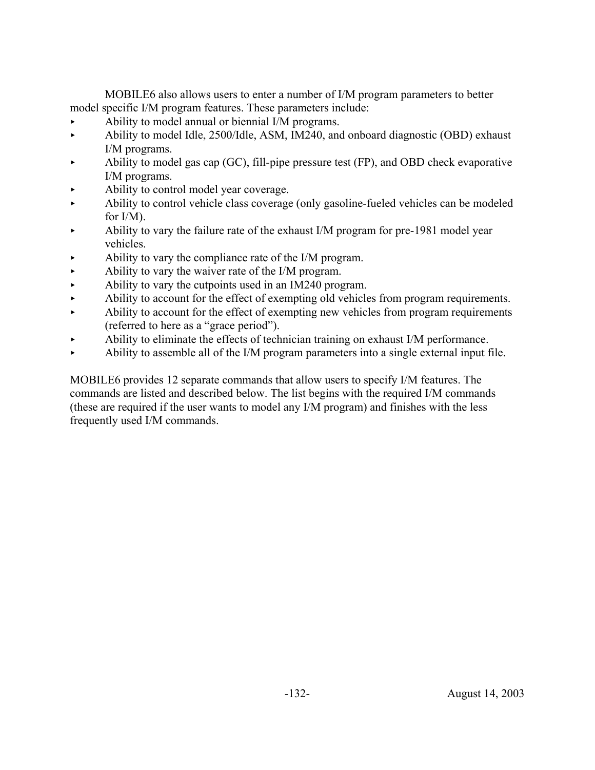MOBILE6 also allows users to enter a number of I/M program parameters to better model specific I/M program features. These parameters include:

- Ability to model annual or biennial I/M programs.
- Ability to model Idle, 2500/Idle, ASM, IM240, and onboard diagnostic (OBD) exhaust I/M programs.
- Ability to model gas cap (GC), fill-pipe pressure test (FP), and OBD check evaporative I/M programs.
- Ability to control model year coverage.
- Ability to control vehicle class coverage (only gasoline-fueled vehicles can be modeled for I/M).
- Ability to vary the failure rate of the exhaust I/M program for pre-1981 model year vehicles.
- Ability to vary the compliance rate of the I/M program.
- Ability to vary the waiver rate of the I/M program.
- Ability to vary the cutpoints used in an IM240 program.
- Ability to account for the effect of exempting old vehicles from program requirements.
- Ability to account for the effect of exempting new vehicles from program requirements (referred to here as a "grace period").
- Ability to eliminate the effects of technician training on exhaust I/M performance.
- Ability to assemble all of the I/M program parameters into a single external input file.

MOBILE6 provides 12 separate commands that allow users to specify I/M features. The commands are listed and described below. The list begins with the required I/M commands (these are required if the user wants to model any I/M program) and finishes with the less frequently used I/M commands.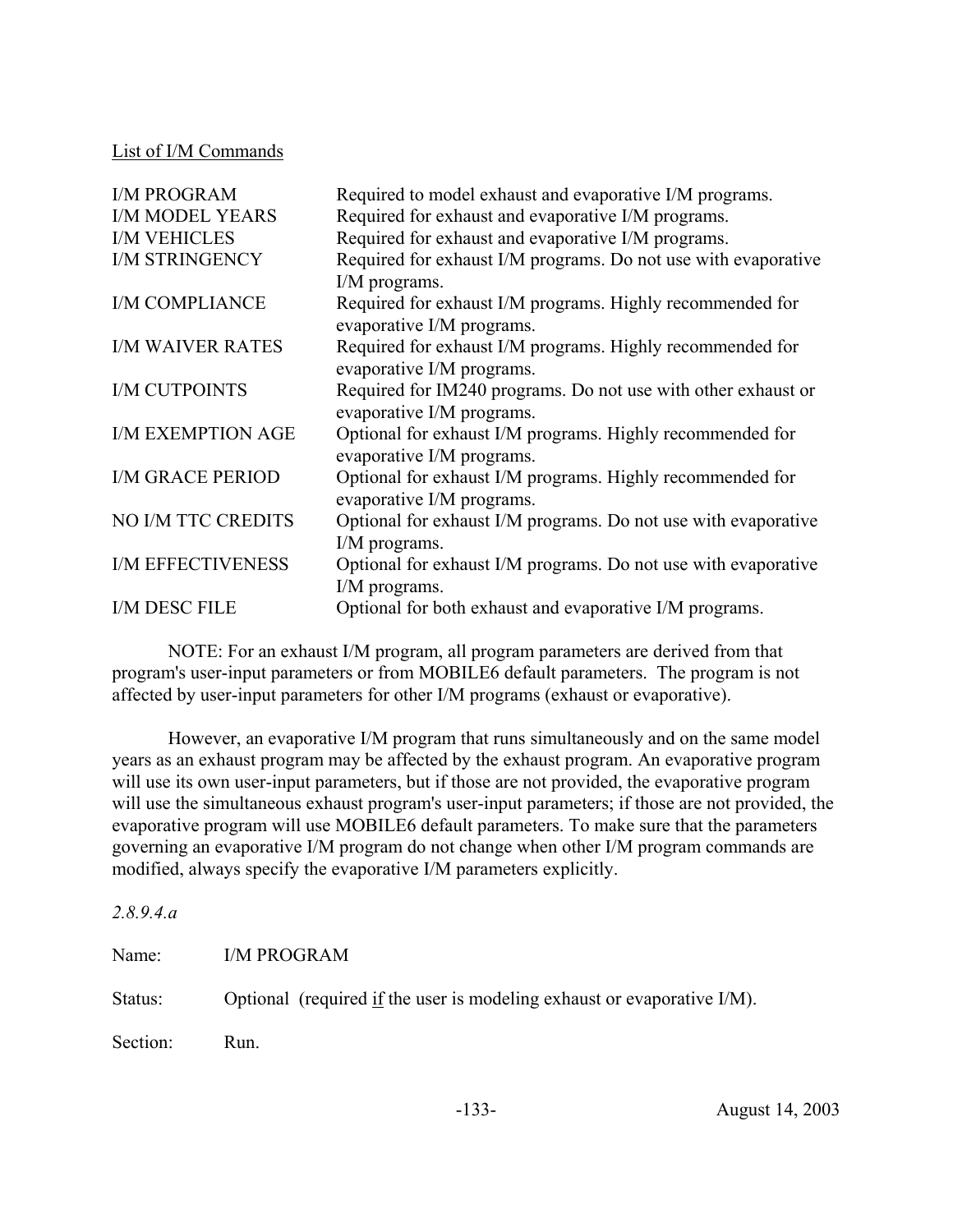List of I/M Commands

| | |
|---|---|
| I/M PROGRAM | Required to model exhaust and evaporative I/M programs. |
| I/M MODEL YEARS | Required for exhaust and evaporative I/M programs. |
| I/M VEHICLES | Required for exhaust and evaporative I/M programs. |
| I/M STRINGENCY | Required for exhaust I/M programs. Do not use with evaporative I/M programs. |
| I/M COMPLIANCE | Required for exhaust I/M programs. Highly recommended for evaporative I/M programs. |
| I/M WAIVER RATES | Required for exhaust I/M programs. Highly recommended for evaporative I/M programs. |
| I/M CUTPOINTS | Required for IM240 programs. Do not use with other exhaust or evaporative I/M programs. |
| I/M EXEMPTION AGE | Optional for exhaust I/M programs. Highly recommended for evaporative I/M programs. |
| I/M GRACE PERIOD | Optional for exhaust I/M programs. Highly recommended for evaporative I/M programs. |
| NO I/M TTC CREDITS | Optional for exhaust I/M programs. Do not use with evaporative I/M programs. |
| I/M EFFECTIVENESS | Optional for exhaust I/M programs. Do not use with evaporative I/M programs. |
| I/M DESC FILE | Optional for both exhaust and evaporative I/M programs. |

NOTE: For an exhaust I/M program, all program parameters are derived from that program's user-input parameters or from MOBILE6 default parameters. The program is not affected by user-input parameters for other I/M programs (exhaust or evaporative).

However, an evaporative I/M program that runs simultaneously and on the same model years as an exhaust program may be affected by the exhaust program. An evaporative program will use its own user-input parameters, but if those are not provided, the evaporative program will use the simultaneous exhaust program's user-input parameters; if those are not provided, the evaporative program will use MOBILE6 default parameters. To make sure that the parameters governing an evaporative I/M program do not change when other I/M program commands are modified, always specify the evaporative I/M parameters explicitly.

*2.8.9.4.a*

Name: I/M PROGRAM

Status: Optional (required if the user is modeling exhaust or evaporative I/M).

Section: Run.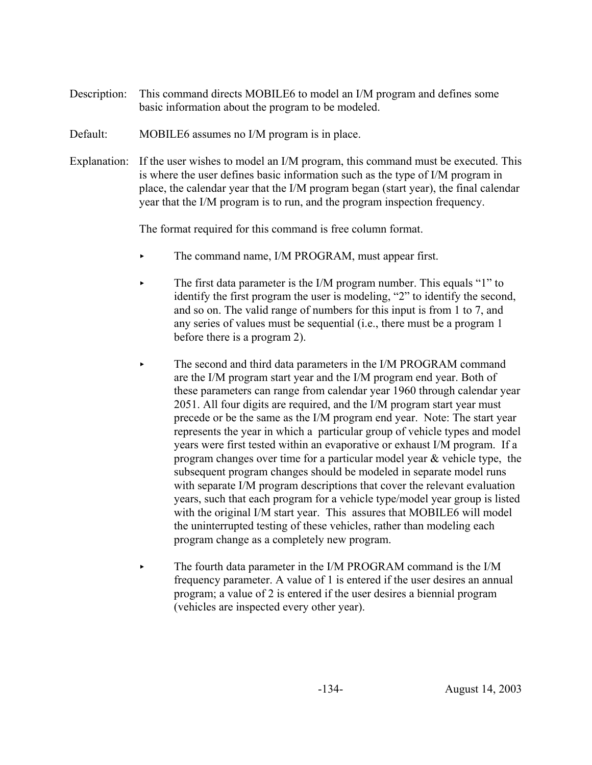Description: This command directs MOBILE6 to model an I/M program and defines some basic information about the program to be modeled.

Default: MOBILE6 assumes no I/M program is in place.

Explanation: If the user wishes to model an I/M program, this command must be executed. This is where the user defines basic information such as the type of I/M program in place, the calendar year that the I/M program began (start year), the final calendar year that the I/M program is to run, and the program inspection frequency.

The format required for this command is free column format.

- The command name, I/M PROGRAM, must appear first.

- The first data parameter is the I/M program number. This equals "1" to identify the first program the user is modeling, "2" to identify the second, and so on. The valid range of numbers for this input is from 1 to 7, and any series of values must be sequential (i.e., there must be a program 1 before there is a program 2).

- The second and third data parameters in the I/M PROGRAM command are the I/M program start year and the I/M program end year. Both of these parameters can range from calendar year 1960 through calendar year 2051. All four digits are required, and the I/M program start year must precede or be the same as the I/M program end year. Note: The start year represents the year in which a particular group of vehicle types and model years were first tested within an evaporative or exhaust I/M program. If a program changes over time for a particular model year & vehicle type, the subsequent program changes should be modeled in separate model runs with separate I/M program descriptions that cover the relevant evaluation years, such that each program for a vehicle type/model year group is listed with the original I/M start year. This assures that MOBILE6 will model the uninterrupted testing of these vehicles, rather than modeling each program change as a completely new program.

- The fourth data parameter in the I/M PROGRAM command is the I/M frequency parameter. A value of 1 is entered if the user desires an annual program; a value of 2 is entered if the user desires a biennial program (vehicles are inspected every other year).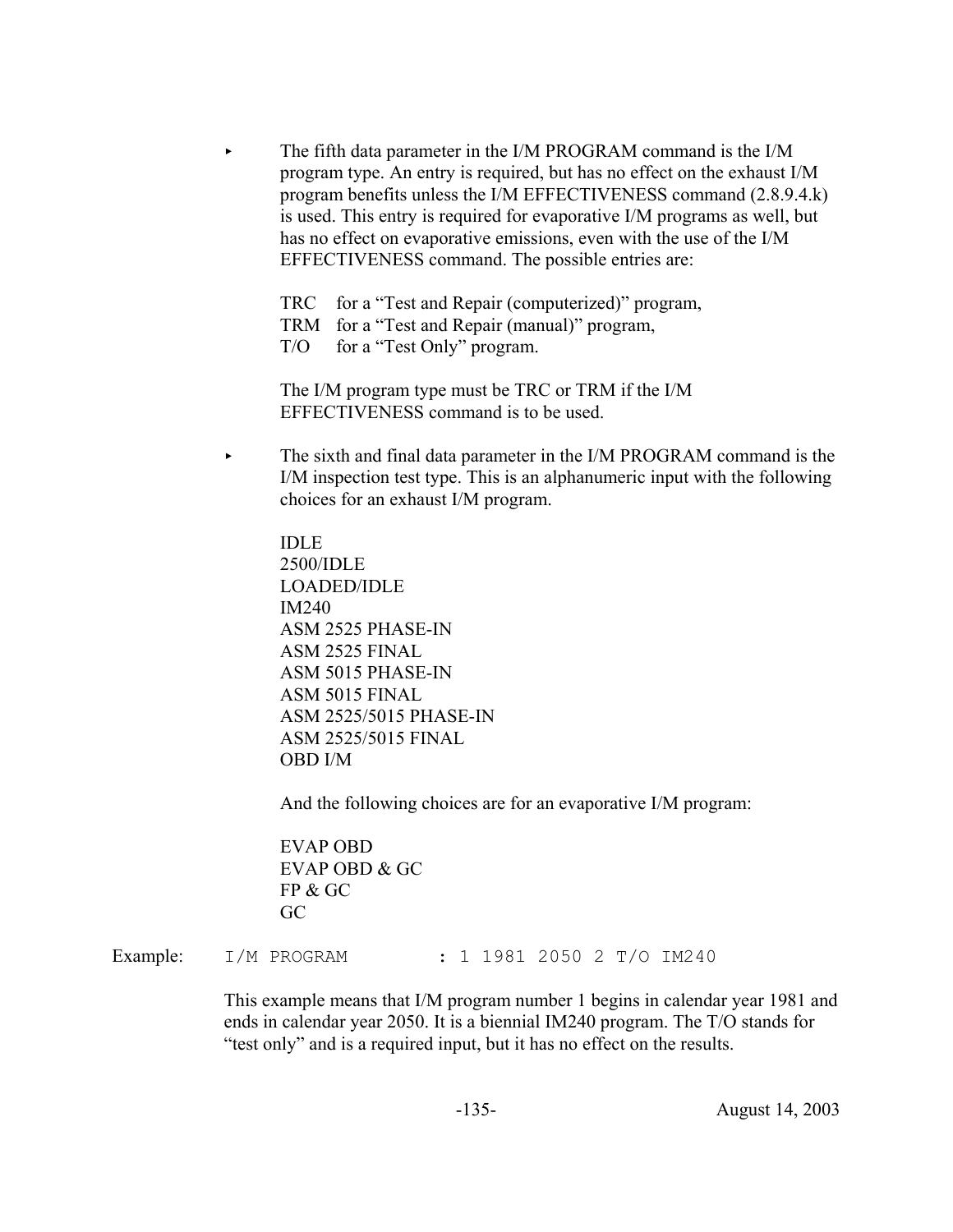- The fifth data parameter in the I/M PROGRAM command is the I/M program type. An entry is required, but has no effect on the exhaust I/M program benefits unless the I/M EFFECTIVENESS command (2.8.9.4.k) is used. This entry is required for evaporative I/M programs as well, but has no effect on evaporative emissions, even with the use of the I/M EFFECTIVENESS command. The possible entries are:

  TRC for a "Test and Repair (computerized)" program,
  TRM for a "Test and Repair (manual)" program,
  T/O for a "Test Only" program.

  The I/M program type must be TRC or TRM if the I/M EFFECTIVENESS command is to be used.

- The sixth and final data parameter in the I/M PROGRAM command is the I/M inspection test type. This is an alphanumeric input with the following choices for an exhaust I/M program.

  IDLE
  2500/IDLE
  LOADED/IDLE
  IM240
  ASM 2525 PHASE-IN
  ASM 2525 FINAL
  ASM 5015 PHASE-IN
  ASM 5015 FINAL
  ASM 2525/5015 PHASE-IN
  ASM 2525/5015 FINAL
  OBD I/M

  And the following choices are for an evaporative I/M program:

  EVAP OBD
  EVAP OBD & GC
  FP & GC
  GC

Example:

```
I/M PROGRAM        : 1 1981 2050 2 T/O IM240
```

This example means that I/M program number 1 begins in calendar year 1981 and ends in calendar year 2050. It is a biennial IM240 program. The T/O stands for "test only" and is a required input, but it has no effect on the results.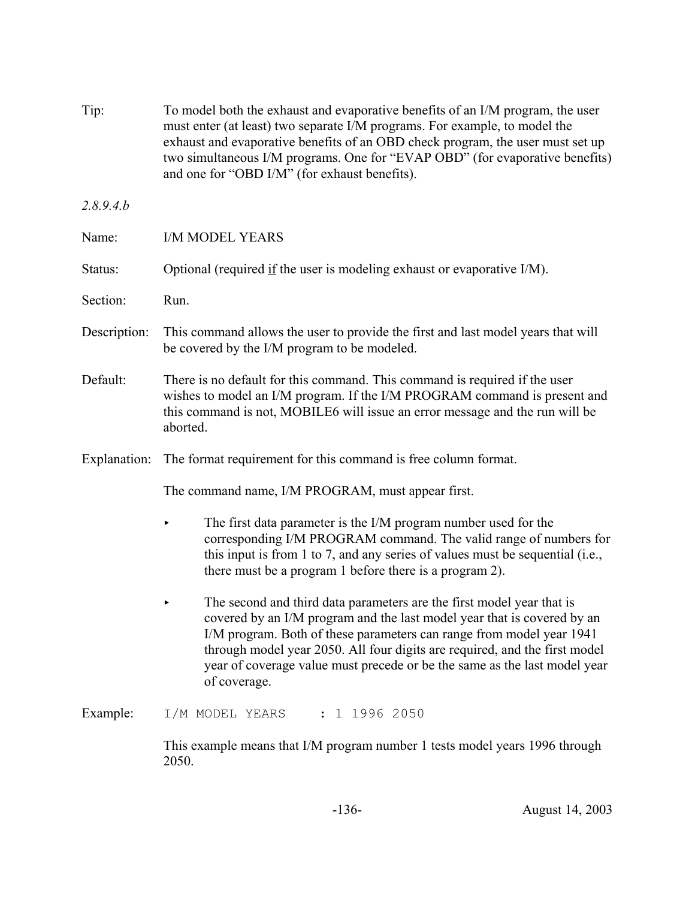Tip: To model both the exhaust and evaporative benefits of an I/M program, the user must enter (at least) two separate I/M programs. For example, to model the exhaust and evaporative benefits of an OBD check program, the user must set up two simultaneous I/M programs. One for "EVAP OBD" (for evaporative benefits) and one for "OBD I/M" (for exhaust benefits).

*2.8.9.4.b*

Name: I/M MODEL YEARS

Status: Optional (required <u>if</u> the user is modeling exhaust or evaporative I/M).

Section: Run.

Description: This command allows the user to provide the first and last model years that will be covered by the I/M program to be modeled.

Default: There is no default for this command. This command is required if the user wishes to model an I/M program. If the I/M PROGRAM command is present and this command is not, MOBILE6 will issue an error message and the run will be aborted.

Explanation: The format requirement for this command is free column format.

The command name, I/M PROGRAM, must appear first.

- The first data parameter is the I/M program number used for the corresponding I/M PROGRAM command. The valid range of numbers for this input is from 1 to 7, and any series of values must be sequential (i.e., there must be a program 1 before there is a program 2).

- The second and third data parameters are the first model year that is covered by an I/M program and the last model year that is covered by an I/M program. Both of these parameters can range from model year 1941 through model year 2050. All four digits are required, and the first model year of coverage value must precede or be the same as the last model year of coverage.

Example:

```
I/M MODEL YEARS    : 1 1996 2050
```

This example means that I/M program number 1 tests model years 1996 through 2050.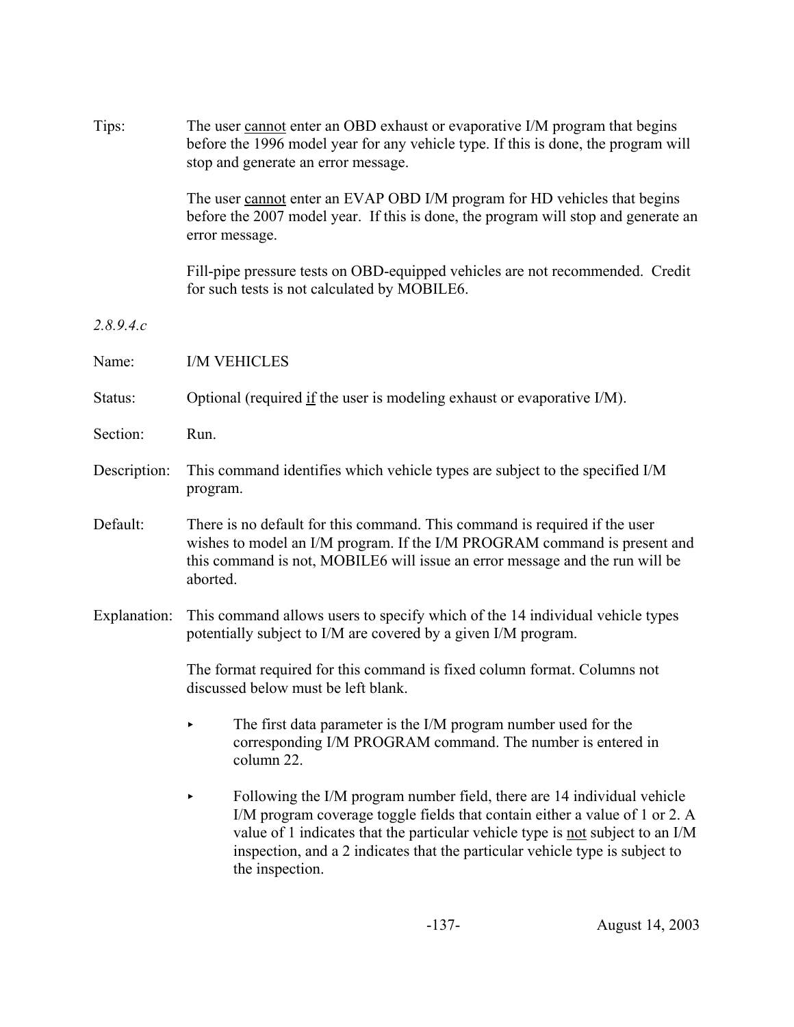Tips: The user <u>cannot</u> enter an OBD exhaust or evaporative I/M program that begins before the 1996 model year for any vehicle type. If this is done, the program will stop and generate an error message.

The user <u>cannot</u> enter an EVAP OBD I/M program for HD vehicles that begins before the 2007 model year. If this is done, the program will stop and generate an error message.

Fill-pipe pressure tests on OBD-equipped vehicles are not recommended. Credit for such tests is not calculated by MOBILE6.

*2.8.9.4.c*

Name: I/M VEHICLES

Status: Optional (required <u>if</u> the user is modeling exhaust or evaporative I/M).

Section: Run.

Description: This command identifies which vehicle types are subject to the specified I/M program.

Default: There is no default for this command. This command is required if the user wishes to model an I/M program. If the I/M PROGRAM command is present and this command is not, MOBILE6 will issue an error message and the run will be aborted.

Explanation: This command allows users to specify which of the 14 individual vehicle types potentially subject to I/M are covered by a given I/M program.

The format required for this command is fixed column format. Columns not discussed below must be left blank.

- The first data parameter is the I/M program number used for the corresponding I/M PROGRAM command. The number is entered in column 22.

- Following the I/M program number field, there are 14 individual vehicle I/M program coverage toggle fields that contain either a value of 1 or 2. A value of 1 indicates that the particular vehicle type is <u>not</u> subject to an I/M inspection, and a 2 indicates that the particular vehicle type is subject to the inspection.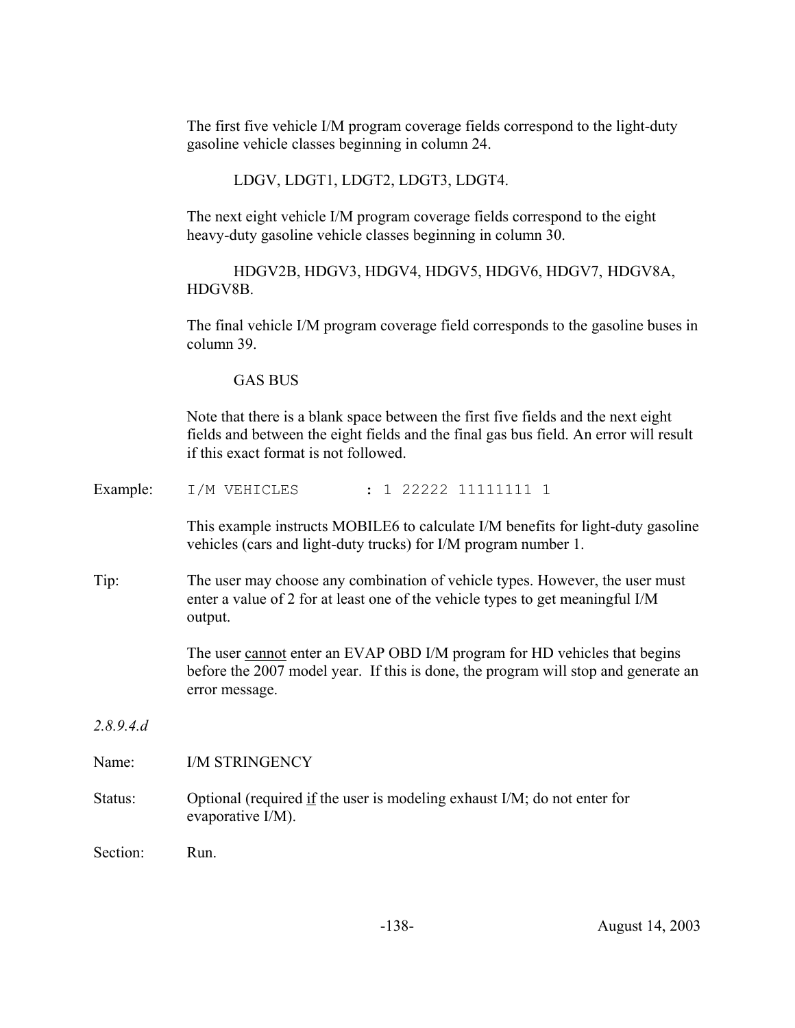The first five vehicle I/M program coverage fields correspond to the light-duty gasoline vehicle classes beginning in column 24.

LDGV, LDGT1, LDGT2, LDGT3, LDGT4.

The next eight vehicle I/M program coverage fields correspond to the eight heavy-duty gasoline vehicle classes beginning in column 30.

HDGV2B, HDGV3, HDGV4, HDGV5, HDGV6, HDGV7, HDGV8A, HDGV8B.

The final vehicle I/M program coverage field corresponds to the gasoline buses in column 39.

GAS BUS

Note that there is a blank space between the first five fields and the next eight fields and between the eight fields and the final gas bus field. An error will result if this exact format is not followed.

Example:

```
I/M VEHICLES        : 1 22222 11111111 1
```

This example instructs MOBILE6 to calculate I/M benefits for light-duty gasoline vehicles (cars and light-duty trucks) for I/M program number 1.

Tip: The user may choose any combination of vehicle types. However, the user must enter a value of 2 for at least one of the vehicle types to get meaningful I/M output.

The user cannot enter an EVAP OBD I/M program for HD vehicles that begins before the 2007 model year. If this is done, the program will stop and generate an error message.

*2.8.9.4.d*

Name: I/M STRINGENCY

Status: Optional (required *if* the user is modeling exhaust I/M; do not enter for evaporative I/M).

Section: Run.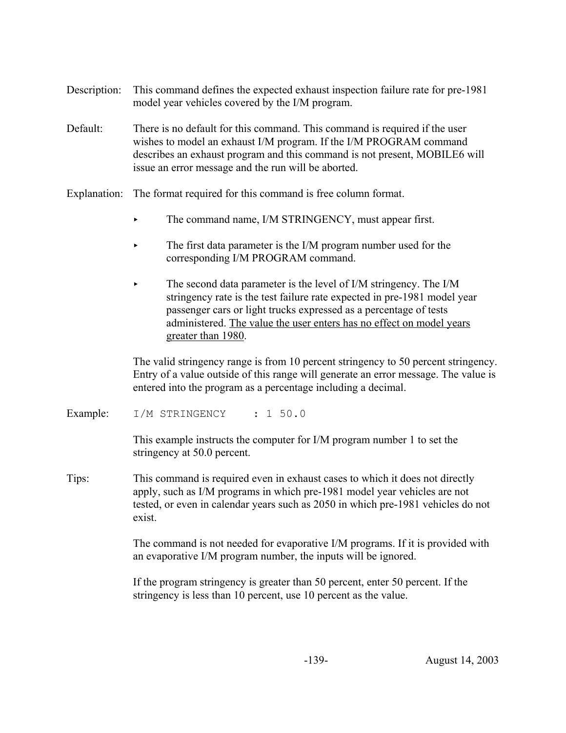Description: This command defines the expected exhaust inspection failure rate for pre-1981 model year vehicles covered by the I/M program.

Default: There is no default for this command. This command is required if the user wishes to model an exhaust I/M program. If the I/M PROGRAM command describes an exhaust program and this command is not present, MOBILE6 will issue an error message and the run will be aborted.

Explanation: The format required for this command is free column format.

- The command name, I/M STRINGENCY, must appear first.
- The first data parameter is the I/M program number used for the corresponding I/M PROGRAM command.
- The second data parameter is the level of I/M stringency. The I/M stringency rate is the test failure rate expected in pre-1981 model year passenger cars or light trucks expressed as a percentage of tests administered. <u>The value the user enters has no effect on model years greater than 1980</u>.

The valid stringency range is from 10 percent stringency to 50 percent stringency. Entry of a value outside of this range will generate an error message. The value is entered into the program as a percentage including a decimal.

Example:

```
I/M STRINGENCY     : 1 50.0
```

This example instructs the computer for I/M program number 1 to set the stringency at 50.0 percent.

Tips: This command is required even in exhaust cases to which it does not directly apply, such as I/M programs in which pre-1981 model year vehicles are not tested, or even in calendar years such as 2050 in which pre-1981 vehicles do not exist.

The command is not needed for evaporative I/M programs. If it is provided with an evaporative I/M program number, the inputs will be ignored.

If the program stringency is greater than 50 percent, enter 50 percent. If the stringency is less than 10 percent, use 10 percent as the value.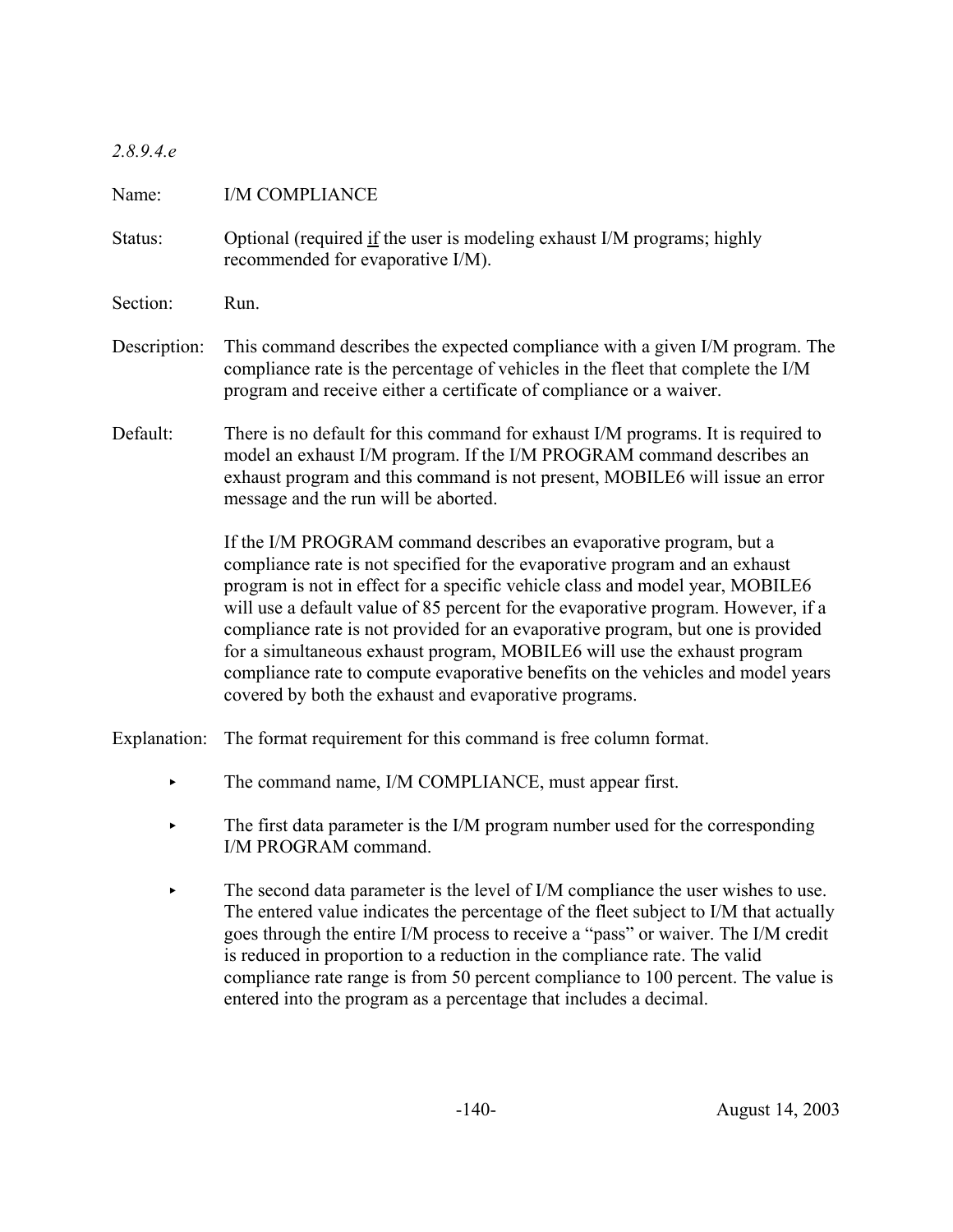*2.8.9.4.e*

Name: I/M COMPLIANCE

Status: Optional (required <u>if</u> the user is modeling exhaust I/M programs; highly recommended for evaporative I/M).

Section: Run.

Description: This command describes the expected compliance with a given I/M program. The compliance rate is the percentage of vehicles in the fleet that complete the I/M program and receive either a certificate of compliance or a waiver.

Default: There is no default for this command for exhaust I/M programs. It is required to model an exhaust I/M program. If the I/M PROGRAM command describes an exhaust program and this command is not present, MOBILE6 will issue an error message and the run will be aborted.

If the I/M PROGRAM command describes an evaporative program, but a compliance rate is not specified for the evaporative program and an exhaust program is not in effect for a specific vehicle class and model year, MOBILE6 will use a default value of 85 percent for the evaporative program. However, if a compliance rate is not provided for an evaporative program, but one is provided for a simultaneous exhaust program, MOBILE6 will use the exhaust program compliance rate to compute evaporative benefits on the vehicles and model years covered by both the exhaust and evaporative programs.

Explanation: The format requirement for this command is free column format.

- The command name, I/M COMPLIANCE, must appear first.
- The first data parameter is the I/M program number used for the corresponding I/M PROGRAM command.
- The second data parameter is the level of I/M compliance the user wishes to use. The entered value indicates the percentage of the fleet subject to I/M that actually goes through the entire I/M process to receive a "pass" or waiver. The I/M credit is reduced in proportion to a reduction in the compliance rate. The valid compliance rate range is from 50 percent compliance to 100 percent. The value is entered into the program as a percentage that includes a decimal.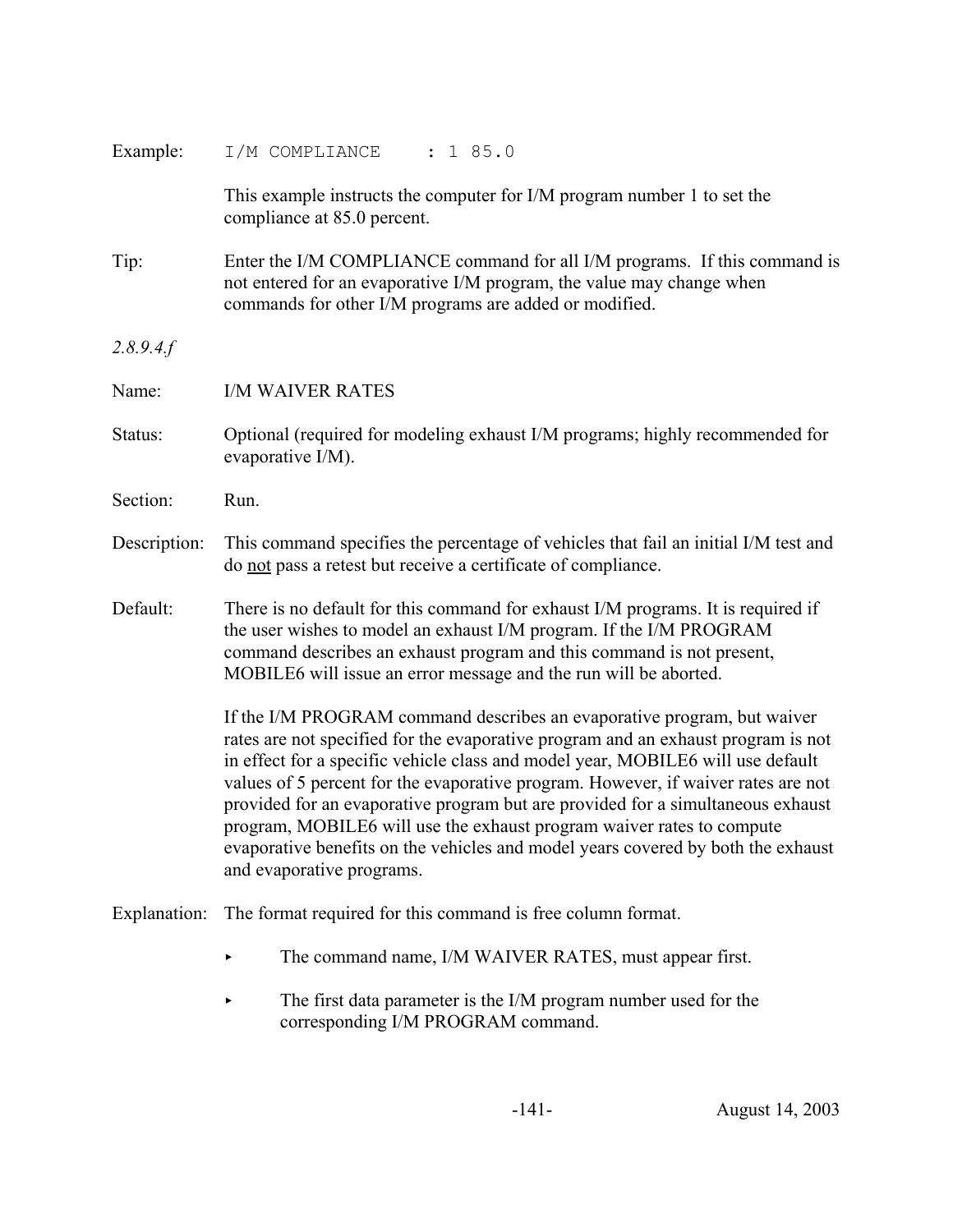Example: `I/M COMPLIANCE     : 1 85.0`

This example instructs the computer for I/M program number 1 to set the compliance at 85.0 percent.

Tip: Enter the I/M COMPLIANCE command for all I/M programs. If this command is not entered for an evaporative I/M program, the value may change when commands for other I/M programs are added or modified.

*2.8.9.4.f*

Name: I/M WAIVER RATES

Status: Optional (required for modeling exhaust I/M programs; highly recommended for evaporative I/M).

Section: Run.

Description: This command specifies the percentage of vehicles that fail an initial I/M test and do <u>not</u> pass a retest but receive a certificate of compliance.

Default: There is no default for this command for exhaust I/M programs. It is required if the user wishes to model an exhaust I/M program. If the I/M PROGRAM command describes an exhaust program and this command is not present, MOBILE6 will issue an error message and the run will be aborted.

If the I/M PROGRAM command describes an evaporative program, but waiver rates are not specified for the evaporative program and an exhaust program is not in effect for a specific vehicle class and model year, MOBILE6 will use default values of 5 percent for the evaporative program. However, if waiver rates are not provided for an evaporative program but are provided for a simultaneous exhaust program, MOBILE6 will use the exhaust program waiver rates to compute evaporative benefits on the vehicles and model years covered by both the exhaust and evaporative programs.

Explanation: The format required for this command is free column format.

- The command name, I/M WAIVER RATES, must appear first.
- The first data parameter is the I/M program number used for the corresponding I/M PROGRAM command.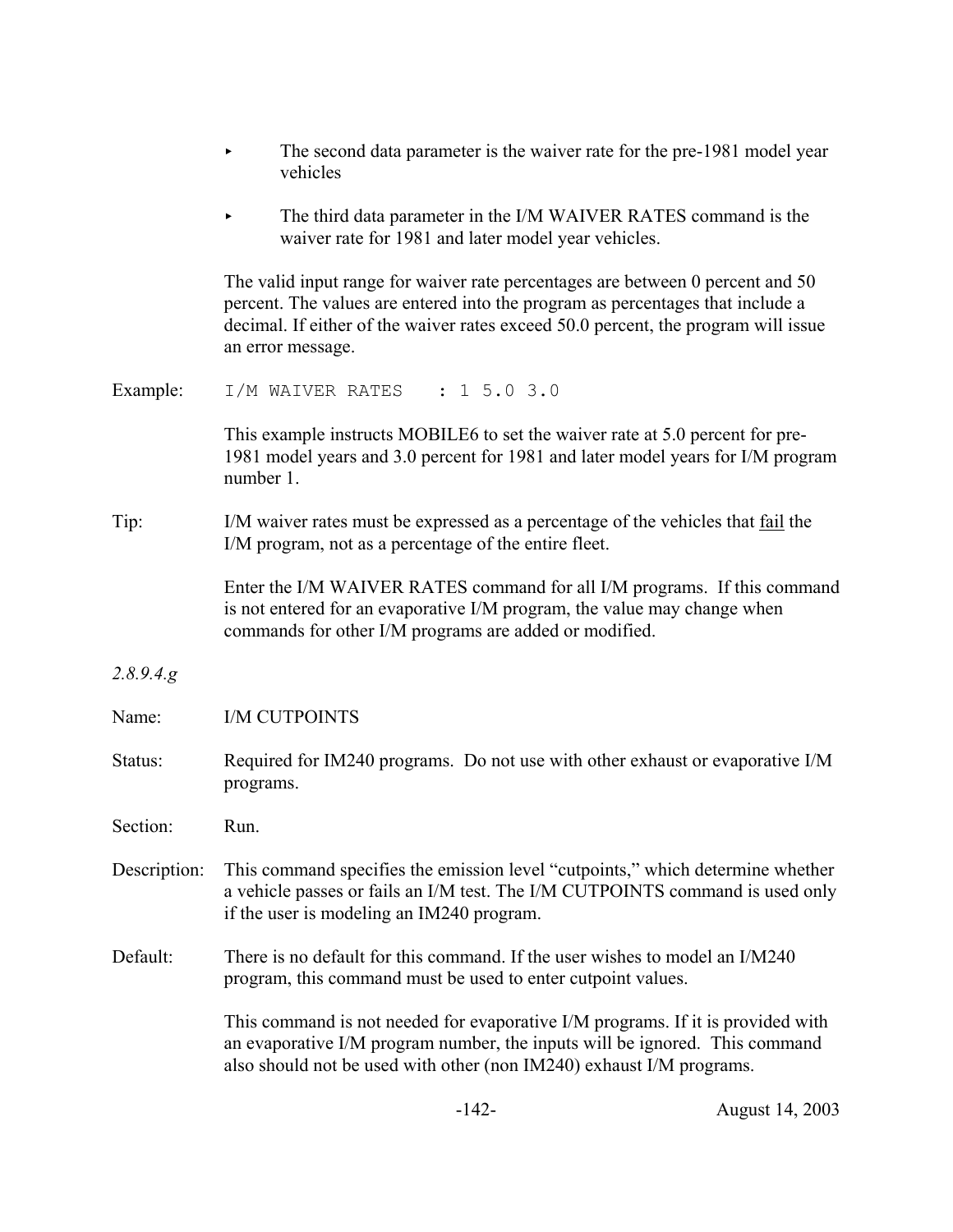- The second data parameter is the waiver rate for the pre-1981 model year vehicles

- The third data parameter in the I/M WAIVER RATES command is the waiver rate for 1981 and later model year vehicles.

The valid input range for waiver rate percentages are between 0 percent and 50 percent. The values are entered into the program as percentages that include a decimal. If either of the waiver rates exceed 50.0 percent, the program will issue an error message.

Example:

```
I/M WAIVER RATES    : 1 5.0 3.0
```

This example instructs MOBILE6 to set the waiver rate at 5.0 percent for pre-1981 model years and 3.0 percent for 1981 and later model years for I/M program number 1.

Tip: I/M waiver rates must be expressed as a percentage of the vehicles that fail the I/M program, not as a percentage of the entire fleet.

Enter the I/M WAIVER RATES command for all I/M programs. If this command is not entered for an evaporative I/M program, the value may change when commands for other I/M programs are added or modified.

*2.8.9.4.g*

Name: I/M CUTPOINTS

Status: Required for IM240 programs. Do not use with other exhaust or evaporative I/M programs.

Section: Run.

Description: This command specifies the emission level “cutpoints,” which determine whether a vehicle passes or fails an I/M test. The I/M CUTPOINTS command is used only if the user is modeling an IM240 program.

Default: There is no default for this command. If the user wishes to model an I/M240 program, this command must be used to enter cutpoint values.

This command is not needed for evaporative I/M programs. If it is provided with an evaporative I/M program number, the inputs will be ignored. This command also should not be used with other (non IM240) exhaust I/M programs.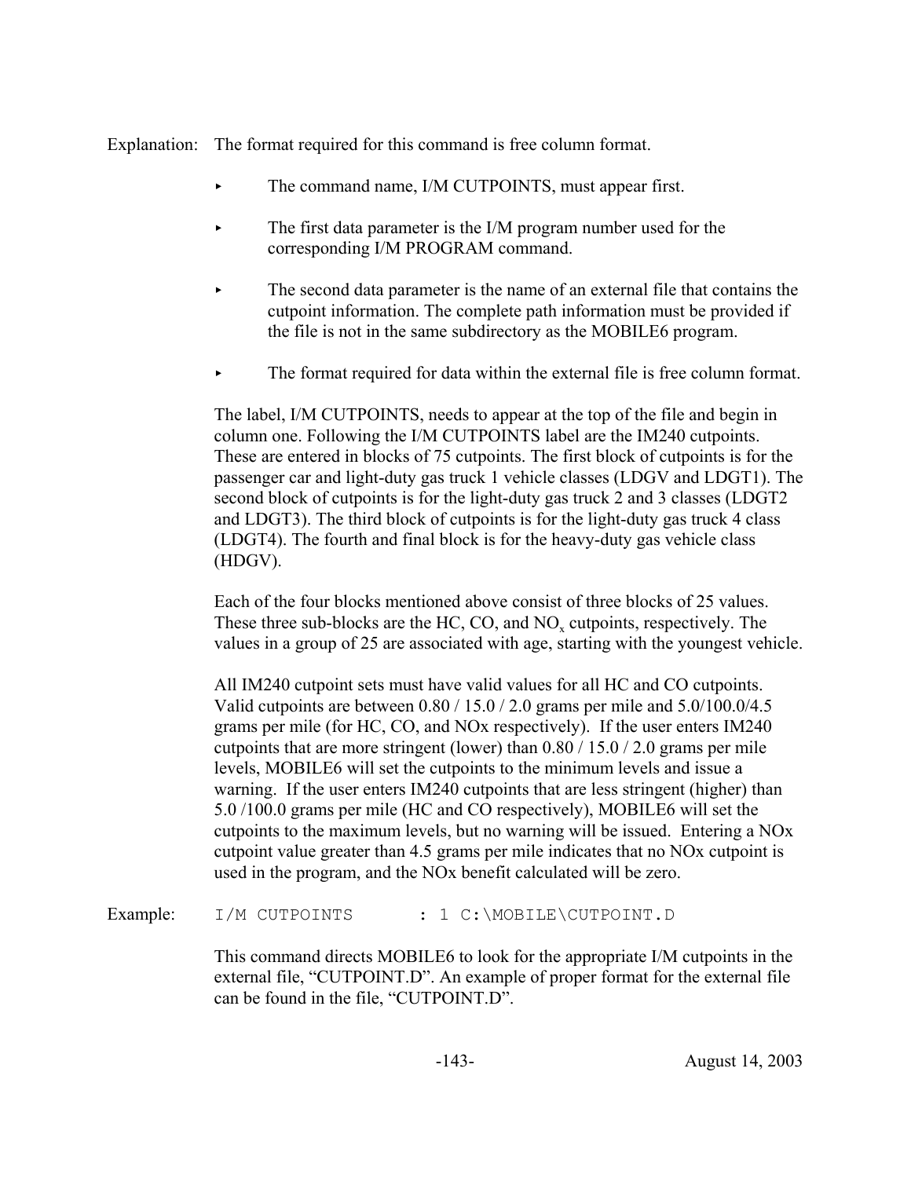Explanation: The format required for this command is free column format.

- The command name, I/M CUTPOINTS, must appear first.
- The first data parameter is the I/M program number used for the corresponding I/M PROGRAM command.
- The second data parameter is the name of an external file that contains the cutpoint information. The complete path information must be provided if the file is not in the same subdirectory as the MOBILE6 program.
- The format required for data within the external file is free column format.

The label, I/M CUTPOINTS, needs to appear at the top of the file and begin in column one. Following the I/M CUTPOINTS label are the IM240 cutpoints. These are entered in blocks of 75 cutpoints. The first block of cutpoints is for the passenger car and light-duty gas truck 1 vehicle classes (LDGV and LDGT1). The second block of cutpoints is for the light-duty gas truck 2 and 3 classes (LDGT2 and LDGT3). The third block of cutpoints is for the light-duty gas truck 4 class (LDGT4). The fourth and final block is for the heavy-duty gas vehicle class (HDGV).

Each of the four blocks mentioned above consist of three blocks of 25 values. These three sub-blocks are the HC, CO, and $NO_x$ cutpoints, respectively. The values in a group of 25 are associated with age, starting with the youngest vehicle.

All IM240 cutpoint sets must have valid values for all HC and CO cutpoints. Valid cutpoints are between 0.80 / 15.0 / 2.0 grams per mile and 5.0/100.0/4.5 grams per mile (for HC, CO, and NOx respectively). If the user enters IM240 cutpoints that are more stringent (lower) than 0.80 / 15.0 / 2.0 grams per mile levels, MOBILE6 will set the cutpoints to the minimum levels and issue a warning. If the user enters IM240 cutpoints that are less stringent (higher) than 5.0 /100.0 grams per mile (HC and CO respectively), MOBILE6 will set the cutpoints to the maximum levels, but no warning will be issued. Entering a NOx cutpoint value greater than 4.5 grams per mile indicates that no NOx cutpoint is used in the program, and the NOx benefit calculated will be zero.

Example:

```
I/M CUTPOINTS       : 1 C:\MOBILE\CUTPOINT.D
```

This command directs MOBILE6 to look for the appropriate I/M cutpoints in the external file, “CUTPOINT.D”. An example of proper format for the external file can be found in the file, “CUTPOINT.D”.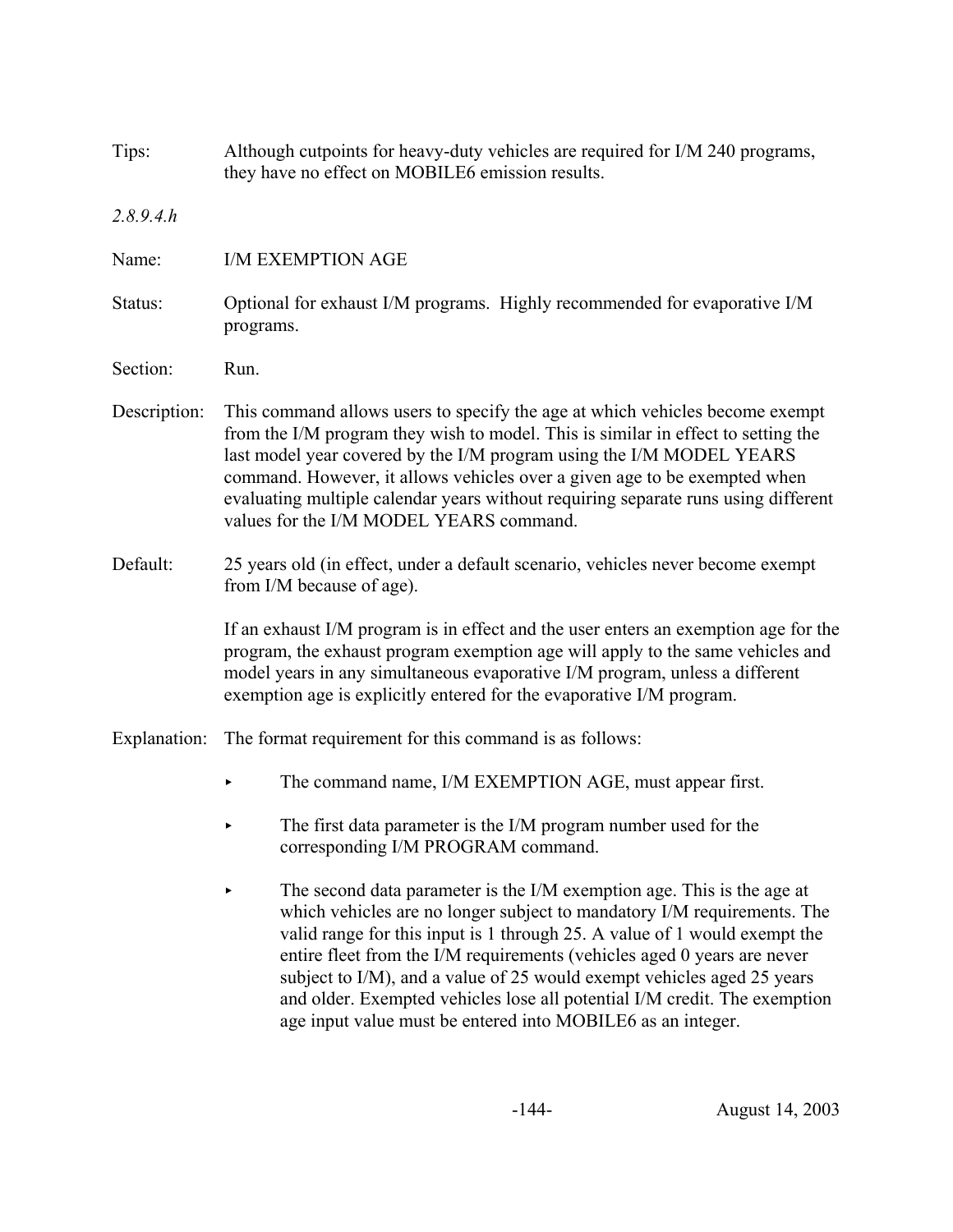Tips: Although cutpoints for heavy-duty vehicles are required for I/M 240 programs, they have no effect on MOBILE6 emission results.

*2.8.9.4.h*

Name: I/M EXEMPTION AGE

Status: Optional for exhaust I/M programs. Highly recommended for evaporative I/M programs.

Section: Run.

Description: This command allows users to specify the age at which vehicles become exempt from the I/M program they wish to model. This is similar in effect to setting the last model year covered by the I/M program using the I/M MODEL YEARS command. However, it allows vehicles over a given age to be exempted when evaluating multiple calendar years without requiring separate runs using different values for the I/M MODEL YEARS command.

Default: 25 years old (in effect, under a default scenario, vehicles never become exempt from I/M because of age).

If an exhaust I/M program is in effect and the user enters an exemption age for the program, the exhaust program exemption age will apply to the same vehicles and model years in any simultaneous evaporative I/M program, unless a different exemption age is explicitly entered for the evaporative I/M program.

Explanation: The format requirement for this command is as follows:

- The command name, I/M EXEMPTION AGE, must appear first.
- The first data parameter is the I/M program number used for the corresponding I/M PROGRAM command.
- The second data parameter is the I/M exemption age. This is the age at which vehicles are no longer subject to mandatory I/M requirements. The valid range for this input is 1 through 25. A value of 1 would exempt the entire fleet from the I/M requirements (vehicles aged 0 years are never subject to I/M), and a value of 25 would exempt vehicles aged 25 years and older. Exempted vehicles lose all potential I/M credit. The exemption age input value must be entered into MOBILE6 as an integer.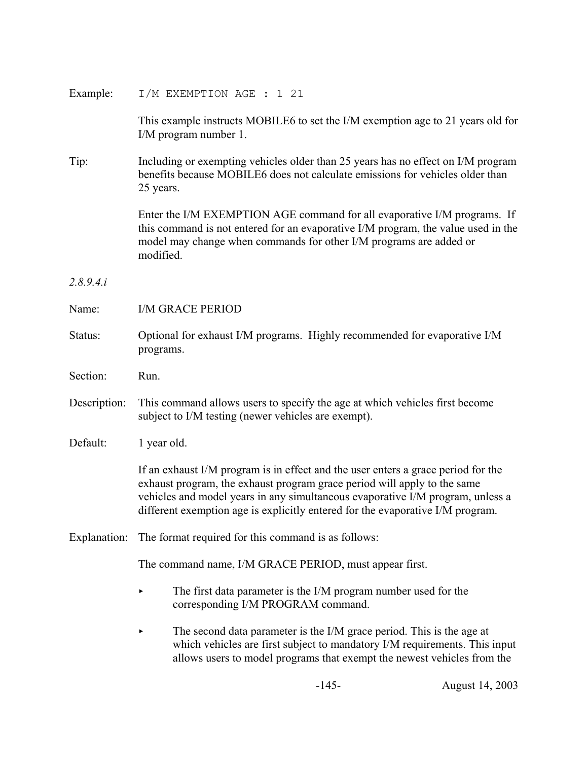Example: `I/M EXEMPTION AGE : 1 21`

This example instructs MOBILE6 to set the I/M exemption age to 21 years old for I/M program number 1.

Tip: Including or exempting vehicles older than 25 years has no effect on I/M program benefits because MOBILE6 does not calculate emissions for vehicles older than 25 years.

Enter the I/M EXEMPTION AGE command for all evaporative I/M programs. If this command is not entered for an evaporative I/M program, the value used in the model may change when commands for other I/M programs are added or modified.

*2.8.9.4.i*

Name: I/M GRACE PERIOD

Status: Optional for exhaust I/M programs. Highly recommended for evaporative I/M programs.

Section: Run.

Description: This command allows users to specify the age at which vehicles first become subject to I/M testing (newer vehicles are exempt).

Default: 1 year old.

If an exhaust I/M program is in effect and the user enters a grace period for the exhaust program, the exhaust program grace period will apply to the same vehicles and model years in any simultaneous evaporative I/M program, unless a different exemption age is explicitly entered for the evaporative I/M program.

Explanation: The format required for this command is as follows:

The command name, I/M GRACE PERIOD, must appear first.

- The first data parameter is the I/M program number used for the corresponding I/M PROGRAM command.
- The second data parameter is the I/M grace period. This is the age at which vehicles are first subject to mandatory I/M requirements. This input allows users to model programs that exempt the newest vehicles from the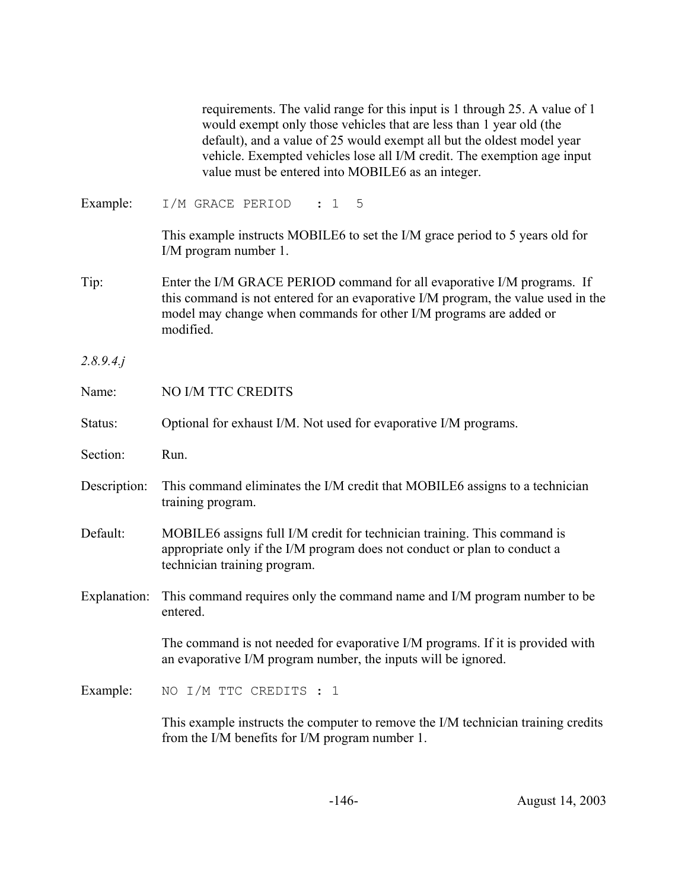requirements. The valid range for this input is 1 through 25. A value of 1 would exempt only those vehicles that are less than 1 year old (the default), and a value of 25 would exempt all but the oldest model year vehicle. Exempted vehicles lose all I/M credit. The exemption age input value must be entered into MOBILE6 as an integer.

Example:

```
I/M GRACE PERIOD   : 1  5
```

This example instructs MOBILE6 to set the I/M grace period to 5 years old for I/M program number 1.

Tip: Enter the I/M GRACE PERIOD command for all evaporative I/M programs. If this command is not entered for an evaporative I/M program, the value used in the model may change when commands for other I/M programs are added or modified.

*2.8.9.4.j*

Name: NO I/M TTC CREDITS

Status: Optional for exhaust I/M. Not used for evaporative I/M programs.

Section: Run.

Description: This command eliminates the I/M credit that MOBILE6 assigns to a technician training program.

Default: MOBILE6 assigns full I/M credit for technician training. This command is appropriate only if the I/M program does not conduct or plan to conduct a technician training program.

Explanation: This command requires only the command name and I/M program number to be entered.

The command is not needed for evaporative I/M programs. If it is provided with an evaporative I/M program number, the inputs will be ignored.

Example:

```
NO I/M TTC CREDITS : 1
```

This example instructs the computer to remove the I/M technician training credits from the I/M benefits for I/M program number 1.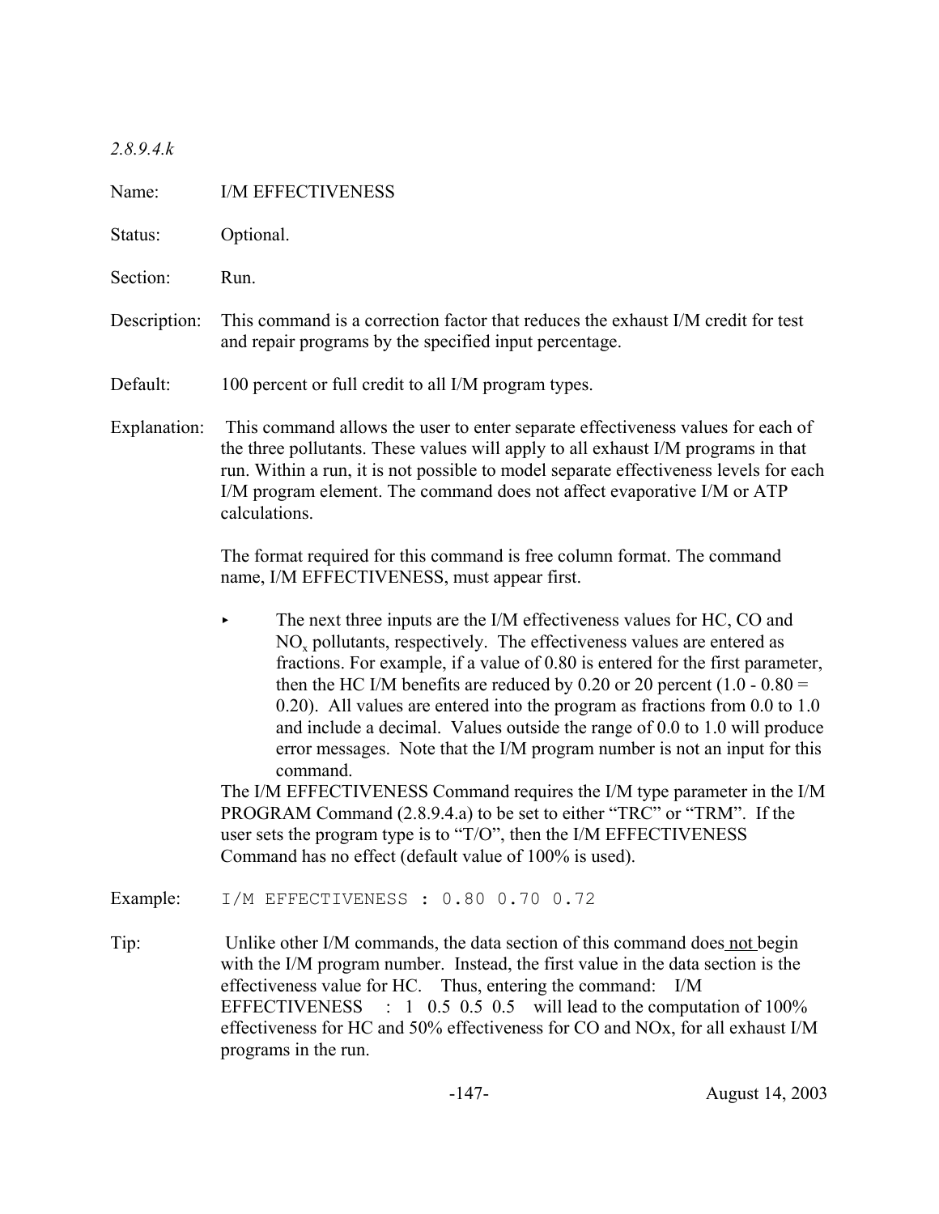*2.8.9.4.k*

Name: I/M EFFECTIVENESS

Status: Optional.

Section: Run.

Description: This command is a correction factor that reduces the exhaust I/M credit for test and repair programs by the specified input percentage.

Default: 100 percent or full credit to all I/M program types.

Explanation: This command allows the user to enter separate effectiveness values for each of the three pollutants. These values will apply to all exhaust I/M programs in that run. Within a run, it is not possible to model separate effectiveness levels for each I/M program element. The command does not affect evaporative I/M or ATP calculations.

The format required for this command is free column format. The command name, I/M EFFECTIVENESS, must appear first.

- The next three inputs are the I/M effectiveness values for HC, CO and $NO_x$ pollutants, respectively. The effectiveness values are entered as fractions. For example, if a value of 0.80 is entered for the first parameter, then the HC I/M benefits are reduced by 0.20 or 20 percent (1.0 - 0.80 = 0.20). All values are entered into the program as fractions from 0.0 to 1.0 and include a decimal. Values outside the range of 0.0 to 1.0 will produce error messages. Note that the I/M program number is not an input for this command.

The I/M EFFECTIVENESS Command requires the I/M type parameter in the I/M PROGRAM Command (2.8.9.4.a) to be set to either "TRC" or "TRM". If the user sets the program type is to "T/O", then the I/M EFFECTIVENESS Command has no effect (default value of 100% is used).

Example:

```
I/M EFFECTIVENESS : 0.80 0.70 0.72
```

Tip: Unlike other I/M commands, the data section of this command does not begin with the I/M program number. Instead, the first value in the data section is the effectiveness value for HC. Thus, entering the command: I/M EFFECTIVENESS : 1 0.5 0.5 0.5 will lead to the computation of 100% effectiveness for HC and 50% effectiveness for CO and NOx, for all exhaust I/M programs in the run.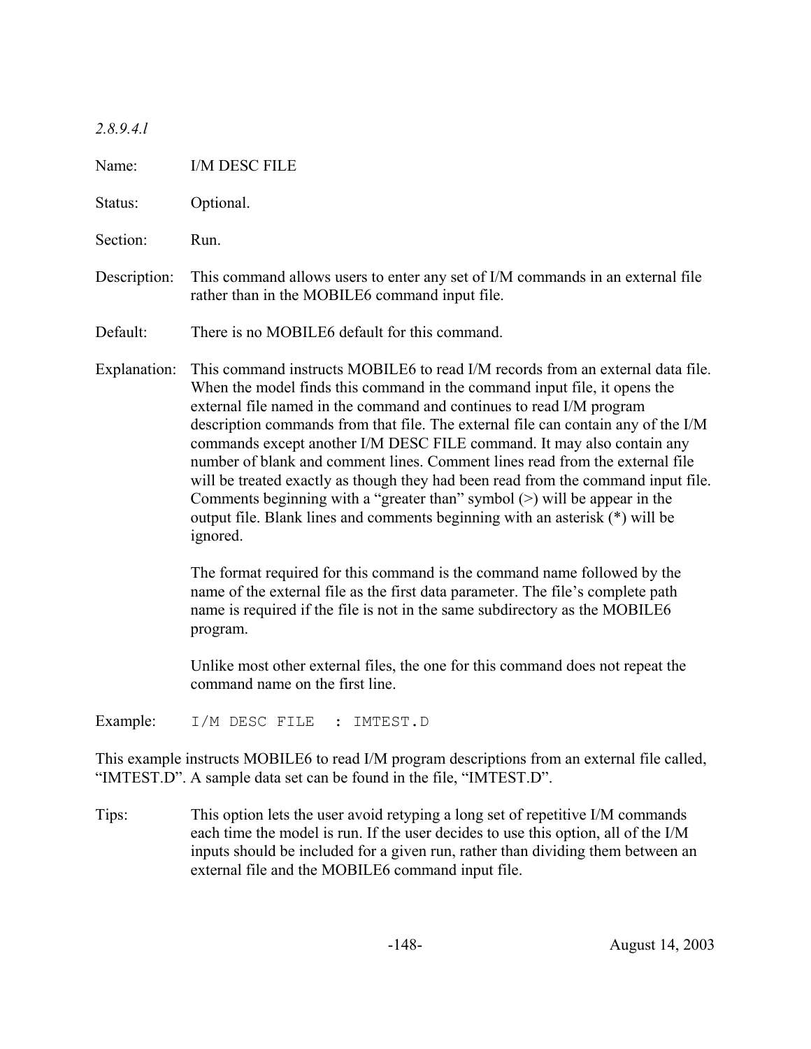*2.8.9.4.l*

Name: I/M DESC FILE

Status: Optional.

Section: Run.

Description: This command allows users to enter any set of I/M commands in an external file rather than in the MOBILE6 command input file.

Default: There is no MOBILE6 default for this command.

Explanation: This command instructs MOBILE6 to read I/M records from an external data file. When the model finds this command in the command input file, it opens the external file named in the command and continues to read I/M program description commands from that file. The external file can contain any of the I/M commands except another I/M DESC FILE command. It may also contain any number of blank and comment lines. Comment lines read from the external file will be treated exactly as though they had been read from the command input file. Comments beginning with a "greater than" symbol (>) will be appear in the output file. Blank lines and comments beginning with an asterisk (*) will be ignored.

The format required for this command is the command name followed by the name of the external file as the first data parameter. The file's complete path name is required if the file is not in the same subdirectory as the MOBILE6 program.

Unlike most other external files, the one for this command does not repeat the command name on the first line.

Example:

```
I/M DESC FILE  : IMTEST.D
```

This example instructs MOBILE6 to read I/M program descriptions from an external file called, "IMTEST.D". A sample data set can be found in the file, "IMTEST.D".

Tips: This option lets the user avoid retyping a long set of repetitive I/M commands each time the model is run. If the user decides to use this option, all of the I/M inputs should be included for a given run, rather than dividing them between an external file and the MOBILE6 command input file.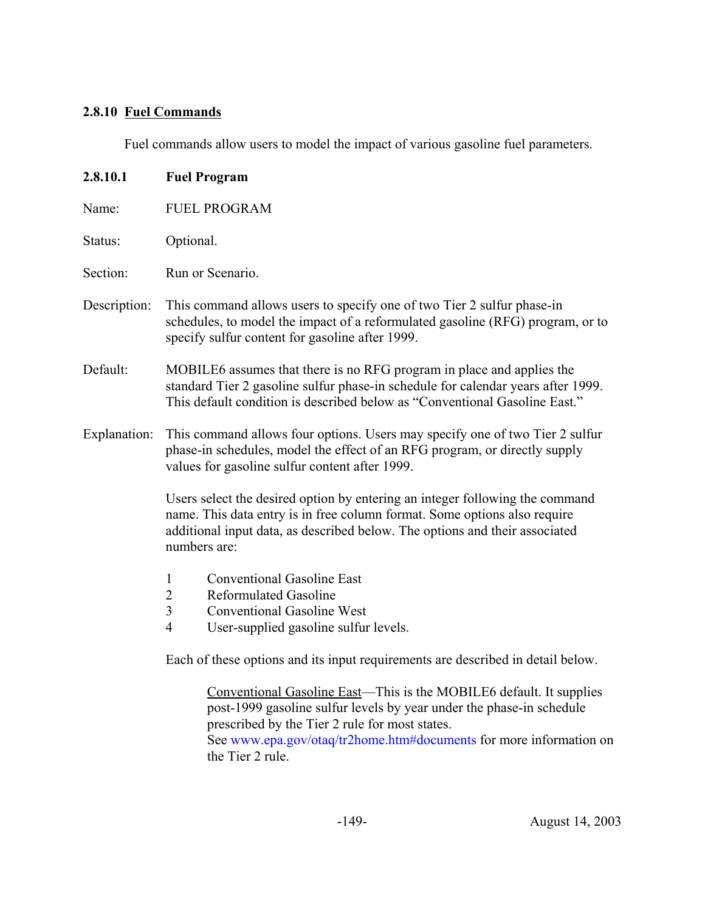### 2.8.10 Fuel Commands

Fuel commands allow users to model the impact of various gasoline fuel parameters.

#### 2.8.10.1 Fuel Program

Name: FUEL PROGRAM

Status: Optional.

Section: Run or Scenario.

Description: This command allows users to specify one of two Tier 2 sulfur phase-in schedules, to model the impact of a reformulated gasoline (RFG) program, or to specify sulfur content for gasoline after 1999.

Default: MOBILE6 assumes that there is no RFG program in place and applies the standard Tier 2 gasoline sulfur phase-in schedule for calendar years after 1999. This default condition is described below as "Conventional Gasoline East."

Explanation: This command allows four options. Users may specify one of two Tier 2 sulfur phase-in schedules, model the effect of an RFG program, or directly supply values for gasoline sulfur content after 1999.

Users select the desired option by entering an integer following the command name. This data entry is in free column format. Some options also require additional input data, as described below. The options and their associated numbers are:

1 Conventional Gasoline East
2 Reformulated Gasoline
3 Conventional Gasoline West
4 User-supplied gasoline sulfur levels.

Each of these options and its input requirements are described in detail below.

Conventional Gasoline East—This is the MOBILE6 default. It supplies post-1999 gasoline sulfur levels by year under the phase-in schedule prescribed by the Tier 2 rule for most states.
See www.epa.gov/otaq/tr2home.htm#documents for more information on the Tier 2 rule.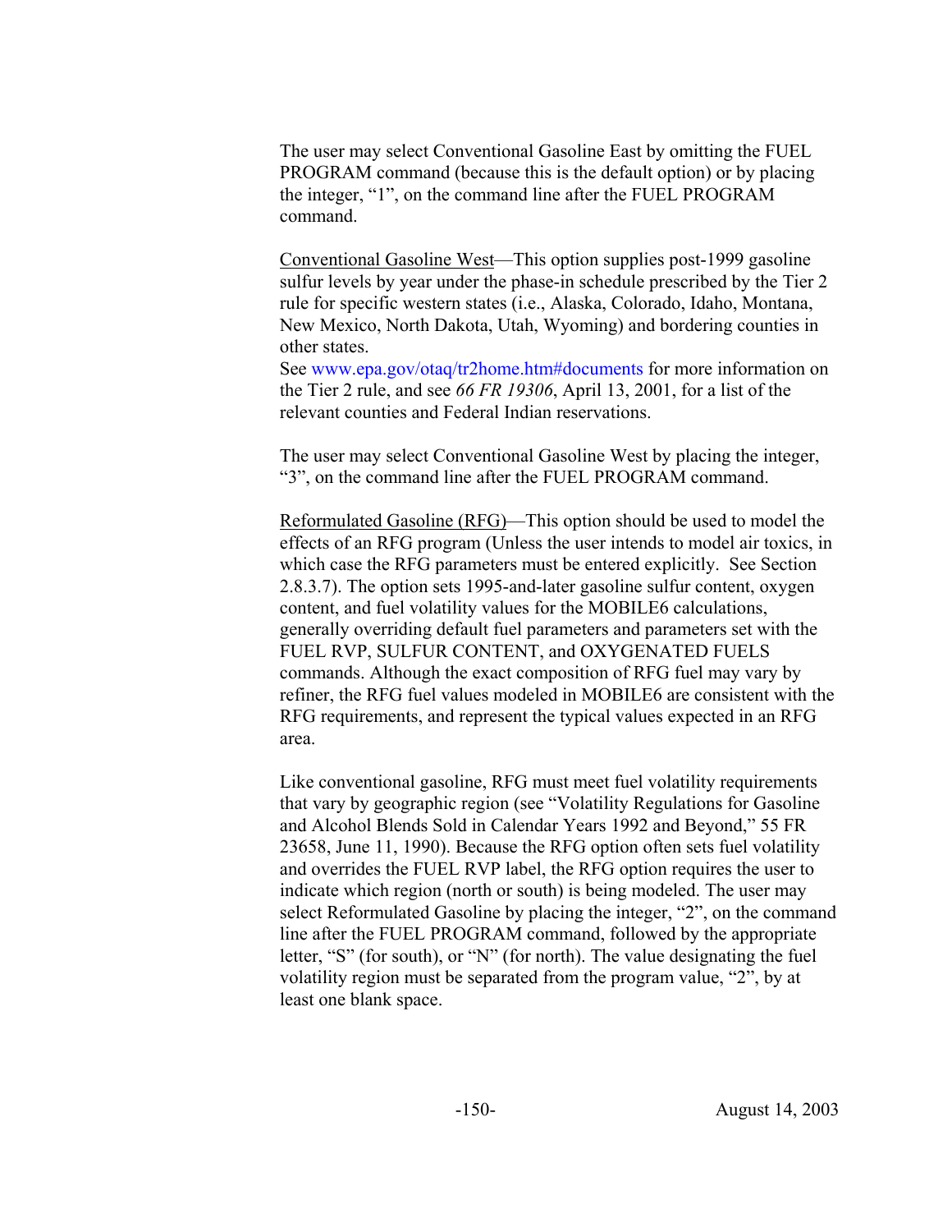The user may select Conventional Gasoline East by omitting the FUEL PROGRAM command (because this is the default option) or by placing the integer, "1", on the command line after the FUEL PROGRAM command.

<u>Conventional Gasoline West</u>—This option supplies post-1999 gasoline sulfur levels by year under the phase-in schedule prescribed by the Tier 2 rule for specific western states (i.e., Alaska, Colorado, Idaho, Montana, New Mexico, North Dakota, Utah, Wyoming) and bordering counties in other states.
See www.epa.gov/otaq/tr2home.htm#documents for more information on the Tier 2 rule, and see *66 FR 19306*, April 13, 2001, for a list of the relevant counties and Federal Indian reservations.

The user may select Conventional Gasoline West by placing the integer, "3", on the command line after the FUEL PROGRAM command.

<u>Reformulated Gasoline (RFG)</u>—This option should be used to model the effects of an RFG program (Unless the user intends to model air toxics, in which case the RFG parameters must be entered explicitly. See Section 2.8.3.7). The option sets 1995-and-later gasoline sulfur content, oxygen content, and fuel volatility values for the MOBILE6 calculations, generally overriding default fuel parameters and parameters set with the FUEL RVP, SULFUR CONTENT, and OXYGENATED FUELS commands. Although the exact composition of RFG fuel may vary by refiner, the RFG fuel values modeled in MOBILE6 are consistent with the RFG requirements, and represent the typical values expected in an RFG area.

Like conventional gasoline, RFG must meet fuel volatility requirements that vary by geographic region (see "Volatility Regulations for Gasoline and Alcohol Blends Sold in Calendar Years 1992 and Beyond," 55 FR 23658, June 11, 1990). Because the RFG option often sets fuel volatility and overrides the FUEL RVP label, the RFG option requires the user to indicate which region (north or south) is being modeled. The user may select Reformulated Gasoline by placing the integer, "2", on the command line after the FUEL PROGRAM command, followed by the appropriate letter, "S" (for south), or "N" (for north). The value designating the fuel volatility region must be separated from the program value, "2", by at least one blank space.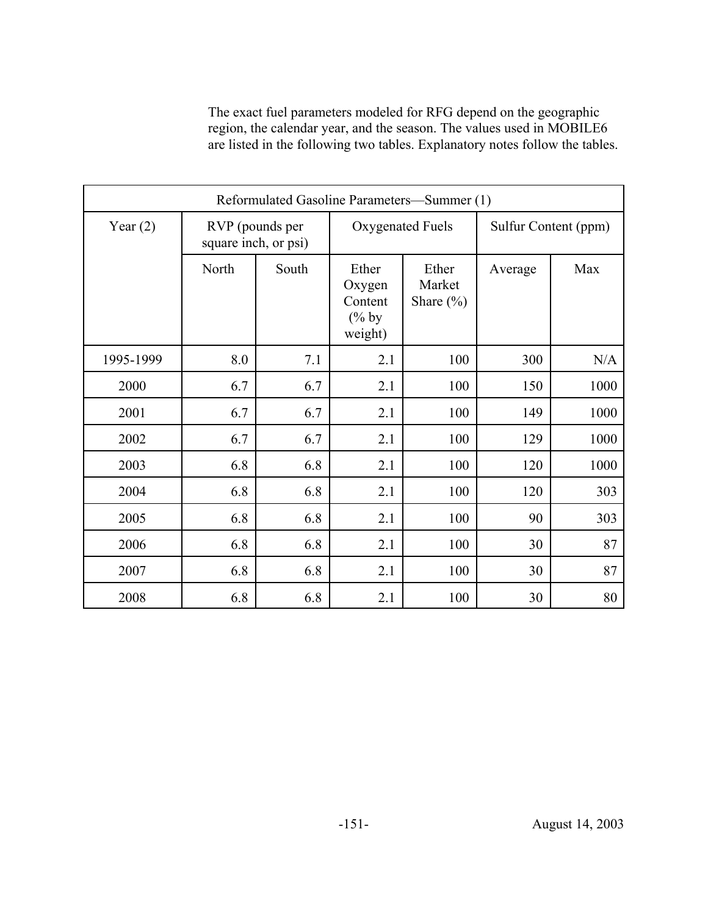The exact fuel parameters modeled for RFG depend on the geographic region, the calendar year, and the season. The values used in MOBILE6 are listed in the following two tables. Explanatory notes follow the tables.

| Reformulated Gasoline Parameters—Summer (1) | | | | | | |
|---|---|---|---|---|---|---|
| Year (2) | RVP (pounds per square inch, or psi) | | Oxygenated Fuels | | Sulfur Content (ppm) | |
| | North | South | Ether Oxygen Content (% by weight) | Ether Market Share (%) | Average | Max |
| 1995-1999 | 8.0 | 7.1 | 2.1 | 100 | 300 | N/A |
| 2000 | 6.7 | 6.7 | 2.1 | 100 | 150 | 1000 |
| 2001 | 6.7 | 6.7 | 2.1 | 100 | 149 | 1000 |
| 2002 | 6.7 | 6.7 | 2.1 | 100 | 129 | 1000 |
| 2003 | 6.8 | 6.8 | 2.1 | 100 | 120 | 1000 |
| 2004 | 6.8 | 6.8 | 2.1 | 100 | 120 | 303 |
| 2005 | 6.8 | 6.8 | 2.1 | 100 | 90 | 303 |
| 2006 | 6.8 | 6.8 | 2.1 | 100 | 30 | 87 |
| 2007 | 6.8 | 6.8 | 2.1 | 100 | 30 | 87 |
| 2008 | 6.8 | 6.8 | 2.1 | 100 | 30 | 80 |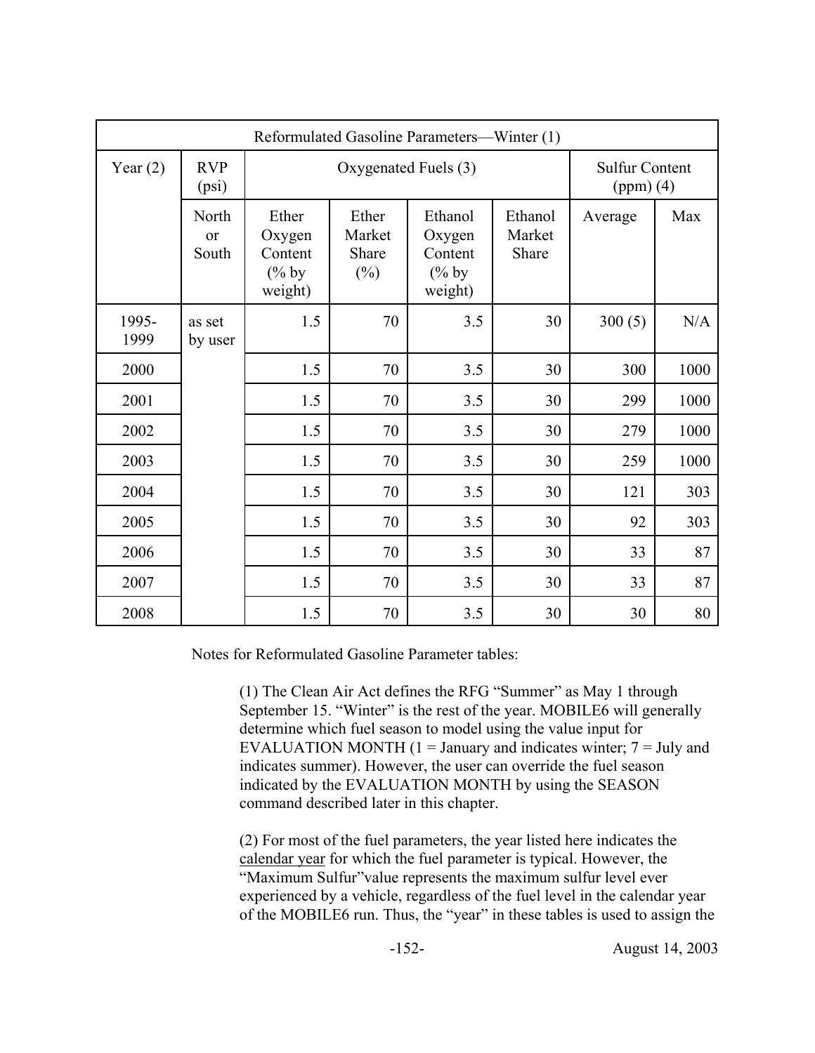| Reformulated Gasoline Parameters—Winter (1) | | | | | | | |
|---|---|---|---|---|---|---|---|
| Year (2) | RVP (psi) | Oxygenated Fuels (3) | | | | Sulfur Content (ppm) (4) | |
| | North or South | Ether Oxygen Content (% by weight) | Ether Market Share (%) | Ethanol Oxygen Content (% by weight) | Ethanol Market Share | Average | Max |
| 1995-1999 | as set by user | 1.5 | 70 | 3.5 | 30 | 300 (5) | N/A |
| 2000 | | 1.5 | 70 | 3.5 | 30 | 300 | 1000 |
| 2001 | | 1.5 | 70 | 3.5 | 30 | 299 | 1000 |
| 2002 | | 1.5 | 70 | 3.5 | 30 | 279 | 1000 |
| 2003 | | 1.5 | 70 | 3.5 | 30 | 259 | 1000 |
| 2004 | | 1.5 | 70 | 3.5 | 30 | 121 | 303 |
| 2005 | | 1.5 | 70 | 3.5 | 30 | 92 | 303 |
| 2006 | | 1.5 | 70 | 3.5 | 30 | 33 | 87 |
| 2007 | | 1.5 | 70 | 3.5 | 30 | 33 | 87 |
| 2008 | | 1.5 | 70 | 3.5 | 30 | 30 | 80 |

Notes for Reformulated Gasoline Parameter tables:

(1) The Clean Air Act defines the RFG "Summer" as May 1 through September 15. "Winter" is the rest of the year. MOBILE6 will generally determine which fuel season to model using the value input for EVALUATION MONTH (1 = January and indicates winter; 7 = July and indicates summer). However, the user can override the fuel season indicated by the EVALUATION MONTH by using the SEASON command described later in this chapter.

(2) For most of the fuel parameters, the year listed here indicates the calendar year for which the fuel parameter is typical. However, the "Maximum Sulfur"value represents the maximum sulfur level ever experienced by a vehicle, regardless of the fuel level in the calendar year of the MOBILE6 run. Thus, the "year" in these tables is used to assign the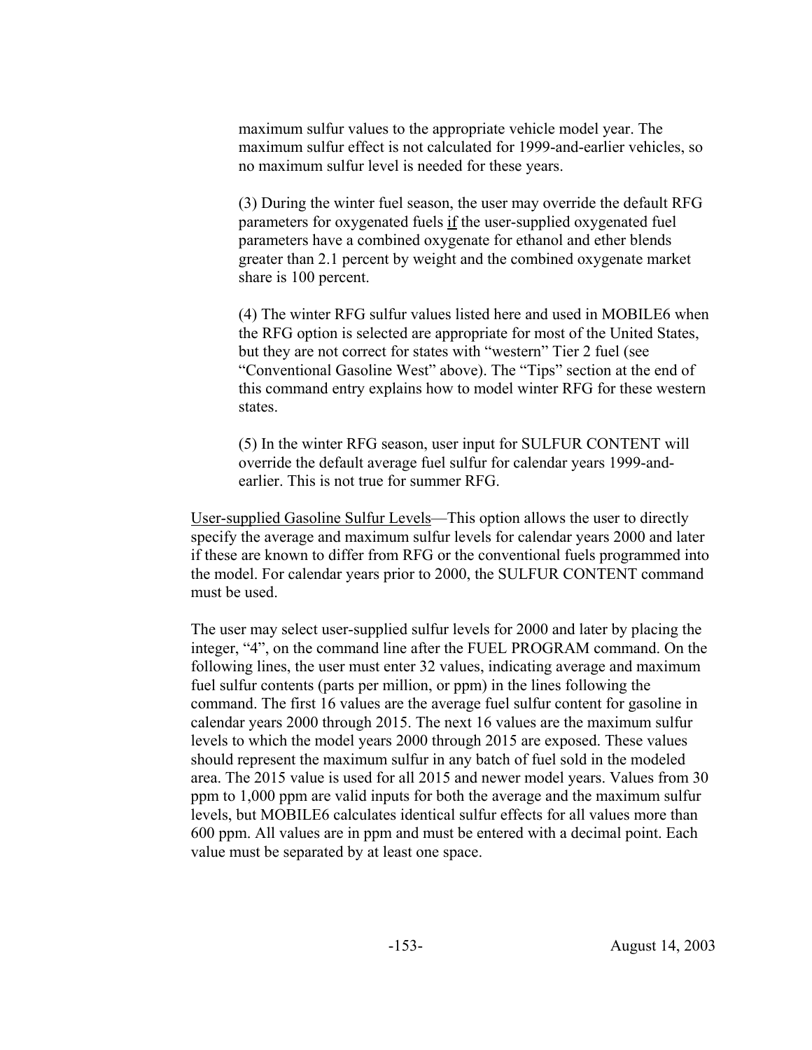maximum sulfur values to the appropriate vehicle model year. The maximum sulfur effect is not calculated for 1999-and-earlier vehicles, so no maximum sulfur level is needed for these years.

(3) During the winter fuel season, the user may override the default RFG parameters for oxygenated fuels <u>if</u> the user-supplied oxygenated fuel parameters have a combined oxygenate for ethanol and ether blends greater than 2.1 percent by weight and the combined oxygenate market share is 100 percent.

(4) The winter RFG sulfur values listed here and used in MOBILE6 when the RFG option is selected are appropriate for most of the United States, but they are not correct for states with "western" Tier 2 fuel (see "Conventional Gasoline West" above). The "Tips" section at the end of this command entry explains how to model winter RFG for these western states.

(5) In the winter RFG season, user input for SULFUR CONTENT will override the default average fuel sulfur for calendar years 1999-and-earlier. This is not true for summer RFG.

<u>User-supplied Gasoline Sulfur Levels</u>—This option allows the user to directly specify the average and maximum sulfur levels for calendar years 2000 and later if these are known to differ from RFG or the conventional fuels programmed into the model. For calendar years prior to 2000, the SULFUR CONTENT command must be used.

The user may select user-supplied sulfur levels for 2000 and later by placing the integer, "4", on the command line after the FUEL PROGRAM command. On the following lines, the user must enter 32 values, indicating average and maximum fuel sulfur contents (parts per million, or ppm) in the lines following the command. The first 16 values are the average fuel sulfur content for gasoline in calendar years 2000 through 2015. The next 16 values are the maximum sulfur levels to which the model years 2000 through 2015 are exposed. These values should represent the maximum sulfur in any batch of fuel sold in the modeled area. The 2015 value is used for all 2015 and newer model years. Values from 30 ppm to 1,000 ppm are valid inputs for both the average and the maximum sulfur levels, but MOBILE6 calculates identical sulfur effects for all values more than 600 ppm. All values are in ppm and must be entered with a decimal point. Each value must be separated by at least one space.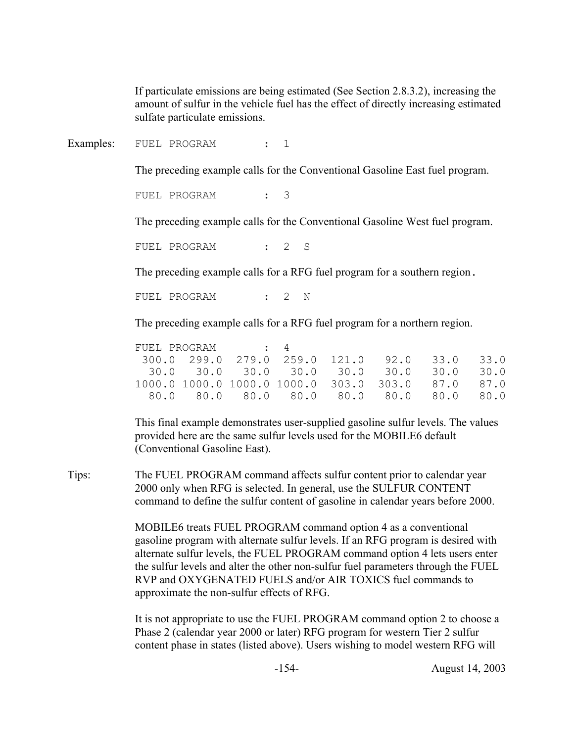If particulate emissions are being estimated (See Section 2.8.3.2), increasing the amount of sulfur in the vehicle fuel has the effect of directly increasing estimated sulfate particulate emissions.

Examples:

```
FUEL PROGRAM        :  1
```

The preceding example calls for the Conventional Gasoline East fuel program.

```
FUEL PROGRAM        :  3
```

The preceding example calls for the Conventional Gasoline West fuel program.

```
FUEL PROGRAM        :  2  S
```

The preceding example calls for a RFG fuel program for a southern region.

```
FUEL PROGRAM        :  2  N
```

The preceding example calls for a RFG fuel program for a northern region.

```
FUEL PROGRAM        :  4
 300.0  299.0  279.0  259.0  121.0   92.0   33.0   33.0
  30.0   30.0   30.0   30.0   30.0   30.0   30.0   30.0
1000.0 1000.0 1000.0 1000.0  303.0  303.0   87.0   87.0
  80.0   80.0   80.0   80.0   80.0   80.0   80.0   80.0
```

This final example demonstrates user-supplied gasoline sulfur levels. The values provided here are the same sulfur levels used for the MOBILE6 default (Conventional Gasoline East).

Tips: The FUEL PROGRAM command affects sulfur content prior to calendar year 2000 only when RFG is selected. In general, use the SULFUR CONTENT command to define the sulfur content of gasoline in calendar years before 2000.

MOBILE6 treats FUEL PROGRAM command option 4 as a conventional gasoline program with alternate sulfur levels. If an RFG program is desired with alternate sulfur levels, the FUEL PROGRAM command option 4 lets users enter the sulfur levels and alter the other non-sulfur fuel parameters through the FUEL RVP and OXYGENATED FUELS and/or AIR TOXICS fuel commands to approximate the non-sulfur effects of RFG.

It is not appropriate to use the FUEL PROGRAM command option 2 to choose a Phase 2 (calendar year 2000 or later) RFG program for western Tier 2 sulfur content phase in states (listed above). Users wishing to model western RFG will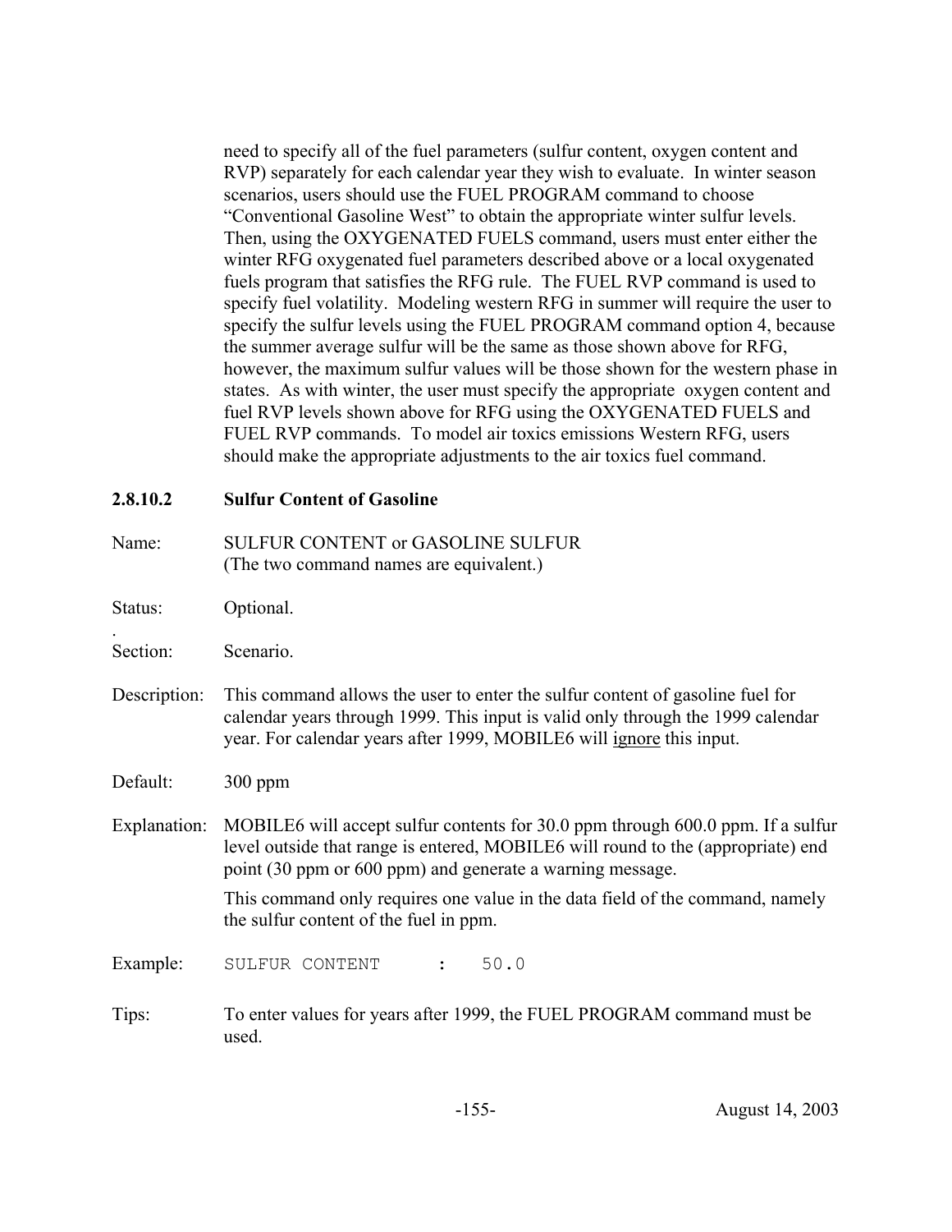need to specify all of the fuel parameters (sulfur content, oxygen content and RVP) separately for each calendar year they wish to evaluate. In winter season scenarios, users should use the FUEL PROGRAM command to choose "Conventional Gasoline West" to obtain the appropriate winter sulfur levels. Then, using the OXYGENATED FUELS command, users must enter either the winter RFG oxygenated fuel parameters described above or a local oxygenated fuels program that satisfies the RFG rule. The FUEL RVP command is used to specify fuel volatility. Modeling western RFG in summer will require the user to specify the sulfur levels using the FUEL PROGRAM command option 4, because the summer average sulfur will be the same as those shown above for RFG, however, the maximum sulfur values will be those shown for the western phase in states. As with winter, the user must specify the appropriate oxygen content and fuel RVP levels shown above for RFG using the OXYGENATED FUELS and FUEL RVP commands. To model air toxics emissions Western RFG, users should make the appropriate adjustments to the air toxics fuel command.

### 2.8.10.2 Sulfur Content of Gasoline

**Name:** SULFUR CONTENT or GASOLINE SULFUR
(The two command names are equivalent.)

**Status:** Optional.

**Section:** Scenario.

**Description:** This command allows the user to enter the sulfur content of gasoline fuel for calendar years through 1999. This input is valid only through the 1999 calendar year. For calendar years after 1999, MOBILE6 will ignore this input.

**Default:** 300 ppm

**Explanation:** MOBILE6 will accept sulfur contents for 30.0 ppm through 600.0 ppm. If a sulfur level outside that range is entered, MOBILE6 will round to the (appropriate) end point (30 ppm or 600 ppm) and generate a warning message.

This command only requires one value in the data field of the command, namely the sulfur content of the fuel in ppm.

**Example:**

```
SULFUR CONTENT      :    50.0
```

**Tips:** To enter values for years after 1999, the FUEL PROGRAM command must be used.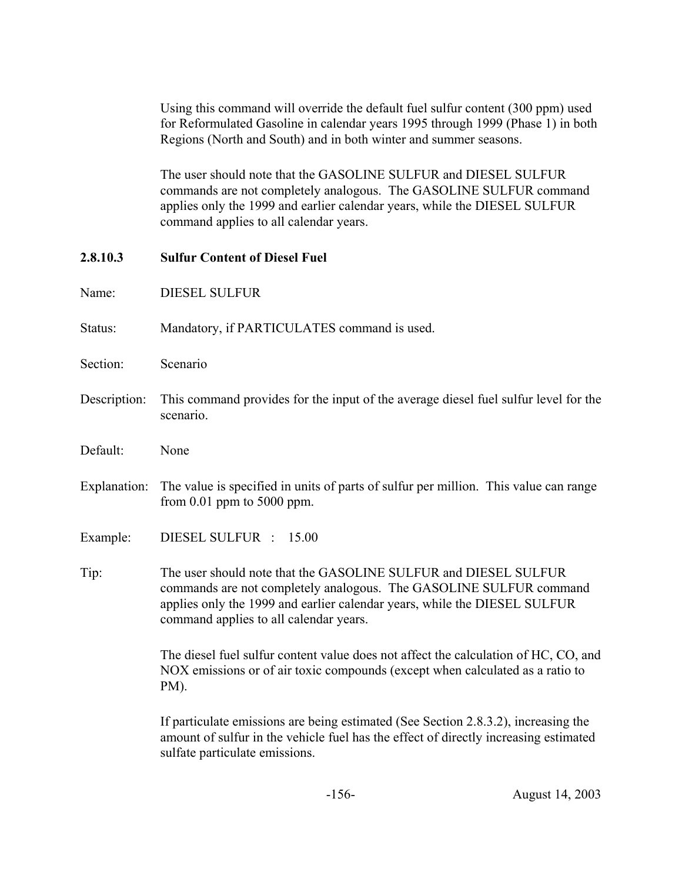Using this command will override the default fuel sulfur content (300 ppm) used for Reformulated Gasoline in calendar years 1995 through 1999 (Phase 1) in both Regions (North and South) and in both winter and summer seasons.

The user should note that the GASOLINE SULFUR and DIESEL SULFUR commands are not completely analogous. The GASOLINE SULFUR command applies only the 1999 and earlier calendar years, while the DIESEL SULFUR command applies to all calendar years.

### 2.8.10.3 Sulfur Content of Diesel Fuel

**Name:** DIESEL SULFUR

**Status:** Mandatory, if PARTICULATES command is used.

**Section:** Scenario

**Description:** This command provides for the input of the average diesel fuel sulfur level for the scenario.

**Default:** None

**Explanation:** The value is specified in units of parts of sulfur per million. This value can range from 0.01 ppm to 5000 ppm.

**Example:** DIESEL SULFUR : 15.00

**Tip:** The user should note that the GASOLINE SULFUR and DIESEL SULFUR commands are not completely analogous. The GASOLINE SULFUR command applies only the 1999 and earlier calendar years, while the DIESEL SULFUR command applies to all calendar years.

The diesel fuel sulfur content value does not affect the calculation of HC, CO, and NOX emissions or of air toxic compounds (except when calculated as a ratio to PM).

If particulate emissions are being estimated (See Section 2.8.3.2), increasing the amount of sulfur in the vehicle fuel has the effect of directly increasing estimated sulfate particulate emissions.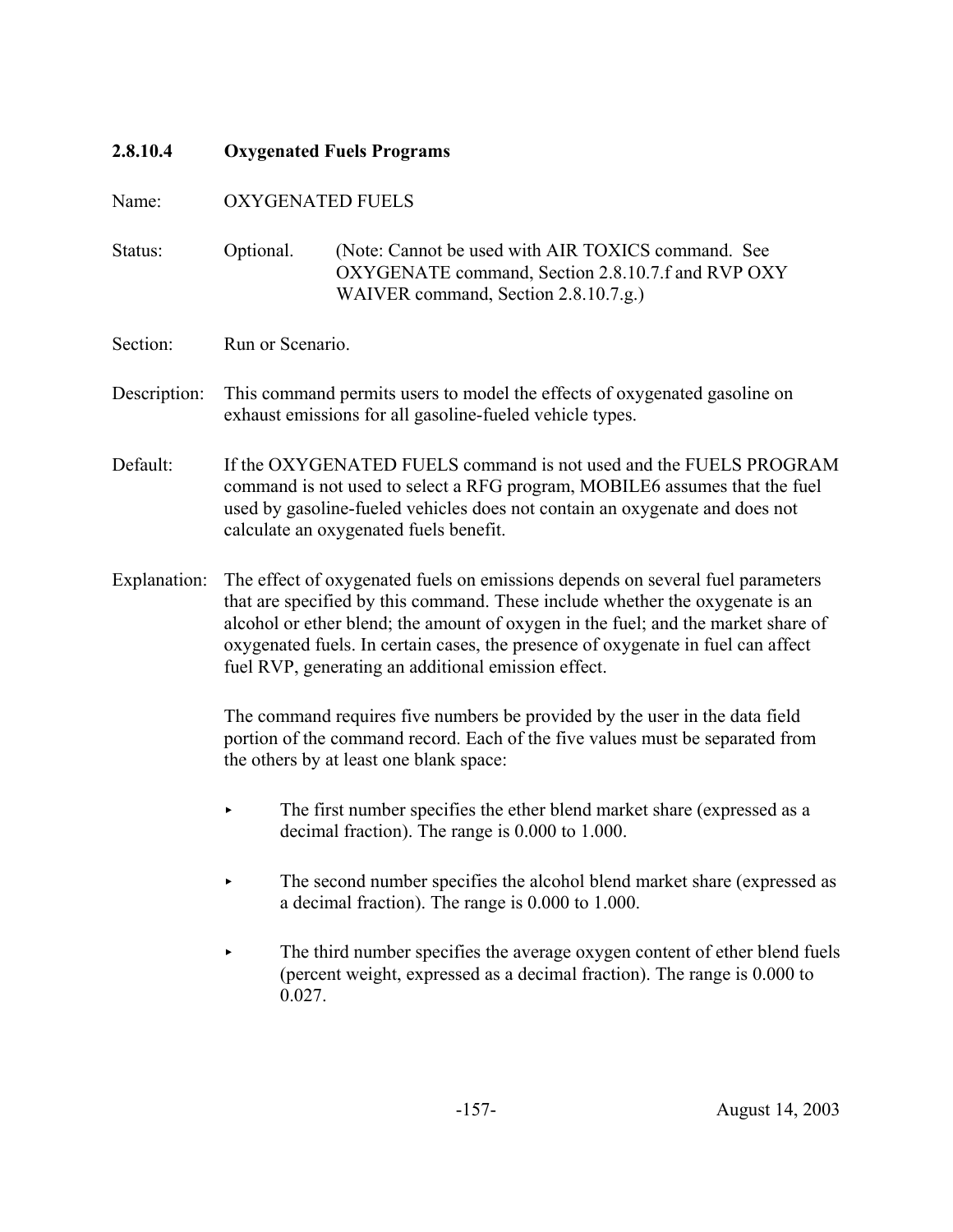### 2.8.10.4 Oxygenated Fuels Programs

Name: OXYGENATED FUELS

Status: Optional. (Note: Cannot be used with AIR TOXICS command. See OXYGENATE command, Section 2.8.10.7.f and RVP OXY WAIVER command, Section 2.8.10.7.g.)

Section: Run or Scenario.

Description: This command permits users to model the effects of oxygenated gasoline on exhaust emissions for all gasoline-fueled vehicle types.

Default: If the OXYGENATED FUELS command is not used and the FUELS PROGRAM command is not used to select a RFG program, MOBILE6 assumes that the fuel used by gasoline-fueled vehicles does not contain an oxygenate and does not calculate an oxygenated fuels benefit.

Explanation: The effect of oxygenated fuels on emissions depends on several fuel parameters that are specified by this command. These include whether the oxygenate is an alcohol or ether blend; the amount of oxygen in the fuel; and the market share of oxygenated fuels. In certain cases, the presence of oxygenate in fuel can affect fuel RVP, generating an additional emission effect.

The command requires five numbers be provided by the user in the data field portion of the command record. Each of the five values must be separated from the others by at least one blank space:

- The first number specifies the ether blend market share (expressed as a decimal fraction). The range is 0.000 to 1.000.
- The second number specifies the alcohol blend market share (expressed as a decimal fraction). The range is 0.000 to 1.000.
- The third number specifies the average oxygen content of ether blend fuels (percent weight, expressed as a decimal fraction). The range is 0.000 to 0.027.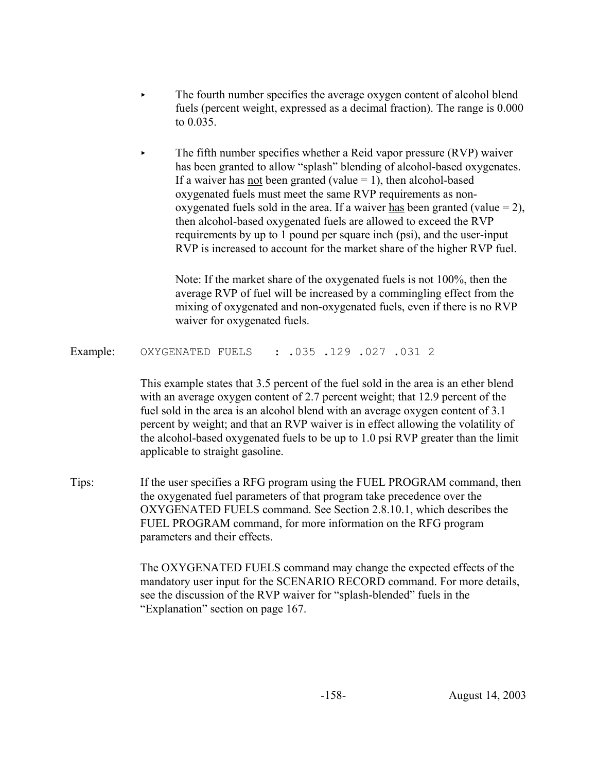- The fourth number specifies the average oxygen content of alcohol blend fuels (percent weight, expressed as a decimal fraction). The range is 0.000 to 0.035.

- The fifth number specifies whether a Reid vapor pressure (RVP) waiver has been granted to allow "splash" blending of alcohol-based oxygenates. If a waiver has not been granted (value = 1), then alcohol-based oxygenated fuels must meet the same RVP requirements as non-oxygenated fuels sold in the area. If a waiver has been granted (value = 2), then alcohol-based oxygenated fuels are allowed to exceed the RVP requirements by up to 1 pound per square inch (psi), and the user-input RVP is increased to account for the market share of the higher RVP fuel.

  Note: If the market share of the oxygenated fuels is not 100%, then the average RVP of fuel will be increased by a commingling effect from the mixing of oxygenated and non-oxygenated fuels, even if there is no RVP waiver for oxygenated fuels.

Example:

```
OXYGENATED FUELS    : .035 .129 .027 .031 2
```

This example states that 3.5 percent of the fuel sold in the area is an ether blend with an average oxygen content of 2.7 percent weight; that 12.9 percent of the fuel sold in the area is an alcohol blend with an average oxygen content of 3.1 percent by weight; and that an RVP waiver is in effect allowing the volatility of the alcohol-based oxygenated fuels to be up to 1.0 psi RVP greater than the limit applicable to straight gasoline.

Tips: If the user specifies a RFG program using the FUEL PROGRAM command, then the oxygenated fuel parameters of that program take precedence over the OXYGENATED FUELS command. See Section 2.8.10.1, which describes the FUEL PROGRAM command, for more information on the RFG program parameters and their effects.

The OXYGENATED FUELS command may change the expected effects of the mandatory user input for the SCENARIO RECORD command. For more details, see the discussion of the RVP waiver for "splash-blended" fuels in the "Explanation" section on page 167.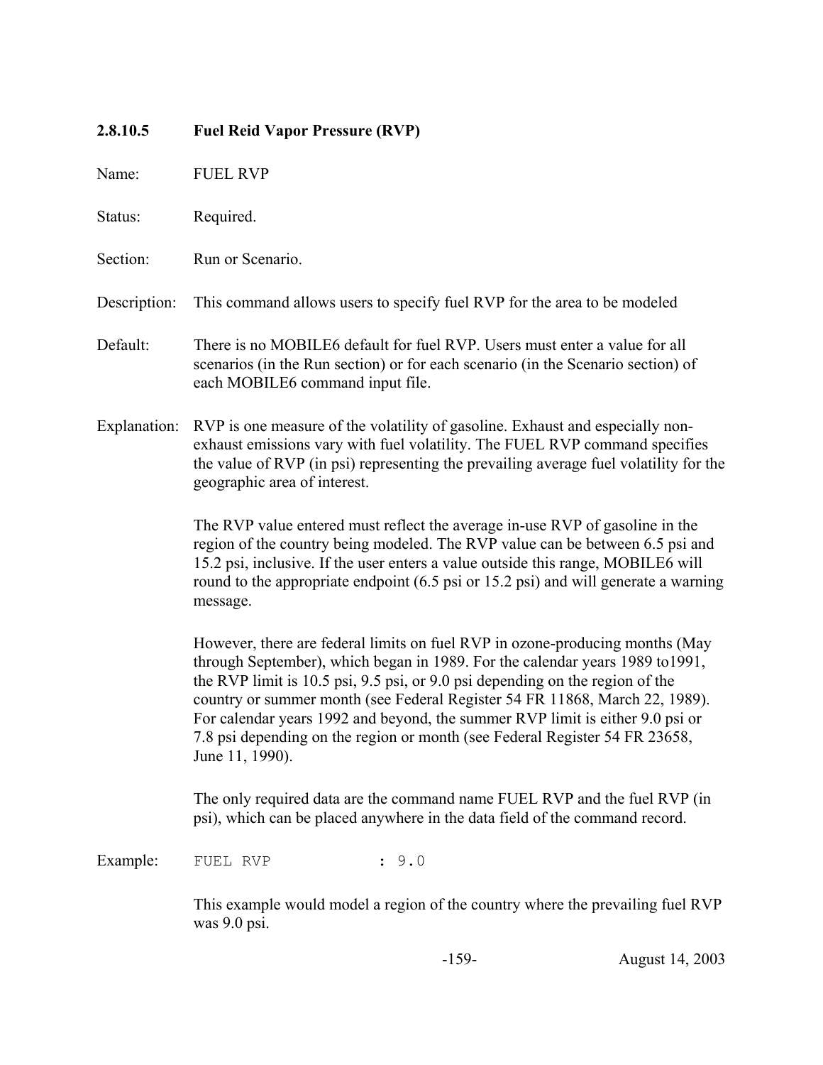### 2.8.10.5 Fuel Reid Vapor Pressure (RVP)

Name: FUEL RVP

Status: Required.

Section: Run or Scenario.

Description: This command allows users to specify fuel RVP for the area to be modeled

Default: There is no MOBILE6 default for fuel RVP. Users must enter a value for all scenarios (in the Run section) or for each scenario (in the Scenario section) of each MOBILE6 command input file.

Explanation: RVP is one measure of the volatility of gasoline. Exhaust and especially non-exhaust emissions vary with fuel volatility. The FUEL RVP command specifies the value of RVP (in psi) representing the prevailing average fuel volatility for the geographic area of interest.

The RVP value entered must reflect the average in-use RVP of gasoline in the region of the country being modeled. The RVP value can be between 6.5 psi and 15.2 psi, inclusive. If the user enters a value outside this range, MOBILE6 will round to the appropriate endpoint (6.5 psi or 15.2 psi) and will generate a warning message.

However, there are federal limits on fuel RVP in ozone-producing months (May through September), which began in 1989. For the calendar years 1989 to1991, the RVP limit is 10.5 psi, 9.5 psi, or 9.0 psi depending on the region of the country or summer month (see Federal Register 54 FR 11868, March 22, 1989). For calendar years 1992 and beyond, the summer RVP limit is either 9.0 psi or 7.8 psi depending on the region or month (see Federal Register 54 FR 23658, June 11, 1990).

The only required data are the command name FUEL RVP and the fuel RVP (in psi), which can be placed anywhere in the data field of the command record.

Example:

```
FUEL RVP             : 9.0
```

This example would model a region of the country where the prevailing fuel RVP was 9.0 psi.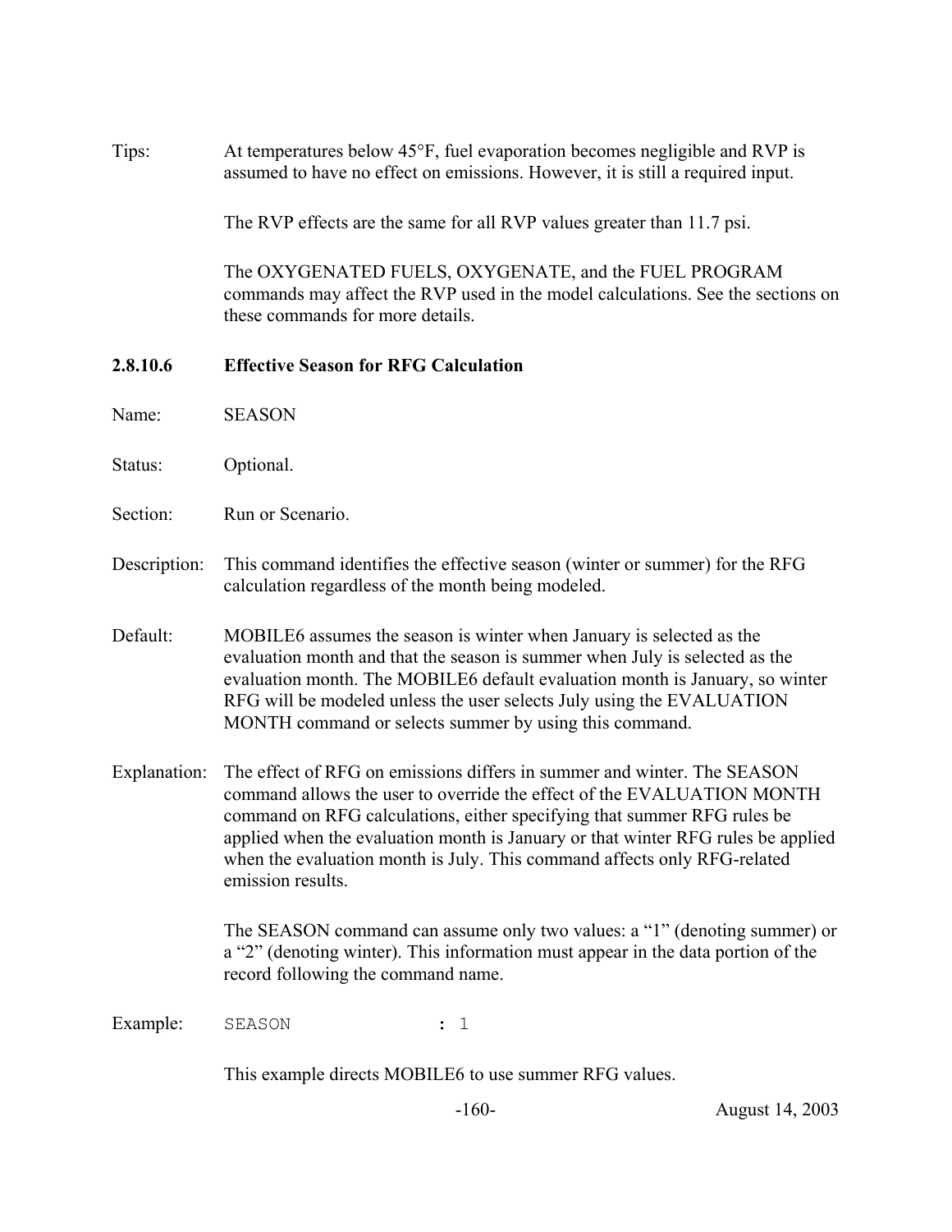Tips: At temperatures below 45°F, fuel evaporation becomes negligible and RVP is assumed to have no effect on emissions. However, it is still a required input.

The RVP effects are the same for all RVP values greater than 11.7 psi.

The OXYGENATED FUELS, OXYGENATE, and the FUEL PROGRAM commands may affect the RVP used in the model calculations. See the sections on these commands for more details.

#### 2.8.10.6 Effective Season for RFG Calculation

Name: SEASON

Status: Optional.

Section: Run or Scenario.

Description: This command identifies the effective season (winter or summer) for the RFG calculation regardless of the month being modeled.

Default: MOBILE6 assumes the season is winter when January is selected as the evaluation month and that the season is summer when July is selected as the evaluation month. The MOBILE6 default evaluation month is January, so winter RFG will be modeled unless the user selects July using the EVALUATION MONTH command or selects summer by using this command.

Explanation: The effect of RFG on emissions differs in summer and winter. The SEASON command allows the user to override the effect of the EVALUATION MONTH command on RFG calculations, either specifying that summer RFG rules be applied when the evaluation month is January or that winter RFG rules be applied when the evaluation month is July. This command affects only RFG-related emission results.

The SEASON command can assume only two values: a “1” (denoting summer) or a “2” (denoting winter). This information must appear in the data portion of the record following the command name.

Example:

```
SEASON              : 1
```

This example directs MOBILE6 to use summer RFG values.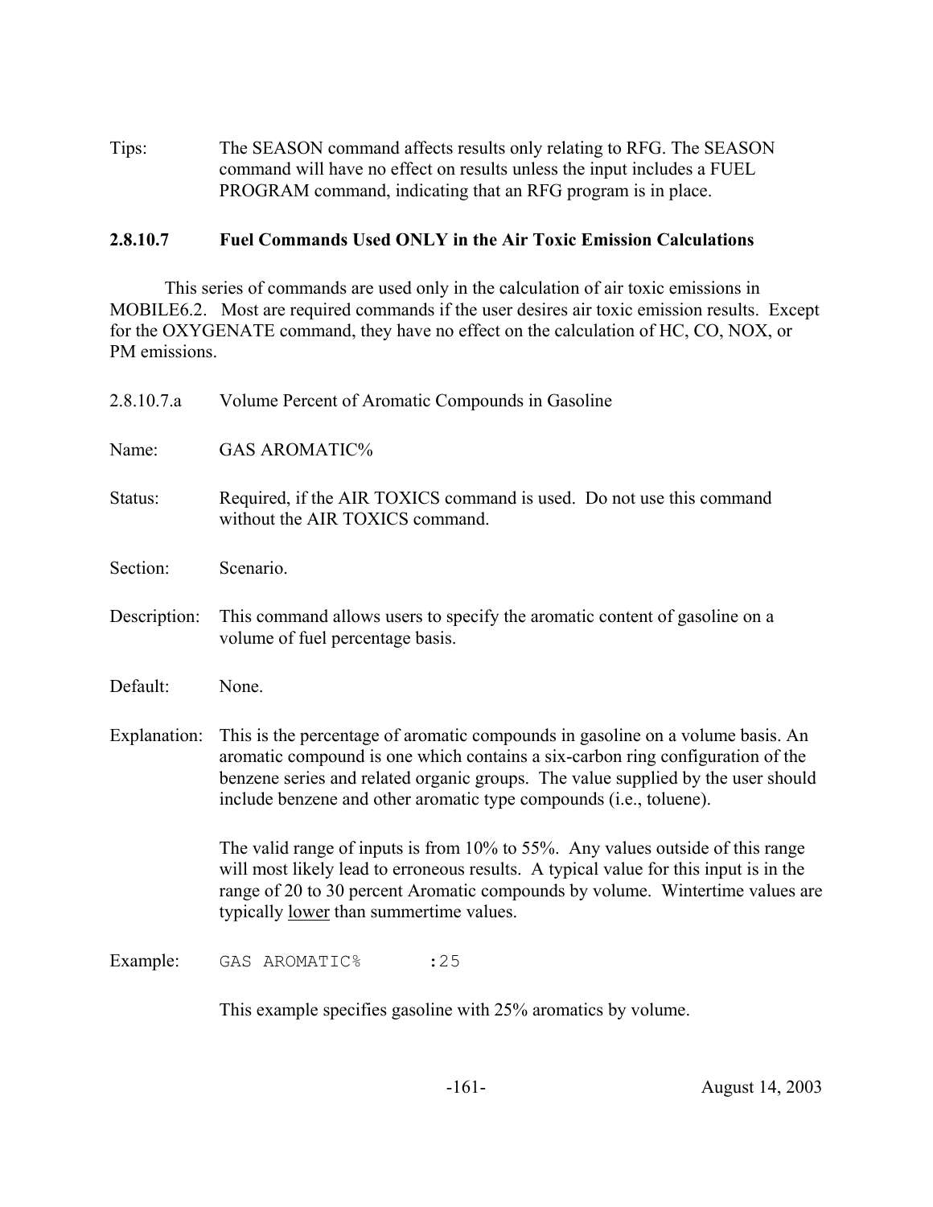Tips: The SEASON command affects results only relating to RFG. The SEASON command will have no effect on results unless the input includes a FUEL PROGRAM command, indicating that an RFG program is in place.

### 2.8.10.7 Fuel Commands Used ONLY in the Air Toxic Emission Calculations

This series of commands are used only in the calculation of air toxic emissions in MOBILE6.2. Most are required commands if the user desires air toxic emission results. Except for the OXYGENATE command, they have no effect on the calculation of HC, CO, NOX, or PM emissions.

2.8.10.7.a Volume Percent of Aromatic Compounds in Gasoline

Name: GAS AROMATIC%

Status: Required, if the AIR TOXICS command is used. Do not use this command without the AIR TOXICS command.

Section: Scenario.

Description: This command allows users to specify the aromatic content of gasoline on a volume of fuel percentage basis.

Default: None.

Explanation: This is the percentage of aromatic compounds in gasoline on a volume basis. An aromatic compound is one which contains a six-carbon ring configuration of the benzene series and related organic groups. The value supplied by the user should include benzene and other aromatic type compounds (i.e., toluene).

The valid range of inputs is from 10% to 55%. Any values outside of this range will most likely lead to erroneous results. A typical value for this input is in the range of 20 to 30 percent Aromatic compounds by volume. Wintertime values are typically <u>lower</u> than summertime values.

Example:

```
GAS AROMATIC%      :25
```

This example specifies gasoline with 25% aromatics by volume.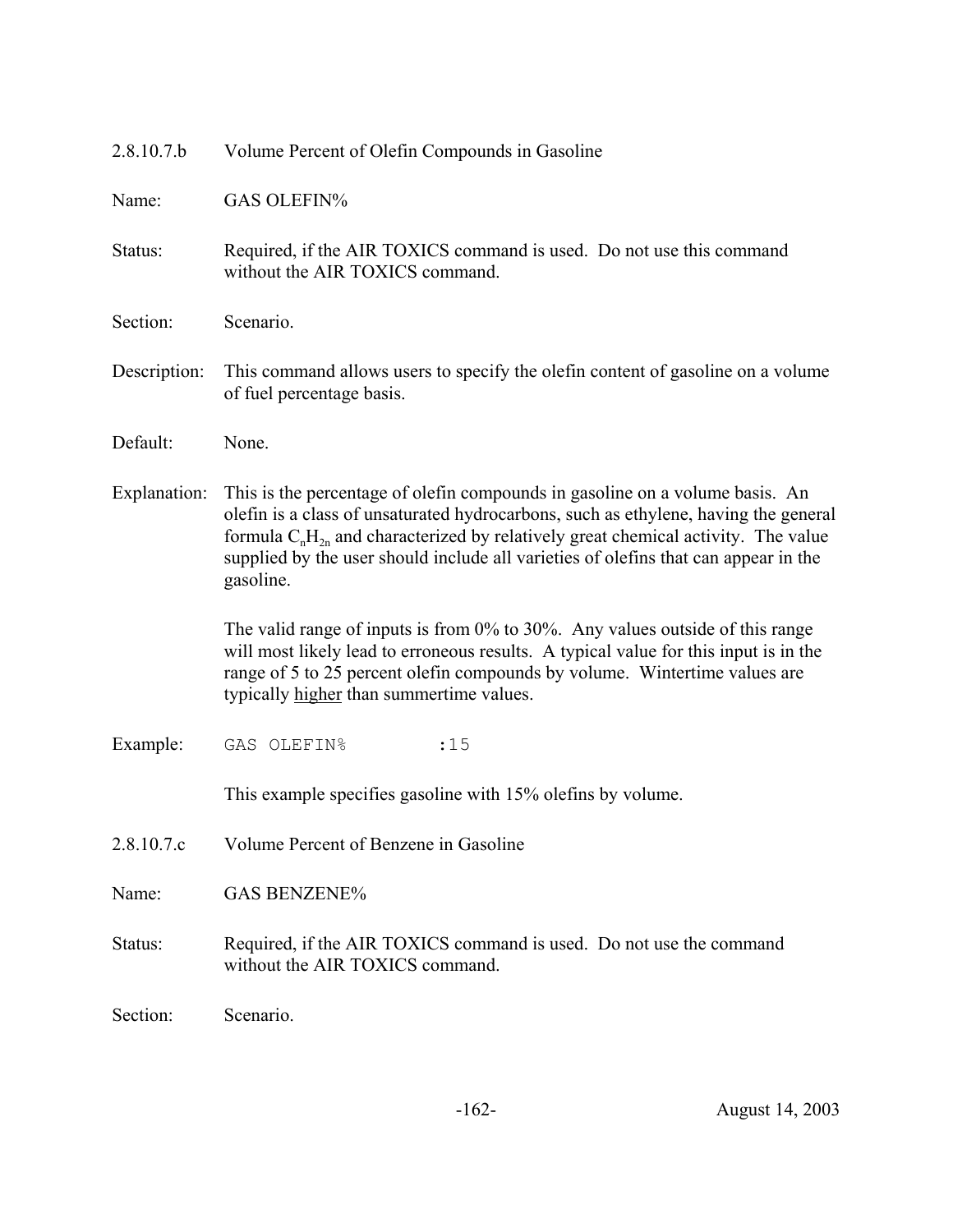2.8.10.7.b Volume Percent of Olefin Compounds in Gasoline

Name: GAS OLEFIN%

Status: Required, if the AIR TOXICS command is used. Do not use this command without the AIR TOXICS command.

Section: Scenario.

Description: This command allows users to specify the olefin content of gasoline on a volume of fuel percentage basis.

Default: None.

Explanation: This is the percentage of olefin compounds in gasoline on a volume basis. An olefin is a class of unsaturated hydrocarbons, such as ethylene, having the general formula $C_nH_{2n}$ and characterized by relatively great chemical activity. The value supplied by the user should include all varieties of olefins that can appear in the gasoline.

The valid range of inputs is from 0% to 30%. Any values outside of this range will most likely lead to erroneous results. A typical value for this input is in the range of 5 to 25 percent olefin compounds by volume. Wintertime values are typically <u>higher</u> than summertime values.

Example:

```
GAS OLEFIN%        :15
```

This example specifies gasoline with 15% olefins by volume.

2.8.10.7.c Volume Percent of Benzene in Gasoline

Name: GAS BENZENE%

Status: Required, if the AIR TOXICS command is used. Do not use the command without the AIR TOXICS command.

Section: Scenario.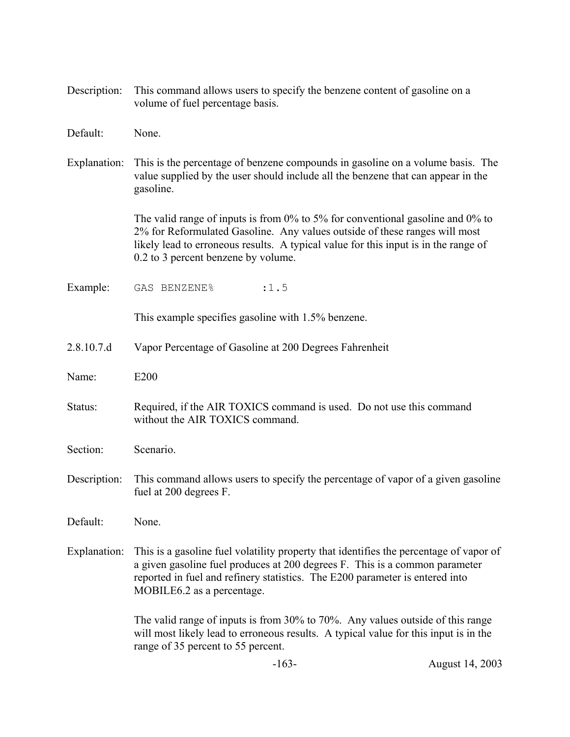Description: This command allows users to specify the benzene content of gasoline on a volume of fuel percentage basis.

Default: None.

Explanation: This is the percentage of benzene compounds in gasoline on a volume basis. The value supplied by the user should include all the benzene that can appear in the gasoline.

The valid range of inputs is from 0% to 5% for conventional gasoline and 0% to 2% for Reformulated Gasoline. Any values outside of these ranges will most likely lead to erroneous results. A typical value for this input is in the range of 0.2 to 3 percent benzene by volume.

Example:

```
GAS BENZENE%        :1.5
```

This example specifies gasoline with 1.5% benzene.

### 2.8.10.7.d Vapor Percentage of Gasoline at 200 Degrees Fahrenheit

Name: E200

Status: Required, if the AIR TOXICS command is used. Do not use this command without the AIR TOXICS command.

Section: Scenario.

Description: This command allows users to specify the percentage of vapor of a given gasoline fuel at 200 degrees F.

Default: None.

Explanation: This is a gasoline fuel volatility property that identifies the percentage of vapor of a given gasoline fuel produces at 200 degrees F. This is a common parameter reported in fuel and refinery statistics. The E200 parameter is entered into MOBILE6.2 as a percentage.

The valid range of inputs is from 30% to 70%. Any values outside of this range will most likely lead to erroneous results. A typical value for this input is in the range of 35 percent to 55 percent.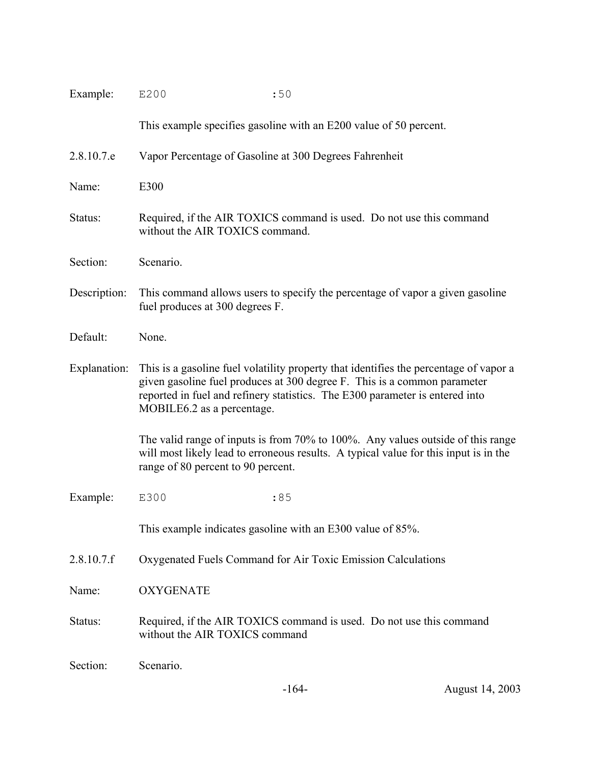Example: `E200 :50`

This example specifies gasoline with an E200 value of 50 percent.

2.8.10.7.e Vapor Percentage of Gasoline at 300 Degrees Fahrenheit

Name: E300

Status: Required, if the AIR TOXICS command is used. Do not use this command without the AIR TOXICS command.

Section: Scenario.

Description: This command allows users to specify the percentage of vapor a given gasoline fuel produces at 300 degrees F.

Default: None.

Explanation: This is a gasoline fuel volatility property that identifies the percentage of vapor a given gasoline fuel produces at 300 degree F. This is a common parameter reported in fuel and refinery statistics. The E300 parameter is entered into MOBILE6.2 as a percentage.

The valid range of inputs is from 70% to 100%. Any values outside of this range will most likely lead to erroneous results. A typical value for this input is in the range of 80 percent to 90 percent.

Example: `E300 :85`

This example indicates gasoline with an E300 value of 85%.

2.8.10.7.f Oxygenated Fuels Command for Air Toxic Emission Calculations

Name: OXYGENATE

Status: Required, if the AIR TOXICS command is used. Do not use this command without the AIR TOXICS command

Section: Scenario.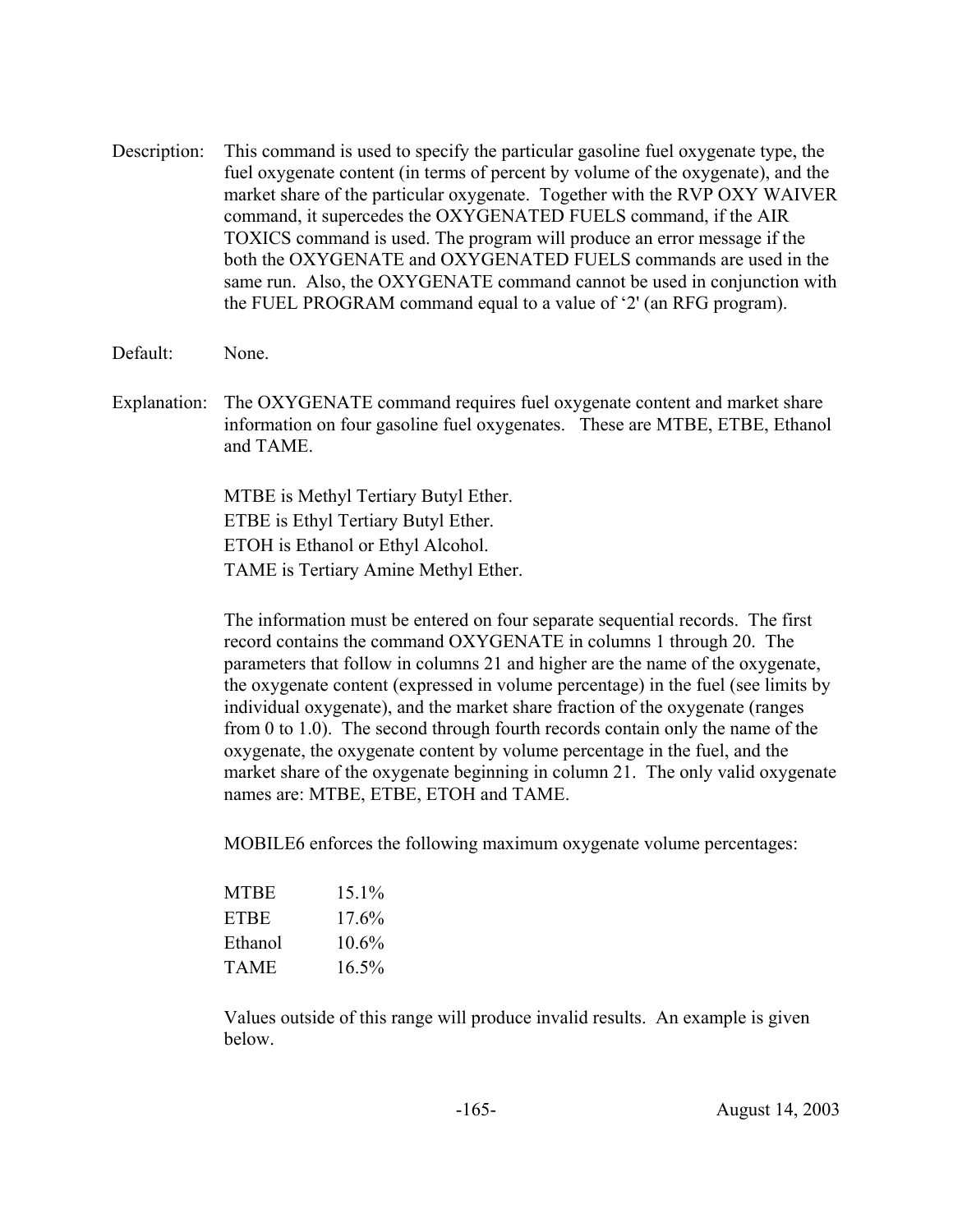Description: This command is used to specify the particular gasoline fuel oxygenate type, the fuel oxygenate content (in terms of percent by volume of the oxygenate), and the market share of the particular oxygenate. Together with the RVP OXY WAIVER command, it supercedes the OXYGENATED FUELS command, if the AIR TOXICS command is used. The program will produce an error message if the both the OXYGENATE and OXYGENATED FUELS commands are used in the same run. Also, the OXYGENATE command cannot be used in conjunction with the FUEL PROGRAM command equal to a value of '2' (an RFG program).

Default: None.

Explanation: The OXYGENATE command requires fuel oxygenate content and market share information on four gasoline fuel oxygenates. These are MTBE, ETBE, Ethanol and TAME.

MTBE is Methyl Tertiary Butyl Ether.
ETBE is Ethyl Tertiary Butyl Ether.
ETOH is Ethanol or Ethyl Alcohol.
TAME is Tertiary Amine Methyl Ether.

The information must be entered on four separate sequential records. The first record contains the command OXYGENATE in columns 1 through 20. The parameters that follow in columns 21 and higher are the name of the oxygenate, the oxygenate content (expressed in volume percentage) in the fuel (see limits by individual oxygenate), and the market share fraction of the oxygenate (ranges from 0 to 1.0). The second through fourth records contain only the name of the oxygenate, the oxygenate content by volume percentage in the fuel, and the market share of the oxygenate beginning in column 21. The only valid oxygenate names are: MTBE, ETBE, ETOH and TAME.

MOBILE6 enforces the following maximum oxygenate volume percentages:

| | |
|---|---|
| MTBE | 15.1% |
| ETBE | 17.6% |
| Ethanol | 10.6% |
| TAME | 16.5% |

Values outside of this range will produce invalid results. An example is given below.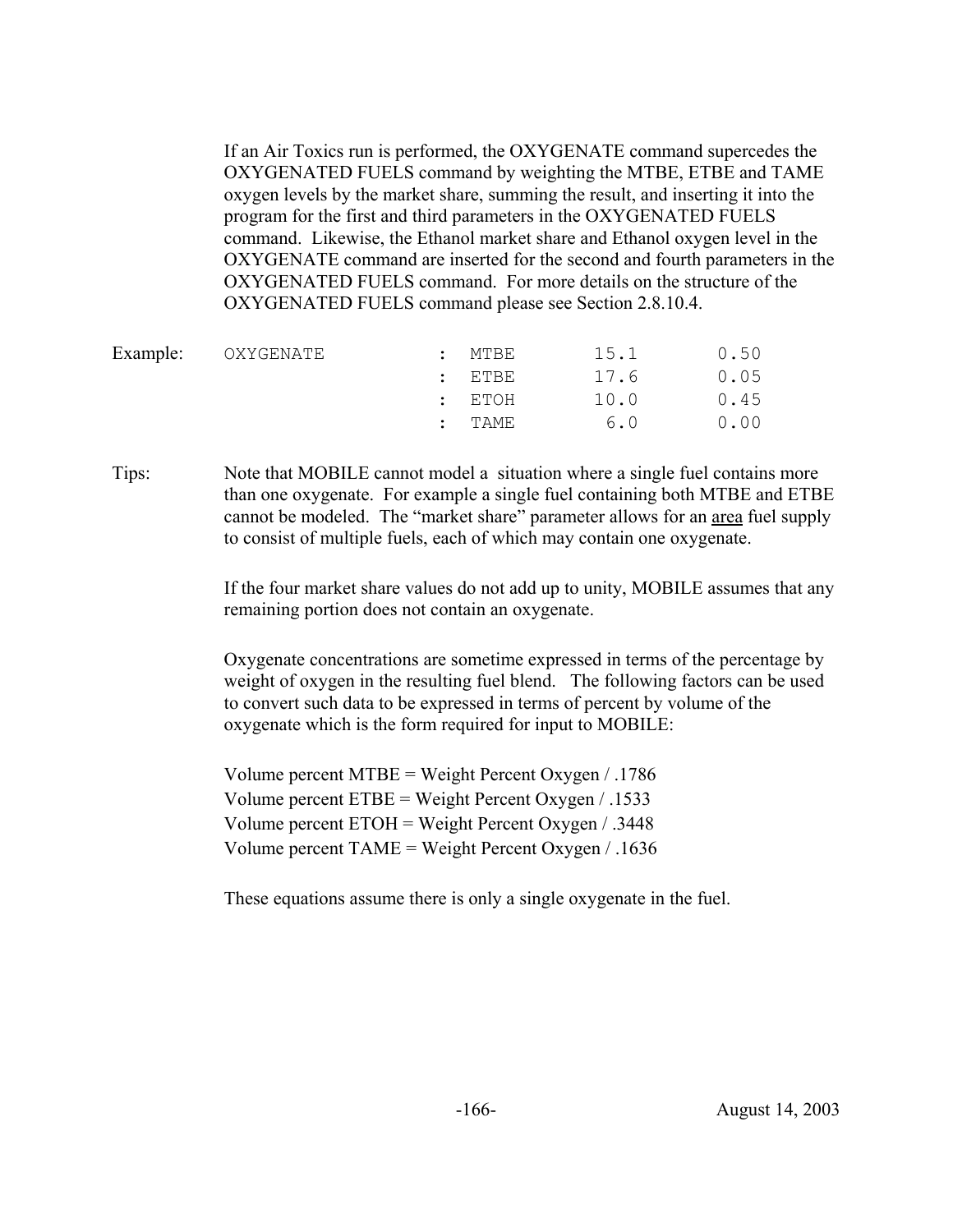If an Air Toxics run is performed, the OXYGENATE command supercedes the OXYGENATED FUELS command by weighting the MTBE, ETBE and TAME oxygen levels by the market share, summing the result, and inserting it into the program for the first and third parameters in the OXYGENATED FUELS command. Likewise, the Ethanol market share and Ethanol oxygen level in the OXYGENATE command are inserted for the second and fourth parameters in the OXYGENATED FUELS command. For more details on the structure of the OXYGENATED FUELS command please see Section 2.8.10.4.

Example:

```
OXYGENATE           :  MTBE       15.1        0.50
                    :  ETBE       17.6        0.05
                    :  ETOH       10.0        0.45
                    :  TAME        6.0        0.00
```

Tips: Note that MOBILE cannot model a situation where a single fuel contains more than one oxygenate. For example a single fuel containing both MTBE and ETBE cannot be modeled. The "market share" parameter allows for an <u>area</u> fuel supply to consist of multiple fuels, each of which may contain one oxygenate.

If the four market share values do not add up to unity, MOBILE assumes that any remaining portion does not contain an oxygenate.

Oxygenate concentrations are sometime expressed in terms of the percentage by weight of oxygen in the resulting fuel blend. The following factors can be used to convert such data to be expressed in terms of percent by volume of the oxygenate which is the form required for input to MOBILE:

Volume percent MTBE = Weight Percent Oxygen / .1786
Volume percent ETBE = Weight Percent Oxygen / .1533
Volume percent ETOH = Weight Percent Oxygen / .3448
Volume percent TAME = Weight Percent Oxygen / .1636

These equations assume there is only a single oxygenate in the fuel.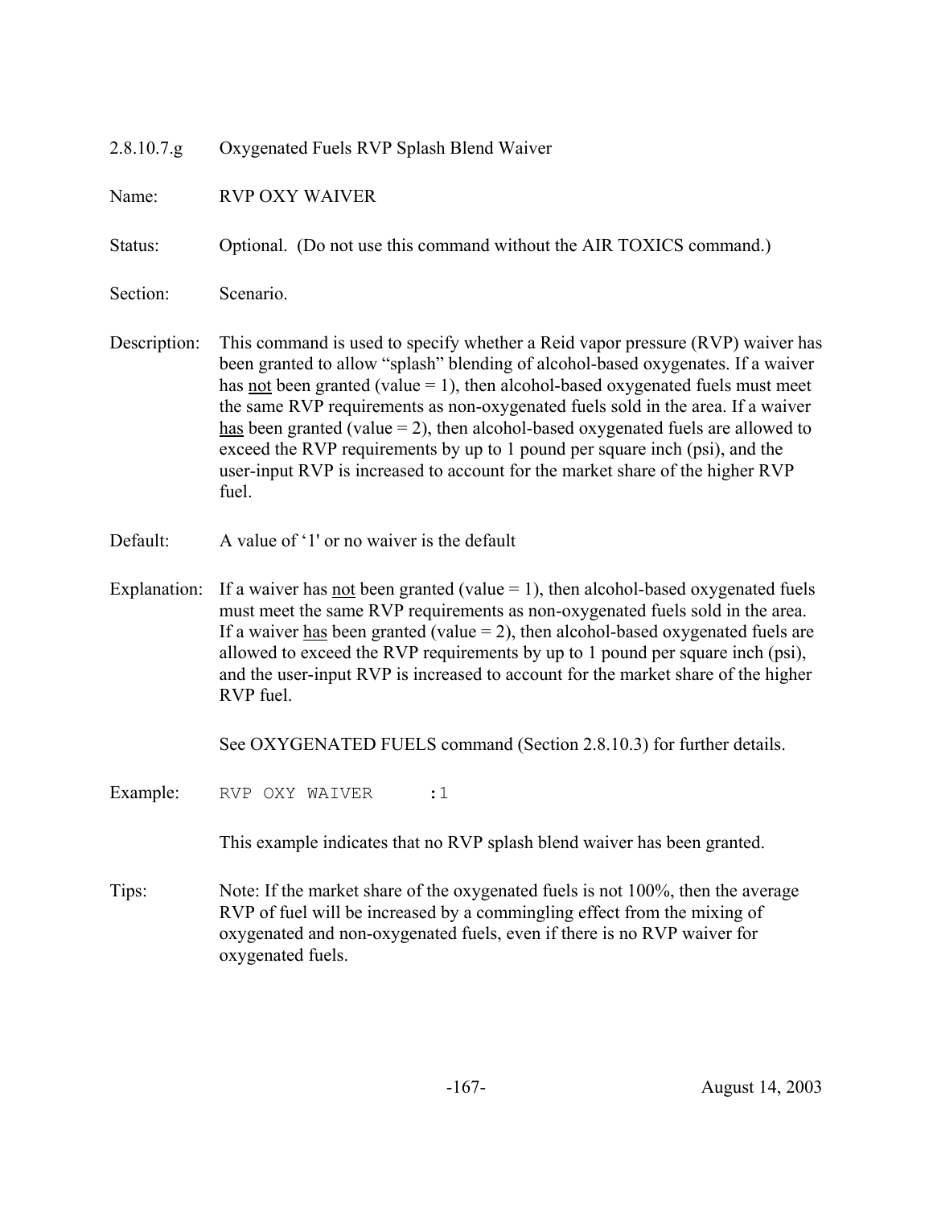#### 2.8.10.7.g Oxygenated Fuels RVP Splash Blend Waiver

**Name:** RVP OXY WAIVER

**Status:** Optional. (Do not use this command without the AIR TOXICS command.)

**Section:** Scenario.

**Description:** This command is used to specify whether a Reid vapor pressure (RVP) waiver has been granted to allow "splash" blending of alcohol-based oxygenates. If a waiver has not been granted (value = 1), then alcohol-based oxygenated fuels must meet the same RVP requirements as non-oxygenated fuels sold in the area. If a waiver has been granted (value = 2), then alcohol-based oxygenated fuels are allowed to exceed the RVP requirements by up to 1 pound per square inch (psi), and the user-input RVP is increased to account for the market share of the higher RVP fuel.

**Default:** A value of '1' or no waiver is the default

**Explanation:** If a waiver has not been granted (value = 1), then alcohol-based oxygenated fuels must meet the same RVP requirements as non-oxygenated fuels sold in the area. If a waiver has been granted (value = 2), then alcohol-based oxygenated fuels are allowed to exceed the RVP requirements by up to 1 pound per square inch (psi), and the user-input RVP is increased to account for the market share of the higher RVP fuel.

See OXYGENATED FUELS command (Section 2.8.10.3) for further details.

**Example:**

```
RVP OXY WAIVER      :1
```

This example indicates that no RVP splash blend waiver has been granted.

**Tips:** Note: If the market share of the oxygenated fuels is not 100%, then the average RVP of fuel will be increased by a commingling effect from the mixing of oxygenated and non-oxygenated fuels, even if there is no RVP waiver for oxygenated fuels.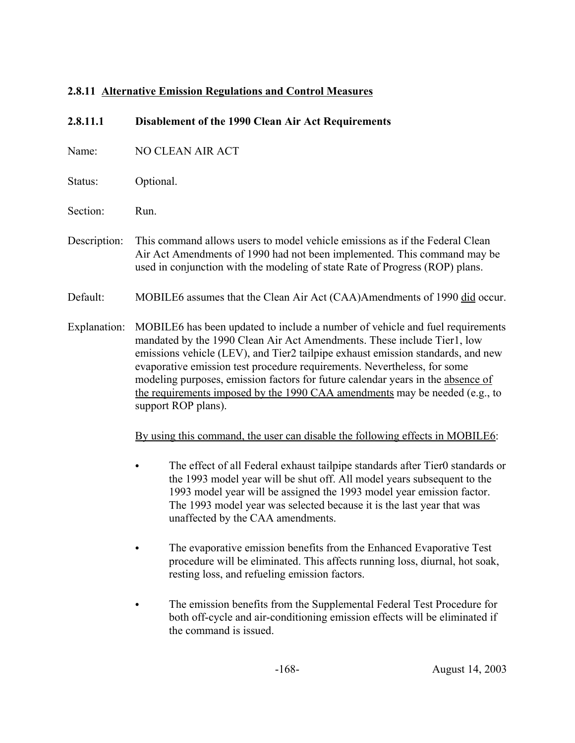### 2.8.11 Alternative Emission Regulations and Control Measures

#### 2.8.11.1 Disablement of the 1990 Clean Air Act Requirements

Name: NO CLEAN AIR ACT

Status: Optional.

Section: Run.

Description: This command allows users to model vehicle emissions as if the Federal Clean Air Act Amendments of 1990 had not been implemented. This command may be used in conjunction with the modeling of state Rate of Progress (ROP) plans.

Default: MOBILE6 assumes that the Clean Air Act (CAA)Amendments of 1990 did occur.

Explanation: MOBILE6 has been updated to include a number of vehicle and fuel requirements mandated by the 1990 Clean Air Act Amendments. These include Tier1, low emissions vehicle (LEV), and Tier2 tailpipe exhaust emission standards, and new evaporative emission test procedure requirements. Nevertheless, for some modeling purposes, emission factors for future calendar years in the absence of the requirements imposed by the 1990 CAA amendments may be needed (e.g., to support ROP plans).

By using this command, the user can disable the following effects in MOBILE6:

- The effect of all Federal exhaust tailpipe standards after Tier0 standards or the 1993 model year will be shut off. All model years subsequent to the 1993 model year will be assigned the 1993 model year emission factor. The 1993 model year was selected because it is the last year that was unaffected by the CAA amendments.

- The evaporative emission benefits from the Enhanced Evaporative Test procedure will be eliminated. This affects running loss, diurnal, hot soak, resting loss, and refueling emission factors.

- The emission benefits from the Supplemental Federal Test Procedure for both off-cycle and air-conditioning emission effects will be eliminated if the command is issued.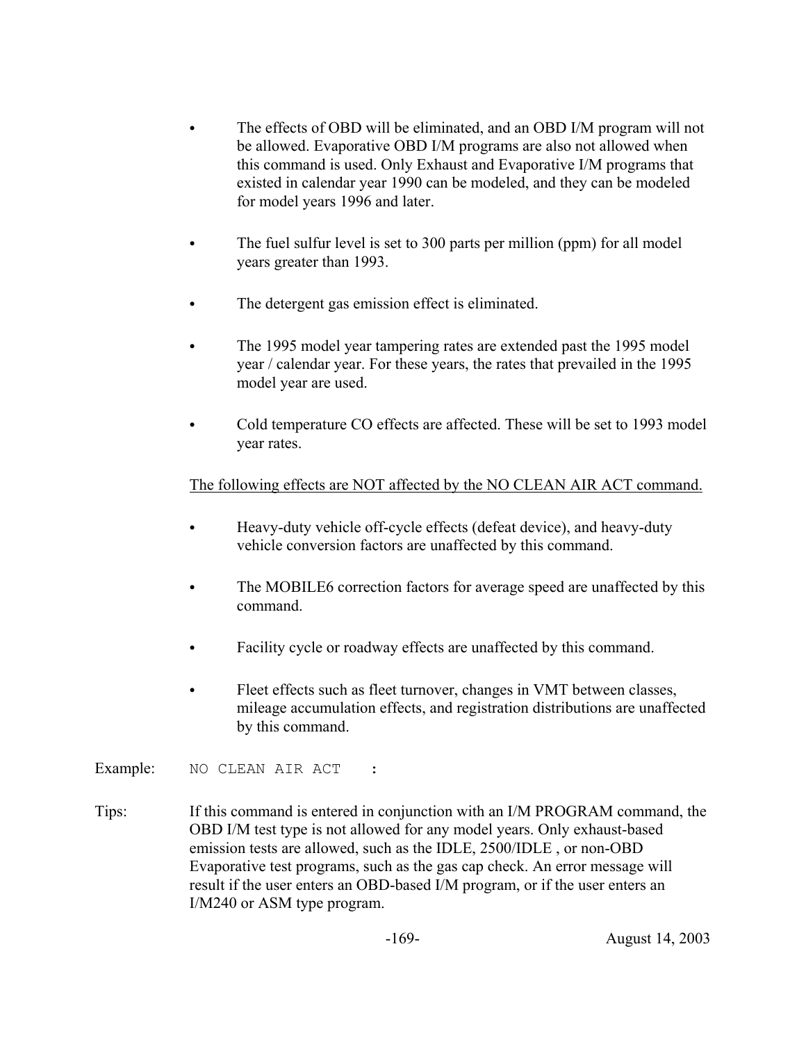- The effects of OBD will be eliminated, and an OBD I/M program will not be allowed. Evaporative OBD I/M programs are also not allowed when this command is used. Only Exhaust and Evaporative I/M programs that existed in calendar year 1990 can be modeled, and they can be modeled for model years 1996 and later.

- The fuel sulfur level is set to 300 parts per million (ppm) for all model years greater than 1993.

- The detergent gas emission effect is eliminated.

- The 1995 model year tampering rates are extended past the 1995 model year / calendar year. For these years, the rates that prevailed in the 1995 model year are used.

- Cold temperature CO effects are affected. These will be set to 1993 model year rates.

<u>The following effects are NOT affected by the NO CLEAN AIR ACT command.</u>

- Heavy-duty vehicle off-cycle effects (defeat device), and heavy-duty vehicle conversion factors are unaffected by this command.

- The MOBILE6 correction factors for average speed are unaffected by this command.

- Facility cycle or roadway effects are unaffected by this command.

- Fleet effects such as fleet turnover, changes in VMT between classes, mileage accumulation effects, and registration distributions are unaffected by this command.

Example:

```
NO CLEAN AIR ACT    :
```

Tips: If this command is entered in conjunction with an I/M PROGRAM command, the OBD I/M test type is not allowed for any model years. Only exhaust-based emission tests are allowed, such as the IDLE, 2500/IDLE , or non-OBD Evaporative test programs, such as the gas cap check. An error message will result if the user enters an OBD-based I/M program, or if the user enters an I/M240 or ASM type program.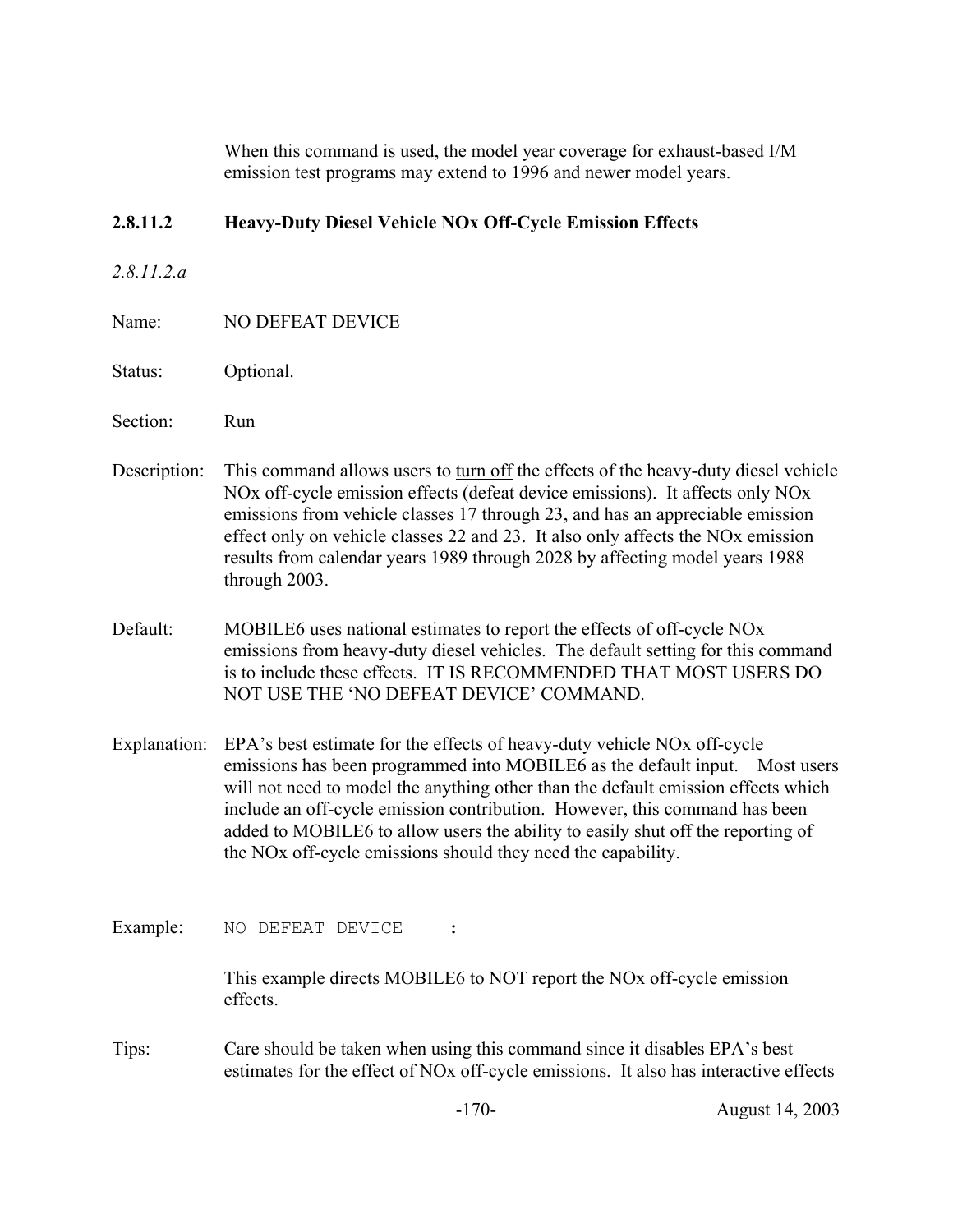When this command is used, the model year coverage for exhaust-based I/M emission test programs may extend to 1996 and newer model years.

### 2.8.11.2 Heavy-Duty Diesel Vehicle NOx Off-Cycle Emission Effects

*2.8.11.2.a*

Name: NO DEFEAT DEVICE

Status: Optional.

Section: Run

Description: This command allows users to turn off the effects of the heavy-duty diesel vehicle NOx off-cycle emission effects (defeat device emissions). It affects only NOx emissions from vehicle classes 17 through 23, and has an appreciable emission effect only on vehicle classes 22 and 23. It also only affects the NOx emission results from calendar years 1989 through 2028 by affecting model years 1988 through 2003.

Default: MOBILE6 uses national estimates to report the effects of off-cycle NOx emissions from heavy-duty diesel vehicles. The default setting for this command is to include these effects. IT IS RECOMMENDED THAT MOST USERS DO NOT USE THE 'NO DEFEAT DEVICE' COMMAND.

Explanation: EPA's best estimate for the effects of heavy-duty vehicle NOx off-cycle emissions has been programmed into MOBILE6 as the default input. Most users will not need to model the anything other than the default emission effects which include an off-cycle emission contribution. However, this command has been added to MOBILE6 to allow users the ability to easily shut off the reporting of the NOx off-cycle emissions should they need the capability.

Example:

```
NO DEFEAT DEVICE    :
```

This example directs MOBILE6 to NOT report the NOx off-cycle emission effects.

Tips: Care should be taken when using this command since it disables EPA's best estimates for the effect of NOx off-cycle emissions. It also has interactive effects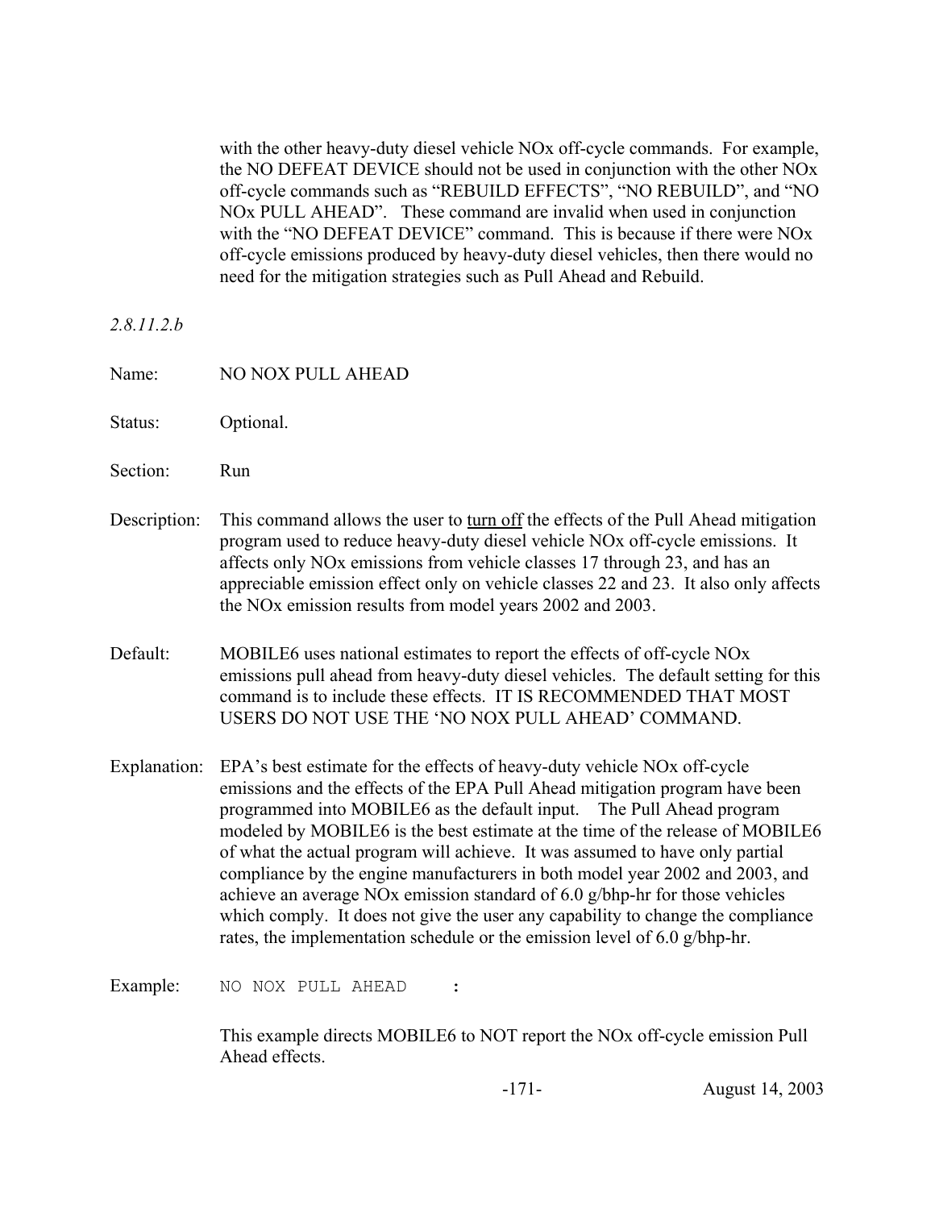with the other heavy-duty diesel vehicle NOx off-cycle commands. For example, the NO DEFEAT DEVICE should not be used in conjunction with the other NOx off-cycle commands such as "REBUILD EFFECTS", "NO REBUILD", and "NO NOx PULL AHEAD". These command are invalid when used in conjunction with the "NO DEFEAT DEVICE" command. This is because if there were NOx off-cycle emissions produced by heavy-duty diesel vehicles, then there would no need for the mitigation strategies such as Pull Ahead and Rebuild.

*2.8.11.2.b*

Name: NO NOX PULL AHEAD

Status: Optional.

Section: Run

Description: This command allows the user to turn off the effects of the Pull Ahead mitigation program used to reduce heavy-duty diesel vehicle NOx off-cycle emissions. It affects only NOx emissions from vehicle classes 17 through 23, and has an appreciable emission effect only on vehicle classes 22 and 23. It also only affects the NOx emission results from model years 2002 and 2003.

Default: MOBILE6 uses national estimates to report the effects of off-cycle NOx emissions pull ahead from heavy-duty diesel vehicles. The default setting for this command is to include these effects. IT IS RECOMMENDED THAT MOST USERS DO NOT USE THE 'NO NOX PULL AHEAD' COMMAND.

Explanation: EPA's best estimate for the effects of heavy-duty vehicle NOx off-cycle emissions and the effects of the EPA Pull Ahead mitigation program have been programmed into MOBILE6 as the default input. The Pull Ahead program modeled by MOBILE6 is the best estimate at the time of the release of MOBILE6 of what the actual program will achieve. It was assumed to have only partial compliance by the engine manufacturers in both model year 2002 and 2003, and achieve an average NOx emission standard of 6.0 g/bhp-hr for those vehicles which comply. It does not give the user any capability to change the compliance rates, the implementation schedule or the emission level of 6.0 g/bhp-hr.

Example:

```
NO NOX PULL AHEAD     :
```

This example directs MOBILE6 to NOT report the NOx off-cycle emission Pull Ahead effects.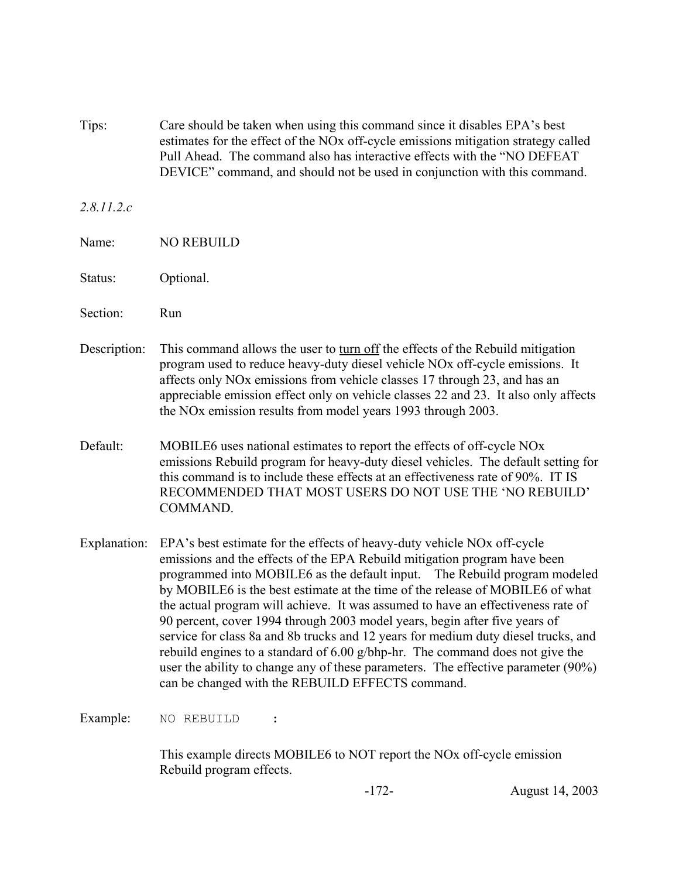Tips: Care should be taken when using this command since it disables EPA's best estimates for the effect of the NOx off-cycle emissions mitigation strategy called Pull Ahead. The command also has interactive effects with the "NO DEFEAT DEVICE" command, and should not be used in conjunction with this command.

*2.8.11.2.c*

Name: NO REBUILD

Status: Optional.

Section: Run

Description: This command allows the user to <u>turn off</u> the effects of the Rebuild mitigation program used to reduce heavy-duty diesel vehicle NOx off-cycle emissions. It affects only NOx emissions from vehicle classes 17 through 23, and has an appreciable emission effect only on vehicle classes 22 and 23. It also only affects the NOx emission results from model years 1993 through 2003.

Default: MOBILE6 uses national estimates to report the effects of off-cycle NOx emissions Rebuild program for heavy-duty diesel vehicles. The default setting for this command is to include these effects at an effectiveness rate of 90%. IT IS RECOMMENDED THAT MOST USERS DO NOT USE THE 'NO REBUILD' COMMAND.

Explanation: EPA's best estimate for the effects of heavy-duty vehicle NOx off-cycle emissions and the effects of the EPA Rebuild mitigation program have been programmed into MOBILE6 as the default input. The Rebuild program modeled by MOBILE6 is the best estimate at the time of the release of MOBILE6 of what the actual program will achieve. It was assumed to have an effectiveness rate of 90 percent, cover 1994 through 2003 model years, begin after five years of service for class 8a and 8b trucks and 12 years for medium duty diesel trucks, and rebuild engines to a standard of 6.00 g/bhp-hr. The command does not give the user the ability to change any of these parameters. The effective parameter (90%) can be changed with the REBUILD EFFECTS command.

Example:

```
NO REBUILD     :
```

This example directs MOBILE6 to NOT report the NOx off-cycle emission Rebuild program effects.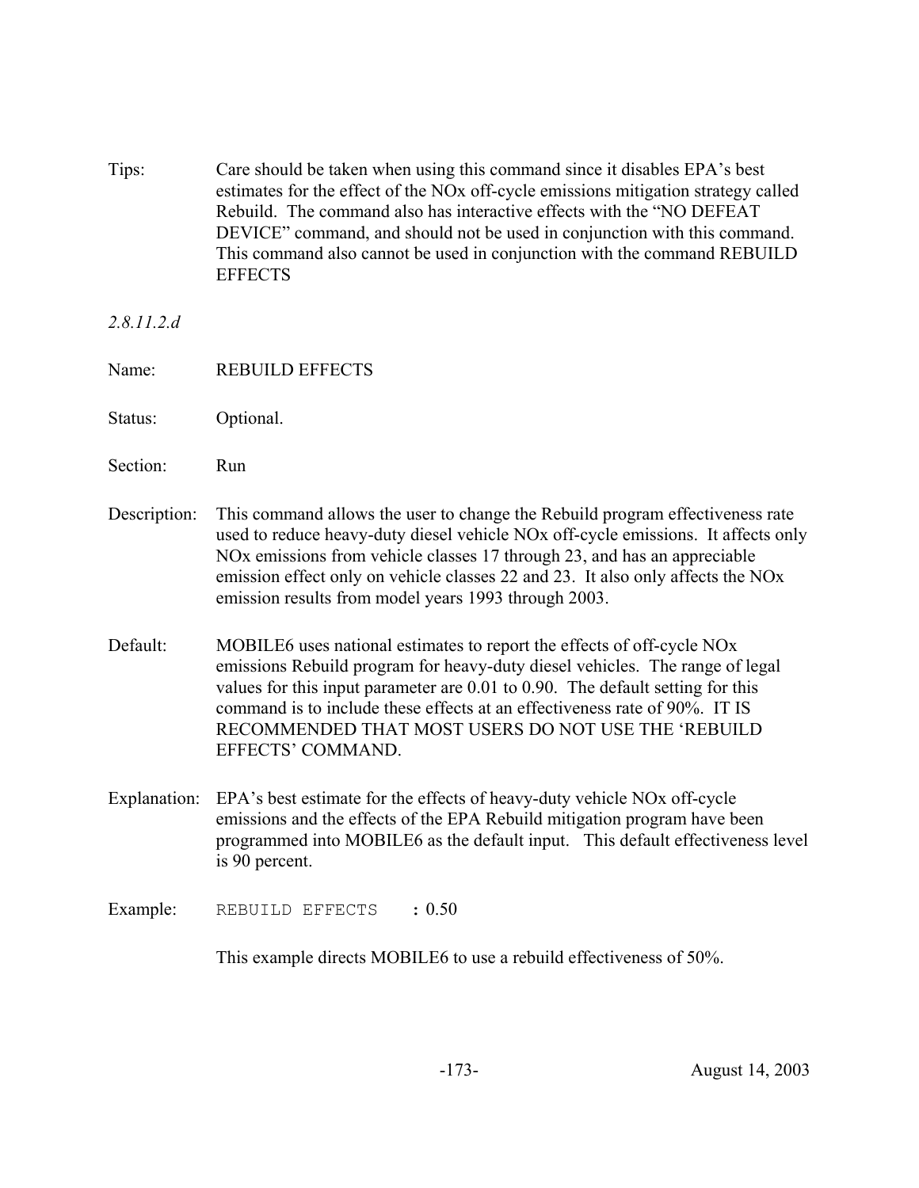Tips: Care should be taken when using this command since it disables EPA's best estimates for the effect of the NOx off-cycle emissions mitigation strategy called Rebuild. The command also has interactive effects with the "NO DEFEAT DEVICE" command, and should not be used in conjunction with this command. This command also cannot be used in conjunction with the command REBUILD EFFECTS

*2.8.11.2.d*

Name: REBUILD EFFECTS

Status: Optional.

Section: Run

Description: This command allows the user to change the Rebuild program effectiveness rate used to reduce heavy-duty diesel vehicle NOx off-cycle emissions. It affects only NOx emissions from vehicle classes 17 through 23, and has an appreciable emission effect only on vehicle classes 22 and 23. It also only affects the NOx emission results from model years 1993 through 2003.

Default: MOBILE6 uses national estimates to report the effects of off-cycle NOx emissions Rebuild program for heavy-duty diesel vehicles. The range of legal values for this input parameter are 0.01 to 0.90. The default setting for this command is to include these effects at an effectiveness rate of 90%. IT IS RECOMMENDED THAT MOST USERS DO NOT USE THE 'REBUILD EFFECTS' COMMAND.

Explanation: EPA's best estimate for the effects of heavy-duty vehicle NOx off-cycle emissions and the effects of the EPA Rebuild mitigation program have been programmed into MOBILE6 as the default input. This default effectiveness level is 90 percent.

Example:

```
REBUILD EFFECTS    : 0.50
```

This example directs MOBILE6 to use a rebuild effectiveness of 50%.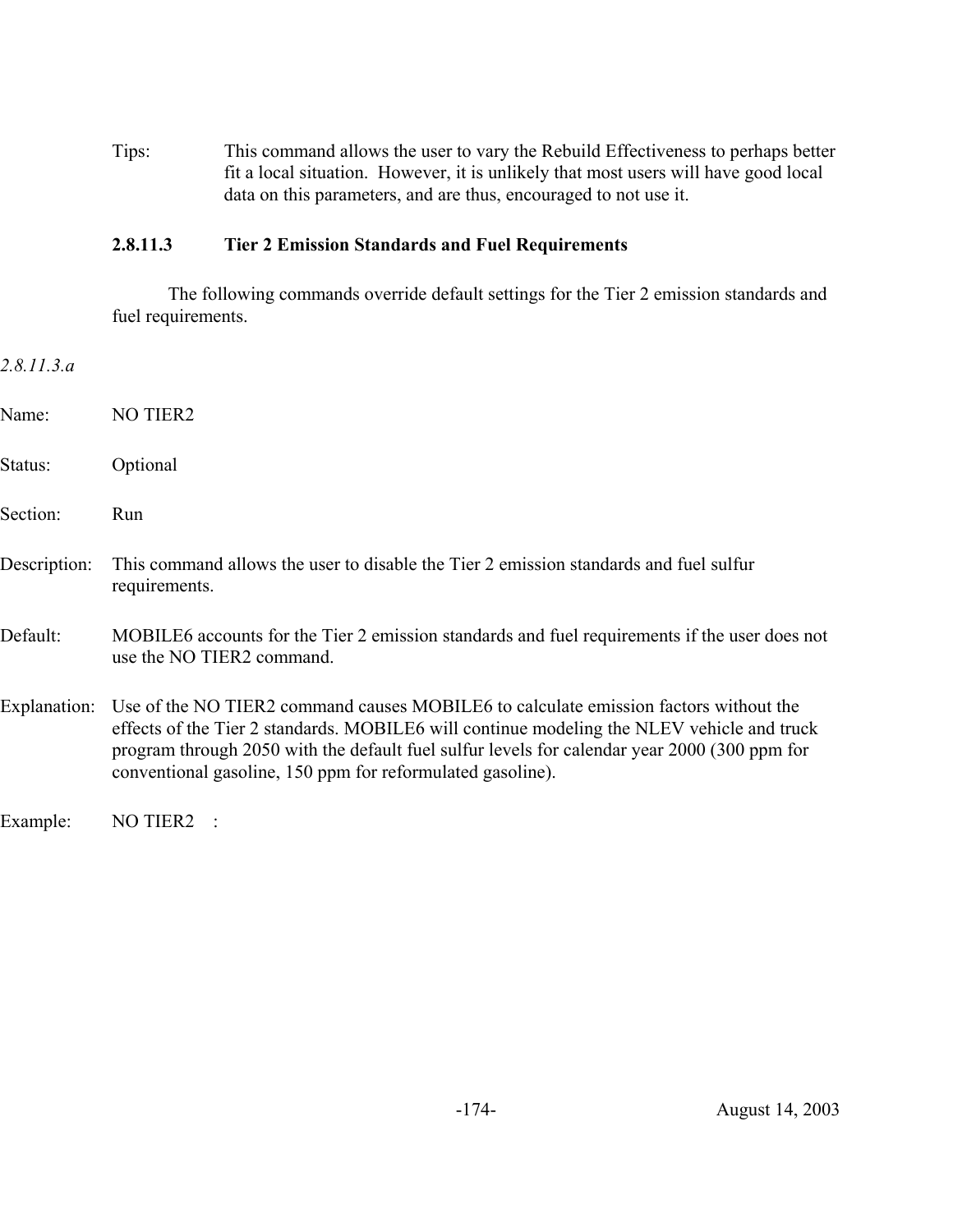Tips: This command allows the user to vary the Rebuild Effectiveness to perhaps better fit a local situation. However, it is unlikely that most users will have good local data on this parameters, and are thus, encouraged to not use it.

#### 2.8.11.3 Tier 2 Emission Standards and Fuel Requirements

The following commands override default settings for the Tier 2 emission standards and fuel requirements.

*2.8.11.3.a*

Name: NO TIER2

Status: Optional

Section: Run

Description: This command allows the user to disable the Tier 2 emission standards and fuel sulfur requirements.

Default: MOBILE6 accounts for the Tier 2 emission standards and fuel requirements if the user does not use the NO TIER2 command.

Explanation: Use of the NO TIER2 command causes MOBILE6 to calculate emission factors without the effects of the Tier 2 standards. MOBILE6 will continue modeling the NLEV vehicle and truck program through 2050 with the default fuel sulfur levels for calendar year 2000 (300 ppm for conventional gasoline, 150 ppm for reformulated gasoline).

Example: NO TIER2 :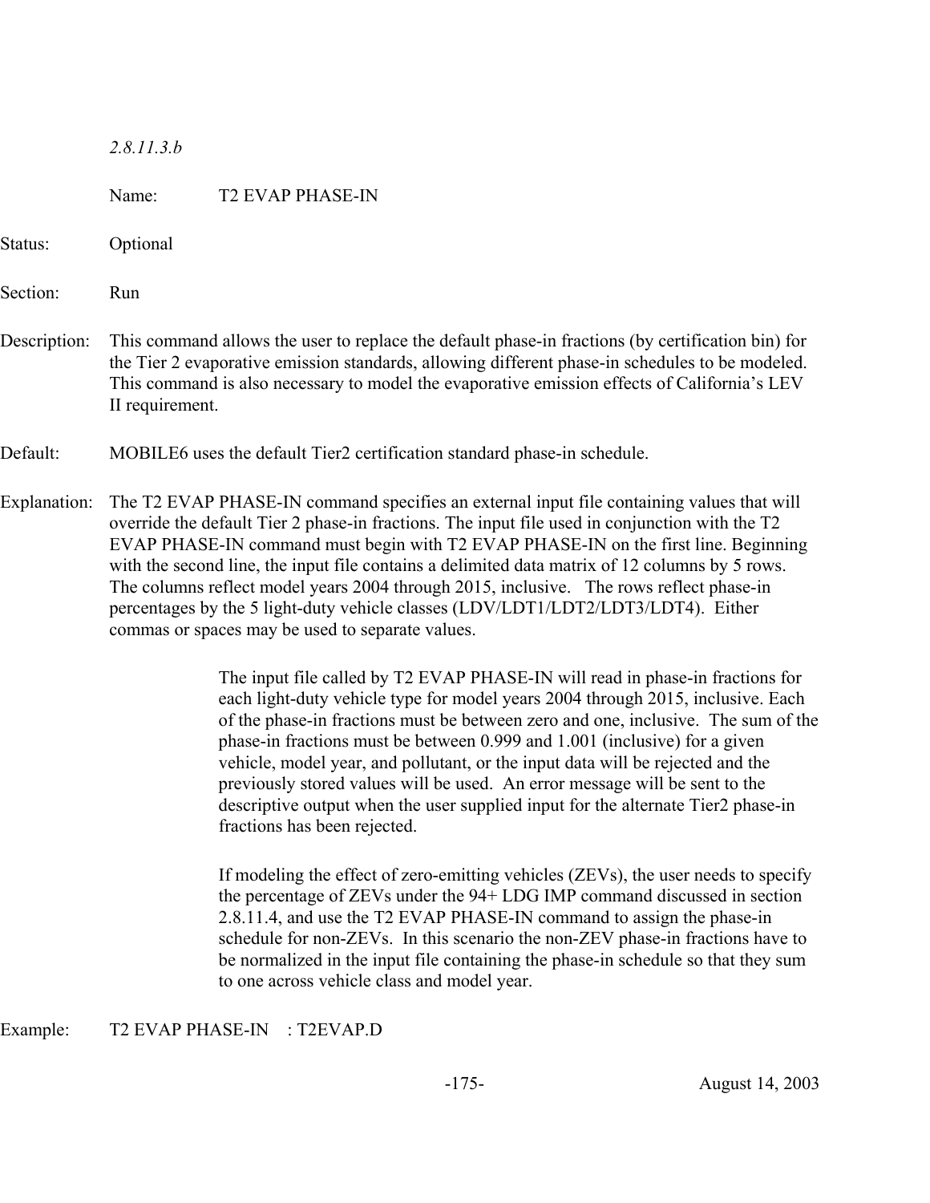*2.8.11.3.b*

Name: T2 EVAP PHASE-IN

Status: Optional

Section: Run

Description: This command allows the user to replace the default phase-in fractions (by certification bin) for the Tier 2 evaporative emission standards, allowing different phase-in schedules to be modeled. This command is also necessary to model the evaporative emission effects of California's LEV II requirement.

Default: MOBILE6 uses the default Tier2 certification standard phase-in schedule.

Explanation: The T2 EVAP PHASE-IN command specifies an external input file containing values that will override the default Tier 2 phase-in fractions. The input file used in conjunction with the T2 EVAP PHASE-IN command must begin with T2 EVAP PHASE-IN on the first line. Beginning with the second line, the input file contains a delimited data matrix of 12 columns by 5 rows. The columns reflect model years 2004 through 2015, inclusive. The rows reflect phase-in percentages by the 5 light-duty vehicle classes (LDV/LDT1/LDT2/LDT3/LDT4). Either commas or spaces may be used to separate values.

The input file called by T2 EVAP PHASE-IN will read in phase-in fractions for each light-duty vehicle type for model years 2004 through 2015, inclusive. Each of the phase-in fractions must be between zero and one, inclusive. The sum of the phase-in fractions must be between 0.999 and 1.001 (inclusive) for a given vehicle, model year, and pollutant, or the input data will be rejected and the previously stored values will be used. An error message will be sent to the descriptive output when the user supplied input for the alternate Tier2 phase-in fractions has been rejected.

If modeling the effect of zero-emitting vehicles (ZEVs), the user needs to specify the percentage of ZEVs under the 94+ LDG IMP command discussed in section 2.8.11.4, and use the T2 EVAP PHASE-IN command to assign the phase-in schedule for non-ZEVs. In this scenario the non-ZEV phase-in fractions have to be normalized in the input file containing the phase-in schedule so that they sum to one across vehicle class and model year.

Example: T2 EVAP PHASE-IN : T2EVAP.D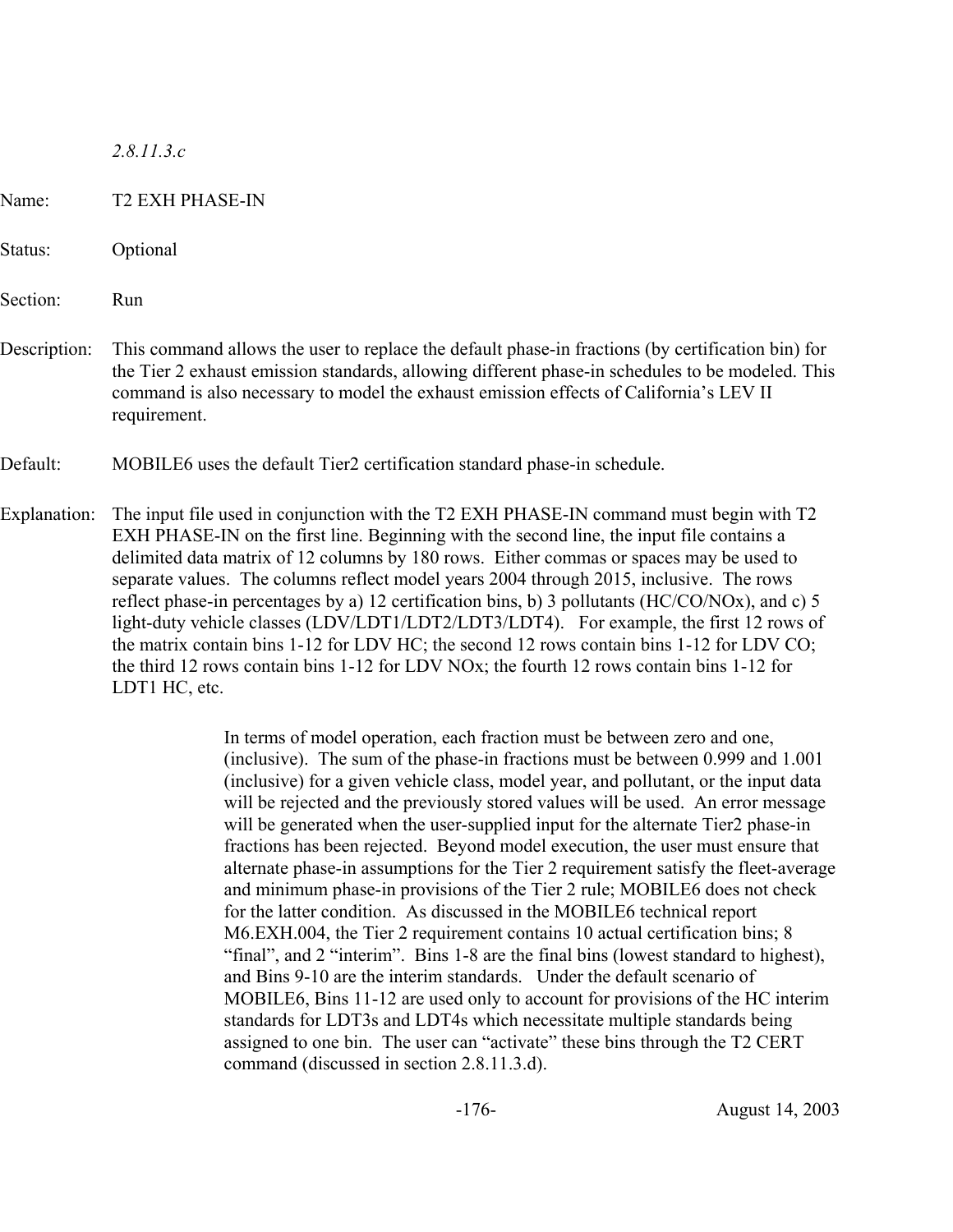*2.8.11.3.c*

Name: T2 EXH PHASE-IN

Status: Optional

Section: Run

Description: This command allows the user to replace the default phase-in fractions (by certification bin) for the Tier 2 exhaust emission standards, allowing different phase-in schedules to be modeled. This command is also necessary to model the exhaust emission effects of California's LEV II requirement.

Default: MOBILE6 uses the default Tier2 certification standard phase-in schedule.

Explanation: The input file used in conjunction with the T2 EXH PHASE-IN command must begin with T2 EXH PHASE-IN on the first line. Beginning with the second line, the input file contains a delimited data matrix of 12 columns by 180 rows. Either commas or spaces may be used to separate values. The columns reflect model years 2004 through 2015, inclusive. The rows reflect phase-in percentages by a) 12 certification bins, b) 3 pollutants (HC/CO/NOx), and c) 5 light-duty vehicle classes (LDV/LDT1/LDT2/LDT3/LDT4). For example, the first 12 rows of the matrix contain bins 1-12 for LDV HC; the second 12 rows contain bins 1-12 for LDV CO; the third 12 rows contain bins 1-12 for LDV NOx; the fourth 12 rows contain bins 1-12 for LDT1 HC, etc.

In terms of model operation, each fraction must be between zero and one, (inclusive). The sum of the phase-in fractions must be between 0.999 and 1.001 (inclusive) for a given vehicle class, model year, and pollutant, or the input data will be rejected and the previously stored values will be used. An error message will be generated when the user-supplied input for the alternate Tier2 phase-in fractions has been rejected. Beyond model execution, the user must ensure that alternate phase-in assumptions for the Tier 2 requirement satisfy the fleet-average and minimum phase-in provisions of the Tier 2 rule; MOBILE6 does not check for the latter condition. As discussed in the MOBILE6 technical report M6.EXH.004, the Tier 2 requirement contains 10 actual certification bins; 8 "final", and 2 "interim". Bins 1-8 are the final bins (lowest standard to highest), and Bins 9-10 are the interim standards. Under the default scenario of MOBILE6, Bins 11-12 are used only to account for provisions of the HC interim standards for LDT3s and LDT4s which necessitate multiple standards being assigned to one bin. The user can "activate" these bins through the T2 CERT command (discussed in section 2.8.11.3.d).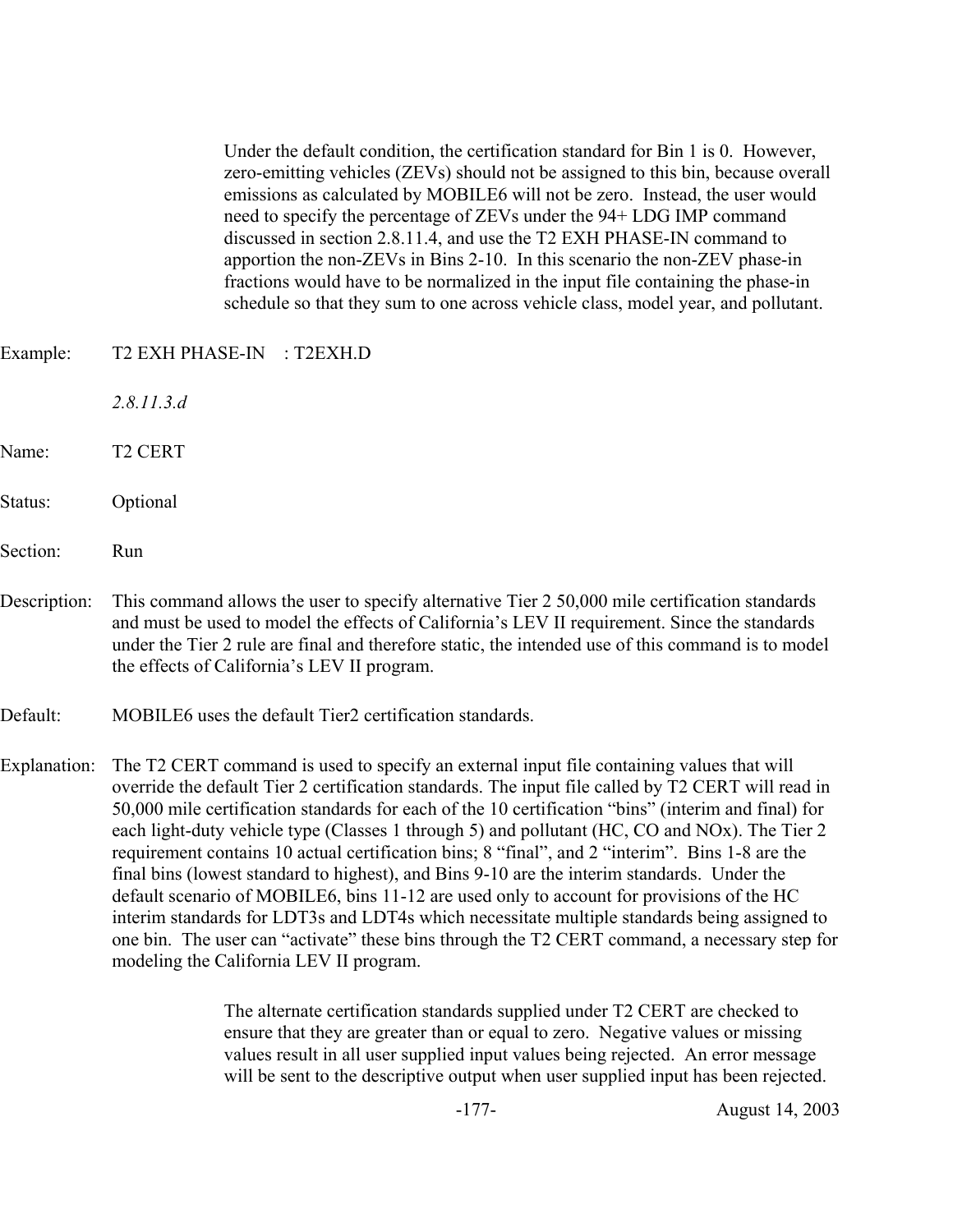Under the default condition, the certification standard for Bin 1 is 0. However, zero-emitting vehicles (ZEVs) should not be assigned to this bin, because overall emissions as calculated by MOBILE6 will not be zero. Instead, the user would need to specify the percentage of ZEVs under the 94+ LDG IMP command discussed in section 2.8.11.4, and use the T2 EXH PHASE-IN command to apportion the non-ZEVs in Bins 2-10. In this scenario the non-ZEV phase-in fractions would have to be normalized in the input file containing the phase-in schedule so that they sum to one across vehicle class, model year, and pollutant.

Example: T2 EXH PHASE-IN : T2EXH.D

*2.8.11.3.d*

Name: T2 CERT

Status: Optional

Section: Run

Description: This command allows the user to specify alternative Tier 2 50,000 mile certification standards and must be used to model the effects of California's LEV II requirement. Since the standards under the Tier 2 rule are final and therefore static, the intended use of this command is to model the effects of California's LEV II program.

Default: MOBILE6 uses the default Tier2 certification standards.

Explanation: The T2 CERT command is used to specify an external input file containing values that will override the default Tier 2 certification standards. The input file called by T2 CERT will read in 50,000 mile certification standards for each of the 10 certification "bins" (interim and final) for each light-duty vehicle type (Classes 1 through 5) and pollutant (HC, CO and NOx). The Tier 2 requirement contains 10 actual certification bins; 8 "final", and 2 "interim". Bins 1-8 are the final bins (lowest standard to highest), and Bins 9-10 are the interim standards. Under the default scenario of MOBILE6, bins 11-12 are used only to account for provisions of the HC interim standards for LDT3s and LDT4s which necessitate multiple standards being assigned to one bin. The user can "activate" these bins through the T2 CERT command, a necessary step for modeling the California LEV II program.

The alternate certification standards supplied under T2 CERT are checked to ensure that they are greater than or equal to zero. Negative values or missing values result in all user supplied input values being rejected. An error message will be sent to the descriptive output when user supplied input has been rejected.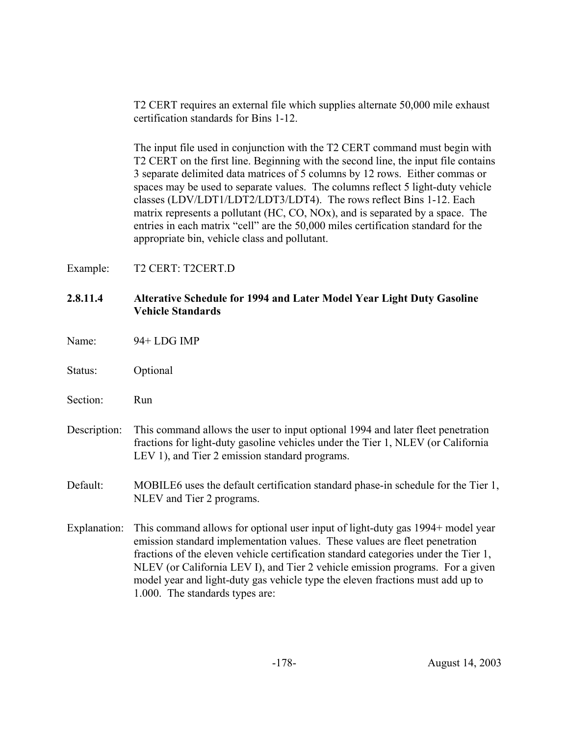T2 CERT requires an external file which supplies alternate 50,000 mile exhaust certification standards for Bins 1-12.

The input file used in conjunction with the T2 CERT command must begin with T2 CERT on the first line. Beginning with the second line, the input file contains 3 separate delimited data matrices of 5 columns by 12 rows. Either commas or spaces may be used to separate values. The columns reflect 5 light-duty vehicle classes (LDV/LDT1/LDT2/LDT3/LDT4). The rows reflect Bins 1-12. Each matrix represents a pollutant (HC, CO, NOx), and is separated by a space. The entries in each matrix "cell" are the 50,000 miles certification standard for the appropriate bin, vehicle class and pollutant.

Example: T2 CERT: T2CERT.D

#### 2.8.11.4 Alterative Schedule for 1994 and Later Model Year Light Duty Gasoline Vehicle Standards

Name: 94+ LDG IMP

Status: Optional

Section: Run

Description: This command allows the user to input optional 1994 and later fleet penetration fractions for light-duty gasoline vehicles under the Tier 1, NLEV (or California LEV 1), and Tier 2 emission standard programs.

Default: MOBILE6 uses the default certification standard phase-in schedule for the Tier 1, NLEV and Tier 2 programs.

Explanation: This command allows for optional user input of light-duty gas 1994+ model year emission standard implementation values. These values are fleet penetration fractions of the eleven vehicle certification standard categories under the Tier 1, NLEV (or California LEV I), and Tier 2 vehicle emission programs. For a given model year and light-duty gas vehicle type the eleven fractions must add up to 1.000. The standards types are: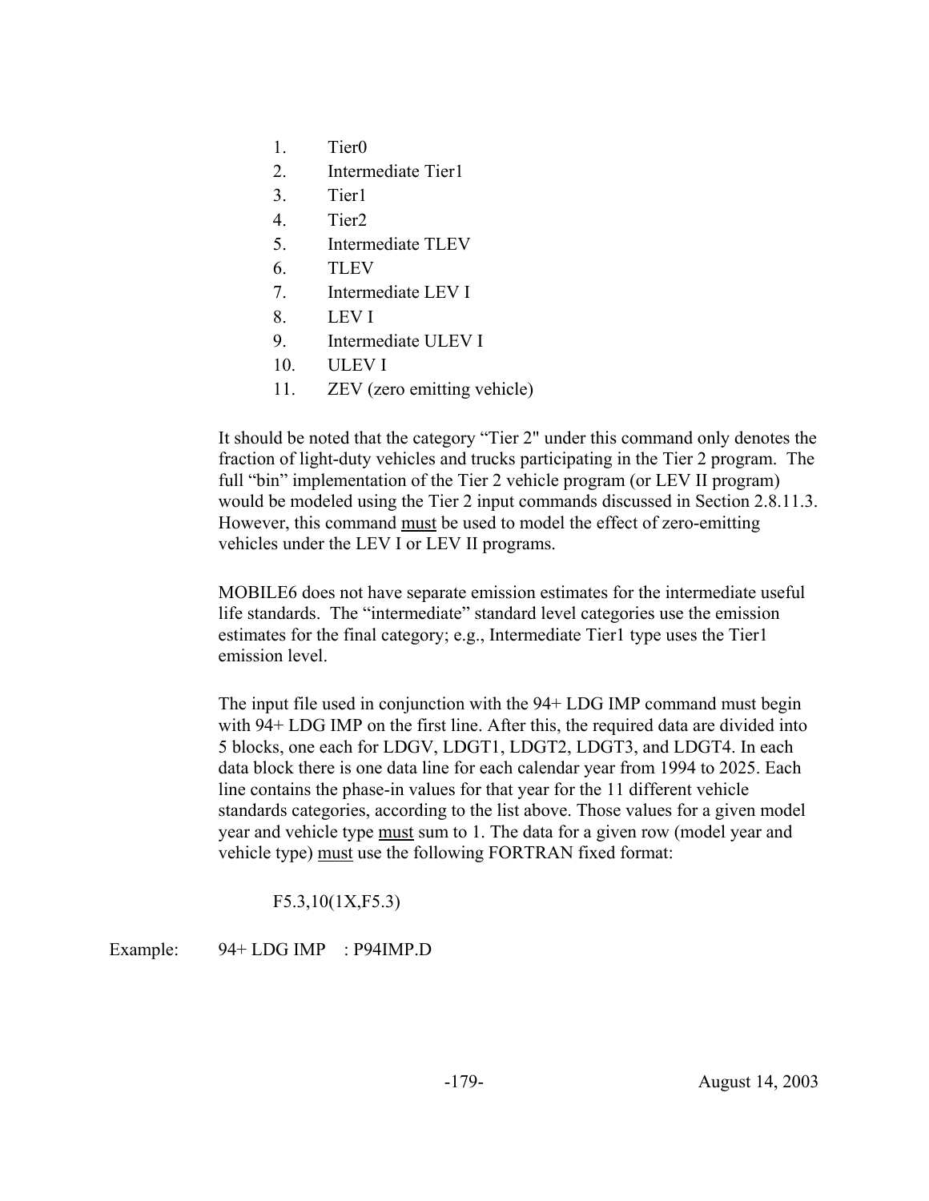1. Tier0
2. Intermediate Tier1
3. Tier1
4. Tier2
5. Intermediate TLEV
6. TLEV
7. Intermediate LEV I
8. LEV I
9. Intermediate ULEV I
10. ULEV I
11. ZEV (zero emitting vehicle)

It should be noted that the category "Tier 2" under this command only denotes the fraction of light-duty vehicles and trucks participating in the Tier 2 program. The full "bin" implementation of the Tier 2 vehicle program (or LEV II program) would be modeled using the Tier 2 input commands discussed in Section 2.8.11.3. However, this command <u>must</u> be used to model the effect of zero-emitting vehicles under the LEV I or LEV II programs.

MOBILE6 does not have separate emission estimates for the intermediate useful life standards. The "intermediate" standard level categories use the emission estimates for the final category; e.g., Intermediate Tier1 type uses the Tier1 emission level.

The input file used in conjunction with the 94+ LDG IMP command must begin with 94+ LDG IMP on the first line. After this, the required data are divided into 5 blocks, one each for LDGV, LDGT1, LDGT2, LDGT3, and LDGT4. In each data block there is one data line for each calendar year from 1994 to 2025. Each line contains the phase-in values for that year for the 11 different vehicle standards categories, according to the list above. Those values for a given model year and vehicle type <u>must</u> sum to 1. The data for a given row (model year and vehicle type) <u>must</u> use the following FORTRAN fixed format:

```
F5.3,10(1X,F5.3)
```

Example: 94+ LDG IMP : P94IMP.D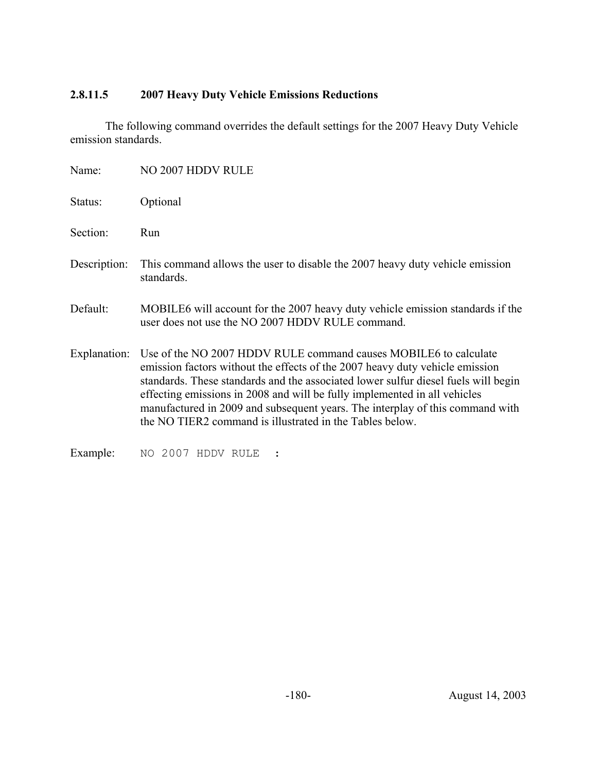### 2.8.11.5 2007 Heavy Duty Vehicle Emissions Reductions

The following command overrides the default settings for the 2007 Heavy Duty Vehicle emission standards.

Name: NO 2007 HDDV RULE

Status: Optional

Section: Run

Description: This command allows the user to disable the 2007 heavy duty vehicle emission standards.

Default: MOBILE6 will account for the 2007 heavy duty vehicle emission standards if the user does not use the NO 2007 HDDV RULE command.

Explanation: Use of the NO 2007 HDDV RULE command causes MOBILE6 to calculate emission factors without the effects of the 2007 heavy duty vehicle emission standards. These standards and the associated lower sulfur diesel fuels will begin effecting emissions in 2008 and will be fully implemented in all vehicles manufactured in 2009 and subsequent years. The interplay of this command with the NO TIER2 command is illustrated in the Tables below.

Example:

```
NO 2007 HDDV RULE  :
```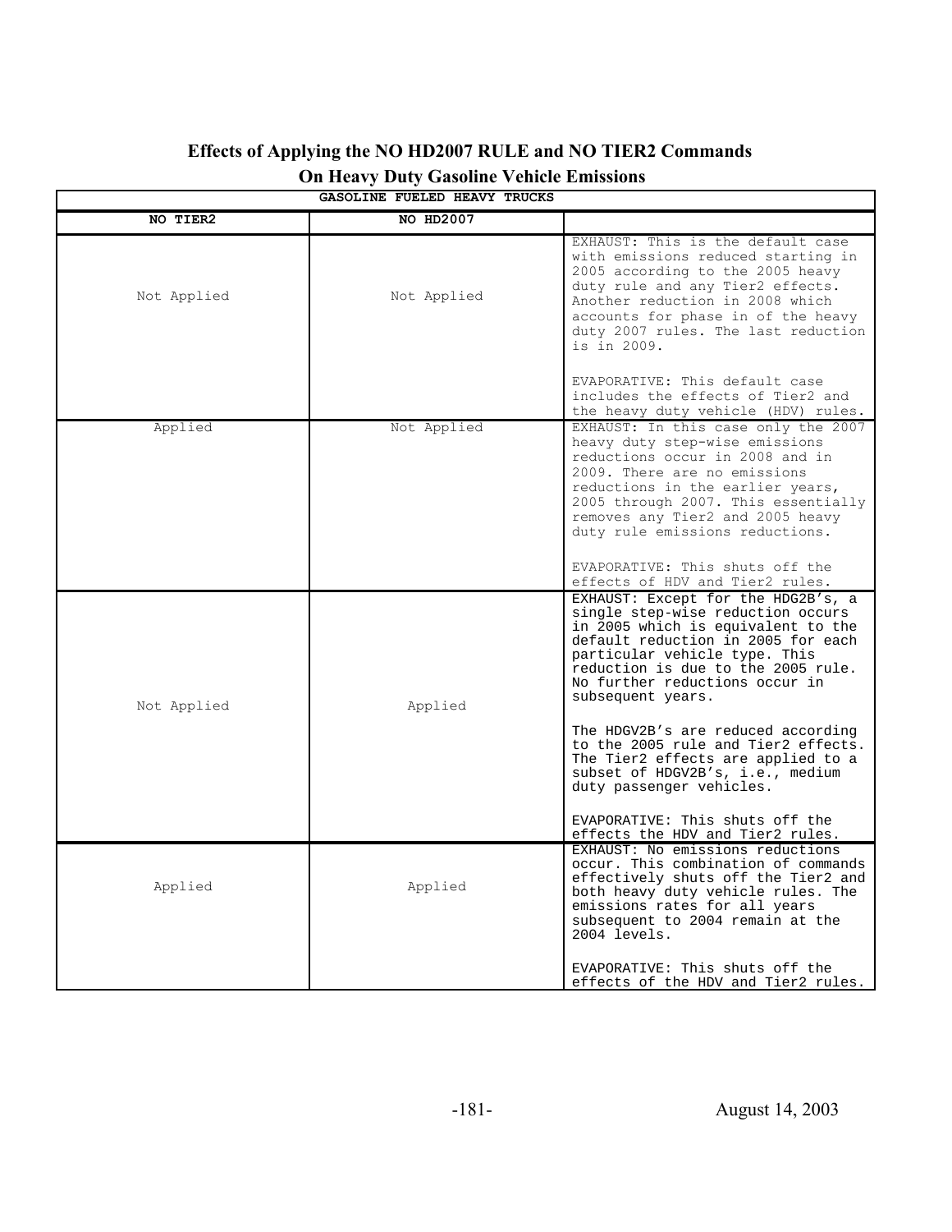**Effects of Applying the NO HD2007 RULE and NO TIER2 Commands On Heavy Duty Gasoline Vehicle Emissions**

| GASOLINE FUELED HEAVY TRUCKS | | |
|---|---|---|
| **NO TIER2** | **NO HD2007** | |
| Not Applied | Not Applied | EXHAUST: This is the default case with emissions reduced starting in 2005 according to the 2005 heavy duty rule and any Tier2 effects. Another reduction in 2008 which accounts for phase in of the heavy duty 2007 rules. The last reduction is in 2009.<br><br>EVAPORATIVE: This default case includes the effects of Tier2 and the heavy duty vehicle (HDV) rules. |
| Applied | Not Applied | EXHAUST: In this case only the 2007 heavy duty step-wise emissions reductions occur in 2008 and in 2009. There are no emissions reductions in the earlier years, 2005 through 2007. This essentially removes any Tier2 and 2005 heavy duty rule emissions reductions.<br><br>EVAPORATIVE: This shuts off the effects of HDV and Tier2 rules. |
| Not Applied | Applied | EXHAUST: Except for the HDG2B's, a single step-wise reduction occurs in 2005 which is equivalent to the default reduction in 2005 for each particular vehicle type. This reduction is due to the 2005 rule. No further reductions occur in subsequent years.<br><br>The HDGV2B's are reduced according to the 2005 rule and Tier2 effects. The Tier2 effects are applied to a subset of HDGV2B's, i.e., medium duty passenger vehicles.<br><br>EVAPORATIVE: This shuts off the effects the HDV and Tier2 rules. |
| Applied | Applied | EXHAUST: No emissions reductions occur. This combination of commands effectively shuts off the Tier2 and both heavy duty vehicle rules. The emissions rates for all years subsequent to 2004 remain at the 2004 levels.<br><br>EVAPORATIVE: This shuts off the effects of the HDV and Tier2 rules. |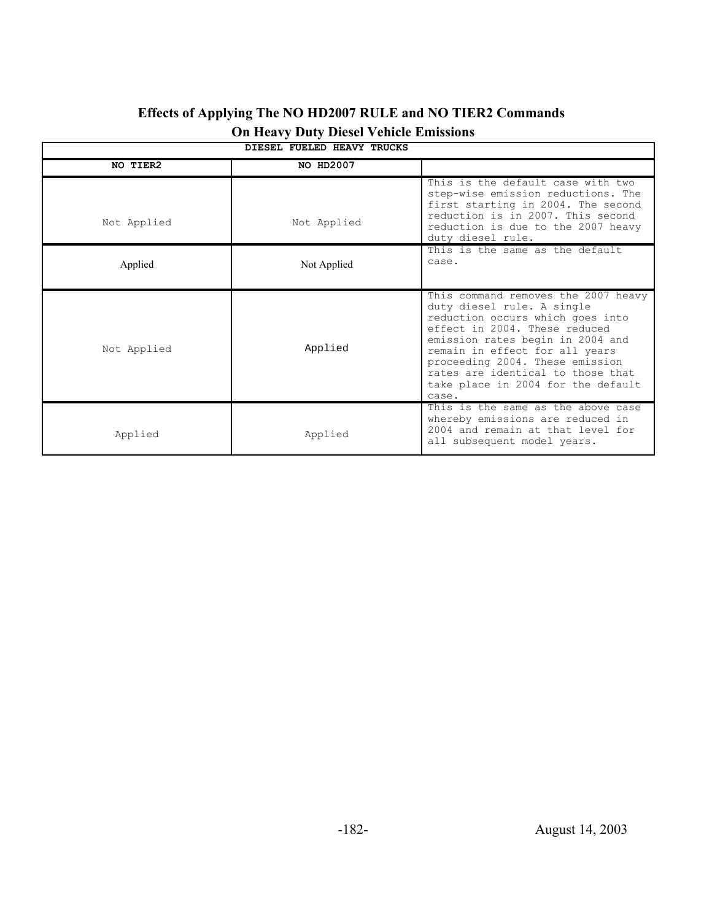## Effects of Applying The NO HD2007 RULE and NO TIER2 Commands On Heavy Duty Diesel Vehicle Emissions

| DIESEL FUELED HEAVY TRUCKS | | |
|---|---|---|
| **NO TIER2** | **NO HD2007** | |
| Not Applied | Not Applied | This is the default case with two step-wise emission reductions. The first starting in 2004. The second reduction is in 2007. This second reduction is due to the 2007 heavy duty diesel rule. |
| Applied | Not Applied | This is the same as the default case. |
| Not Applied | Applied | This command removes the 2007 heavy duty diesel rule. A single reduction occurs which goes into effect in 2004. These reduced emission rates begin in 2004 and remain in effect for all years proceeding 2004. These emission rates are identical to those that take place in 2004 for the default case. |
| Applied | Applied | This is the same as the above case whereby emissions are reduced in 2004 and remain at that level for all subsequent model years. |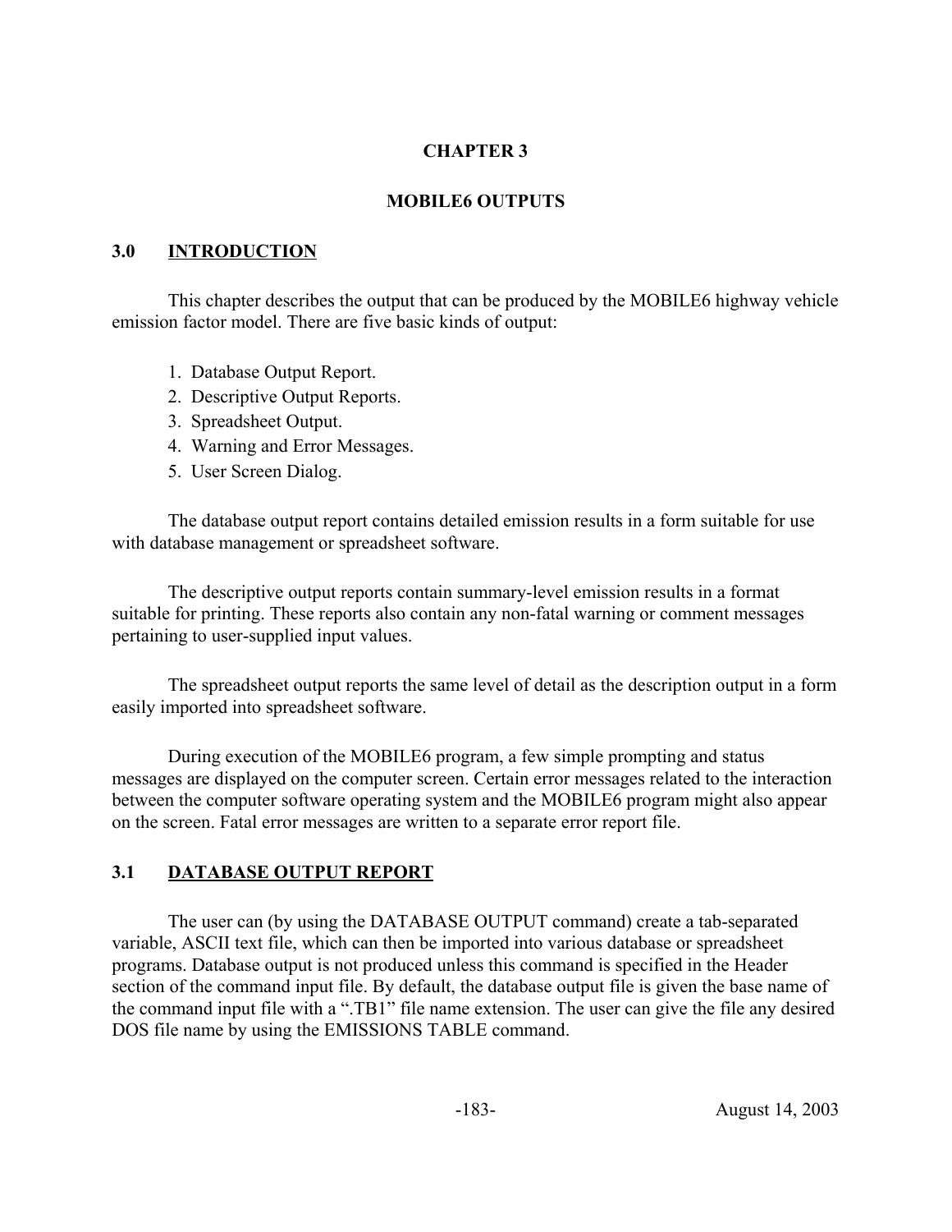# CHAPTER 3

# MOBILE6 OUTPUTS

## 3.0 INTRODUCTION

This chapter describes the output that can be produced by the MOBILE6 highway vehicle emission factor model. There are five basic kinds of output:

1. Database Output Report.
2. Descriptive Output Reports.
3. Spreadsheet Output.
4. Warning and Error Messages.
5. User Screen Dialog.

The database output report contains detailed emission results in a form suitable for use with database management or spreadsheet software.

The descriptive output reports contain summary-level emission results in a format suitable for printing. These reports also contain any non-fatal warning or comment messages pertaining to user-supplied input values.

The spreadsheet output reports the same level of detail as the description output in a form easily imported into spreadsheet software.

During execution of the MOBILE6 program, a few simple prompting and status messages are displayed on the computer screen. Certain error messages related to the interaction between the computer software operating system and the MOBILE6 program might also appear on the screen. Fatal error messages are written to a separate error report file.

## 3.1 DATABASE OUTPUT REPORT

The user can (by using the DATABASE OUTPUT command) create a tab-separated variable, ASCII text file, which can then be imported into various database or spreadsheet programs. Database output is not produced unless this command is specified in the Header section of the command input file. By default, the database output file is given the base name of the command input file with a ".TB1" file name extension. The user can give the file any desired DOS file name by using the EMISSIONS TABLE command.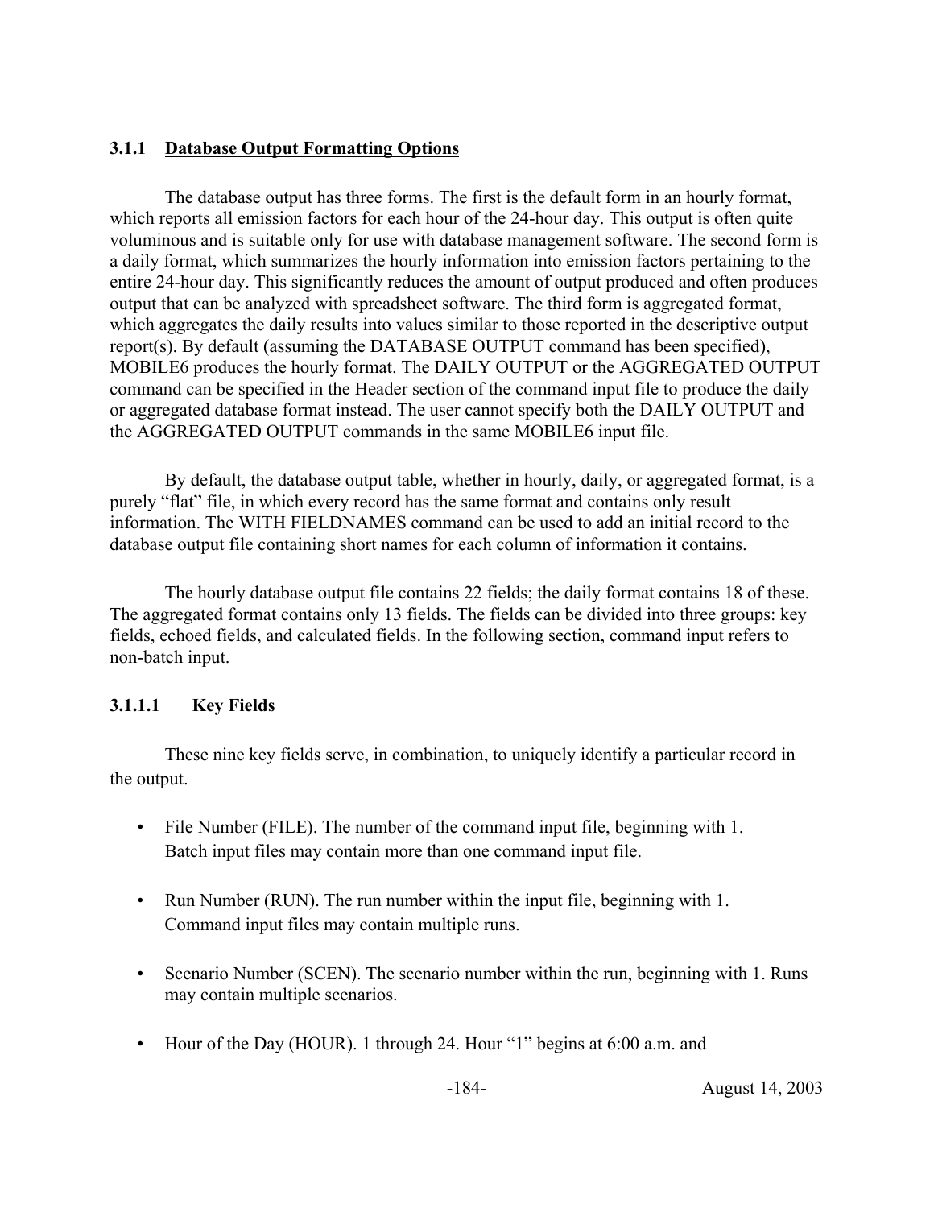### 3.1.1 Database Output Formatting Options

The database output has three forms. The first is the default form in an hourly format, which reports all emission factors for each hour of the 24-hour day. This output is often quite voluminous and is suitable only for use with database management software. The second form is a daily format, which summarizes the hourly information into emission factors pertaining to the entire 24-hour day. This significantly reduces the amount of output produced and often produces output that can be analyzed with spreadsheet software. The third form is aggregated format, which aggregates the daily results into values similar to those reported in the descriptive output report(s). By default (assuming the DATABASE OUTPUT command has been specified), MOBILE6 produces the hourly format. The DAILY OUTPUT or the AGGREGATED OUTPUT command can be specified in the Header section of the command input file to produce the daily or aggregated database format instead. The user cannot specify both the DAILY OUTPUT and the AGGREGATED OUTPUT commands in the same MOBILE6 input file.

By default, the database output table, whether in hourly, daily, or aggregated format, is a purely "flat" file, in which every record has the same format and contains only result information. The WITH FIELDNAMES command can be used to add an initial record to the database output file containing short names for each column of information it contains.

The hourly database output file contains 22 fields; the daily format contains 18 of these. The aggregated format contains only 13 fields. The fields can be divided into three groups: key fields, echoed fields, and calculated fields. In the following section, command input refers to non-batch input.

#### 3.1.1.1 Key Fields

These nine key fields serve, in combination, to uniquely identify a particular record in the output.

- File Number (FILE). The number of the command input file, beginning with 1. Batch input files may contain more than one command input file.
- Run Number (RUN). The run number within the input file, beginning with 1. Command input files may contain multiple runs.
- Scenario Number (SCEN). The scenario number within the run, beginning with 1. Runs may contain multiple scenarios.
- Hour of the Day (HOUR). 1 through 24. Hour "1" begins at 6:00 a.m. and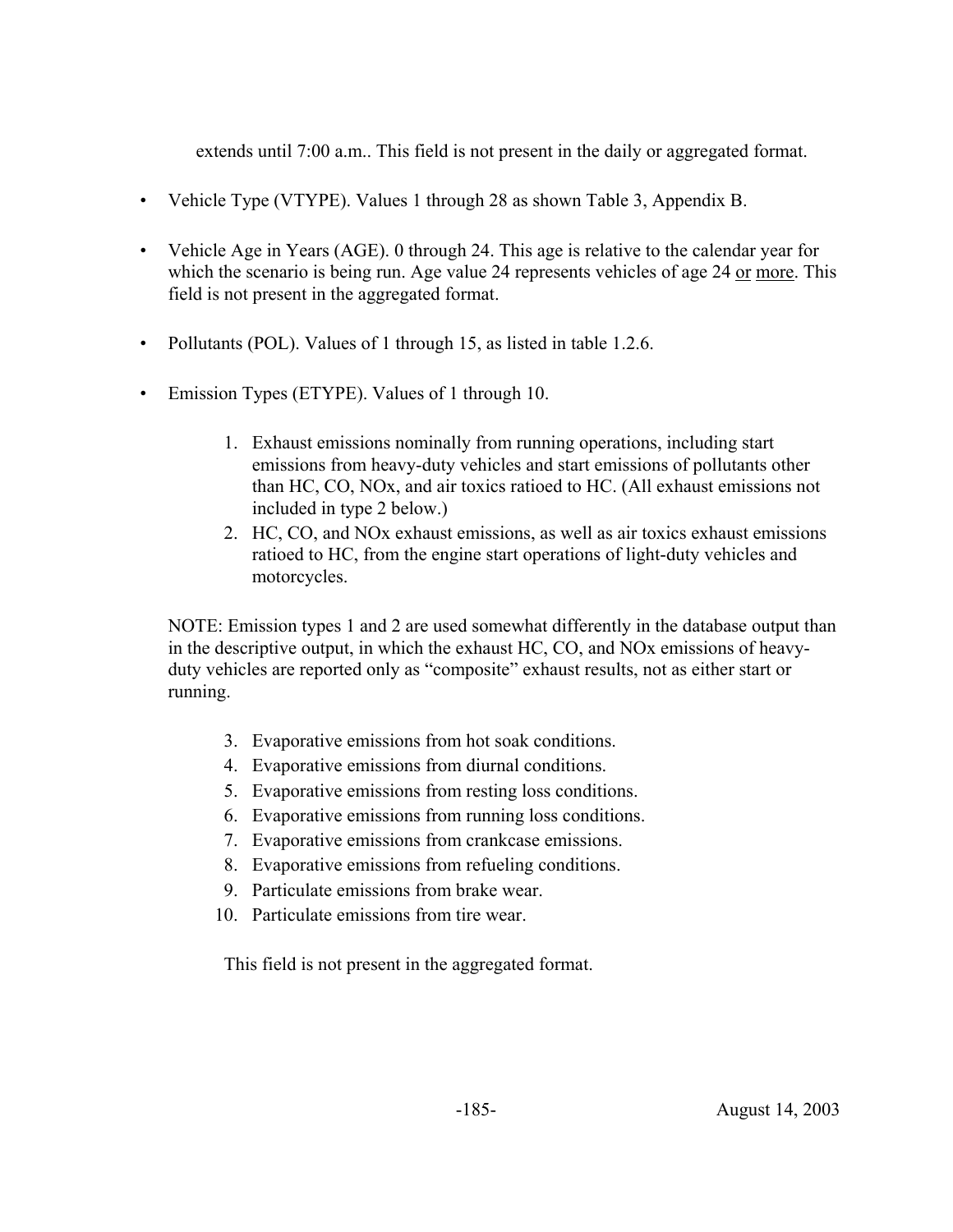extends until 7:00 a.m.. This field is not present in the daily or aggregated format.

- Vehicle Type (VTYPE). Values 1 through 28 as shown Table 3, Appendix B.
- Vehicle Age in Years (AGE). 0 through 24. This age is relative to the calendar year for which the scenario is being run. Age value 24 represents vehicles of age 24 or more. This field is not present in the aggregated format.
- Pollutants (POL). Values of 1 through 15, as listed in table 1.2.6.
- Emission Types (ETYPE). Values of 1 through 10.

    1. Exhaust emissions nominally from running operations, including start emissions from heavy-duty vehicles and start emissions of pollutants other than HC, CO, NOx, and air toxics ratioed to HC. (All exhaust emissions not included in type 2 below.)
    2. HC, CO, and NOx exhaust emissions, as well as air toxics exhaust emissions ratioed to HC, from the engine start operations of light-duty vehicles and motorcycles.

    NOTE: Emission types 1 and 2 are used somewhat differently in the database output than in the descriptive output, in which the exhaust HC, CO, and NOx emissions of heavy-duty vehicles are reported only as "composite" exhaust results, not as either start or running.

    3. Evaporative emissions from hot soak conditions.
    4. Evaporative emissions from diurnal conditions.
    5. Evaporative emissions from resting loss conditions.
    6. Evaporative emissions from running loss conditions.
    7. Evaporative emissions from crankcase emissions.
    8. Evaporative emissions from refueling conditions.
    9. Particulate emissions from brake wear.
    10. Particulate emissions from tire wear.

    This field is not present in the aggregated format.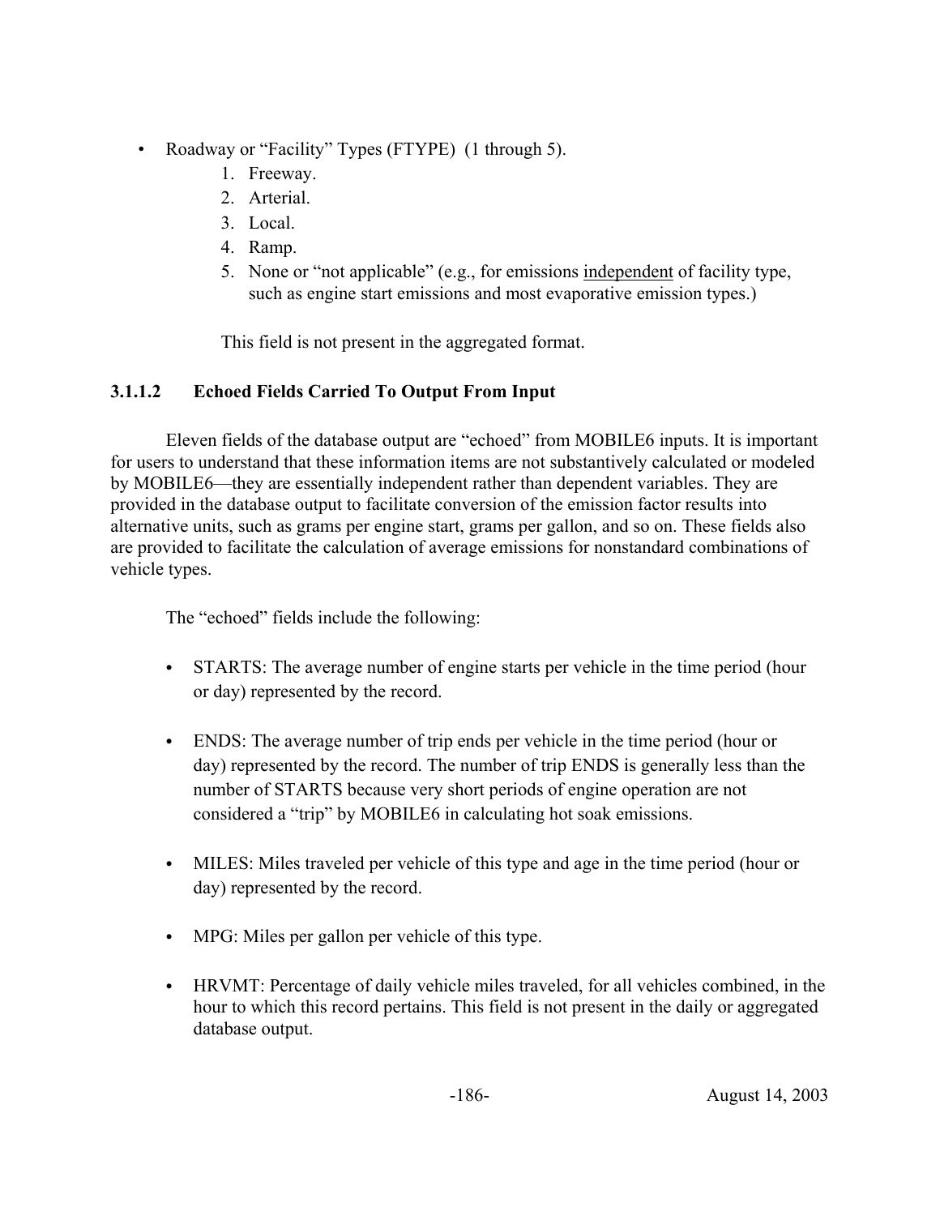- Roadway or “Facility” Types (FTYPE) (1 through 5).
    1. Freeway.
    2. Arterial.
    3. Local.
    4. Ramp.
    5. None or “not applicable” (e.g., for emissions <u>independent</u> of facility type, such as engine start emissions and most evaporative emission types.)

    This field is not present in the aggregated format.

#### 3.1.1.2 Echoed Fields Carried To Output From Input

Eleven fields of the database output are “echoed” from MOBILE6 inputs. It is important for users to understand that these information items are not substantively calculated or modeled by MOBILE6—they are essentially independent rather than dependent variables. They are provided in the database output to facilitate conversion of the emission factor results into alternative units, such as grams per engine start, grams per gallon, and so on. These fields also are provided to facilitate the calculation of average emissions for nonstandard combinations of vehicle types.

The “echoed” fields include the following:

- STARTS: The average number of engine starts per vehicle in the time period (hour or day) represented by the record.

- ENDS: The average number of trip ends per vehicle in the time period (hour or day) represented by the record. The number of trip ENDS is generally less than the number of STARTS because very short periods of engine operation are not considered a “trip” by MOBILE6 in calculating hot soak emissions.

- MILES: Miles traveled per vehicle of this type and age in the time period (hour or day) represented by the record.

- MPG: Miles per gallon per vehicle of this type.

- HRVMT: Percentage of daily vehicle miles traveled, for all vehicles combined, in the hour to which this record pertains. This field is not present in the daily or aggregated database output.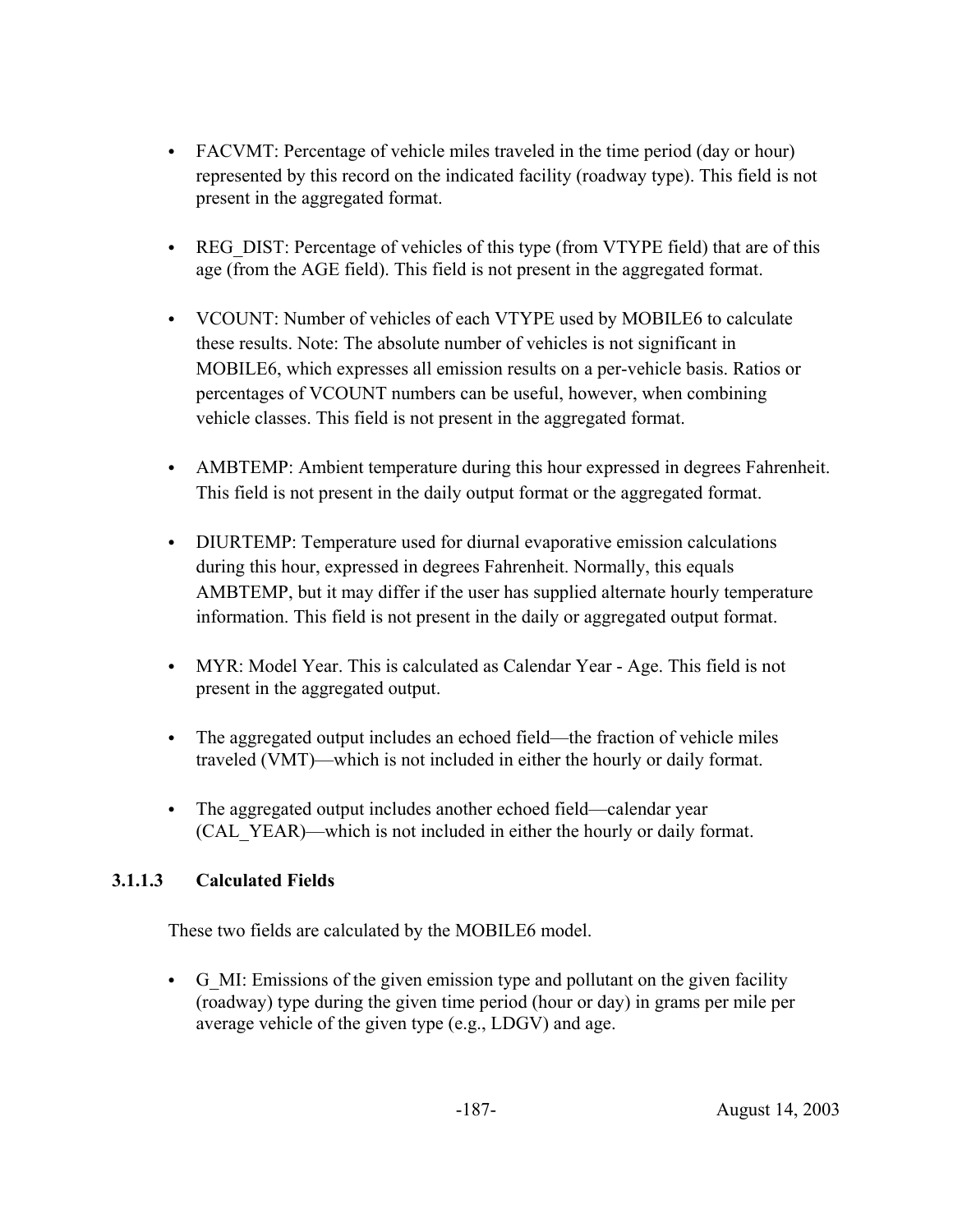- FACVMT: Percentage of vehicle miles traveled in the time period (day or hour) represented by this record on the indicated facility (roadway type). This field is not present in the aggregated format.

- REG_DIST: Percentage of vehicles of this type (from VTYPE field) that are of this age (from the AGE field). This field is not present in the aggregated format.

- VCOUNT: Number of vehicles of each VTYPE used by MOBILE6 to calculate these results. Note: The absolute number of vehicles is not significant in MOBILE6, which expresses all emission results on a per-vehicle basis. Ratios or percentages of VCOUNT numbers can be useful, however, when combining vehicle classes. This field is not present in the aggregated format.

- AMBTEMP: Ambient temperature during this hour expressed in degrees Fahrenheit. This field is not present in the daily output format or the aggregated format.

- DIURTEMP: Temperature used for diurnal evaporative emission calculations during this hour, expressed in degrees Fahrenheit. Normally, this equals AMBTEMP, but it may differ if the user has supplied alternate hourly temperature information. This field is not present in the daily or aggregated output format.

- MYR: Model Year. This is calculated as Calendar Year - Age. This field is not present in the aggregated output.

- The aggregated output includes an echoed field—the fraction of vehicle miles traveled (VMT)—which is not included in either the hourly or daily format.

- The aggregated output includes another echoed field—calendar year (CAL_YEAR)—which is not included in either the hourly or daily format.

#### 3.1.1.3 Calculated Fields

These two fields are calculated by the MOBILE6 model.

- G_MI: Emissions of the given emission type and pollutant on the given facility (roadway) type during the given time period (hour or day) in grams per mile per average vehicle of the given type (e.g., LDGV) and age.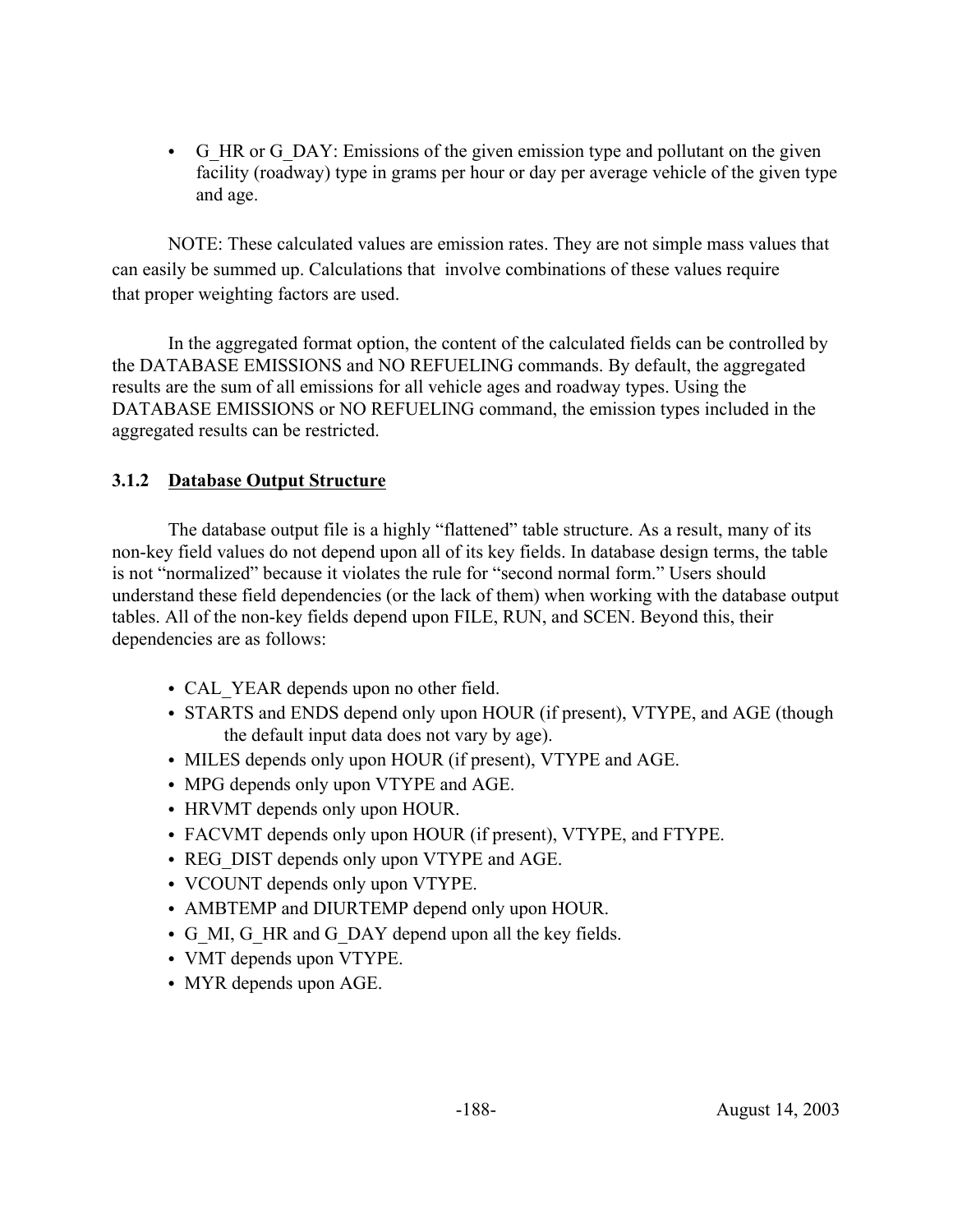- G_HR or G_DAY: Emissions of the given emission type and pollutant on the given facility (roadway) type in grams per hour or day per average vehicle of the given type and age.

NOTE: These calculated values are emission rates. They are not simple mass values that can easily be summed up. Calculations that involve combinations of these values require that proper weighting factors are used.

In the aggregated format option, the content of the calculated fields can be controlled by the DATABASE EMISSIONS and NO REFUELING commands. By default, the aggregated results are the sum of all emissions for all vehicle ages and roadway types. Using the DATABASE EMISSIONS or NO REFUELING command, the emission types included in the aggregated results can be restricted.

### 3.1.2 Database Output Structure

The database output file is a highly "flattened" table structure. As a result, many of its non-key field values do not depend upon all of its key fields. In database design terms, the table is not "normalized" because it violates the rule for "second normal form." Users should understand these field dependencies (or the lack of them) when working with the database output tables. All of the non-key fields depend upon FILE, RUN, and SCEN. Beyond this, their dependencies are as follows:

- CAL_YEAR depends upon no other field.
- STARTS and ENDS depend only upon HOUR (if present), VTYPE, and AGE (though the default input data does not vary by age).
- MILES depends only upon HOUR (if present), VTYPE and AGE.
- MPG depends only upon VTYPE and AGE.
- HRVMT depends only upon HOUR.
- FACVMT depends only upon HOUR (if present), VTYPE, and FTYPE.
- REG_DIST depends only upon VTYPE and AGE.
- VCOUNT depends only upon VTYPE.
- AMBTEMP and DIURTEMP depend only upon HOUR.
- G_MI, G_HR and G_DAY depend upon all the key fields.
- VMT depends upon VTYPE.
- MYR depends upon AGE.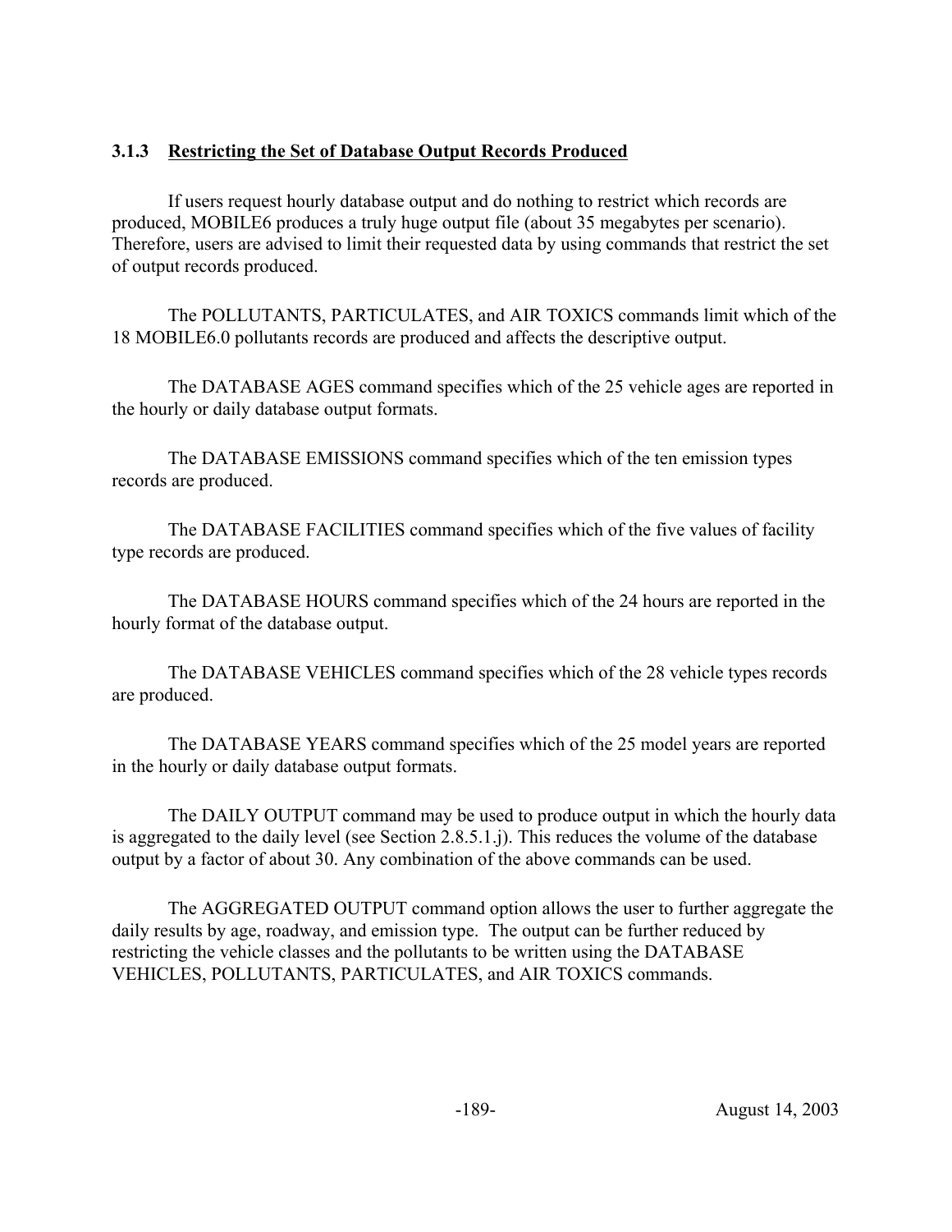### 3.1.3 Restricting the Set of Database Output Records Produced

If users request hourly database output and do nothing to restrict which records are produced, MOBILE6 produces a truly huge output file (about 35 megabytes per scenario). Therefore, users are advised to limit their requested data by using commands that restrict the set of output records produced.

The POLLUTANTS, PARTICULATES, and AIR TOXICS commands limit which of the 18 MOBILE6.0 pollutants records are produced and affects the descriptive output.

The DATABASE AGES command specifies which of the 25 vehicle ages are reported in the hourly or daily database output formats.

The DATABASE EMISSIONS command specifies which of the ten emission types records are produced.

The DATABASE FACILITIES command specifies which of the five values of facility type records are produced.

The DATABASE HOURS command specifies which of the 24 hours are reported in the hourly format of the database output.

The DATABASE VEHICLES command specifies which of the 28 vehicle types records are produced.

The DATABASE YEARS command specifies which of the 25 model years are reported in the hourly or daily database output formats.

The DAILY OUTPUT command may be used to produce output in which the hourly data is aggregated to the daily level (see Section 2.8.5.1.j). This reduces the volume of the database output by a factor of about 30. Any combination of the above commands can be used.

The AGGREGATED OUTPUT command option allows the user to further aggregate the daily results by age, roadway, and emission type. The output can be further reduced by restricting the vehicle classes and the pollutants to be written using the DATABASE VEHICLES, POLLUTANTS, PARTICULATES, and AIR TOXICS commands.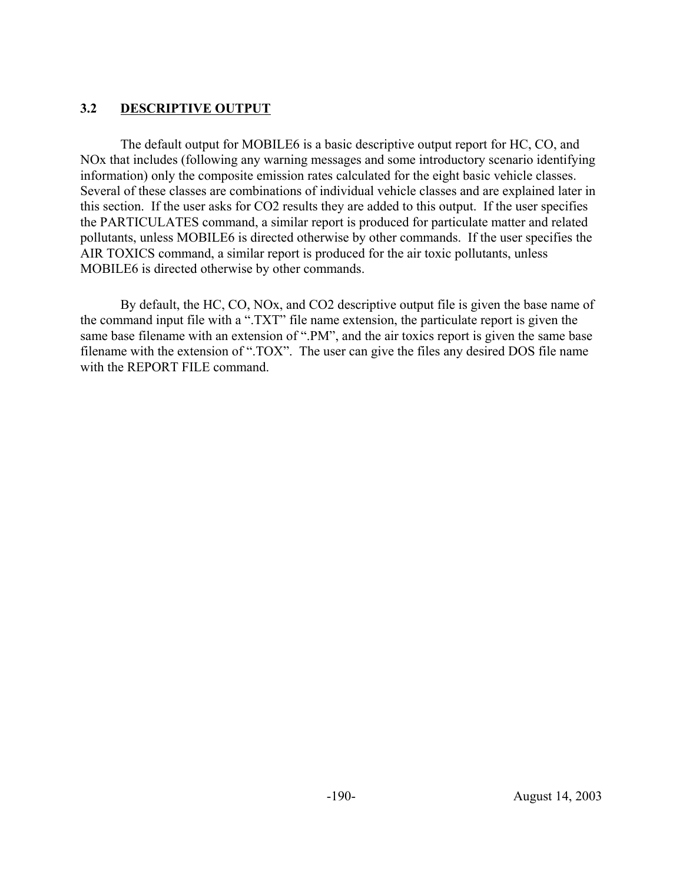## 3.2 DESCRIPTIVE OUTPUT

The default output for MOBILE6 is a basic descriptive output report for HC, CO, and NOx that includes (following any warning messages and some introductory scenario identifying information) only the composite emission rates calculated for the eight basic vehicle classes. Several of these classes are combinations of individual vehicle classes and are explained later in this section. If the user asks for CO2 results they are added to this output. If the user specifies the PARTICULATES command, a similar report is produced for particulate matter and related pollutants, unless MOBILE6 is directed otherwise by other commands. If the user specifies the AIR TOXICS command, a similar report is produced for the air toxic pollutants, unless MOBILE6 is directed otherwise by other commands.

By default, the HC, CO, NOx, and CO2 descriptive output file is given the base name of the command input file with a ".TXT" file name extension, the particulate report is given the same base filename with an extension of ".PM", and the air toxics report is given the same base filename with the extension of ".TOX". The user can give the files any desired DOS file name with the REPORT FILE command.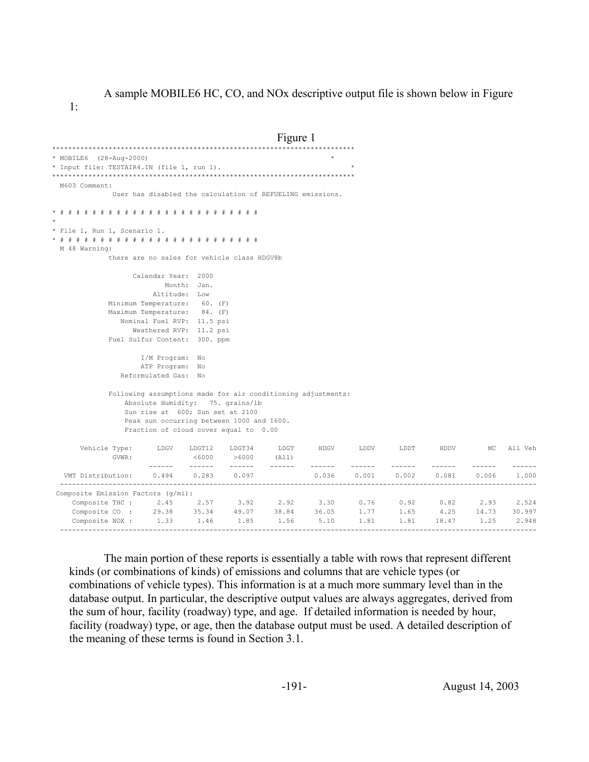A sample MOBILE6 HC, CO, and NOx descriptive output file is shown below in Figure 1:

Figure 1

```
*************************************************************************
* MOBILE6  (28-Aug-2000)                                                *
* Input file: TESTAIR4.IN (file 1, run 1).                              *
*************************************************************************
  M603 Comment:
             User has disabled the calculation of REFUELING emissions.

* # # # # # # # # # # # # # # # # # # # # # # # # # # #
*
* File 1, Run 1, Scenario 1.
* # # # # # # # # # # # # # # # # # # # # # # # # # # #
  M 48 Warning:
            there are no sales for vehicle class HDGV8b

                  Calendar Year:  2000
                          Month:  Jan.
                       Altitude:  Low
            Minimum Temperature:   60. (F)
            Maximum Temperature:   84. (F)
               Nominal Fuel RVP:  11.5 psi
                  Weathered RVP:  11.2 psi
            Fuel Sulfur Content:  300. ppm

                    I/M Program:  No
                    ATP Program:  No
               Reformulated Gas:  No

            Following assumptions made for air conditioning adjustments:
                Absolute Humidity:   75. grains/lb
                Sun rise at  600; Sun set at 2100
                Peak sun occurring between 1000 and 1600.
                Fraction of cloud cover equal to  0.00

      Vehicle Type:     LDGV    LDGT12    LDGT34     LDGT      HDGV      LDDV      LDDT      HDDV        MC   All Veh
             GVWR:               <6000     >6000    (All)
                       ------    ------    ------   ------    ------    ------    ------    ------    ------    ------
   VMT Distribution:    0.494     0.283     0.097              0.036     0.001     0.002     0.081     0.006     1.000
 ----------------------------------------------------------------------------------------------------------------------
 Composite Emission Factors (g/mi):
     Composite THC :     2.45      2.57      3.92     2.92      3.30      0.76      0.92      0.82      2.93     2.524
     Composite CO  :    29.38     35.34     49.07    38.84     36.05      1.77      1.65      4.25     14.73    30.997
     Composite NOX :     1.33      1.46      1.85     1.56      5.10      1.81      1.81     18.47      1.25     2.948
 ----------------------------------------------------------------------------------------------------------------------
```

The main portion of these reports is essentially a table with rows that represent different kinds (or combinations of kinds) of emissions and columns that are vehicle types (or combinations of vehicle types). This information is at a much more summary level than in the database output. In particular, the descriptive output values are always aggregates, derived from the sum of hour, facility (roadway) type, and age. If detailed information is needed by hour, facility (roadway) type, or age, then the database output must be used. A detailed description of the meaning of these terms is found in Section 3.1.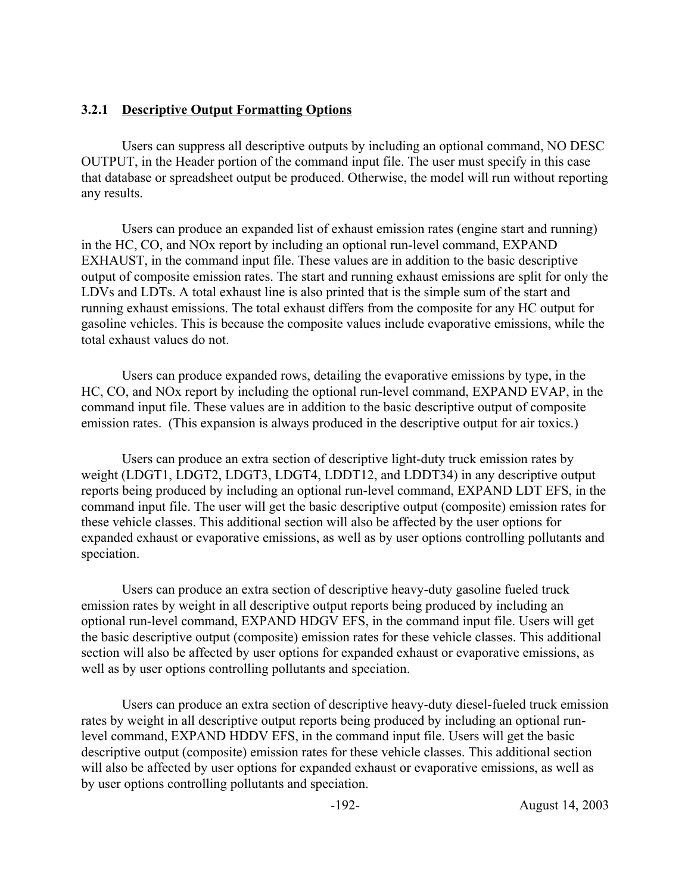### 3.2.1 Descriptive Output Formatting Options

Users can suppress all descriptive outputs by including an optional command, NO DESC OUTPUT, in the Header portion of the command input file. The user must specify in this case that database or spreadsheet output be produced. Otherwise, the model will run without reporting any results.

Users can produce an expanded list of exhaust emission rates (engine start and running) in the HC, CO, and NOx report by including an optional run-level command, EXPAND EXHAUST, in the command input file. These values are in addition to the basic descriptive output of composite emission rates. The start and running exhaust emissions are split for only the LDVs and LDTs. A total exhaust line is also printed that is the simple sum of the start and running exhaust emissions. The total exhaust differs from the composite for any HC output for gasoline vehicles. This is because the composite values include evaporative emissions, while the total exhaust values do not.

Users can produce expanded rows, detailing the evaporative emissions by type, in the HC, CO, and NOx report by including the optional run-level command, EXPAND EVAP, in the command input file. These values are in addition to the basic descriptive output of composite emission rates. (This expansion is always produced in the descriptive output for air toxics.)

Users can produce an extra section of descriptive light-duty truck emission rates by weight (LDGT1, LDGT2, LDGT3, LDGT4, LDDT12, and LDDT34) in any descriptive output reports being produced by including an optional run-level command, EXPAND LDT EFS, in the command input file. The user will get the basic descriptive output (composite) emission rates for these vehicle classes. This additional section will also be affected by the user options for expanded exhaust or evaporative emissions, as well as by user options controlling pollutants and speciation.

Users can produce an extra section of descriptive heavy-duty gasoline fueled truck emission rates by weight in all descriptive output reports being produced by including an optional run-level command, EXPAND HDGV EFS, in the command input file. Users will get the basic descriptive output (composite) emission rates for these vehicle classes. This additional section will also be affected by user options for expanded exhaust or evaporative emissions, as well as by user options controlling pollutants and speciation.

Users can produce an extra section of descriptive heavy-duty diesel-fueled truck emission rates by weight in all descriptive output reports being produced by including an optional run-level command, EXPAND HDDV EFS, in the command input file. Users will get the basic descriptive output (composite) emission rates for these vehicle classes. This additional section will also be affected by user options for expanded exhaust or evaporative emissions, as well as by user options controlling pollutants and speciation.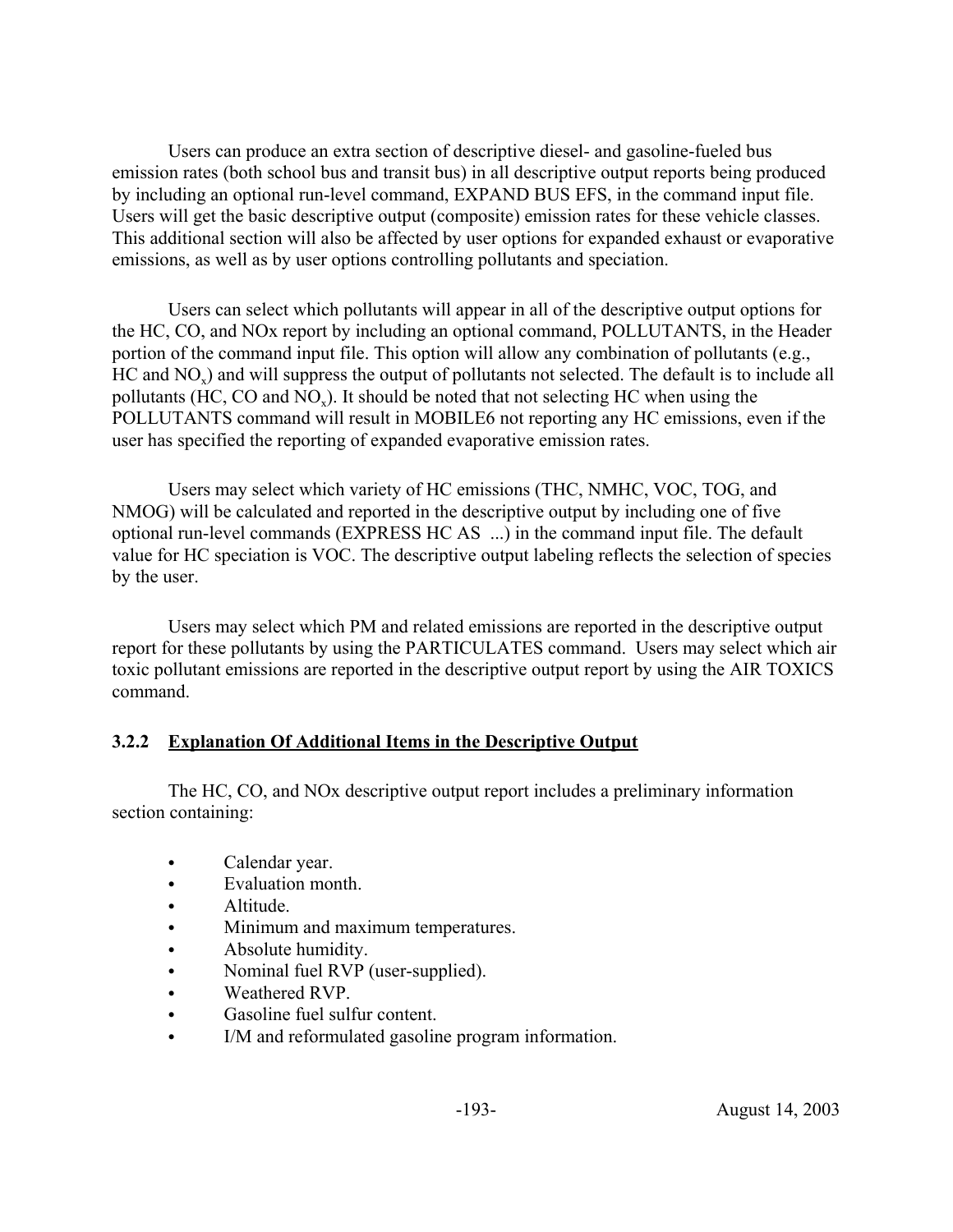Users can produce an extra section of descriptive diesel- and gasoline-fueled bus emission rates (both school bus and transit bus) in all descriptive output reports being produced by including an optional run-level command, EXPAND BUS EFS, in the command input file. Users will get the basic descriptive output (composite) emission rates for these vehicle classes. This additional section will also be affected by user options for expanded exhaust or evaporative emissions, as well as by user options controlling pollutants and speciation.

Users can select which pollutants will appear in all of the descriptive output options for the HC, CO, and NOx report by including an optional command, POLLUTANTS, in the Header portion of the command input file. This option will allow any combination of pollutants (e.g., HC and $NO_x$) and will suppress the output of pollutants not selected. The default is to include all pollutants (HC, CO and $NO_x$). It should be noted that not selecting HC when using the POLLUTANTS command will result in MOBILE6 not reporting any HC emissions, even if the user has specified the reporting of expanded evaporative emission rates.

Users may select which variety of HC emissions (THC, NMHC, VOC, TOG, and NMOG) will be calculated and reported in the descriptive output by including one of five optional run-level commands (EXPRESS HC AS ...) in the command input file. The default value for HC speciation is VOC. The descriptive output labeling reflects the selection of species by the user.

Users may select which PM and related emissions are reported in the descriptive output report for these pollutants by using the PARTICULATES command. Users may select which air toxic pollutant emissions are reported in the descriptive output report by using the AIR TOXICS command.

### 3.2.2 Explanation Of Additional Items in the Descriptive Output

The HC, CO, and NOx descriptive output report includes a preliminary information section containing:

- Calendar year.
- Evaluation month.
- Altitude.
- Minimum and maximum temperatures.
- Absolute humidity.
- Nominal fuel RVP (user-supplied).
- Weathered RVP.
- Gasoline fuel sulfur content.
- I/M and reformulated gasoline program information.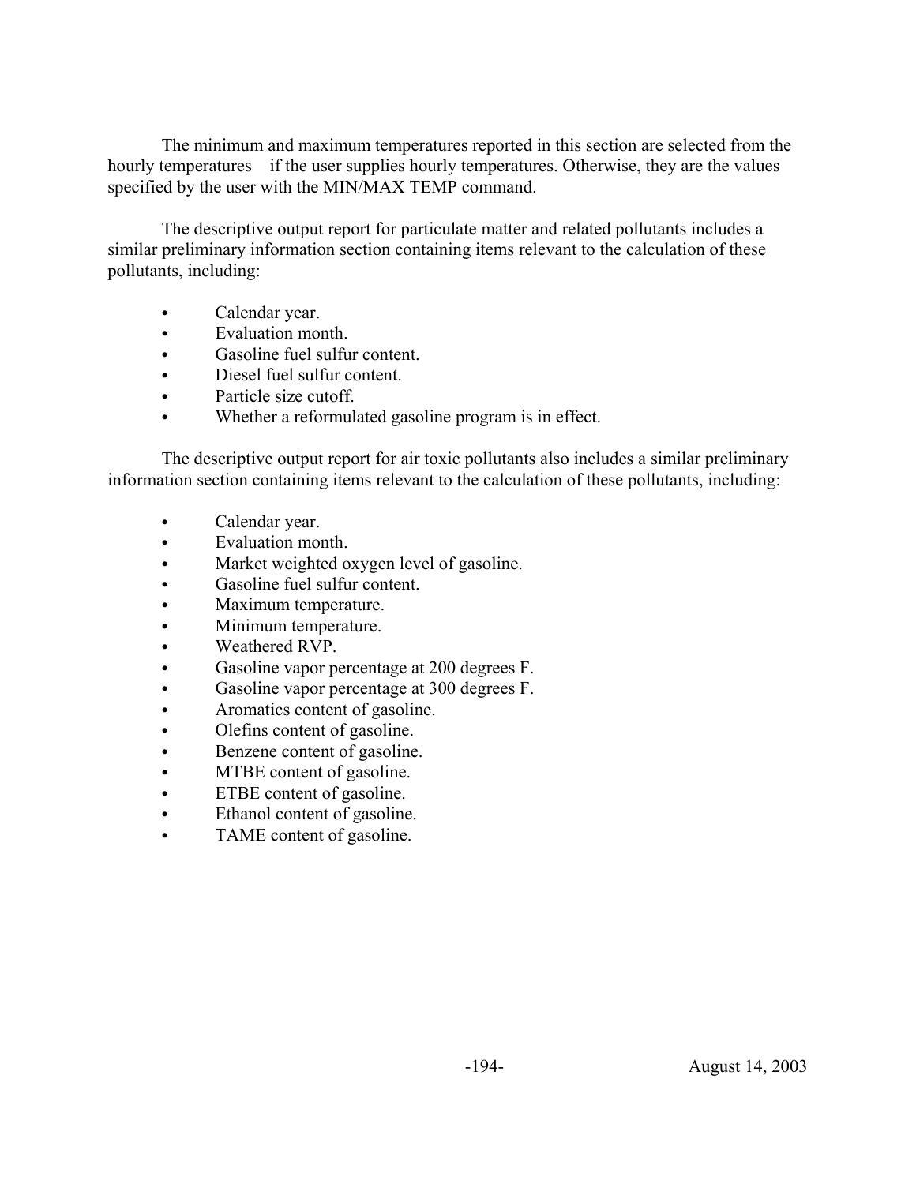The minimum and maximum temperatures reported in this section are selected from the hourly temperatures—if the user supplies hourly temperatures. Otherwise, they are the values specified by the user with the MIN/MAX TEMP command.

The descriptive output report for particulate matter and related pollutants includes a similar preliminary information section containing items relevant to the calculation of these pollutants, including:

- Calendar year.
- Evaluation month.
- Gasoline fuel sulfur content.
- Diesel fuel sulfur content.
- Particle size cutoff.
- Whether a reformulated gasoline program is in effect.

The descriptive output report for air toxic pollutants also includes a similar preliminary information section containing items relevant to the calculation of these pollutants, including:

- Calendar year.
- Evaluation month.
- Market weighted oxygen level of gasoline.
- Gasoline fuel sulfur content.
- Maximum temperature.
- Minimum temperature.
- Weathered RVP.
- Gasoline vapor percentage at 200 degrees F.
- Gasoline vapor percentage at 300 degrees F.
- Aromatics content of gasoline.
- Olefins content of gasoline.
- Benzene content of gasoline.
- MTBE content of gasoline.
- ETBE content of gasoline.
- Ethanol content of gasoline.
- TAME content of gasoline.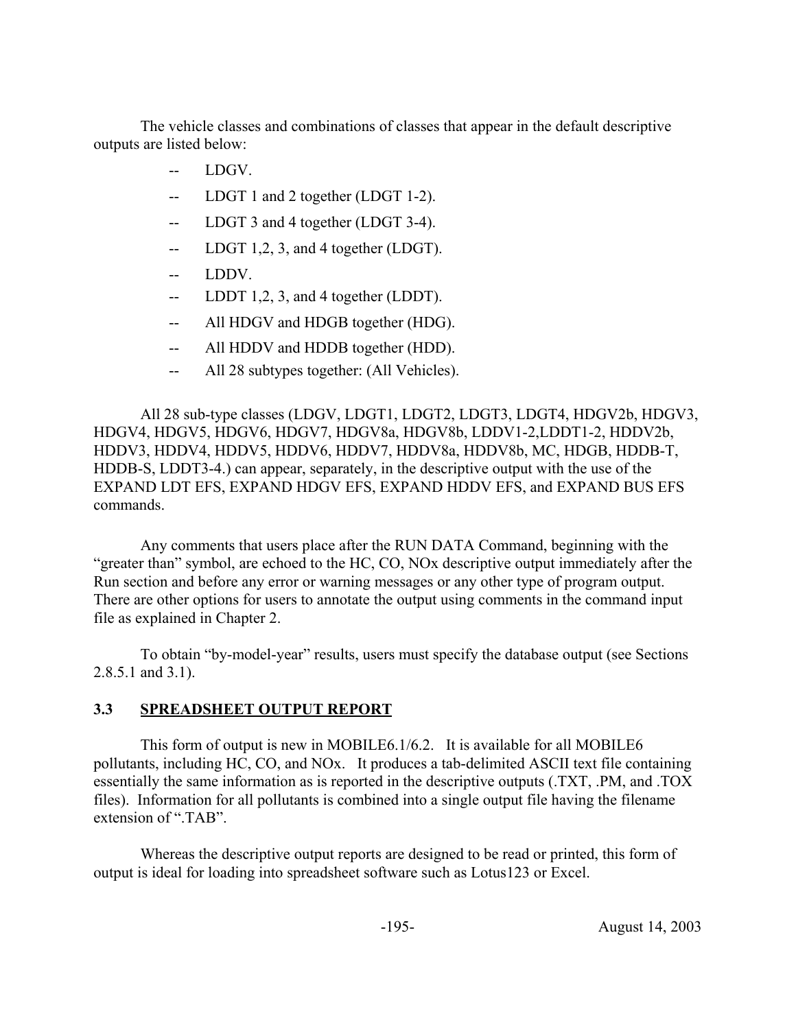The vehicle classes and combinations of classes that appear in the default descriptive outputs are listed below:

- -- LDGV.
- -- LDGT 1 and 2 together (LDGT 1-2).
- -- LDGT 3 and 4 together (LDGT 3-4).
- -- LDGT 1,2, 3, and 4 together (LDGT).
- -- LDDV.
- -- LDDT 1,2, 3, and 4 together (LDDT).
- -- All HDGV and HDGB together (HDG).
- -- All HDDV and HDDB together (HDD).
- -- All 28 subtypes together: (All Vehicles).

All 28 sub-type classes (LDGV, LDGT1, LDGT2, LDGT3, LDGT4, HDGV2b, HDGV3, HDGV4, HDGV5, HDGV6, HDGV7, HDGV8a, HDGV8b, LDDV1-2,LDDT1-2, HDDV2b, HDDV3, HDDV4, HDDV5, HDDV6, HDDV7, HDDV8a, HDDV8b, MC, HDGB, HDDB-T, HDDB-S, LDDT3-4.) can appear, separately, in the descriptive output with the use of the EXPAND LDT EFS, EXPAND HDGV EFS, EXPAND HDDV EFS, and EXPAND BUS EFS commands.

Any comments that users place after the RUN DATA Command, beginning with the “greater than” symbol, are echoed to the HC, CO, NOx descriptive output immediately after the Run section and before any error or warning messages or any other type of program output. There are other options for users to annotate the output using comments in the command input file as explained in Chapter 2.

To obtain “by-model-year” results, users must specify the database output (see Sections 2.8.5.1 and 3.1).

## 3.3 SPREADSHEET OUTPUT REPORT

This form of output is new in MOBILE6.1/6.2. It is available for all MOBILE6 pollutants, including HC, CO, and NOx. It produces a tab-delimited ASCII text file containing essentially the same information as is reported in the descriptive outputs (.TXT, .PM, and .TOX files). Information for all pollutants is combined into a single output file having the filename extension of “.TAB”.

Whereas the descriptive output reports are designed to be read or printed, this form of output is ideal for loading into spreadsheet software such as Lotus123 or Excel.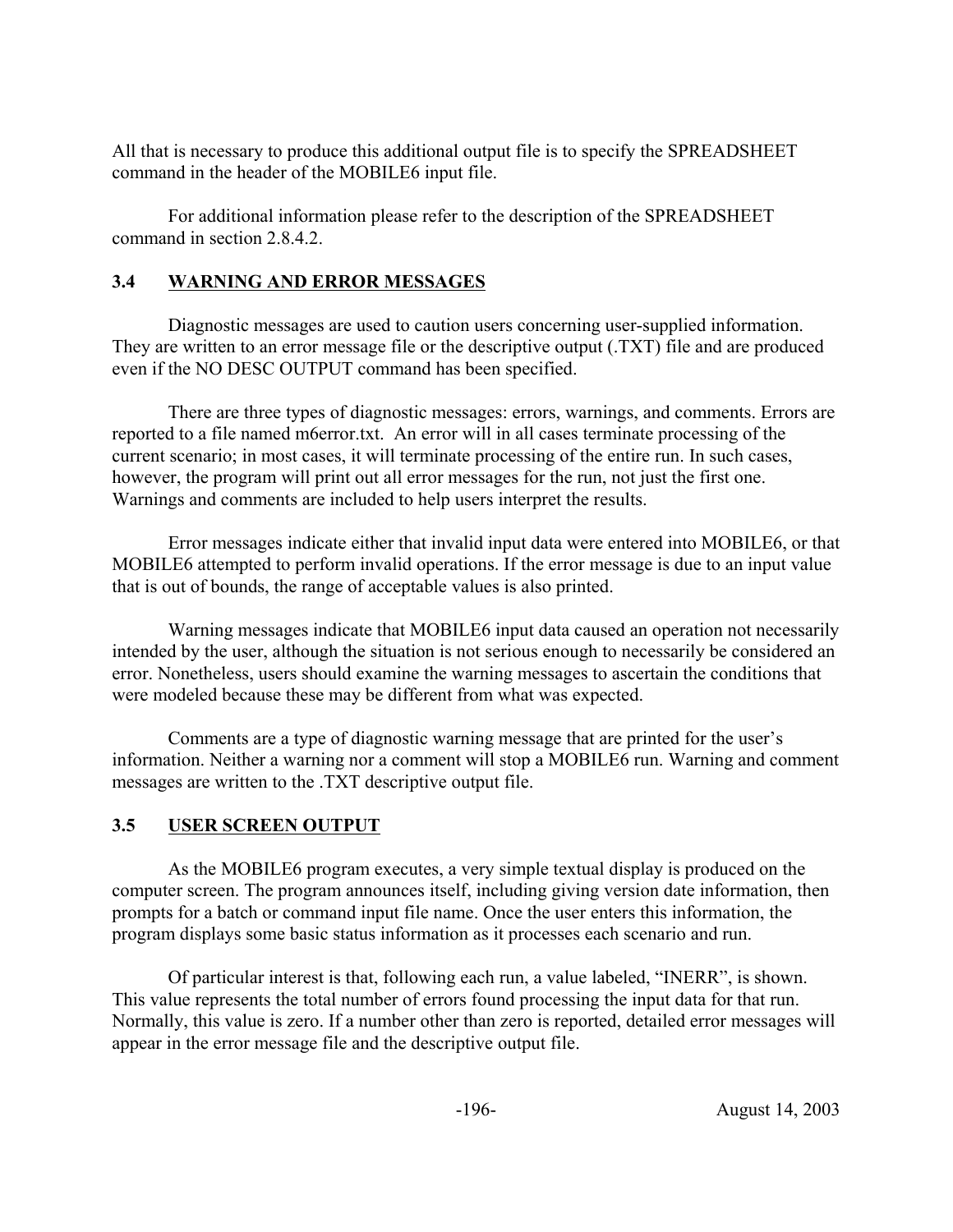All that is necessary to produce this additional output file is to specify the SPREADSHEET command in the header of the MOBILE6 input file.

For additional information please refer to the description of the SPREADSHEET command in section 2.8.4.2.

### 3.4 WARNING AND ERROR MESSAGES

Diagnostic messages are used to caution users concerning user-supplied information. They are written to an error message file or the descriptive output (.TXT) file and are produced even if the NO DESC OUTPUT command has been specified.

There are three types of diagnostic messages: errors, warnings, and comments. Errors are reported to a file named m6error.txt. An error will in all cases terminate processing of the current scenario; in most cases, it will terminate processing of the entire run. In such cases, however, the program will print out all error messages for the run, not just the first one. Warnings and comments are included to help users interpret the results.

Error messages indicate either that invalid input data were entered into MOBILE6, or that MOBILE6 attempted to perform invalid operations. If the error message is due to an input value that is out of bounds, the range of acceptable values is also printed.

Warning messages indicate that MOBILE6 input data caused an operation not necessarily intended by the user, although the situation is not serious enough to necessarily be considered an error. Nonetheless, users should examine the warning messages to ascertain the conditions that were modeled because these may be different from what was expected.

Comments are a type of diagnostic warning message that are printed for the user's information. Neither a warning nor a comment will stop a MOBILE6 run. Warning and comment messages are written to the .TXT descriptive output file.

### 3.5 USER SCREEN OUTPUT

As the MOBILE6 program executes, a very simple textual display is produced on the computer screen. The program announces itself, including giving version date information, then prompts for a batch or command input file name. Once the user enters this information, the program displays some basic status information as it processes each scenario and run.

Of particular interest is that, following each run, a value labeled, "INERR", is shown. This value represents the total number of errors found processing the input data for that run. Normally, this value is zero. If a number other than zero is reported, detailed error messages will appear in the error message file and the descriptive output file.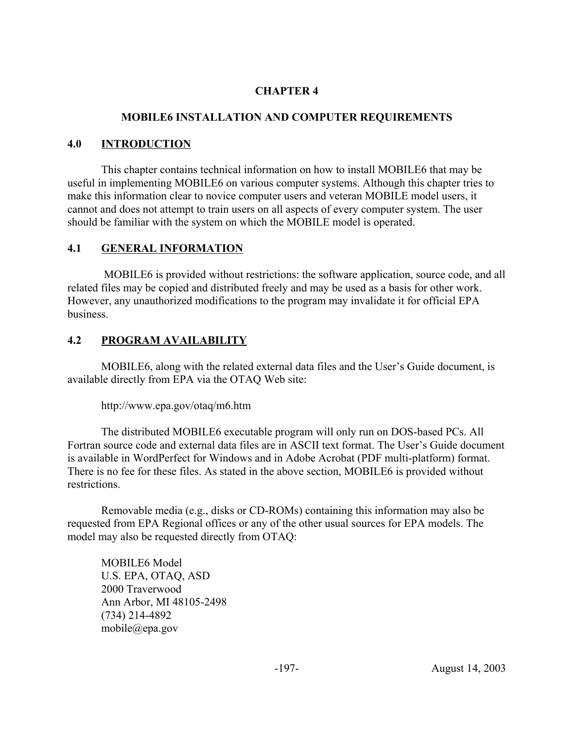# CHAPTER 4

## MOBILE6 INSTALLATION AND COMPUTER REQUIREMENTS

### 4.0 INTRODUCTION

This chapter contains technical information on how to install MOBILE6 that may be useful in implementing MOBILE6 on various computer systems. Although this chapter tries to make this information clear to novice computer users and veteran MOBILE model users, it cannot and does not attempt to train users on all aspects of every computer system. The user should be familiar with the system on which the MOBILE model is operated.

### 4.1 GENERAL INFORMATION

MOBILE6 is provided without restrictions: the software application, source code, and all related files may be copied and distributed freely and may be used as a basis for other work. However, any unauthorized modifications to the program may invalidate it for official EPA business.

### 4.2 PROGRAM AVAILABILITY

MOBILE6, along with the related external data files and the User's Guide document, is available directly from EPA via the OTAQ Web site:

http://www.epa.gov/otaq/m6.htm

The distributed MOBILE6 executable program will only run on DOS-based PCs. All Fortran source code and external data files are in ASCII text format. The User's Guide document is available in WordPerfect for Windows and in Adobe Acrobat (PDF multi-platform) format. There is no fee for these files. As stated in the above section, MOBILE6 is provided without restrictions.

Removable media (e.g., disks or CD-ROMs) containing this information may also be requested from EPA Regional offices or any of the other usual sources for EPA models. The model may also be requested directly from OTAQ:

MOBILE6 Model
U.S. EPA, OTAQ, ASD
2000 Traverwood
Ann Arbor, MI 48105-2498
(734) 214-4892
mobile@epa.gov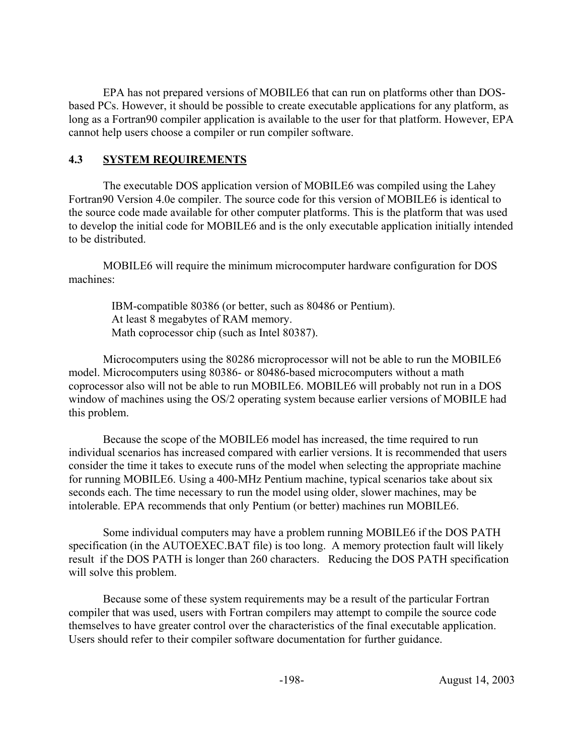EPA has not prepared versions of MOBILE6 that can run on platforms other than DOS-based PCs. However, it should be possible to create executable applications for any platform, as long as a Fortran90 compiler application is available to the user for that platform. However, EPA cannot help users choose a compiler or run compiler software.

## 4.3 SYSTEM REQUIREMENTS

The executable DOS application version of MOBILE6 was compiled using the Lahey Fortran90 Version 4.0e compiler. The source code for this version of MOBILE6 is identical to the source code made available for other computer platforms. This is the platform that was used to develop the initial code for MOBILE6 and is the only executable application initially intended to be distributed.

MOBILE6 will require the minimum microcomputer hardware configuration for DOS machines:

IBM-compatible 80386 (or better, such as 80486 or Pentium).
At least 8 megabytes of RAM memory.
Math coprocessor chip (such as Intel 80387).

Microcomputers using the 80286 microprocessor will not be able to run the MOBILE6 model. Microcomputers using 80386- or 80486-based microcomputers without a math coprocessor also will not be able to run MOBILE6. MOBILE6 will probably not run in a DOS window of machines using the OS/2 operating system because earlier versions of MOBILE had this problem.

Because the scope of the MOBILE6 model has increased, the time required to run individual scenarios has increased compared with earlier versions. It is recommended that users consider the time it takes to execute runs of the model when selecting the appropriate machine for running MOBILE6. Using a 400-MHz Pentium machine, typical scenarios take about six seconds each. The time necessary to run the model using older, slower machines, may be intolerable. EPA recommends that only Pentium (or better) machines run MOBILE6.

Some individual computers may have a problem running MOBILE6 if the DOS PATH specification (in the AUTOEXEC.BAT file) is too long. A memory protection fault will likely result if the DOS PATH is longer than 260 characters. Reducing the DOS PATH specification will solve this problem.

Because some of these system requirements may be a result of the particular Fortran compiler that was used, users with Fortran compilers may attempt to compile the source code themselves to have greater control over the characteristics of the final executable application. Users should refer to their compiler software documentation for further guidance.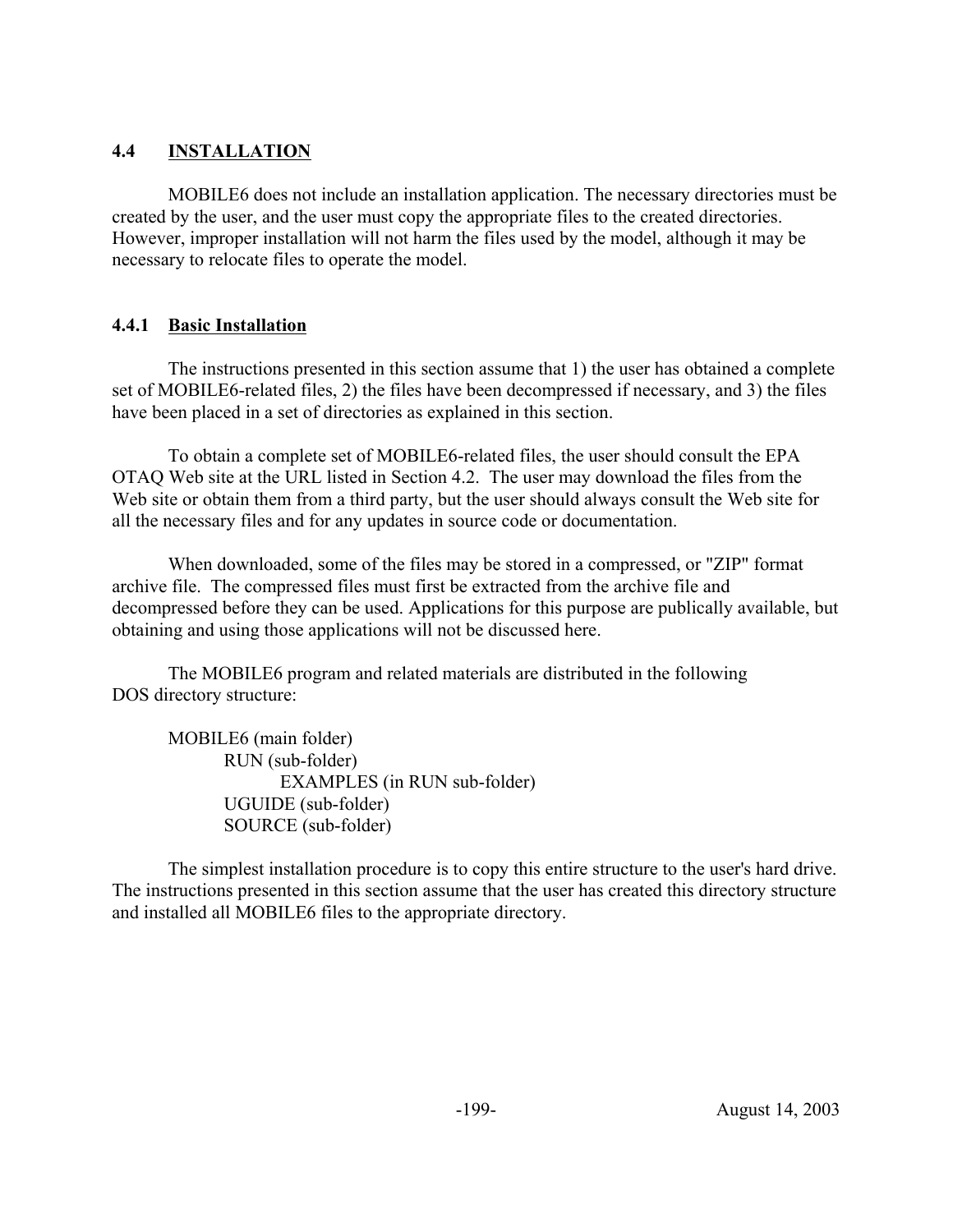## 4.4 INSTALLATION

MOBILE6 does not include an installation application. The necessary directories must be created by the user, and the user must copy the appropriate files to the created directories. However, improper installation will not harm the files used by the model, although it may be necessary to relocate files to operate the model.

### 4.4.1 Basic Installation

The instructions presented in this section assume that 1) the user has obtained a complete set of MOBILE6-related files, 2) the files have been decompressed if necessary, and 3) the files have been placed in a set of directories as explained in this section.

To obtain a complete set of MOBILE6-related files, the user should consult the EPA OTAQ Web site at the URL listed in Section 4.2. The user may download the files from the Web site or obtain them from a third party, but the user should always consult the Web site for all the necessary files and for any updates in source code or documentation.

When downloaded, some of the files may be stored in a compressed, or "ZIP" format archive file. The compressed files must first be extracted from the archive file and decompressed before they can be used. Applications for this purpose are publically available, but obtaining and using those applications will not be discussed here.

The MOBILE6 program and related materials are distributed in the following DOS directory structure:

- MOBILE6 (main folder)
  - RUN (sub-folder)
    - EXAMPLES (in RUN sub-folder)
  - UGUIDE (sub-folder)
  - SOURCE (sub-folder)

The simplest installation procedure is to copy this entire structure to the user's hard drive. The instructions presented in this section assume that the user has created this directory structure and installed all MOBILE6 files to the appropriate directory.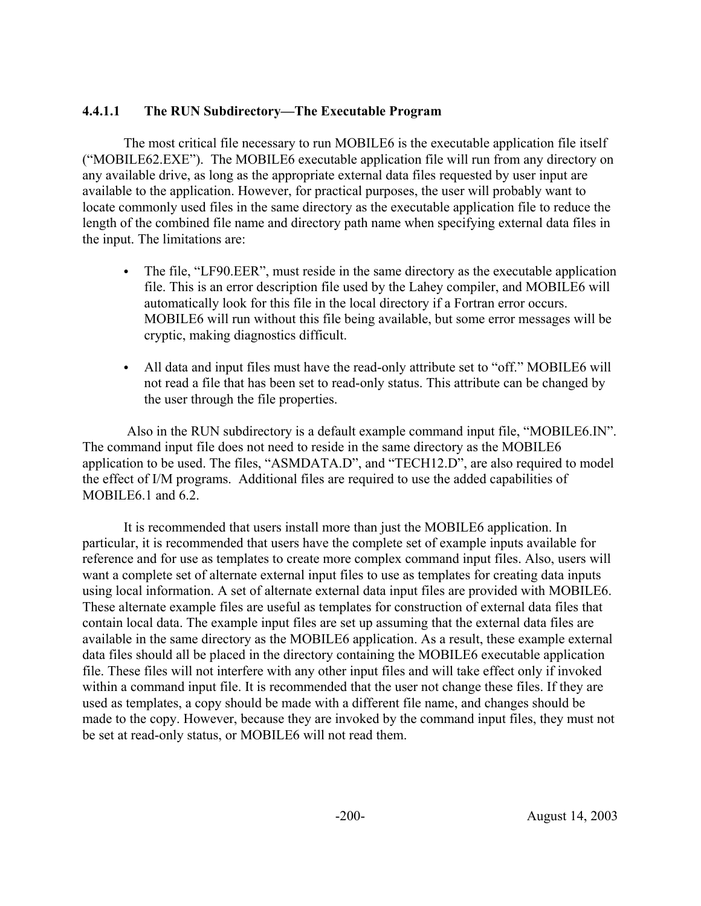#### 4.4.1.1 The RUN Subdirectory—The Executable Program

The most critical file necessary to run MOBILE6 is the executable application file itself ("MOBILE62.EXE"). The MOBILE6 executable application file will run from any directory on any available drive, as long as the appropriate external data files requested by user input are available to the application. However, for practical purposes, the user will probably want to locate commonly used files in the same directory as the executable application file to reduce the length of the combined file name and directory path name when specifying external data files in the input. The limitations are:

- The file, "LF90.EER", must reside in the same directory as the executable application file. This is an error description file used by the Lahey compiler, and MOBILE6 will automatically look for this file in the local directory if a Fortran error occurs. MOBILE6 will run without this file being available, but some error messages will be cryptic, making diagnostics difficult.

- All data and input files must have the read-only attribute set to "off." MOBILE6 will not read a file that has been set to read-only status. This attribute can be changed by the user through the file properties.

Also in the RUN subdirectory is a default example command input file, "MOBILE6.IN". The command input file does not need to reside in the same directory as the MOBILE6 application to be used. The files, "ASMDATA.D", and "TECH12.D", are also required to model the effect of I/M programs. Additional files are required to use the added capabilities of MOBILE6.1 and 6.2.

It is recommended that users install more than just the MOBILE6 application. In particular, it is recommended that users have the complete set of example inputs available for reference and for use as templates to create more complex command input files. Also, users will want a complete set of alternate external input files to use as templates for creating data inputs using local information. A set of alternate external data input files are provided with MOBILE6. These alternate example files are useful as templates for construction of external data files that contain local data. The example input files are set up assuming that the external data files are available in the same directory as the MOBILE6 application. As a result, these example external data files should all be placed in the directory containing the MOBILE6 executable application file. These files will not interfere with any other input files and will take effect only if invoked within a command input file. It is recommended that the user not change these files. If they are used as templates, a copy should be made with a different file name, and changes should be made to the copy. However, because they are invoked by the command input files, they must not be set at read-only status, or MOBILE6 will not read them.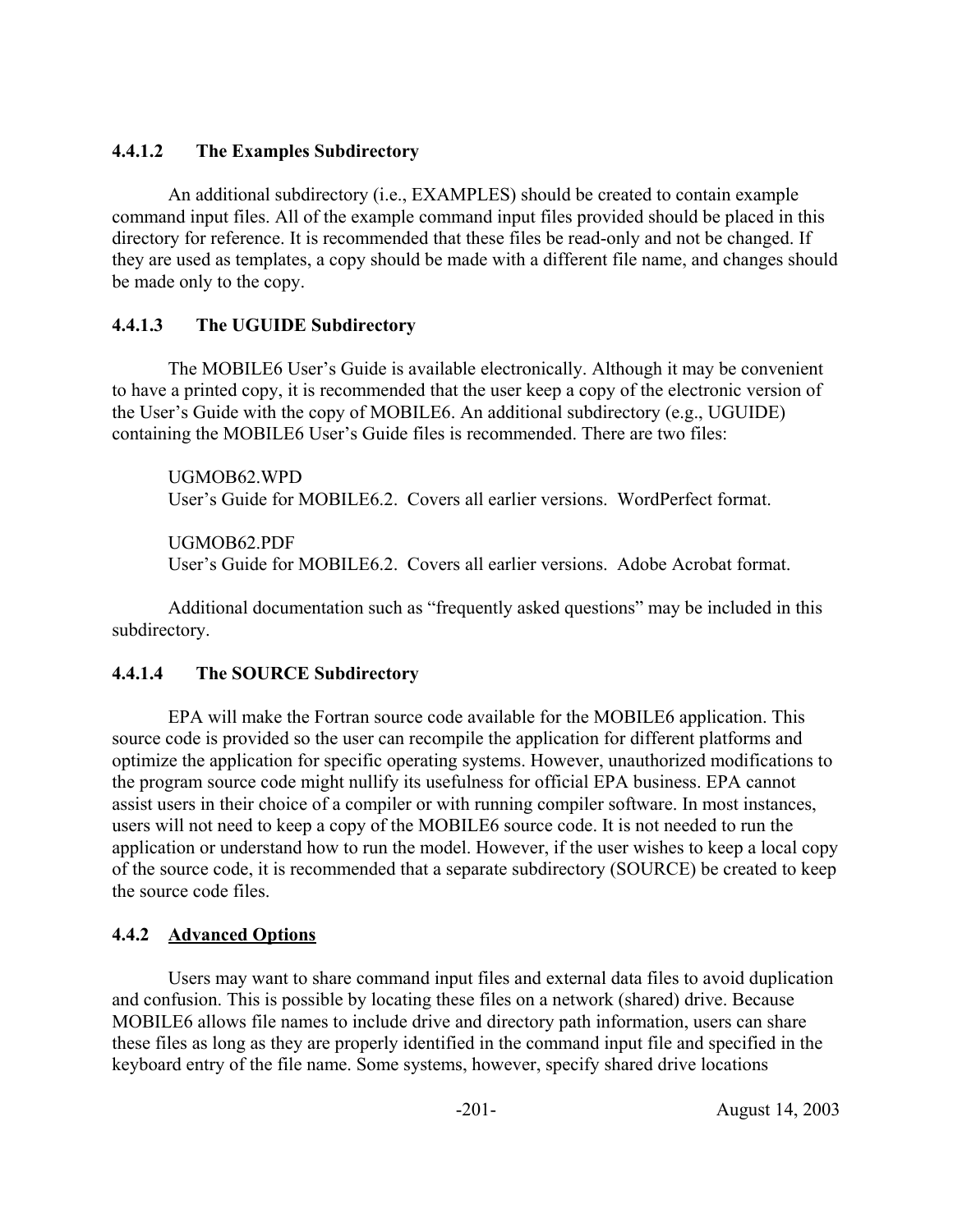#### 4.4.1.2 The Examples Subdirectory

An additional subdirectory (i.e., EXAMPLES) should be created to contain example command input files. All of the example command input files provided should be placed in this directory for reference. It is recommended that these files be read-only and not be changed. If they are used as templates, a copy should be made with a different file name, and changes should be made only to the copy.

#### 4.4.1.3 The UGUIDE Subdirectory

The MOBILE6 User's Guide is available electronically. Although it may be convenient to have a printed copy, it is recommended that the user keep a copy of the electronic version of the User's Guide with the copy of MOBILE6. An additional subdirectory (e.g., UGUIDE) containing the MOBILE6 User's Guide files is recommended. There are two files:

UGMOB62.WPD
User's Guide for MOBILE6.2. Covers all earlier versions. WordPerfect format.

UGMOB62.PDF
User's Guide for MOBILE6.2. Covers all earlier versions. Adobe Acrobat format.

Additional documentation such as "frequently asked questions" may be included in this subdirectory.

#### 4.4.1.4 The SOURCE Subdirectory

EPA will make the Fortran source code available for the MOBILE6 application. This source code is provided so the user can recompile the application for different platforms and optimize the application for specific operating systems. However, unauthorized modifications to the program source code might nullify its usefulness for official EPA business. EPA cannot assist users in their choice of a compiler or with running compiler software. In most instances, users will not need to keep a copy of the MOBILE6 source code. It is not needed to run the application or understand how to run the model. However, if the user wishes to keep a local copy of the source code, it is recommended that a separate subdirectory (SOURCE) be created to keep the source code files.

### 4.4.2 Advanced Options

Users may want to share command input files and external data files to avoid duplication and confusion. This is possible by locating these files on a network (shared) drive. Because MOBILE6 allows file names to include drive and directory path information, users can share these files as long as they are properly identified in the command input file and specified in the keyboard entry of the file name. Some systems, however, specify shared drive locations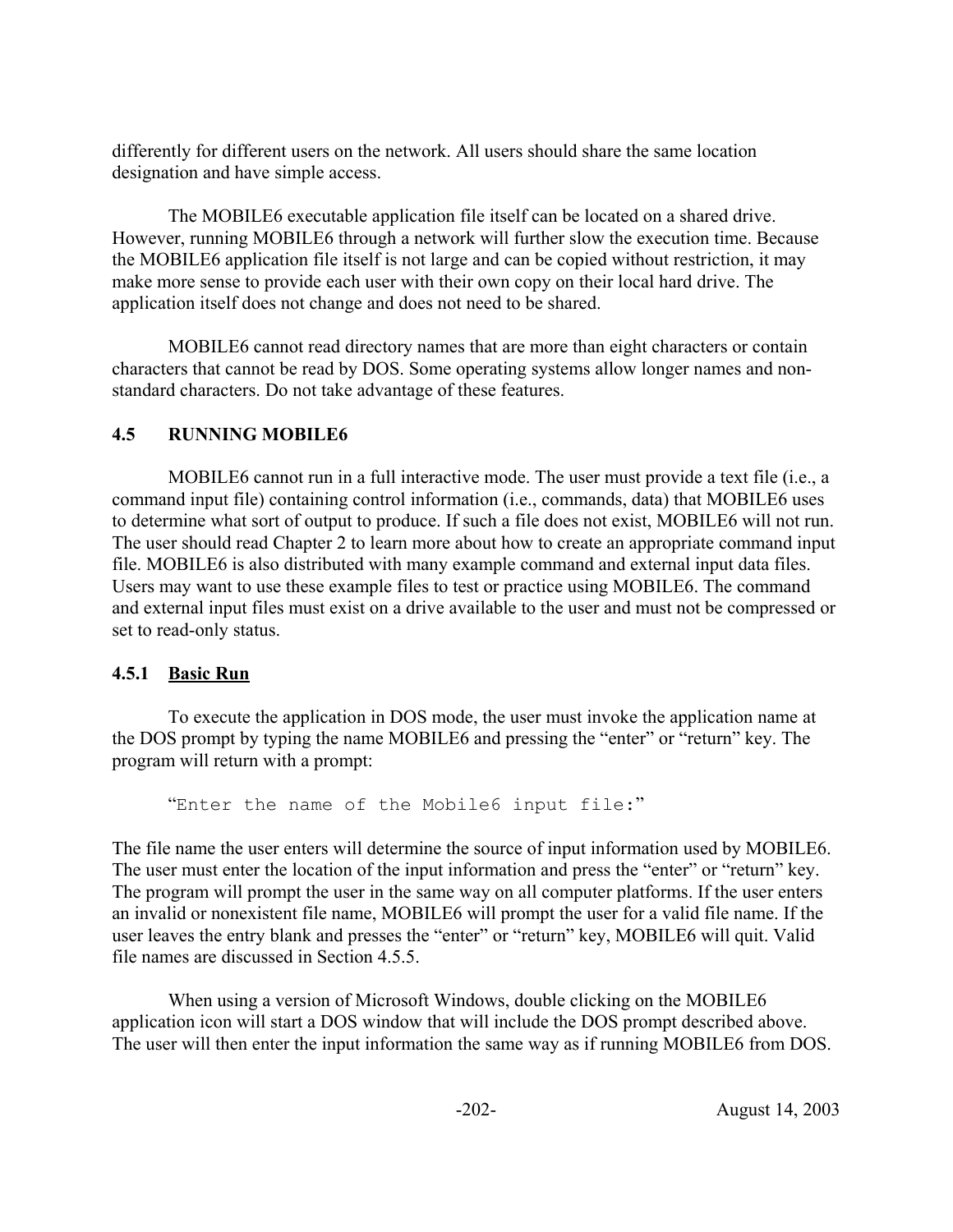differently for different users on the network. All users should share the same location designation and have simple access.

The MOBILE6 executable application file itself can be located on a shared drive. However, running MOBILE6 through a network will further slow the execution time. Because the MOBILE6 application file itself is not large and can be copied without restriction, it may make more sense to provide each user with their own copy on their local hard drive. The application itself does not change and does not need to be shared.

MOBILE6 cannot read directory names that are more than eight characters or contain characters that cannot be read by DOS. Some operating systems allow longer names and non-standard characters. Do not take advantage of these features.

## 4.5 RUNNING MOBILE6

MOBILE6 cannot run in a full interactive mode. The user must provide a text file (i.e., a command input file) containing control information (i.e., commands, data) that MOBILE6 uses to determine what sort of output to produce. If such a file does not exist, MOBILE6 will not run. The user should read Chapter 2 to learn more about how to create an appropriate command input file. MOBILE6 is also distributed with many example command and external input data files. Users may want to use these example files to test or practice using MOBILE6. The command and external input files must exist on a drive available to the user and must not be compressed or set to read-only status.

### 4.5.1 Basic Run

To execute the application in DOS mode, the user must invoke the application name at the DOS prompt by typing the name MOBILE6 and pressing the "enter" or "return" key. The program will return with a prompt:

```
"Enter the name of the Mobile6 input file:"
```

The file name the user enters will determine the source of input information used by MOBILE6. The user must enter the location of the input information and press the "enter" or "return" key. The program will prompt the user in the same way on all computer platforms. If the user enters an invalid or nonexistent file name, MOBILE6 will prompt the user for a valid file name. If the user leaves the entry blank and presses the "enter" or "return" key, MOBILE6 will quit. Valid file names are discussed in Section 4.5.5.

When using a version of Microsoft Windows, double clicking on the MOBILE6 application icon will start a DOS window that will include the DOS prompt described above. The user will then enter the input information the same way as if running MOBILE6 from DOS.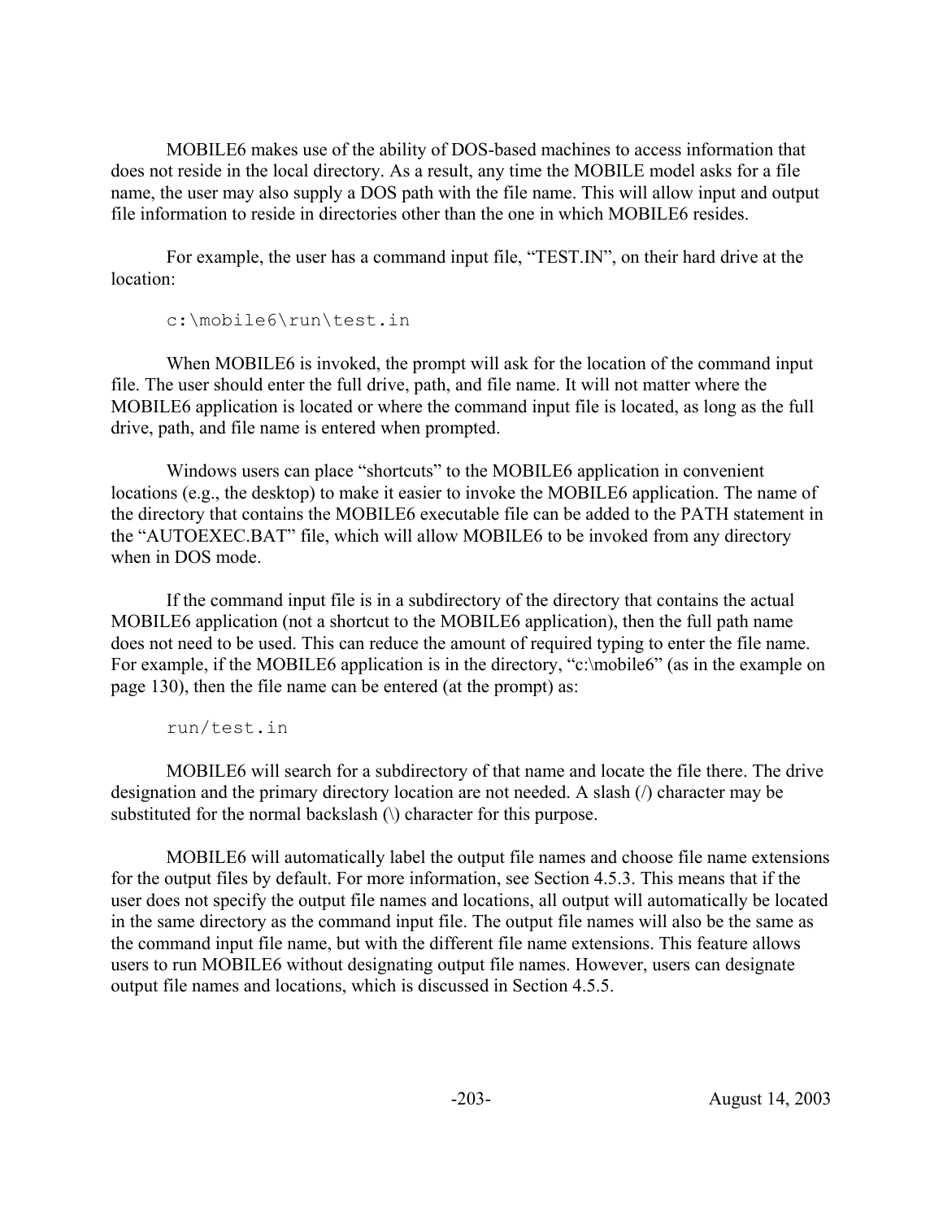MOBILE6 makes use of the ability of DOS-based machines to access information that does not reside in the local directory. As a result, any time the MOBILE model asks for a file name, the user may also supply a DOS path with the file name. This will allow input and output file information to reside in directories other than the one in which MOBILE6 resides.

For example, the user has a command input file, "TEST.IN", on their hard drive at the location:

```
c:\mobile6\run\test.in
```

When MOBILE6 is invoked, the prompt will ask for the location of the command input file. The user should enter the full drive, path, and file name. It will not matter where the MOBILE6 application is located or where the command input file is located, as long as the full drive, path, and file name is entered when prompted.

Windows users can place "shortcuts" to the MOBILE6 application in convenient locations (e.g., the desktop) to make it easier to invoke the MOBILE6 application. The name of the directory that contains the MOBILE6 executable file can be added to the PATH statement in the "AUTOEXEC.BAT" file, which will allow MOBILE6 to be invoked from any directory when in DOS mode.

If the command input file is in a subdirectory of the directory that contains the actual MOBILE6 application (not a shortcut to the MOBILE6 application), then the full path name does not need to be used. This can reduce the amount of required typing to enter the file name. For example, if the MOBILE6 application is in the directory, "c:\mobile6" (as in the example on page 130), then the file name can be entered (at the prompt) as:

```
run/test.in
```

MOBILE6 will search for a subdirectory of that name and locate the file there. The drive designation and the primary directory location are not needed. A slash (/) character may be substituted for the normal backslash (\) character for this purpose.

MOBILE6 will automatically label the output file names and choose file name extensions for the output files by default. For more information, see Section 4.5.3. This means that if the user does not specify the output file names and locations, all output will automatically be located in the same directory as the command input file. The output file names will also be the same as the command input file name, but with the different file name extensions. This feature allows users to run MOBILE6 without designating output file names. However, users can designate output file names and locations, which is discussed in Section 4.5.5.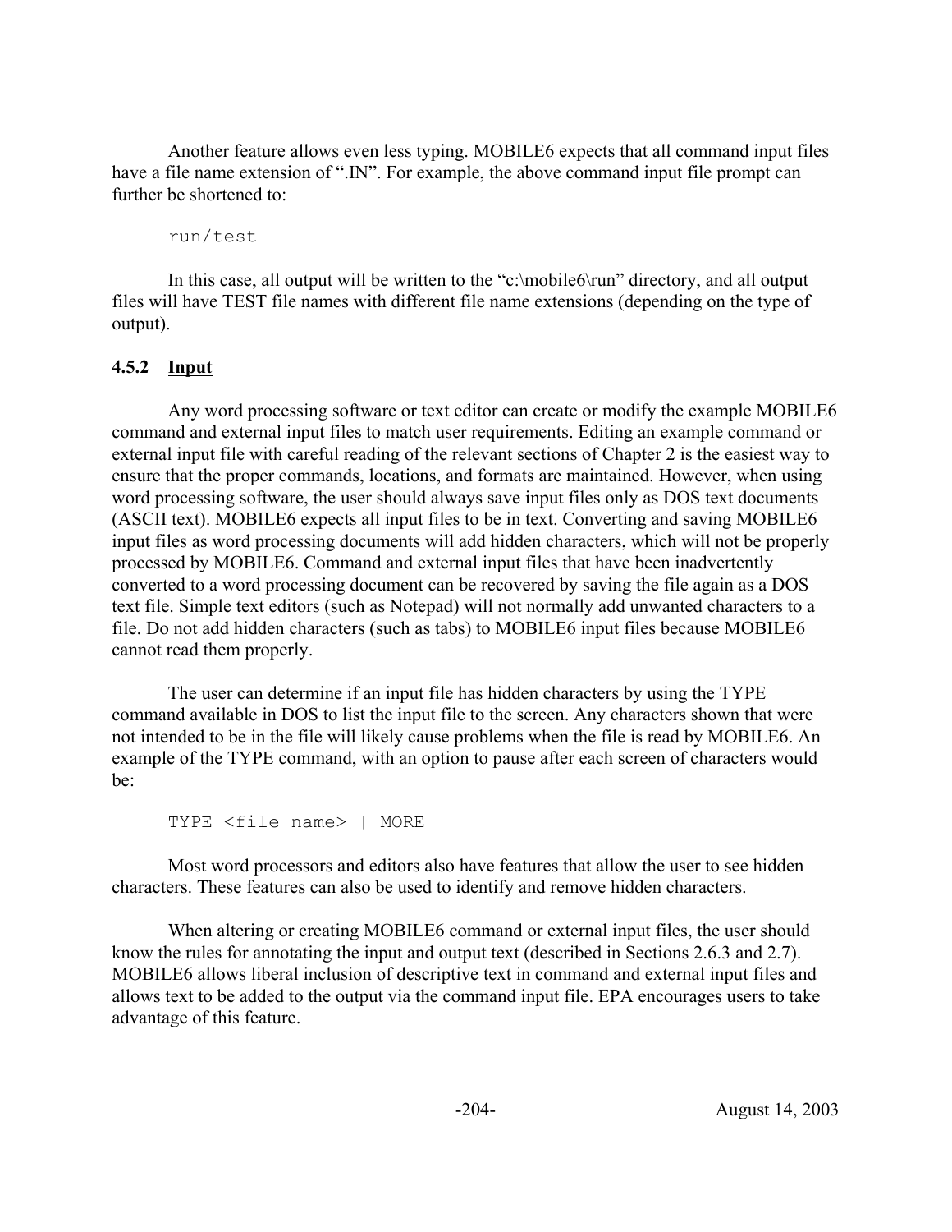Another feature allows even less typing. MOBILE6 expects that all command input files have a file name extension of ".IN". For example, the above command input file prompt can further be shortened to:

```
run/test
```

In this case, all output will be written to the "c:\mobile6\run" directory, and all output files will have TEST file names with different file name extensions (depending on the type of output).

### 4.5.2 Input

Any word processing software or text editor can create or modify the example MOBILE6 command and external input files to match user requirements. Editing an example command or external input file with careful reading of the relevant sections of Chapter 2 is the easiest way to ensure that the proper commands, locations, and formats are maintained. However, when using word processing software, the user should always save input files only as DOS text documents (ASCII text). MOBILE6 expects all input files to be in text. Converting and saving MOBILE6 input files as word processing documents will add hidden characters, which will not be properly processed by MOBILE6. Command and external input files that have been inadvertently converted to a word processing document can be recovered by saving the file again as a DOS text file. Simple text editors (such as Notepad) will not normally add unwanted characters to a file. Do not add hidden characters (such as tabs) to MOBILE6 input files because MOBILE6 cannot read them properly.

The user can determine if an input file has hidden characters by using the TYPE command available in DOS to list the input file to the screen. Any characters shown that were not intended to be in the file will likely cause problems when the file is read by MOBILE6. An example of the TYPE command, with an option to pause after each screen of characters would be:

```
TYPE <file name> | MORE
```

Most word processors and editors also have features that allow the user to see hidden characters. These features can also be used to identify and remove hidden characters.

When altering or creating MOBILE6 command or external input files, the user should know the rules for annotating the input and output text (described in Sections 2.6.3 and 2.7). MOBILE6 allows liberal inclusion of descriptive text in command and external input files and allows text to be added to the output via the command input file. EPA encourages users to take advantage of this feature.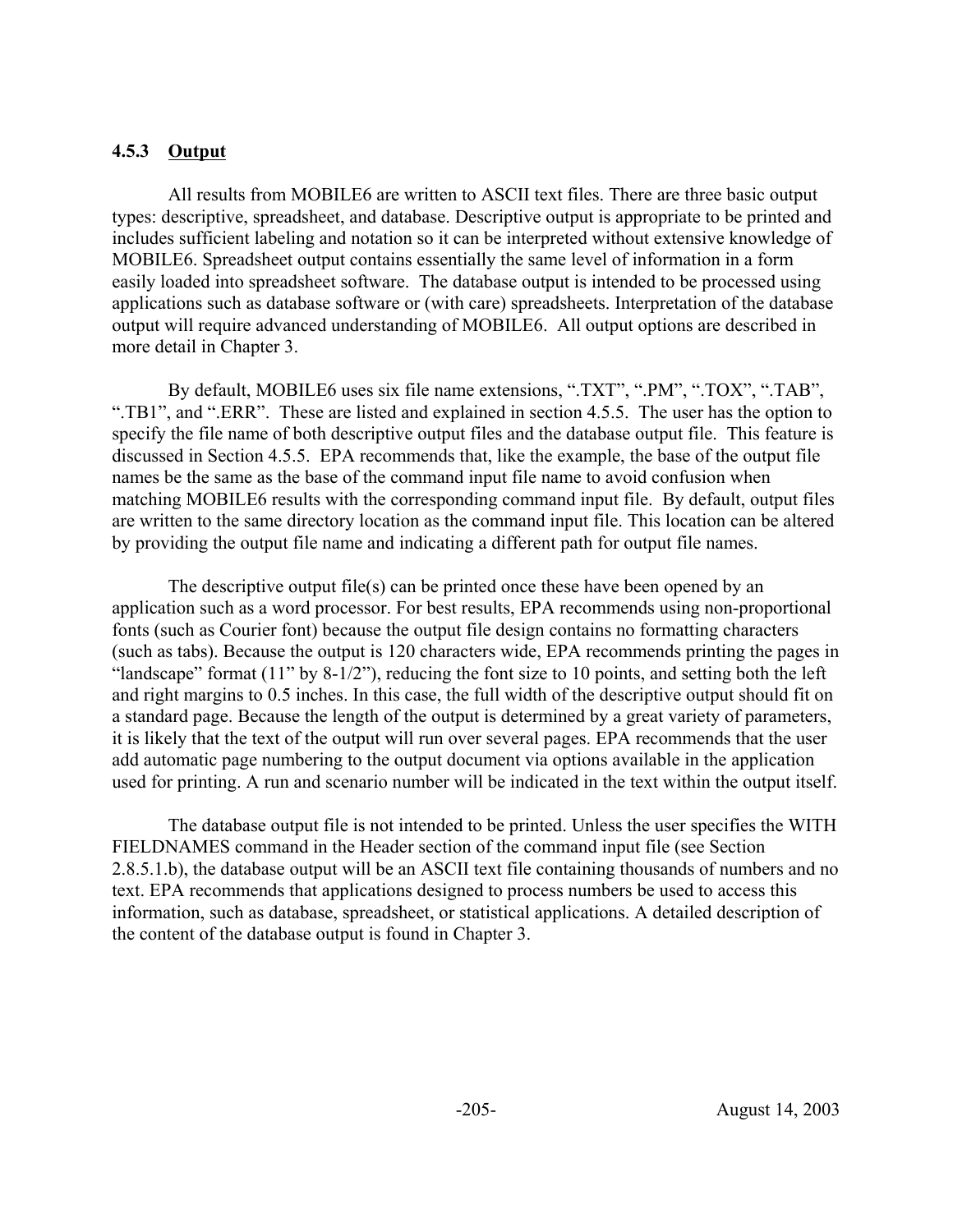### 4.5.3 Output

All results from MOBILE6 are written to ASCII text files. There are three basic output types: descriptive, spreadsheet, and database. Descriptive output is appropriate to be printed and includes sufficient labeling and notation so it can be interpreted without extensive knowledge of MOBILE6. Spreadsheet output contains essentially the same level of information in a form easily loaded into spreadsheet software. The database output is intended to be processed using applications such as database software or (with care) spreadsheets. Interpretation of the database output will require advanced understanding of MOBILE6. All output options are described in more detail in Chapter 3.

By default, MOBILE6 uses six file name extensions, ".TXT", ".PM", ".TOX", ".TAB", ".TB1", and ".ERR". These are listed and explained in section 4.5.5. The user has the option to specify the file name of both descriptive output files and the database output file. This feature is discussed in Section 4.5.5. EPA recommends that, like the example, the base of the output file names be the same as the base of the command input file name to avoid confusion when matching MOBILE6 results with the corresponding command input file. By default, output files are written to the same directory location as the command input file. This location can be altered by providing the output file name and indicating a different path for output file names.

The descriptive output file(s) can be printed once these have been opened by an application such as a word processor. For best results, EPA recommends using non-proportional fonts (such as Courier font) because the output file design contains no formatting characters (such as tabs). Because the output is 120 characters wide, EPA recommends printing the pages in "landscape" format (11" by 8-1/2"), reducing the font size to 10 points, and setting both the left and right margins to 0.5 inches. In this case, the full width of the descriptive output should fit on a standard page. Because the length of the output is determined by a great variety of parameters, it is likely that the text of the output will run over several pages. EPA recommends that the user add automatic page numbering to the output document via options available in the application used for printing. A run and scenario number will be indicated in the text within the output itself.

The database output file is not intended to be printed. Unless the user specifies the WITH FIELDNAMES command in the Header section of the command input file (see Section 2.8.5.1.b), the database output will be an ASCII text file containing thousands of numbers and no text. EPA recommends that applications designed to process numbers be used to access this information, such as database, spreadsheet, or statistical applications. A detailed description of the content of the database output is found in Chapter 3.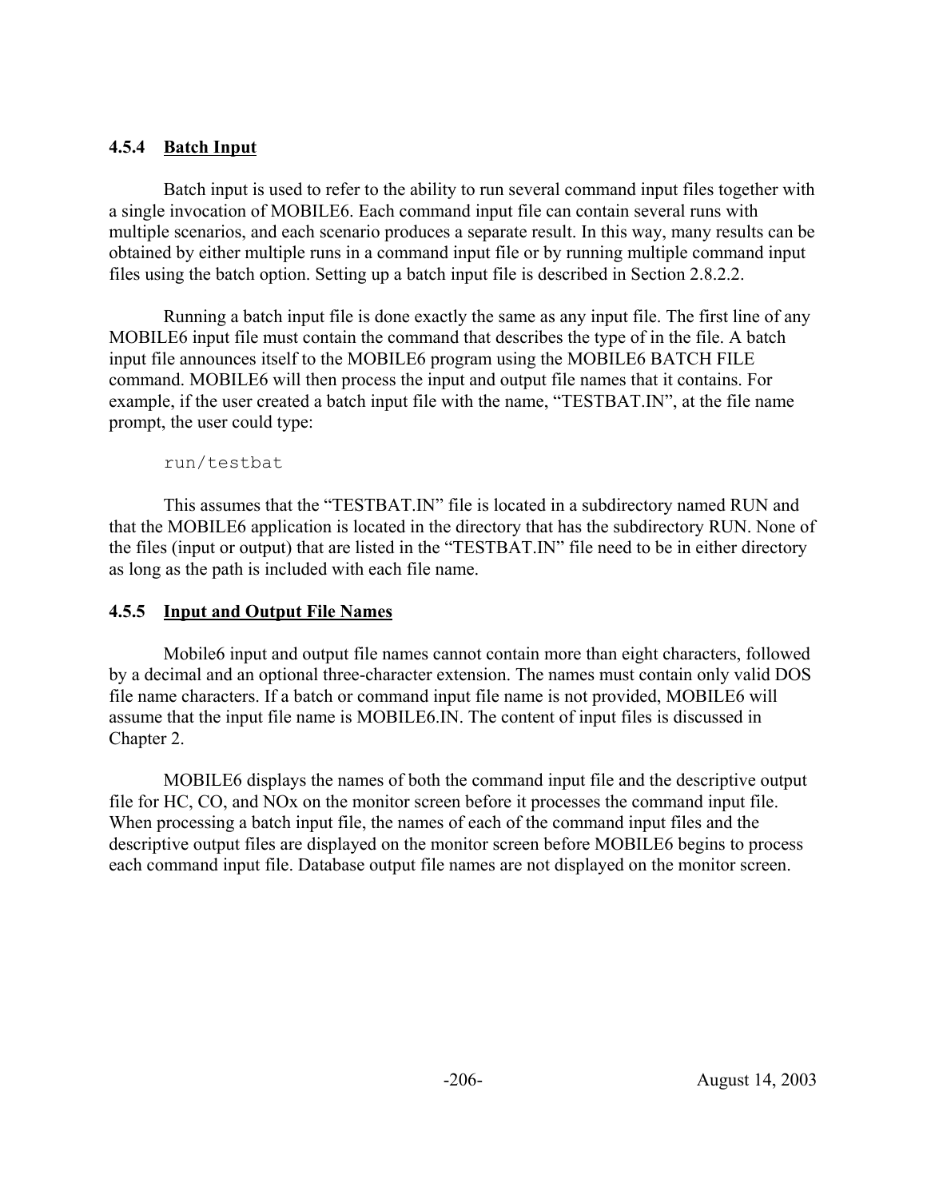### 4.5.4 Batch Input

Batch input is used to refer to the ability to run several command input files together with a single invocation of MOBILE6. Each command input file can contain several runs with multiple scenarios, and each scenario produces a separate result. In this way, many results can be obtained by either multiple runs in a command input file or by running multiple command input files using the batch option. Setting up a batch input file is described in Section 2.8.2.2.

Running a batch input file is done exactly the same as any input file. The first line of any MOBILE6 input file must contain the command that describes the type of in the file. A batch input file announces itself to the MOBILE6 program using the MOBILE6 BATCH FILE command. MOBILE6 will then process the input and output file names that it contains. For example, if the user created a batch input file with the name, "TESTBAT.IN", at the file name prompt, the user could type:

```
run/testbat
```

This assumes that the "TESTBAT.IN" file is located in a subdirectory named RUN and that the MOBILE6 application is located in the directory that has the subdirectory RUN. None of the files (input or output) that are listed in the "TESTBAT.IN" file need to be in either directory as long as the path is included with each file name.

### 4.5.5 Input and Output File Names

Mobile6 input and output file names cannot contain more than eight characters, followed by a decimal and an optional three-character extension. The names must contain only valid DOS file name characters. If a batch or command input file name is not provided, MOBILE6 will assume that the input file name is MOBILE6.IN. The content of input files is discussed in Chapter 2.

MOBILE6 displays the names of both the command input file and the descriptive output file for HC, CO, and NOx on the monitor screen before it processes the command input file. When processing a batch input file, the names of each of the command input files and the descriptive output files are displayed on the monitor screen before MOBILE6 begins to process each command input file. Database output file names are not displayed on the monitor screen.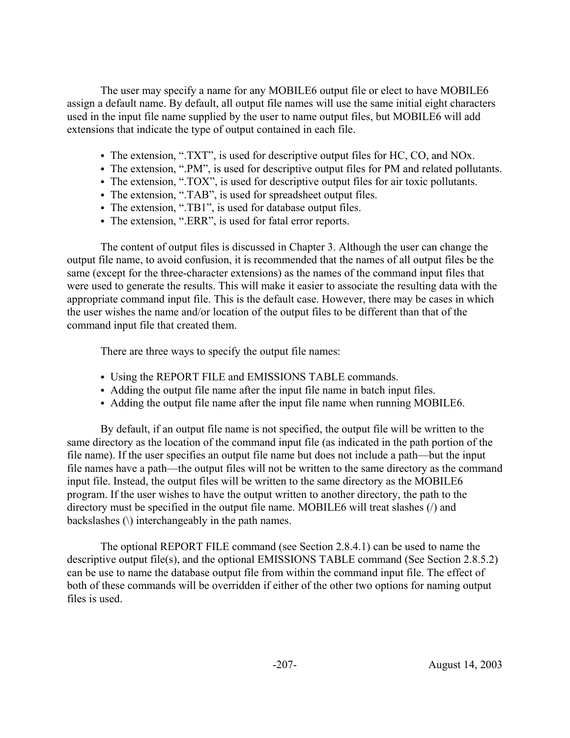The user may specify a name for any MOBILE6 output file or elect to have MOBILE6 assign a default name. By default, all output file names will use the same initial eight characters used in the input file name supplied by the user to name output files, but MOBILE6 will add extensions that indicate the type of output contained in each file.

- The extension, ".TXT", is used for descriptive output files for HC, CO, and NOx.
- The extension, ".PM", is used for descriptive output files for PM and related pollutants.
- The extension, ".TOX", is used for descriptive output files for air toxic pollutants.
- The extension, ".TAB", is used for spreadsheet output files.
- The extension, ".TB1", is used for database output files.
- The extension, ".ERR", is used for fatal error reports.

The content of output files is discussed in Chapter 3. Although the user can change the output file name, to avoid confusion, it is recommended that the names of all output files be the same (except for the three-character extensions) as the names of the command input files that were used to generate the results. This will make it easier to associate the resulting data with the appropriate command input file. This is the default case. However, there may be cases in which the user wishes the name and/or location of the output files to be different than that of the command input file that created them.

There are three ways to specify the output file names:

- Using the REPORT FILE and EMISSIONS TABLE commands.
- Adding the output file name after the input file name in batch input files.
- Adding the output file name after the input file name when running MOBILE6.

By default, if an output file name is not specified, the output file will be written to the same directory as the location of the command input file (as indicated in the path portion of the file name). If the user specifies an output file name but does not include a path—but the input file names have a path—the output files will not be written to the same directory as the command input file. Instead, the output files will be written to the same directory as the MOBILE6 program. If the user wishes to have the output written to another directory, the path to the directory must be specified in the output file name. MOBILE6 will treat slashes (/) and backslashes (\) interchangeably in the path names.

The optional REPORT FILE command (see Section 2.8.4.1) can be used to name the descriptive output file(s), and the optional EMISSIONS TABLE command (See Section 2.8.5.2) can be use to name the database output file from within the command input file. The effect of both of these commands will be overridden if either of the other two options for naming output files is used.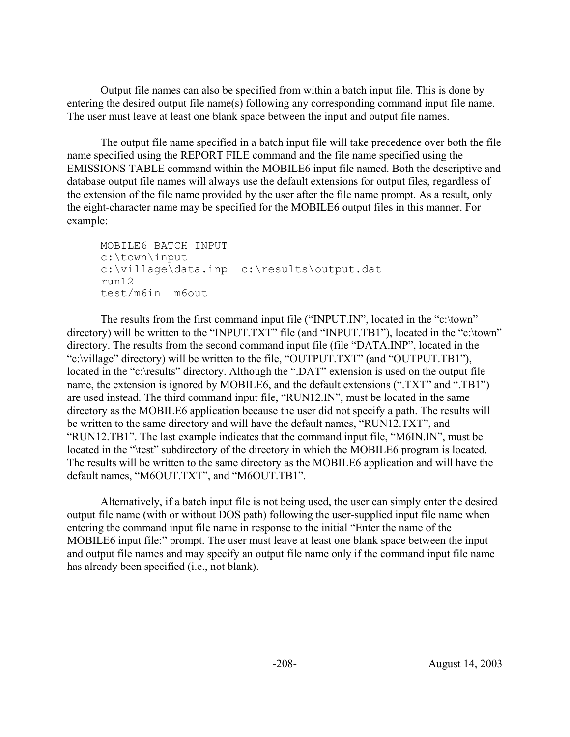Output file names can also be specified from within a batch input file. This is done by entering the desired output file name(s) following any corresponding command input file name. The user must leave at least one blank space between the input and output file names.

The output file name specified in a batch input file will take precedence over both the file name specified using the REPORT FILE command and the file name specified using the EMISSIONS TABLE command within the MOBILE6 input file named. Both the descriptive and database output file names will always use the default extensions for output files, regardless of the extension of the file name provided by the user after the file name prompt. As a result, only the eight-character name may be specified for the MOBILE6 output files in this manner. For example:

```
MOBILE6 BATCH INPUT
c:\town\input
c:\village\data.inp  c:\results\output.dat
run12
test/m6in  m6out
```

The results from the first command input file ("INPUT.IN", located in the "c:\town" directory) will be written to the "INPUT.TXT" file (and "INPUT.TB1"), located in the "c:\town" directory. The results from the second command input file (file "DATA.INP", located in the "c:\village" directory) will be written to the file, "OUTPUT.TXT" (and "OUTPUT.TB1"), located in the "c:\results" directory. Although the ".DAT" extension is used on the output file name, the extension is ignored by MOBILE6, and the default extensions (".TXT" and ".TB1") are used instead. The third command input file, "RUN12.IN", must be located in the same directory as the MOBILE6 application because the user did not specify a path. The results will be written to the same directory and will have the default names, "RUN12.TXT", and "RUN12.TB1". The last example indicates that the command input file, "M6IN.IN", must be located in the "\test" subdirectory of the directory in which the MOBILE6 program is located. The results will be written to the same directory as the MOBILE6 application and will have the default names, "M6OUT.TXT", and "M6OUT.TB1".

Alternatively, if a batch input file is not being used, the user can simply enter the desired output file name (with or without DOS path) following the user-supplied input file name when entering the command input file name in response to the initial "Enter the name of the MOBILE6 input file:" prompt. The user must leave at least one blank space between the input and output file names and may specify an output file name only if the command input file name has already been specified (i.e., not blank).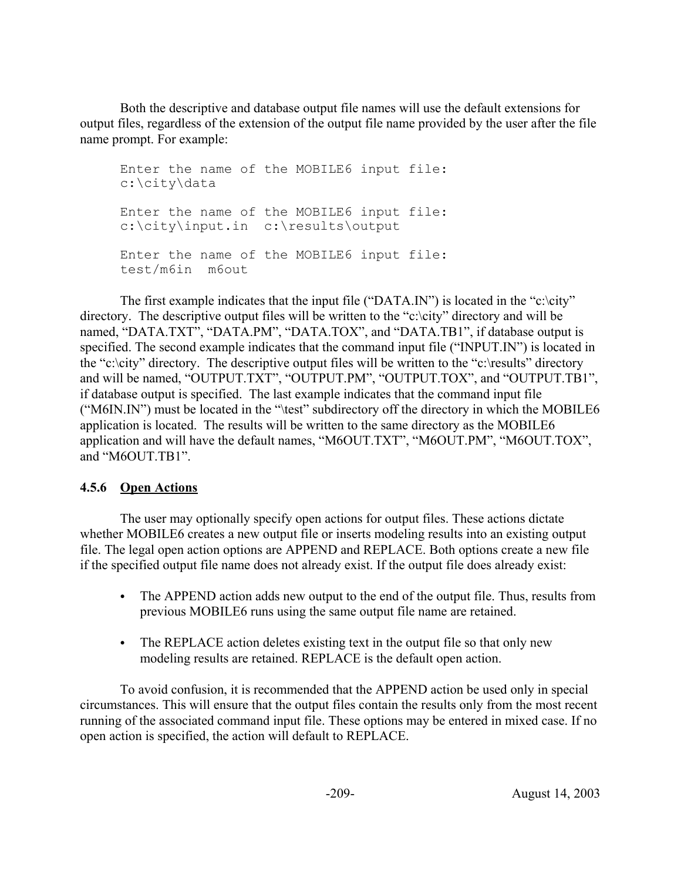Both the descriptive and database output file names will use the default extensions for output files, regardless of the extension of the output file name provided by the user after the file name prompt. For example:

```
Enter the name of the MOBILE6 input file:
c:\city\data

Enter the name of the MOBILE6 input file:
c:\city\input.in  c:\results\output

Enter the name of the MOBILE6 input file:
test/m6in  m6out
```

The first example indicates that the input file ("DATA.IN") is located in the "c:\city" directory. The descriptive output files will be written to the "c:\city" directory and will be named, "DATA.TXT", "DATA.PM", "DATA.TOX", and "DATA.TB1", if database output is specified. The second example indicates that the command input file ("INPUT.IN") is located in the "c:\city" directory. The descriptive output files will be written to the "c:\results" directory and will be named, "OUTPUT.TXT", "OUTPUT.PM", "OUTPUT.TOX", and "OUTPUT.TB1", if database output is specified. The last example indicates that the command input file ("M6IN.IN") must be located in the "\test" subdirectory off the directory in which the MOBILE6 application is located. The results will be written to the same directory as the MOBILE6 application and will have the default names, "M6OUT.TXT", "M6OUT.PM", "M6OUT.TOX", and "M6OUT.TB1".

### 4.5.6 Open Actions

The user may optionally specify open actions for output files. These actions dictate whether MOBILE6 creates a new output file or inserts modeling results into an existing output file. The legal open action options are APPEND and REPLACE. Both options create a new file if the specified output file name does not already exist. If the output file does already exist:

- The APPEND action adds new output to the end of the output file. Thus, results from previous MOBILE6 runs using the same output file name are retained.

- The REPLACE action deletes existing text in the output file so that only new modeling results are retained. REPLACE is the default open action.

To avoid confusion, it is recommended that the APPEND action be used only in special circumstances. This will ensure that the output files contain the results only from the most recent running of the associated command input file. These options may be entered in mixed case. If no open action is specified, the action will default to REPLACE.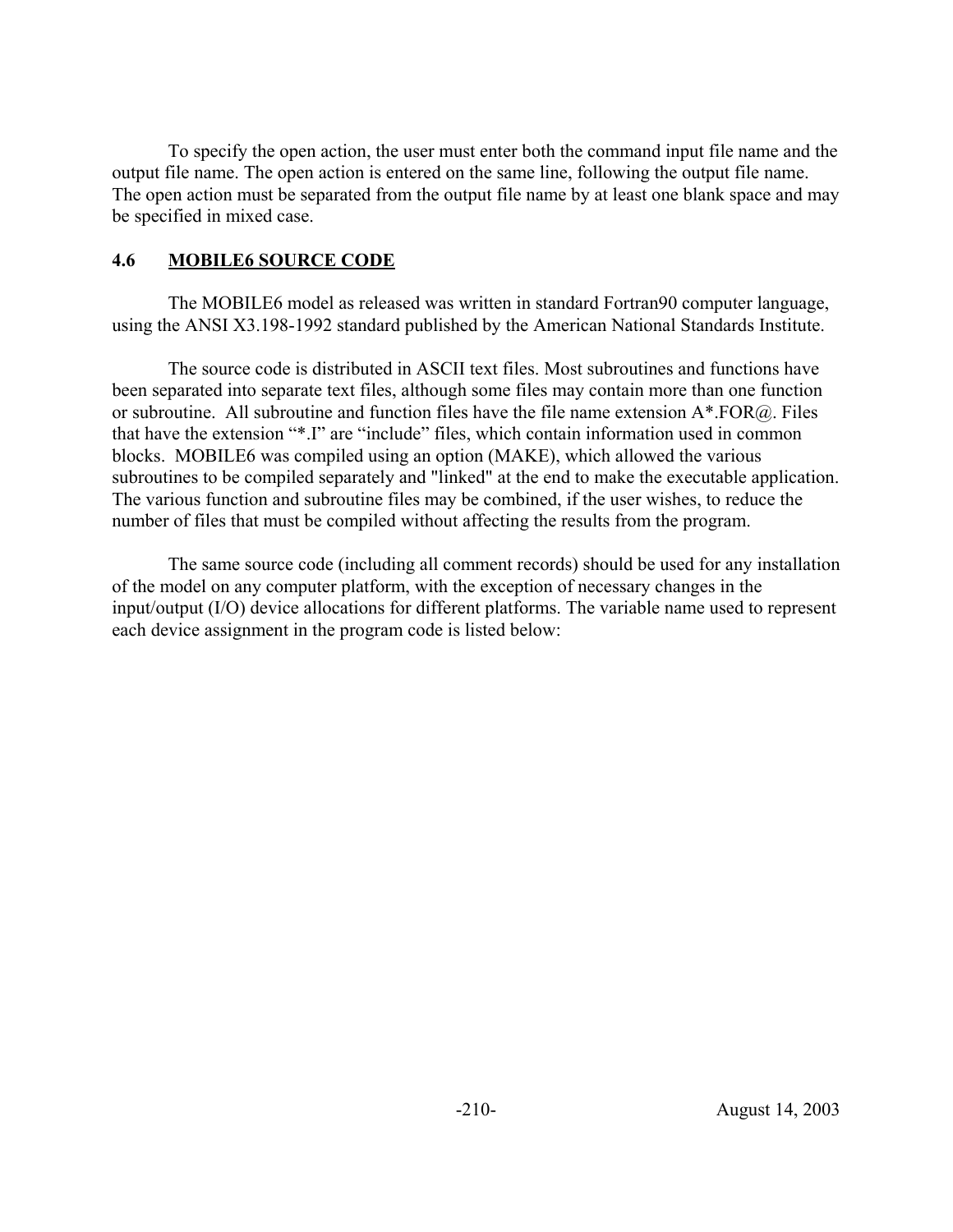To specify the open action, the user must enter both the command input file name and the output file name. The open action is entered on the same line, following the output file name. The open action must be separated from the output file name by at least one blank space and may be specified in mixed case.

## 4.6 MOBILE6 SOURCE CODE

The MOBILE6 model as released was written in standard Fortran90 computer language, using the ANSI X3.198-1992 standard published by the American National Standards Institute.

The source code is distributed in ASCII text files. Most subroutines and functions have been separated into separate text files, although some files may contain more than one function or subroutine. All subroutine and function files have the file name extension A*.FOR@. Files that have the extension "*.I" are "include" files, which contain information used in common blocks. MOBILE6 was compiled using an option (MAKE), which allowed the various subroutines to be compiled separately and "linked" at the end to make the executable application. The various function and subroutine files may be combined, if the user wishes, to reduce the number of files that must be compiled without affecting the results from the program.

The same source code (including all comment records) should be used for any installation of the model on any computer platform, with the exception of necessary changes in the input/output (I/O) device allocations for different platforms. The variable name used to represent each device assignment in the program code is listed below: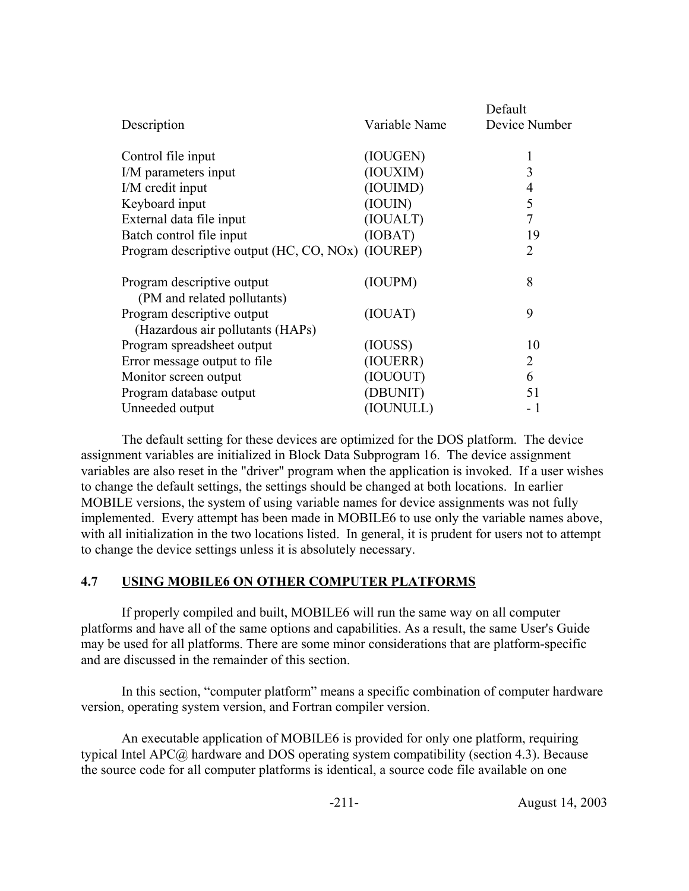| Description | Variable Name | Default Device Number |
|---|---|---|
| Control file input | (IOUGEN) | 1 |
| I/M parameters input | (IOUXIM) | 3 |
| I/M credit input | (IOUIMD) | 4 |
| Keyboard input | (IOUIN) | 5 |
| External data file input | (IOUALT) | 7 |
| Batch control file input | (IOBAT) | 19 |
| Program descriptive output (HC, CO, NOx) | (IOUREP) | 2 |
| Program descriptive output (PM and related pollutants) | (IOUPM) | 8 |
| Program descriptive output (Hazardous air pollutants (HAPs) | (IOUAT) | 9 |
| Program spreadsheet output | (IOUSS) | 10 |
| Error message output to file | (IOUERR) | 2 |
| Monitor screen output | (IOUOUT) | 6 |
| Program database output | (DBUNIT) | 51 |
| Unneeded output | (IOUNULL) | - 1 |

The default setting for these devices are optimized for the DOS platform. The device assignment variables are initialized in Block Data Subprogram 16. The device assignment variables are also reset in the "driver" program when the application is invoked. If a user wishes to change the default settings, the settings should be changed at both locations. In earlier MOBILE versions, the system of using variable names for device assignments was not fully implemented. Every attempt has been made in MOBILE6 to use only the variable names above, with all initialization in the two locations listed. In general, it is prudent for users not to attempt to change the device settings unless it is absolutely necessary.

## 4.7 USING MOBILE6 ON OTHER COMPUTER PLATFORMS

If properly compiled and built, MOBILE6 will run the same way on all computer platforms and have all of the same options and capabilities. As a result, the same User's Guide may be used for all platforms. There are some minor considerations that are platform-specific and are discussed in the remainder of this section.

In this section, "computer platform" means a specific combination of computer hardware version, operating system version, and Fortran compiler version.

An executable application of MOBILE6 is provided for only one platform, requiring typical Intel APC@ hardware and DOS operating system compatibility (section 4.3). Because the source code for all computer platforms is identical, a source code file available on one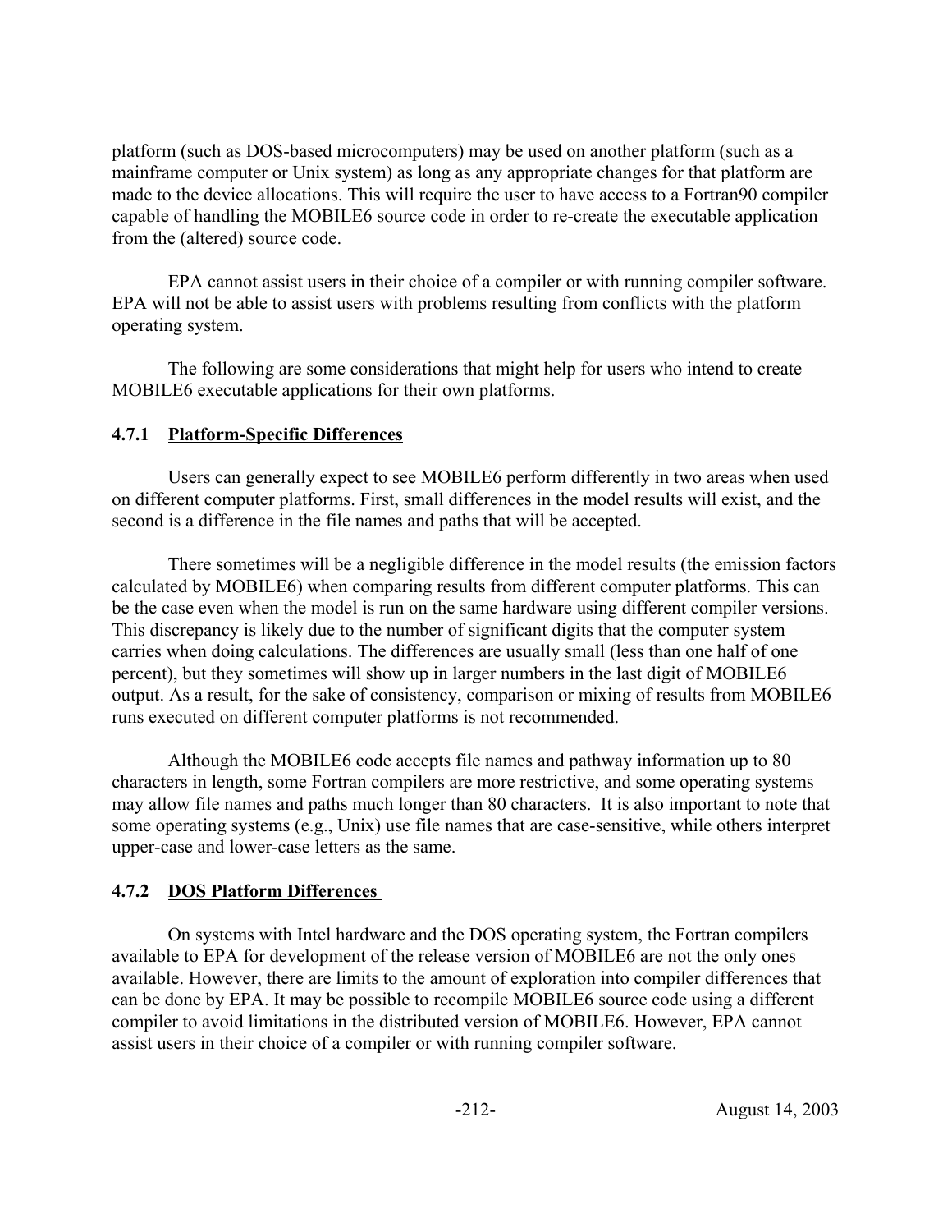platform (such as DOS-based microcomputers) may be used on another platform (such as a mainframe computer or Unix system) as long as any appropriate changes for that platform are made to the device allocations. This will require the user to have access to a Fortran90 compiler capable of handling the MOBILE6 source code in order to re-create the executable application from the (altered) source code.

EPA cannot assist users in their choice of a compiler or with running compiler software. EPA will not be able to assist users with problems resulting from conflicts with the platform operating system.

The following are some considerations that might help for users who intend to create MOBILE6 executable applications for their own platforms.

### 4.7.1 Platform-Specific Differences

Users can generally expect to see MOBILE6 perform differently in two areas when used on different computer platforms. First, small differences in the model results will exist, and the second is a difference in the file names and paths that will be accepted.

There sometimes will be a negligible difference in the model results (the emission factors calculated by MOBILE6) when comparing results from different computer platforms. This can be the case even when the model is run on the same hardware using different compiler versions. This discrepancy is likely due to the number of significant digits that the computer system carries when doing calculations. The differences are usually small (less than one half of one percent), but they sometimes will show up in larger numbers in the last digit of MOBILE6 output. As a result, for the sake of consistency, comparison or mixing of results from MOBILE6 runs executed on different computer platforms is not recommended.

Although the MOBILE6 code accepts file names and pathway information up to 80 characters in length, some Fortran compilers are more restrictive, and some operating systems may allow file names and paths much longer than 80 characters. It is also important to note that some operating systems (e.g., Unix) use file names that are case-sensitive, while others interpret upper-case and lower-case letters as the same.

### 4.7.2 DOS Platform Differences

On systems with Intel hardware and the DOS operating system, the Fortran compilers available to EPA for development of the release version of MOBILE6 are not the only ones available. However, there are limits to the amount of exploration into compiler differences that can be done by EPA. It may be possible to recompile MOBILE6 source code using a different compiler to avoid limitations in the distributed version of MOBILE6. However, EPA cannot assist users in their choice of a compiler or with running compiler software.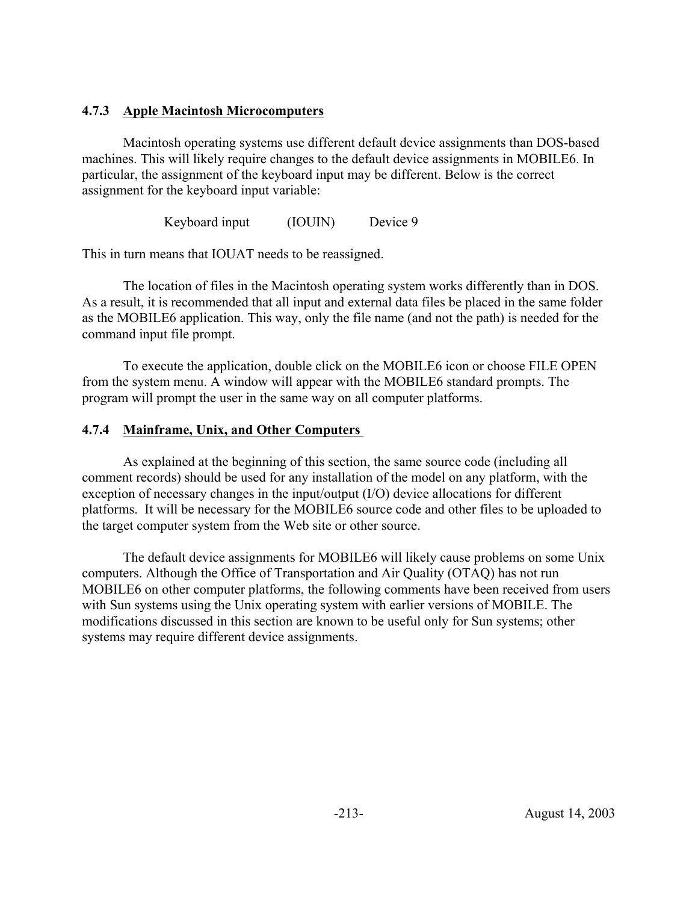### 4.7.3 Apple Macintosh Microcomputers

Macintosh operating systems use different default device assignments than DOS-based machines. This will likely require changes to the default device assignments in MOBILE6. In particular, the assignment of the keyboard input may be different. Below is the correct assignment for the keyboard input variable:

Keyboard input (IOUIN) Device 9

This in turn means that IOUAT needs to be reassigned.

The location of files in the Macintosh operating system works differently than in DOS. As a result, it is recommended that all input and external data files be placed in the same folder as the MOBILE6 application. This way, only the file name (and not the path) is needed for the command input file prompt.

To execute the application, double click on the MOBILE6 icon or choose FILE OPEN from the system menu. A window will appear with the MOBILE6 standard prompts. The program will prompt the user in the same way on all computer platforms.

### 4.7.4 Mainframe, Unix, and Other Computers

As explained at the beginning of this section, the same source code (including all comment records) should be used for any installation of the model on any platform, with the exception of necessary changes in the input/output (I/O) device allocations for different platforms. It will be necessary for the MOBILE6 source code and other files to be uploaded to the target computer system from the Web site or other source.

The default device assignments for MOBILE6 will likely cause problems on some Unix computers. Although the Office of Transportation and Air Quality (OTAQ) has not run MOBILE6 on other computer platforms, the following comments have been received from users with Sun systems using the Unix operating system with earlier versions of MOBILE. The modifications discussed in this section are known to be useful only for Sun systems; other systems may require different device assignments.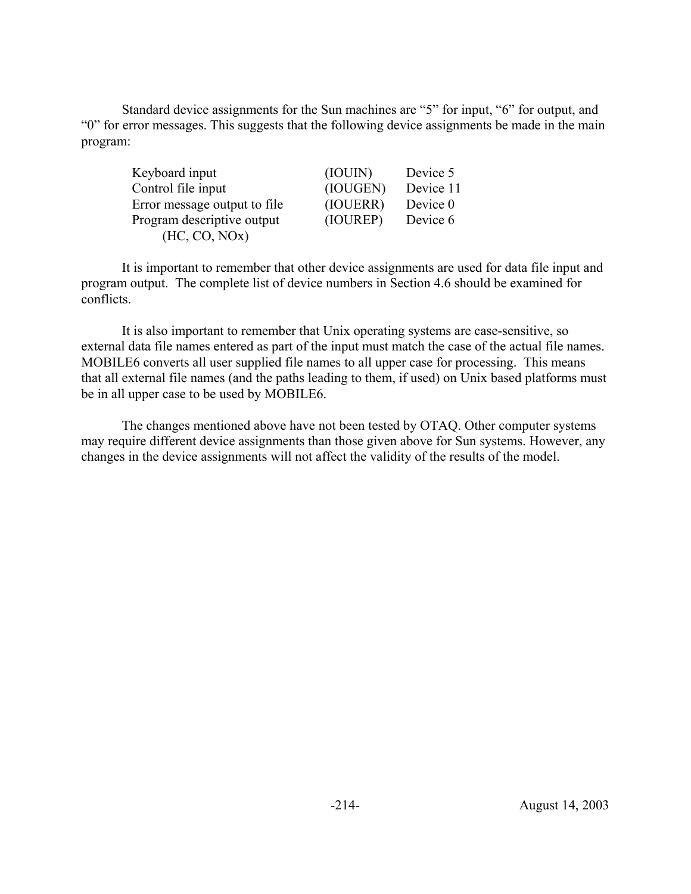Standard device assignments for the Sun machines are “5” for input, “6” for output, and “0” for error messages. This suggests that the following device assignments be made in the main program:

| | | |
|---|---|---|
| Keyboard input | (IOUIN) | Device 5 |
| Control file input | (IOUGEN) | Device 11 |
| Error message output to file | (IOUERR) | Device 0 |
| Program descriptive output (HC, CO, NOx) | (IOUREP) | Device 6 |

It is important to remember that other device assignments are used for data file input and program output. The complete list of device numbers in Section 4.6 should be examined for conflicts.

It is also important to remember that Unix operating systems are case-sensitive, so external data file names entered as part of the input must match the case of the actual file names. MOBILE6 converts all user supplied file names to all upper case for processing. This means that all external file names (and the paths leading to them, if used) on Unix based platforms must be in all upper case to be used by MOBILE6.

The changes mentioned above have not been tested by OTAQ. Other computer systems may require different device assignments than those given above for Sun systems. However, any changes in the device assignments will not affect the validity of the results of the model.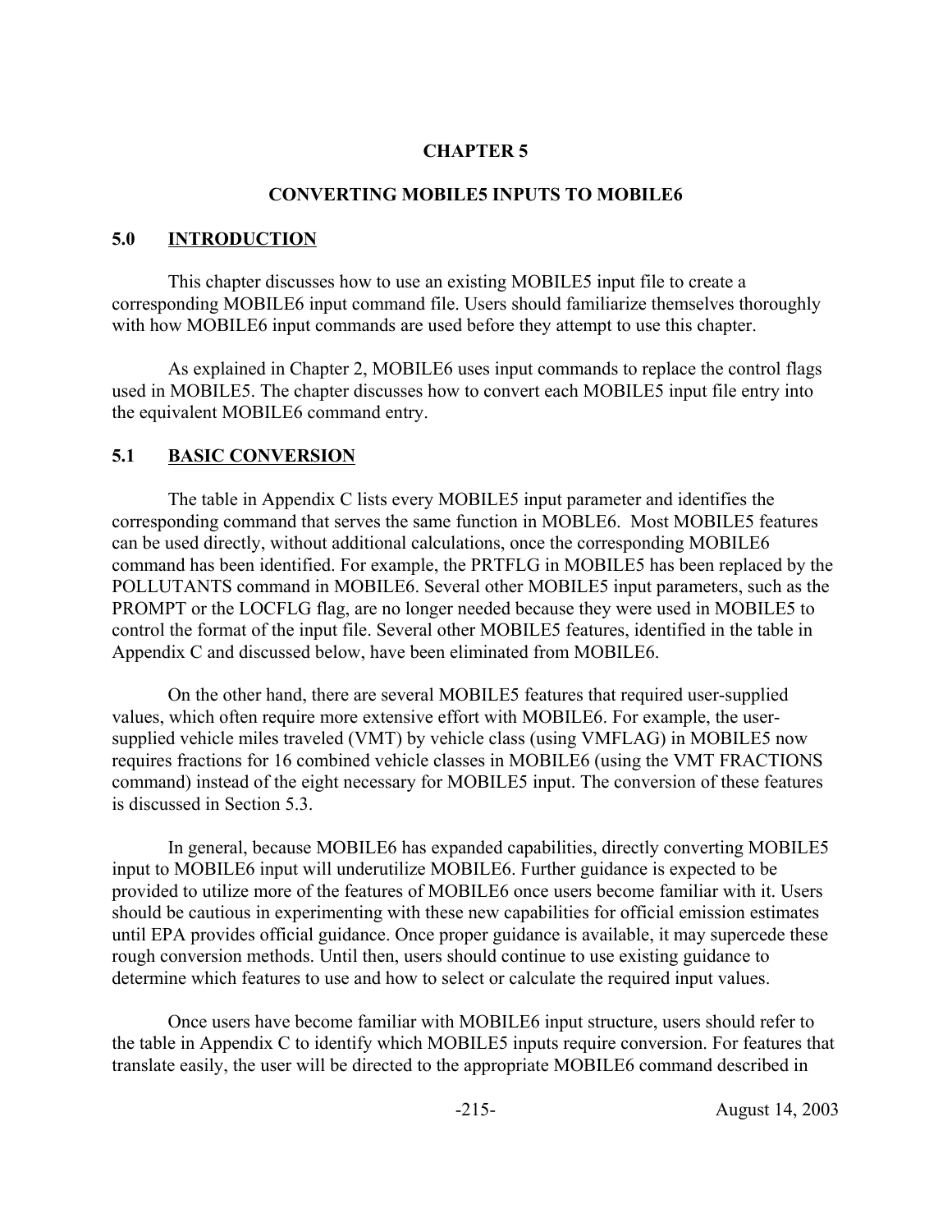# CHAPTER 5

## CONVERTING MOBILE5 INPUTS TO MOBILE6

### 5.0 INTRODUCTION

This chapter discusses how to use an existing MOBILE5 input file to create a corresponding MOBILE6 input command file. Users should familiarize themselves thoroughly with how MOBILE6 input commands are used before they attempt to use this chapter.

As explained in Chapter 2, MOBILE6 uses input commands to replace the control flags used in MOBILE5. The chapter discusses how to convert each MOBILE5 input file entry into the equivalent MOBILE6 command entry.

### 5.1 BASIC CONVERSION

The table in Appendix C lists every MOBILE5 input parameter and identifies the corresponding command that serves the same function in MOBLE6. Most MOBILE5 features can be used directly, without additional calculations, once the corresponding MOBILE6 command has been identified. For example, the PRTFLG in MOBILE5 has been replaced by the POLLUTANTS command in MOBILE6. Several other MOBILE5 input parameters, such as the PROMPT or the LOCFLG flag, are no longer needed because they were used in MOBILE5 to control the format of the input file. Several other MOBILE5 features, identified in the table in Appendix C and discussed below, have been eliminated from MOBILE6.

On the other hand, there are several MOBILE5 features that required user-supplied values, which often require more extensive effort with MOBILE6. For example, the user-supplied vehicle miles traveled (VMT) by vehicle class (using VMFLAG) in MOBILE5 now requires fractions for 16 combined vehicle classes in MOBILE6 (using the VMT FRACTIONS command) instead of the eight necessary for MOBILE5 input. The conversion of these features is discussed in Section 5.3.

In general, because MOBILE6 has expanded capabilities, directly converting MOBILE5 input to MOBILE6 input will underutilize MOBILE6. Further guidance is expected to be provided to utilize more of the features of MOBILE6 once users become familiar with it. Users should be cautious in experimenting with these new capabilities for official emission estimates until EPA provides official guidance. Once proper guidance is available, it may supercede these rough conversion methods. Until then, users should continue to use existing guidance to determine which features to use and how to select or calculate the required input values.

Once users have become familiar with MOBILE6 input structure, users should refer to the table in Appendix C to identify which MOBILE5 inputs require conversion. For features that translate easily, the user will be directed to the appropriate MOBILE6 command described in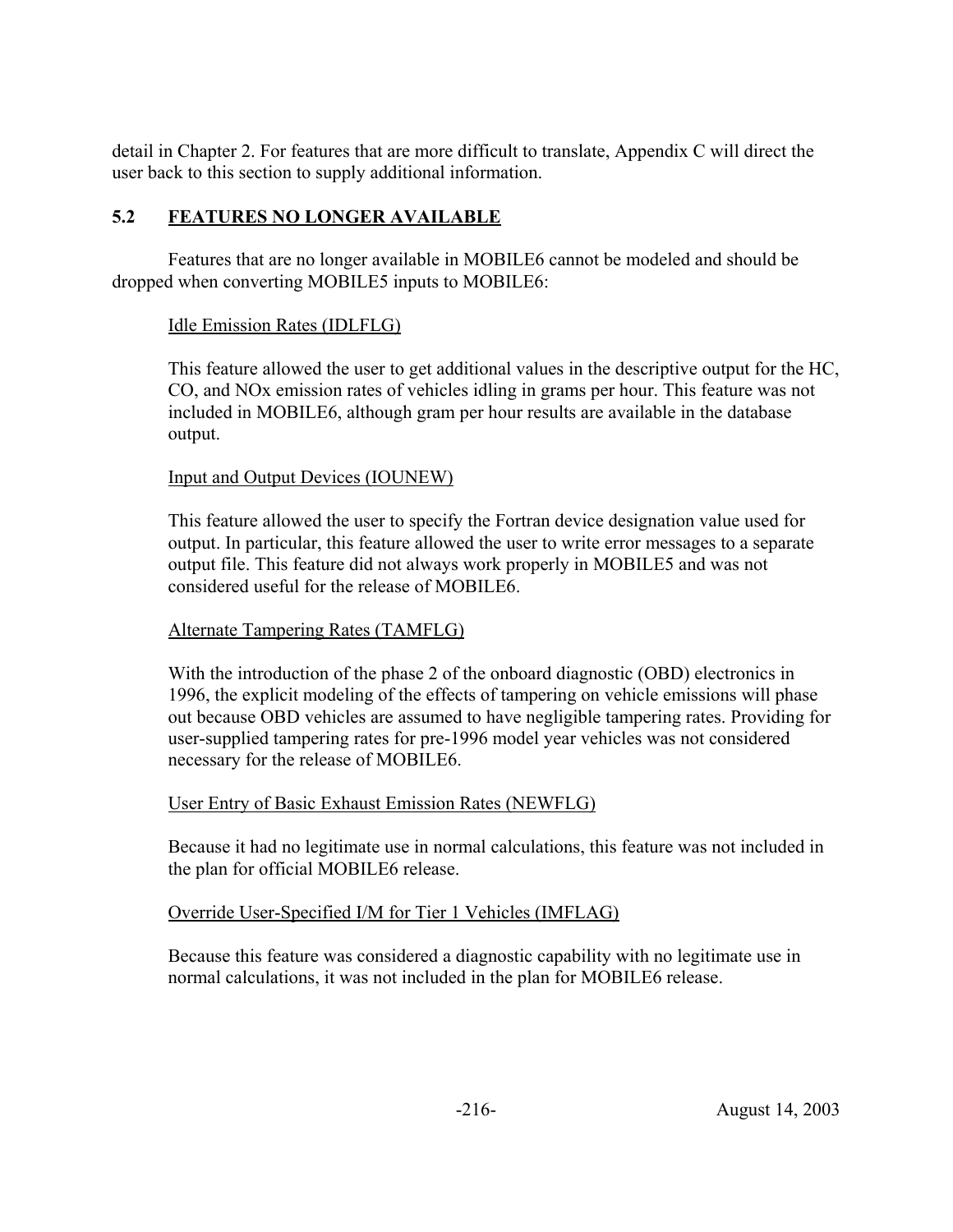detail in Chapter 2. For features that are more difficult to translate, Appendix C will direct the user back to this section to supply additional information.

## 5.2 FEATURES NO LONGER AVAILABLE

Features that are no longer available in MOBILE6 cannot be modeled and should be dropped when converting MOBILE5 inputs to MOBILE6:

Idle Emission Rates (IDLFLG)

This feature allowed the user to get additional values in the descriptive output for the HC, CO, and NOx emission rates of vehicles idling in grams per hour. This feature was not included in MOBILE6, although gram per hour results are available in the database output.

Input and Output Devices (IOUNEW)

This feature allowed the user to specify the Fortran device designation value used for output. In particular, this feature allowed the user to write error messages to a separate output file. This feature did not always work properly in MOBILE5 and was not considered useful for the release of MOBILE6.

Alternate Tampering Rates (TAMFLG)

With the introduction of the phase 2 of the onboard diagnostic (OBD) electronics in 1996, the explicit modeling of the effects of tampering on vehicle emissions will phase out because OBD vehicles are assumed to have negligible tampering rates. Providing for user-supplied tampering rates for pre-1996 model year vehicles was not considered necessary for the release of MOBILE6.

User Entry of Basic Exhaust Emission Rates (NEWFLG)

Because it had no legitimate use in normal calculations, this feature was not included in the plan for official MOBILE6 release.

Override User-Specified I/M for Tier 1 Vehicles (IMFLAG)

Because this feature was considered a diagnostic capability with no legitimate use in normal calculations, it was not included in the plan for MOBILE6 release.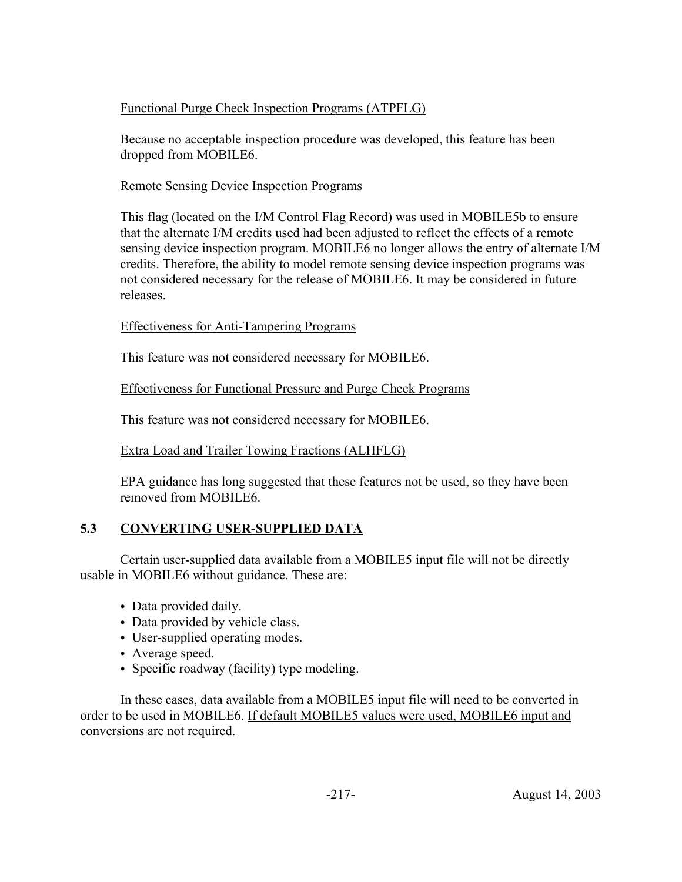Functional Purge Check Inspection Programs (ATPFLG)

Because no acceptable inspection procedure was developed, this feature has been dropped from MOBILE6.

Remote Sensing Device Inspection Programs

This flag (located on the I/M Control Flag Record) was used in MOBILE5b to ensure that the alternate I/M credits used had been adjusted to reflect the effects of a remote sensing device inspection program. MOBILE6 no longer allows the entry of alternate I/M credits. Therefore, the ability to model remote sensing device inspection programs was not considered necessary for the release of MOBILE6. It may be considered in future releases.

Effectiveness for Anti-Tampering Programs

This feature was not considered necessary for MOBILE6.

Effectiveness for Functional Pressure and Purge Check Programs

This feature was not considered necessary for MOBILE6.

Extra Load and Trailer Towing Fractions (ALHFLG)

EPA guidance has long suggested that these features not be used, so they have been removed from MOBILE6.

## 5.3 CONVERTING USER-SUPPLIED DATA

Certain user-supplied data available from a MOBILE5 input file will not be directly usable in MOBILE6 without guidance. These are:

- Data provided daily.
- Data provided by vehicle class.
- User-supplied operating modes.
- Average speed.
- Specific roadway (facility) type modeling.

In these cases, data available from a MOBILE5 input file will need to be converted in order to be used in MOBILE6. If default MOBILE5 values were used, MOBILE6 input and conversions are not required.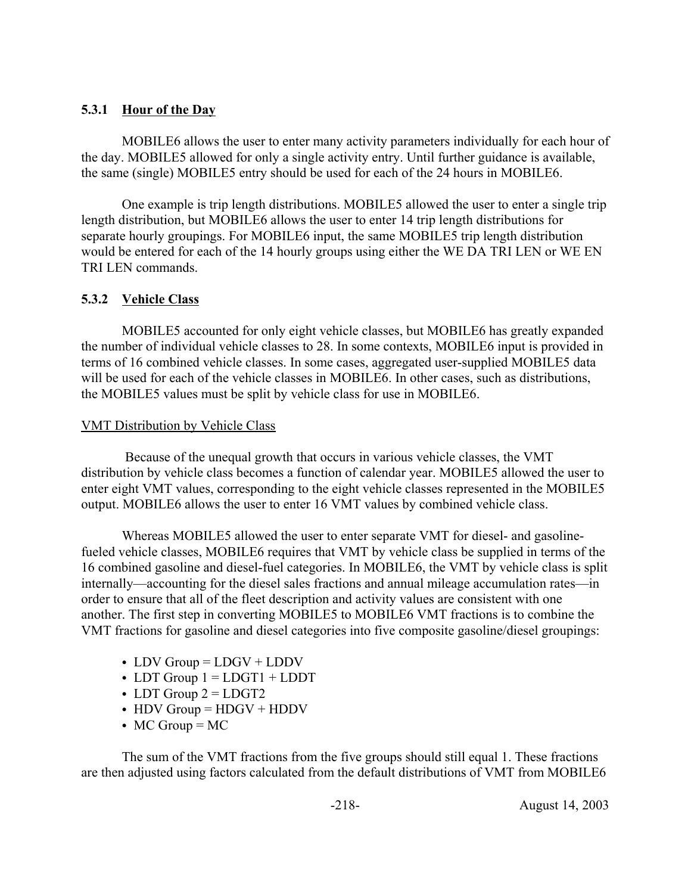### 5.3.1 Hour of the Day

MOBILE6 allows the user to enter many activity parameters individually for each hour of the day. MOBILE5 allowed for only a single activity entry. Until further guidance is available, the same (single) MOBILE5 entry should be used for each of the 24 hours in MOBILE6.

One example is trip length distributions. MOBILE5 allowed the user to enter a single trip length distribution, but MOBILE6 allows the user to enter 14 trip length distributions for separate hourly groupings. For MOBILE6 input, the same MOBILE5 trip length distribution would be entered for each of the 14 hourly groups using either the WE DA TRI LEN or WE EN TRI LEN commands.

### 5.3.2 Vehicle Class

MOBILE5 accounted for only eight vehicle classes, but MOBILE6 has greatly expanded the number of individual vehicle classes to 28. In some contexts, MOBILE6 input is provided in terms of 16 combined vehicle classes. In some cases, aggregated user-supplied MOBILE5 data will be used for each of the vehicle classes in MOBILE6. In other cases, such as distributions, the MOBILE5 values must be split by vehicle class for use in MOBILE6.

VMT Distribution by Vehicle Class

Because of the unequal growth that occurs in various vehicle classes, the VMT distribution by vehicle class becomes a function of calendar year. MOBILE5 allowed the user to enter eight VMT values, corresponding to the eight vehicle classes represented in the MOBILE5 output. MOBILE6 allows the user to enter 16 VMT values by combined vehicle class.

Whereas MOBILE5 allowed the user to enter separate VMT for diesel- and gasoline-fueled vehicle classes, MOBILE6 requires that VMT by vehicle class be supplied in terms of the 16 combined gasoline and diesel-fuel categories. In MOBILE6, the VMT by vehicle class is split internally—accounting for the diesel sales fractions and annual mileage accumulation rates—in order to ensure that all of the fleet description and activity values are consistent with one another. The first step in converting MOBILE5 to MOBILE6 VMT fractions is to combine the VMT fractions for gasoline and diesel categories into five composite gasoline/diesel groupings:

- LDV Group = LDGV + LDDV
- LDT Group 1 = LDGT1 + LDDT
- LDT Group 2 = LDGT2
- HDV Group = HDGV + HDDV
- MC Group = MC

The sum of the VMT fractions from the five groups should still equal 1. These fractions are then adjusted using factors calculated from the default distributions of VMT from MOBILE6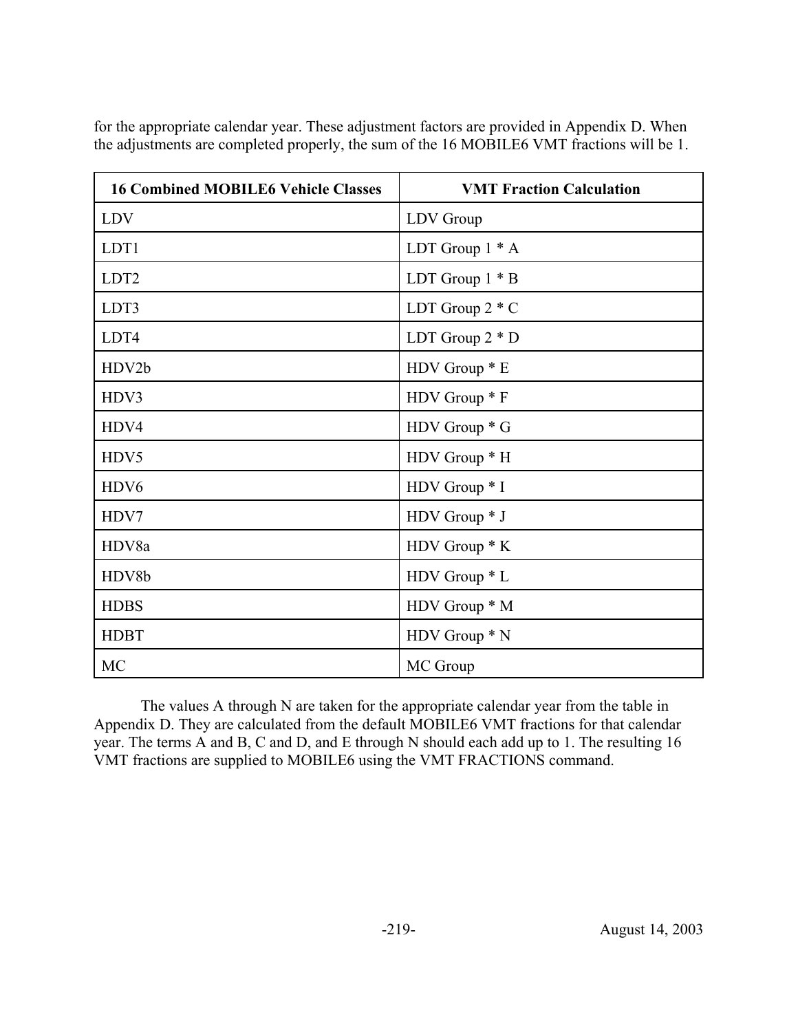for the appropriate calendar year. These adjustment factors are provided in Appendix D. When the adjustments are completed properly, the sum of the 16 MOBILE6 VMT fractions will be 1.

| 16 Combined MOBILE6 Vehicle Classes | VMT Fraction Calculation |
|---|---|
| LDV | LDV Group |
| LDT1 | LDT Group 1 * A |
| LDT2 | LDT Group 1 * B |
| LDT3 | LDT Group 2 * C |
| LDT4 | LDT Group 2 * D |
| HDV2b | HDV Group * E |
| HDV3 | HDV Group * F |
| HDV4 | HDV Group * G |
| HDV5 | HDV Group * H |
| HDV6 | HDV Group * I |
| HDV7 | HDV Group * J |
| HDV8a | HDV Group * K |
| HDV8b | HDV Group * L |
| HDBS | HDV Group * M |
| HDBT | HDV Group * N |
| MC | MC Group |

The values A through N are taken for the appropriate calendar year from the table in Appendix D. They are calculated from the default MOBILE6 VMT fractions for that calendar year. The terms A and B, C and D, and E through N should each add up to 1. The resulting 16 VMT fractions are supplied to MOBILE6 using the VMT FRACTIONS command.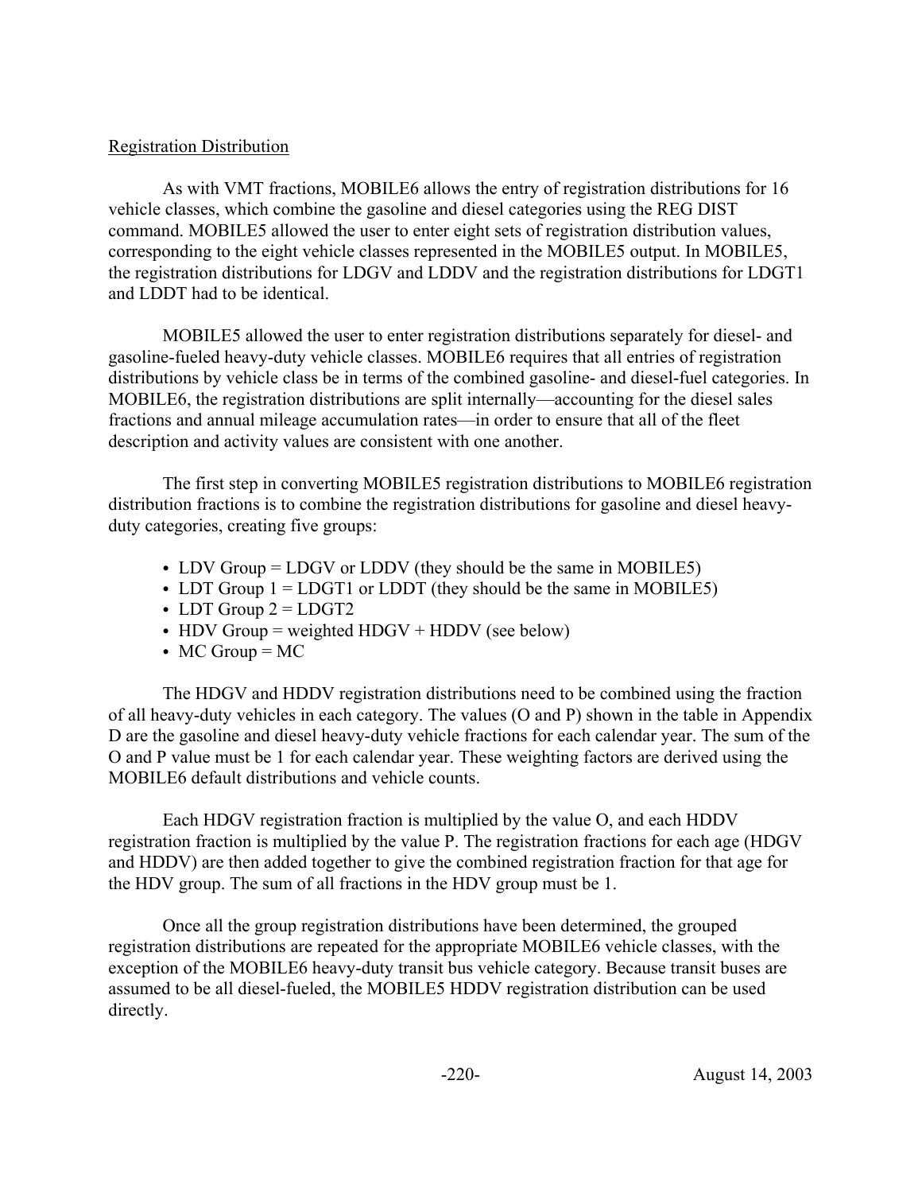Registration Distribution

As with VMT fractions, MOBILE6 allows the entry of registration distributions for 16 vehicle classes, which combine the gasoline and diesel categories using the REG DIST command. MOBILE5 allowed the user to enter eight sets of registration distribution values, corresponding to the eight vehicle classes represented in the MOBILE5 output. In MOBILE5, the registration distributions for LDGV and LDDV and the registration distributions for LDGT1 and LDDT had to be identical.

MOBILE5 allowed the user to enter registration distributions separately for diesel- and gasoline-fueled heavy-duty vehicle classes. MOBILE6 requires that all entries of registration distributions by vehicle class be in terms of the combined gasoline- and diesel-fuel categories. In MOBILE6, the registration distributions are split internally—accounting for the diesel sales fractions and annual mileage accumulation rates—in order to ensure that all of the fleet description and activity values are consistent with one another.

The first step in converting MOBILE5 registration distributions to MOBILE6 registration distribution fractions is to combine the registration distributions for gasoline and diesel heavy-duty categories, creating five groups:

- LDV Group = LDGV or LDDV (they should be the same in MOBILE5)
- LDT Group 1 = LDGT1 or LDDT (they should be the same in MOBILE5)
- LDT Group 2 = LDGT2
- HDV Group = weighted HDGV + HDDV (see below)
- MC Group = MC

The HDGV and HDDV registration distributions need to be combined using the fraction of all heavy-duty vehicles in each category. The values (O and P) shown in the table in Appendix D are the gasoline and diesel heavy-duty vehicle fractions for each calendar year. The sum of the O and P value must be 1 for each calendar year. These weighting factors are derived using the MOBILE6 default distributions and vehicle counts.

Each HDGV registration fraction is multiplied by the value O, and each HDDV registration fraction is multiplied by the value P. The registration fractions for each age (HDGV and HDDV) are then added together to give the combined registration fraction for that age for the HDV group. The sum of all fractions in the HDV group must be 1.

Once all the group registration distributions have been determined, the grouped registration distributions are repeated for the appropriate MOBILE6 vehicle classes, with the exception of the MOBILE6 heavy-duty transit bus vehicle category. Because transit buses are assumed to be all diesel-fueled, the MOBILE5 HDDV registration distribution can be used directly.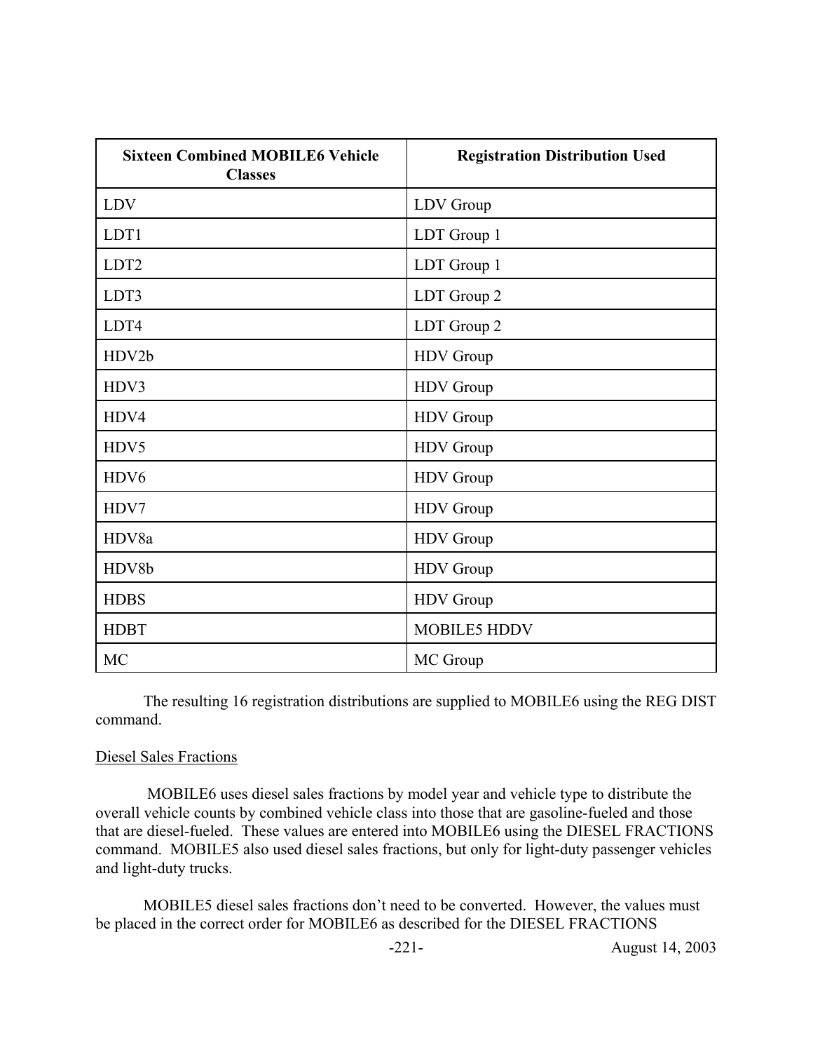| Sixteen Combined MOBILE6 Vehicle Classes | Registration Distribution Used |
|---|---|
| LDV | LDV Group |
| LDT1 | LDT Group 1 |
| LDT2 | LDT Group 1 |
| LDT3 | LDT Group 2 |
| LDT4 | LDT Group 2 |
| HDV2b | HDV Group |
| HDV3 | HDV Group |
| HDV4 | HDV Group |
| HDV5 | HDV Group |
| HDV6 | HDV Group |
| HDV7 | HDV Group |
| HDV8a | HDV Group |
| HDV8b | HDV Group |
| HDBS | HDV Group |
| HDBT | MOBILE5 HDDV |
| MC | MC Group |

The resulting 16 registration distributions are supplied to MOBILE6 using the REG DIST command.

Diesel Sales Fractions

MOBILE6 uses diesel sales fractions by model year and vehicle type to distribute the overall vehicle counts by combined vehicle class into those that are gasoline-fueled and those that are diesel-fueled. These values are entered into MOBILE6 using the DIESEL FRACTIONS command. MOBILE5 also used diesel sales fractions, but only for light-duty passenger vehicles and light-duty trucks.

MOBILE5 diesel sales fractions don't need to be converted. However, the values must be placed in the correct order for MOBILE6 as described for the DIESEL FRACTIONS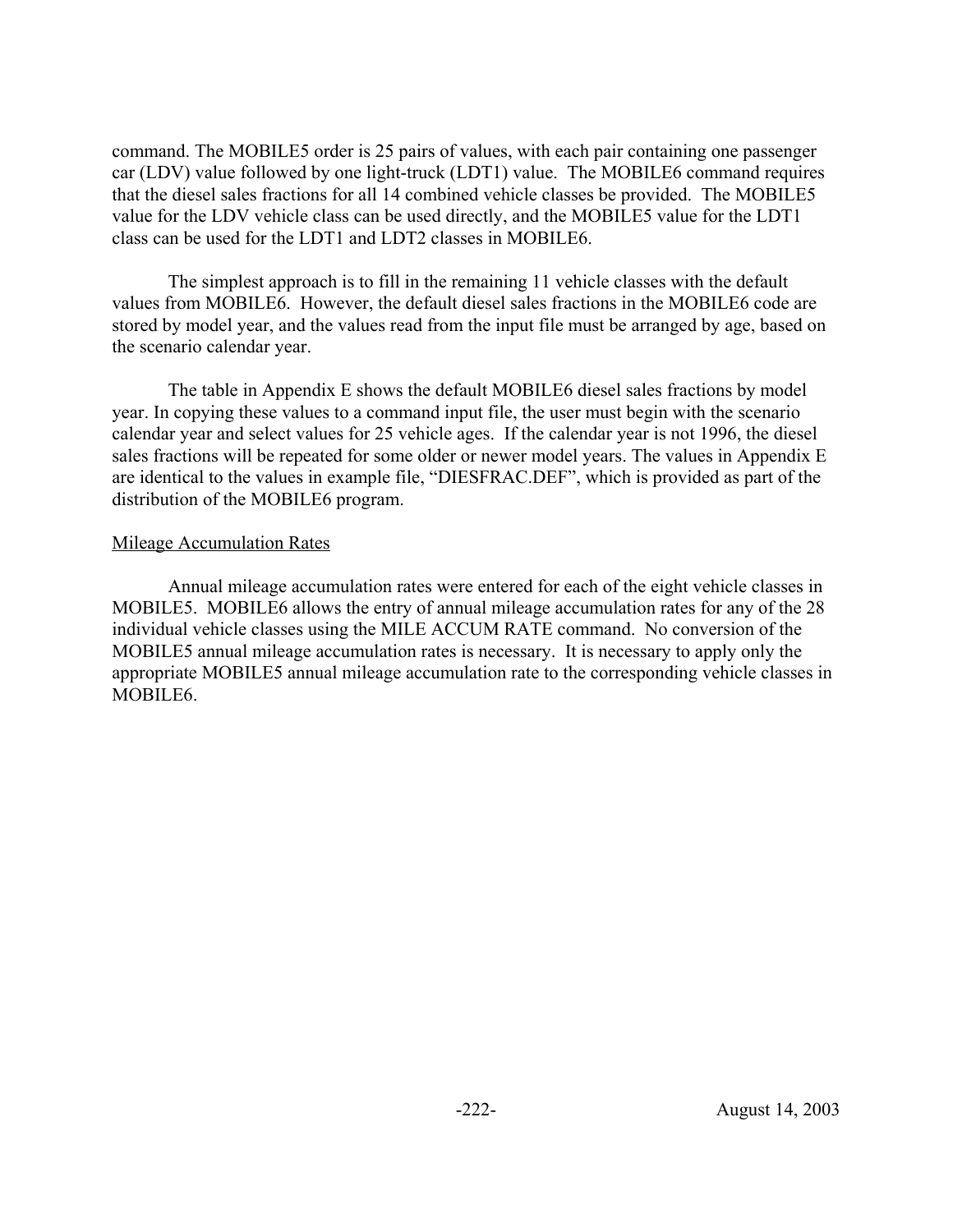command. The MOBILE5 order is 25 pairs of values, with each pair containing one passenger car (LDV) value followed by one light-truck (LDT1) value. The MOBILE6 command requires that the diesel sales fractions for all 14 combined vehicle classes be provided. The MOBILE5 value for the LDV vehicle class can be used directly, and the MOBILE5 value for the LDT1 class can be used for the LDT1 and LDT2 classes in MOBILE6.

The simplest approach is to fill in the remaining 11 vehicle classes with the default values from MOBILE6. However, the default diesel sales fractions in the MOBILE6 code are stored by model year, and the values read from the input file must be arranged by age, based on the scenario calendar year.

The table in Appendix E shows the default MOBILE6 diesel sales fractions by model year. In copying these values to a command input file, the user must begin with the scenario calendar year and select values for 25 vehicle ages. If the calendar year is not 1996, the diesel sales fractions will be repeated for some older or newer model years. The values in Appendix E are identical to the values in example file, "DIESFRAC.DEF", which is provided as part of the distribution of the MOBILE6 program.

Mileage Accumulation Rates

Annual mileage accumulation rates were entered for each of the eight vehicle classes in MOBILE5. MOBILE6 allows the entry of annual mileage accumulation rates for any of the 28 individual vehicle classes using the MILE ACCUM RATE command. No conversion of the MOBILE5 annual mileage accumulation rates is necessary. It is necessary to apply only the appropriate MOBILE5 annual mileage accumulation rate to the corresponding vehicle classes in MOBILE6.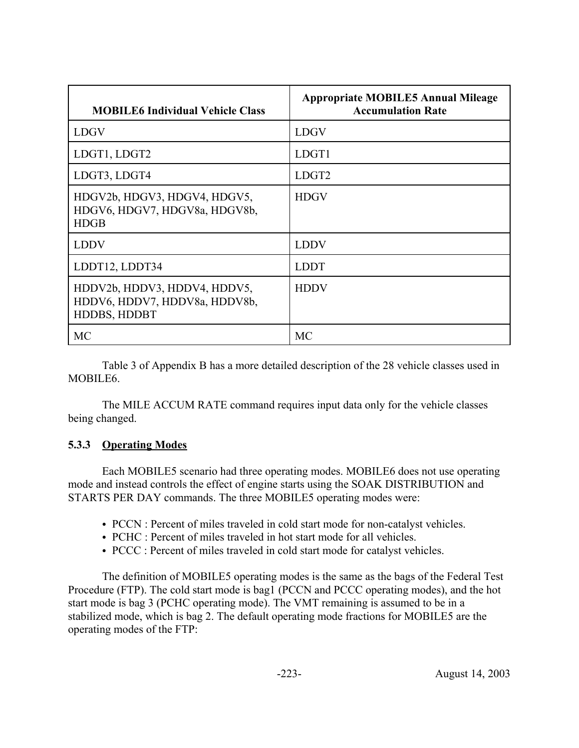| MOBILE6 Individual Vehicle Class | Appropriate MOBILE5 Annual Mileage Accumulation Rate |
|---|---|
| LDGV | LDGV |
| LDGT1, LDGT2 | LDGT1 |
| LDGT3, LDGT4 | LDGT2 |
| HDGV2b, HDGV3, HDGV4, HDGV5, HDGV6, HDGV7, HDGV8a, HDGV8b, HDGB | HDGV |
| LDDV | LDDV |
| LDDT12, LDDT34 | LDDT |
| HDDV2b, HDDV3, HDDV4, HDDV5, HDDV6, HDDV7, HDDV8a, HDDV8b, HDDBS, HDDBT | HDDV |
| MC | MC |

Table 3 of Appendix B has a more detailed description of the 28 vehicle classes used in MOBILE6.

The MILE ACCUM RATE command requires input data only for the vehicle classes being changed.

### 5.3.3 Operating Modes

Each MOBILE5 scenario had three operating modes. MOBILE6 does not use operating mode and instead controls the effect of engine starts using the SOAK DISTRIBUTION and STARTS PER DAY commands. The three MOBILE5 operating modes were:

- PCCN : Percent of miles traveled in cold start mode for non-catalyst vehicles.
- PCHC : Percent of miles traveled in hot start mode for all vehicles.
- PCCC : Percent of miles traveled in cold start mode for catalyst vehicles.

The definition of MOBILE5 operating modes is the same as the bags of the Federal Test Procedure (FTP). The cold start mode is bag1 (PCCN and PCCC operating modes), and the hot start mode is bag 3 (PCHC operating mode). The VMT remaining is assumed to be in a stabilized mode, which is bag 2. The default operating mode fractions for MOBILE5 are the operating modes of the FTP: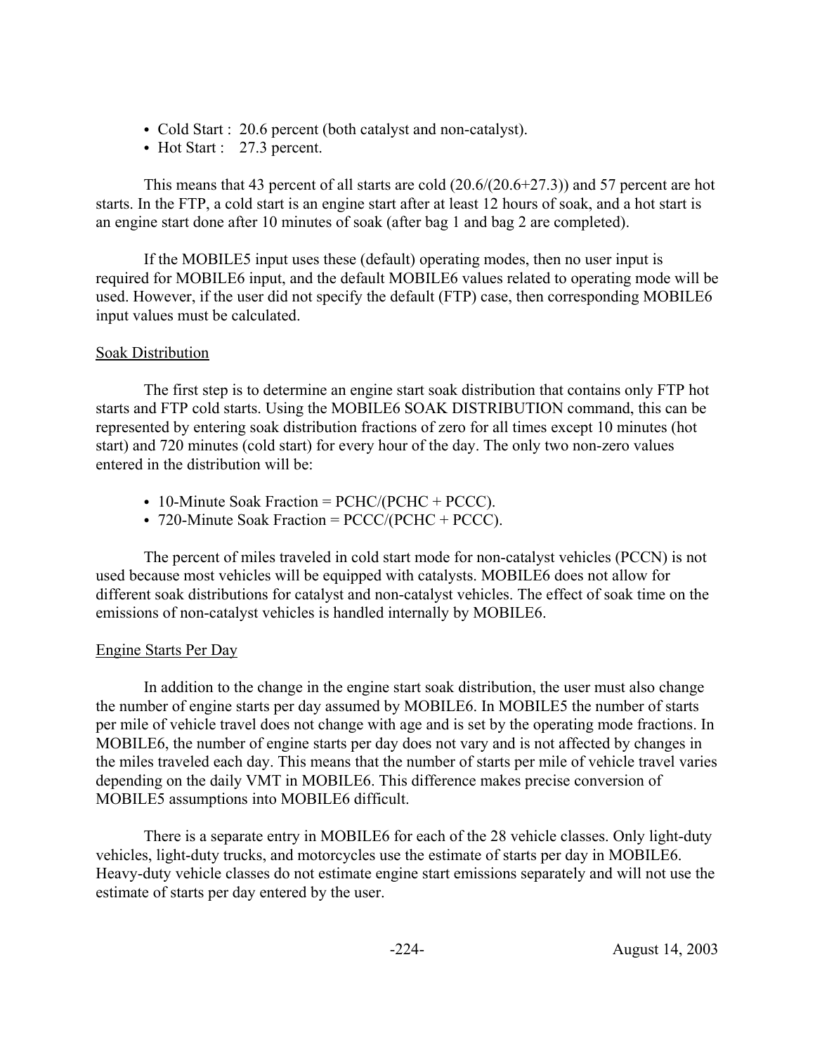- Cold Start : 20.6 percent (both catalyst and non-catalyst).
- Hot Start : 27.3 percent.

This means that 43 percent of all starts are cold (20.6/(20.6+27.3)) and 57 percent are hot starts. In the FTP, a cold start is an engine start after at least 12 hours of soak, and a hot start is an engine start done after 10 minutes of soak (after bag 1 and bag 2 are completed).

If the MOBILE5 input uses these (default) operating modes, then no user input is required for MOBILE6 input, and the default MOBILE6 values related to operating mode will be used. However, if the user did not specify the default (FTP) case, then corresponding MOBILE6 input values must be calculated.

Soak Distribution

The first step is to determine an engine start soak distribution that contains only FTP hot starts and FTP cold starts. Using the MOBILE6 SOAK DISTRIBUTION command, this can be represented by entering soak distribution fractions of zero for all times except 10 minutes (hot start) and 720 minutes (cold start) for every hour of the day. The only two non-zero values entered in the distribution will be:

- 10-Minute Soak Fraction = PCHC/(PCHC + PCCC).
- 720-Minute Soak Fraction = PCCC/(PCHC + PCCC).

The percent of miles traveled in cold start mode for non-catalyst vehicles (PCCN) is not used because most vehicles will be equipped with catalysts. MOBILE6 does not allow for different soak distributions for catalyst and non-catalyst vehicles. The effect of soak time on the emissions of non-catalyst vehicles is handled internally by MOBILE6.

Engine Starts Per Day

In addition to the change in the engine start soak distribution, the user must also change the number of engine starts per day assumed by MOBILE6. In MOBILE5 the number of starts per mile of vehicle travel does not change with age and is set by the operating mode fractions. In MOBILE6, the number of engine starts per day does not vary and is not affected by changes in the miles traveled each day. This means that the number of starts per mile of vehicle travel varies depending on the daily VMT in MOBILE6. This difference makes precise conversion of MOBILE5 assumptions into MOBILE6 difficult.

There is a separate entry in MOBILE6 for each of the 28 vehicle classes. Only light-duty vehicles, light-duty trucks, and motorcycles use the estimate of starts per day in MOBILE6. Heavy-duty vehicle classes do not estimate engine start emissions separately and will not use the estimate of starts per day entered by the user.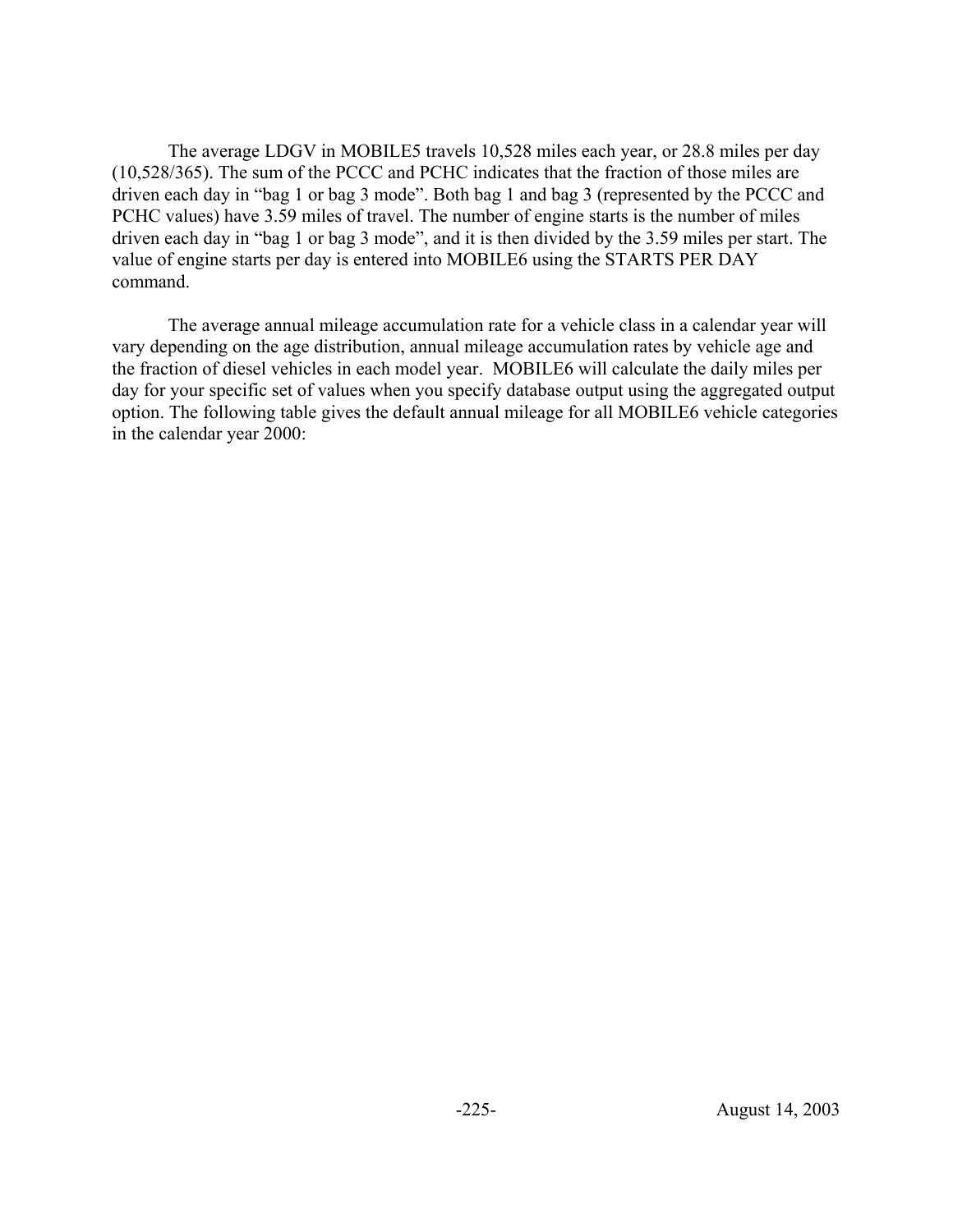The average LDGV in MOBILE5 travels 10,528 miles each year, or 28.8 miles per day (10,528/365). The sum of the PCCC and PCHC indicates that the fraction of those miles are driven each day in "bag 1 or bag 3 mode". Both bag 1 and bag 3 (represented by the PCCC and PCHC values) have 3.59 miles of travel. The number of engine starts is the number of miles driven each day in "bag 1 or bag 3 mode", and it is then divided by the 3.59 miles per start. The value of engine starts per day is entered into MOBILE6 using the STARTS PER DAY command.

The average annual mileage accumulation rate for a vehicle class in a calendar year will vary depending on the age distribution, annual mileage accumulation rates by vehicle age and the fraction of diesel vehicles in each model year. MOBILE6 will calculate the daily miles per day for your specific set of values when you specify database output using the aggregated output option. The following table gives the default annual mileage for all MOBILE6 vehicle categories in the calendar year 2000: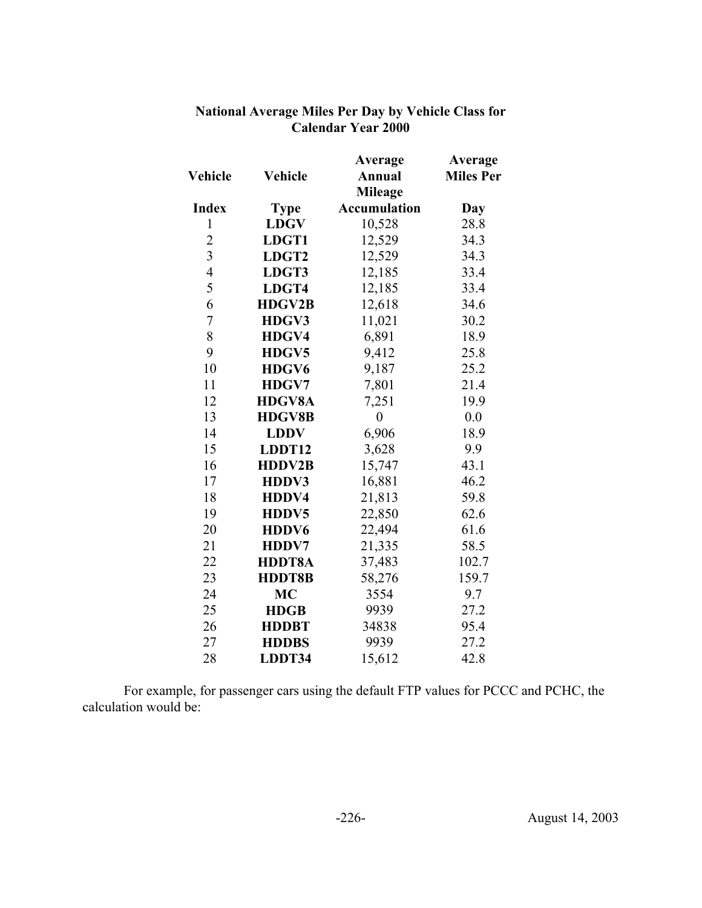**National Average Miles Per Day by Vehicle Class for Calendar Year 2000**

| Vehicle Index | Vehicle Type | Average Annual Mileage Accumulation | Average Miles Per Day |
|---|---|---|---|
| 1 | **LDGV** | 10,528 | 28.8 |
| 2 | **LDGT1** | 12,529 | 34.3 |
| 3 | **LDGT2** | 12,529 | 34.3 |
| 4 | **LDGT3** | 12,185 | 33.4 |
| 5 | **LDGT4** | 12,185 | 33.4 |
| 6 | **HDGV2B** | 12,618 | 34.6 |
| 7 | **HDGV3** | 11,021 | 30.2 |
| 8 | **HDGV4** | 6,891 | 18.9 |
| 9 | **HDGV5** | 9,412 | 25.8 |
| 10 | **HDGV6** | 9,187 | 25.2 |
| 11 | **HDGV7** | 7,801 | 21.4 |
| 12 | **HDGV8A** | 7,251 | 19.9 |
| 13 | **HDGV8B** | 0 | 0.0 |
| 14 | **LDDV** | 6,906 | 18.9 |
| 15 | **LDDT12** | 3,628 | 9.9 |
| 16 | **HDDV2B** | 15,747 | 43.1 |
| 17 | **HDDV3** | 16,881 | 46.2 |
| 18 | **HDDV4** | 21,813 | 59.8 |
| 19 | **HDDV5** | 22,850 | 62.6 |
| 20 | **HDDV6** | 22,494 | 61.6 |
| 21 | **HDDV7** | 21,335 | 58.5 |
| 22 | **HDDT8A** | 37,483 | 102.7 |
| 23 | **HDDT8B** | 58,276 | 159.7 |
| 24 | **MC** | 3554 | 9.7 |
| 25 | **HDGB** | 9939 | 27.2 |
| 26 | **HDDBT** | 34838 | 95.4 |
| 27 | **HDDBS** | 9939 | 27.2 |
| 28 | **LDDT34** | 15,612 | 42.8 |

For example, for passenger cars using the default FTP values for PCCC and PCHC, the calculation would be: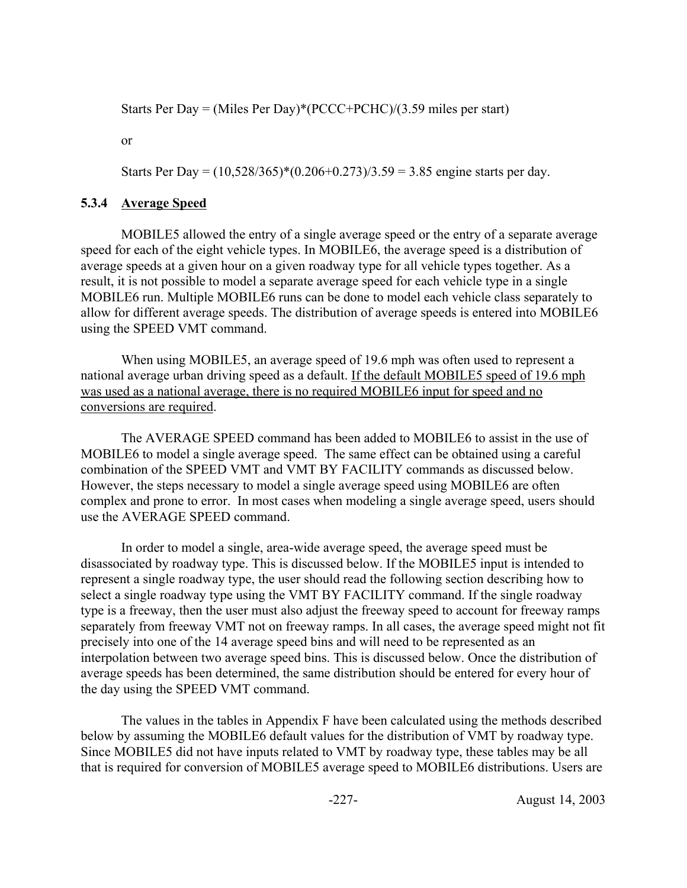Starts Per Day = (Miles Per Day)*(PCCC+PCHC)/(3.59 miles per start)

or

Starts Per Day = (10,528/365)*(0.206+0.273)/3.59 = 3.85 engine starts per day.

### 5.3.4 Average Speed

MOBILE5 allowed the entry of a single average speed or the entry of a separate average speed for each of the eight vehicle types. In MOBILE6, the average speed is a distribution of average speeds at a given hour on a given roadway type for all vehicle types together. As a result, it is not possible to model a separate average speed for each vehicle type in a single MOBILE6 run. Multiple MOBILE6 runs can be done to model each vehicle class separately to allow for different average speeds. The distribution of average speeds is entered into MOBILE6 using the SPEED VMT command.

When using MOBILE5, an average speed of 19.6 mph was often used to represent a national average urban driving speed as a default. <u>If the default MOBILE5 speed of 19.6 mph was used as a national average, there is no required MOBILE6 input for speed and no conversions are required</u>.

The AVERAGE SPEED command has been added to MOBILE6 to assist in the use of MOBILE6 to model a single average speed. The same effect can be obtained using a careful combination of the SPEED VMT and VMT BY FACILITY commands as discussed below. However, the steps necessary to model a single average speed using MOBILE6 are often complex and prone to error. In most cases when modeling a single average speed, users should use the AVERAGE SPEED command.

In order to model a single, area-wide average speed, the average speed must be disassociated by roadway type. This is discussed below. If the MOBILE5 input is intended to represent a single roadway type, the user should read the following section describing how to select a single roadway type using the VMT BY FACILITY command. If the single roadway type is a freeway, then the user must also adjust the freeway speed to account for freeway ramps separately from freeway VMT not on freeway ramps. In all cases, the average speed might not fit precisely into one of the 14 average speed bins and will need to be represented as an interpolation between two average speed bins. This is discussed below. Once the distribution of average speeds has been determined, the same distribution should be entered for every hour of the day using the SPEED VMT command.

The values in the tables in Appendix F have been calculated using the methods described below by assuming the MOBILE6 default values for the distribution of VMT by roadway type. Since MOBILE5 did not have inputs related to VMT by roadway type, these tables may be all that is required for conversion of MOBILE5 average speed to MOBILE6 distributions. Users are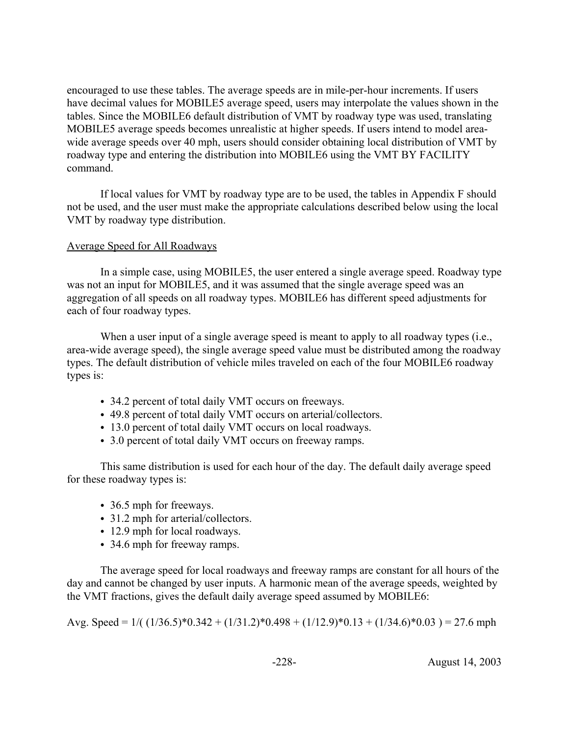encouraged to use these tables. The average speeds are in mile-per-hour increments. If users have decimal values for MOBILE5 average speed, users may interpolate the values shown in the tables. Since the MOBILE6 default distribution of VMT by roadway type was used, translating MOBILE5 average speeds becomes unrealistic at higher speeds. If users intend to model area-wide average speeds over 40 mph, users should consider obtaining local distribution of VMT by roadway type and entering the distribution into MOBILE6 using the VMT BY FACILITY command.

If local values for VMT by roadway type are to be used, the tables in Appendix F should not be used, and the user must make the appropriate calculations described below using the local VMT by roadway type distribution.

Average Speed for All Roadways

In a simple case, using MOBILE5, the user entered a single average speed. Roadway type was not an input for MOBILE5, and it was assumed that the single average speed was an aggregation of all speeds on all roadway types. MOBILE6 has different speed adjustments for each of four roadway types.

When a user input of a single average speed is meant to apply to all roadway types (i.e., area-wide average speed), the single average speed value must be distributed among the roadway types. The default distribution of vehicle miles traveled on each of the four MOBILE6 roadway types is:

- 34.2 percent of total daily VMT occurs on freeways.
- 49.8 percent of total daily VMT occurs on arterial/collectors.
- 13.0 percent of total daily VMT occurs on local roadways.
- 3.0 percent of total daily VMT occurs on freeway ramps.

This same distribution is used for each hour of the day. The default daily average speed for these roadway types is:

- 36.5 mph for freeways.
- 31.2 mph for arterial/collectors.
- 12.9 mph for local roadways.
- 34.6 mph for freeway ramps.

The average speed for local roadways and freeway ramps are constant for all hours of the day and cannot be changed by user inputs. A harmonic mean of the average speeds, weighted by the VMT fractions, gives the default daily average speed assumed by MOBILE6:

$$\text{Avg. Speed} = 1/( (1/36.5)*0.342 + (1/31.2)*0.498 + (1/12.9)*0.13 + (1/34.6)*0.03 ) = 27.6 \text{ mph}$$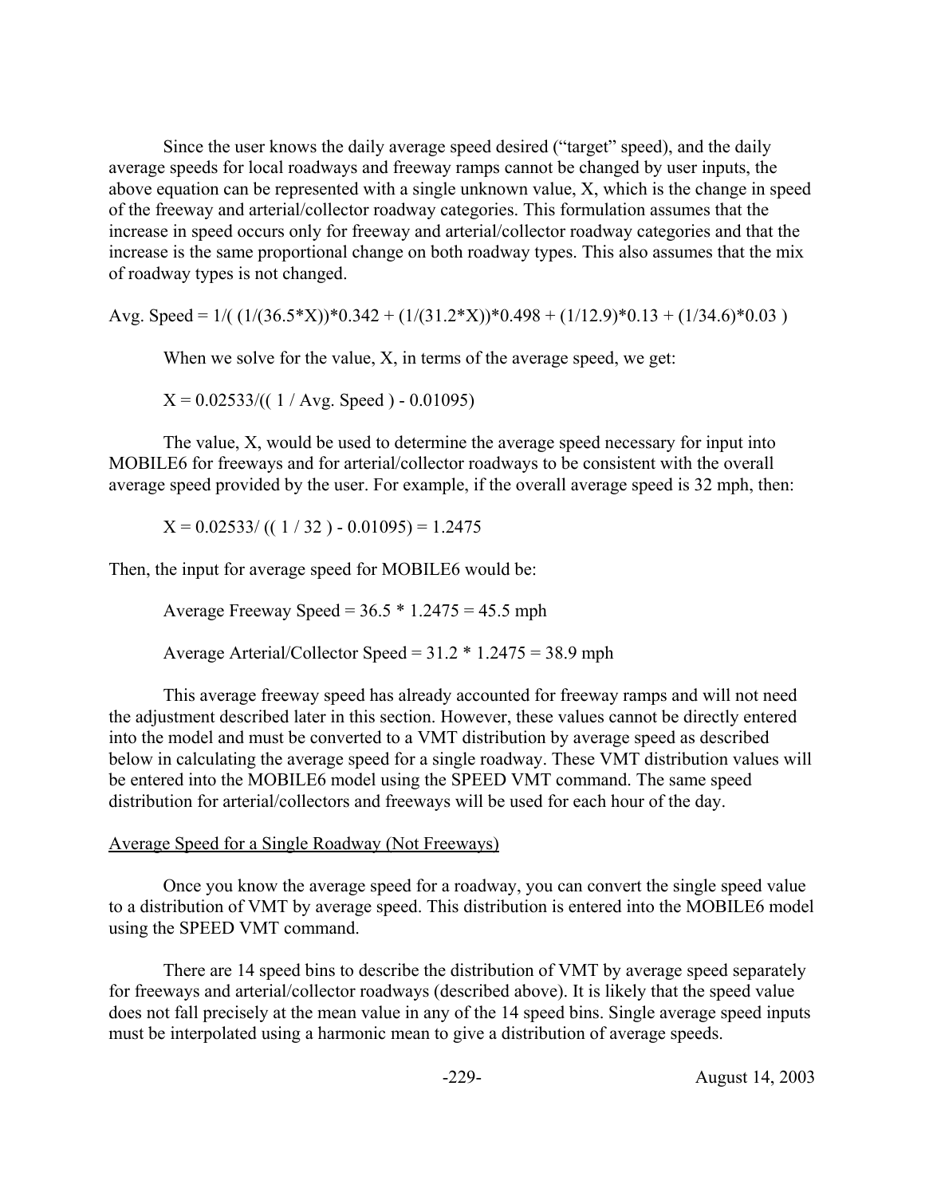Since the user knows the daily average speed desired ("target" speed), and the daily average speeds for local roadways and freeway ramps cannot be changed by user inputs, the above equation can be represented with a single unknown value, X, which is the change in speed of the freeway and arterial/collector roadway categories. This formulation assumes that the increase in speed occurs only for freeway and arterial/collector roadway categories and that the increase is the same proportional change on both roadway types. This also assumes that the mix of roadway types is not changed.

$$\text{Avg. Speed} = 1/(\ (1/(36.5*X))*0.342 + (1/(31.2*X))*0.498 + (1/12.9)*0.13 + (1/34.6)*0.03\ )$$

When we solve for the value, X, in terms of the average speed, we get:

$$X = 0.02533/((\ 1 / \text{Avg. Speed}\ ) - 0.01095)$$

The value, X, would be used to determine the average speed necessary for input into MOBILE6 for freeways and for arterial/collector roadways to be consistent with the overall average speed provided by the user. For example, if the overall average speed is 32 mph, then:

$$X = 0.02533/\ ((\ 1 / 32\ ) - 0.01095) = 1.2475$$

Then, the input for average speed for MOBILE6 would be:

Average Freeway Speed = 36.5 * 1.2475 = 45.5 mph

Average Arterial/Collector Speed = 31.2 * 1.2475 = 38.9 mph

This average freeway speed has already accounted for freeway ramps and will not need the adjustment described later in this section. However, these values cannot be directly entered into the model and must be converted to a VMT distribution by average speed as described below in calculating the average speed for a single roadway. These VMT distribution values will be entered into the MOBILE6 model using the SPEED VMT command. The same speed distribution for arterial/collectors and freeways will be used for each hour of the day.

Average Speed for a Single Roadway (Not Freeways)

Once you know the average speed for a roadway, you can convert the single speed value to a distribution of VMT by average speed. This distribution is entered into the MOBILE6 model using the SPEED VMT command.

There are 14 speed bins to describe the distribution of VMT by average speed separately for freeways and arterial/collector roadways (described above). It is likely that the speed value does not fall precisely at the mean value in any of the 14 speed bins. Single average speed inputs must be interpolated using a harmonic mean to give a distribution of average speeds.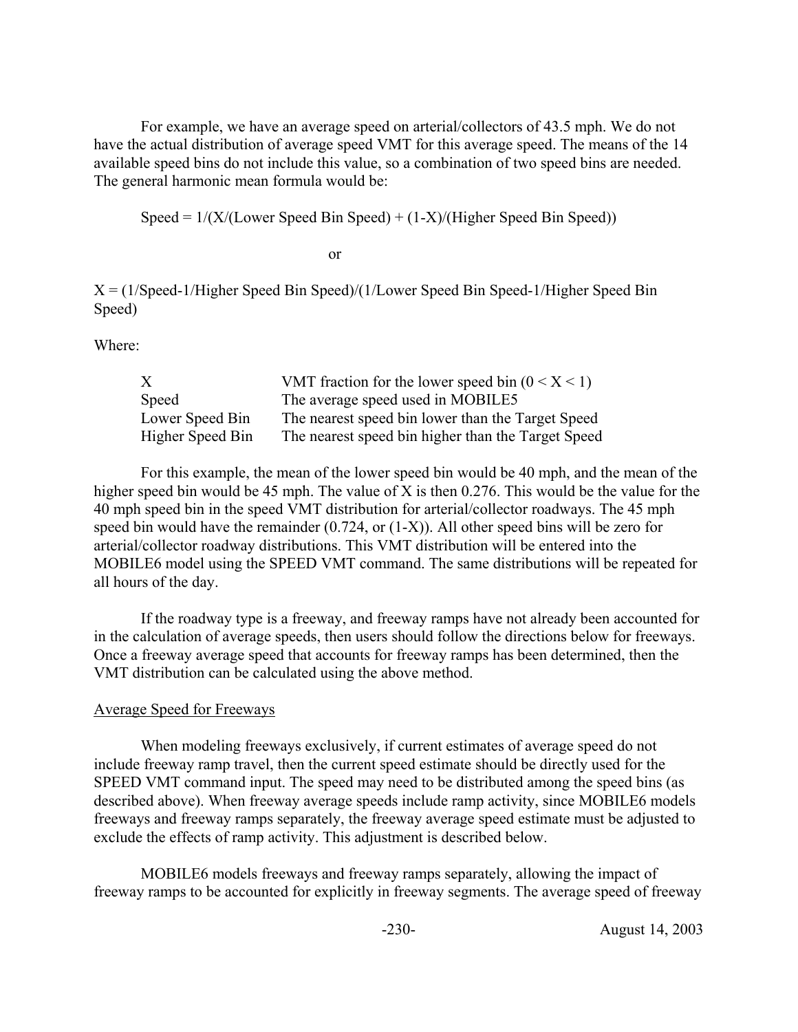For example, we have an average speed on arterial/collectors of 43.5 mph. We do not have the actual distribution of average speed VMT for this average speed. The means of the 14 available speed bins do not include this value, so a combination of two speed bins are needed. The general harmonic mean formula would be:

Speed = 1/(X/(Lower Speed Bin Speed) + (1-X)/(Higher Speed Bin Speed))

or

X = (1/Speed-1/Higher Speed Bin Speed)/(1/Lower Speed Bin Speed-1/Higher Speed Bin Speed)

Where:

| | |
|---|---|
| X | VMT fraction for the lower speed bin ($0 < X < 1$) |
| Speed | The average speed used in MOBILE5 |
| Lower Speed Bin | The nearest speed bin lower than the Target Speed |
| Higher Speed Bin | The nearest speed bin higher than the Target Speed |

For this example, the mean of the lower speed bin would be 40 mph, and the mean of the higher speed bin would be 45 mph. The value of X is then 0.276. This would be the value for the 40 mph speed bin in the speed VMT distribution for arterial/collector roadways. The 45 mph speed bin would have the remainder (0.724, or (1-X)). All other speed bins will be zero for arterial/collector roadway distributions. This VMT distribution will be entered into the MOBILE6 model using the SPEED VMT command. The same distributions will be repeated for all hours of the day.

If the roadway type is a freeway, and freeway ramps have not already been accounted for in the calculation of average speeds, then users should follow the directions below for freeways. Once a freeway average speed that accounts for freeway ramps has been determined, then the VMT distribution can be calculated using the above method.

## Average Speed for Freeways

When modeling freeways exclusively, if current estimates of average speed do not include freeway ramp travel, then the current speed estimate should be directly used for the SPEED VMT command input. The speed may need to be distributed among the speed bins (as described above). When freeway average speeds include ramp activity, since MOBILE6 models freeways and freeway ramps separately, the freeway average speed estimate must be adjusted to exclude the effects of ramp activity. This adjustment is described below.

MOBILE6 models freeways and freeway ramps separately, allowing the impact of freeway ramps to be accounted for explicitly in freeway segments. The average speed of freeway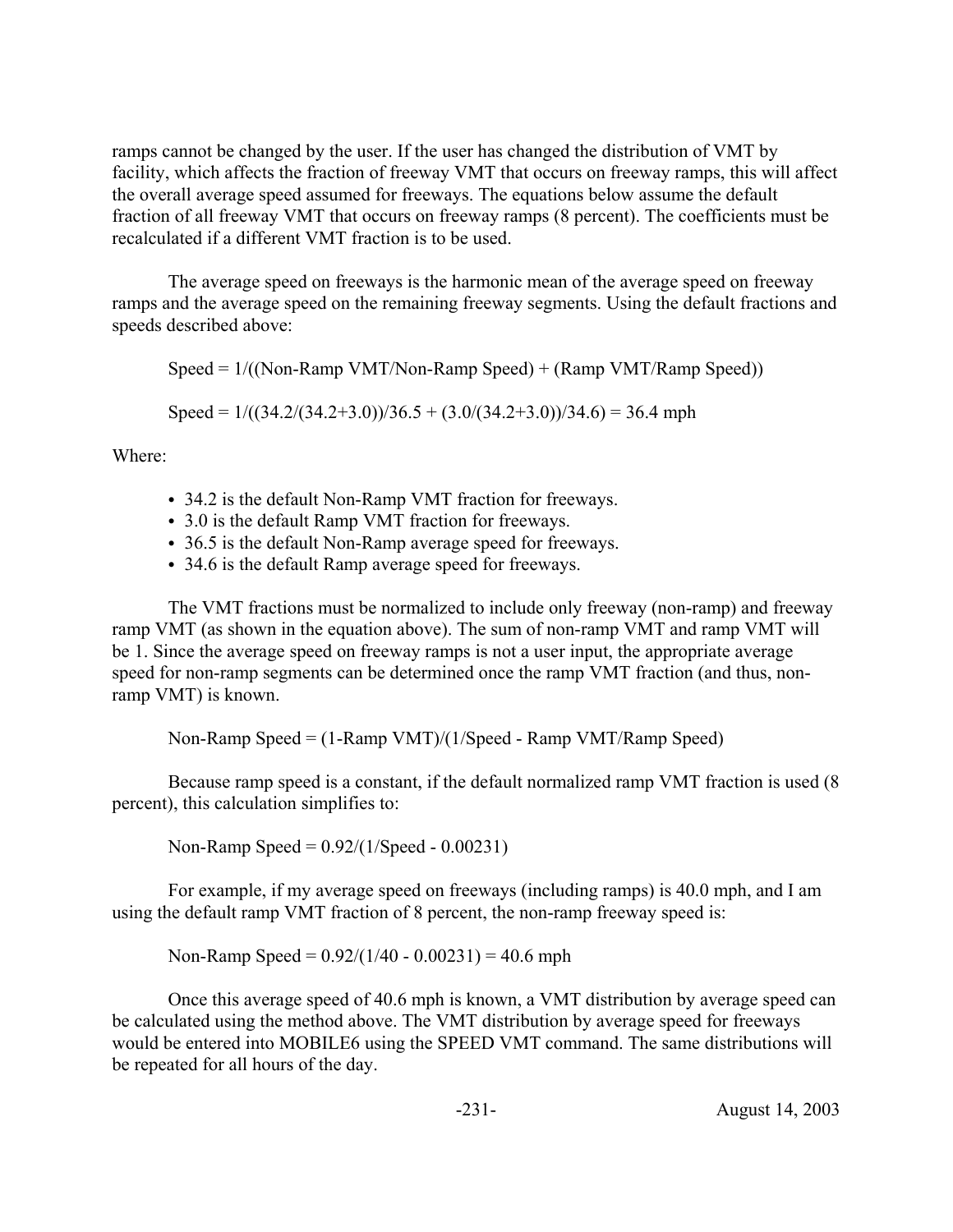ramps cannot be changed by the user. If the user has changed the distribution of VMT by facility, which affects the fraction of freeway VMT that occurs on freeway ramps, this will affect the overall average speed assumed for freeways. The equations below assume the default fraction of all freeway VMT that occurs on freeway ramps (8 percent). The coefficients must be recalculated if a different VMT fraction is to be used.

The average speed on freeways is the harmonic mean of the average speed on freeway ramps and the average speed on the remaining freeway segments. Using the default fractions and speeds described above:

$$\text{Speed} = 1/((\text{Non-Ramp VMT}/\text{Non-Ramp Speed}) + (\text{Ramp VMT}/\text{Ramp Speed}))$$

$$\text{Speed} = 1/((34.2/(34.2+3.0))/36.5 + (3.0/(34.2+3.0))/34.6) = 36.4 \text{ mph}$$

Where:

- 34.2 is the default Non-Ramp VMT fraction for freeways.
- 3.0 is the default Ramp VMT fraction for freeways.
- 36.5 is the default Non-Ramp average speed for freeways.
- 34.6 is the default Ramp average speed for freeways.

The VMT fractions must be normalized to include only freeway (non-ramp) and freeway ramp VMT (as shown in the equation above). The sum of non-ramp VMT and ramp VMT will be 1. Since the average speed on freeway ramps is not a user input, the appropriate average speed for non-ramp segments can be determined once the ramp VMT fraction (and thus, non-ramp VMT) is known.

$$\text{Non-Ramp Speed} = (1-\text{Ramp VMT})/(1/\text{Speed} - \text{Ramp VMT}/\text{Ramp Speed})$$

Because ramp speed is a constant, if the default normalized ramp VMT fraction is used (8 percent), this calculation simplifies to:

$$\text{Non-Ramp Speed} = 0.92/(1/\text{Speed} - 0.00231)$$

For example, if my average speed on freeways (including ramps) is 40.0 mph, and I am using the default ramp VMT fraction of 8 percent, the non-ramp freeway speed is:

$$\text{Non-Ramp Speed} = 0.92/(1/40 - 0.00231) = 40.6 \text{ mph}$$

Once this average speed of 40.6 mph is known, a VMT distribution by average speed can be calculated using the method above. The VMT distribution by average speed for freeways would be entered into MOBILE6 using the SPEED VMT command. The same distributions will be repeated for all hours of the day.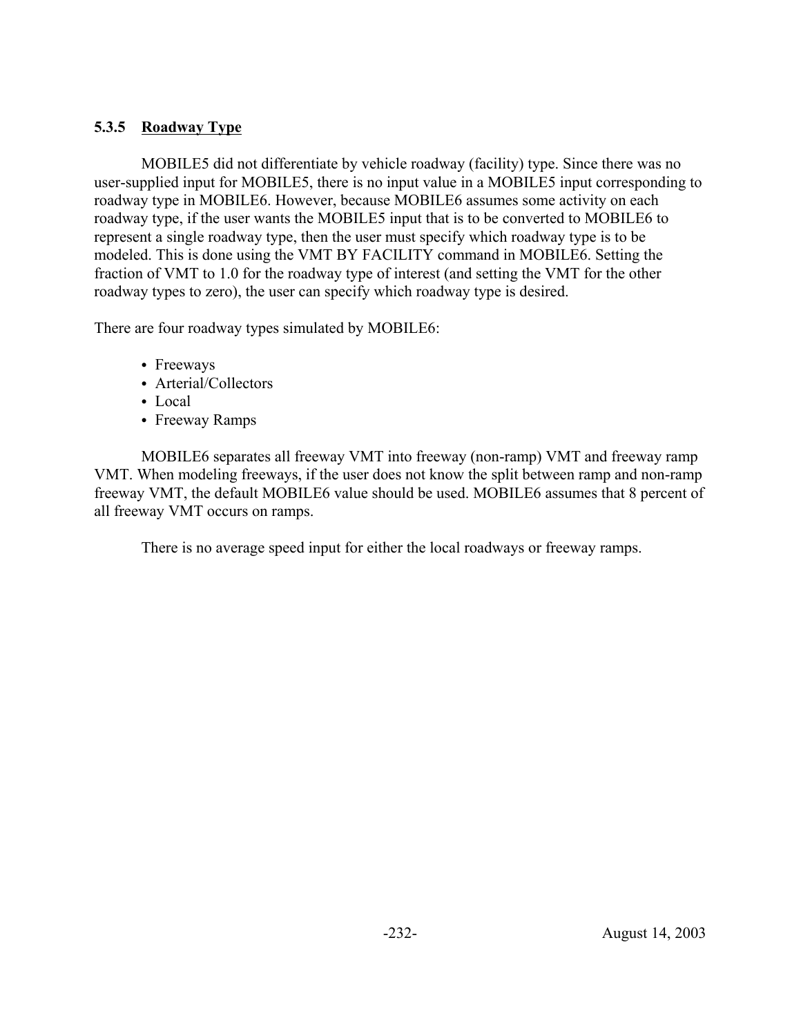### 5.3.5 Roadway Type

MOBILE5 did not differentiate by vehicle roadway (facility) type. Since there was no user-supplied input for MOBILE5, there is no input value in a MOBILE5 input corresponding to roadway type in MOBILE6. However, because MOBILE6 assumes some activity on each roadway type, if the user wants the MOBILE5 input that is to be converted to MOBILE6 to represent a single roadway type, then the user must specify which roadway type is to be modeled. This is done using the VMT BY FACILITY command in MOBILE6. Setting the fraction of VMT to 1.0 for the roadway type of interest (and setting the VMT for the other roadway types to zero), the user can specify which roadway type is desired.

There are four roadway types simulated by MOBILE6:

- Freeways
- Arterial/Collectors
- Local
- Freeway Ramps

MOBILE6 separates all freeway VMT into freeway (non-ramp) VMT and freeway ramp VMT. When modeling freeways, if the user does not know the split between ramp and non-ramp freeway VMT, the default MOBILE6 value should be used. MOBILE6 assumes that 8 percent of all freeway VMT occurs on ramps.

There is no average speed input for either the local roadways or freeway ramps.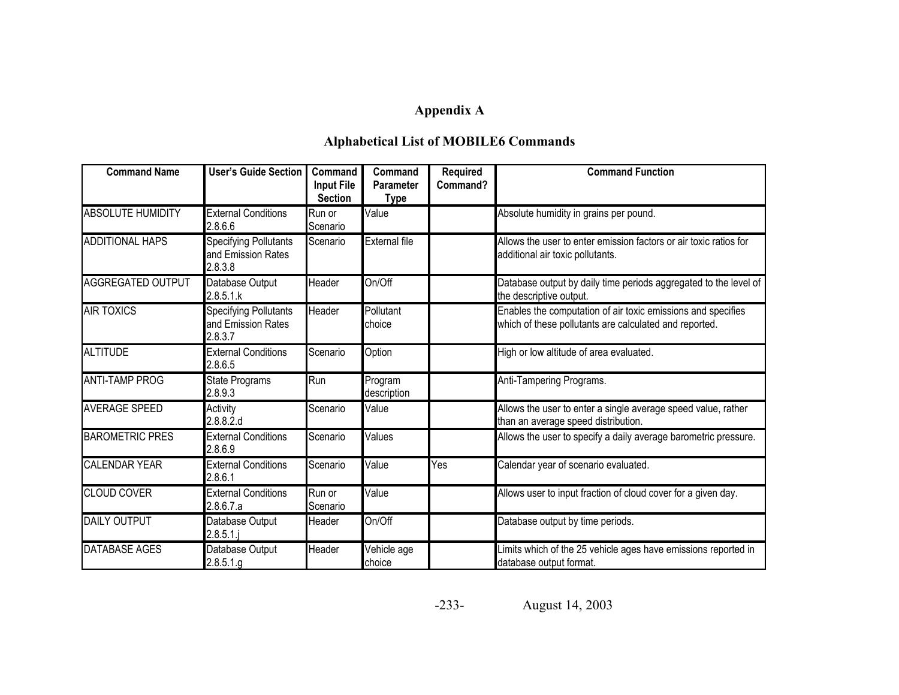# Appendix A

## Alphabetical List of MOBILE6 Commands

| Command Name | User's Guide Section | Command Input File Section | Command Parameter Type | Required Command? | Command Function |
|---|---|---|---|---|---|
| ABSOLUTE HUMIDITY | External Conditions 2.8.6.6 | Run or Scenario | Value | | Absolute humidity in grains per pound. |
| ADDITIONAL HAPS | Specifying Pollutants and Emission Rates 2.8.3.8 | Scenario | External file | | Allows the user to enter emission factors or air toxic ratios for additional air toxic pollutants. |
| AGGREGATED OUTPUT | Database Output 2.8.5.1.k | Header | On/Off | | Database output by daily time periods aggregated to the level of the descriptive output. |
| AIR TOXICS | Specifying Pollutants and Emission Rates 2.8.3.7 | Header | Pollutant choice | | Enables the computation of air toxic emissions and specifies which of these pollutants are calculated and reported. |
| ALTITUDE | External Conditions 2.8.6.5 | Scenario | Option | | High or low altitude of area evaluated. |
| ANTI-TAMP PROG | State Programs 2.8.9.3 | Run | Program description | | Anti-Tampering Programs. |
| AVERAGE SPEED | Activity 2.8.8.2.d | Scenario | Value | | Allows the user to enter a single average speed value, rather than an average speed distribution. |
| BAROMETRIC PRES | External Conditions 2.8.6.9 | Scenario | Values | | Allows the user to specify a daily average barometric pressure. |
| CALENDAR YEAR | External Conditions 2.8.6.1 | Scenario | Value | Yes | Calendar year of scenario evaluated. |
| CLOUD COVER | External Conditions 2.8.6.7.a | Run or Scenario | Value | | Allows user to input fraction of cloud cover for a given day. |
| DAILY OUTPUT | Database Output 2.8.5.1.j | Header | On/Off | | Database output by time periods. |
| DATABASE AGES | Database Output 2.8.5.1.g | Header | Vehicle age choice | | Limits which of the 25 vehicle ages have emissions reported in database output format. |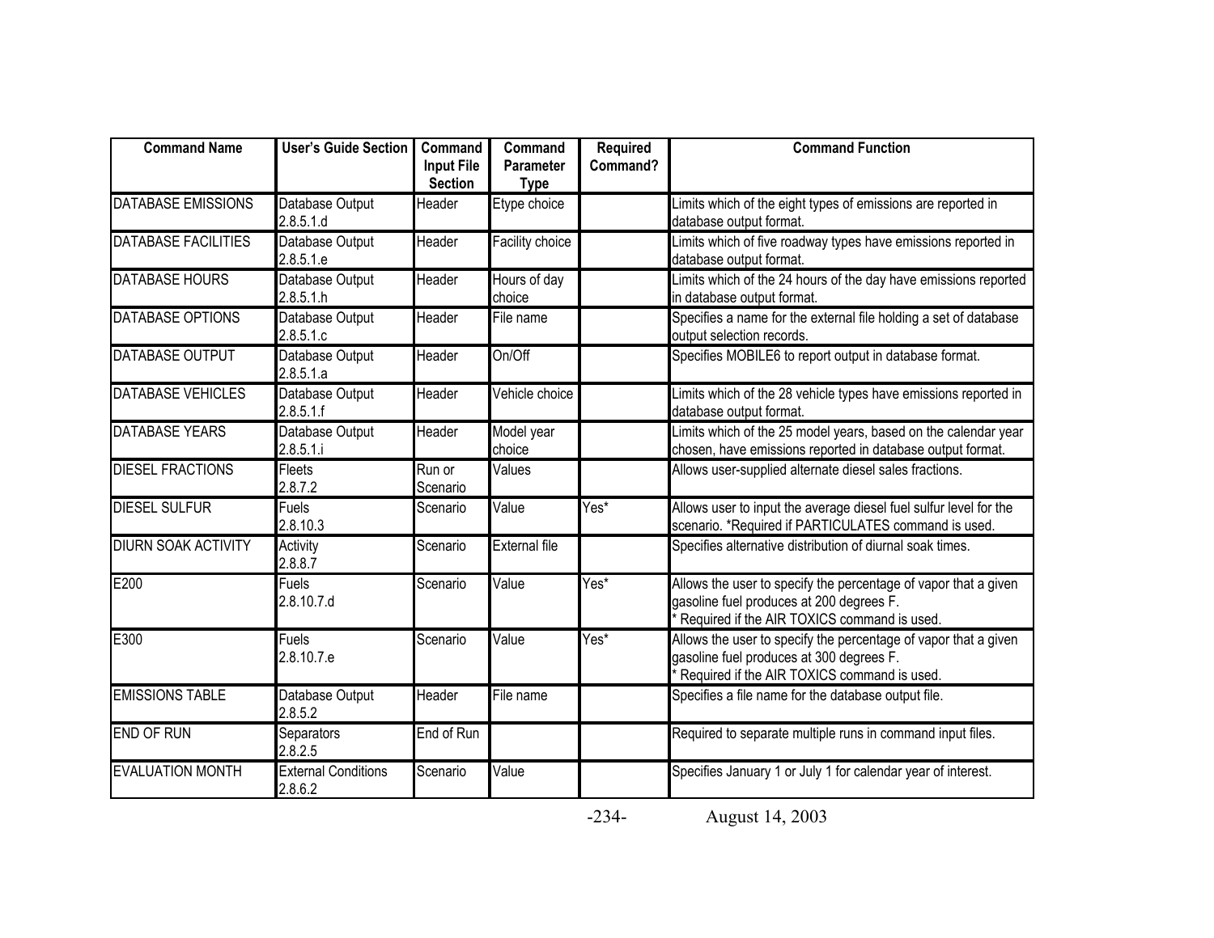| Command Name | User's Guide Section | Command Input File Section | Command Parameter Type | Required Command? | Command Function |
|---|---|---|---|---|---|
| DATABASE EMISSIONS | Database Output 2.8.5.1.d | Header | Etype choice | | Limits which of the eight types of emissions are reported in database output format. |
| DATABASE FACILITIES | Database Output 2.8.5.1.e | Header | Facility choice | | Limits which of five roadway types have emissions reported in database output format. |
| DATABASE HOURS | Database Output 2.8.5.1.h | Header | Hours of day choice | | Limits which of the 24 hours of the day have emissions reported in database output format. |
| DATABASE OPTIONS | Database Output 2.8.5.1.c | Header | File name | | Specifies a name for the external file holding a set of database output selection records. |
| DATABASE OUTPUT | Database Output 2.8.5.1.a | Header | On/Off | | Specifies MOBILE6 to report output in database format. |
| DATABASE VEHICLES | Database Output 2.8.5.1.f | Header | Vehicle choice | | Limits which of the 28 vehicle types have emissions reported in database output format. |
| DATABASE YEARS | Database Output 2.8.5.1.i | Header | Model year choice | | Limits which of the 25 model years, based on the calendar year chosen, have emissions reported in database output format. |
| DIESEL FRACTIONS | Fleets 2.8.7.2 | Run or Scenario | Values | | Allows user-supplied alternate diesel sales fractions. |
| DIESEL SULFUR | Fuels 2.8.10.3 | Scenario | Value | Yes* | Allows user to input the average diesel fuel sulfur level for the scenario. *Required if PARTICULATES command is used. |
| DIURN SOAK ACTIVITY | Activity 2.8.8.7 | Scenario | External file | | Specifies alternative distribution of diurnal soak times. |
| E200 | Fuels 2.8.10.7.d | Scenario | Value | Yes* | Allows the user to specify the percentage of vapor that a given gasoline fuel produces at 200 degrees F. * Required if the AIR TOXICS command is used. |
| E300 | Fuels 2.8.10.7.e | Scenario | Value | Yes* | Allows the user to specify the percentage of vapor that a given gasoline fuel produces at 300 degrees F. * Required if the AIR TOXICS command is used. |
| EMISSIONS TABLE | Database Output 2.8.5.2 | Header | File name | | Specifies a file name for the database output file. |
| END OF RUN | Separators 2.8.2.5 | End of Run | | | Required to separate multiple runs in command input files. |
| EVALUATION MONTH | External Conditions 2.8.6.2 | Scenario | Value | | Specifies January 1 or July 1 for calendar year of interest. |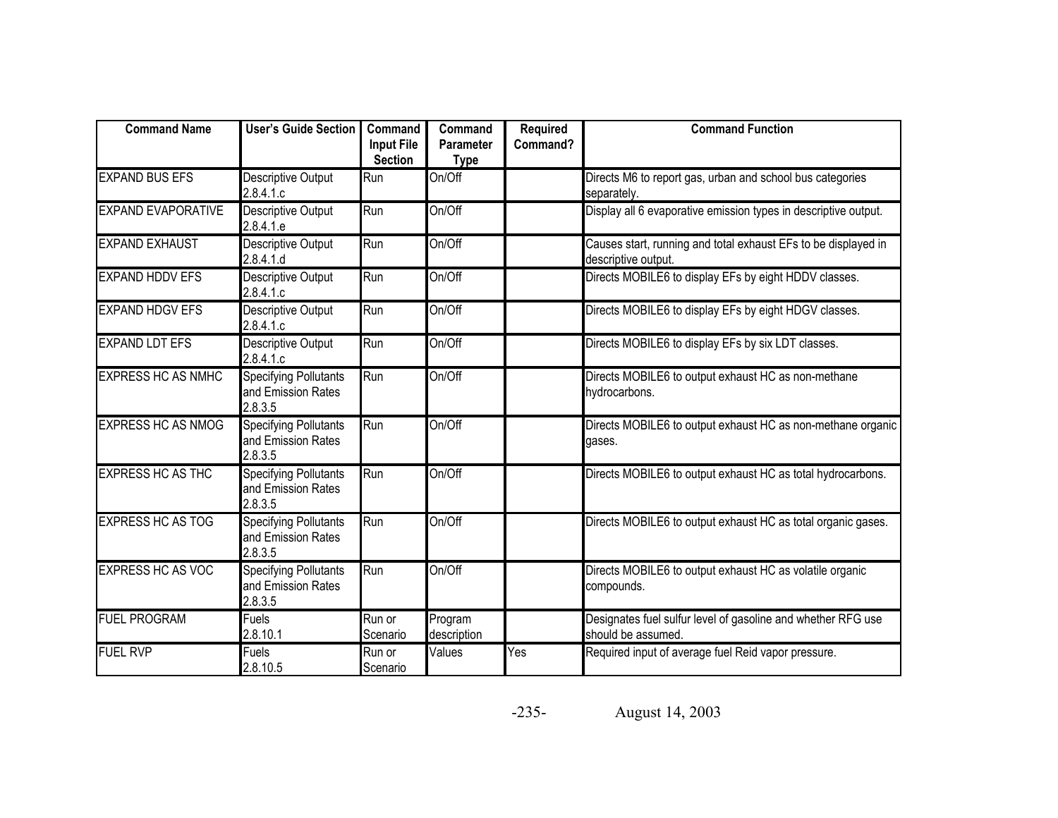| Command Name | User's Guide Section | Command Input File Section | Command Parameter Type | Required Command? | Command Function |
|---|---|---|---|---|---|
| EXPAND BUS EFS | Descriptive Output 2.8.4.1.c | Run | On/Off | | Directs M6 to report gas, urban and school bus categories separately. |
| EXPAND EVAPORATIVE | Descriptive Output 2.8.4.1.e | Run | On/Off | | Display all 6 evaporative emission types in descriptive output. |
| EXPAND EXHAUST | Descriptive Output 2.8.4.1.d | Run | On/Off | | Causes start, running and total exhaust EFs to be displayed in descriptive output. |
| EXPAND HDDV EFS | Descriptive Output 2.8.4.1.c | Run | On/Off | | Directs MOBILE6 to display EFs by eight HDDV classes. |
| EXPAND HDGV EFS | Descriptive Output 2.8.4.1.c | Run | On/Off | | Directs MOBILE6 to display EFs by eight HDGV classes. |
| EXPAND LDT EFS | Descriptive Output 2.8.4.1.c | Run | On/Off | | Directs MOBILE6 to display EFs by six LDT classes. |
| EXPRESS HC AS NMHC | Specifying Pollutants and Emission Rates 2.8.3.5 | Run | On/Off | | Directs MOBILE6 to output exhaust HC as non-methane hydrocarbons. |
| EXPRESS HC AS NMOG | Specifying Pollutants and Emission Rates 2.8.3.5 | Run | On/Off | | Directs MOBILE6 to output exhaust HC as non-methane organic gases. |
| EXPRESS HC AS THC | Specifying Pollutants and Emission Rates 2.8.3.5 | Run | On/Off | | Directs MOBILE6 to output exhaust HC as total hydrocarbons. |
| EXPRESS HC AS TOG | Specifying Pollutants and Emission Rates 2.8.3.5 | Run | On/Off | | Directs MOBILE6 to output exhaust HC as total organic gases. |
| EXPRESS HC AS VOC | Specifying Pollutants and Emission Rates 2.8.3.5 | Run | On/Off | | Directs MOBILE6 to output exhaust HC as volatile organic compounds. |
| FUEL PROGRAM | Fuels 2.8.10.1 | Run or Scenario | Program description | | Designates fuel sulfur level of gasoline and whether RFG use should be assumed. |
| FUEL RVP | Fuels 2.8.10.5 | Run or Scenario | Values | Yes | Required input of average fuel Reid vapor pressure. |

August 14, 2003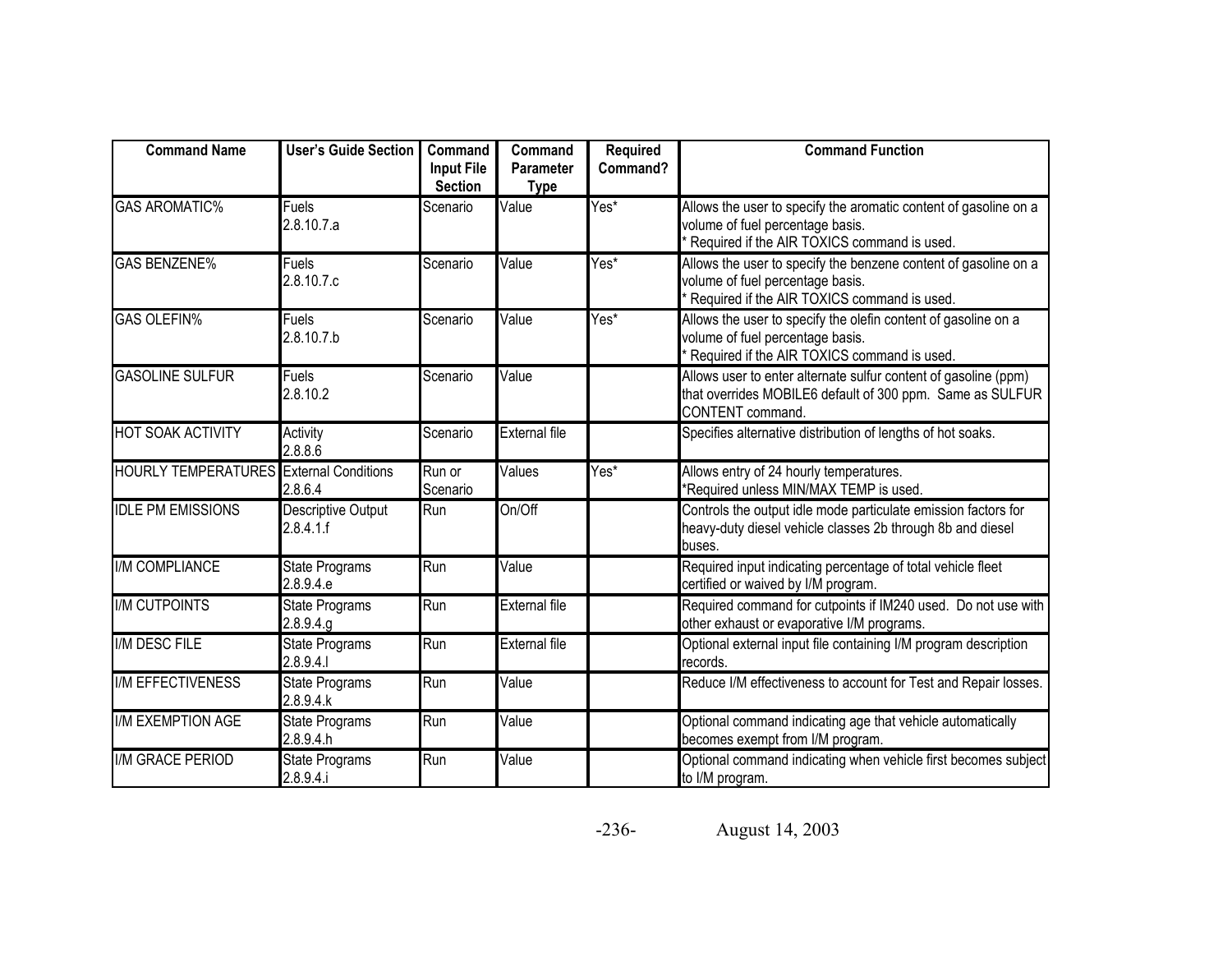| Command Name | User's Guide Section | Command Input File Section | Command Parameter Type | Required Command? | Command Function |
|---|---|---|---|---|---|
| GAS AROMATIC% | Fuels 2.8.10.7.a | Scenario | Value | Yes* | Allows the user to specify the aromatic content of gasoline on a volume of fuel percentage basis. * Required if the AIR TOXICS command is used. |
| GAS BENZENE% | Fuels 2.8.10.7.c | Scenario | Value | Yes* | Allows the user to specify the benzene content of gasoline on a volume of fuel percentage basis. * Required if the AIR TOXICS command is used. |
| GAS OLEFIN% | Fuels 2.8.10.7.b | Scenario | Value | Yes* | Allows the user to specify the olefin content of gasoline on a volume of fuel percentage basis. * Required if the AIR TOXICS command is used. |
| GASOLINE SULFUR | Fuels 2.8.10.2 | Scenario | Value | | Allows user to enter alternate sulfur content of gasoline (ppm) that overrides MOBILE6 default of 300 ppm. Same as SULFUR CONTENT command. |
| HOT SOAK ACTIVITY | Activity 2.8.8.6 | Scenario | External file | | Specifies alternative distribution of lengths of hot soaks. |
| HOURLY TEMPERATURES | External Conditions 2.8.6.4 | Run or Scenario | Values | Yes* | Allows entry of 24 hourly temperatures. *Required unless MIN/MAX TEMP is used. |
| IDLE PM EMISSIONS | Descriptive Output 2.8.4.1.f | Run | On/Off | | Controls the output idle mode particulate emission factors for heavy-duty diesel vehicle classes 2b through 8b and diesel buses. |
| I/M COMPLIANCE | State Programs 2.8.9.4.e | Run | Value | | Required input indicating percentage of total vehicle fleet certified or waived by I/M program. |
| I/M CUTPOINTS | State Programs 2.8.9.4.g | Run | External file | | Required command for cutpoints if IM240 used. Do not use with other exhaust or evaporative I/M programs. |
| I/M DESC FILE | State Programs 2.8.9.4.l | Run | External file | | Optional external input file containing I/M program description records. |
| I/M EFFECTIVENESS | State Programs 2.8.9.4.k | Run | Value | | Reduce I/M effectiveness to account for Test and Repair losses. |
| I/M EXEMPTION AGE | State Programs 2.8.9.4.h | Run | Value | | Optional command indicating age that vehicle automatically becomes exempt from I/M program. |
| I/M GRACE PERIOD | State Programs 2.8.9.4.i | Run | Value | | Optional command indicating when vehicle first becomes subject to I/M program. |

August 14, 2003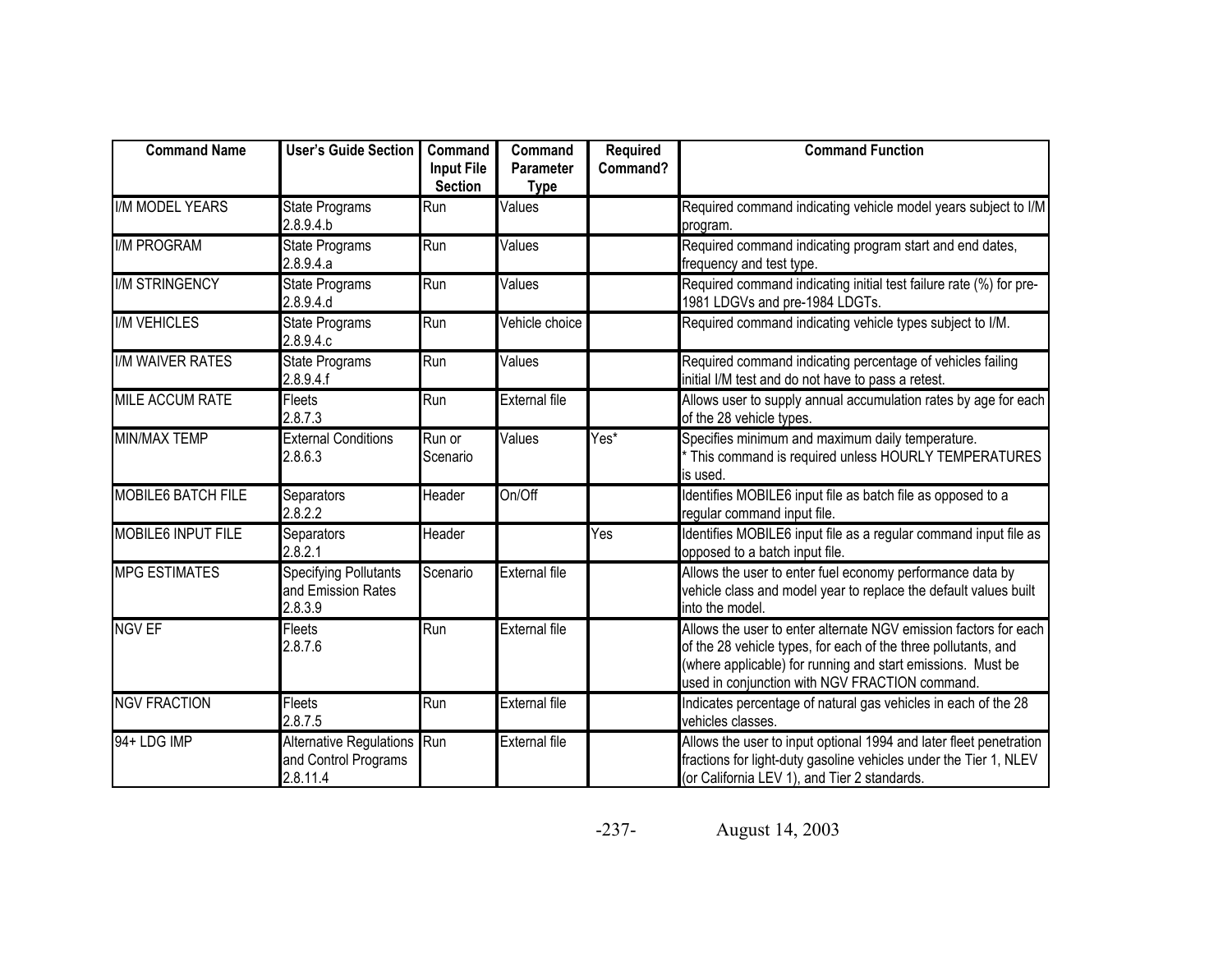| Command Name | User's Guide Section | Command Input File Section | Command Parameter Type | Required Command? | Command Function |
|---|---|---|---|---|---|
| I/M MODEL YEARS | State Programs 2.8.9.4.b | Run | Values | | Required command indicating vehicle model years subject to I/M program. |
| I/M PROGRAM | State Programs 2.8.9.4.a | Run | Values | | Required command indicating program start and end dates, frequency and test type. |
| I/M STRINGENCY | State Programs 2.8.9.4.d | Run | Values | | Required command indicating initial test failure rate (%) for pre-1981 LDGVs and pre-1984 LDGTs. |
| I/M VEHICLES | State Programs 2.8.9.4.c | Run | Vehicle choice | | Required command indicating vehicle types subject to I/M. |
| I/M WAIVER RATES | State Programs 2.8.9.4.f | Run | Values | | Required command indicating percentage of vehicles failing initial I/M test and do not have to pass a retest. |
| MILE ACCUM RATE | Fleets 2.8.7.3 | Run | External file | | Allows user to supply annual accumulation rates by age for each of the 28 vehicle types. |
| MIN/MAX TEMP | External Conditions 2.8.6.3 | Run or Scenario | Values | Yes* | Specifies minimum and maximum daily temperature. * This command is required unless HOURLY TEMPERATURES is used. |
| MOBILE6 BATCH FILE | Separators 2.8.2.2 | Header | On/Off | | Identifies MOBILE6 input file as batch file as opposed to a regular command input file. |
| MOBILE6 INPUT FILE | Separators 2.8.2.1 | Header | | Yes | Identifies MOBILE6 input file as a regular command input file as opposed to a batch input file. |
| MPG ESTIMATES | Specifying Pollutants and Emission Rates 2.8.3.9 | Scenario | External file | | Allows the user to enter fuel economy performance data by vehicle class and model year to replace the default values built into the model. |
| NGV EF | Fleets 2.8.7.6 | Run | External file | | Allows the user to enter alternate NGV emission factors for each of the 28 vehicle types, for each of the three pollutants, and (where applicable) for running and start emissions. Must be used in conjunction with NGV FRACTION command. |
| NGV FRACTION | Fleets 2.8.7.5 | Run | External file | | Indicates percentage of natural gas vehicles in each of the 28 vehicles classes. |
| 94+ LDG IMP | Alternative Regulations and Control Programs 2.8.11.4 | Run | External file | | Allows the user to input optional 1994 and later fleet penetration fractions for light-duty gasoline vehicles under the Tier 1, NLEV (or California LEV 1), and Tier 2 standards. |

August 14, 2003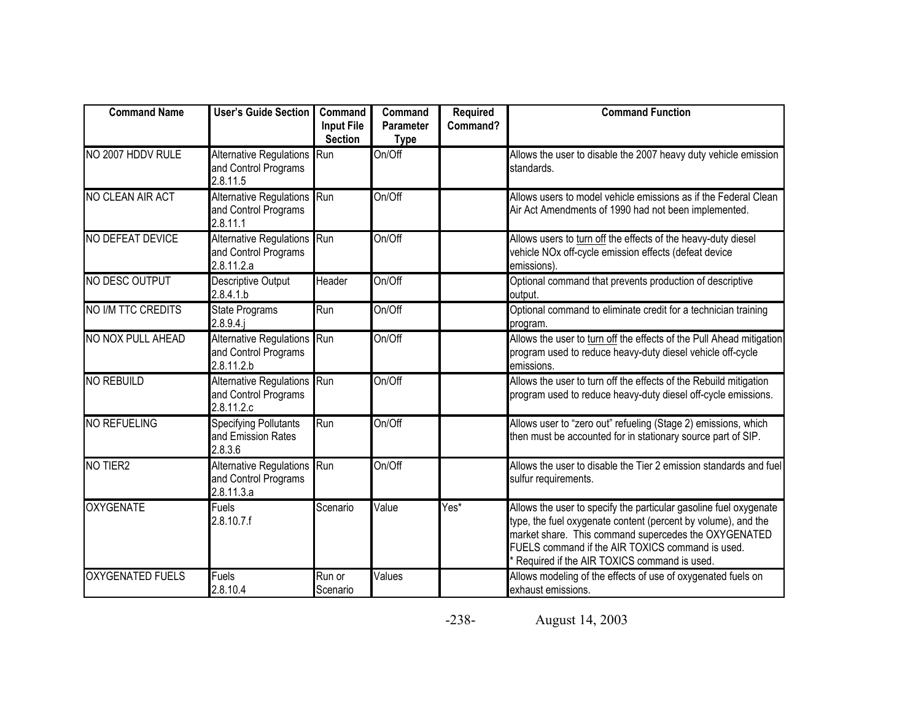| Command Name | User's Guide Section | Command Input File Section | Command Parameter Type | Required Command? | Command Function |
|---|---|---|---|---|---|
| NO 2007 HDDV RULE | Alternative Regulations and Control Programs 2.8.11.5 | Run | On/Off | | Allows the user to disable the 2007 heavy duty vehicle emission standards. |
| NO CLEAN AIR ACT | Alternative Regulations and Control Programs 2.8.11.1 | Run | On/Off | | Allows users to model vehicle emissions as if the Federal Clean Air Act Amendments of 1990 had not been implemented. |
| NO DEFEAT DEVICE | Alternative Regulations and Control Programs 2.8.11.2.a | Run | On/Off | | Allows users to turn off the effects of the heavy-duty diesel vehicle NOx off-cycle emission effects (defeat device emissions). |
| NO DESC OUTPUT | Descriptive Output 2.8.4.1.b | Header | On/Off | | Optional command that prevents production of descriptive output. |
| NO I/M TTC CREDITS | State Programs 2.8.9.4.j | Run | On/Off | | Optional command to eliminate credit for a technician training program. |
| NO NOX PULL AHEAD | Alternative Regulations and Control Programs 2.8.11.2.b | Run | On/Off | | Allows the user to turn off the effects of the Pull Ahead mitigation program used to reduce heavy-duty diesel vehicle off-cycle emissions. |
| NO REBUILD | Alternative Regulations and Control Programs 2.8.11.2.c | Run | On/Off | | Allows the user to turn off the effects of the Rebuild mitigation program used to reduce heavy-duty diesel off-cycle emissions. |
| NO REFUELING | Specifying Pollutants and Emission Rates 2.8.3.6 | Run | On/Off | | Allows user to "zero out" refueling (Stage 2) emissions, which then must be accounted for in stationary source part of SIP. |
| NO TIER2 | Alternative Regulations and Control Programs 2.8.11.3.a | Run | On/Off | | Allows the user to disable the Tier 2 emission standards and fuel sulfur requirements. |
| OXYGENATE | Fuels 2.8.10.7.f | Scenario | Value | Yes* | Allows the user to specify the particular gasoline fuel oxygenate type, the fuel oxygenate content (percent by volume), and the market share. This command supercedes the OXYGENATED FUELS command if the AIR TOXICS command is used. * Required if the AIR TOXICS command is used. |
| OXYGENATED FUELS | Fuels 2.8.10.4 | Run or Scenario | Values | | Allows modeling of the effects of use of oxygenated fuels on exhaust emissions. |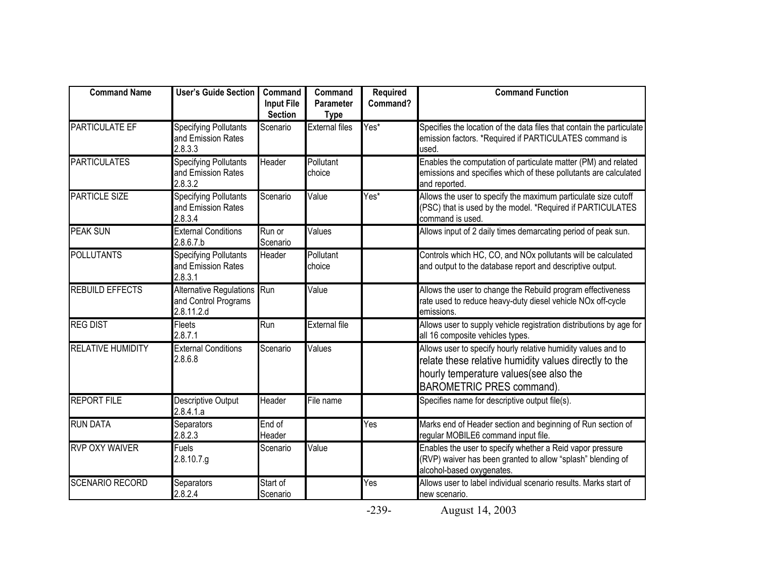| Command Name | User's Guide Section | Command Input File Section | Command Parameter Type | Required Command? | Command Function |
|---|---|---|---|---|---|
| PARTICULATE EF | Specifying Pollutants and Emission Rates 2.8.3.3 | Scenario | External files | Yes* | Specifies the location of the data files that contain the particulate emission factors. *Required if PARTICULATES command is used. |
| PARTICULATES | Specifying Pollutants and Emission Rates 2.8.3.2 | Header | Pollutant choice | | Enables the computation of particulate matter (PM) and related emissions and specifies which of these pollutants are calculated and reported. |
| PARTICLE SIZE | Specifying Pollutants and Emission Rates 2.8.3.4 | Scenario | Value | Yes* | Allows the user to specify the maximum particulate size cutoff (PSC) that is used by the model. *Required if PARTICULATES command is used. |
| PEAK SUN | External Conditions 2.8.6.7.b | Run or Scenario | Values | | Allows input of 2 daily times demarcating period of peak sun. |
| POLLUTANTS | Specifying Pollutants and Emission Rates 2.8.3.1 | Header | Pollutant choice | | Controls which HC, CO, and NOx pollutants will be calculated and output to the database report and descriptive output. |
| REBUILD EFFECTS | Alternative Regulations and Control Programs 2.8.11.2.d | Run | Value | | Allows the user to change the Rebuild program effectiveness rate used to reduce heavy-duty diesel vehicle NOx off-cycle emissions. |
| REG DIST | Fleets 2.8.7.1 | Run | External file | | Allows user to supply vehicle registration distributions by age for all 16 composite vehicles types. |
| RELATIVE HUMIDITY | External Conditions 2.8.6.8 | Scenario | Values | | Allows user to specify hourly relative humidity values and to relate these relative humidity values directly to the hourly temperature values(see also the BAROMETRIC PRES command). |
| REPORT FILE | Descriptive Output 2.8.4.1.a | Header | File name | | Specifies name for descriptive output file(s). |
| RUN DATA | Separators 2.8.2.3 | End of Header | | Yes | Marks end of Header section and beginning of Run section of regular MOBILE6 command input file. |
| RVP OXY WAIVER | Fuels 2.8.10.7.g | Scenario | Value | | Enables the user to specify whether a Reid vapor pressure (RVP) waiver has been granted to allow "splash" blending of alcohol-based oxygenates. |
| SCENARIO RECORD | Separators 2.8.2.4 | Start of Scenario | | Yes | Allows user to label individual scenario results. Marks start of new scenario. |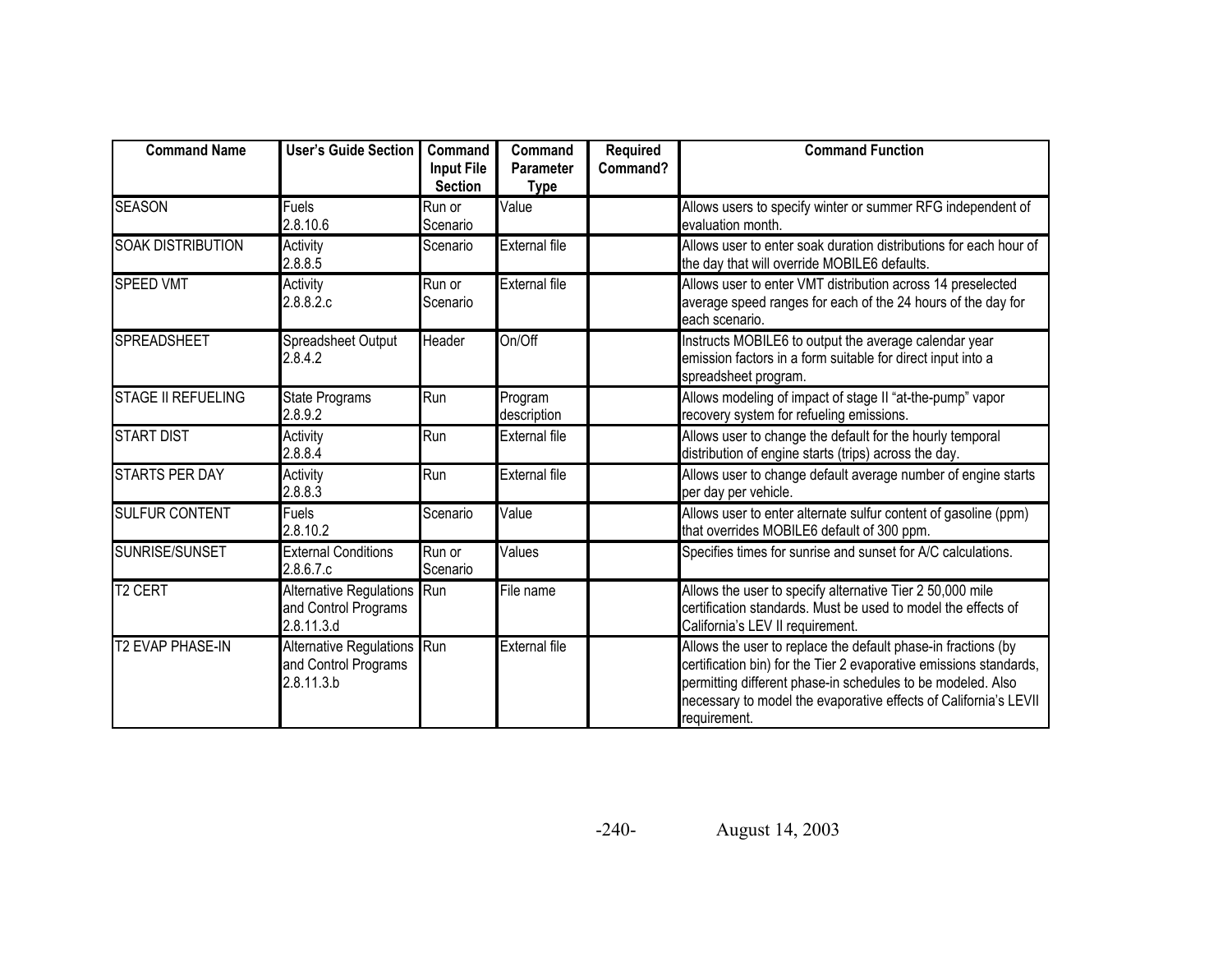| Command Name | User's Guide Section | Command Input File Section | Command Parameter Type | Required Command? | Command Function |
|---|---|---|---|---|---|
| SEASON | Fuels 2.8.10.6 | Run or Scenario | Value | | Allows users to specify winter or summer RFG independent of evaluation month. |
| SOAK DISTRIBUTION | Activity 2.8.8.5 | Scenario | External file | | Allows user to enter soak duration distributions for each hour of the day that will override MOBILE6 defaults. |
| SPEED VMT | Activity 2.8.8.2.c | Run or Scenario | External file | | Allows user to enter VMT distribution across 14 preselected average speed ranges for each of the 24 hours of the day for each scenario. |
| SPREADSHEET | Spreadsheet Output 2.8.4.2 | Header | On/Off | | Instructs MOBILE6 to output the average calendar year emission factors in a form suitable for direct input into a spreadsheet program. |
| STAGE II REFUELING | State Programs 2.8.9.2 | Run | Program description | | Allows modeling of impact of stage II "at-the-pump" vapor recovery system for refueling emissions. |
| START DIST | Activity 2.8.8.4 | Run | External file | | Allows user to change the default for the hourly temporal distribution of engine starts (trips) across the day. |
| STARTS PER DAY | Activity 2.8.8.3 | Run | External file | | Allows user to change default average number of engine starts per day per vehicle. |
| SULFUR CONTENT | Fuels 2.8.10.2 | Scenario | Value | | Allows user to enter alternate sulfur content of gasoline (ppm) that overrides MOBILE6 default of 300 ppm. |
| SUNRISE/SUNSET | External Conditions 2.8.6.7.c | Run or Scenario | Values | | Specifies times for sunrise and sunset for A/C calculations. |
| T2 CERT | Alternative Regulations and Control Programs 2.8.11.3.d | Run | File name | | Allows the user to specify alternative Tier 2 50,000 mile certification standards. Must be used to model the effects of California's LEV II requirement. |
| T2 EVAP PHASE-IN | Alternative Regulations and Control Programs 2.8.11.3.b | Run | External file | | Allows the user to replace the default phase-in fractions (by certification bin) for the Tier 2 evaporative emissions standards, permitting different phase-in schedules to be modeled. Also necessary to model the evaporative effects of California's LEVII requirement. |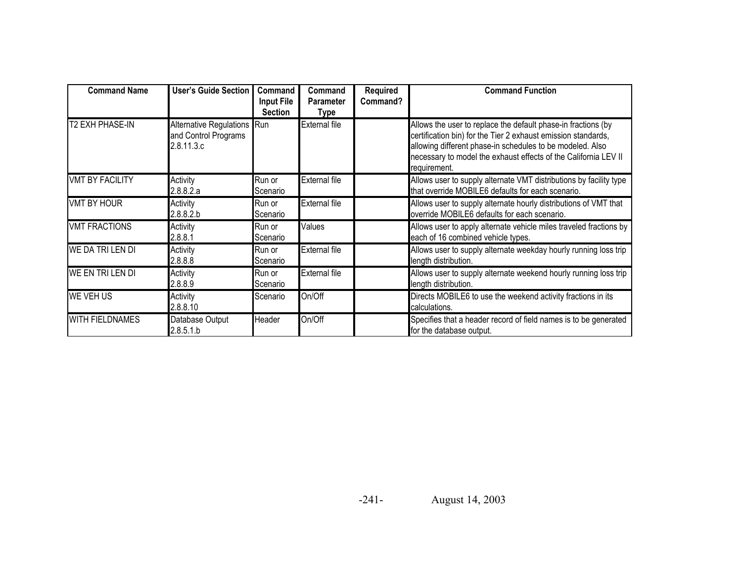| Command Name | User's Guide Section | Command Input File Section | Command Parameter Type | Required Command? | Command Function |
|---|---|---|---|---|---|
| T2 EXH PHASE-IN | Alternative Regulations and Control Programs 2.8.11.3.c | Run | External file | | Allows the user to replace the default phase-in fractions (by certification bin) for the Tier 2 exhaust emission standards, allowing different phase-in schedules to be modeled. Also necessary to model the exhaust effects of the California LEV II requirement. |
| VMT BY FACILITY | Activity 2.8.8.2.a | Run or Scenario | External file | | Allows user to supply alternate VMT distributions by facility type that override MOBILE6 defaults for each scenario. |
| VMT BY HOUR | Activity 2.8.8.2.b | Run or Scenario | External file | | Allows user to supply alternate hourly distributions of VMT that override MOBILE6 defaults for each scenario. |
| VMT FRACTIONS | Activity 2.8.8.1 | Run or Scenario | Values | | Allows user to apply alternate vehicle miles traveled fractions by each of 16 combined vehicle types. |
| WE DA TRI LEN DI | Activity 2.8.8.8 | Run or Scenario | External file | | Allows user to supply alternate weekday hourly running loss trip length distribution. |
| WE EN TRI LEN DI | Activity 2.8.8.9 | Run or Scenario | External file | | Allows user to supply alternate weekend hourly running loss trip length distribution. |
| WE VEH US | Activity 2.8.8.10 | Scenario | On/Off | | Directs MOBILE6 to use the weekend activity fractions in its calculations. |
| WITH FIELDNAMES | Database Output 2.8.5.1.b | Header | On/Off | | Specifies that a header record of field names is to be generated for the database output. |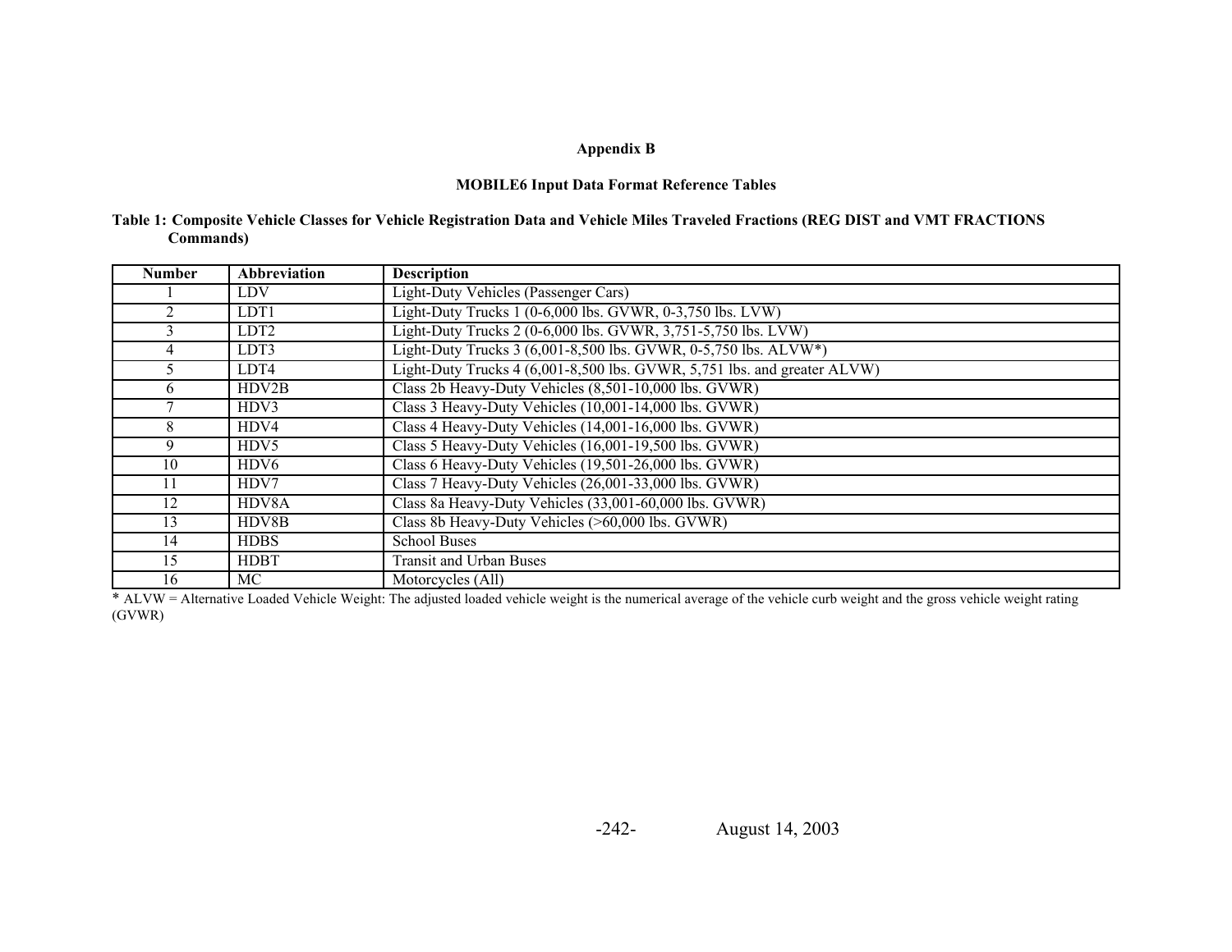**Appendix B**

**MOBILE6 Input Data Format Reference Tables**

**Table 1: Composite Vehicle Classes for Vehicle Registration Data and Vehicle Miles Traveled Fractions (REG DIST and VMT FRACTIONS Commands)**

| Number | Abbreviation | Description |
|---|---|---|
| 1 | LDV | Light-Duty Vehicles (Passenger Cars) |
| 2 | LDT1 | Light-Duty Trucks 1 (0-6,000 lbs. GVWR, 0-3,750 lbs. LVW) |
| 3 | LDT2 | Light-Duty Trucks 2 (0-6,000 lbs. GVWR, 3,751-5,750 lbs. LVW) |
| 4 | LDT3 | Light-Duty Trucks 3 (6,001-8,500 lbs. GVWR, 0-5,750 lbs. ALVW*) |
| 5 | LDT4 | Light-Duty Trucks 4 (6,001-8,500 lbs. GVWR, 5,751 lbs. and greater ALVW) |
| 6 | HDV2B | Class 2b Heavy-Duty Vehicles (8,501-10,000 lbs. GVWR) |
| 7 | HDV3 | Class 3 Heavy-Duty Vehicles (10,001-14,000 lbs. GVWR) |
| 8 | HDV4 | Class 4 Heavy-Duty Vehicles (14,001-16,000 lbs. GVWR) |
| 9 | HDV5 | Class 5 Heavy-Duty Vehicles (16,001-19,500 lbs. GVWR) |
| 10 | HDV6 | Class 6 Heavy-Duty Vehicles (19,501-26,000 lbs. GVWR) |
| 11 | HDV7 | Class 7 Heavy-Duty Vehicles (26,001-33,000 lbs. GVWR) |
| 12 | HDV8A | Class 8a Heavy-Duty Vehicles (33,001-60,000 lbs. GVWR) |
| 13 | HDV8B | Class 8b Heavy-Duty Vehicles (>60,000 lbs. GVWR) |
| 14 | HDBS | School Buses |
| 15 | HDBT | Transit and Urban Buses |
| 16 | MC | Motorcycles (All) |

* ALVW = Alternative Loaded Vehicle Weight: The adjusted loaded vehicle weight is the numerical average of the vehicle curb weight and the gross vehicle weight rating (GVWR)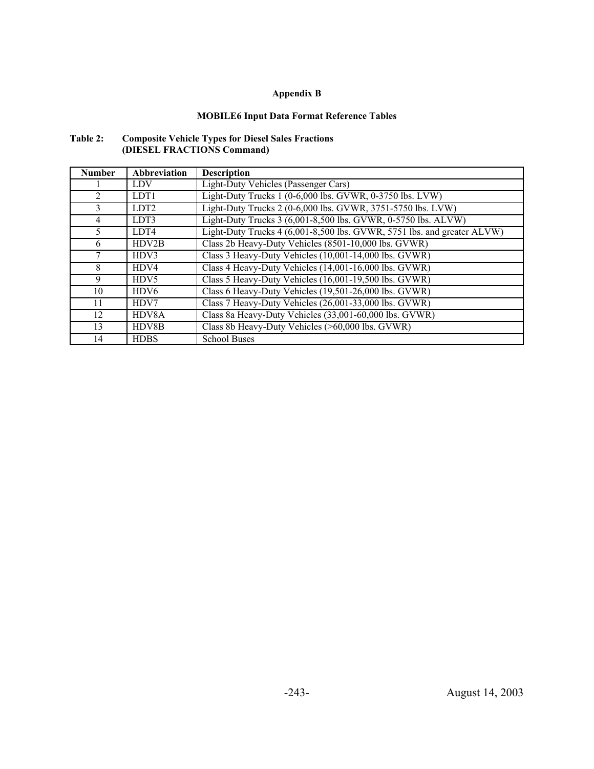**Appendix B**

**MOBILE6 Input Data Format Reference Tables**

**Table 2: Composite Vehicle Types for Diesel Sales Fractions (DIESEL FRACTIONS Command)**

| Number | Abbreviation | Description |
|---|---|---|
| 1 | LDV | Light-Duty Vehicles (Passenger Cars) |
| 2 | LDT1 | Light-Duty Trucks 1 (0-6,000 lbs. GVWR, 0-3750 lbs. LVW) |
| 3 | LDT2 | Light-Duty Trucks 2 (0-6,000 lbs. GVWR, 3751-5750 lbs. LVW) |
| 4 | LDT3 | Light-Duty Trucks 3 (6,001-8,500 lbs. GVWR, 0-5750 lbs. ALVW) |
| 5 | LDT4 | Light-Duty Trucks 4 (6,001-8,500 lbs. GVWR, 5751 lbs. and greater ALVW) |
| 6 | HDV2B | Class 2b Heavy-Duty Vehicles (8501-10,000 lbs. GVWR) |
| 7 | HDV3 | Class 3 Heavy-Duty Vehicles (10,001-14,000 lbs. GVWR) |
| 8 | HDV4 | Class 4 Heavy-Duty Vehicles (14,001-16,000 lbs. GVWR) |
| 9 | HDV5 | Class 5 Heavy-Duty Vehicles (16,001-19,500 lbs. GVWR) |
| 10 | HDV6 | Class 6 Heavy-Duty Vehicles (19,501-26,000 lbs. GVWR) |
| 11 | HDV7 | Class 7 Heavy-Duty Vehicles (26,001-33,000 lbs. GVWR) |
| 12 | HDV8A | Class 8a Heavy-Duty Vehicles (33,001-60,000 lbs. GVWR) |
| 13 | HDV8B | Class 8b Heavy-Duty Vehicles (>60,000 lbs. GVWR) |
| 14 | HDBS | School Buses |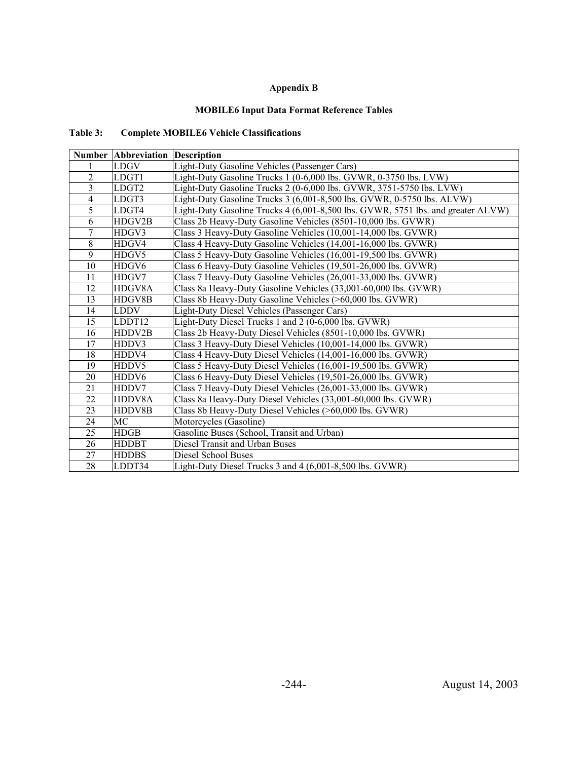# Appendix B

## MOBILE6 Input Data Format Reference Tables

**Table 3: Complete MOBILE6 Vehicle Classifications**

| Number | Abbreviation | Description |
|---|---|---|
| 1 | LDGV | Light-Duty Gasoline Vehicles (Passenger Cars) |
| 2 | LDGT1 | Light-Duty Gasoline Trucks 1 (0-6,000 lbs. GVWR, 0-3750 lbs. LVW) |
| 3 | LDGT2 | Light-Duty Gasoline Trucks 2 (0-6,000 lbs. GVWR, 3751-5750 lbs. LVW) |
| 4 | LDGT3 | Light-Duty Gasoline Trucks 3 (6,001-8,500 lbs. GVWR, 0-5750 lbs. ALVW) |
| 5 | LDGT4 | Light-Duty Gasoline Trucks 4 (6,001-8,500 lbs. GVWR, 5751 lbs. and greater ALVW) |
| 6 | HDGV2B | Class 2b Heavy-Duty Gasoline Vehicles (8501-10,000 lbs. GVWR) |
| 7 | HDGV3 | Class 3 Heavy-Duty Gasoline Vehicles (10,001-14,000 lbs. GVWR) |
| 8 | HDGV4 | Class 4 Heavy-Duty Gasoline Vehicles (14,001-16,000 lbs. GVWR) |
| 9 | HDGV5 | Class 5 Heavy-Duty Gasoline Vehicles (16,001-19,500 lbs. GVWR) |
| 10 | HDGV6 | Class 6 Heavy-Duty Gasoline Vehicles (19,501-26,000 lbs. GVWR) |
| 11 | HDGV7 | Class 7 Heavy-Duty Gasoline Vehicles (26,001-33,000 lbs. GVWR) |
| 12 | HDGV8A | Class 8a Heavy-Duty Gasoline Vehicles (33,001-60,000 lbs. GVWR) |
| 13 | HDGV8B | Class 8b Heavy-Duty Gasoline Vehicles (>60,000 lbs. GVWR) |
| 14 | LDDV | Light-Duty Diesel Vehicles (Passenger Cars) |
| 15 | LDDT12 | Light-Duty Diesel Trucks 1 and 2 (0-6,000 lbs. GVWR) |
| 16 | HDDV2B | Class 2b Heavy-Duty Diesel Vehicles (8501-10,000 lbs. GVWR) |
| 17 | HDDV3 | Class 3 Heavy-Duty Diesel Vehicles (10,001-14,000 lbs. GVWR) |
| 18 | HDDV4 | Class 4 Heavy-Duty Diesel Vehicles (14,001-16,000 lbs. GVWR) |
| 19 | HDDV5 | Class 5 Heavy-Duty Diesel Vehicles (16,001-19,500 lbs. GVWR) |
| 20 | HDDV6 | Class 6 Heavy-Duty Diesel Vehicles (19,501-26,000 lbs. GVWR) |
| 21 | HDDV7 | Class 7 Heavy-Duty Diesel Vehicles (26,001-33,000 lbs. GVWR) |
| 22 | HDDV8A | Class 8a Heavy-Duty Diesel Vehicles (33,001-60,000 lbs. GVWR) |
| 23 | HDDV8B | Class 8b Heavy-Duty Diesel Vehicles (>60,000 lbs. GVWR) |
| 24 | MC | Motorcycles (Gasoline) |
| 25 | HDGB | Gasoline Buses (School, Transit and Urban) |
| 26 | HDDBT | Diesel Transit and Urban Buses |
| 27 | HDDBS | Diesel School Buses |
| 28 | LDDT34 | Light-Duty Diesel Trucks 3 and 4 (6,001-8,500 lbs. GVWR) |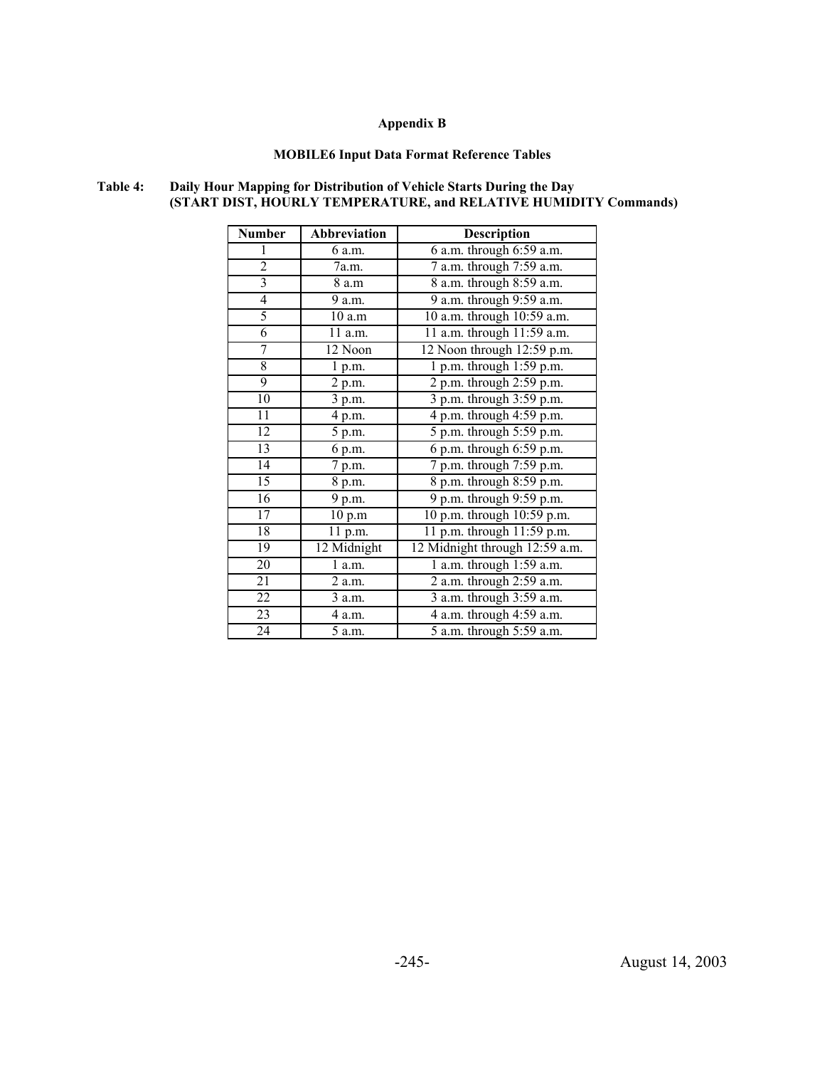**Appendix B**

**MOBILE6 Input Data Format Reference Tables**

**Table 4: Daily Hour Mapping for Distribution of Vehicle Starts During the Day (START DIST, HOURLY TEMPERATURE, and RELATIVE HUMIDITY Commands)**

| Number | Abbreviation | Description |
|---|---|---|
| 1 | 6 a.m. | 6 a.m. through 6:59 a.m. |
| 2 | 7a.m. | 7 a.m. through 7:59 a.m. |
| 3 | 8 a.m | 8 a.m. through 8:59 a.m. |
| 4 | 9 a.m. | 9 a.m. through 9:59 a.m. |
| 5 | 10 a.m | 10 a.m. through 10:59 a.m. |
| 6 | 11 a.m. | 11 a.m. through 11:59 a.m. |
| 7 | 12 Noon | 12 Noon through 12:59 p.m. |
| 8 | 1 p.m. | 1 p.m. through 1:59 p.m. |
| 9 | 2 p.m. | 2 p.m. through 2:59 p.m. |
| 10 | 3 p.m. | 3 p.m. through 3:59 p.m. |
| 11 | 4 p.m. | 4 p.m. through 4:59 p.m. |
| 12 | 5 p.m. | 5 p.m. through 5:59 p.m. |
| 13 | 6 p.m. | 6 p.m. through 6:59 p.m. |
| 14 | 7 p.m. | 7 p.m. through 7:59 p.m. |
| 15 | 8 p.m. | 8 p.m. through 8:59 p.m. |
| 16 | 9 p.m. | 9 p.m. through 9:59 p.m. |
| 17 | 10 p.m | 10 p.m. through 10:59 p.m. |
| 18 | 11 p.m. | 11 p.m. through 11:59 p.m. |
| 19 | 12 Midnight | 12 Midnight through 12:59 a.m. |
| 20 | 1 a.m. | 1 a.m. through 1:59 a.m. |
| 21 | 2 a.m. | 2 a.m. through 2:59 a.m. |
| 22 | 3 a.m. | 3 a.m. through 3:59 a.m. |
| 23 | 4 a.m. | 4 a.m. through 4:59 a.m. |
| 24 | 5 a.m. | 5 a.m. through 5:59 a.m. |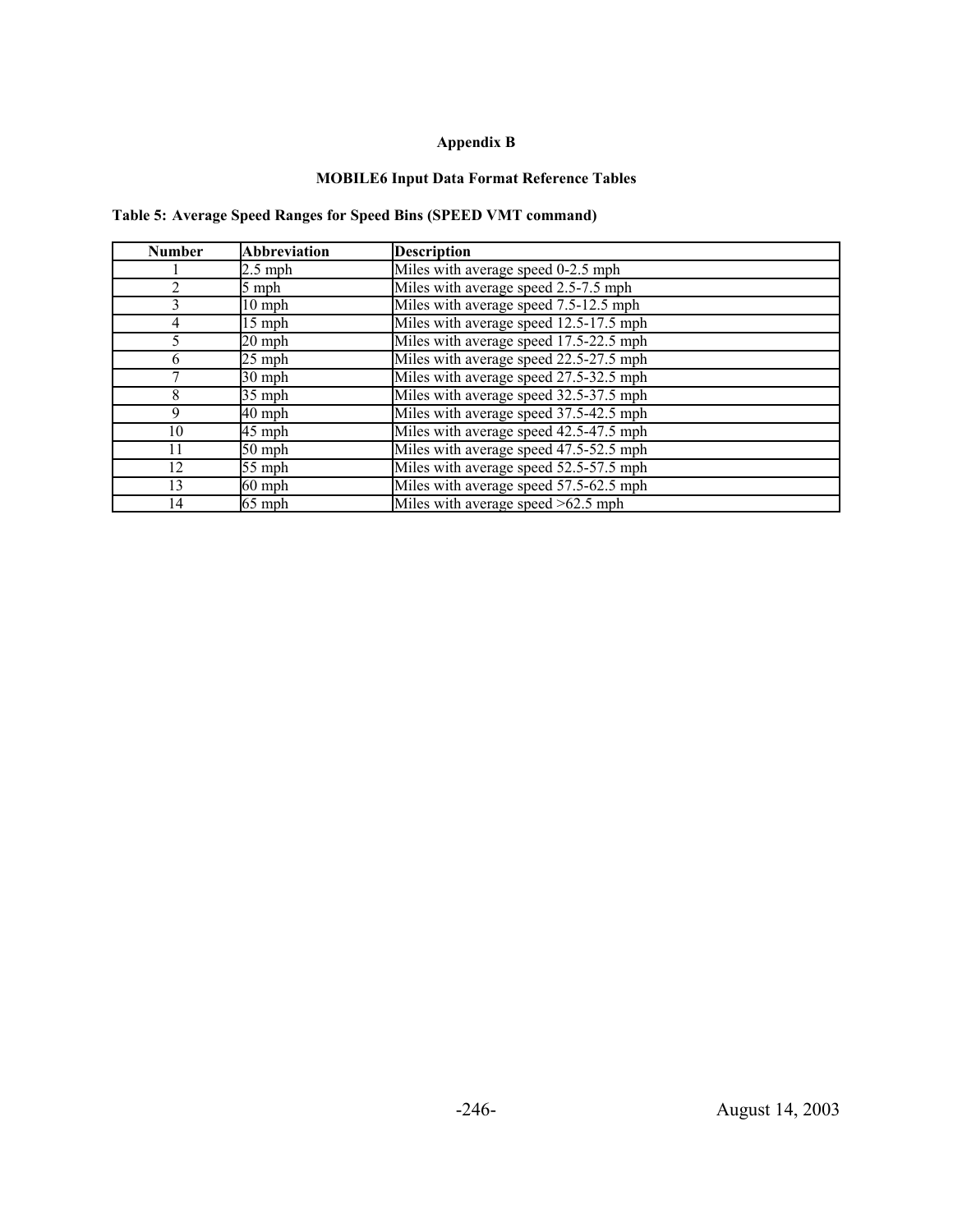# Appendix B

## MOBILE6 Input Data Format Reference Tables

**Table 5: Average Speed Ranges for Speed Bins (SPEED VMT command)**

| Number | Abbreviation | Description |
|---|---|---|
| 1 | 2.5 mph | Miles with average speed 0-2.5 mph |
| 2 | 5 mph | Miles with average speed 2.5-7.5 mph |
| 3 | 10 mph | Miles with average speed 7.5-12.5 mph |
| 4 | 15 mph | Miles with average speed 12.5-17.5 mph |
| 5 | 20 mph | Miles with average speed 17.5-22.5 mph |
| 6 | 25 mph | Miles with average speed 22.5-27.5 mph |
| 7 | 30 mph | Miles with average speed 27.5-32.5 mph |
| 8 | 35 mph | Miles with average speed 32.5-37.5 mph |
| 9 | 40 mph | Miles with average speed 37.5-42.5 mph |
| 10 | 45 mph | Miles with average speed 42.5-47.5 mph |
| 11 | 50 mph | Miles with average speed 47.5-52.5 mph |
| 12 | 55 mph | Miles with average speed 52.5-57.5 mph |
| 13 | 60 mph | Miles with average speed 57.5-62.5 mph |
| 14 | 65 mph | Miles with average speed >62.5 mph |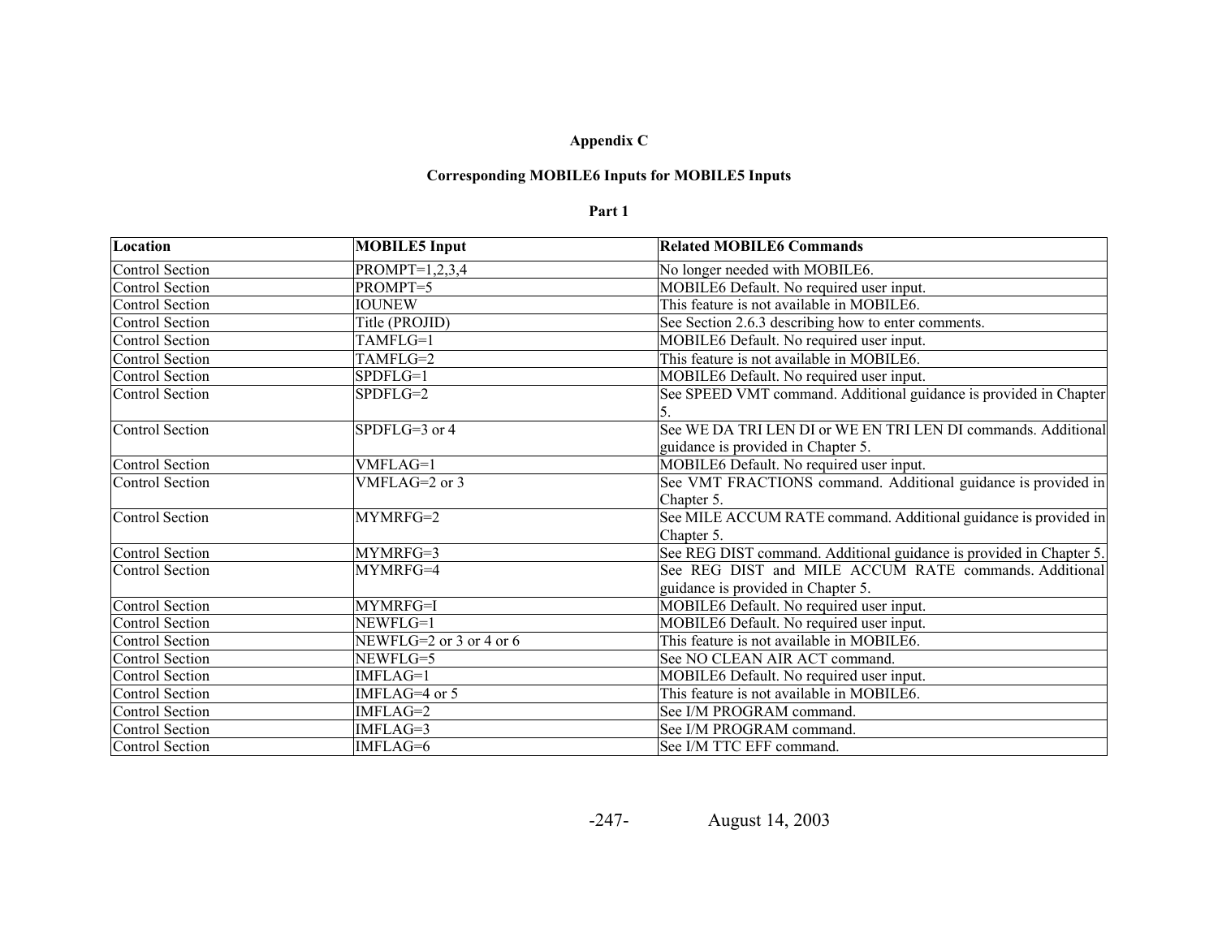**Appendix C**

**Corresponding MOBILE6 Inputs for MOBILE5 Inputs**

**Part 1**

| Location | MOBILE5 Input | Related MOBILE6 Commands |
|---|---|---|
| Control Section | PROMPT=1,2,3,4 | No longer needed with MOBILE6. |
| Control Section | PROMPT=5 | MOBILE6 Default. No required user input. |
| Control Section | IOUNEW | This feature is not available in MOBILE6. |
| Control Section | Title (PROJID) | See Section 2.6.3 describing how to enter comments. |
| Control Section | TAMFLG=1 | MOBILE6 Default. No required user input. |
| Control Section | TAMFLG=2 | This feature is not available in MOBILE6. |
| Control Section | SPDFLG=1 | MOBILE6 Default. No required user input. |
| Control Section | SPDFLG=2 | See SPEED VMT command. Additional guidance is provided in Chapter 5. |
| Control Section | SPDFLG=3 or 4 | See WE DA TRI LEN DI or WE EN TRI LEN DI commands. Additional guidance is provided in Chapter 5. |
| Control Section | VMFLAG=1 | MOBILE6 Default. No required user input. |
| Control Section | VMFLAG=2 or 3 | See VMT FRACTIONS command. Additional guidance is provided in Chapter 5. |
| Control Section | MYMRFG=2 | See MILE ACCUM RATE command. Additional guidance is provided in Chapter 5. |
| Control Section | MYMRFG=3 | See REG DIST command. Additional guidance is provided in Chapter 5. |
| Control Section | MYMRFG=4 | See REG DIST and MILE ACCUM RATE commands. Additional guidance is provided in Chapter 5. |
| Control Section | MYMRFG=I | MOBILE6 Default. No required user input. |
| Control Section | NEWFLG=1 | MOBILE6 Default. No required user input. |
| Control Section | NEWFLG=2 or 3 or 4 or 6 | This feature is not available in MOBILE6. |
| Control Section | NEWFLG=5 | See NO CLEAN AIR ACT command. |
| Control Section | IMFLAG=1 | MOBILE6 Default. No required user input. |
| Control Section | IMFLAG=4 or 5 | This feature is not available in MOBILE6. |
| Control Section | IMFLAG=2 | See I/M PROGRAM command. |
| Control Section | IMFLAG=3 | See I/M PROGRAM command. |
| Control Section | IMFLAG=6 | See I/M TTC EFF command. |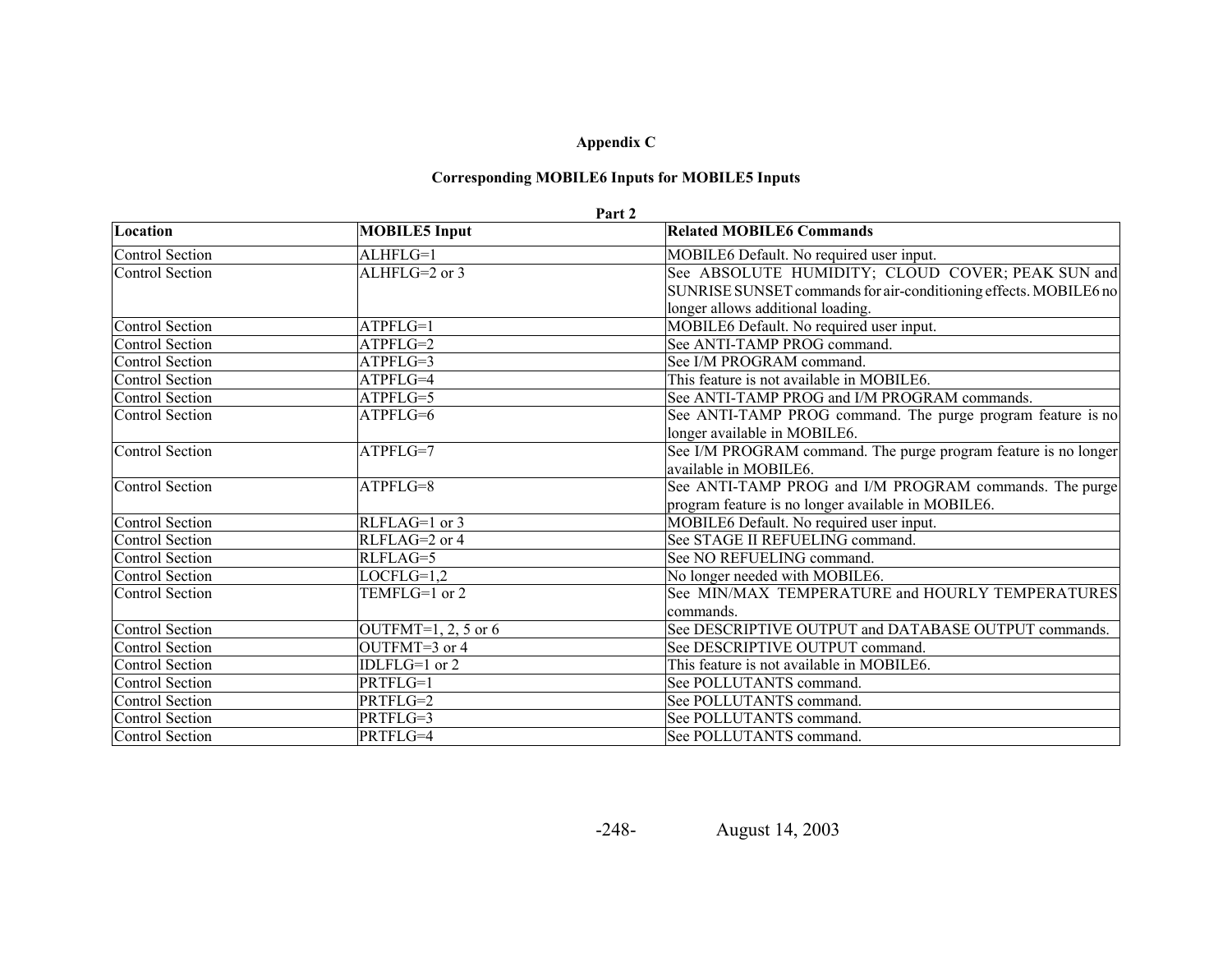**Appendix C**

**Corresponding MOBILE6 Inputs for MOBILE5 Inputs**

**Part 2**

| **Location** | **MOBILE5 Input** | **Related MOBILE6 Commands** |
|---|---|---|
| Control Section | ALHFLG=1 | MOBILE6 Default. No required user input. |
| Control Section | ALHFLG=2 or 3 | See ABSOLUTE HUMIDITY; CLOUD COVER; PEAK SUN and SUNRISE SUNSET commands for air-conditioning effects. MOBILE6 no longer allows additional loading. |
| Control Section | ATPFLG=1 | MOBILE6 Default. No required user input. |
| Control Section | ATPFLG=2 | See ANTI-TAMP PROG command. |
| Control Section | ATPFLG=3 | See I/M PROGRAM command. |
| Control Section | ATPFLG=4 | This feature is not available in MOBILE6. |
| Control Section | ATPFLG=5 | See ANTI-TAMP PROG and I/M PROGRAM commands. |
| Control Section | ATPFLG=6 | See ANTI-TAMP PROG command. The purge program feature is no longer available in MOBILE6. |
| Control Section | ATPFLG=7 | See I/M PROGRAM command. The purge program feature is no longer available in MOBILE6. |
| Control Section | ATPFLG=8 | See ANTI-TAMP PROG and I/M PROGRAM commands. The purge program feature is no longer available in MOBILE6. |
| Control Section | RLFLAG=1 or 3 | MOBILE6 Default. No required user input. |
| Control Section | RLFLAG=2 or 4 | See STAGE II REFUELING command. |
| Control Section | RLFLAG=5 | See NO REFUELING command. |
| Control Section | LOCFLG=1,2 | No longer needed with MOBILE6. |
| Control Section | TEMFLG=1 or 2 | See MIN/MAX TEMPERATURE and HOURLY TEMPERATURES commands. |
| Control Section | OUTFMT=1, 2, 5 or 6 | See DESCRIPTIVE OUTPUT and DATABASE OUTPUT commands. |
| Control Section | OUTFMT=3 or 4 | See DESCRIPTIVE OUTPUT command. |
| Control Section | IDLFLG=1 or 2 | This feature is not available in MOBILE6. |
| Control Section | PRTFLG=1 | See POLLUTANTS command. |
| Control Section | PRTFLG=2 | See POLLUTANTS command. |
| Control Section | PRTFLG=3 | See POLLUTANTS command. |
| Control Section | PRTFLG=4 | See POLLUTANTS command. |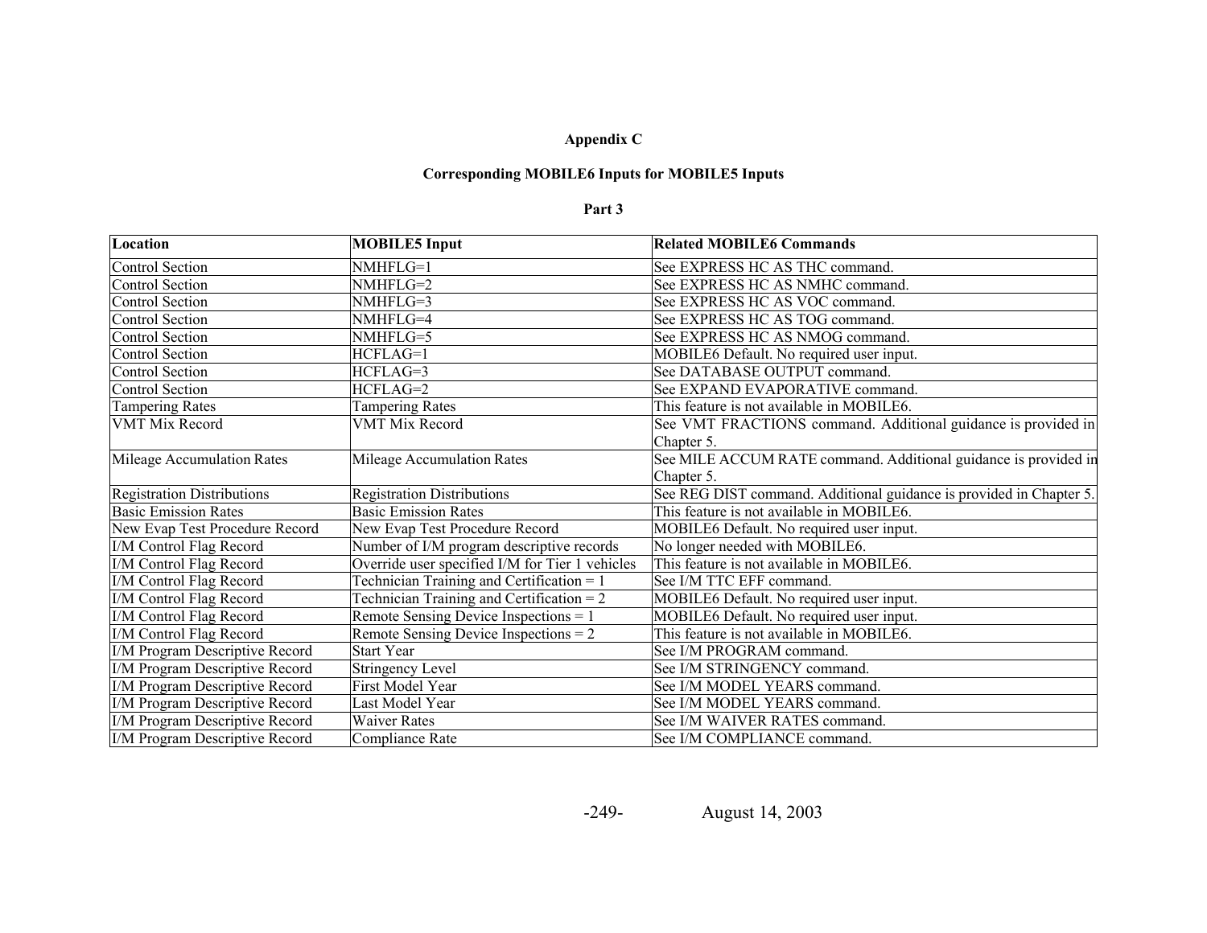**Appendix C**

**Corresponding MOBILE6 Inputs for MOBILE5 Inputs**

**Part 3**

| Location | MOBILE5 Input | Related MOBILE6 Commands |
|---|---|---|
| Control Section | NMHFLG=1 | See EXPRESS HC AS THC command. |
| Control Section | NMHFLG=2 | See EXPRESS HC AS NMHC command. |
| Control Section | NMHFLG=3 | See EXPRESS HC AS VOC command. |
| Control Section | NMHFLG=4 | See EXPRESS HC AS TOG command. |
| Control Section | NMHFLG=5 | See EXPRESS HC AS NMOG command. |
| Control Section | HCFLAG=1 | MOBILE6 Default. No required user input. |
| Control Section | HCFLAG=3 | See DATABASE OUTPUT command. |
| Control Section | HCFLAG=2 | See EXPAND EVAPORATIVE command. |
| Tampering Rates | Tampering Rates | This feature is not available in MOBILE6. |
| VMT Mix Record | VMT Mix Record | See VMT FRACTIONS command. Additional guidance is provided in Chapter 5. |
| Mileage Accumulation Rates | Mileage Accumulation Rates | See MILE ACCUM RATE command. Additional guidance is provided in Chapter 5. |
| Registration Distributions | Registration Distributions | See REG DIST command. Additional guidance is provided in Chapter 5. |
| Basic Emission Rates | Basic Emission Rates | This feature is not available in MOBILE6. |
| New Evap Test Procedure Record | New Evap Test Procedure Record | MOBILE6 Default. No required user input. |
| I/M Control Flag Record | Number of I/M program descriptive records | No longer needed with MOBILE6. |
| I/M Control Flag Record | Override user specified I/M for Tier 1 vehicles | This feature is not available in MOBILE6. |
| I/M Control Flag Record | Technician Training and Certification = 1 | See I/M TTC EFF command. |
| I/M Control Flag Record | Technician Training and Certification = 2 | MOBILE6 Default. No required user input. |
| I/M Control Flag Record | Remote Sensing Device Inspections = 1 | MOBILE6 Default. No required user input. |
| I/M Control Flag Record | Remote Sensing Device Inspections = 2 | This feature is not available in MOBILE6. |
| I/M Program Descriptive Record | Start Year | See I/M PROGRAM command. |
| I/M Program Descriptive Record | Stringency Level | See I/M STRINGENCY command. |
| I/M Program Descriptive Record | First Model Year | See I/M MODEL YEARS command. |
| I/M Program Descriptive Record | Last Model Year | See I/M MODEL YEARS command. |
| I/M Program Descriptive Record | Waiver Rates | See I/M WAIVER RATES command. |
| I/M Program Descriptive Record | Compliance Rate | See I/M COMPLIANCE command. |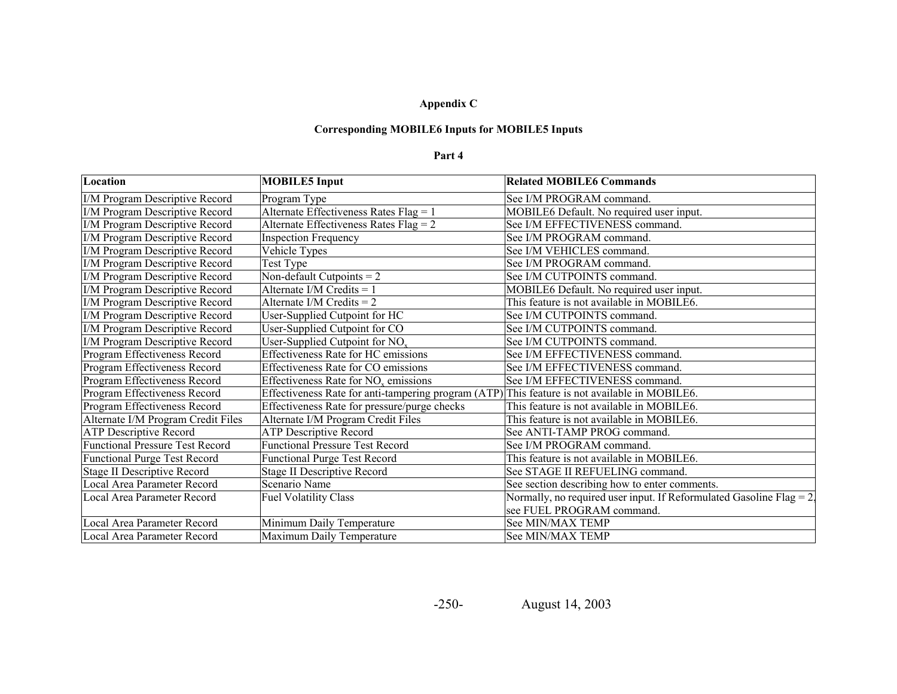**Appendix C**

**Corresponding MOBILE6 Inputs for MOBILE5 Inputs**

**Part 4**

| **Location** | **MOBILE5 Input** | **Related MOBILE6 Commands** |
|---|---|---|
| I/M Program Descriptive Record | Program Type | See I/M PROGRAM command. |
| I/M Program Descriptive Record | Alternate Effectiveness Rates Flag = 1 | MOBILE6 Default. No required user input. |
| I/M Program Descriptive Record | Alternate Effectiveness Rates Flag = 2 | See I/M EFFECTIVENESS command. |
| I/M Program Descriptive Record | Inspection Frequency | See I/M PROGRAM command. |
| I/M Program Descriptive Record | Vehicle Types | See I/M VEHICLES command. |
| I/M Program Descriptive Record | Test Type | See I/M PROGRAM command. |
| I/M Program Descriptive Record | Non-default Cutpoints = 2 | See I/M CUTPOINTS command. |
| I/M Program Descriptive Record | Alternate I/M Credits = 1 | MOBILE6 Default. No required user input. |
| I/M Program Descriptive Record | Alternate I/M Credits = 2 | This feature is not available in MOBILE6. |
| I/M Program Descriptive Record | User-Supplied Cutpoint for HC | See I/M CUTPOINTS command. |
| I/M Program Descriptive Record | User-Supplied Cutpoint for CO | See I/M CUTPOINTS command. |
| I/M Program Descriptive Record | User-Supplied Cutpoint for $NO_x$ | See I/M CUTPOINTS command. |
| Program Effectiveness Record | Effectiveness Rate for HC emissions | See I/M EFFECTIVENESS command. |
| Program Effectiveness Record | Effectiveness Rate for CO emissions | See I/M EFFECTIVENESS command. |
| Program Effectiveness Record | Effectiveness Rate for $NO_x$ emissions | See I/M EFFECTIVENESS command. |
| Program Effectiveness Record | Effectiveness Rate for anti-tampering program (ATP) | This feature is not available in MOBILE6. |
| Program Effectiveness Record | Effectiveness Rate for pressure/purge checks | This feature is not available in MOBILE6. |
| Alternate I/M Program Credit Files | Alternate I/M Program Credit Files | This feature is not available in MOBILE6. |
| ATP Descriptive Record | ATP Descriptive Record | See ANTI-TAMP PROG command. |
| Functional Pressure Test Record | Functional Pressure Test Record | See I/M PROGRAM command. |
| Functional Purge Test Record | Functional Purge Test Record | This feature is not available in MOBILE6. |
| Stage II Descriptive Record | Stage II Descriptive Record | See STAGE II REFUELING command. |
| Local Area Parameter Record | Scenario Name | See section describing how to enter comments. |
| Local Area Parameter Record | Fuel Volatility Class | Normally, no required user input. If Reformulated Gasoline Flag = 2, see FUEL PROGRAM command. |
| Local Area Parameter Record | Minimum Daily Temperature | See MIN/MAX TEMP |
| Local Area Parameter Record | Maximum Daily Temperature | See MIN/MAX TEMP |

August 14, 2003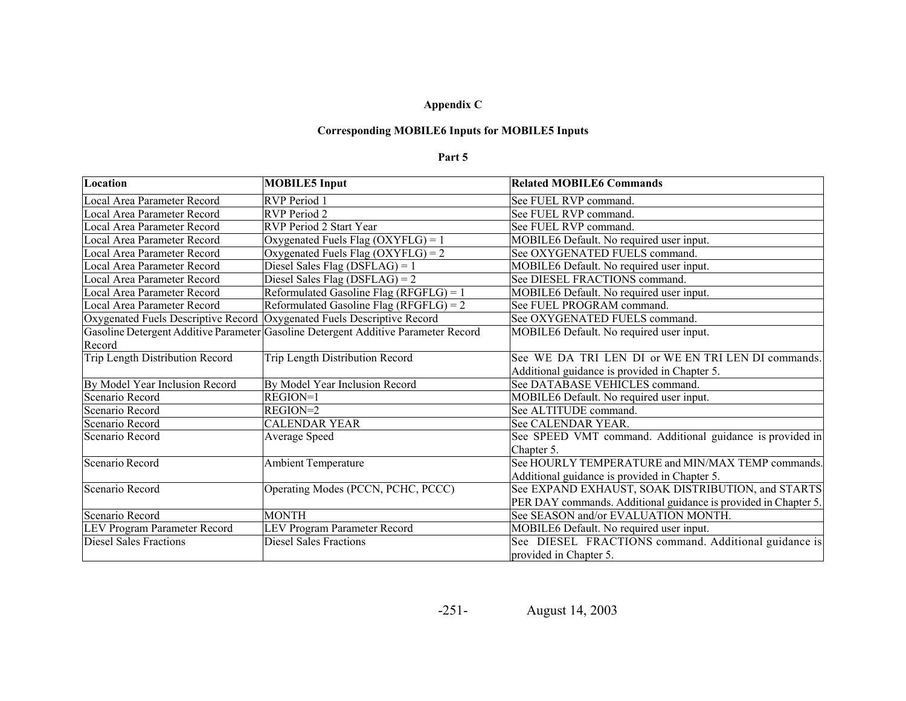**Appendix C**

**Corresponding MOBILE6 Inputs for MOBILE5 Inputs**

**Part 5**

| Location | MOBILE5 Input | Related MOBILE6 Commands |
|---|---|---|
| Local Area Parameter Record | RVP Period 1 | See FUEL RVP command. |
| Local Area Parameter Record | RVP Period 2 | See FUEL RVP command. |
| Local Area Parameter Record | RVP Period 2 Start Year | See FUEL RVP command. |
| Local Area Parameter Record | Oxygenated Fuels Flag (OXYFLG) = 1 | MOBILE6 Default. No required user input. |
| Local Area Parameter Record | Oxygenated Fuels Flag (OXYFLG) = 2 | See OXYGENATED FUELS command. |
| Local Area Parameter Record | Diesel Sales Flag (DSFLAG) = 1 | MOBILE6 Default. No required user input. |
| Local Area Parameter Record | Diesel Sales Flag (DSFLAG) = 2 | See DIESEL FRACTIONS command. |
| Local Area Parameter Record | Reformulated Gasoline Flag (RFGFLG) = 1 | MOBILE6 Default. No required user input. |
| Local Area Parameter Record | Reformulated Gasoline Flag (RFGFLG) = 2 | See FUEL PROGRAM command. |
| Oxygenated Fuels Descriptive Record | Oxygenated Fuels Descriptive Record | See OXYGENATED FUELS command. |
| Gasoline Detergent Additive Parameter Record | Gasoline Detergent Additive Parameter Record | MOBILE6 Default. No required user input. |
| Trip Length Distribution Record | Trip Length Distribution Record | See WE DA TRI LEN DI or WE EN TRI LEN DI commands. Additional guidance is provided in Chapter 5. |
| By Model Year Inclusion Record | By Model Year Inclusion Record | See DATABASE VEHICLES command. |
| Scenario Record | REGION=1 | MOBILE6 Default. No required user input. |
| Scenario Record | REGION=2 | See ALTITUDE command. |
| Scenario Record | CALENDAR YEAR | See CALENDAR YEAR. |
| Scenario Record | Average Speed | See SPEED VMT command. Additional guidance is provided in Chapter 5. |
| Scenario Record | Ambient Temperature | See HOURLY TEMPERATURE and MIN/MAX TEMP commands. Additional guidance is provided in Chapter 5. |
| Scenario Record | Operating Modes (PCCN, PCHC, PCCC) | See EXPAND EXHAUST, SOAK DISTRIBUTION, and STARTS PER DAY commands. Additional guidance is provided in Chapter 5. |
| Scenario Record | MONTH | See SEASON and/or EVALUATION MONTH. |
| LEV Program Parameter Record | LEV Program Parameter Record | MOBILE6 Default. No required user input. |
| Diesel Sales Fractions | Diesel Sales Fractions | See DIESEL FRACTIONS command. Additional guidance is provided in Chapter 5. |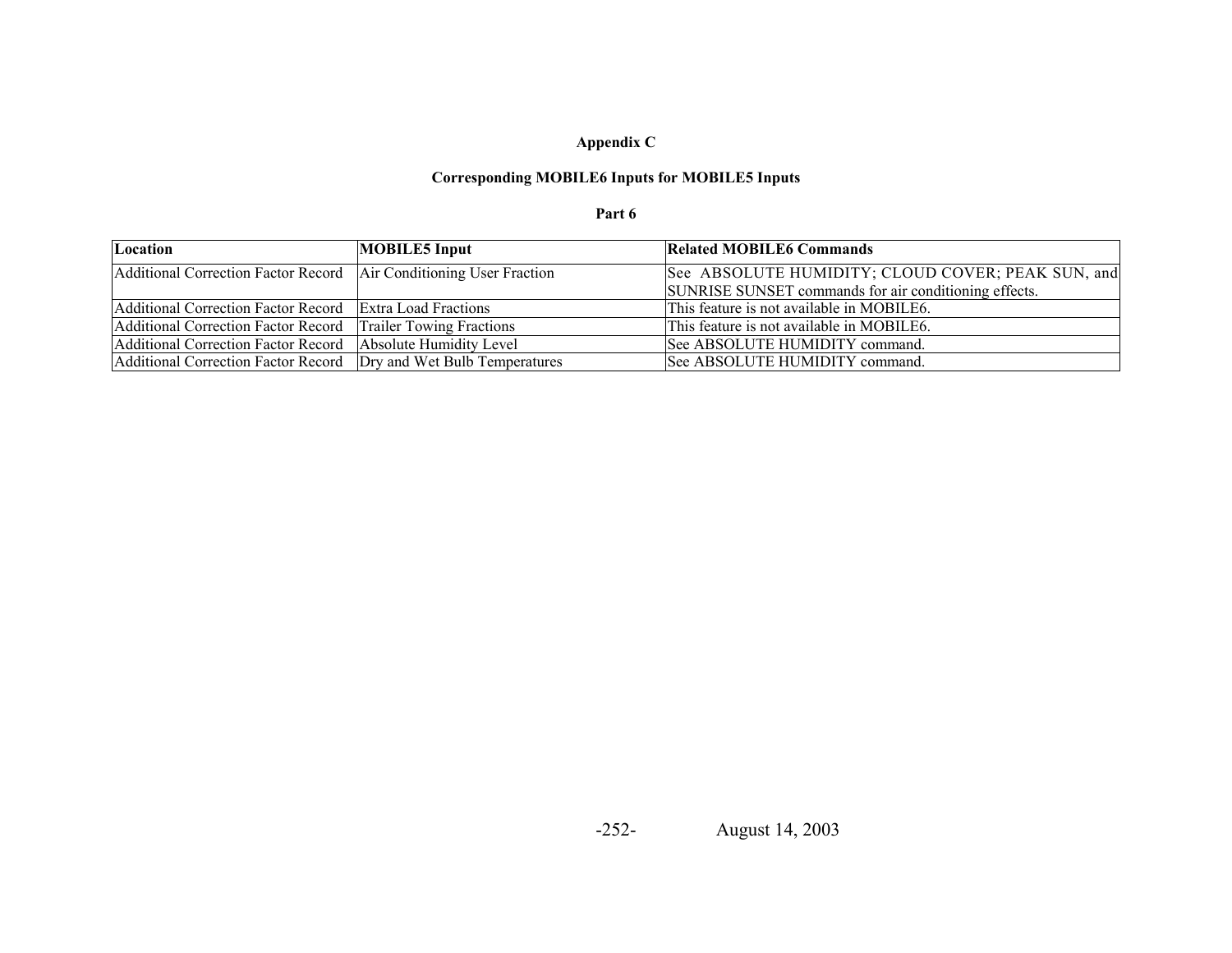**Appendix C**

**Corresponding MOBILE6 Inputs for MOBILE5 Inputs**

**Part 6**

| Location | MOBILE5 Input | Related MOBILE6 Commands |
|---|---|---|
| Additional Correction Factor Record | Air Conditioning User Fraction | See ABSOLUTE HUMIDITY; CLOUD COVER; PEAK SUN, and SUNRISE SUNSET commands for air conditioning effects. |
| Additional Correction Factor Record | Extra Load Fractions | This feature is not available in MOBILE6. |
| Additional Correction Factor Record | Trailer Towing Fractions | This feature is not available in MOBILE6. |
| Additional Correction Factor Record | Absolute Humidity Level | See ABSOLUTE HUMIDITY command. |
| Additional Correction Factor Record | Dry and Wet Bulb Temperatures | See ABSOLUTE HUMIDITY command. |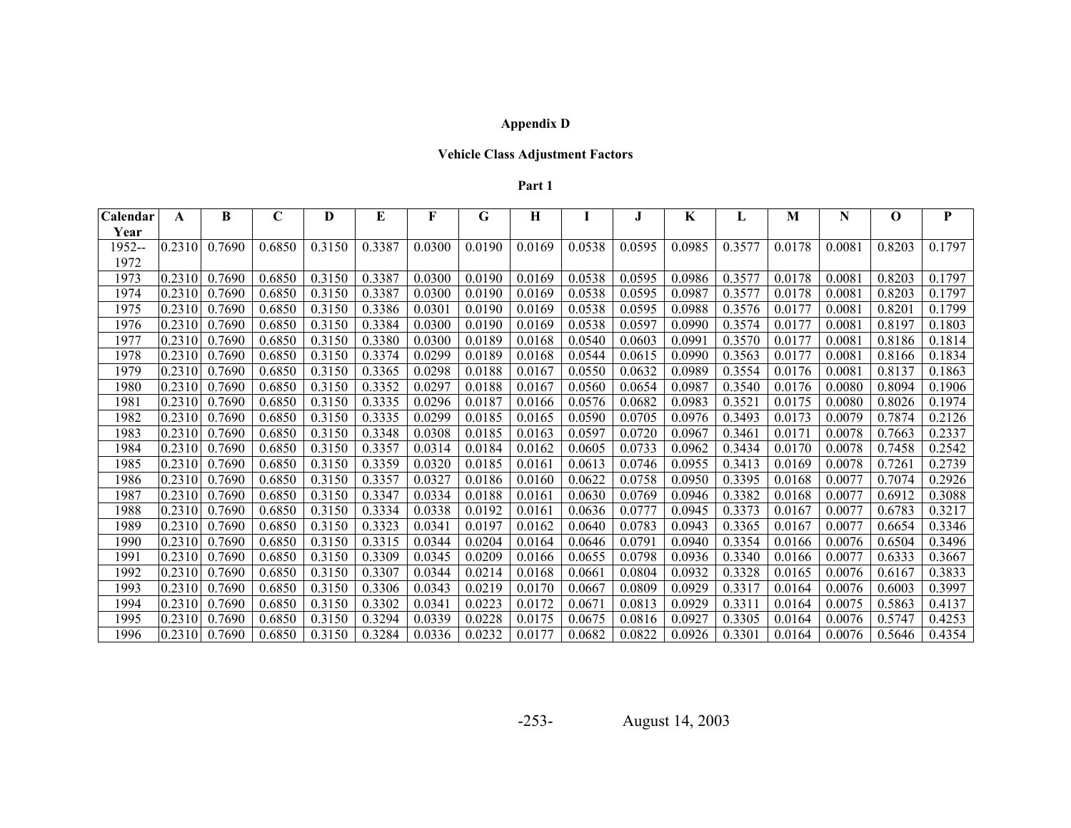## Appendix D

### Vehicle Class Adjustment Factors

#### Part 1

| Calendar Year | A | B | C | D | E | F | G | H | I | J | K | L | M | N | O | P |
|---|---|---|---|---|---|---|---|---|---|---|---|---|---|---|---|---|
| 1952--1972 | 0.2310 | 0.7690 | 0.6850 | 0.3150 | 0.3387 | 0.0300 | 0.0190 | 0.0169 | 0.0538 | 0.0595 | 0.0985 | 0.3577 | 0.0178 | 0.0081 | 0.8203 | 0.1797 |
| 1973 | 0.2310 | 0.7690 | 0.6850 | 0.3150 | 0.3387 | 0.0300 | 0.0190 | 0.0169 | 0.0538 | 0.0595 | 0.0986 | 0.3577 | 0.0178 | 0.0081 | 0.8203 | 0.1797 |
| 1974 | 0.2310 | 0.7690 | 0.6850 | 0.3150 | 0.3387 | 0.0300 | 0.0190 | 0.0169 | 0.0538 | 0.0595 | 0.0987 | 0.3577 | 0.0178 | 0.0081 | 0.8203 | 0.1797 |
| 1975 | 0.2310 | 0.7690 | 0.6850 | 0.3150 | 0.3386 | 0.0301 | 0.0190 | 0.0169 | 0.0538 | 0.0595 | 0.0988 | 0.3576 | 0.0177 | 0.0081 | 0.8201 | 0.1799 |
| 1976 | 0.2310 | 0.7690 | 0.6850 | 0.3150 | 0.3384 | 0.0300 | 0.0190 | 0.0169 | 0.0538 | 0.0597 | 0.0990 | 0.3574 | 0.0177 | 0.0081 | 0.8197 | 0.1803 |
| 1977 | 0.2310 | 0.7690 | 0.6850 | 0.3150 | 0.3380 | 0.0300 | 0.0189 | 0.0168 | 0.0540 | 0.0603 | 0.0991 | 0.3570 | 0.0177 | 0.0081 | 0.8186 | 0.1814 |
| 1978 | 0.2310 | 0.7690 | 0.6850 | 0.3150 | 0.3374 | 0.0299 | 0.0189 | 0.0168 | 0.0544 | 0.0615 | 0.0990 | 0.3563 | 0.0177 | 0.0081 | 0.8166 | 0.1834 |
| 1979 | 0.2310 | 0.7690 | 0.6850 | 0.3150 | 0.3365 | 0.0298 | 0.0188 | 0.0167 | 0.0550 | 0.0632 | 0.0989 | 0.3554 | 0.0176 | 0.0081 | 0.8137 | 0.1863 |
| 1980 | 0.2310 | 0.7690 | 0.6850 | 0.3150 | 0.3352 | 0.0297 | 0.0188 | 0.0167 | 0.0560 | 0.0654 | 0.0987 | 0.3540 | 0.0176 | 0.0080 | 0.8094 | 0.1906 |
| 1981 | 0.2310 | 0.7690 | 0.6850 | 0.3150 | 0.3335 | 0.0296 | 0.0187 | 0.0166 | 0.0576 | 0.0682 | 0.0983 | 0.3521 | 0.0175 | 0.0080 | 0.8026 | 0.1974 |
| 1982 | 0.2310 | 0.7690 | 0.6850 | 0.3150 | 0.3335 | 0.0299 | 0.0185 | 0.0165 | 0.0590 | 0.0705 | 0.0976 | 0.3493 | 0.0173 | 0.0079 | 0.7874 | 0.2126 |
| 1983 | 0.2310 | 0.7690 | 0.6850 | 0.3150 | 0.3348 | 0.0308 | 0.0185 | 0.0163 | 0.0597 | 0.0720 | 0.0967 | 0.3461 | 0.0171 | 0.0078 | 0.7663 | 0.2337 |
| 1984 | 0.2310 | 0.7690 | 0.6850 | 0.3150 | 0.3357 | 0.0314 | 0.0184 | 0.0162 | 0.0605 | 0.0733 | 0.0962 | 0.3434 | 0.0170 | 0.0078 | 0.7458 | 0.2542 |
| 1985 | 0.2310 | 0.7690 | 0.6850 | 0.3150 | 0.3359 | 0.0320 | 0.0185 | 0.0161 | 0.0613 | 0.0746 | 0.0955 | 0.3413 | 0.0169 | 0.0078 | 0.7261 | 0.2739 |
| 1986 | 0.2310 | 0.7690 | 0.6850 | 0.3150 | 0.3357 | 0.0327 | 0.0186 | 0.0160 | 0.0622 | 0.0758 | 0.0950 | 0.3395 | 0.0168 | 0.0077 | 0.7074 | 0.2926 |
| 1987 | 0.2310 | 0.7690 | 0.6850 | 0.3150 | 0.3347 | 0.0334 | 0.0188 | 0.0161 | 0.0630 | 0.0769 | 0.0946 | 0.3382 | 0.0168 | 0.0077 | 0.6912 | 0.3088 |
| 1988 | 0.2310 | 0.7690 | 0.6850 | 0.3150 | 0.3334 | 0.0338 | 0.0192 | 0.0161 | 0.0636 | 0.0777 | 0.0945 | 0.3373 | 0.0167 | 0.0077 | 0.6783 | 0.3217 |
| 1989 | 0.2310 | 0.7690 | 0.6850 | 0.3150 | 0.3323 | 0.0341 | 0.0197 | 0.0162 | 0.0640 | 0.0783 | 0.0943 | 0.3365 | 0.0167 | 0.0077 | 0.6654 | 0.3346 |
| 1990 | 0.2310 | 0.7690 | 0.6850 | 0.3150 | 0.3315 | 0.0344 | 0.0204 | 0.0164 | 0.0646 | 0.0791 | 0.0940 | 0.3354 | 0.0166 | 0.0076 | 0.6504 | 0.3496 |
| 1991 | 0.2310 | 0.7690 | 0.6850 | 0.3150 | 0.3309 | 0.0345 | 0.0209 | 0.0166 | 0.0655 | 0.0798 | 0.0936 | 0.3340 | 0.0166 | 0.0077 | 0.6333 | 0.3667 |
| 1992 | 0.2310 | 0.7690 | 0.6850 | 0.3150 | 0.3307 | 0.0344 | 0.0214 | 0.0168 | 0.0661 | 0.0804 | 0.0932 | 0.3328 | 0.0165 | 0.0076 | 0.6167 | 0.3833 |
| 1993 | 0.2310 | 0.7690 | 0.6850 | 0.3150 | 0.3306 | 0.0343 | 0.0219 | 0.0170 | 0.0667 | 0.0809 | 0.0929 | 0.3317 | 0.0164 | 0.0076 | 0.6003 | 0.3997 |
| 1994 | 0.2310 | 0.7690 | 0.6850 | 0.3150 | 0.3302 | 0.0341 | 0.0223 | 0.0172 | 0.0671 | 0.0813 | 0.0929 | 0.3311 | 0.0164 | 0.0075 | 0.5863 | 0.4137 |
| 1995 | 0.2310 | 0.7690 | 0.6850 | 0.3150 | 0.3294 | 0.0339 | 0.0228 | 0.0175 | 0.0675 | 0.0816 | 0.0927 | 0.3305 | 0.0164 | 0.0076 | 0.5747 | 0.4253 |
| 1996 | 0.2310 | 0.7690 | 0.6850 | 0.3150 | 0.3284 | 0.0336 | 0.0232 | 0.0177 | 0.0682 | 0.0822 | 0.0926 | 0.3301 | 0.0164 | 0.0076 | 0.5646 | 0.4354 |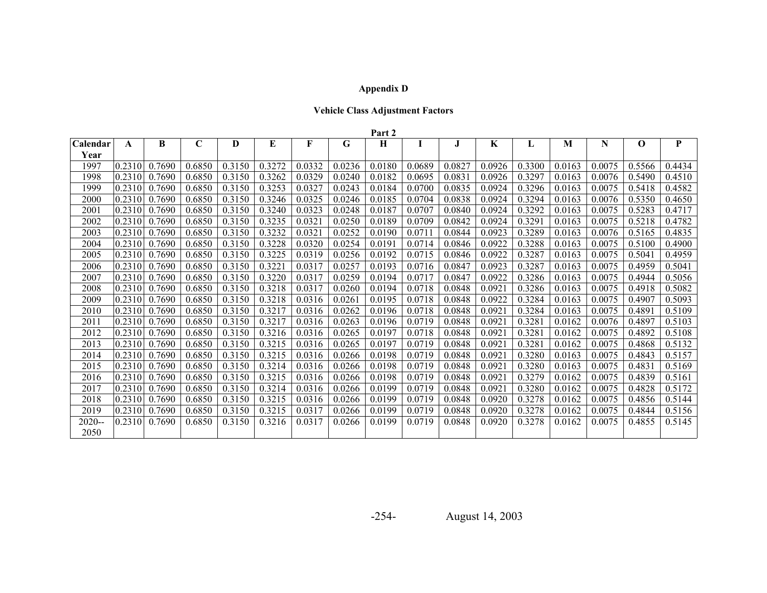**Appendix D**

**Vehicle Class Adjustment Factors**

**Part 2**

| Calendar Year | A | B | C | D | E | F | G | H | I | J | K | L | M | N | O | P |
|---|---|---|---|---|---|---|---|---|---|---|---|---|---|---|---|---|
| 1997 | 0.2310 | 0.7690 | 0.6850 | 0.3150 | 0.3272 | 0.0332 | 0.0236 | 0.0180 | 0.0689 | 0.0827 | 0.0926 | 0.3300 | 0.0163 | 0.0075 | 0.5566 | 0.4434 |
| 1998 | 0.2310 | 0.7690 | 0.6850 | 0.3150 | 0.3262 | 0.0329 | 0.0240 | 0.0182 | 0.0695 | 0.0831 | 0.0926 | 0.3297 | 0.0163 | 0.0076 | 0.5490 | 0.4510 |
| 1999 | 0.2310 | 0.7690 | 0.6850 | 0.3150 | 0.3253 | 0.0327 | 0.0243 | 0.0184 | 0.0700 | 0.0835 | 0.0924 | 0.3296 | 0.0163 | 0.0075 | 0.5418 | 0.4582 |
| 2000 | 0.2310 | 0.7690 | 0.6850 | 0.3150 | 0.3246 | 0.0325 | 0.0246 | 0.0185 | 0.0704 | 0.0838 | 0.0924 | 0.3294 | 0.0163 | 0.0076 | 0.5350 | 0.4650 |
| 2001 | 0.2310 | 0.7690 | 0.6850 | 0.3150 | 0.3240 | 0.0323 | 0.0248 | 0.0187 | 0.0707 | 0.0840 | 0.0924 | 0.3292 | 0.0163 | 0.0075 | 0.5283 | 0.4717 |
| 2002 | 0.2310 | 0.7690 | 0.6850 | 0.3150 | 0.3235 | 0.0321 | 0.0250 | 0.0189 | 0.0709 | 0.0842 | 0.0924 | 0.3291 | 0.0163 | 0.0075 | 0.5218 | 0.4782 |
| 2003 | 0.2310 | 0.7690 | 0.6850 | 0.3150 | 0.3232 | 0.0321 | 0.0252 | 0.0190 | 0.0711 | 0.0844 | 0.0923 | 0.3289 | 0.0163 | 0.0076 | 0.5165 | 0.4835 |
| 2004 | 0.2310 | 0.7690 | 0.6850 | 0.3150 | 0.3228 | 0.0320 | 0.0254 | 0.0191 | 0.0714 | 0.0846 | 0.0922 | 0.3288 | 0.0163 | 0.0075 | 0.5100 | 0.4900 |
| 2005 | 0.2310 | 0.7690 | 0.6850 | 0.3150 | 0.3225 | 0.0319 | 0.0256 | 0.0192 | 0.0715 | 0.0846 | 0.0922 | 0.3287 | 0.0163 | 0.0075 | 0.5041 | 0.4959 |
| 2006 | 0.2310 | 0.7690 | 0.6850 | 0.3150 | 0.3221 | 0.0317 | 0.0257 | 0.0193 | 0.0716 | 0.0847 | 0.0923 | 0.3287 | 0.0163 | 0.0075 | 0.4959 | 0.5041 |
| 2007 | 0.2310 | 0.7690 | 0.6850 | 0.3150 | 0.3220 | 0.0317 | 0.0259 | 0.0194 | 0.0717 | 0.0847 | 0.0922 | 0.3286 | 0.0163 | 0.0075 | 0.4944 | 0.5056 |
| 2008 | 0.2310 | 0.7690 | 0.6850 | 0.3150 | 0.3218 | 0.0317 | 0.0260 | 0.0194 | 0.0718 | 0.0848 | 0.0921 | 0.3286 | 0.0163 | 0.0075 | 0.4918 | 0.5082 |
| 2009 | 0.2310 | 0.7690 | 0.6850 | 0.3150 | 0.3218 | 0.0316 | 0.0261 | 0.0195 | 0.0718 | 0.0848 | 0.0922 | 0.3284 | 0.0163 | 0.0075 | 0.4907 | 0.5093 |
| 2010 | 0.2310 | 0.7690 | 0.6850 | 0.3150 | 0.3217 | 0.0316 | 0.0262 | 0.0196 | 0.0718 | 0.0848 | 0.0921 | 0.3284 | 0.0163 | 0.0075 | 0.4891 | 0.5109 |
| 2011 | 0.2310 | 0.7690 | 0.6850 | 0.3150 | 0.3217 | 0.0316 | 0.0263 | 0.0196 | 0.0719 | 0.0848 | 0.0921 | 0.3281 | 0.0162 | 0.0076 | 0.4897 | 0.5103 |
| 2012 | 0.2310 | 0.7690 | 0.6850 | 0.3150 | 0.3216 | 0.0316 | 0.0265 | 0.0197 | 0.0718 | 0.0848 | 0.0921 | 0.3281 | 0.0162 | 0.0075 | 0.4892 | 0.5108 |
| 2013 | 0.2310 | 0.7690 | 0.6850 | 0.3150 | 0.3215 | 0.0316 | 0.0265 | 0.0197 | 0.0719 | 0.0848 | 0.0921 | 0.3281 | 0.0162 | 0.0075 | 0.4868 | 0.5132 |
| 2014 | 0.2310 | 0.7690 | 0.6850 | 0.3150 | 0.3215 | 0.0316 | 0.0266 | 0.0198 | 0.0719 | 0.0848 | 0.0921 | 0.3280 | 0.0163 | 0.0075 | 0.4843 | 0.5157 |
| 2015 | 0.2310 | 0.7690 | 0.6850 | 0.3150 | 0.3214 | 0.0316 | 0.0266 | 0.0198 | 0.0719 | 0.0848 | 0.0921 | 0.3280 | 0.0163 | 0.0075 | 0.4831 | 0.5169 |
| 2016 | 0.2310 | 0.7690 | 0.6850 | 0.3150 | 0.3215 | 0.0316 | 0.0266 | 0.0198 | 0.0719 | 0.0848 | 0.0921 | 0.3279 | 0.0162 | 0.0075 | 0.4839 | 0.5161 |
| 2017 | 0.2310 | 0.7690 | 0.6850 | 0.3150 | 0.3214 | 0.0316 | 0.0266 | 0.0199 | 0.0719 | 0.0848 | 0.0921 | 0.3280 | 0.0162 | 0.0075 | 0.4828 | 0.5172 |
| 2018 | 0.2310 | 0.7690 | 0.6850 | 0.3150 | 0.3215 | 0.0316 | 0.0266 | 0.0199 | 0.0719 | 0.0848 | 0.0920 | 0.3278 | 0.0162 | 0.0075 | 0.4856 | 0.5144 |
| 2019 | 0.2310 | 0.7690 | 0.6850 | 0.3150 | 0.3215 | 0.0317 | 0.0266 | 0.0199 | 0.0719 | 0.0848 | 0.0920 | 0.3278 | 0.0162 | 0.0075 | 0.4844 | 0.5156 |
| 2020--2050 | 0.2310 | 0.7690 | 0.6850 | 0.3150 | 0.3216 | 0.0317 | 0.0266 | 0.0199 | 0.0719 | 0.0848 | 0.0920 | 0.3278 | 0.0162 | 0.0075 | 0.4855 | 0.5145 |

August 14, 2003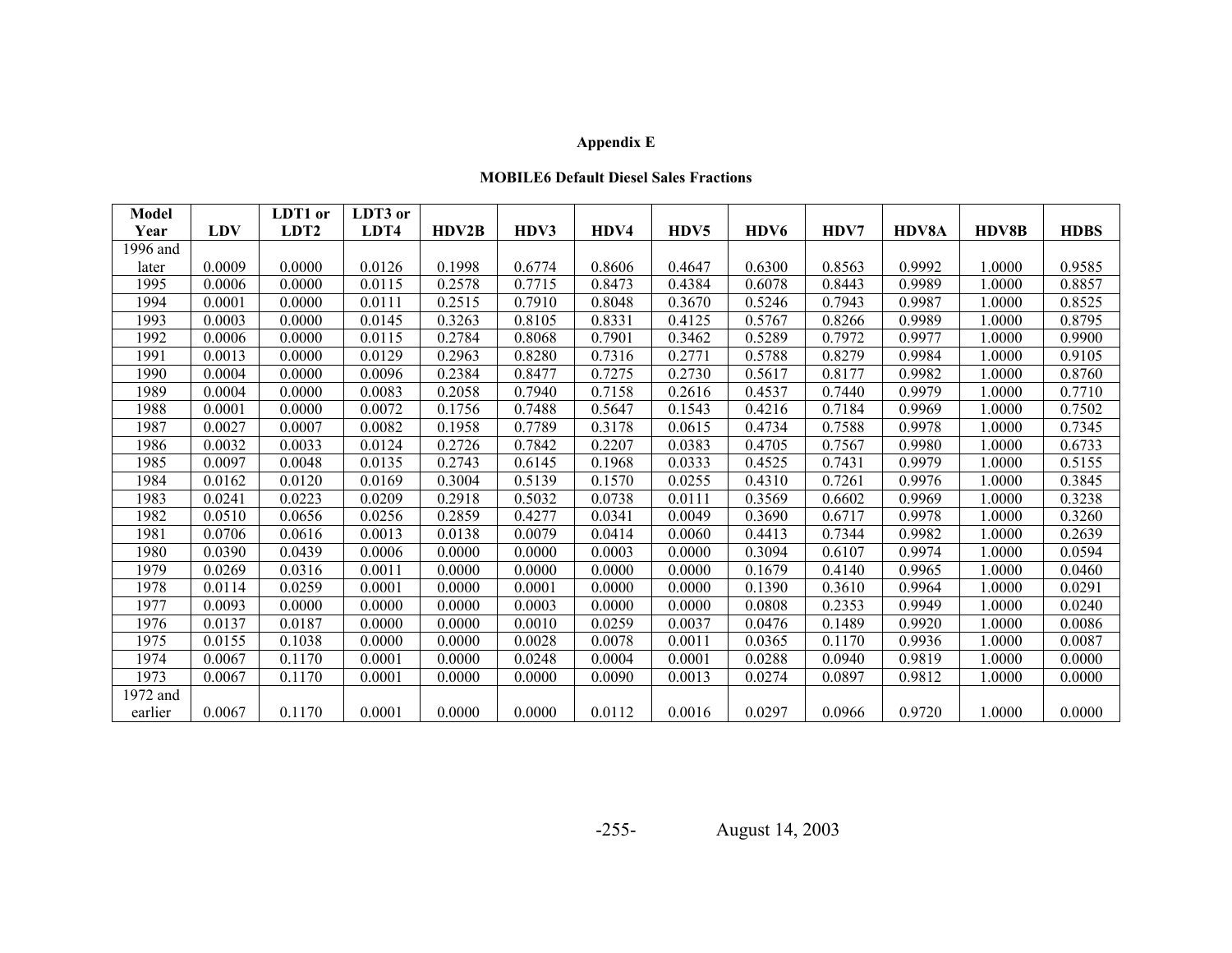**Appendix E**

**MOBILE6 Default Diesel Sales Fractions**

| Model Year | LDV | LDT1 or LDT2 | LDT3 or LDT4 | HDV2B | HDV3 | HDV4 | HDV5 | HDV6 | HDV7 | HDV8A | HDV8B | HDBS |
|---|---|---|---|---|---|---|---|---|---|---|---|---|
| 1996 and later | 0.0009 | 0.0000 | 0.0126 | 0.1998 | 0.6774 | 0.8606 | 0.4647 | 0.6300 | 0.8563 | 0.9992 | 1.0000 | 0.9585 |
| 1995 | 0.0006 | 0.0000 | 0.0115 | 0.2578 | 0.7715 | 0.8473 | 0.4384 | 0.6078 | 0.8443 | 0.9989 | 1.0000 | 0.8857 |
| 1994 | 0.0001 | 0.0000 | 0.0111 | 0.2515 | 0.7910 | 0.8048 | 0.3670 | 0.5246 | 0.7943 | 0.9987 | 1.0000 | 0.8525 |
| 1993 | 0.0003 | 0.0000 | 0.0145 | 0.3263 | 0.8105 | 0.8331 | 0.4125 | 0.5767 | 0.8266 | 0.9989 | 1.0000 | 0.8795 |
| 1992 | 0.0006 | 0.0000 | 0.0115 | 0.2784 | 0.8068 | 0.7901 | 0.3462 | 0.5289 | 0.7972 | 0.9977 | 1.0000 | 0.9900 |
| 1991 | 0.0013 | 0.0000 | 0.0129 | 0.2963 | 0.8280 | 0.7316 | 0.2771 | 0.5788 | 0.8279 | 0.9984 | 1.0000 | 0.9105 |
| 1990 | 0.0004 | 0.0000 | 0.0096 | 0.2384 | 0.8477 | 0.7275 | 0.2730 | 0.5617 | 0.8177 | 0.9982 | 1.0000 | 0.8760 |
| 1989 | 0.0004 | 0.0000 | 0.0083 | 0.2058 | 0.7940 | 0.7158 | 0.2616 | 0.4537 | 0.7440 | 0.9979 | 1.0000 | 0.7710 |
| 1988 | 0.0001 | 0.0000 | 0.0072 | 0.1756 | 0.7488 | 0.5647 | 0.1543 | 0.4216 | 0.7184 | 0.9969 | 1.0000 | 0.7502 |
| 1987 | 0.0027 | 0.0007 | 0.0082 | 0.1958 | 0.7789 | 0.3178 | 0.0615 | 0.4734 | 0.7588 | 0.9978 | 1.0000 | 0.7345 |
| 1986 | 0.0032 | 0.0033 | 0.0124 | 0.2726 | 0.7842 | 0.2207 | 0.0383 | 0.4705 | 0.7567 | 0.9980 | 1.0000 | 0.6733 |
| 1985 | 0.0097 | 0.0048 | 0.0135 | 0.2743 | 0.6145 | 0.1968 | 0.0333 | 0.4525 | 0.7431 | 0.9979 | 1.0000 | 0.5155 |
| 1984 | 0.0162 | 0.0120 | 0.0169 | 0.3004 | 0.5139 | 0.1570 | 0.0255 | 0.4310 | 0.7261 | 0.9976 | 1.0000 | 0.3845 |
| 1983 | 0.0241 | 0.0223 | 0.0209 | 0.2918 | 0.5032 | 0.0738 | 0.0111 | 0.3569 | 0.6602 | 0.9969 | 1.0000 | 0.3238 |
| 1982 | 0.0510 | 0.0656 | 0.0256 | 0.2859 | 0.4277 | 0.0341 | 0.0049 | 0.3690 | 0.6717 | 0.9978 | 1.0000 | 0.3260 |
| 1981 | 0.0706 | 0.0616 | 0.0013 | 0.0138 | 0.0079 | 0.0414 | 0.0060 | 0.4413 | 0.7344 | 0.9982 | 1.0000 | 0.2639 |
| 1980 | 0.0390 | 0.0439 | 0.0006 | 0.0000 | 0.0000 | 0.0003 | 0.0000 | 0.3094 | 0.6107 | 0.9974 | 1.0000 | 0.0594 |
| 1979 | 0.0269 | 0.0316 | 0.0011 | 0.0000 | 0.0000 | 0.0000 | 0.0000 | 0.1679 | 0.4140 | 0.9965 | 1.0000 | 0.0460 |
| 1978 | 0.0114 | 0.0259 | 0.0001 | 0.0000 | 0.0001 | 0.0000 | 0.0000 | 0.1390 | 0.3610 | 0.9964 | 1.0000 | 0.0291 |
| 1977 | 0.0093 | 0.0000 | 0.0000 | 0.0000 | 0.0003 | 0.0000 | 0.0000 | 0.0808 | 0.2353 | 0.9949 | 1.0000 | 0.0240 |
| 1976 | 0.0137 | 0.0187 | 0.0000 | 0.0000 | 0.0010 | 0.0259 | 0.0037 | 0.0476 | 0.1489 | 0.9920 | 1.0000 | 0.0086 |
| 1975 | 0.0155 | 0.1038 | 0.0000 | 0.0000 | 0.0028 | 0.0078 | 0.0011 | 0.0365 | 0.1170 | 0.9936 | 1.0000 | 0.0087 |
| 1974 | 0.0067 | 0.1170 | 0.0001 | 0.0000 | 0.0248 | 0.0004 | 0.0001 | 0.0288 | 0.0940 | 0.9819 | 1.0000 | 0.0000 |
| 1973 | 0.0067 | 0.1170 | 0.0001 | 0.0000 | 0.0000 | 0.0090 | 0.0013 | 0.0274 | 0.0897 | 0.9812 | 1.0000 | 0.0000 |
| 1972 and earlier | 0.0067 | 0.1170 | 0.0001 | 0.0000 | 0.0000 | 0.0112 | 0.0016 | 0.0297 | 0.0966 | 0.9720 | 1.0000 | 0.0000 |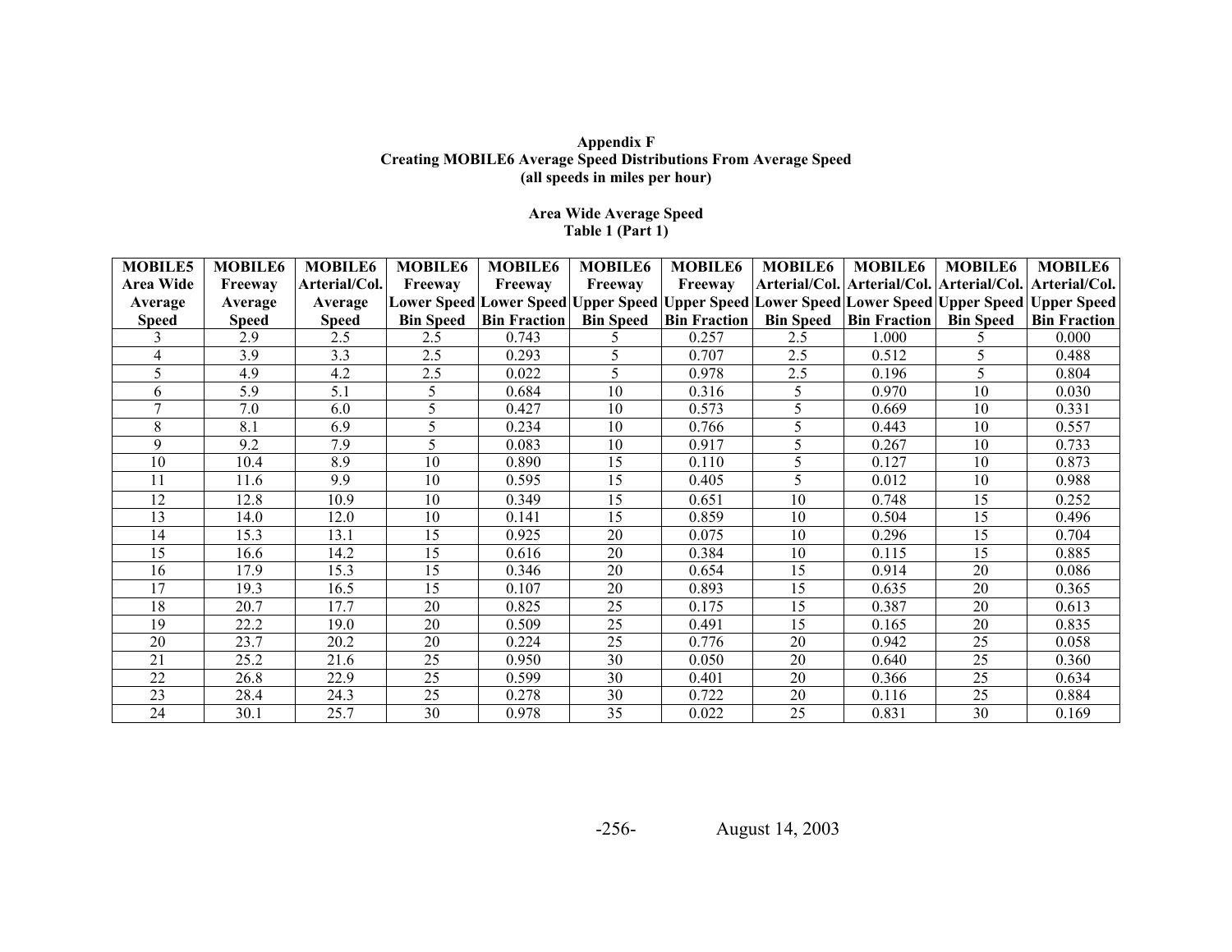**Appendix F**
**Creating MOBILE6 Average Speed Distributions From Average Speed**
**(all speeds in miles per hour)**

**Area Wide Average Speed**
**Table 1 (Part 1)**

| MOBILE5 Area Wide Average Speed | MOBILE6 Freeway Average Speed | MOBILE6 Arterial/Col. Average Speed | MOBILE6 Freeway Lower Speed Bin Speed | MOBILE6 Freeway Lower Speed Bin Fraction | MOBILE6 Freeway Upper Speed Bin Speed | MOBILE6 Freeway Upper Speed Bin Fraction | MOBILE6 Arterial/Col. Lower Speed Bin Speed | MOBILE6 Arterial/Col. Lower Speed Bin Fraction | MOBILE6 Arterial/Col. Upper Speed Bin Speed | MOBILE6 Arterial/Col. Upper Speed Bin Fraction |
|---|---|---|---|---|---|---|---|---|---|---|
| 3 | 2.9 | 2.5 | 2.5 | 0.743 | 5 | 0.257 | 2.5 | 1.000 | 5 | 0.000 |
| 4 | 3.9 | 3.3 | 2.5 | 0.293 | 5 | 0.707 | 2.5 | 0.512 | 5 | 0.488 |
| 5 | 4.9 | 4.2 | 2.5 | 0.022 | 5 | 0.978 | 2.5 | 0.196 | 5 | 0.804 |
| 6 | 5.9 | 5.1 | 5 | 0.684 | 10 | 0.316 | 5 | 0.970 | 10 | 0.030 |
| 7 | 7.0 | 6.0 | 5 | 0.427 | 10 | 0.573 | 5 | 0.669 | 10 | 0.331 |
| 8 | 8.1 | 6.9 | 5 | 0.234 | 10 | 0.766 | 5 | 0.443 | 10 | 0.557 |
| 9 | 9.2 | 7.9 | 5 | 0.083 | 10 | 0.917 | 5 | 0.267 | 10 | 0.733 |
| 10 | 10.4 | 8.9 | 10 | 0.890 | 15 | 0.110 | 5 | 0.127 | 10 | 0.873 |
| 11 | 11.6 | 9.9 | 10 | 0.595 | 15 | 0.405 | 5 | 0.012 | 10 | 0.988 |
| 12 | 12.8 | 10.9 | 10 | 0.349 | 15 | 0.651 | 10 | 0.748 | 15 | 0.252 |
| 13 | 14.0 | 12.0 | 10 | 0.141 | 15 | 0.859 | 10 | 0.504 | 15 | 0.496 |
| 14 | 15.3 | 13.1 | 15 | 0.925 | 20 | 0.075 | 10 | 0.296 | 15 | 0.704 |
| 15 | 16.6 | 14.2 | 15 | 0.616 | 20 | 0.384 | 10 | 0.115 | 15 | 0.885 |
| 16 | 17.9 | 15.3 | 15 | 0.346 | 20 | 0.654 | 15 | 0.914 | 20 | 0.086 |
| 17 | 19.3 | 16.5 | 15 | 0.107 | 20 | 0.893 | 15 | 0.635 | 20 | 0.365 |
| 18 | 20.7 | 17.7 | 20 | 0.825 | 25 | 0.175 | 15 | 0.387 | 20 | 0.613 |
| 19 | 22.2 | 19.0 | 20 | 0.509 | 25 | 0.491 | 15 | 0.165 | 20 | 0.835 |
| 20 | 23.7 | 20.2 | 20 | 0.224 | 25 | 0.776 | 20 | 0.942 | 25 | 0.058 |
| 21 | 25.2 | 21.6 | 25 | 0.950 | 30 | 0.050 | 20 | 0.640 | 25 | 0.360 |
| 22 | 26.8 | 22.9 | 25 | 0.599 | 30 | 0.401 | 20 | 0.366 | 25 | 0.634 |
| 23 | 28.4 | 24.3 | 25 | 0.278 | 30 | 0.722 | 20 | 0.116 | 25 | 0.884 |
| 24 | 30.1 | 25.7 | 30 | 0.978 | 35 | 0.022 | 25 | 0.831 | 30 | 0.169 |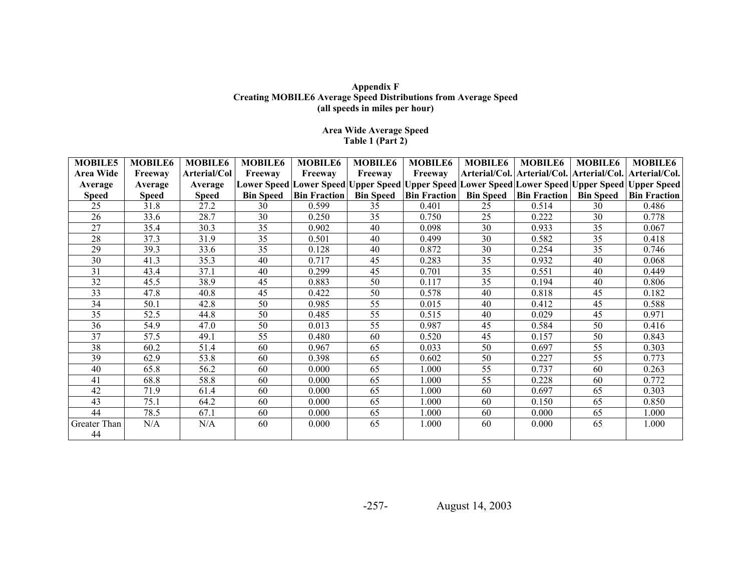**Appendix F**
**Creating MOBILE6 Average Speed Distributions from Average Speed**
**(all speeds in miles per hour)**

**Area Wide Average Speed**
**Table 1 (Part 2)**

| MOBILE5 Area Wide Average Speed | MOBILE6 Freeway Average Speed | MOBILE6 Arterial/Col Average Speed | MOBILE6 Freeway Lower Speed Bin Speed | MOBILE6 Freeway Lower Speed Bin Fraction | MOBILE6 Freeway Upper Speed Bin Speed | MOBILE6 Freeway Upper Speed Bin Fraction | MOBILE6 Arterial/Col. Lower Speed Bin Speed | MOBILE6 Arterial/Col. Lower Speed Bin Fraction | MOBILE6 Arterial/Col. Upper Speed Bin Speed | MOBILE6 Arterial/Col. Upper Speed Bin Fraction |
|---|---|---|---|---|---|---|---|---|---|---|
| 25 | 31.8 | 27.2 | 30 | 0.599 | 35 | 0.401 | 25 | 0.514 | 30 | 0.486 |
| 26 | 33.6 | 28.7 | 30 | 0.250 | 35 | 0.750 | 25 | 0.222 | 30 | 0.778 |
| 27 | 35.4 | 30.3 | 35 | 0.902 | 40 | 0.098 | 30 | 0.933 | 35 | 0.067 |
| 28 | 37.3 | 31.9 | 35 | 0.501 | 40 | 0.499 | 30 | 0.582 | 35 | 0.418 |
| 29 | 39.3 | 33.6 | 35 | 0.128 | 40 | 0.872 | 30 | 0.254 | 35 | 0.746 |
| 30 | 41.3 | 35.3 | 40 | 0.717 | 45 | 0.283 | 35 | 0.932 | 40 | 0.068 |
| 31 | 43.4 | 37.1 | 40 | 0.299 | 45 | 0.701 | 35 | 0.551 | 40 | 0.449 |
| 32 | 45.5 | 38.9 | 45 | 0.883 | 50 | 0.117 | 35 | 0.194 | 40 | 0.806 |
| 33 | 47.8 | 40.8 | 45 | 0.422 | 50 | 0.578 | 40 | 0.818 | 45 | 0.182 |
| 34 | 50.1 | 42.8 | 50 | 0.985 | 55 | 0.015 | 40 | 0.412 | 45 | 0.588 |
| 35 | 52.5 | 44.8 | 50 | 0.485 | 55 | 0.515 | 40 | 0.029 | 45 | 0.971 |
| 36 | 54.9 | 47.0 | 50 | 0.013 | 55 | 0.987 | 45 | 0.584 | 50 | 0.416 |
| 37 | 57.5 | 49.1 | 55 | 0.480 | 60 | 0.520 | 45 | 0.157 | 50 | 0.843 |
| 38 | 60.2 | 51.4 | 60 | 0.967 | 65 | 0.033 | 50 | 0.697 | 55 | 0.303 |
| 39 | 62.9 | 53.8 | 60 | 0.398 | 65 | 0.602 | 50 | 0.227 | 55 | 0.773 |
| 40 | 65.8 | 56.2 | 60 | 0.000 | 65 | 1.000 | 55 | 0.737 | 60 | 0.263 |
| 41 | 68.8 | 58.8 | 60 | 0.000 | 65 | 1.000 | 55 | 0.228 | 60 | 0.772 |
| 42 | 71.9 | 61.4 | 60 | 0.000 | 65 | 1.000 | 60 | 0.697 | 65 | 0.303 |
| 43 | 75.1 | 64.2 | 60 | 0.000 | 65 | 1.000 | 60 | 0.150 | 65 | 0.850 |
| 44 | 78.5 | 67.1 | 60 | 0.000 | 65 | 1.000 | 60 | 0.000 | 65 | 1.000 |
| Greater Than 44 | N/A | N/A | 60 | 0.000 | 65 | 1.000 | 60 | 0.000 | 65 | 1.000 |

August 14, 2003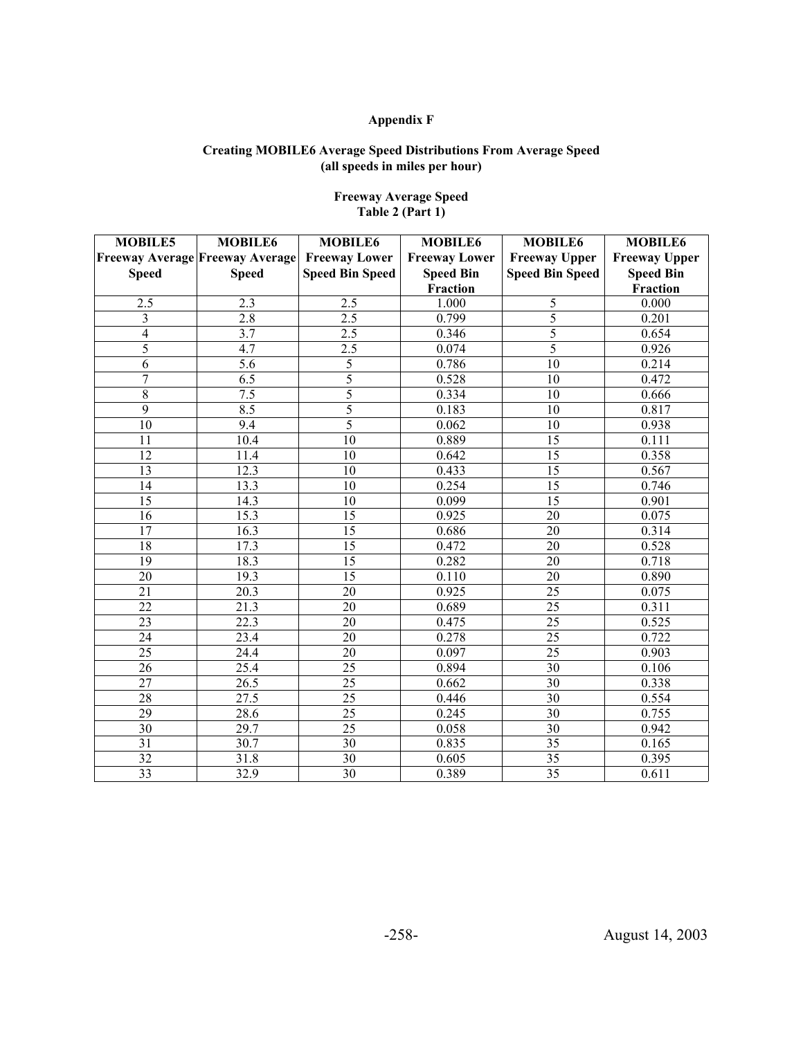**Appendix F**

**Creating MOBILE6 Average Speed Distributions From Average Speed**
**(all speeds in miles per hour)**

**Freeway Average Speed**
**Table 2 (Part 1)**

| MOBILE5 Freeway Average Speed | MOBILE6 Freeway Average Speed | MOBILE6 Freeway Lower Speed Bin Speed | MOBILE6 Freeway Lower Speed Bin Fraction | MOBILE6 Freeway Upper Speed Bin Speed | MOBILE6 Freeway Upper Speed Bin Fraction |
|---|---|---|---|---|---|
| 2.5 | 2.3 | 2.5 | 1.000 | 5 | 0.000 |
| 3 | 2.8 | 2.5 | 0.799 | 5 | 0.201 |
| 4 | 3.7 | 2.5 | 0.346 | 5 | 0.654 |
| 5 | 4.7 | 2.5 | 0.074 | 5 | 0.926 |
| 6 | 5.6 | 5 | 0.786 | 10 | 0.214 |
| 7 | 6.5 | 5 | 0.528 | 10 | 0.472 |
| 8 | 7.5 | 5 | 0.334 | 10 | 0.666 |
| 9 | 8.5 | 5 | 0.183 | 10 | 0.817 |
| 10 | 9.4 | 5 | 0.062 | 10 | 0.938 |
| 11 | 10.4 | 10 | 0.889 | 15 | 0.111 |
| 12 | 11.4 | 10 | 0.642 | 15 | 0.358 |
| 13 | 12.3 | 10 | 0.433 | 15 | 0.567 |
| 14 | 13.3 | 10 | 0.254 | 15 | 0.746 |
| 15 | 14.3 | 10 | 0.099 | 15 | 0.901 |
| 16 | 15.3 | 15 | 0.925 | 20 | 0.075 |
| 17 | 16.3 | 15 | 0.686 | 20 | 0.314 |
| 18 | 17.3 | 15 | 0.472 | 20 | 0.528 |
| 19 | 18.3 | 15 | 0.282 | 20 | 0.718 |
| 20 | 19.3 | 15 | 0.110 | 20 | 0.890 |
| 21 | 20.3 | 20 | 0.925 | 25 | 0.075 |
| 22 | 21.3 | 20 | 0.689 | 25 | 0.311 |
| 23 | 22.3 | 20 | 0.475 | 25 | 0.525 |
| 24 | 23.4 | 20 | 0.278 | 25 | 0.722 |
| 25 | 24.4 | 20 | 0.097 | 25 | 0.903 |
| 26 | 25.4 | 25 | 0.894 | 30 | 0.106 |
| 27 | 26.5 | 25 | 0.662 | 30 | 0.338 |
| 28 | 27.5 | 25 | 0.446 | 30 | 0.554 |
| 29 | 28.6 | 25 | 0.245 | 30 | 0.755 |
| 30 | 29.7 | 25 | 0.058 | 30 | 0.942 |
| 31 | 30.7 | 30 | 0.835 | 35 | 0.165 |
| 32 | 31.8 | 30 | 0.605 | 35 | 0.395 |
| 33 | 32.9 | 30 | 0.389 | 35 | 0.611 |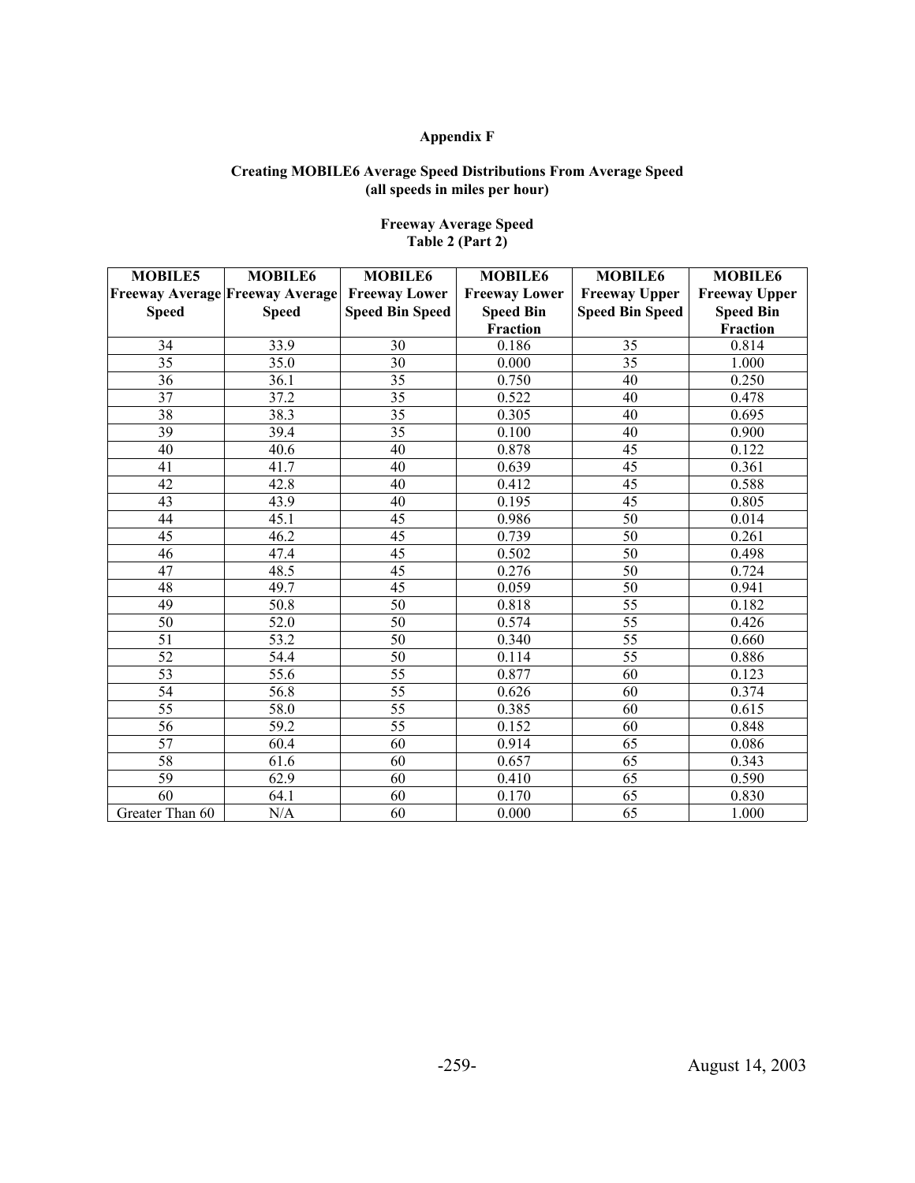**Appendix F**

**Creating MOBILE6 Average Speed Distributions From Average Speed (all speeds in miles per hour)**

**Freeway Average Speed**
**Table 2 (Part 2)**

| MOBILE5 Freeway Average Speed | MOBILE6 Freeway Average Speed | MOBILE6 Freeway Lower Speed Bin Speed | MOBILE6 Freeway Lower Speed Bin Fraction | MOBILE6 Freeway Upper Speed Bin Speed | MOBILE6 Freeway Upper Speed Bin Fraction |
|---|---|---|---|---|---|
| 34 | 33.9 | 30 | 0.186 | 35 | 0.814 |
| 35 | 35.0 | 30 | 0.000 | 35 | 1.000 |
| 36 | 36.1 | 35 | 0.750 | 40 | 0.250 |
| 37 | 37.2 | 35 | 0.522 | 40 | 0.478 |
| 38 | 38.3 | 35 | 0.305 | 40 | 0.695 |
| 39 | 39.4 | 35 | 0.100 | 40 | 0.900 |
| 40 | 40.6 | 40 | 0.878 | 45 | 0.122 |
| 41 | 41.7 | 40 | 0.639 | 45 | 0.361 |
| 42 | 42.8 | 40 | 0.412 | 45 | 0.588 |
| 43 | 43.9 | 40 | 0.195 | 45 | 0.805 |
| 44 | 45.1 | 45 | 0.986 | 50 | 0.014 |
| 45 | 46.2 | 45 | 0.739 | 50 | 0.261 |
| 46 | 47.4 | 45 | 0.502 | 50 | 0.498 |
| 47 | 48.5 | 45 | 0.276 | 50 | 0.724 |
| 48 | 49.7 | 45 | 0.059 | 50 | 0.941 |
| 49 | 50.8 | 50 | 0.818 | 55 | 0.182 |
| 50 | 52.0 | 50 | 0.574 | 55 | 0.426 |
| 51 | 53.2 | 50 | 0.340 | 55 | 0.660 |
| 52 | 54.4 | 50 | 0.114 | 55 | 0.886 |
| 53 | 55.6 | 55 | 0.877 | 60 | 0.123 |
| 54 | 56.8 | 55 | 0.626 | 60 | 0.374 |
| 55 | 58.0 | 55 | 0.385 | 60 | 0.615 |
| 56 | 59.2 | 55 | 0.152 | 60 | 0.848 |
| 57 | 60.4 | 60 | 0.914 | 65 | 0.086 |
| 58 | 61.6 | 60 | 0.657 | 65 | 0.343 |
| 59 | 62.9 | 60 | 0.410 | 65 | 0.590 |
| 60 | 64.1 | 60 | 0.170 | 65 | 0.830 |
| Greater Than 60 | N/A | 60 | 0.000 | 65 | 1.000 |

August 14, 2003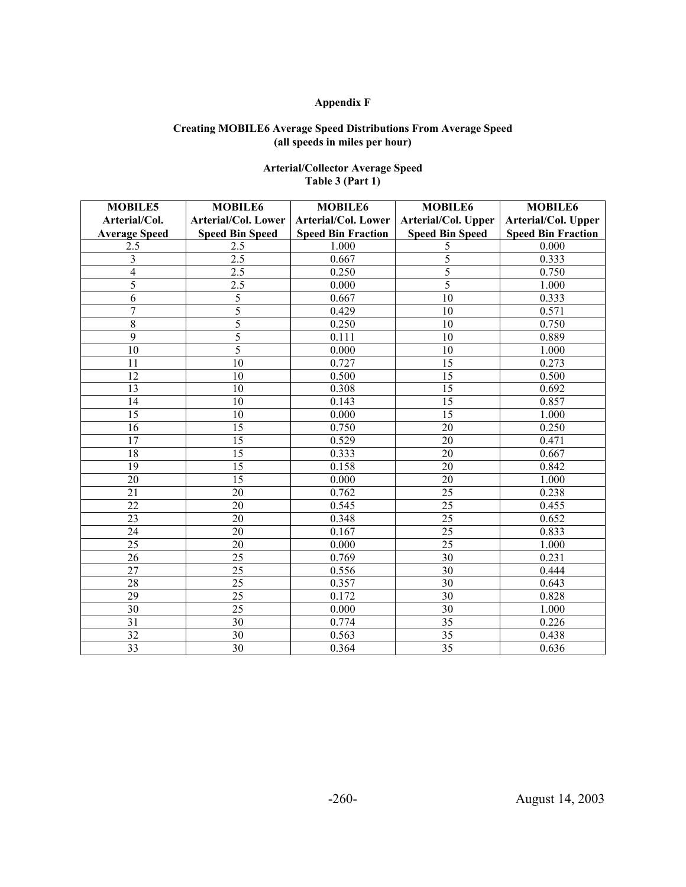# Appendix F

## Creating MOBILE6 Average Speed Distributions From Average Speed (all speeds in miles per hour)

### Arterial/Collector Average Speed Table 3 (Part 1)

| MOBILE5 Arterial/Col. Average Speed | MOBILE6 Arterial/Col. Lower Speed Bin Speed | MOBILE6 Arterial/Col. Lower Speed Bin Fraction | MOBILE6 Arterial/Col. Upper Speed Bin Speed | MOBILE6 Arterial/Col. Upper Speed Bin Fraction |
|---|---|---|---|---|
| 2.5 | 2.5 | 1.000 | 5 | 0.000 |
| 3 | 2.5 | 0.667 | 5 | 0.333 |
| 4 | 2.5 | 0.250 | 5 | 0.750 |
| 5 | 2.5 | 0.000 | 5 | 1.000 |
| 6 | 5 | 0.667 | 10 | 0.333 |
| 7 | 5 | 0.429 | 10 | 0.571 |
| 8 | 5 | 0.250 | 10 | 0.750 |
| 9 | 5 | 0.111 | 10 | 0.889 |
| 10 | 5 | 0.000 | 10 | 1.000 |
| 11 | 10 | 0.727 | 15 | 0.273 |
| 12 | 10 | 0.500 | 15 | 0.500 |
| 13 | 10 | 0.308 | 15 | 0.692 |
| 14 | 10 | 0.143 | 15 | 0.857 |
| 15 | 10 | 0.000 | 15 | 1.000 |
| 16 | 15 | 0.750 | 20 | 0.250 |
| 17 | 15 | 0.529 | 20 | 0.471 |
| 18 | 15 | 0.333 | 20 | 0.667 |
| 19 | 15 | 0.158 | 20 | 0.842 |
| 20 | 15 | 0.000 | 20 | 1.000 |
| 21 | 20 | 0.762 | 25 | 0.238 |
| 22 | 20 | 0.545 | 25 | 0.455 |
| 23 | 20 | 0.348 | 25 | 0.652 |
| 24 | 20 | 0.167 | 25 | 0.833 |
| 25 | 20 | 0.000 | 25 | 1.000 |
| 26 | 25 | 0.769 | 30 | 0.231 |
| 27 | 25 | 0.556 | 30 | 0.444 |
| 28 | 25 | 0.357 | 30 | 0.643 |
| 29 | 25 | 0.172 | 30 | 0.828 |
| 30 | 25 | 0.000 | 30 | 1.000 |
| 31 | 30 | 0.774 | 35 | 0.226 |
| 32 | 30 | 0.563 | 35 | 0.438 |
| 33 | 30 | 0.364 | 35 | 0.636 |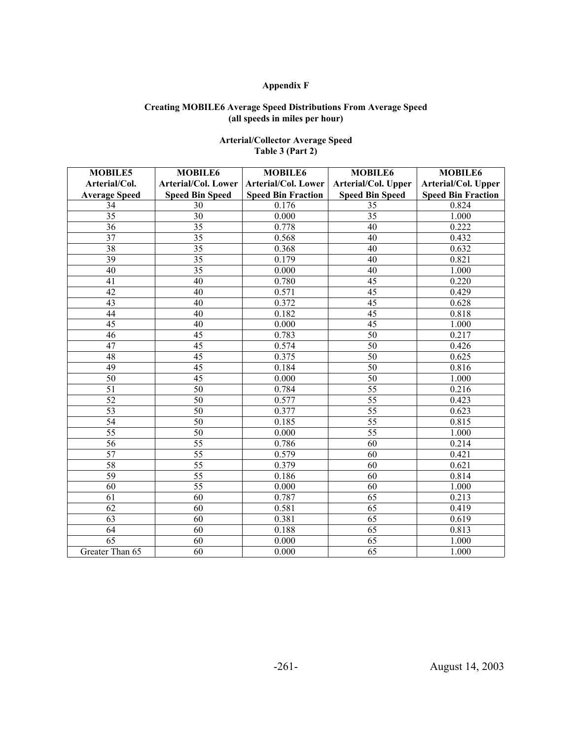**Appendix F**

**Creating MOBILE6 Average Speed Distributions From Average Speed (all speeds in miles per hour)**

**Arterial/Collector Average Speed Table 3 (Part 2)**

| MOBILE5 Arterial/Col. Average Speed | MOBILE6 Arterial/Col. Lower Speed Bin Speed | MOBILE6 Arterial/Col. Lower Speed Bin Fraction | MOBILE6 Arterial/Col. Upper Speed Bin Speed | MOBILE6 Arterial/Col. Upper Speed Bin Fraction |
|---|---|---|---|---|
| 34 | 30 | 0.176 | 35 | 0.824 |
| 35 | 30 | 0.000 | 35 | 1.000 |
| 36 | 35 | 0.778 | 40 | 0.222 |
| 37 | 35 | 0.568 | 40 | 0.432 |
| 38 | 35 | 0.368 | 40 | 0.632 |
| 39 | 35 | 0.179 | 40 | 0.821 |
| 40 | 35 | 0.000 | 40 | 1.000 |
| 41 | 40 | 0.780 | 45 | 0.220 |
| 42 | 40 | 0.571 | 45 | 0.429 |
| 43 | 40 | 0.372 | 45 | 0.628 |
| 44 | 40 | 0.182 | 45 | 0.818 |
| 45 | 40 | 0.000 | 45 | 1.000 |
| 46 | 45 | 0.783 | 50 | 0.217 |
| 47 | 45 | 0.574 | 50 | 0.426 |
| 48 | 45 | 0.375 | 50 | 0.625 |
| 49 | 45 | 0.184 | 50 | 0.816 |
| 50 | 45 | 0.000 | 50 | 1.000 |
| 51 | 50 | 0.784 | 55 | 0.216 |
| 52 | 50 | 0.577 | 55 | 0.423 |
| 53 | 50 | 0.377 | 55 | 0.623 |
| 54 | 50 | 0.185 | 55 | 0.815 |
| 55 | 50 | 0.000 | 55 | 1.000 |
| 56 | 55 | 0.786 | 60 | 0.214 |
| 57 | 55 | 0.579 | 60 | 0.421 |
| 58 | 55 | 0.379 | 60 | 0.621 |
| 59 | 55 | 0.186 | 60 | 0.814 |
| 60 | 55 | 0.000 | 60 | 1.000 |
| 61 | 60 | 0.787 | 65 | 0.213 |
| 62 | 60 | 0.581 | 65 | 0.419 |
| 63 | 60 | 0.381 | 65 | 0.619 |
| 64 | 60 | 0.188 | 65 | 0.813 |
| 65 | 60 | 0.000 | 65 | 1.000 |
| Greater Than 65 | 60 | 0.000 | 65 | 1.000 |